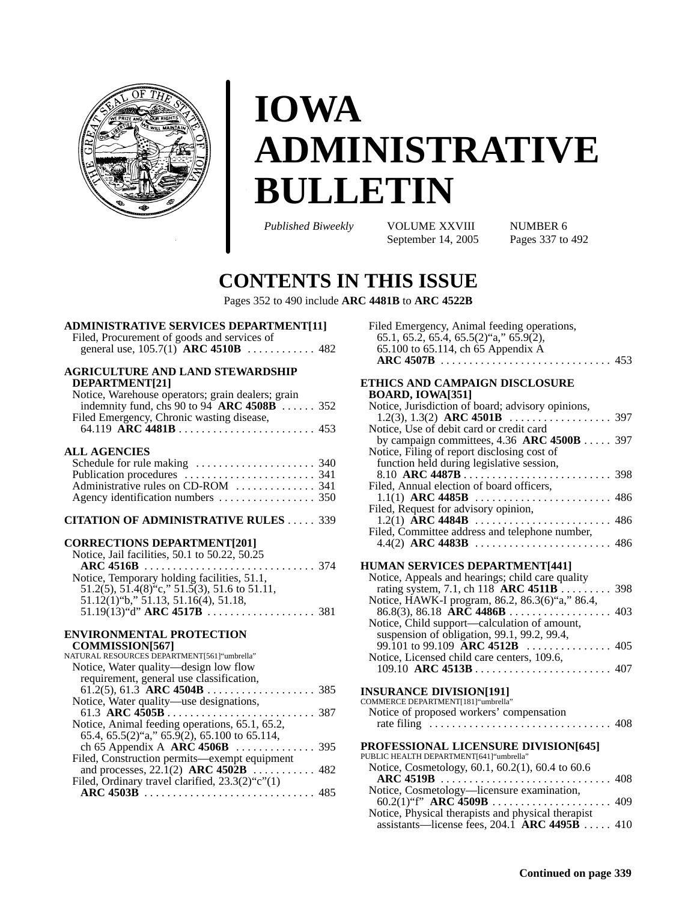# IOWA ADMINISTRATIVE BULLETIN

*Published Biweekly* VOLUME XXVIII NUMBER 6
September 14, 2005 Pages 337 to 492

## CONTENTS IN THIS ISSUE

Pages 352 to 490 include **ARC 4481B** to **ARC 4522B**

**ADMINISTRATIVE SERVICES DEPARTMENT[11]**
- Filed, Procurement of goods and services of general use, 105.7(1) **ARC 4510B** . . . . . . . . . . . . 482

**AGRICULTURE AND LAND STEWARDSHIP DEPARTMENT[21]**
- Notice, Warehouse operators; grain dealers; grain indemnity fund, chs 90 to 94 **ARC 4508B** . . . . . . 352
- Filed Emergency, Chronic wasting disease, 64.119 **ARC 4481B** . . . . . . . . . . . . . . . . . . . . . . . . 453

**ALL AGENCIES**
- Schedule for rule making . . . . . . . . . . . . . . . . . . . . . 340
- Publication procedures . . . . . . . . . . . . . . . . . . . . . . . 341
- Administrative rules on CD-ROM . . . . . . . . . . . . . . 341
- Agency identification numbers . . . . . . . . . . . . . . . . . 350

**CITATION OF ADMINISTRATIVE RULES** . . . . . 339

**CORRECTIONS DEPARTMENT[201]**
- Notice, Jail facilities, 50.1 to 50.22, 50.25 **ARC 4516B** . . . . . . . . . . . . . . . . . . . . . . . . . . . . . . 374
- Notice, Temporary holding facilities, 51.1, 51.2(5), 51.4(8)"c," 51.5(3), 51.6 to 51.11, 51.12(1)"b," 51.13, 51.16(4), 51.18, 51.19(13)"d" **ARC 4517B** . . . . . . . . . . . . . . . . . . . 381

**ENVIRONMENTAL PROTECTION COMMISSION[567]**
NATURAL RESOURCES DEPARTMENT[561]"umbrella"
- Notice, Water quality—design low flow requirement, general use classification, 61.2(5), 61.3 **ARC 4504B** . . . . . . . . . . . . . . . . . . . 385
- Notice, Water quality—use designations, 61.3 **ARC 4505B** . . . . . . . . . . . . . . . . . . . . . . . . . . 387
- Notice, Animal feeding operations, 65.1, 65.2, 65.4, 65.5(2)"a," 65.9(2), 65.100 to 65.114, ch 65 Appendix A **ARC 4506B** . . . . . . . . . . . . . . 395
- Filed, Construction permits—exempt equipment and processes, 22.1(2) **ARC 4502B** . . . . . . . . . . . 482
- Filed, Ordinary travel clarified, 23.3(2)"c"(1) **ARC 4503B** . . . . . . . . . . . . . . . . . . . . . . . . . . . . . . 485
- Filed Emergency, Animal feeding operations, 65.1, 65.2, 65.4, 65.5(2)"a," 65.9(2), 65.100 to 65.114, ch 65 Appendix A **ARC 4507B** . . . . . . . . . . . . . . . . . . . . . . . . . . . . . . 453

**ETHICS AND CAMPAIGN DISCLOSURE BOARD, IOWA[351]**
- Notice, Jurisdiction of board; advisory opinions, 1.2(3), 1.3(2) **ARC 4501B** . . . . . . . . . . . . . . . . . . 397
- Notice, Use of debit card or credit card by campaign committees, 4.36 **ARC 4500B** . . . . . 397
- Notice, Filing of report disclosing cost of function held during legislative session, 8.10 **ARC 4487B** . . . . . . . . . . . . . . . . . . . . . . . . . . 398
- Filed, Annual election of board officers, 1.1(1) **ARC 4485B** . . . . . . . . . . . . . . . . . . . . . . . . 486
- Filed, Request for advisory opinion, 1.2(1) **ARC 4484B** . . . . . . . . . . . . . . . . . . . . . . . . 486
- Filed, Committee address and telephone number, 4.4(2) **ARC 4483B** . . . . . . . . . . . . . . . . . . . . . . . . 486

**HUMAN SERVICES DEPARTMENT[441]**
- Notice, Appeals and hearings; child care quality rating system, 7.1, ch 118 **ARC 4511B** . . . . . . . . . 398
- Notice, HAWK-I program, 86.2, 86.3(6)"a," 86.4, 86.8(3), 86.18 **ARC 4486B** . . . . . . . . . . . . . . . . . . 403
- Notice, Child support—calculation of amount, suspension of obligation, 99.1, 99.2, 99.4, 99.101 to 99.109 **ARC 4512B** . . . . . . . . . . . . . . . 405
- Notice, Licensed child care centers, 109.6, 109.10 **ARC 4513B** . . . . . . . . . . . . . . . . . . . . . . . . 407

**INSURANCE DIVISION[191]**
COMMERCE DEPARTMENT[181]"umbrella"
- Notice of proposed workers' compensation rate filing . . . . . . . . . . . . . . . . . . . . . . . . . . . . . . . . 408

**PROFESSIONAL LICENSURE DIVISION[645]**
PUBLIC HEALTH DEPARTMENT[641]"umbrella"
- Notice, Cosmetology, 60.1, 60.2(1), 60.4 to 60.6 **ARC 4519B** . . . . . . . . . . . . . . . . . . . . . . . . . . . . . . 408
- Notice, Cosmetology—licensure examination, 60.2(1)"f" **ARC 4509B** . . . . . . . . . . . . . . . . . . . . . 409
- Notice, Physical therapists and physical therapist assistants—license fees, 204.1 **ARC 4495B** . . . . . 410

**Continued on page 339**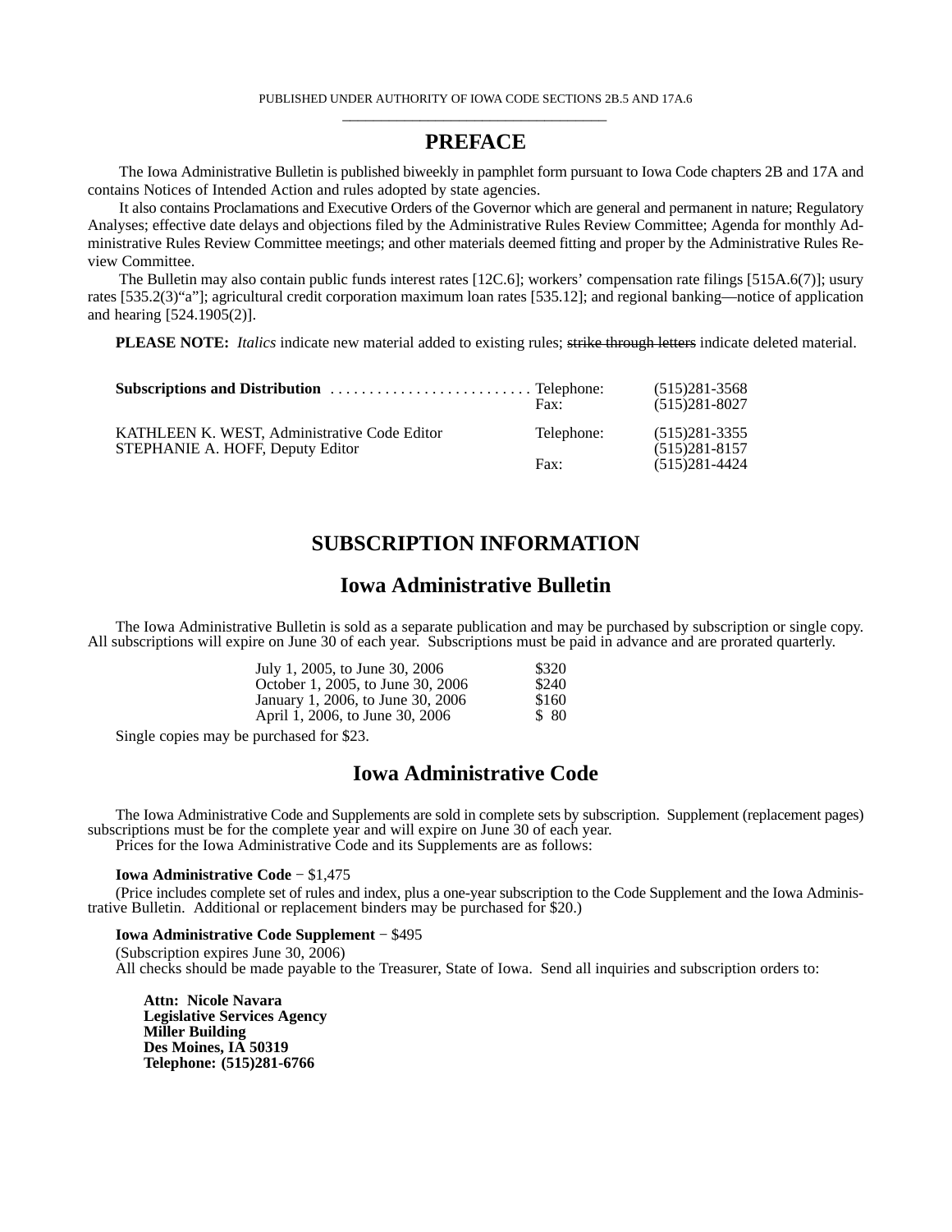PUBLISHED UNDER AUTHORITY OF IOWA CODE SECTIONS 2B.5 AND 17A.6

# PREFACE

The Iowa Administrative Bulletin is published biweekly in pamphlet form pursuant to Iowa Code chapters 2B and 17A and contains Notices of Intended Action and rules adopted by state agencies.

It also contains Proclamations and Executive Orders of the Governor which are general and permanent in nature; Regulatory Analyses; effective date delays and objections filed by the Administrative Rules Review Committee; Agenda for monthly Administrative Rules Review Committee meetings; and other materials deemed fitting and proper by the Administrative Rules Review Committee.

The Bulletin may also contain public funds interest rates [12C.6]; workers' compensation rate filings [515A.6(7)]; usury rates [535.2(3)"a"]; agricultural credit corporation maximum loan rates [535.12]; and regional banking—notice of application and hearing [524.1905(2)].

**PLEASE NOTE:** *Italics* indicate new material added to existing rules; ~~strike through letters~~ indicate deleted material.

| | | |
|---|---|---|
| **Subscriptions and Distribution** | Telephone: | (515)281-3568 |
| | Fax: | (515)281-8027 |
| KATHLEEN K. WEST, Administrative Code Editor | Telephone: | (515)281-3355 |
| STEPHANIE A. HOFF, Deputy Editor | | (515)281-8157 |
| | Fax: | (515)281-4424 |

# SUBSCRIPTION INFORMATION

## Iowa Administrative Bulletin

The Iowa Administrative Bulletin is sold as a separate publication and may be purchased by subscription or single copy. All subscriptions will expire on June 30 of each year. Subscriptions must be paid in advance and are prorated quarterly.

| | |
|---|---|
| July 1, 2005, to June 30, 2006 | $320 |
| October 1, 2005, to June 30, 2006 | $240 |
| January 1, 2006, to June 30, 2006 | $160 |
| April 1, 2006, to June 30, 2006 | $ 80 |

Single copies may be purchased for $23.

## Iowa Administrative Code

The Iowa Administrative Code and Supplements are sold in complete sets by subscription. Supplement (replacement pages) subscriptions must be for the complete year and will expire on June 30 of each year.

Prices for the Iowa Administrative Code and its Supplements are as follows:

**Iowa Administrative Code** − $1,475

(Price includes complete set of rules and index, plus a one-year subscription to the Code Supplement and the Iowa Administrative Bulletin. Additional or replacement binders may be purchased for $20.)

**Iowa Administrative Code Supplement** − $495

(Subscription expires June 30, 2006)

All checks should be made payable to the Treasurer, State of Iowa. Send all inquiries and subscription orders to:

**Attn: Nicole Navara**
**Legislative Services Agency**
**Miller Building**
**Des Moines, IA 50319**
**Telephone: (515)281-6766**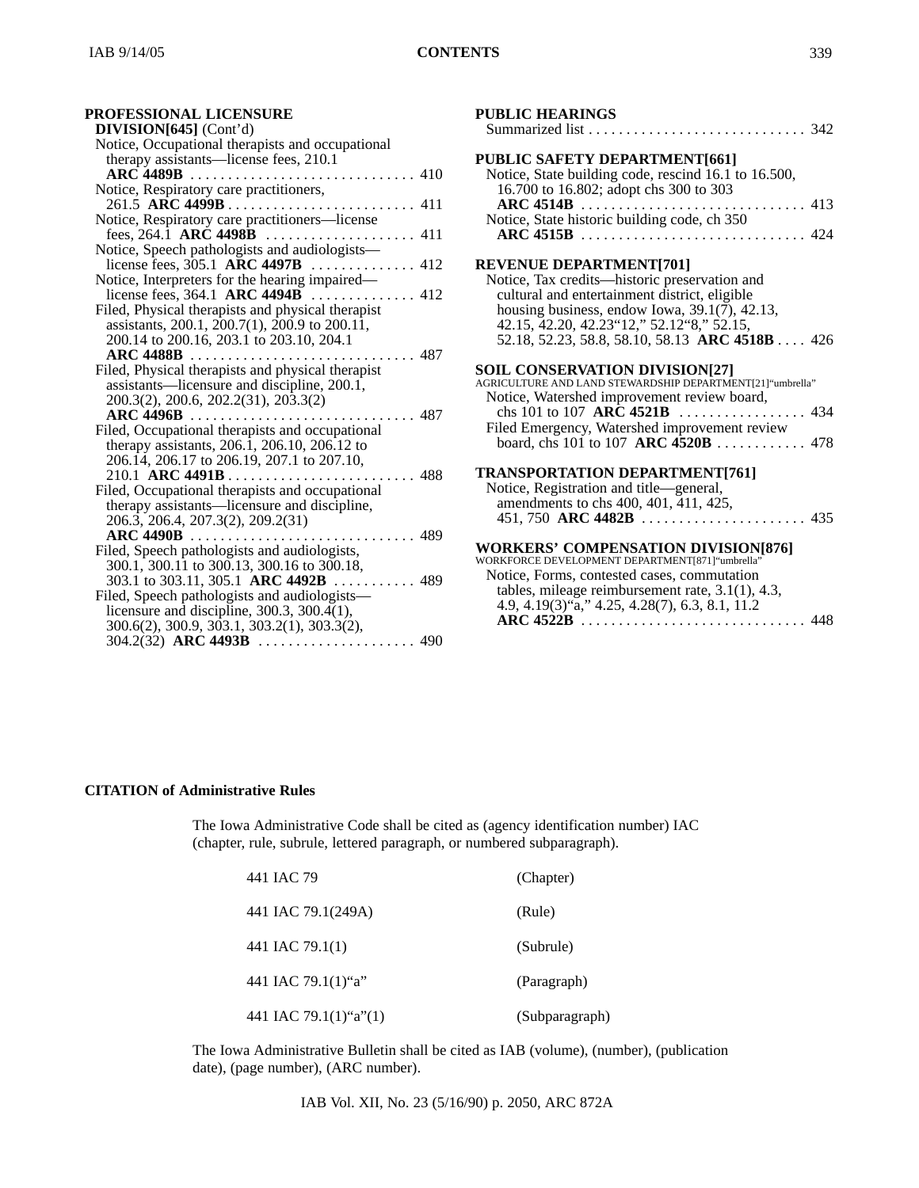**PROFESSIONAL LICENSURE DIVISION[645]** (Cont'd)

Notice, Occupational therapists and occupational therapy assistants—license fees, 210.1 **ARC 4489B** . . . . . . . . . . . . . . . . . . . . . . . . . . . . . . 410

Notice, Respiratory care practitioners, 261.5 **ARC 4499B** . . . . . . . . . . . . . . . . . . . . . . . . . 411

Notice, Respiratory care practitioners—license fees, 264.1 **ARC 4498B** . . . . . . . . . . . . . . . . . . . . 411

Notice, Speech pathologists and audiologists—license fees, 305.1 **ARC 4497B** . . . . . . . . . . . . . 412

Notice, Interpreters for the hearing impaired—license fees, 364.1 **ARC 4494B** . . . . . . . . . . . . . 412

Filed, Physical therapists and physical therapist assistants, 200.1, 200.7(1), 200.9 to 200.11, 200.14 to 200.16, 203.1 to 203.10, 204.1 **ARC 4488B** . . . . . . . . . . . . . . . . . . . . . . . . . . . . . 487

Filed, Physical therapists and physical therapist assistants—licensure and discipline, 200.1, 200.3(2), 200.6, 202.2(31), 203.3(2) **ARC 4496B** . . . . . . . . . . . . . . . . . . . . . . . . . . . . . . 487

Filed, Occupational therapists and occupational therapy assistants, 206.1, 206.10, 206.12 to 206.14, 206.17 to 206.19, 207.1 to 207.10, 210.1 **ARC 4491B** . . . . . . . . . . . . . . . . . . . . . . . . . 488

Filed, Occupational therapists and occupational therapy assistants—licensure and discipline, 206.3, 206.4, 207.3(2), 209.2(31) **ARC 4490B** . . . . . . . . . . . . . . . . . . . . . . . . . . . . . . 489

Filed, Speech pathologists and audiologists, 300.1, 300.11 to 300.13, 300.16 to 300.18, 303.1 to 303.11, 305.1 **ARC 4492B** . . . . . . . . . . . 489

Filed, Speech pathologists and audiologists—licensure and discipline, 300.3, 300.4(1), 300.6(2), 300.9, 303.1, 303.2(1), 303.3(2), 304.2(32) **ARC 4493B** . . . . . . . . . . . . . . . . . . . . . 490

**PUBLIC HEARINGS**

Summarized list . . . . . . . . . . . . . . . . . . . . . . . . . . . . . 342

**PUBLIC SAFETY DEPARTMENT[661]**

Notice, State building code, rescind 16.1 to 16.500, 16.700 to 16.802; adopt chs 300 to 303 **ARC 4514B** . . . . . . . . . . . . . . . . . . . . . . . . . . . . . . 413

Notice, State historic building code, ch 350 **ARC 4515B** . . . . . . . . . . . . . . . . . . . . . . . . . . . . . . 424

**REVENUE DEPARTMENT[701]**

Notice, Tax credits—historic preservation and cultural and entertainment district, eligible housing business, endow Iowa, 39.1(7), 42.13, 42.15, 42.20, 42.23"12," 52.12"8," 52.15, 52.18, 52.23, 58.8, 58.10, 58.13 **ARC 4518B** . . . . 426

**SOIL CONSERVATION DIVISION[27]**

AGRICULTURE AND LAND STEWARDSHIP DEPARTMENT[21]"umbrella"

Notice, Watershed improvement review board, chs 101 to 107 **ARC 4521B** . . . . . . . . . . . . . . . . . 434

Filed Emergency, Watershed improvement review board, chs 101 to 107 **ARC 4520B** . . . . . . . . . . . . 478

**TRANSPORTATION DEPARTMENT[761]**

Notice, Registration and title—general, amendments to chs 400, 401, 411, 425, 451, 750 **ARC 4482B** . . . . . . . . . . . . . . . . . . . . . . 435

**WORKERS' COMPENSATION DIVISION[876]**

WORKFORCE DEVELOPMENT DEPARTMENT[871]"umbrella"

Notice, Forms, contested cases, commutation tables, mileage reimbursement rate, 3.1(1), 4.3, 4.9, 4.19(3)"a," 4.25, 4.28(7), 6.3, 8.1, 11.2 **ARC 4522B** . . . . . . . . . . . . . . . . . . . . . . . . . . . . . . 448

**CITATION of Administrative Rules**

The Iowa Administrative Code shall be cited as (agency identification number) IAC (chapter, rule, subrule, lettered paragraph, or numbered subparagraph).

| | |
|---|---|
| 441 IAC 79 | (Chapter) |
| 441 IAC 79.1(249A) | (Rule) |
| 441 IAC 79.1(1) | (Subrule) |
| 441 IAC 79.1(1)"a" | (Paragraph) |
| 441 IAC 79.1(1)"a"(1) | (Subparagraph) |

The Iowa Administrative Bulletin shall be cited as IAB (volume), (number), (publication date), (page number), (ARC number).

IAB Vol. XII, No. 23 (5/16/90) p. 2050, ARC 872A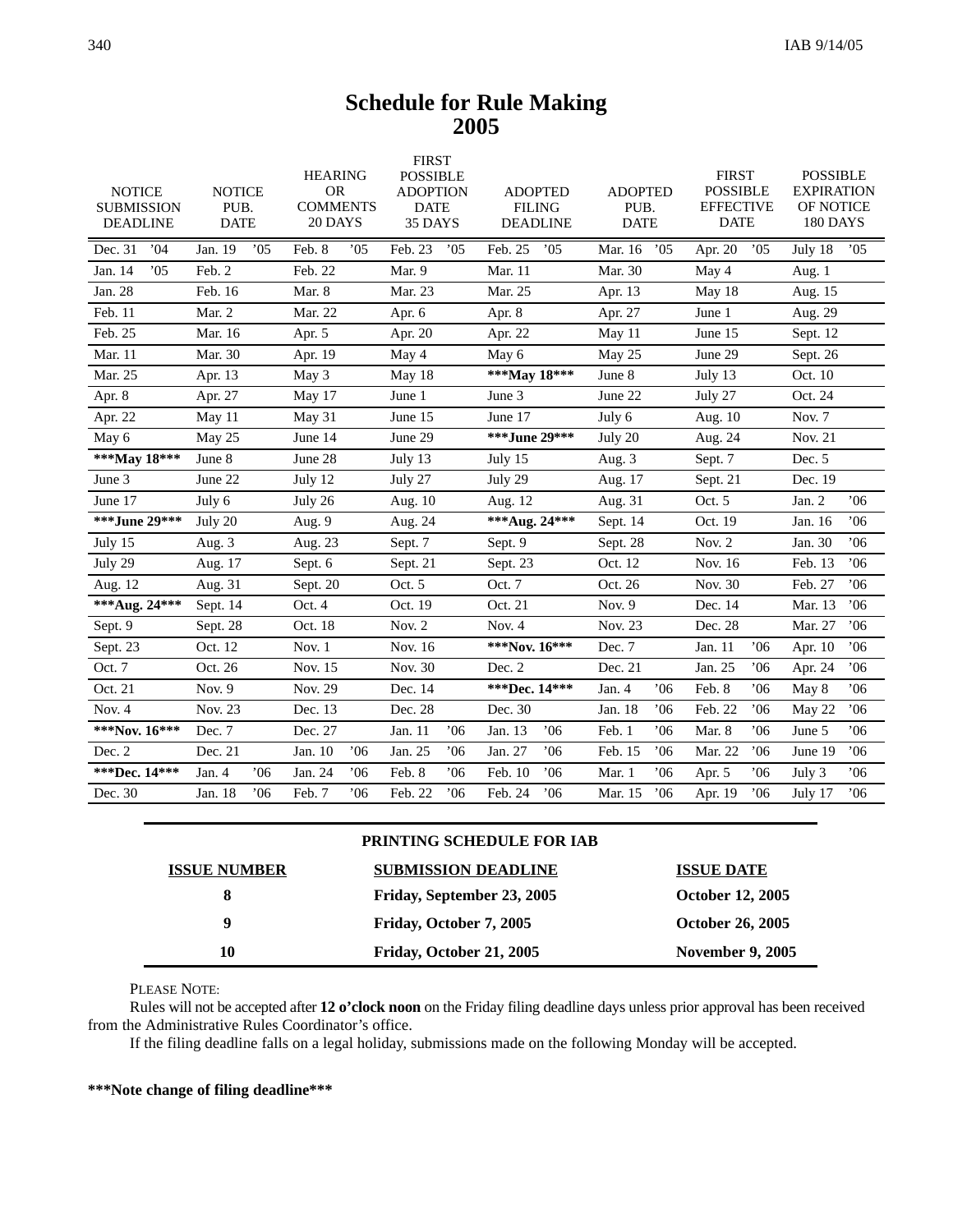# Schedule for Rule Making
# 2005

| NOTICE SUBMISSION DEADLINE | NOTICE PUB. DATE | HEARING OR COMMENTS 20 DAYS | FIRST POSSIBLE ADOPTION DATE 35 DAYS | ADOPTED FILING DEADLINE | ADOPTED PUB. DATE | FIRST POSSIBLE EFFECTIVE DATE | POSSIBLE EXPIRATION OF NOTICE 180 DAYS |
|---|---|---|---|---|---|---|---|
| Dec. 31 ’04 | Jan. 19 ’05 | Feb. 8 ’05 | Feb. 23 ’05 | Feb. 25 ’05 | Mar. 16 ’05 | Apr. 20 ’05 | July 18 ’05 |
| Jan. 14 ’05 | Feb. 2 | Feb. 22 | Mar. 9 | Mar. 11 | Mar. 30 | May 4 | Aug. 1 |
| Jan. 28 | Feb. 16 | Mar. 8 | Mar. 23 | Mar. 25 | Apr. 13 | May 18 | Aug. 15 |
| Feb. 11 | Mar. 2 | Mar. 22 | Apr. 6 | Apr. 8 | Apr. 27 | June 1 | Aug. 29 |
| Feb. 25 | Mar. 16 | Apr. 5 | Apr. 20 | Apr. 22 | May 11 | June 15 | Sept. 12 |
| Mar. 11 | Mar. 30 | Apr. 19 | May 4 | May 6 | May 25 | June 29 | Sept. 26 |
| Mar. 25 | Apr. 13 | May 3 | May 18 | **\*\*\*May 18\*\*\*** | June 8 | July 13 | Oct. 10 |
| Apr. 8 | Apr. 27 | May 17 | June 1 | June 3 | June 22 | July 27 | Oct. 24 |
| Apr. 22 | May 11 | May 31 | June 15 | June 17 | July 6 | Aug. 10 | Nov. 7 |
| May 6 | May 25 | June 14 | June 29 | **\*\*\*June 29\*\*\*** | July 20 | Aug. 24 | Nov. 21 |
| **\*\*\*May 18\*\*\*** | June 8 | June 28 | July 13 | July 15 | Aug. 3 | Sept. 7 | Dec. 5 |
| June 3 | June 22 | July 12 | July 27 | July 29 | Aug. 17 | Sept. 21 | Dec. 19 |
| June 17 | July 6 | July 26 | Aug. 10 | Aug. 12 | Aug. 31 | Oct. 5 | Jan. 2 ’06 |
| **\*\*\*June 29\*\*\*** | July 20 | Aug. 9 | Aug. 24 | **\*\*\*Aug. 24\*\*\*** | Sept. 14 | Oct. 19 | Jan. 16 ’06 |
| July 15 | Aug. 3 | Aug. 23 | Sept. 7 | Sept. 9 | Sept. 28 | Nov. 2 | Jan. 30 ’06 |
| July 29 | Aug. 17 | Sept. 6 | Sept. 21 | Sept. 23 | Oct. 12 | Nov. 16 | Feb. 13 ’06 |
| Aug. 12 | Aug. 31 | Sept. 20 | Oct. 5 | Oct. 7 | Oct. 26 | Nov. 30 | Feb. 27 ’06 |
| **\*\*\*Aug. 24\*\*\*** | Sept. 14 | Oct. 4 | Oct. 19 | Oct. 21 | Nov. 9 | Dec. 14 | Mar. 13 ’06 |
| Sept. 9 | Sept. 28 | Oct. 18 | Nov. 2 | Nov. 4 | Nov. 23 | Dec. 28 | Mar. 27 ’06 |
| Sept. 23 | Oct. 12 | Nov. 1 | Nov. 16 | **\*\*\*Nov. 16\*\*\*** | Dec. 7 | Jan. 11 ’06 | Apr. 10 ’06 |
| Oct. 7 | Oct. 26 | Nov. 15 | Nov. 30 | Dec. 2 | Dec. 21 | Jan. 25 ’06 | Apr. 24 ’06 |
| Oct. 21 | Nov. 9 | Nov. 29 | Dec. 14 | **\*\*\*Dec. 14\*\*\*** | Jan. 4 ’06 | Feb. 8 ’06 | May 8 ’06 |
| Nov. 4 | Nov. 23 | Dec. 13 | Dec. 28 | Dec. 30 | Jan. 18 ’06 | Feb. 22 ’06 | May 22 ’06 |
| **\*\*\*Nov. 16\*\*\*** | Dec. 7 | Dec. 27 | Jan. 11 ’06 | Jan. 13 ’06 | Feb. 1 ’06 | Mar. 8 ’06 | June 5 ’06 |
| Dec. 2 | Dec. 21 | Jan. 10 ’06 | Jan. 25 ’06 | Jan. 27 ’06 | Feb. 15 ’06 | Mar. 22 ’06 | June 19 ’06 |
| **\*\*\*Dec. 14\*\*\*** | Jan. 4 ’06 | Jan. 24 ’06 | Feb. 8 ’06 | Feb. 10 ’06 | Mar. 1 ’06 | Apr. 5 ’06 | July 3 ’06 |
| Dec. 30 | Jan. 18 ’06 | Feb. 7 ’06 | Feb. 22 ’06 | Feb. 24 ’06 | Mar. 15 ’06 | Apr. 19 ’06 | July 17 ’06 |

**PRINTING SCHEDULE FOR IAB**

| ISSUE NUMBER | SUBMISSION DEADLINE | ISSUE DATE |
|---|---|---|
| **8** | **Friday, September 23, 2005** | **October 12, 2005** |
| **9** | **Friday, October 7, 2005** | **October 26, 2005** |
| **10** | **Friday, October 21, 2005** | **November 9, 2005** |

PLEASE NOTE:

Rules will not be accepted after **12 o’clock noon** on the Friday filing deadline days unless prior approval has been received from the Administrative Rules Coordinator’s office.

If the filing deadline falls on a legal holiday, submissions made on the following Monday will be accepted.

**\*\*\*Note change of filing deadline\*\*\***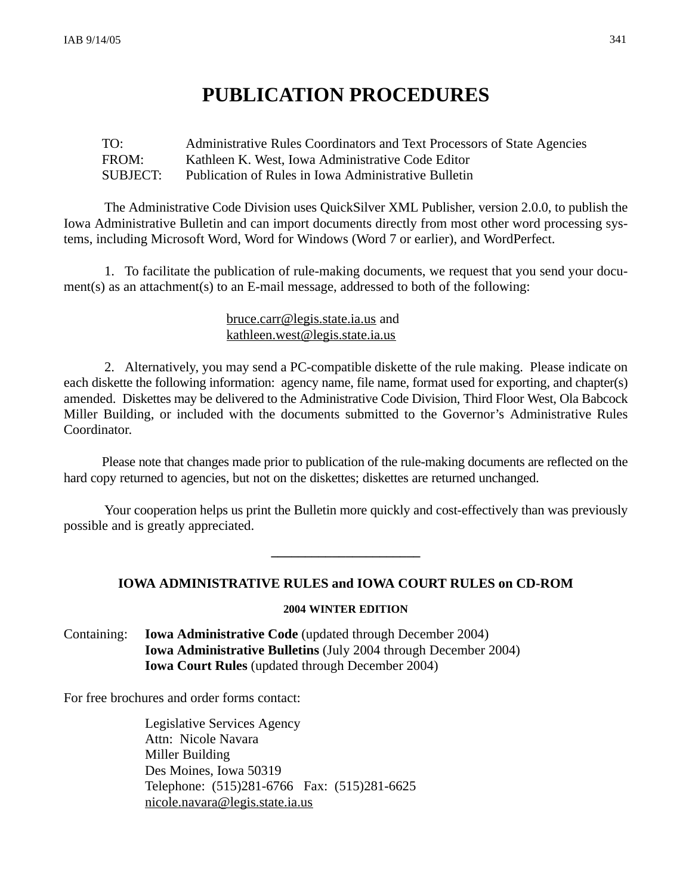# PUBLICATION PROCEDURES

TO: Administrative Rules Coordinators and Text Processors of State Agencies
FROM: Kathleen K. West, Iowa Administrative Code Editor
SUBJECT: Publication of Rules in Iowa Administrative Bulletin

The Administrative Code Division uses QuickSilver XML Publisher, version 2.0.0, to publish the Iowa Administrative Bulletin and can import documents directly from most other word processing systems, including Microsoft Word, Word for Windows (Word 7 or earlier), and WordPerfect.

1. To facilitate the publication of rule-making documents, we request that you send your document(s) as an attachment(s) to an E-mail message, addressed to both of the following:

bruce.carr@legis.state.ia.us and
kathleen.west@legis.state.ia.us

2. Alternatively, you may send a PC-compatible diskette of the rule making. Please indicate on each diskette the following information: agency name, file name, format used for exporting, and chapter(s) amended. Diskettes may be delivered to the Administrative Code Division, Third Floor West, Ola Babcock Miller Building, or included with the documents submitted to the Governor's Administrative Rules Coordinator.

Please note that changes made prior to publication of the rule-making documents are reflected on the hard copy returned to agencies, but not on the diskettes; diskettes are returned unchanged.

Your cooperation helps us print the Bulletin more quickly and cost-effectively than was previously possible and is greatly appreciated.

---

### IOWA ADMINISTRATIVE RULES and IOWA COURT RULES on CD-ROM

**2004 WINTER EDITION**

Containing: **Iowa Administrative Code** (updated through December 2004)
**Iowa Administrative Bulletins** (July 2004 through December 2004)
**Iowa Court Rules** (updated through December 2004)

For free brochures and order forms contact:

Legislative Services Agency
Attn: Nicole Navara
Miller Building
Des Moines, Iowa 50319
Telephone: (515)281-6766 Fax: (515)281-6625
nicole.navara@legis.state.ia.us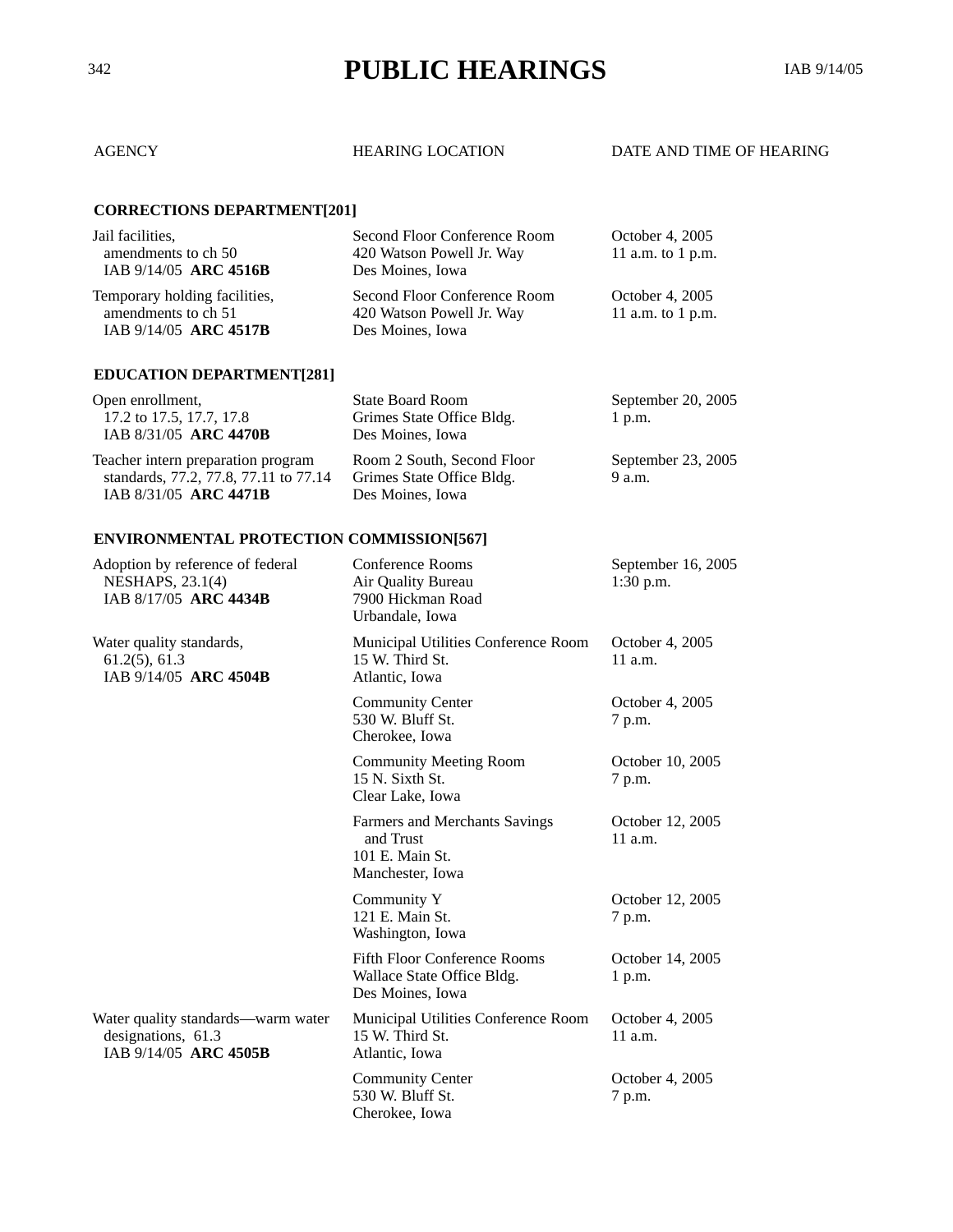# PUBLIC HEARINGS

| AGENCY | HEARING LOCATION | DATE AND TIME OF HEARING |
|---|---|---|
| **CORRECTIONS DEPARTMENT[201]** | | |
| Jail facilities, amendments to ch 50 IAB 9/14/05 **ARC 4516B** | Second Floor Conference Room 420 Watson Powell Jr. Way Des Moines, Iowa | October 4, 2005 11 a.m. to 1 p.m. |
| Temporary holding facilities, amendments to ch 51 IAB 9/14/05 **ARC 4517B** | Second Floor Conference Room 420 Watson Powell Jr. Way Des Moines, Iowa | October 4, 2005 11 a.m. to 1 p.m. |
| **EDUCATION DEPARTMENT[281]** | | |
| Open enrollment, 17.2 to 17.5, 17.7, 17.8 IAB 8/31/05 **ARC 4470B** | State Board Room Grimes State Office Bldg. Des Moines, Iowa | September 20, 2005 1 p.m. |
| Teacher intern preparation program standards, 77.2, 77.8, 77.11 to 77.14 IAB 8/31/05 **ARC 4471B** | Room 2 South, Second Floor Grimes State Office Bldg. Des Moines, Iowa | September 23, 2005 9 a.m. |
| **ENVIRONMENTAL PROTECTION COMMISSION[567]** | | |
| Adoption by reference of federal NESHAPS, 23.1(4) IAB 8/17/05 **ARC 4434B** | Conference Rooms Air Quality Bureau 7900 Hickman Road Urbandale, Iowa | September 16, 2005 1:30 p.m. |
| Water quality standards, 61.2(5), 61.3 IAB 9/14/05 **ARC 4504B** | Municipal Utilities Conference Room 15 W. Third St. Atlantic, Iowa | October 4, 2005 11 a.m. |
| | Community Center 530 W. Bluff St. Cherokee, Iowa | October 4, 2005 7 p.m. |
| | Community Meeting Room 15 N. Sixth St. Clear Lake, Iowa | October 10, 2005 7 p.m. |
| | Farmers and Merchants Savings and Trust 101 E. Main St. Manchester, Iowa | October 12, 2005 11 a.m. |
| | Community Y 121 E. Main St. Washington, Iowa | October 12, 2005 7 p.m. |
| | Fifth Floor Conference Rooms Wallace State Office Bldg. Des Moines, Iowa | October 14, 2005 1 p.m. |
| Water quality standards—warm water designations, 61.3 IAB 9/14/05 **ARC 4505B** | Municipal Utilities Conference Room 15 W. Third St. Atlantic, Iowa | October 4, 2005 11 a.m. |
| | Community Center 530 W. Bluff St. Cherokee, Iowa | October 4, 2005 7 p.m. |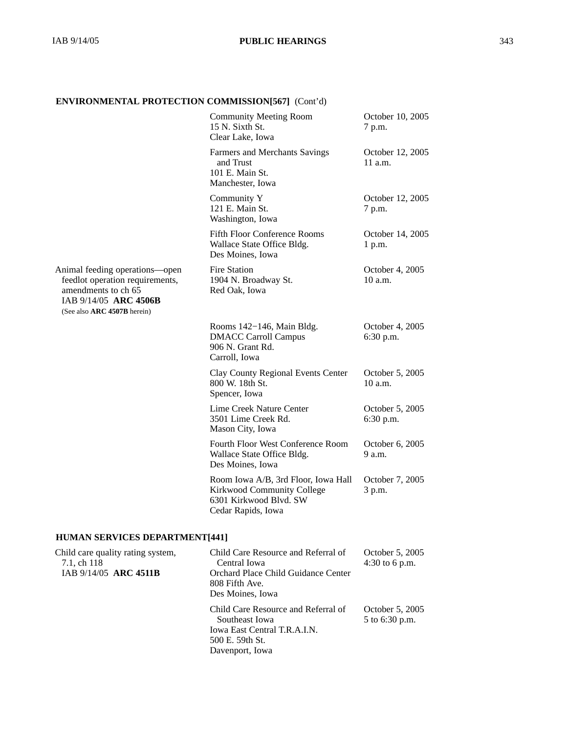**ENVIRONMENTAL PROTECTION COMMISSION[567]** (Cont'd)

| | | |
|---|---|---|
| | Community Meeting Room<br>15 N. Sixth St.<br>Clear Lake, Iowa | October 10, 2005<br>7 p.m. |
| | Farmers and Merchants Savings and Trust<br>101 E. Main St.<br>Manchester, Iowa | October 12, 2005<br>11 a.m. |
| | Community Y<br>121 E. Main St.<br>Washington, Iowa | October 12, 2005<br>7 p.m. |
| | Fifth Floor Conference Rooms<br>Wallace State Office Bldg.<br>Des Moines, Iowa | October 14, 2005<br>1 p.m. |
| Animal feeding operations—open feedlot operation requirements, amendments to ch 65<br>IAB 9/14/05 **ARC 4506B**<br>(See also **ARC 4507B** herein) | Fire Station<br>1904 N. Broadway St.<br>Red Oak, Iowa | October 4, 2005<br>10 a.m. |
| | Rooms 142−146, Main Bldg.<br>DMACC Carroll Campus<br>906 N. Grant Rd.<br>Carroll, Iowa | October 4, 2005<br>6:30 p.m. |
| | Clay County Regional Events Center<br>800 W. 18th St.<br>Spencer, Iowa | October 5, 2005<br>10 a.m. |
| | Lime Creek Nature Center<br>3501 Lime Creek Rd.<br>Mason City, Iowa | October 5, 2005<br>6:30 p.m. |
| | Fourth Floor West Conference Room<br>Wallace State Office Bldg.<br>Des Moines, Iowa | October 6, 2005<br>9 a.m. |
| | Room Iowa A/B, 3rd Floor, Iowa Hall<br>Kirkwood Community College<br>6301 Kirkwood Blvd. SW<br>Cedar Rapids, Iowa | October 7, 2005<br>3 p.m. |

**HUMAN SERVICES DEPARTMENT[441]**

| | | |
|---|---|---|
| Child care quality rating system, 7.1, ch 118<br>IAB 9/14/05 **ARC 4511B** | Child Care Resource and Referral of Central Iowa<br>Orchard Place Child Guidance Center<br>808 Fifth Ave.<br>Des Moines, Iowa | October 5, 2005<br>4:30 to 6 p.m. |
| | Child Care Resource and Referral of Southeast Iowa<br>Iowa East Central T.R.A.I.N.<br>500 E. 59th St.<br>Davenport, Iowa | October 5, 2005<br>5 to 6:30 p.m. |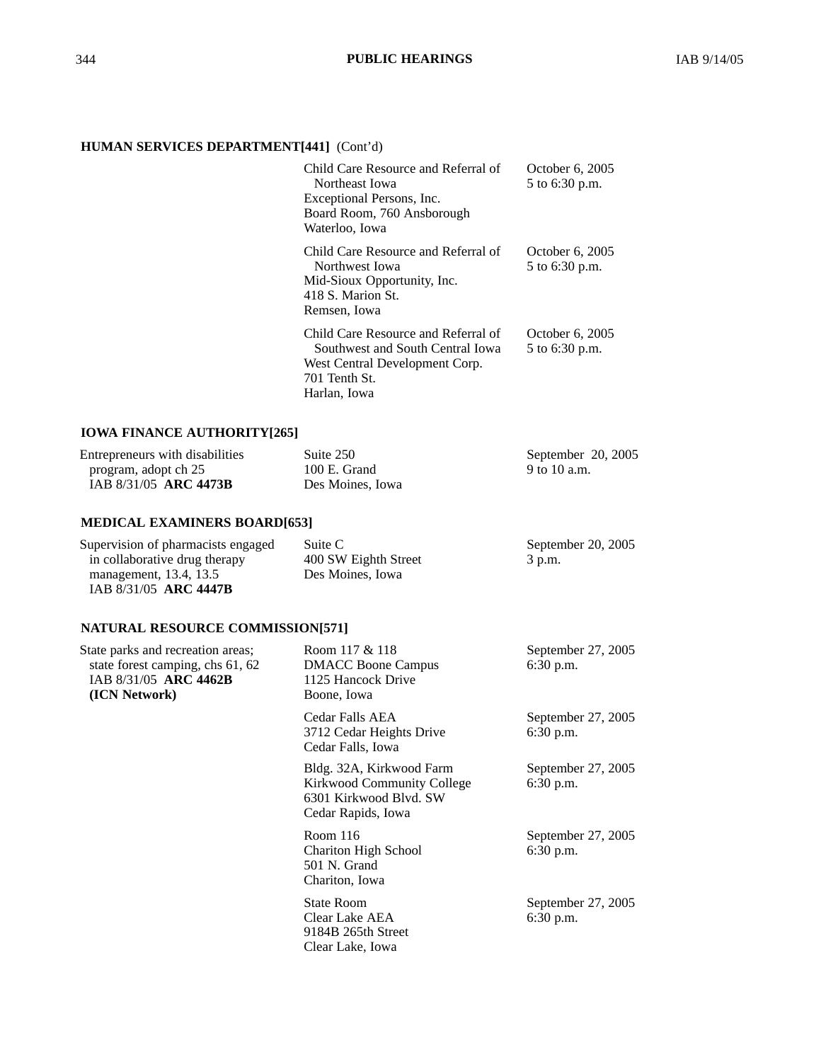**HUMAN SERVICES DEPARTMENT[441]** (Cont'd)

| | | |
|---|---|---|
| | Child Care Resource and Referral of Northeast Iowa<br>Exceptional Persons, Inc.<br>Board Room, 760 Ansborough<br>Waterloo, Iowa | October 6, 2005<br>5 to 6:30 p.m. |
| | Child Care Resource and Referral of Northwest Iowa<br>Mid-Sioux Opportunity, Inc.<br>418 S. Marion St.<br>Remsen, Iowa | October 6, 2005<br>5 to 6:30 p.m. |
| | Child Care Resource and Referral of Southwest and South Central Iowa<br>West Central Development Corp.<br>701 Tenth St.<br>Harlan, Iowa | October 6, 2005<br>5 to 6:30 p.m. |

**IOWA FINANCE AUTHORITY[265]**

| | | |
|---|---|---|
| Entrepreneurs with disabilities program, adopt ch 25<br>IAB 8/31/05 **ARC 4473B** | Suite 250<br>100 E. Grand<br>Des Moines, Iowa | September 20, 2005<br>9 to 10 a.m. |

**MEDICAL EXAMINERS BOARD[653]**

| | | |
|---|---|---|
| Supervision of pharmacists engaged in collaborative drug therapy management, 13.4, 13.5<br>IAB 8/31/05 **ARC 4447B** | Suite C<br>400 SW Eighth Street<br>Des Moines, Iowa | September 20, 2005<br>3 p.m. |

**NATURAL RESOURCE COMMISSION[571]**

| | | |
|---|---|---|
| State parks and recreation areas; state forest camping, chs 61, 62<br>IAB 8/31/05 **ARC 4462B**<br>**(ICN Network)** | Room 117 & 118<br>DMACC Boone Campus<br>1125 Hancock Drive<br>Boone, Iowa | September 27, 2005<br>6:30 p.m. |
| | Cedar Falls AEA<br>3712 Cedar Heights Drive<br>Cedar Falls, Iowa | September 27, 2005<br>6:30 p.m. |
| | Bldg. 32A, Kirkwood Farm<br>Kirkwood Community College<br>6301 Kirkwood Blvd. SW<br>Cedar Rapids, Iowa | September 27, 2005<br>6:30 p.m. |
| | Room 116<br>Chariton High School<br>501 N. Grand<br>Chariton, Iowa | September 27, 2005<br>6:30 p.m. |
| | State Room<br>Clear Lake AEA<br>9184B 265th Street<br>Clear Lake, Iowa | September 27, 2005<br>6:30 p.m. |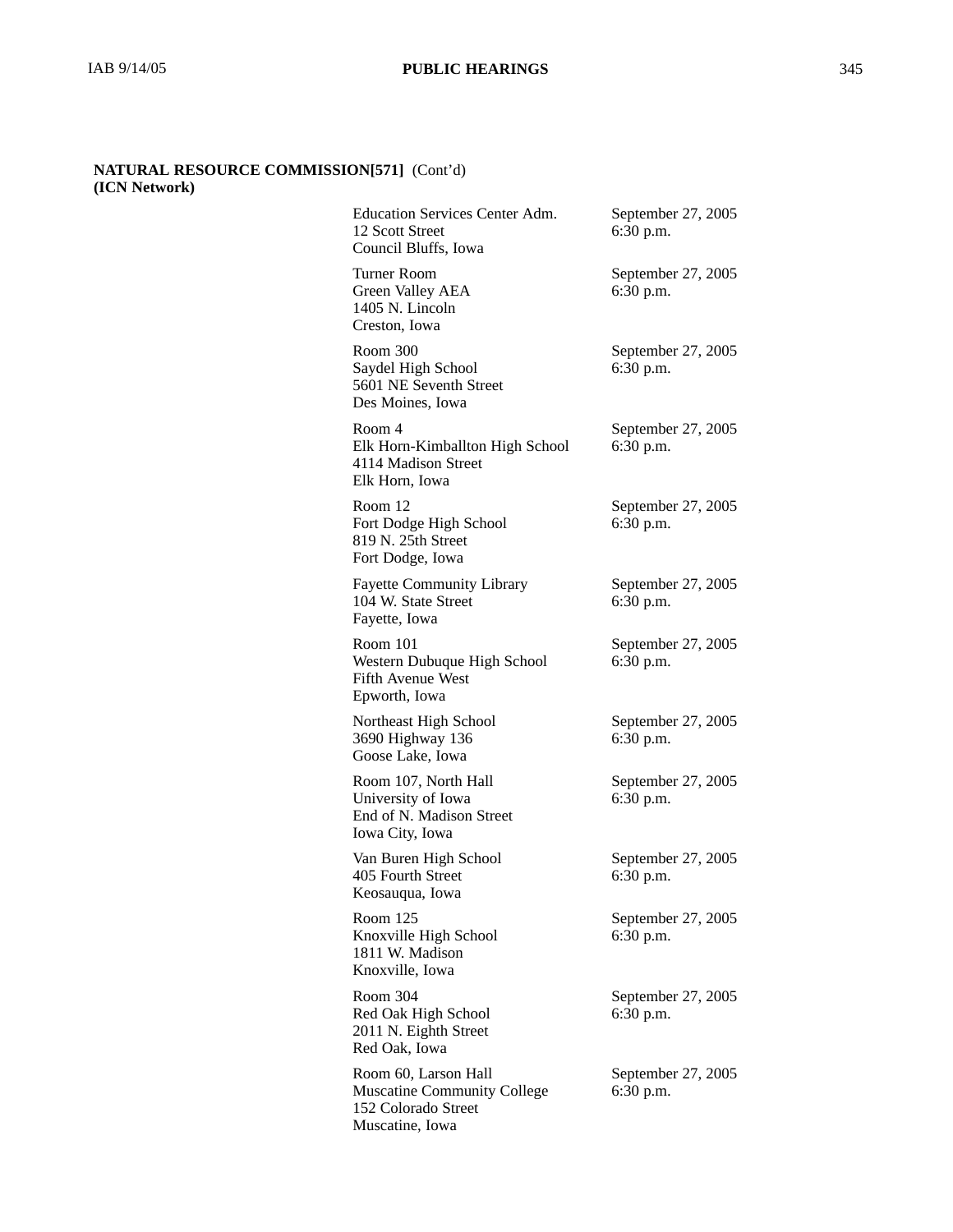**NATURAL RESOURCE COMMISSION[571]** (Cont'd)
**(ICN Network)**

| | |
|---|---|
| Education Services Center Adm.<br>12 Scott Street<br>Council Bluffs, Iowa | September 27, 2005<br>6:30 p.m. |
| Turner Room<br>Green Valley AEA<br>1405 N. Lincoln<br>Creston, Iowa | September 27, 2005<br>6:30 p.m. |
| Room 300<br>Saydel High School<br>5601 NE Seventh Street<br>Des Moines, Iowa | September 27, 2005<br>6:30 p.m. |
| Room 4<br>Elk Horn-Kimballton High School<br>4114 Madison Street<br>Elk Horn, Iowa | September 27, 2005<br>6:30 p.m. |
| Room 12<br>Fort Dodge High School<br>819 N. 25th Street<br>Fort Dodge, Iowa | September 27, 2005<br>6:30 p.m. |
| Fayette Community Library<br>104 W. State Street<br>Fayette, Iowa | September 27, 2005<br>6:30 p.m. |
| Room 101<br>Western Dubuque High School<br>Fifth Avenue West<br>Epworth, Iowa | September 27, 2005<br>6:30 p.m. |
| Northeast High School<br>3690 Highway 136<br>Goose Lake, Iowa | September 27, 2005<br>6:30 p.m. |
| Room 107, North Hall<br>University of Iowa<br>End of N. Madison Street<br>Iowa City, Iowa | September 27, 2005<br>6:30 p.m. |
| Van Buren High School<br>405 Fourth Street<br>Keosauqua, Iowa | September 27, 2005<br>6:30 p.m. |
| Room 125<br>Knoxville High School<br>1811 W. Madison<br>Knoxville, Iowa | September 27, 2005<br>6:30 p.m. |
| Room 304<br>Red Oak High School<br>2011 N. Eighth Street<br>Red Oak, Iowa | September 27, 2005<br>6:30 p.m. |
| Room 60, Larson Hall<br>Muscatine Community College<br>152 Colorado Street<br>Muscatine, Iowa | September 27, 2005<br>6:30 p.m. |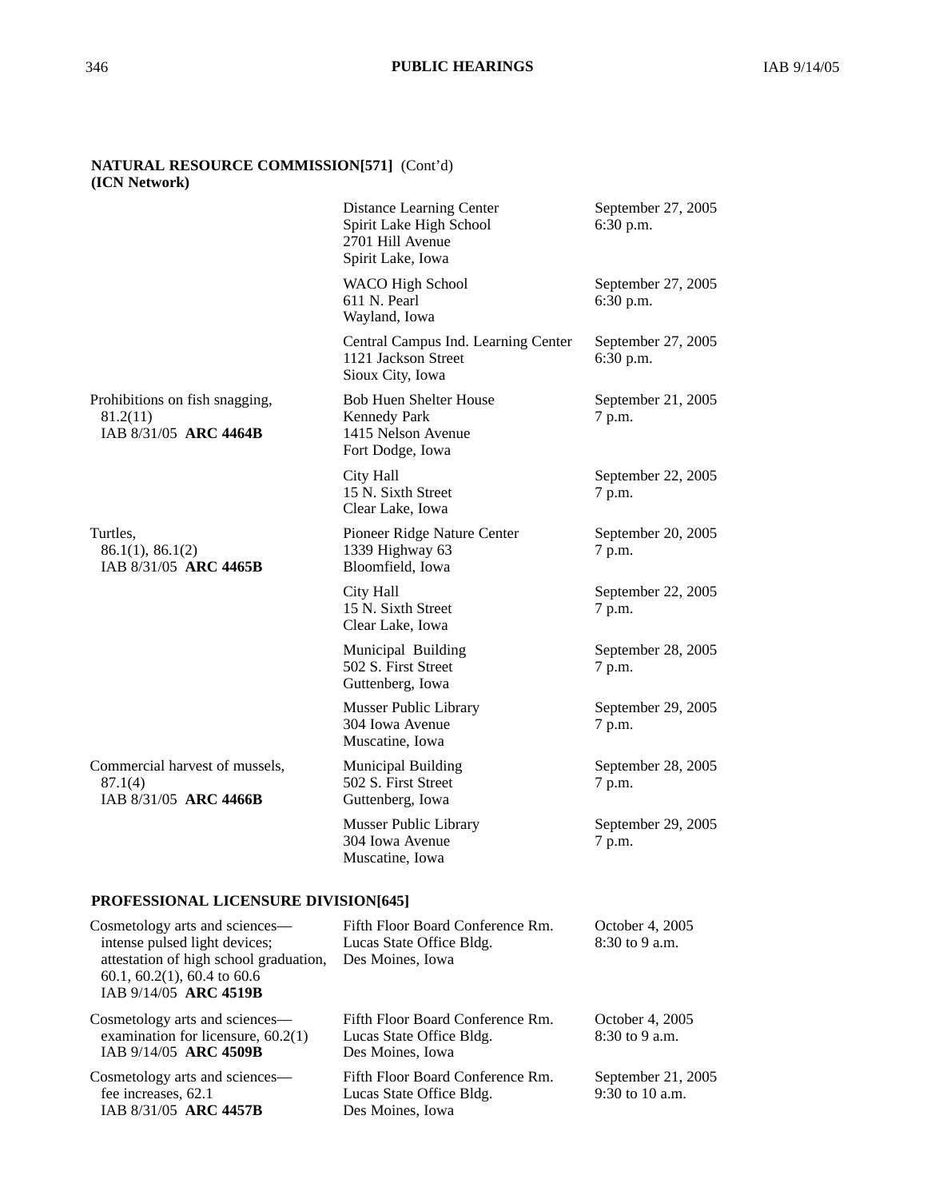**NATURAL RESOURCE COMMISSION[571]** (Cont'd)
**(ICN Network)**

| | | |
|---|---|---|
| | Distance Learning Center<br>Spirit Lake High School<br>2701 Hill Avenue<br>Spirit Lake, Iowa | September 27, 2005<br>6:30 p.m. |
| | WACO High School<br>611 N. Pearl<br>Wayland, Iowa | September 27, 2005<br>6:30 p.m. |
| | Central Campus Ind. Learning Center<br>1121 Jackson Street<br>Sioux City, Iowa | September 27, 2005<br>6:30 p.m. |
| Prohibitions on fish snagging,<br>81.2(11)<br>IAB 8/31/05 **ARC 4464B** | Bob Huen Shelter House<br>Kennedy Park<br>1415 Nelson Avenue<br>Fort Dodge, Iowa | September 21, 2005<br>7 p.m. |
| | City Hall<br>15 N. Sixth Street<br>Clear Lake, Iowa | September 22, 2005<br>7 p.m. |
| Turtles,<br>86.1(1), 86.1(2)<br>IAB 8/31/05 **ARC 4465B** | Pioneer Ridge Nature Center<br>1339 Highway 63<br>Bloomfield, Iowa | September 20, 2005<br>7 p.m. |
| | City Hall<br>15 N. Sixth Street<br>Clear Lake, Iowa | September 22, 2005<br>7 p.m. |
| | Municipal Building<br>502 S. First Street<br>Guttenberg, Iowa | September 28, 2005<br>7 p.m. |
| | Musser Public Library<br>304 Iowa Avenue<br>Muscatine, Iowa | September 29, 2005<br>7 p.m. |
| Commercial harvest of mussels,<br>87.1(4)<br>IAB 8/31/05 **ARC 4466B** | Municipal Building<br>502 S. First Street<br>Guttenberg, Iowa | September 28, 2005<br>7 p.m. |
| | Musser Public Library<br>304 Iowa Avenue<br>Muscatine, Iowa | September 29, 2005<br>7 p.m. |

**PROFESSIONAL LICENSURE DIVISION[645]**

| | | |
|---|---|---|
| Cosmetology arts and sciences—<br>intense pulsed light devices;<br>attestation of high school graduation,<br>60.1, 60.2(1), 60.4 to 60.6<br>IAB 9/14/05 **ARC 4519B** | Fifth Floor Board Conference Rm.<br>Lucas State Office Bldg.<br>Des Moines, Iowa | October 4, 2005<br>8:30 to 9 a.m. |
| Cosmetology arts and sciences—<br>examination for licensure, 60.2(1)<br>IAB 9/14/05 **ARC 4509B** | Fifth Floor Board Conference Rm.<br>Lucas State Office Bldg.<br>Des Moines, Iowa | October 4, 2005<br>8:30 to 9 a.m. |
| Cosmetology arts and sciences—<br>fee increases, 62.1<br>IAB 8/31/05 **ARC 4457B** | Fifth Floor Board Conference Rm.<br>Lucas State Office Bldg.<br>Des Moines, Iowa | September 21, 2005<br>9:30 to 10 a.m. |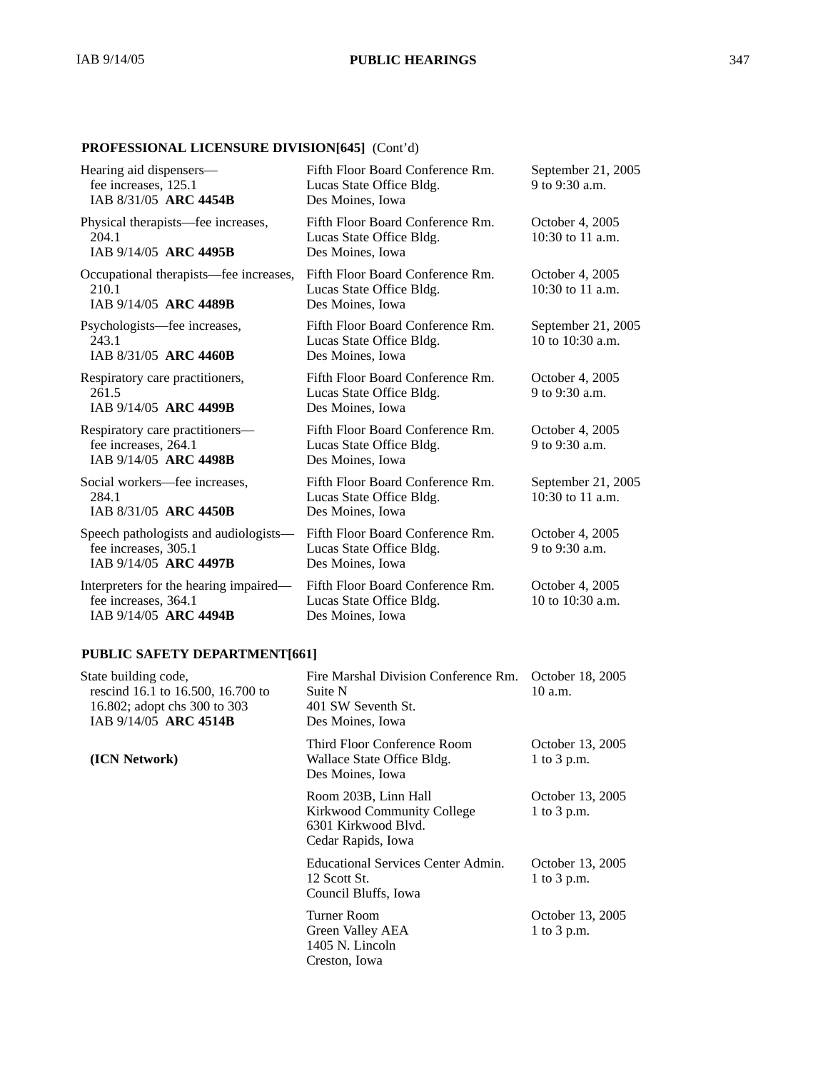**PROFESSIONAL LICENSURE DIVISION[645]** (Cont'd)

| | | |
|---|---|---|
| Hearing aid dispensers—fee increases, 125.1<br>IAB 8/31/05 **ARC 4454B** | Fifth Floor Board Conference Rm.<br>Lucas State Office Bldg.<br>Des Moines, Iowa | September 21, 2005<br>9 to 9:30 a.m. |
| Physical therapists—fee increases, 204.1<br>IAB 9/14/05 **ARC 4495B** | Fifth Floor Board Conference Rm.<br>Lucas State Office Bldg.<br>Des Moines, Iowa | October 4, 2005<br>10:30 to 11 a.m. |
| Occupational therapists—fee increases, 210.1<br>IAB 9/14/05 **ARC 4489B** | Fifth Floor Board Conference Rm.<br>Lucas State Office Bldg.<br>Des Moines, Iowa | October 4, 2005<br>10:30 to 11 a.m. |
| Psychologists—fee increases, 243.1<br>IAB 8/31/05 **ARC 4460B** | Fifth Floor Board Conference Rm.<br>Lucas State Office Bldg.<br>Des Moines, Iowa | September 21, 2005<br>10 to 10:30 a.m. |
| Respiratory care practitioners, 261.5<br>IAB 9/14/05 **ARC 4499B** | Fifth Floor Board Conference Rm.<br>Lucas State Office Bldg.<br>Des Moines, Iowa | October 4, 2005<br>9 to 9:30 a.m. |
| Respiratory care practitioners—fee increases, 264.1<br>IAB 9/14/05 **ARC 4498B** | Fifth Floor Board Conference Rm.<br>Lucas State Office Bldg.<br>Des Moines, Iowa | October 4, 2005<br>9 to 9:30 a.m. |
| Social workers—fee increases, 284.1<br>IAB 8/31/05 **ARC 4450B** | Fifth Floor Board Conference Rm.<br>Lucas State Office Bldg.<br>Des Moines, Iowa | September 21, 2005<br>10:30 to 11 a.m. |
| Speech pathologists and audiologists—fee increases, 305.1<br>IAB 9/14/05 **ARC 4497B** | Fifth Floor Board Conference Rm.<br>Lucas State Office Bldg.<br>Des Moines, Iowa | October 4, 2005<br>9 to 9:30 a.m. |
| Interpreters for the hearing impaired—fee increases, 364.1<br>IAB 9/14/05 **ARC 4494B** | Fifth Floor Board Conference Rm.<br>Lucas State Office Bldg.<br>Des Moines, Iowa | October 4, 2005<br>10 to 10:30 a.m. |

**PUBLIC SAFETY DEPARTMENT[661]**

| | | |
|---|---|---|
| State building code, rescind 16.1 to 16.500, 16.700 to 16.802; adopt chs 300 to 303<br>IAB 9/14/05 **ARC 4514B** | Fire Marshal Division Conference Rm.<br>Suite N<br>401 SW Seventh St.<br>Des Moines, Iowa | October 18, 2005<br>10 a.m. |
| **(ICN Network)** | Third Floor Conference Room<br>Wallace State Office Bldg.<br>Des Moines, Iowa | October 13, 2005<br>1 to 3 p.m. |
| | Room 203B, Linn Hall<br>Kirkwood Community College<br>6301 Kirkwood Blvd.<br>Cedar Rapids, Iowa | October 13, 2005<br>1 to 3 p.m. |
| | Educational Services Center Admin.<br>12 Scott St.<br>Council Bluffs, Iowa | October 13, 2005<br>1 to 3 p.m. |
| | Turner Room<br>Green Valley AEA<br>1405 N. Lincoln<br>Creston, Iowa | October 13, 2005<br>1 to 3 p.m. |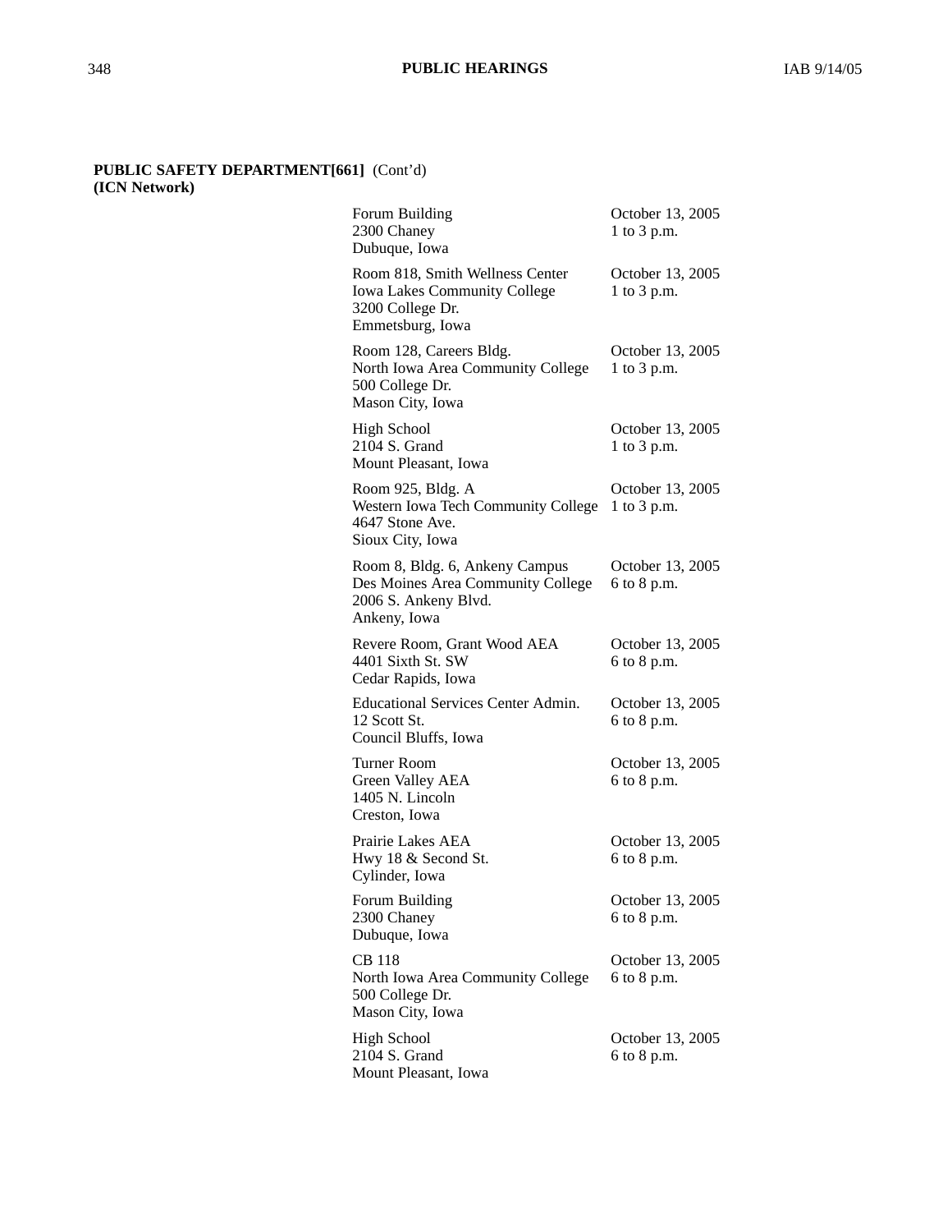**PUBLIC SAFETY DEPARTMENT[661]** (Cont'd)
**(ICN Network)**

| Location | Date and Time |
|---|---|
| Forum Building<br>2300 Chaney<br>Dubuque, Iowa | October 13, 2005<br>1 to 3 p.m. |
| Room 818, Smith Wellness Center<br>Iowa Lakes Community College<br>3200 College Dr.<br>Emmetsburg, Iowa | October 13, 2005<br>1 to 3 p.m. |
| Room 128, Careers Bldg.<br>North Iowa Area Community College<br>500 College Dr.<br>Mason City, Iowa | October 13, 2005<br>1 to 3 p.m. |
| High School<br>2104 S. Grand<br>Mount Pleasant, Iowa | October 13, 2005<br>1 to 3 p.m. |
| Room 925, Bldg. A<br>Western Iowa Tech Community College<br>4647 Stone Ave.<br>Sioux City, Iowa | October 13, 2005<br>1 to 3 p.m. |
| Room 8, Bldg. 6, Ankeny Campus<br>Des Moines Area Community College<br>2006 S. Ankeny Blvd.<br>Ankeny, Iowa | October 13, 2005<br>6 to 8 p.m. |
| Revere Room, Grant Wood AEA<br>4401 Sixth St. SW<br>Cedar Rapids, Iowa | October 13, 2005<br>6 to 8 p.m. |
| Educational Services Center Admin.<br>12 Scott St.<br>Council Bluffs, Iowa | October 13, 2005<br>6 to 8 p.m. |
| Turner Room<br>Green Valley AEA<br>1405 N. Lincoln<br>Creston, Iowa | October 13, 2005<br>6 to 8 p.m. |
| Prairie Lakes AEA<br>Hwy 18 & Second St.<br>Cylinder, Iowa | October 13, 2005<br>6 to 8 p.m. |
| Forum Building<br>2300 Chaney<br>Dubuque, Iowa | October 13, 2005<br>6 to 8 p.m. |
| CB 118<br>North Iowa Area Community College<br>500 College Dr.<br>Mason City, Iowa | October 13, 2005<br>6 to 8 p.m. |
| High School<br>2104 S. Grand<br>Mount Pleasant, Iowa | October 13, 2005<br>6 to 8 p.m. |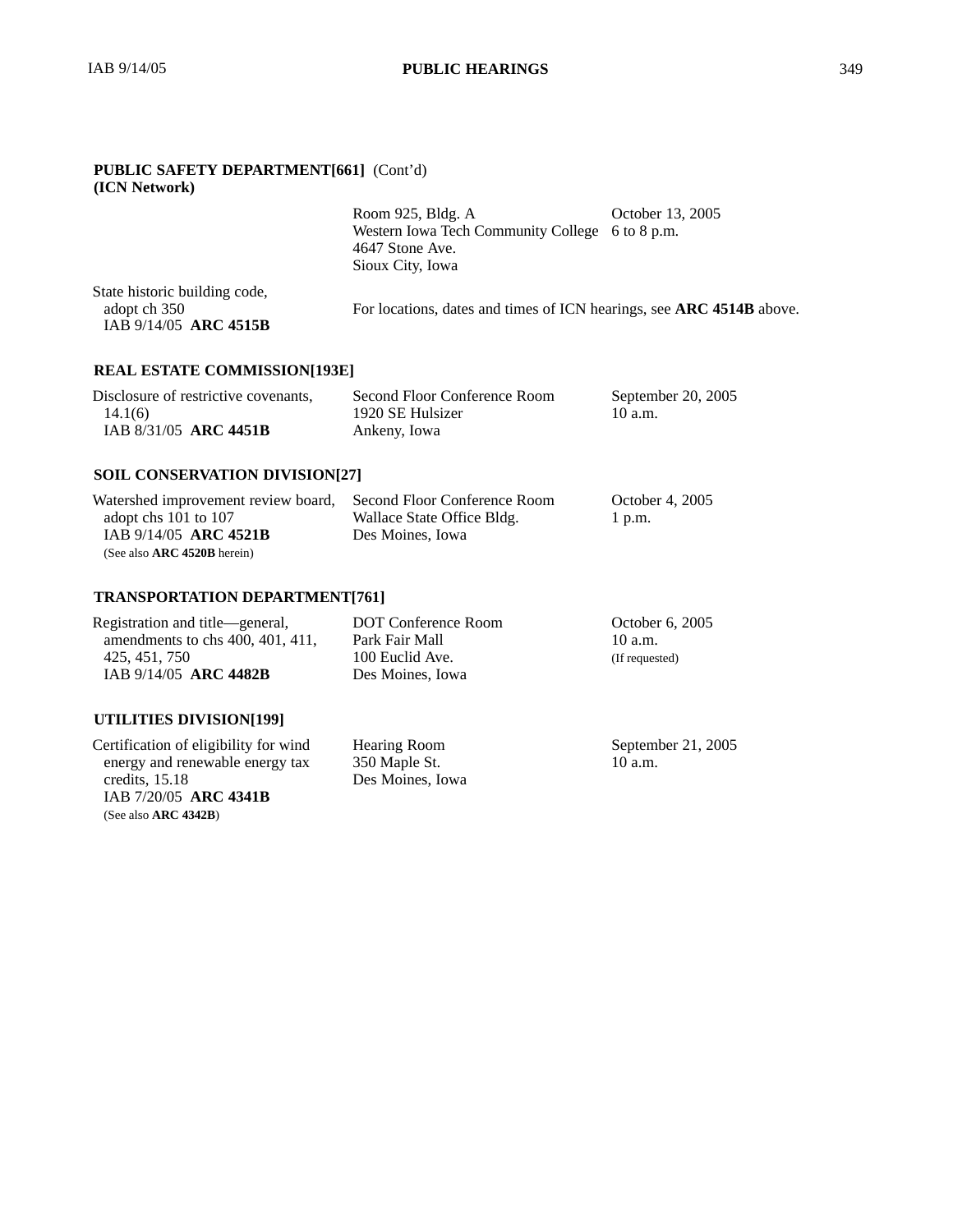**PUBLIC SAFETY DEPARTMENT[661]** (Cont'd)
**(ICN Network)**

| | | |
|---|---|---|
| | Room 925, Bldg. A<br>Western Iowa Tech Community College<br>4647 Stone Ave.<br>Sioux City, Iowa | October 13, 2005<br>6 to 8 p.m. |
| State historic building code, adopt ch 350<br>IAB 9/14/05 **ARC 4515B** | For locations, dates and times of ICN hearings, see **ARC 4514B** above. | |

**REAL ESTATE COMMISSION[193E]**

| | | |
|---|---|---|
| Disclosure of restrictive covenants, 14.1(6)<br>IAB 8/31/05 **ARC 4451B** | Second Floor Conference Room<br>1920 SE Hulsizer<br>Ankeny, Iowa | September 20, 2005<br>10 a.m. |

**SOIL CONSERVATION DIVISION[27]**

| | | |
|---|---|---|
| Watershed improvement review board, adopt chs 101 to 107<br>IAB 9/14/05 **ARC 4521B**<br>(See also **ARC 4520B** herein) | Second Floor Conference Room<br>Wallace State Office Bldg.<br>Des Moines, Iowa | October 4, 2005<br>1 p.m. |

**TRANSPORTATION DEPARTMENT[761]**

| | | |
|---|---|---|
| Registration and title—general, amendments to chs 400, 401, 411, 425, 451, 750<br>IAB 9/14/05 **ARC 4482B** | DOT Conference Room<br>Park Fair Mall<br>100 Euclid Ave.<br>Des Moines, Iowa | October 6, 2005<br>10 a.m.<br>(If requested) |

**UTILITIES DIVISION[199]**

| | | |
|---|---|---|
| Certification of eligibility for wind energy and renewable energy tax credits, 15.18<br>IAB 7/20/05 **ARC 4341B**<br>(See also **ARC 4342B**) | Hearing Room<br>350 Maple St.<br>Des Moines, Iowa | September 21, 2005<br>10 a.m. |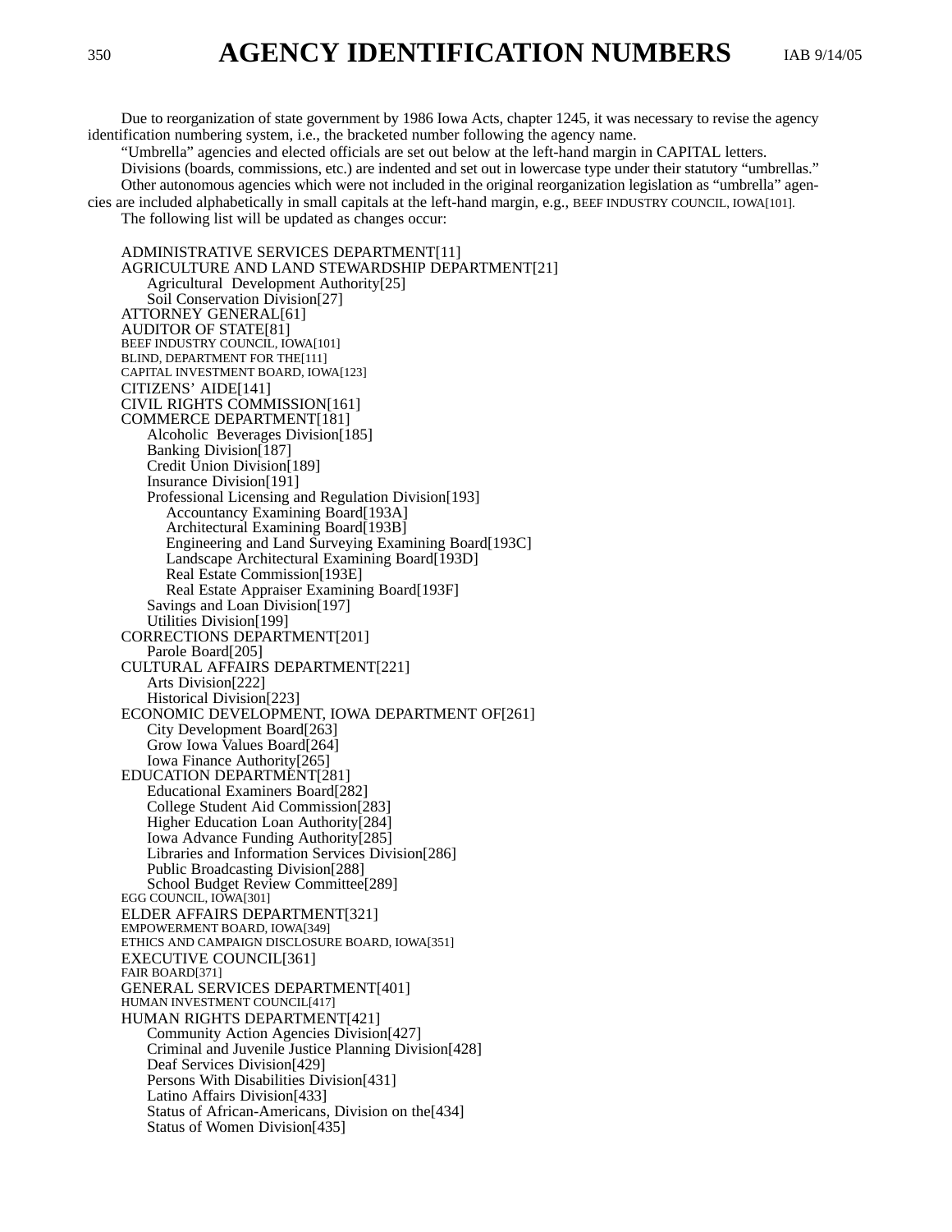# AGENCY IDENTIFICATION NUMBERS

Due to reorganization of state government by 1986 Iowa Acts, chapter 1245, it was necessary to revise the agency identification numbering system, i.e., the bracketed number following the agency name.

"Umbrella" agencies and elected officials are set out below at the left-hand margin in CAPITAL letters.

Divisions (boards, commissions, etc.) are indented and set out in lowercase type under their statutory "umbrellas."

Other autonomous agencies which were not included in the original reorganization legislation as "umbrella" agencies are included alphabetically in small capitals at the left-hand margin, e.g., BEEF INDUSTRY COUNCIL, IOWA[101].

The following list will be updated as changes occur:

ADMINISTRATIVE SERVICES DEPARTMENT[11]
AGRICULTURE AND LAND STEWARDSHIP DEPARTMENT[21]
- Agricultural Development Authority[25]
- Soil Conservation Division[27]

ATTORNEY GENERAL[61]
AUDITOR OF STATE[81]
BEEF INDUSTRY COUNCIL, IOWA[101]
BLIND, DEPARTMENT FOR THE[111]
CAPITAL INVESTMENT BOARD, IOWA[123]
CITIZENS' AIDE[141]
CIVIL RIGHTS COMMISSION[161]
COMMERCE DEPARTMENT[181]
- Alcoholic Beverages Division[185]
- Banking Division[187]
- Credit Union Division[189]
- Insurance Division[191]
- Professional Licensing and Regulation Division[193]
  - Accountancy Examining Board[193A]
  - Architectural Examining Board[193B]
  - Engineering and Land Surveying Examining Board[193C]
  - Landscape Architectural Examining Board[193D]
  - Real Estate Commission[193E]
  - Real Estate Appraiser Examining Board[193F]
- Savings and Loan Division[197]
- Utilities Division[199]

CORRECTIONS DEPARTMENT[201]
- Parole Board[205]

CULTURAL AFFAIRS DEPARTMENT[221]
- Arts Division[222]
- Historical Division[223]

ECONOMIC DEVELOPMENT, IOWA DEPARTMENT OF[261]
- City Development Board[263]
- Grow Iowa Values Board[264]
- Iowa Finance Authority[265]

EDUCATION DEPARTMENT[281]
- Educational Examiners Board[282]
- College Student Aid Commission[283]
- Higher Education Loan Authority[284]
- Iowa Advance Funding Authority[285]
- Libraries and Information Services Division[286]
- Public Broadcasting Division[288]
- School Budget Review Committee[289]

EGG COUNCIL, IOWA[301]
ELDER AFFAIRS DEPARTMENT[321]
EMPOWERMENT BOARD, IOWA[349]
ETHICS AND CAMPAIGN DISCLOSURE BOARD, IOWA[351]
EXECUTIVE COUNCIL[361]
FAIR BOARD[371]
GENERAL SERVICES DEPARTMENT[401]
HUMAN INVESTMENT COUNCIL[417]
HUMAN RIGHTS DEPARTMENT[421]
- Community Action Agencies Division[427]
- Criminal and Juvenile Justice Planning Division[428]
- Deaf Services Division[429]
- Persons With Disabilities Division[431]
- Latino Affairs Division[433]
- Status of African-Americans, Division on the[434]
- Status of Women Division[435]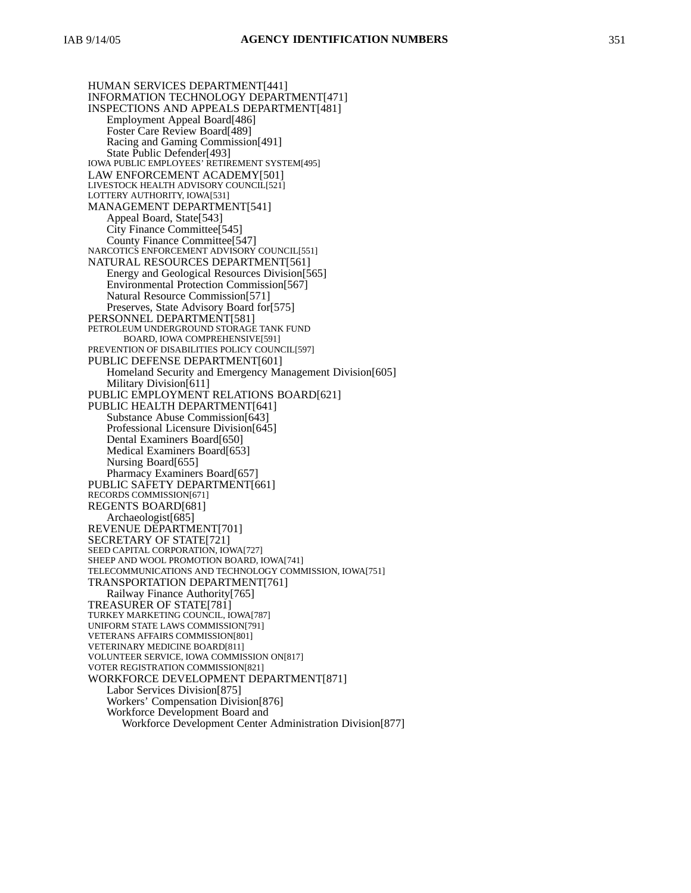HUMAN SERVICES DEPARTMENT[441]
INFORMATION TECHNOLOGY DEPARTMENT[471]
INSPECTIONS AND APPEALS DEPARTMENT[481]
    Employment Appeal Board[486]
    Foster Care Review Board[489]
    Racing and Gaming Commission[491]
    State Public Defender[493]
IOWA PUBLIC EMPLOYEES' RETIREMENT SYSTEM[495]
LAW ENFORCEMENT ACADEMY[501]
LIVESTOCK HEALTH ADVISORY COUNCIL[521]
LOTTERY AUTHORITY, IOWA[531]
MANAGEMENT DEPARTMENT[541]
    Appeal Board, State[543]
    City Finance Committee[545]
    County Finance Committee[547]
NARCOTICS ENFORCEMENT ADVISORY COUNCIL[551]
NATURAL RESOURCES DEPARTMENT[561]
    Energy and Geological Resources Division[565]
    Environmental Protection Commission[567]
    Natural Resource Commission[571]
    Preserves, State Advisory Board for[575]
PERSONNEL DEPARTMENT[581]
PETROLEUM UNDERGROUND STORAGE TANK FUND
        BOARD, IOWA COMPREHENSIVE[591]
PREVENTION OF DISABILITIES POLICY COUNCIL[597]
PUBLIC DEFENSE DEPARTMENT[601]
    Homeland Security and Emergency Management Division[605]
    Military Division[611]
PUBLIC EMPLOYMENT RELATIONS BOARD[621]
PUBLIC HEALTH DEPARTMENT[641]
    Substance Abuse Commission[643]
    Professional Licensure Division[645]
    Dental Examiners Board[650]
    Medical Examiners Board[653]
    Nursing Board[655]
    Pharmacy Examiners Board[657]
PUBLIC SAFETY DEPARTMENT[661]
RECORDS COMMISSION[671]
REGENTS BOARD[681]
    Archaeologist[685]
REVENUE DEPARTMENT[701]
SECRETARY OF STATE[721]
SEED CAPITAL CORPORATION, IOWA[727]
SHEEP AND WOOL PROMOTION BOARD, IOWA[741]
TELECOMMUNICATIONS AND TECHNOLOGY COMMISSION, IOWA[751]
TRANSPORTATION DEPARTMENT[761]
    Railway Finance Authority[765]
TREASURER OF STATE[781]
TURKEY MARKETING COUNCIL, IOWA[787]
UNIFORM STATE LAWS COMMISSION[791]
VETERANS AFFAIRS COMMISSION[801]
VETERINARY MEDICINE BOARD[811]
VOLUNTEER SERVICE, IOWA COMMISSION ON[817]
VOTER REGISTRATION COMMISSION[821]
WORKFORCE DEVELOPMENT DEPARTMENT[871]
    Labor Services Division[875]
    Workers' Compensation Division[876]
    Workforce Development Board and
        Workforce Development Center Administration Division[877]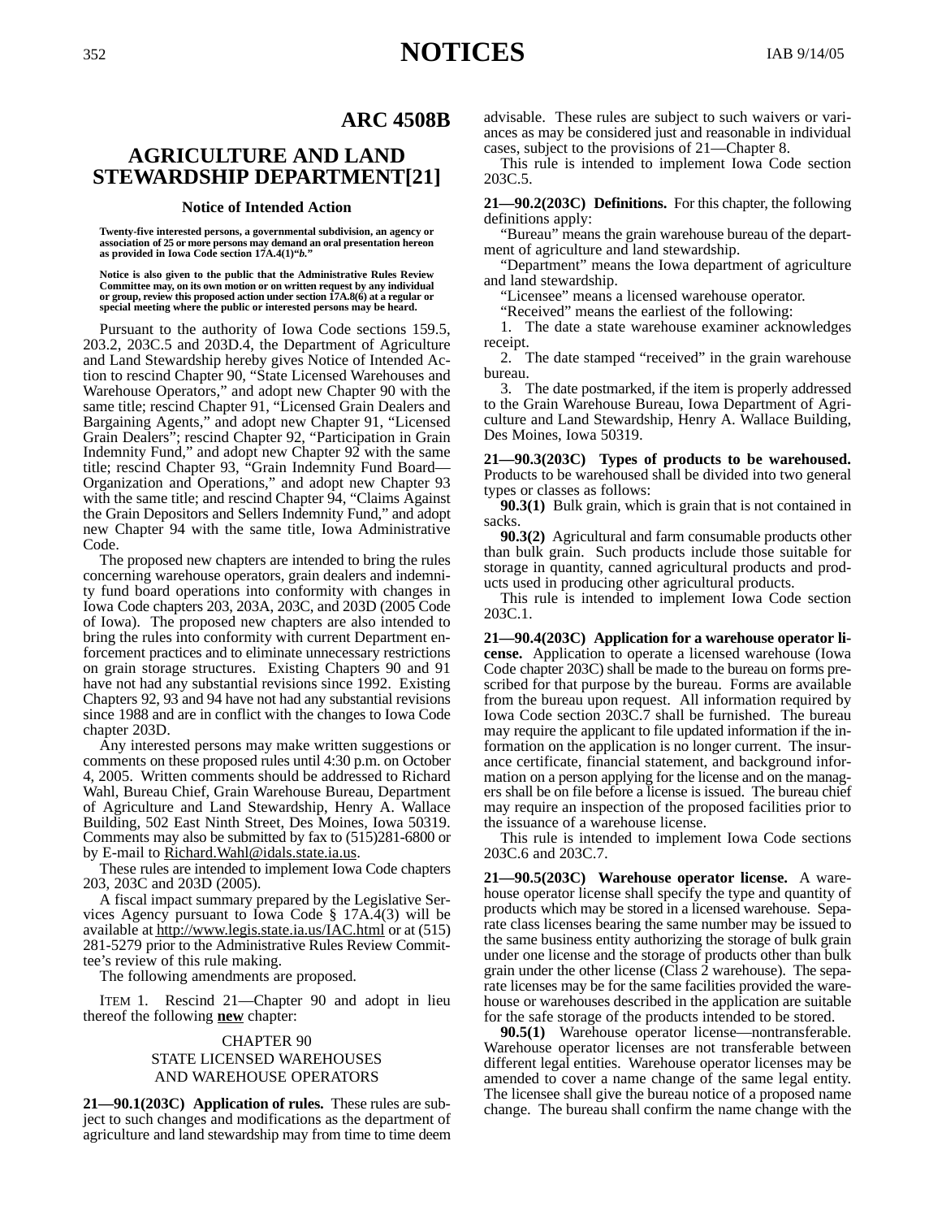# ARC 4508B

## AGRICULTURE AND LAND STEWARDSHIP DEPARTMENT[21]

### Notice of Intended Action

**Twenty-five interested persons, a governmental subdivision, an agency or association of 25 or more persons may demand an oral presentation hereon as provided in Iowa Code section 17A.4(1)"*b.*"**

**Notice is also given to the public that the Administrative Rules Review Committee may, on its own motion or on written request by any individual or group, review this proposed action under section 17A.8(6) at a regular or special meeting where the public or interested persons may be heard.**

Pursuant to the authority of Iowa Code sections 159.5, 203.2, 203C.5 and 203D.4, the Department of Agriculture and Land Stewardship hereby gives Notice of Intended Action to rescind Chapter 90, "State Licensed Warehouses and Warehouse Operators," and adopt new Chapter 90 with the same title; rescind Chapter 91, "Licensed Grain Dealers and Bargaining Agents," and adopt new Chapter 91, "Licensed Grain Dealers"; rescind Chapter 92, "Participation in Grain Indemnity Fund," and adopt new Chapter 92 with the same title; rescind Chapter 93, "Grain Indemnity Fund Board—Organization and Operations," and adopt new Chapter 93 with the same title; and rescind Chapter 94, "Claims Against the Grain Depositors and Sellers Indemnity Fund," and adopt new Chapter 94 with the same title, Iowa Administrative Code.

The proposed new chapters are intended to bring the rules concerning warehouse operators, grain dealers and indemnity fund board operations into conformity with changes in Iowa Code chapters 203, 203A, 203C, and 203D (2005 Code of Iowa). The proposed new chapters are also intended to bring the rules into conformity with current Department enforcement practices and to eliminate unnecessary restrictions on grain storage structures. Existing Chapters 90 and 91 have not had any substantial revisions since 1992. Existing Chapters 92, 93 and 94 have not had any substantial revisions since 1988 and are in conflict with the changes to Iowa Code chapter 203D.

Any interested persons may make written suggestions or comments on these proposed rules until 4:30 p.m. on October 4, 2005. Written comments should be addressed to Richard Wahl, Bureau Chief, Grain Warehouse Bureau, Department of Agriculture and Land Stewardship, Henry A. Wallace Building, 502 East Ninth Street, Des Moines, Iowa 50319. Comments may also be submitted by fax to (515)281-6800 or by E-mail to Richard.Wahl@idals.state.ia.us.

These rules are intended to implement Iowa Code chapters 203, 203C and 203D (2005).

A fiscal impact summary prepared by the Legislative Services Agency pursuant to Iowa Code § 17A.4(3) will be available at http://www.legis.state.ia.us/IAC.html or at (515) 281-5279 prior to the Administrative Rules Review Committee's review of this rule making.

The following amendments are proposed.

ITEM 1. Rescind 21—Chapter 90 and adopt in lieu thereof the following **new** chapter:

CHAPTER 90
STATE LICENSED WAREHOUSES
AND WAREHOUSE OPERATORS

**21—90.1(203C) Application of rules.** These rules are subject to such changes and modifications as the department of agriculture and land stewardship may from time to time deem advisable. These rules are subject to such waivers or variances as may be considered just and reasonable in individual cases, subject to the provisions of 21—Chapter 8.

This rule is intended to implement Iowa Code section 203C.5.

**21—90.2(203C) Definitions.** For this chapter, the following definitions apply:

"Bureau" means the grain warehouse bureau of the department of agriculture and land stewardship.

"Department" means the Iowa department of agriculture and land stewardship.

"Licensee" means a licensed warehouse operator.

"Received" means the earliest of the following:

1. The date a state warehouse examiner acknowledges receipt.

2. The date stamped "received" in the grain warehouse bureau.

3. The date postmarked, if the item is properly addressed to the Grain Warehouse Bureau, Iowa Department of Agriculture and Land Stewardship, Henry A. Wallace Building, Des Moines, Iowa 50319.

**21—90.3(203C) Types of products to be warehoused.** Products to be warehoused shall be divided into two general types or classes as follows:

**90.3(1)** Bulk grain, which is grain that is not contained in sacks.

**90.3(2)** Agricultural and farm consumable products other than bulk grain. Such products include those suitable for storage in quantity, canned agricultural products and products used in producing other agricultural products.

This rule is intended to implement Iowa Code section 203C.1.

**21—90.4(203C) Application for a warehouse operator license.** Application to operate a licensed warehouse (Iowa Code chapter 203C) shall be made to the bureau on forms prescribed for that purpose by the bureau. Forms are available from the bureau upon request. All information required by Iowa Code section 203C.7 shall be furnished. The bureau may require the applicant to file updated information if the information on the application is no longer current. The insurance certificate, financial statement, and background information on a person applying for the license and on the managers shall be on file before a license is issued. The bureau chief may require an inspection of the proposed facilities prior to the issuance of a warehouse license.

This rule is intended to implement Iowa Code sections 203C.6 and 203C.7.

**21—90.5(203C) Warehouse operator license.** A warehouse operator license shall specify the type and quantity of products which may be stored in a licensed warehouse. Separate class licenses bearing the same number may be issued to the same business entity authorizing the storage of bulk grain under one license and the storage of products other than bulk grain under the other license (Class 2 warehouse). The separate licenses may be for the same facilities provided the warehouse or warehouses described in the application are suitable for the safe storage of the products intended to be stored.

**90.5(1)** Warehouse operator license—nontransferable. Warehouse operator licenses are not transferable between different legal entities. Warehouse operator licenses may be amended to cover a name change of the same legal entity. The licensee shall give the bureau notice of a proposed name change. The bureau shall confirm the name change with the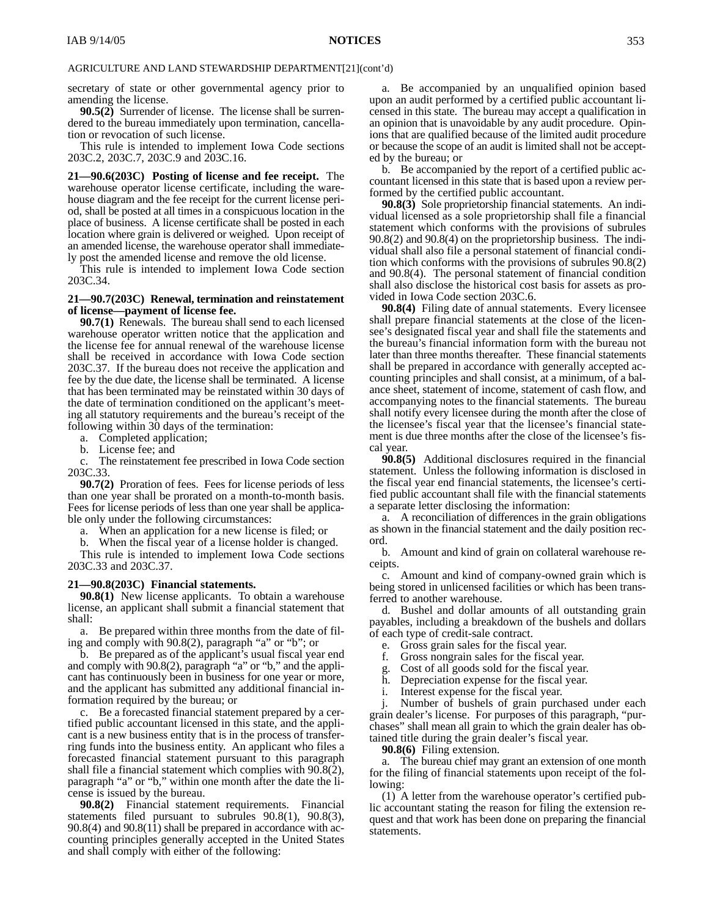AGRICULTURE AND LAND STEWARDSHIP DEPARTMENT[21](cont'd)

secretary of state or other governmental agency prior to amending the license.

**90.5(2)** Surrender of license. The license shall be surrendered to the bureau immediately upon termination, cancellation or revocation of such license.

This rule is intended to implement Iowa Code sections 203C.2, 203C.7, 203C.9 and 203C.16.

**21—90.6(203C) Posting of license and fee receipt.** The warehouse operator license certificate, including the warehouse diagram and the fee receipt for the current license period, shall be posted at all times in a conspicuous location in the place of business. A license certificate shall be posted in each location where grain is delivered or weighed. Upon receipt of an amended license, the warehouse operator shall immediately post the amended license and remove the old license.

This rule is intended to implement Iowa Code section 203C.34.

**21—90.7(203C) Renewal, termination and reinstatement of license—payment of license fee.**

**90.7(1)** Renewals. The bureau shall send to each licensed warehouse operator written notice that the application and the license fee for annual renewal of the warehouse license shall be received in accordance with Iowa Code section 203C.37. If the bureau does not receive the application and fee by the due date, the license shall be terminated. A license that has been terminated may be reinstated within 30 days of the date of termination conditioned on the applicant's meeting all statutory requirements and the bureau's receipt of the following within 30 days of the termination:

a. Completed application;

b. License fee; and

c. The reinstatement fee prescribed in Iowa Code section 203C.33.

**90.7(2)** Proration of fees. Fees for license periods of less than one year shall be prorated on a month-to-month basis. Fees for license periods of less than one year shall be applicable only under the following circumstances:

a. When an application for a new license is filed; or

b. When the fiscal year of a license holder is changed.

This rule is intended to implement Iowa Code sections 203C.33 and 203C.37.

**21—90.8(203C) Financial statements.**

**90.8(1)** New license applicants. To obtain a warehouse license, an applicant shall submit a financial statement that shall:

a. Be prepared within three months from the date of filing and comply with 90.8(2), paragraph "a" or "b"; or

b. Be prepared as of the applicant's usual fiscal year end and comply with 90.8(2), paragraph "a" or "b," and the applicant has continuously been in business for one year or more, and the applicant has submitted any additional financial information required by the bureau; or

c. Be a forecasted financial statement prepared by a certified public accountant licensed in this state, and the applicant is a new business entity that is in the process of transferring funds into the business entity. An applicant who files a forecasted financial statement pursuant to this paragraph shall file a financial statement which complies with 90.8(2), paragraph "a" or "b," within one month after the date the license is issued by the bureau.

**90.8(2)** Financial statement requirements. Financial statements filed pursuant to subrules 90.8(1), 90.8(3), 90.8(4) and 90.8(11) shall be prepared in accordance with accounting principles generally accepted in the United States and shall comply with either of the following:

a. Be accompanied by an unqualified opinion based upon an audit performed by a certified public accountant licensed in this state. The bureau may accept a qualification in an opinion that is unavoidable by any audit procedure. Opinions that are qualified because of the limited audit procedure or because the scope of an audit is limited shall not be accepted by the bureau; or

b. Be accompanied by the report of a certified public accountant licensed in this state that is based upon a review performed by the certified public accountant.

**90.8(3)** Sole proprietorship financial statements. An individual licensed as a sole proprietorship shall file a financial statement which conforms with the provisions of subrules 90.8(2) and 90.8(4) on the proprietorship business. The individual shall also file a personal statement of financial condition which conforms with the provisions of subrules 90.8(2) and 90.8(4). The personal statement of financial condition shall also disclose the historical cost basis for assets as provided in Iowa Code section 203C.6.

**90.8(4)** Filing date of annual statements. Every licensee shall prepare financial statements at the close of the licensee's designated fiscal year and shall file the statements and the bureau's financial information form with the bureau not later than three months thereafter. These financial statements shall be prepared in accordance with generally accepted accounting principles and shall consist, at a minimum, of a balance sheet, statement of income, statement of cash flow, and accompanying notes to the financial statements. The bureau shall notify every licensee during the month after the close of the licensee's fiscal year that the licensee's financial statement is due three months after the close of the licensee's fiscal year.

**90.8(5)** Additional disclosures required in the financial statement. Unless the following information is disclosed in the fiscal year end financial statements, the licensee's certified public accountant shall file with the financial statements a separate letter disclosing the information:

a. A reconciliation of differences in the grain obligations as shown in the financial statement and the daily position record.

b. Amount and kind of grain on collateral warehouse receipts.

c. Amount and kind of company-owned grain which is being stored in unlicensed facilities or which has been transferred to another warehouse.

d. Bushel and dollar amounts of all outstanding grain payables, including a breakdown of the bushels and dollars of each type of credit-sale contract.

e. Gross grain sales for the fiscal year.

f. Gross nongrain sales for the fiscal year.

g. Cost of all goods sold for the fiscal year.

h. Depreciation expense for the fiscal year.

i. Interest expense for the fiscal year.

j. Number of bushels of grain purchased under each grain dealer's license. For purposes of this paragraph, "purchases" shall mean all grain to which the grain dealer has obtained title during the grain dealer's fiscal year.

**90.8(6)** Filing extension.

a. The bureau chief may grant an extension of one month for the filing of financial statements upon receipt of the following:

(1) A letter from the warehouse operator's certified public accountant stating the reason for filing the extension request and that work has been done on preparing the financial statements.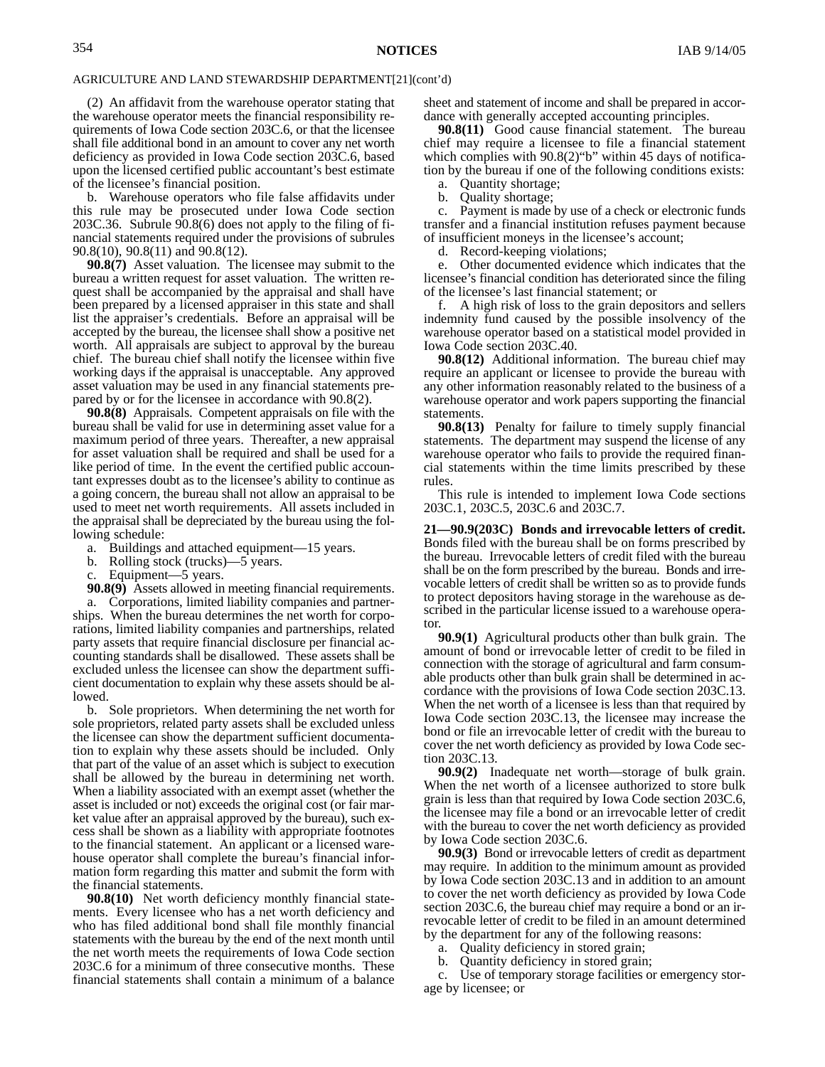AGRICULTURE AND LAND STEWARDSHIP DEPARTMENT[21](cont'd)

(2) An affidavit from the warehouse operator stating that the warehouse operator meets the financial responsibility requirements of Iowa Code section 203C.6, or that the licensee shall file additional bond in an amount to cover any net worth deficiency as provided in Iowa Code section 203C.6, based upon the licensed certified public accountant's best estimate of the licensee's financial position.

b. Warehouse operators who file false affidavits under this rule may be prosecuted under Iowa Code section 203C.36. Subrule 90.8(6) does not apply to the filing of financial statements required under the provisions of subrules 90.8(10), 90.8(11) and 90.8(12).

**90.8(7)** Asset valuation. The licensee may submit to the bureau a written request for asset valuation. The written request shall be accompanied by the appraisal and shall have been prepared by a licensed appraiser in this state and shall list the appraiser's credentials. Before an appraisal will be accepted by the bureau, the licensee shall show a positive net worth. All appraisals are subject to approval by the bureau chief. The bureau chief shall notify the licensee within five working days if the appraisal is unacceptable. Any approved asset valuation may be used in any financial statements prepared by or for the licensee in accordance with 90.8(2).

**90.8(8)** Appraisals. Competent appraisals on file with the bureau shall be valid for use in determining asset value for a maximum period of three years. Thereafter, a new appraisal for asset valuation shall be required and shall be used for a like period of time. In the event the certified public accountant expresses doubt as to the licensee's ability to continue as a going concern, the bureau shall not allow an appraisal to be used to meet net worth requirements. All assets included in the appraisal shall be depreciated by the bureau using the following schedule:

a. Buildings and attached equipment—15 years.

b. Rolling stock (trucks)—5 years.

c. Equipment—5 years.

**90.8(9)** Assets allowed in meeting financial requirements.

a. Corporations, limited liability companies and partnerships. When the bureau determines the net worth for corporations, limited liability companies and partnerships, related party assets that require financial disclosure per financial accounting standards shall be disallowed. These assets shall be excluded unless the licensee can show the department sufficient documentation to explain why these assets should be allowed.

b. Sole proprietors. When determining the net worth for sole proprietors, related party assets shall be excluded unless the licensee can show the department sufficient documentation to explain why these assets should be included. Only that part of the value of an asset which is subject to execution shall be allowed by the bureau in determining net worth. When a liability associated with an exempt asset (whether the asset is included or not) exceeds the original cost (or fair market value after an appraisal approved by the bureau), such excess shall be shown as a liability with appropriate footnotes to the financial statement. An applicant or a licensed warehouse operator shall complete the bureau's financial information form regarding this matter and submit the form with the financial statements.

**90.8(10)** Net worth deficiency monthly financial statements. Every licensee who has a net worth deficiency and who has filed additional bond shall file monthly financial statements with the bureau by the end of the next month until the net worth meets the requirements of Iowa Code section 203C.6 for a minimum of three consecutive months. These financial statements shall contain a minimum of a balance sheet and statement of income and shall be prepared in accordance with generally accepted accounting principles.

**90.8(11)** Good cause financial statement. The bureau chief may require a licensee to file a financial statement which complies with 90.8(2)"b" within 45 days of notification by the bureau if one of the following conditions exists:

a. Quantity shortage;

b. Quality shortage;

c. Payment is made by use of a check or electronic funds transfer and a financial institution refuses payment because of insufficient moneys in the licensee's account;

d. Record-keeping violations;

e. Other documented evidence which indicates that the licensee's financial condition has deteriorated since the filing of the licensee's last financial statement; or

f. A high risk of loss to the grain depositors and sellers indemnity fund caused by the possible insolvency of the warehouse operator based on a statistical model provided in Iowa Code section 203C.40.

**90.8(12)** Additional information. The bureau chief may require an applicant or licensee to provide the bureau with any other information reasonably related to the business of a warehouse operator and work papers supporting the financial statements.

**90.8(13)** Penalty for failure to timely supply financial statements. The department may suspend the license of any warehouse operator who fails to provide the required financial statements within the time limits prescribed by these rules.

This rule is intended to implement Iowa Code sections 203C.1, 203C.5, 203C.6 and 203C.7.

**21—90.9(203C) Bonds and irrevocable letters of credit.** Bonds filed with the bureau shall be on forms prescribed by the bureau. Irrevocable letters of credit filed with the bureau shall be on the form prescribed by the bureau. Bonds and irrevocable letters of credit shall be written so as to provide funds to protect depositors having storage in the warehouse as described in the particular license issued to a warehouse operator.

**90.9(1)** Agricultural products other than bulk grain. The amount of bond or irrevocable letter of credit to be filed in connection with the storage of agricultural and farm consumable products other than bulk grain shall be determined in accordance with the provisions of Iowa Code section 203C.13. When the net worth of a licensee is less than that required by Iowa Code section 203C.13, the licensee may increase the bond or file an irrevocable letter of credit with the bureau to cover the net worth deficiency as provided by Iowa Code section 203C.13.

**90.9(2)** Inadequate net worth—storage of bulk grain. When the net worth of a licensee authorized to store bulk grain is less than that required by Iowa Code section 203C.6, the licensee may file a bond or an irrevocable letter of credit with the bureau to cover the net worth deficiency as provided by Iowa Code section 203C.6.

**90.9(3)** Bond or irrevocable letters of credit as department may require. In addition to the minimum amount as provided by Iowa Code section 203C.13 and in addition to an amount to cover the net worth deficiency as provided by Iowa Code section 203C.6, the bureau chief may require a bond or an irrevocable letter of credit to be filed in an amount determined by the department for any of the following reasons:

a. Quality deficiency in stored grain;

b. Quantity deficiency in stored grain;

c. Use of temporary storage facilities or emergency storage by licensee; or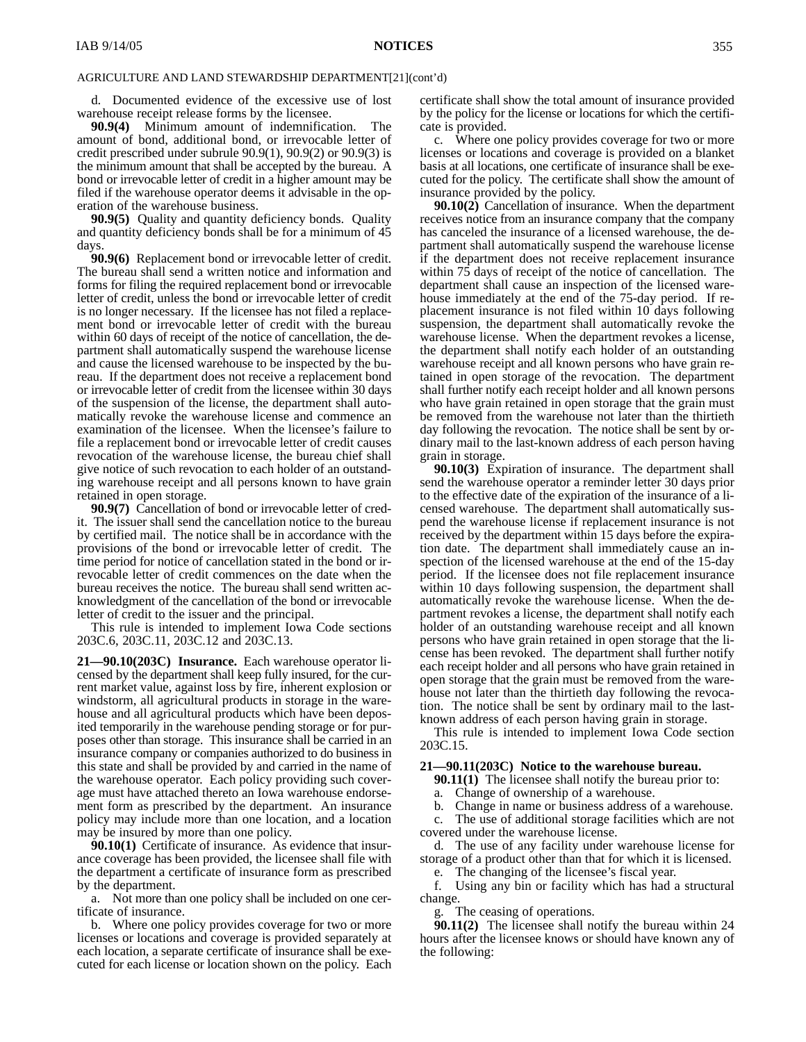AGRICULTURE AND LAND STEWARDSHIP DEPARTMENT[21](cont'd)

d. Documented evidence of the excessive use of lost warehouse receipt release forms by the licensee.

**90.9(4)** Minimum amount of indemnification. The amount of bond, additional bond, or irrevocable letter of credit prescribed under subrule 90.9(1), 90.9(2) or 90.9(3) is the minimum amount that shall be accepted by the bureau. A bond or irrevocable letter of credit in a higher amount may be filed if the warehouse operator deems it advisable in the operation of the warehouse business.

**90.9(5)** Quality and quantity deficiency bonds. Quality and quantity deficiency bonds shall be for a minimum of 45 days.

**90.9(6)** Replacement bond or irrevocable letter of credit. The bureau shall send a written notice and information and forms for filing the required replacement bond or irrevocable letter of credit, unless the bond or irrevocable letter of credit is no longer necessary. If the licensee has not filed a replacement bond or irrevocable letter of credit with the bureau within 60 days of receipt of the notice of cancellation, the department shall automatically suspend the warehouse license and cause the licensed warehouse to be inspected by the bureau. If the department does not receive a replacement bond or irrevocable letter of credit from the licensee within 30 days of the suspension of the license, the department shall automatically revoke the warehouse license and commence an examination of the licensee. When the licensee's failure to file a replacement bond or irrevocable letter of credit causes revocation of the warehouse license, the bureau chief shall give notice of such revocation to each holder of an outstanding warehouse receipt and all persons known to have grain retained in open storage.

**90.9(7)** Cancellation of bond or irrevocable letter of credit. The issuer shall send the cancellation notice to the bureau by certified mail. The notice shall be in accordance with the provisions of the bond or irrevocable letter of credit. The time period for notice of cancellation stated in the bond or irrevocable letter of credit commences on the date when the bureau receives the notice. The bureau shall send written acknowledgment of the cancellation of the bond or irrevocable letter of credit to the issuer and the principal.

This rule is intended to implement Iowa Code sections 203C.6, 203C.11, 203C.12 and 203C.13.

**21—90.10(203C) Insurance.** Each warehouse operator licensed by the department shall keep fully insured, for the current market value, against loss by fire, inherent explosion or windstorm, all agricultural products in storage in the warehouse and all agricultural products which have been deposited temporarily in the warehouse pending storage or for purposes other than storage. This insurance shall be carried in an insurance company or companies authorized to do business in this state and shall be provided by and carried in the name of the warehouse operator. Each policy providing such coverage must have attached thereto an Iowa warehouse endorsement form as prescribed by the department. An insurance policy may include more than one location, and a location may be insured by more than one policy.

**90.10(1)** Certificate of insurance. As evidence that insurance coverage has been provided, the licensee shall file with the department a certificate of insurance form as prescribed by the department.

a. Not more than one policy shall be included on one certificate of insurance.

b. Where one policy provides coverage for two or more licenses or locations and coverage is provided separately at each location, a separate certificate of insurance shall be executed for each license or location shown on the policy. Each certificate shall show the total amount of insurance provided by the policy for the license or locations for which the certificate is provided.

c. Where one policy provides coverage for two or more licenses or locations and coverage is provided on a blanket basis at all locations, one certificate of insurance shall be executed for the policy. The certificate shall show the amount of insurance provided by the policy.

**90.10(2)** Cancellation of insurance. When the department receives notice from an insurance company that the company has canceled the insurance of a licensed warehouse, the department shall automatically suspend the warehouse license if the department does not receive replacement insurance within 75 days of receipt of the notice of cancellation. The department shall cause an inspection of the licensed warehouse immediately at the end of the 75-day period. If replacement insurance is not filed within 10 days following suspension, the department shall automatically revoke the warehouse license. When the department revokes a license, the department shall notify each holder of an outstanding warehouse receipt and all known persons who have grain retained in open storage of the revocation. The department shall further notify each receipt holder and all known persons who have grain retained in open storage that the grain must be removed from the warehouse not later than the thirtieth day following the revocation. The notice shall be sent by ordinary mail to the last-known address of each person having grain in storage.

**90.10(3)** Expiration of insurance. The department shall send the warehouse operator a reminder letter 30 days prior to the effective date of the expiration of the insurance of a licensed warehouse. The department shall automatically suspend the warehouse license if replacement insurance is not received by the department within 15 days before the expiration date. The department shall immediately cause an inspection of the licensed warehouse at the end of the 15-day period. If the licensee does not file replacement insurance within 10 days following suspension, the department shall automatically revoke the warehouse license. When the department revokes a license, the department shall notify each holder of an outstanding warehouse receipt and all known persons who have grain retained in open storage that the license has been revoked. The department shall further notify each receipt holder and all persons who have grain retained in open storage that the grain must be removed from the warehouse not later than the thirtieth day following the revocation. The notice shall be sent by ordinary mail to the last-known address of each person having grain in storage.

This rule is intended to implement Iowa Code section 203C.15.

**21—90.11(203C) Notice to the warehouse bureau.**

**90.11(1)** The licensee shall notify the bureau prior to:

a. Change of ownership of a warehouse.

b. Change in name or business address of a warehouse.

c. The use of additional storage facilities which are not covered under the warehouse license.

d. The use of any facility under warehouse license for storage of a product other than that for which it is licensed.

e. The changing of the licensee's fiscal year.

f. Using any bin or facility which has had a structural change.

g. The ceasing of operations.

**90.11(2)** The licensee shall notify the bureau within 24 hours after the licensee knows or should have known any of the following: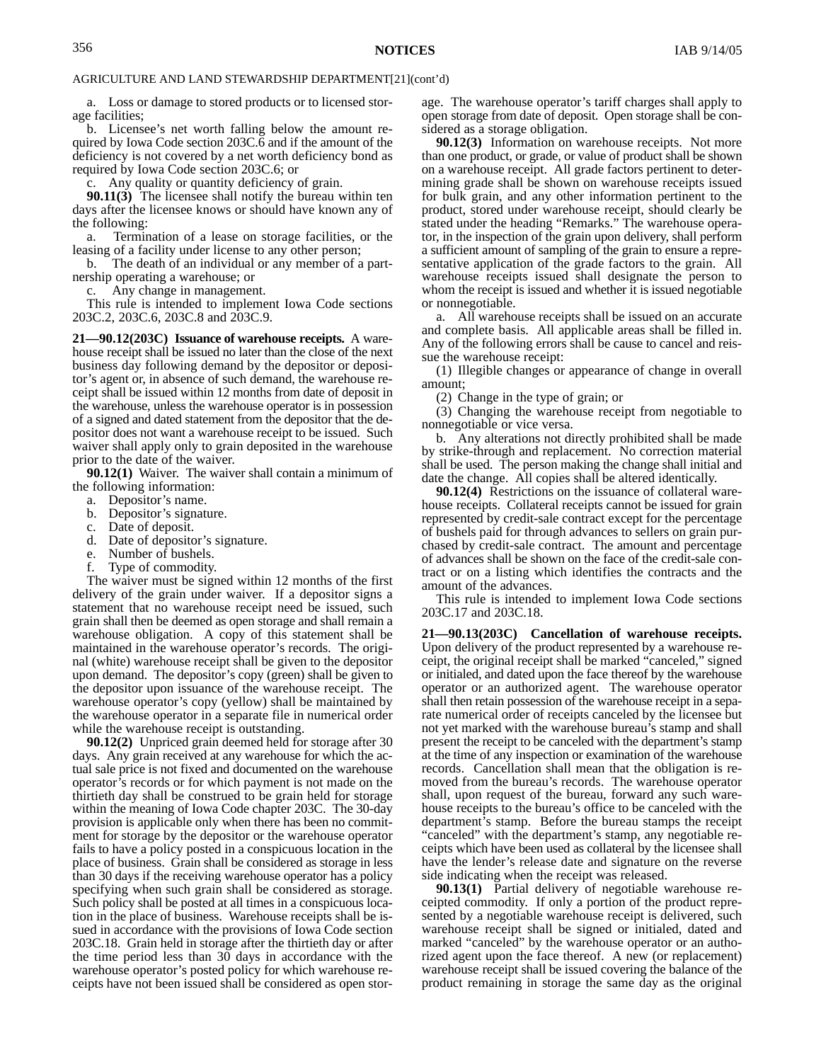AGRICULTURE AND LAND STEWARDSHIP DEPARTMENT[21](cont'd)

a. Loss or damage to stored products or to licensed storage facilities;

b. Licensee's net worth falling below the amount required by Iowa Code section 203C.6 and if the amount of the deficiency is not covered by a net worth deficiency bond as required by Iowa Code section 203C.6; or

c. Any quality or quantity deficiency of grain.

**90.11(3)** The licensee shall notify the bureau within ten days after the licensee knows or should have known any of the following:

a. Termination of a lease on storage facilities, or the leasing of a facility under license to any other person;

b. The death of an individual or any member of a partnership operating a warehouse; or

c. Any change in management.

This rule is intended to implement Iowa Code sections 203C.2, 203C.6, 203C.8 and 203C.9.

**21—90.12(203C) Issuance of warehouse receipts.** A warehouse receipt shall be issued no later than the close of the next business day following demand by the depositor or depositor's agent or, in absence of such demand, the warehouse receipt shall be issued within 12 months from date of deposit in the warehouse, unless the warehouse operator is in possession of a signed and dated statement from the depositor that the depositor does not want a warehouse receipt to be issued. Such waiver shall apply only to grain deposited in the warehouse prior to the date of the waiver.

**90.12(1)** Waiver. The waiver shall contain a minimum of the following information:

a. Depositor's name.
b. Depositor's signature.
c. Date of deposit.
d. Date of depositor's signature.
e. Number of bushels.
f. Type of commodity.

The waiver must be signed within 12 months of the first delivery of the grain under waiver. If a depositor signs a statement that no warehouse receipt need be issued, such grain shall then be deemed as open storage and shall remain a warehouse obligation. A copy of this statement shall be maintained in the warehouse operator's records. The original (white) warehouse receipt shall be given to the depositor upon demand. The depositor's copy (green) shall be given to the depositor upon issuance of the warehouse receipt. The warehouse operator's copy (yellow) shall be maintained by the warehouse operator in a separate file in numerical order while the warehouse receipt is outstanding.

**90.12(2)** Unpriced grain deemed held for storage after 30 days. Any grain received at any warehouse for which the actual sale price is not fixed and documented on the warehouse operator's records or for which payment is not made on the thirtieth day shall be construed to be grain held for storage within the meaning of Iowa Code chapter 203C. The 30-day provision is applicable only when there has been no commitment for storage by the depositor or the warehouse operator fails to have a policy posted in a conspicuous location in the place of business. Grain shall be considered as storage in less than 30 days if the receiving warehouse operator has a policy specifying when such grain shall be considered as storage. Such policy shall be posted at all times in a conspicuous location in the place of business. Warehouse receipts shall be issued in accordance with the provisions of Iowa Code section 203C.18. Grain held in storage after the thirtieth day or after the time period less than 30 days in accordance with the warehouse operator's posted policy for which warehouse receipts have not been issued shall be considered as open storage. The warehouse operator's tariff charges shall apply to open storage from date of deposit. Open storage shall be considered as a storage obligation.

**90.12(3)** Information on warehouse receipts. Not more than one product, or grade, or value of product shall be shown on a warehouse receipt. All grade factors pertinent to determining grade shall be shown on warehouse receipts issued for bulk grain, and any other information pertinent to the product, stored under warehouse receipt, should clearly be stated under the heading "Remarks." The warehouse operator, in the inspection of the grain upon delivery, shall perform a sufficient amount of sampling of the grain to ensure a representative application of the grade factors to the grain. All warehouse receipts issued shall designate the person to whom the receipt is issued and whether it is issued negotiable or nonnegotiable.

a. All warehouse receipts shall be issued on an accurate and complete basis. All applicable areas shall be filled in. Any of the following errors shall be cause to cancel and reissue the warehouse receipt:

(1) Illegible changes or appearance of change in overall amount;

(2) Change in the type of grain; or

(3) Changing the warehouse receipt from negotiable to nonnegotiable or vice versa.

b. Any alterations not directly prohibited shall be made by strike-through and replacement. No correction material shall be used. The person making the change shall initial and date the change. All copies shall be altered identically.

**90.12(4)** Restrictions on the issuance of collateral warehouse receipts. Collateral receipts cannot be issued for grain represented by credit-sale contract except for the percentage of bushels paid for through advances to sellers on grain purchased by credit-sale contract. The amount and percentage of advances shall be shown on the face of the credit-sale contract or on a listing which identifies the contracts and the amount of the advances.

This rule is intended to implement Iowa Code sections 203C.17 and 203C.18.

**21—90.13(203C) Cancellation of warehouse receipts.** Upon delivery of the product represented by a warehouse receipt, the original receipt shall be marked "canceled," signed or initialed, and dated upon the face thereof by the warehouse operator or an authorized agent. The warehouse operator shall then retain possession of the warehouse receipt in a separate numerical order of receipts canceled by the licensee but not yet marked with the warehouse bureau's stamp and shall present the receipt to be canceled with the department's stamp at the time of any inspection or examination of the warehouse records. Cancellation shall mean that the obligation is removed from the bureau's records. The warehouse operator shall, upon request of the bureau, forward any such warehouse receipts to the bureau's office to be canceled with the department's stamp. Before the bureau stamps the receipt "canceled" with the department's stamp, any negotiable receipts which have been used as collateral by the licensee shall have the lender's release date and signature on the reverse side indicating when the receipt was released.

**90.13(1)** Partial delivery of negotiable warehouse receipted commodity. If only a portion of the product represented by a negotiable warehouse receipt is delivered, such warehouse receipt shall be signed or initialed, dated and marked "canceled" by the warehouse operator or an authorized agent upon the face thereof. A new (or replacement) warehouse receipt shall be issued covering the balance of the product remaining in storage the same day as the original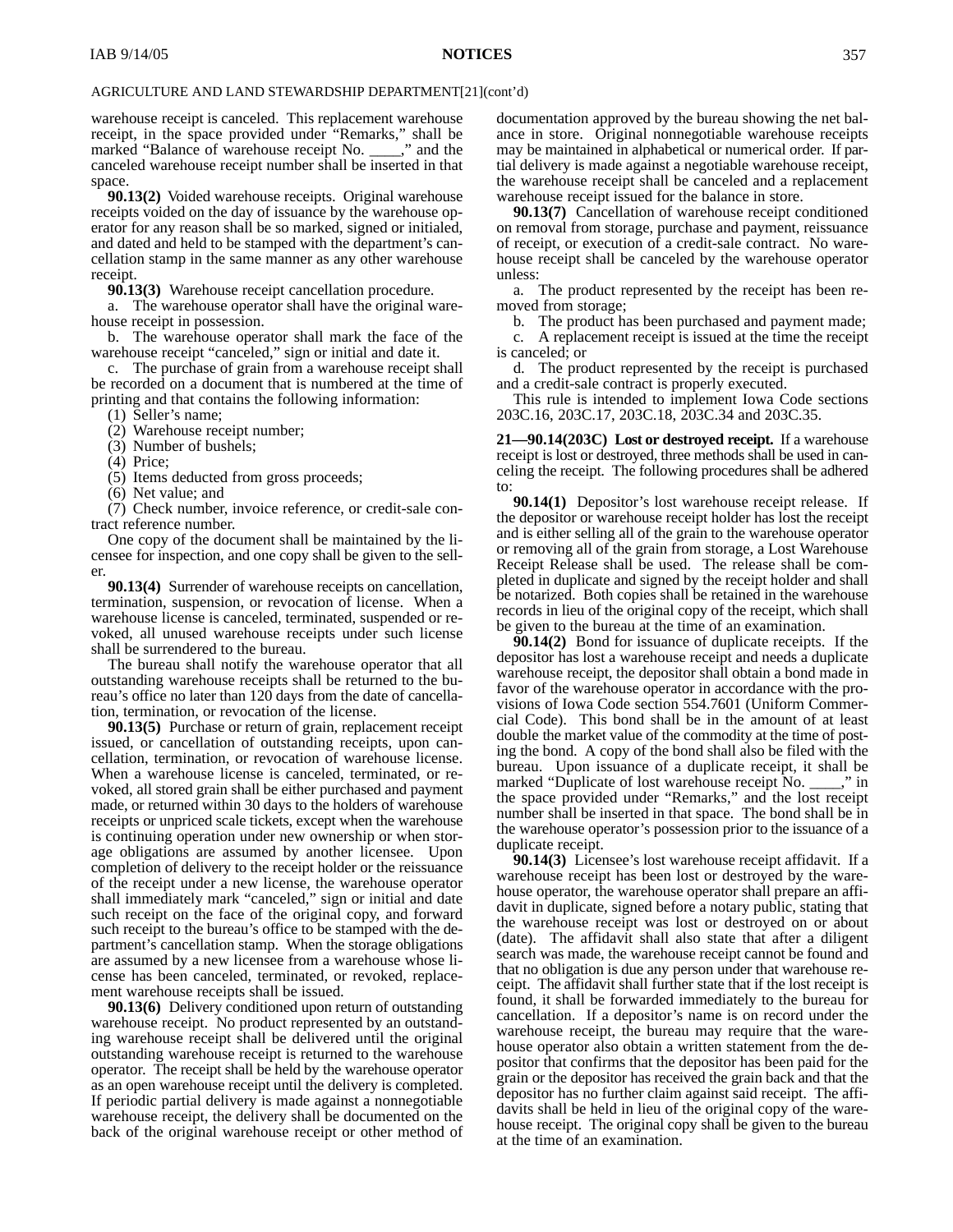warehouse receipt is canceled. This replacement warehouse receipt, in the space provided under "Remarks," shall be marked "Balance of warehouse receipt No. ____," and the canceled warehouse receipt number shall be inserted in that space.

**90.13(2)** Voided warehouse receipts. Original warehouse receipts voided on the day of issuance by the warehouse operator for any reason shall be so marked, signed or initialed, and dated and held to be stamped with the department's cancellation stamp in the same manner as any other warehouse receipt.

**90.13(3)** Warehouse receipt cancellation procedure.

a. The warehouse operator shall have the original warehouse receipt in possession.

b. The warehouse operator shall mark the face of the warehouse receipt "canceled," sign or initial and date it.

c. The purchase of grain from a warehouse receipt shall be recorded on a document that is numbered at the time of printing and that contains the following information:

(1) Seller's name;

(2) Warehouse receipt number;

(3) Number of bushels;

(4) Price;

(5) Items deducted from gross proceeds;

(6) Net value; and

(7) Check number, invoice reference, or credit-sale contract reference number.

One copy of the document shall be maintained by the licensee for inspection, and one copy shall be given to the seller.

**90.13(4)** Surrender of warehouse receipts on cancellation, termination, suspension, or revocation of license. When a warehouse license is canceled, terminated, suspended or revoked, all unused warehouse receipts under such license shall be surrendered to the bureau.

The bureau shall notify the warehouse operator that all outstanding warehouse receipts shall be returned to the bureau's office no later than 120 days from the date of cancellation, termination, or revocation of the license.

**90.13(5)** Purchase or return of grain, replacement receipt issued, or cancellation of outstanding receipts, upon cancellation, termination, or revocation of warehouse license. When a warehouse license is canceled, terminated, or revoked, all stored grain shall be either purchased and payment made, or returned within 30 days to the holders of warehouse receipts or unpriced scale tickets, except when the warehouse is continuing operation under new ownership or when storage obligations are assumed by another licensee. Upon completion of delivery to the receipt holder or the reissuance of the receipt under a new license, the warehouse operator shall immediately mark "canceled," sign or initial and date such receipt on the face of the original copy, and forward such receipt to the bureau's office to be stamped with the department's cancellation stamp. When the storage obligations are assumed by a new licensee from a warehouse whose license has been canceled, terminated, or revoked, replacement warehouse receipts shall be issued.

**90.13(6)** Delivery conditioned upon return of outstanding warehouse receipt. No product represented by an outstanding warehouse receipt shall be delivered until the original outstanding warehouse receipt is returned to the warehouse operator. The receipt shall be held by the warehouse operator as an open warehouse receipt until the delivery is completed. If periodic partial delivery is made against a nonnegotiable warehouse receipt, the delivery shall be documented on the back of the original warehouse receipt or other method of documentation approved by the bureau showing the net balance in store. Original nonnegotiable warehouse receipts may be maintained in alphabetical or numerical order. If partial delivery is made against a negotiable warehouse receipt, the warehouse receipt shall be canceled and a replacement warehouse receipt issued for the balance in store.

**90.13(7)** Cancellation of warehouse receipt conditioned on removal from storage, purchase and payment, reissuance of receipt, or execution of a credit-sale contract. No warehouse receipt shall be canceled by the warehouse operator unless:

a. The product represented by the receipt has been removed from storage;

b. The product has been purchased and payment made;

c. A replacement receipt is issued at the time the receipt is canceled; or

d. The product represented by the receipt is purchased and a credit-sale contract is properly executed.

This rule is intended to implement Iowa Code sections 203C.16, 203C.17, 203C.18, 203C.34 and 203C.35.

**21—90.14(203C) Lost or destroyed receipt.** If a warehouse receipt is lost or destroyed, three methods shall be used in canceling the receipt. The following procedures shall be adhered to:

**90.14(1)** Depositor's lost warehouse receipt release. If the depositor or warehouse receipt holder has lost the receipt and is either selling all of the grain to the warehouse operator or removing all of the grain from storage, a Lost Warehouse Receipt Release shall be used. The release shall be completed in duplicate and signed by the receipt holder and shall be notarized. Both copies shall be retained in the warehouse records in lieu of the original copy of the receipt, which shall be given to the bureau at the time of an examination.

**90.14(2)** Bond for issuance of duplicate receipts. If the depositor has lost a warehouse receipt and needs a duplicate warehouse receipt, the depositor shall obtain a bond made in favor of the warehouse operator in accordance with the provisions of Iowa Code section 554.7601 (Uniform Commercial Code). This bond shall be in the amount of at least double the market value of the commodity at the time of posting the bond. A copy of the bond shall also be filed with the bureau. Upon issuance of a duplicate receipt, it shall be marked "Duplicate of lost warehouse receipt No. ____," in the space provided under "Remarks," and the lost receipt number shall be inserted in that space. The bond shall be in the warehouse operator's possession prior to the issuance of a duplicate receipt.

**90.14(3)** Licensee's lost warehouse receipt affidavit. If a warehouse receipt has been lost or destroyed by the warehouse operator, the warehouse operator shall prepare an affidavit in duplicate, signed before a notary public, stating that the warehouse receipt was lost or destroyed on or about (date). The affidavit shall also state that after a diligent search was made, the warehouse receipt cannot be found and that no obligation is due any person under that warehouse receipt. The affidavit shall further state that if the lost receipt is found, it shall be forwarded immediately to the bureau for cancellation. If a depositor's name is on record under the warehouse receipt, the bureau may require that the warehouse operator also obtain a written statement from the depositor that confirms that the depositor has been paid for the grain or the depositor has received the grain back and that the depositor has no further claim against said receipt. The affidavits shall be held in lieu of the original copy of the warehouse receipt. The original copy shall be given to the bureau at the time of an examination.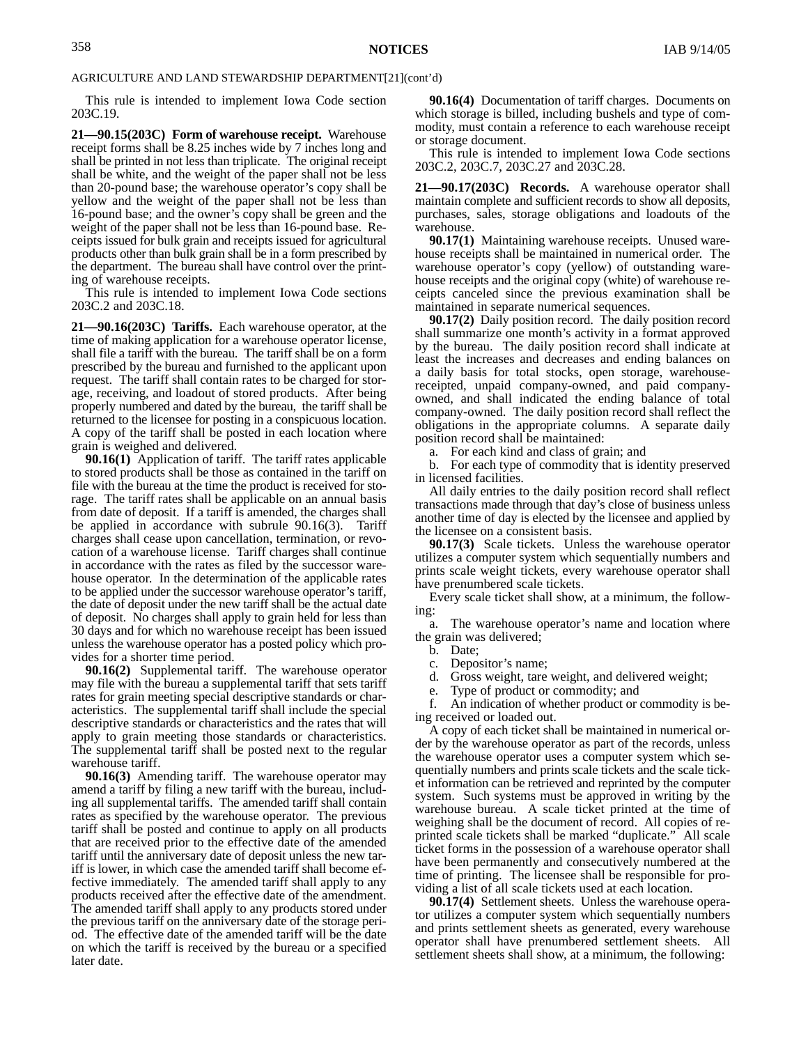AGRICULTURE AND LAND STEWARDSHIP DEPARTMENT[21](cont'd)

This rule is intended to implement Iowa Code section 203C.19.

**21—90.15(203C) Form of warehouse receipt.** Warehouse receipt forms shall be 8.25 inches wide by 7 inches long and shall be printed in not less than triplicate. The original receipt shall be white, and the weight of the paper shall not be less than 20-pound base; the warehouse operator's copy shall be yellow and the weight of the paper shall not be less than 16-pound base; and the owner's copy shall be green and the weight of the paper shall not be less than 16-pound base. Receipts issued for bulk grain and receipts issued for agricultural products other than bulk grain shall be in a form prescribed by the department. The bureau shall have control over the printing of warehouse receipts.

This rule is intended to implement Iowa Code sections 203C.2 and 203C.18.

**21—90.16(203C) Tariffs.** Each warehouse operator, at the time of making application for a warehouse operator license, shall file a tariff with the bureau. The tariff shall be on a form prescribed by the bureau and furnished to the applicant upon request. The tariff shall contain rates to be charged for storage, receiving, and loadout of stored products. After being properly numbered and dated by the bureau, the tariff shall be returned to the licensee for posting in a conspicuous location. A copy of the tariff shall be posted in each location where grain is weighed and delivered.

**90.16(1)** Application of tariff. The tariff rates applicable to stored products shall be those as contained in the tariff on file with the bureau at the time the product is received for storage. The tariff rates shall be applicable on an annual basis from date of deposit. If a tariff is amended, the charges shall be applied in accordance with subrule 90.16(3). Tariff charges shall cease upon cancellation, termination, or revocation of a warehouse license. Tariff charges shall continue in accordance with the rates as filed by the successor warehouse operator. In the determination of the applicable rates to be applied under the successor warehouse operator's tariff, the date of deposit under the new tariff shall be the actual date of deposit. No charges shall apply to grain held for less than 30 days and for which no warehouse receipt has been issued unless the warehouse operator has a posted policy which provides for a shorter time period.

**90.16(2)** Supplemental tariff. The warehouse operator may file with the bureau a supplemental tariff that sets tariff rates for grain meeting special descriptive standards or characteristics. The supplemental tariff shall include the special descriptive standards or characteristics and the rates that will apply to grain meeting those standards or characteristics. The supplemental tariff shall be posted next to the regular warehouse tariff.

**90.16(3)** Amending tariff. The warehouse operator may amend a tariff by filing a new tariff with the bureau, including all supplemental tariffs. The amended tariff shall contain rates as specified by the warehouse operator. The previous tariff shall be posted and continue to apply on all products that are received prior to the effective date of the amended tariff until the anniversary date of deposit unless the new tariff is lower, in which case the amended tariff shall become effective immediately. The amended tariff shall apply to any products received after the effective date of the amendment. The amended tariff shall apply to any products stored under the previous tariff on the anniversary date of the storage period. The effective date of the amended tariff will be the date on which the tariff is received by the bureau or a specified later date.

**90.16(4)** Documentation of tariff charges. Documents on which storage is billed, including bushels and type of commodity, must contain a reference to each warehouse receipt or storage document.

This rule is intended to implement Iowa Code sections 203C.2, 203C.7, 203C.27 and 203C.28.

**21—90.17(203C) Records.** A warehouse operator shall maintain complete and sufficient records to show all deposits, purchases, sales, storage obligations and loadouts of the warehouse.

**90.17(1)** Maintaining warehouse receipts. Unused warehouse receipts shall be maintained in numerical order. The warehouse operator's copy (yellow) of outstanding warehouse receipts and the original copy (white) of warehouse receipts canceled since the previous examination shall be maintained in separate numerical sequences.

**90.17(2)** Daily position record. The daily position record shall summarize one month's activity in a format approved by the bureau. The daily position record shall indicate at least the increases and decreases and ending balances on a daily basis for total stocks, open storage, warehouse-receipted, unpaid company-owned, and paid company-owned, and shall indicated the ending balance of total company-owned. The daily position record shall reflect the obligations in the appropriate columns. A separate daily position record shall be maintained:

a. For each kind and class of grain; and

b. For each type of commodity that is identity preserved in licensed facilities.

All daily entries to the daily position record shall reflect transactions made through that day's close of business unless another time of day is elected by the licensee and applied by the licensee on a consistent basis.

**90.17(3)** Scale tickets. Unless the warehouse operator utilizes a computer system which sequentially numbers and prints scale weight tickets, every warehouse operator shall have prenumbered scale tickets.

Every scale ticket shall show, at a minimum, the following:

a. The warehouse operator's name and location where the grain was delivered;

b. Date;

c. Depositor's name;

d. Gross weight, tare weight, and delivered weight;

e. Type of product or commodity; and

f. An indication of whether product or commodity is being received or loaded out.

A copy of each ticket shall be maintained in numerical order by the warehouse operator as part of the records, unless the warehouse operator uses a computer system which sequentially numbers and prints scale tickets and the scale ticket information can be retrieved and reprinted by the computer system. Such systems must be approved in writing by the warehouse bureau. A scale ticket printed at the time of weighing shall be the document of record. All copies of reprinted scale tickets shall be marked "duplicate." All scale ticket forms in the possession of a warehouse operator shall have been permanently and consecutively numbered at the time of printing. The licensee shall be responsible for providing a list of all scale tickets used at each location.

**90.17(4)** Settlement sheets. Unless the warehouse operator utilizes a computer system which sequentially numbers and prints settlement sheets as generated, every warehouse operator shall have prenumbered settlement sheets. All settlement sheets shall show, at a minimum, the following: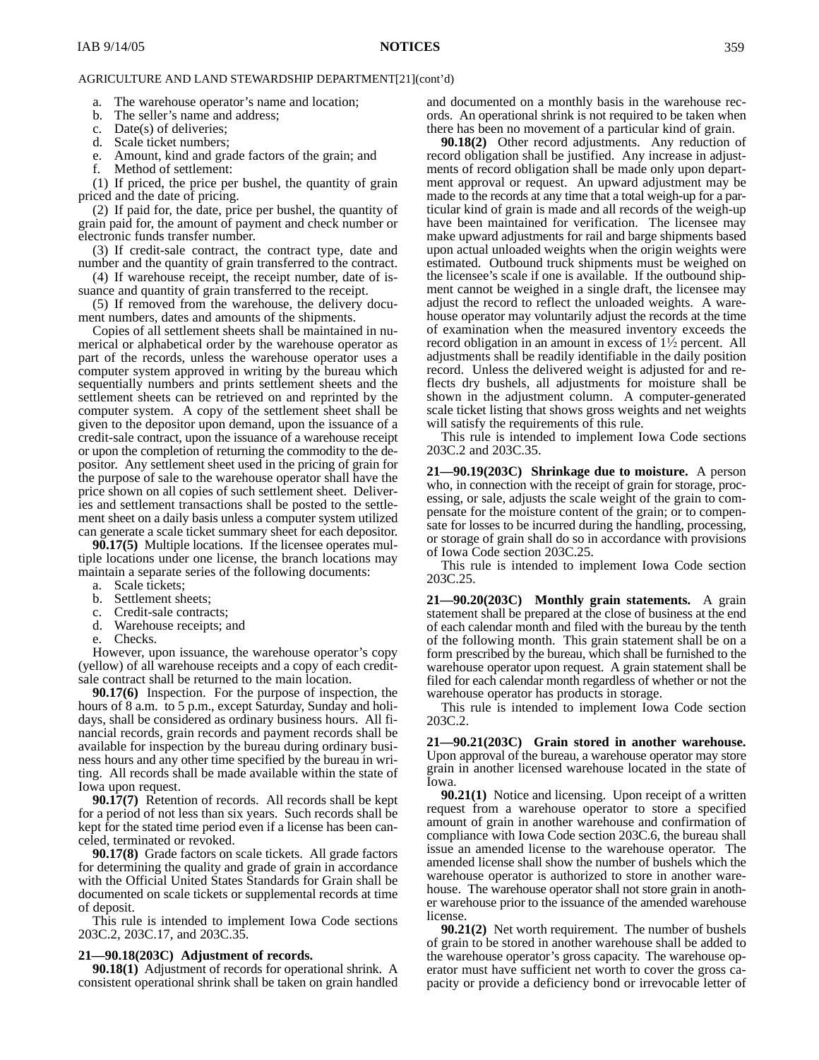AGRICULTURE AND LAND STEWARDSHIP DEPARTMENT[21](cont'd)

a. The warehouse operator's name and location;
b. The seller's name and address;
c. Date(s) of deliveries;
d. Scale ticket numbers;
e. Amount, kind and grade factors of the grain; and
f. Method of settlement:

(1) If priced, the price per bushel, the quantity of grain priced and the date of pricing.

(2) If paid for, the date, price per bushel, the quantity of grain paid for, the amount of payment and check number or electronic funds transfer number.

(3) If credit-sale contract, the contract type, date and number and the quantity of grain transferred to the contract.

(4) If warehouse receipt, the receipt number, date of issuance and quantity of grain transferred to the receipt.

(5) If removed from the warehouse, the delivery document numbers, dates and amounts of the shipments.

Copies of all settlement sheets shall be maintained in numerical or alphabetical order by the warehouse operator as part of the records, unless the warehouse operator uses a computer system approved in writing by the bureau which sequentially numbers and prints settlement sheets and the settlement sheets can be retrieved on and reprinted by the computer system. A copy of the settlement sheet shall be given to the depositor upon demand, upon the issuance of a credit-sale contract, upon the issuance of a warehouse receipt or upon the completion of returning the commodity to the depositor. Any settlement sheet used in the pricing of grain for the purpose of sale to the warehouse operator shall have the price shown on all copies of such settlement sheet. Deliveries and settlement transactions shall be posted to the settlement sheet on a daily basis unless a computer system utilized can generate a scale ticket summary sheet for each depositor.

**90.17(5)** Multiple locations. If the licensee operates multiple locations under one license, the branch locations may maintain a separate series of the following documents:

a. Scale tickets;
b. Settlement sheets;
c. Credit-sale contracts;
d. Warehouse receipts; and
e. Checks.

However, upon issuance, the warehouse operator's copy (yellow) of all warehouse receipts and a copy of each credit-sale contract shall be returned to the main location.

**90.17(6)** Inspection. For the purpose of inspection, the hours of 8 a.m. to 5 p.m., except Saturday, Sunday and holidays, shall be considered as ordinary business hours. All financial records, grain records and payment records shall be available for inspection by the bureau during ordinary business hours and any other time specified by the bureau in writing. All records shall be made available within the state of Iowa upon request.

**90.17(7)** Retention of records. All records shall be kept for a period of not less than six years. Such records shall be kept for the stated time period even if a license has been canceled, terminated or revoked.

**90.17(8)** Grade factors on scale tickets. All grade factors for determining the quality and grade of grain in accordance with the Official United States Standards for Grain shall be documented on scale tickets or supplemental records at time of deposit.

This rule is intended to implement Iowa Code sections 203C.2, 203C.17, and 203C.35.

**21—90.18(203C) Adjustment of records.**

**90.18(1)** Adjustment of records for operational shrink. A consistent operational shrink shall be taken on grain handled and documented on a monthly basis in the warehouse records. An operational shrink is not required to be taken when there has been no movement of a particular kind of grain.

**90.18(2)** Other record adjustments. Any reduction of record obligation shall be justified. Any increase in adjustments of record obligation shall be made only upon department approval or request. An upward adjustment may be made to the records at any time that a total weigh-up for a particular kind of grain is made and all records of the weigh-up have been maintained for verification. The licensee may make upward adjustments for rail and barge shipments based upon actual unloaded weights when the origin weights were estimated. Outbound truck shipments must be weighed on the licensee's scale if one is available. If the outbound shipment cannot be weighed in a single draft, the licensee may adjust the record to reflect the unloaded weights. A warehouse operator may voluntarily adjust the records at the time of examination when the measured inventory exceeds the record obligation in an amount in excess of 1½ percent. All adjustments shall be readily identifiable in the daily position record. Unless the delivered weight is adjusted for and reflects dry bushels, all adjustments for moisture shall be shown in the adjustment column. A computer-generated scale ticket listing that shows gross weights and net weights will satisfy the requirements of this rule.

This rule is intended to implement Iowa Code sections 203C.2 and 203C.35.

**21—90.19(203C) Shrinkage due to moisture.** A person who, in connection with the receipt of grain for storage, processing, or sale, adjusts the scale weight of the grain to compensate for the moisture content of the grain; or to compensate for losses to be incurred during the handling, processing, or storage of grain shall do so in accordance with provisions of Iowa Code section 203C.25.

This rule is intended to implement Iowa Code section 203C.25.

**21—90.20(203C) Monthly grain statements.** A grain statement shall be prepared at the close of business at the end of each calendar month and filed with the bureau by the tenth of the following month. This grain statement shall be on a form prescribed by the bureau, which shall be furnished to the warehouse operator upon request. A grain statement shall be filed for each calendar month regardless of whether or not the warehouse operator has products in storage.

This rule is intended to implement Iowa Code section 203C.2.

**21—90.21(203C) Grain stored in another warehouse.** Upon approval of the bureau, a warehouse operator may store grain in another licensed warehouse located in the state of Iowa.

**90.21(1)** Notice and licensing. Upon receipt of a written request from a warehouse operator to store a specified amount of grain in another warehouse and confirmation of compliance with Iowa Code section 203C.6, the bureau shall issue an amended license to the warehouse operator. The amended license shall show the number of bushels which the warehouse operator is authorized to store in another warehouse. The warehouse operator shall not store grain in another warehouse prior to the issuance of the amended warehouse license.

**90.21(2)** Net worth requirement. The number of bushels of grain to be stored in another warehouse shall be added to the warehouse operator's gross capacity. The warehouse operator must have sufficient net worth to cover the gross capacity or provide a deficiency bond or irrevocable letter of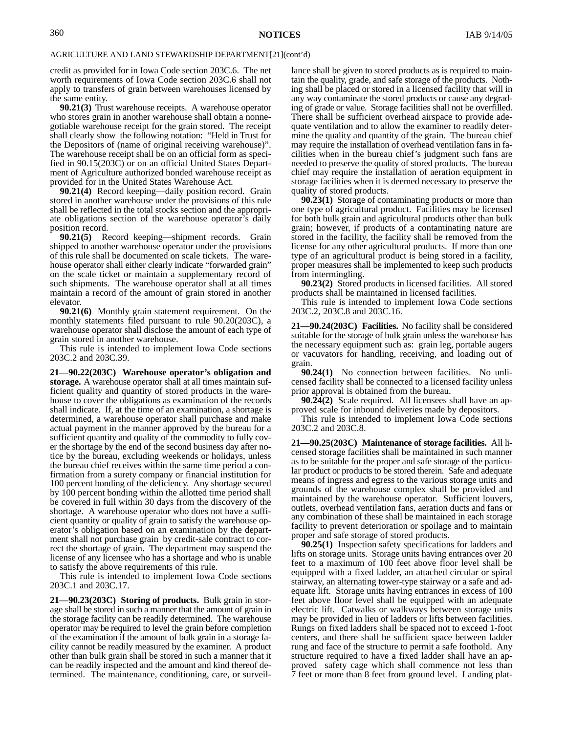AGRICULTURE AND LAND STEWARDSHIP DEPARTMENT[21](cont'd)

credit as provided for in Iowa Code section 203C.6. The net worth requirements of Iowa Code section 203C.6 shall not apply to transfers of grain between warehouses licensed by the same entity.

**90.21(3)** Trust warehouse receipts. A warehouse operator who stores grain in another warehouse shall obtain a nonnegotiable warehouse receipt for the grain stored. The receipt shall clearly show the following notation: "Held in Trust for the Depositors of (name of original receiving warehouse)". The warehouse receipt shall be on an official form as specified in 90.15(203C) or on an official United States Department of Agriculture authorized bonded warehouse receipt as provided for in the United States Warehouse Act.

**90.21(4)** Record keeping—daily position record. Grain stored in another warehouse under the provisions of this rule shall be reflected in the total stocks section and the appropriate obligations section of the warehouse operator's daily position record.

**90.21(5)** Record keeping—shipment records. Grain shipped to another warehouse operator under the provisions of this rule shall be documented on scale tickets. The warehouse operator shall either clearly indicate "forwarded grain" on the scale ticket or maintain a supplementary record of such shipments. The warehouse operator shall at all times maintain a record of the amount of grain stored in another elevator.

**90.21(6)** Monthly grain statement requirement. On the monthly statements filed pursuant to rule 90.20(203C), a warehouse operator shall disclose the amount of each type of grain stored in another warehouse.

This rule is intended to implement Iowa Code sections 203C.2 and 203C.39.

**21—90.22(203C) Warehouse operator's obligation and storage.** A warehouse operator shall at all times maintain sufficient quality and quantity of stored products in the warehouse to cover the obligations as examination of the records shall indicate. If, at the time of an examination, a shortage is determined, a warehouse operator shall purchase and make actual payment in the manner approved by the bureau for a sufficient quantity and quality of the commodity to fully cover the shortage by the end of the second business day after notice by the bureau, excluding weekends or holidays, unless the bureau chief receives within the same time period a confirmation from a surety company or financial institution for 100 percent bonding of the deficiency. Any shortage secured by 100 percent bonding within the allotted time period shall be covered in full within 30 days from the discovery of the shortage. A warehouse operator who does not have a sufficient quantity or quality of grain to satisfy the warehouse operator's obligation based on an examination by the department shall not purchase grain by credit-sale contract to correct the shortage of grain. The department may suspend the license of any licensee who has a shortage and who is unable to satisfy the above requirements of this rule.

This rule is intended to implement Iowa Code sections 203C.1 and 203C.17.

**21—90.23(203C) Storing of products.** Bulk grain in storage shall be stored in such a manner that the amount of grain in the storage facility can be readily determined. The warehouse operator may be required to level the grain before completion of the examination if the amount of bulk grain in a storage facility cannot be readily measured by the examiner. A product other than bulk grain shall be stored in such a manner that it can be readily inspected and the amount and kind thereof determined. The maintenance, conditioning, care, or surveillance shall be given to stored products as is required to maintain the quality, grade, and safe storage of the products. Nothing shall be placed or stored in a licensed facility that will in any way contaminate the stored products or cause any degrading of grade or value. Storage facilities shall not be overfilled. There shall be sufficient overhead airspace to provide adequate ventilation and to allow the examiner to readily determine the quality and quantity of the grain. The bureau chief may require the installation of overhead ventilation fans in facilities when in the bureau chief's judgment such fans are needed to preserve the quality of stored products. The bureau chief may require the installation of aeration equipment in storage facilities when it is deemed necessary to preserve the quality of stored products.

**90.23(1)** Storage of contaminating products or more than one type of agricultural product. Facilities may be licensed for both bulk grain and agricultural products other than bulk grain; however, if products of a contaminating nature are stored in the facility, the facility shall be removed from the license for any other agricultural products. If more than one type of an agricultural product is being stored in a facility, proper measures shall be implemented to keep such products from intermingling.

**90.23(2)** Stored products in licensed facilities. All stored products shall be maintained in licensed facilities.

This rule is intended to implement Iowa Code sections 203C.2, 203C.8 and 203C.16.

**21—90.24(203C) Facilities.** No facility shall be considered suitable for the storage of bulk grain unless the warehouse has the necessary equipment such as: grain leg, portable augers or vacuvators for handling, receiving, and loading out of grain.

**90.24(1)** No connection between facilities. No unlicensed facility shall be connected to a licensed facility unless prior approval is obtained from the bureau.

**90.24(2)** Scale required. All licensees shall have an approved scale for inbound deliveries made by depositors.

This rule is intended to implement Iowa Code sections 203C.2 and 203C.8.

**21—90.25(203C) Maintenance of storage facilities.** All licensed storage facilities shall be maintained in such manner as to be suitable for the proper and safe storage of the particular product or products to be stored therein. Safe and adequate means of ingress and egress to the various storage units and grounds of the warehouse complex shall be provided and maintained by the warehouse operator. Sufficient louvers, outlets, overhead ventilation fans, aeration ducts and fans or any combination of these shall be maintained in each storage facility to prevent deterioration or spoilage and to maintain proper and safe storage of stored products.

**90.25(1)** Inspection safety specifications for ladders and lifts on storage units. Storage units having entrances over 20 feet to a maximum of 100 feet above floor level shall be equipped with a fixed ladder, an attached circular or spiral stairway, an alternating tower-type stairway or a safe and adequate lift. Storage units having entrances in excess of 100 feet above floor level shall be equipped with an adequate electric lift. Catwalks or walkways between storage units may be provided in lieu of ladders or lifts between facilities. Rungs on fixed ladders shall be spaced not to exceed 1-foot centers, and there shall be sufficient space between ladder rung and face of the structure to permit a safe foothold. Any structure required to have a fixed ladder shall have an approved safety cage which shall commence not less than 7 feet or more than 8 feet from ground level. Landing plat-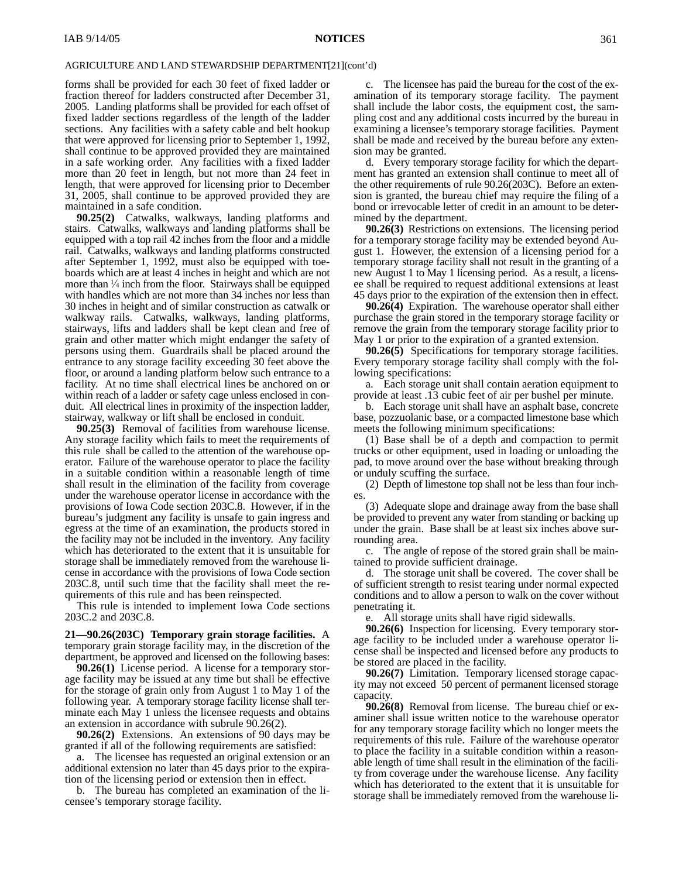AGRICULTURE AND LAND STEWARDSHIP DEPARTMENT[21](cont'd)

forms shall be provided for each 30 feet of fixed ladder or fraction thereof for ladders constructed after December 31, 2005. Landing platforms shall be provided for each offset of fixed ladder sections regardless of the length of the ladder sections. Any facilities with a safety cable and belt hookup that were approved for licensing prior to September 1, 1992, shall continue to be approved provided they are maintained in a safe working order. Any facilities with a fixed ladder more than 20 feet in length, but not more than 24 feet in length, that were approved for licensing prior to December 31, 2005, shall continue to be approved provided they are maintained in a safe condition.

**90.25(2)** Catwalks, walkways, landing platforms and stairs. Catwalks, walkways and landing platforms shall be equipped with a top rail 42 inches from the floor and a middle rail. Catwalks, walkways and landing platforms constructed after September 1, 1992, must also be equipped with toeboards which are at least 4 inches in height and which are not more than ¼ inch from the floor. Stairways shall be equipped with handles which are not more than 34 inches nor less than 30 inches in height and of similar construction as catwalk or walkway rails. Catwalks, walkways, landing platforms, stairways, lifts and ladders shall be kept clean and free of grain and other matter which might endanger the safety of persons using them. Guardrails shall be placed around the entrance to any storage facility exceeding 30 feet above the floor, or around a landing platform below such entrance to a facility. At no time shall electrical lines be anchored on or within reach of a ladder or safety cage unless enclosed in conduit. All electrical lines in proximity of the inspection ladder, stairway, walkway or lift shall be enclosed in conduit.

**90.25(3)** Removal of facilities from warehouse license. Any storage facility which fails to meet the requirements of this rule shall be called to the attention of the warehouse operator. Failure of the warehouse operator to place the facility in a suitable condition within a reasonable length of time shall result in the elimination of the facility from coverage under the warehouse operator license in accordance with the provisions of Iowa Code section 203C.8. However, if in the bureau's judgment any facility is unsafe to gain ingress and egress at the time of an examination, the products stored in the facility may not be included in the inventory. Any facility which has deteriorated to the extent that it is unsuitable for storage shall be immediately removed from the warehouse license in accordance with the provisions of Iowa Code section 203C.8, until such time that the facility shall meet the requirements of this rule and has been reinspected.

This rule is intended to implement Iowa Code sections 203C.2 and 203C.8.

**21—90.26(203C) Temporary grain storage facilities.** A temporary grain storage facility may, in the discretion of the department, be approved and licensed on the following bases:

**90.26(1)** License period. A license for a temporary storage facility may be issued at any time but shall be effective for the storage of grain only from August 1 to May 1 of the following year. A temporary storage facility license shall terminate each May 1 unless the licensee requests and obtains an extension in accordance with subrule 90.26(2).

**90.26(2)** Extensions. An extensions of 90 days may be granted if all of the following requirements are satisfied:

a. The licensee has requested an original extension or an additional extension no later than 45 days prior to the expiration of the licensing period or extension then in effect.

b. The bureau has completed an examination of the licensee's temporary storage facility.

c. The licensee has paid the bureau for the cost of the examination of its temporary storage facility. The payment shall include the labor costs, the equipment cost, the sampling cost and any additional costs incurred by the bureau in examining a licensee's temporary storage facilities. Payment shall be made and received by the bureau before any extension may be granted.

d. Every temporary storage facility for which the department has granted an extension shall continue to meet all of the other requirements of rule 90.26(203C). Before an extension is granted, the bureau chief may require the filing of a bond or irrevocable letter of credit in an amount to be determined by the department.

**90.26(3)** Restrictions on extensions. The licensing period for a temporary storage facility may be extended beyond August 1. However, the extension of a licensing period for a temporary storage facility shall not result in the granting of a new August 1 to May 1 licensing period. As a result, a licensee shall be required to request additional extensions at least 45 days prior to the expiration of the extension then in effect.

**90.26(4)** Expiration. The warehouse operator shall either purchase the grain stored in the temporary storage facility or remove the grain from the temporary storage facility prior to May 1 or prior to the expiration of a granted extension.

**90.26(5)** Specifications for temporary storage facilities. Every temporary storage facility shall comply with the following specifications:

a. Each storage unit shall contain aeration equipment to provide at least .13 cubic feet of air per bushel per minute.

b. Each storage unit shall have an asphalt base, concrete base, pozzuolanic base, or a compacted limestone base which meets the following minimum specifications:

(1) Base shall be of a depth and compaction to permit trucks or other equipment, used in loading or unloading the pad, to move around over the base without breaking through or unduly scuffing the surface.

(2) Depth of limestone top shall not be less than four inches.

(3) Adequate slope and drainage away from the base shall be provided to prevent any water from standing or backing up under the grain. Base shall be at least six inches above surrounding area.

c. The angle of repose of the stored grain shall be maintained to provide sufficient drainage.

d. The storage unit shall be covered. The cover shall be of sufficient strength to resist tearing under normal expected conditions and to allow a person to walk on the cover without penetrating it.

e. All storage units shall have rigid sidewalls.

**90.26(6)** Inspection for licensing. Every temporary storage facility to be included under a warehouse operator license shall be inspected and licensed before any products to be stored are placed in the facility.

**90.26(7)** Limitation. Temporary licensed storage capacity may not exceed 50 percent of permanent licensed storage capacity.

**90.26(8)** Removal from license. The bureau chief or examiner shall issue written notice to the warehouse operator for any temporary storage facility which no longer meets the requirements of this rule. Failure of the warehouse operator to place the facility in a suitable condition within a reasonable length of time shall result in the elimination of the facility from coverage under the warehouse license. Any facility which has deteriorated to the extent that it is unsuitable for storage shall be immediately removed from the warehouse li-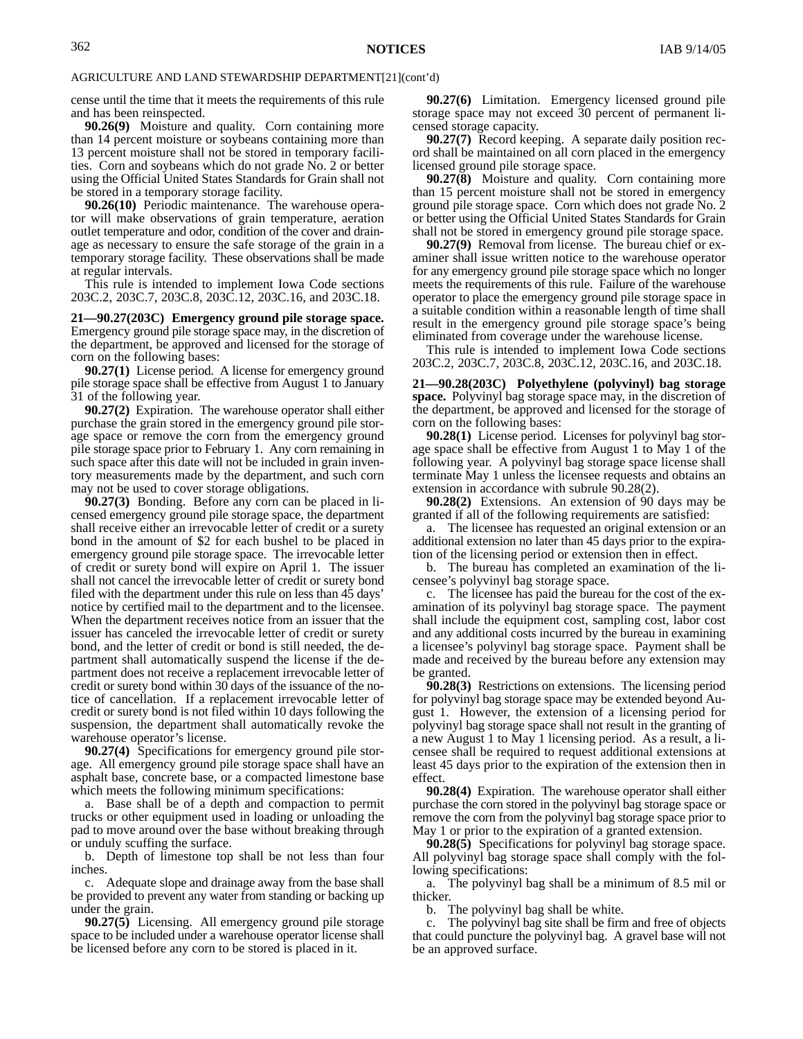AGRICULTURE AND LAND STEWARDSHIP DEPARTMENT[21](cont'd)

cense until the time that it meets the requirements of this rule and has been reinspected.

**90.26(9)** Moisture and quality. Corn containing more than 14 percent moisture or soybeans containing more than 13 percent moisture shall not be stored in temporary facilities. Corn and soybeans which do not grade No. 2 or better using the Official United States Standards for Grain shall not be stored in a temporary storage facility.

**90.26(10)** Periodic maintenance. The warehouse operator will make observations of grain temperature, aeration outlet temperature and odor, condition of the cover and drainage as necessary to ensure the safe storage of the grain in a temporary storage facility. These observations shall be made at regular intervals.

This rule is intended to implement Iowa Code sections 203C.2, 203C.7, 203C.8, 203C.12, 203C.16, and 203C.18.

**21—90.27(203C) Emergency ground pile storage space.** Emergency ground pile storage space may, in the discretion of the department, be approved and licensed for the storage of corn on the following bases:

**90.27(1)** License period. A license for emergency ground pile storage space shall be effective from August 1 to January 31 of the following year.

**90.27(2)** Expiration. The warehouse operator shall either purchase the grain stored in the emergency ground pile storage space or remove the corn from the emergency ground pile storage space prior to February 1. Any corn remaining in such space after this date will not be included in grain inventory measurements made by the department, and such corn may not be used to cover storage obligations.

**90.27(3)** Bonding. Before any corn can be placed in licensed emergency ground pile storage space, the department shall receive either an irrevocable letter of credit or a surety bond in the amount of $2 for each bushel to be placed in emergency ground pile storage space. The irrevocable letter of credit or surety bond will expire on April 1. The issuer shall not cancel the irrevocable letter of credit or surety bond filed with the department under this rule on less than 45 days' notice by certified mail to the department and to the licensee. When the department receives notice from an issuer that the issuer has canceled the irrevocable letter of credit or surety bond, and the letter of credit or bond is still needed, the department shall automatically suspend the license if the department does not receive a replacement irrevocable letter of credit or surety bond within 30 days of the issuance of the notice of cancellation. If a replacement irrevocable letter of credit or surety bond is not filed within 10 days following the suspension, the department shall automatically revoke the warehouse operator's license.

**90.27(4)** Specifications for emergency ground pile storage. All emergency ground pile storage space shall have an asphalt base, concrete base, or a compacted limestone base which meets the following minimum specifications:

a. Base shall be of a depth and compaction to permit trucks or other equipment used in loading or unloading the pad to move around over the base without breaking through or unduly scuffing the surface.

b. Depth of limestone top shall be not less than four inches.

c. Adequate slope and drainage away from the base shall be provided to prevent any water from standing or backing up under the grain.

**90.27(5)** Licensing. All emergency ground pile storage space to be included under a warehouse operator license shall be licensed before any corn to be stored is placed in it.

**90.27(6)** Limitation. Emergency licensed ground pile storage space may not exceed 30 percent of permanent licensed storage capacity.

**90.27(7)** Record keeping. A separate daily position record shall be maintained on all corn placed in the emergency licensed ground pile storage space.

**90.27(8)** Moisture and quality. Corn containing more than 15 percent moisture shall not be stored in emergency ground pile storage space. Corn which does not grade No. 2 or better using the Official United States Standards for Grain shall not be stored in emergency ground pile storage space.

**90.27(9)** Removal from license. The bureau chief or examiner shall issue written notice to the warehouse operator for any emergency ground pile storage space which no longer meets the requirements of this rule. Failure of the warehouse operator to place the emergency ground pile storage space in a suitable condition within a reasonable length of time shall result in the emergency ground pile storage space's being eliminated from coverage under the warehouse license.

This rule is intended to implement Iowa Code sections 203C.2, 203C.7, 203C.8, 203C.12, 203C.16, and 203C.18.

**21—90.28(203C) Polyethylene (polyvinyl) bag storage space.** Polyvinyl bag storage space may, in the discretion of the department, be approved and licensed for the storage of corn on the following bases:

**90.28(1)** License period. Licenses for polyvinyl bag storage space shall be effective from August 1 to May 1 of the following year. A polyvinyl bag storage space license shall terminate May 1 unless the licensee requests and obtains an extension in accordance with subrule 90.28(2).

**90.28(2)** Extensions. An extension of 90 days may be granted if all of the following requirements are satisfied:

a. The licensee has requested an original extension or an additional extension no later than 45 days prior to the expiration of the licensing period or extension then in effect.

b. The bureau has completed an examination of the licensee's polyvinyl bag storage space.

c. The licensee has paid the bureau for the cost of the examination of its polyvinyl bag storage space. The payment shall include the equipment cost, sampling cost, labor cost and any additional costs incurred by the bureau in examining a licensee's polyvinyl bag storage space. Payment shall be made and received by the bureau before any extension may be granted.

**90.28(3)** Restrictions on extensions. The licensing period for polyvinyl bag storage space may be extended beyond August 1. However, the extension of a licensing period for polyvinyl bag storage space shall not result in the granting of a new August 1 to May 1 licensing period. As a result, a licensee shall be required to request additional extensions at least 45 days prior to the expiration of the extension then in effect.

**90.28(4)** Expiration. The warehouse operator shall either purchase the corn stored in the polyvinyl bag storage space or remove the corn from the polyvinyl bag storage space prior to May 1 or prior to the expiration of a granted extension.

**90.28(5)** Specifications for polyvinyl bag storage space. All polyvinyl bag storage space shall comply with the following specifications:

a. The polyvinyl bag shall be a minimum of 8.5 mil or thicker.

b. The polyvinyl bag shall be white.

c. The polyvinyl bag site shall be firm and free of objects that could puncture the polyvinyl bag. A gravel base will not be an approved surface.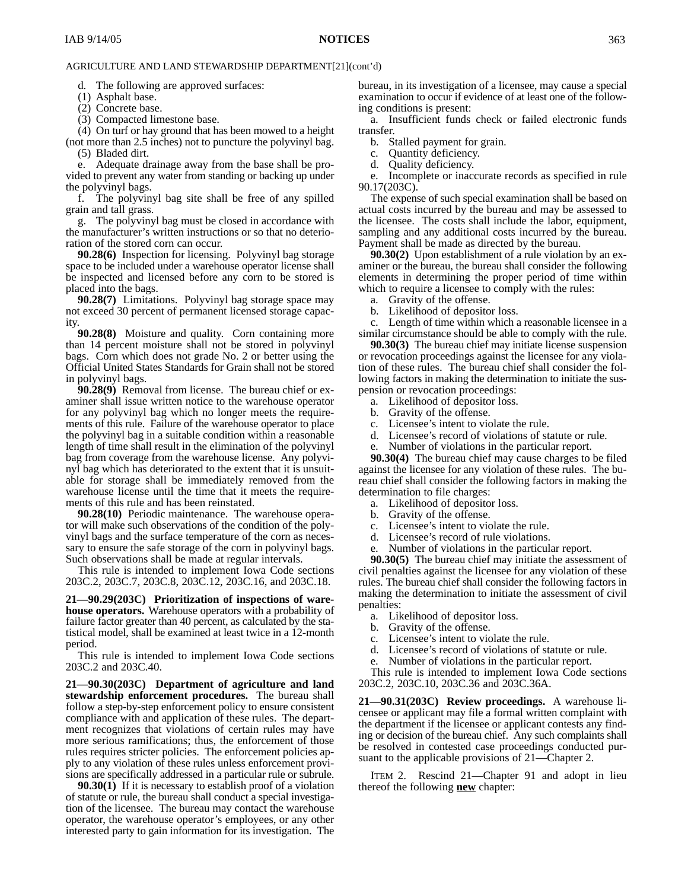AGRICULTURE AND LAND STEWARDSHIP DEPARTMENT[21](cont'd)

d. The following are approved surfaces:

(1) Asphalt base.

(2) Concrete base.

(3) Compacted limestone base.

(4) On turf or hay ground that has been mowed to a height (not more than 2.5 inches) not to puncture the polyvinyl bag.

(5) Bladed dirt.

e. Adequate drainage away from the base shall be provided to prevent any water from standing or backing up under the polyvinyl bags.

f. The polyvinyl bag site shall be free of any spilled grain and tall grass.

g. The polyvinyl bag must be closed in accordance with the manufacturer's written instructions or so that no deterioration of the stored corn can occur.

**90.28(6)** Inspection for licensing. Polyvinyl bag storage space to be included under a warehouse operator license shall be inspected and licensed before any corn to be stored is placed into the bags.

**90.28(7)** Limitations. Polyvinyl bag storage space may not exceed 30 percent of permanent licensed storage capacity.

**90.28(8)** Moisture and quality. Corn containing more than 14 percent moisture shall not be stored in polyvinyl bags. Corn which does not grade No. 2 or better using the Official United States Standards for Grain shall not be stored in polyvinyl bags.

**90.28(9)** Removal from license. The bureau chief or examiner shall issue written notice to the warehouse operator for any polyvinyl bag which no longer meets the requirements of this rule. Failure of the warehouse operator to place the polyvinyl bag in a suitable condition within a reasonable length of time shall result in the elimination of the polyvinyl bag from coverage from the warehouse license. Any polyvinyl bag which has deteriorated to the extent that it is unsuitable for storage shall be immediately removed from the warehouse license until the time that it meets the requirements of this rule and has been reinstated.

**90.28(10)** Periodic maintenance. The warehouse operator will make such observations of the condition of the polyvinyl bags and the surface temperature of the corn as necessary to ensure the safe storage of the corn in polyvinyl bags. Such observations shall be made at regular intervals.

This rule is intended to implement Iowa Code sections 203C.2, 203C.7, 203C.8, 203C.12, 203C.16, and 203C.18.

**21—90.29(203C) Prioritization of inspections of warehouse operators.** Warehouse operators with a probability of failure factor greater than 40 percent, as calculated by the statistical model, shall be examined at least twice in a 12-month period.

This rule is intended to implement Iowa Code sections 203C.2 and 203C.40.

**21—90.30(203C) Department of agriculture and land stewardship enforcement procedures.** The bureau shall follow a step-by-step enforcement policy to ensure consistent compliance with and application of these rules. The department recognizes that violations of certain rules may have more serious ramifications; thus, the enforcement of those rules requires stricter policies. The enforcement policies apply to any violation of these rules unless enforcement provisions are specifically addressed in a particular rule or subrule.

**90.30(1)** If it is necessary to establish proof of a violation of statute or rule, the bureau shall conduct a special investigation of the licensee. The bureau may contact the warehouse operator, the warehouse operator's employees, or any other interested party to gain information for its investigation. The bureau, in its investigation of a licensee, may cause a special examination to occur if evidence of at least one of the following conditions is present:

a. Insufficient funds check or failed electronic funds transfer.

b. Stalled payment for grain.

c. Quantity deficiency.

d. Quality deficiency.

e. Incomplete or inaccurate records as specified in rule 90.17(203C).

The expense of such special examination shall be based on actual costs incurred by the bureau and may be assessed to the licensee. The costs shall include the labor, equipment, sampling and any additional costs incurred by the bureau. Payment shall be made as directed by the bureau.

**90.30(2)** Upon establishment of a rule violation by an examiner or the bureau, the bureau shall consider the following elements in determining the proper period of time within which to require a licensee to comply with the rules:

a. Gravity of the offense.

b. Likelihood of depositor loss.

c. Length of time within which a reasonable licensee in a similar circumstance should be able to comply with the rule.

**90.30(3)** The bureau chief may initiate license suspension or revocation proceedings against the licensee for any violation of these rules. The bureau chief shall consider the following factors in making the determination to initiate the suspension or revocation proceedings:

a. Likelihood of depositor loss.

b. Gravity of the offense.

c. Licensee's intent to violate the rule.

d. Licensee's record of violations of statute or rule.

e. Number of violations in the particular report.

**90.30(4)** The bureau chief may cause charges to be filed against the licensee for any violation of these rules. The bureau chief shall consider the following factors in making the determination to file charges:

a. Likelihood of depositor loss.

b. Gravity of the offense.

c. Licensee's intent to violate the rule.

d. Licensee's record of rule violations.

e. Number of violations in the particular report.

**90.30(5)** The bureau chief may initiate the assessment of civil penalties against the licensee for any violation of these rules. The bureau chief shall consider the following factors in making the determination to initiate the assessment of civil penalties:

a. Likelihood of depositor loss.

b. Gravity of the offense.

c. Licensee's intent to violate the rule.

d. Licensee's record of violations of statute or rule.

e. Number of violations in the particular report.

This rule is intended to implement Iowa Code sections 203C.2, 203C.10, 203C.36 and 203C.36A.

**21—90.31(203C) Review proceedings.** A warehouse licensee or applicant may file a formal written complaint with the department if the licensee or applicant contests any finding or decision of the bureau chief. Any such complaints shall be resolved in contested case proceedings conducted pursuant to the applicable provisions of 21—Chapter 2.

ITEM 2. Rescind 21—Chapter 91 and adopt in lieu thereof the following **new** chapter: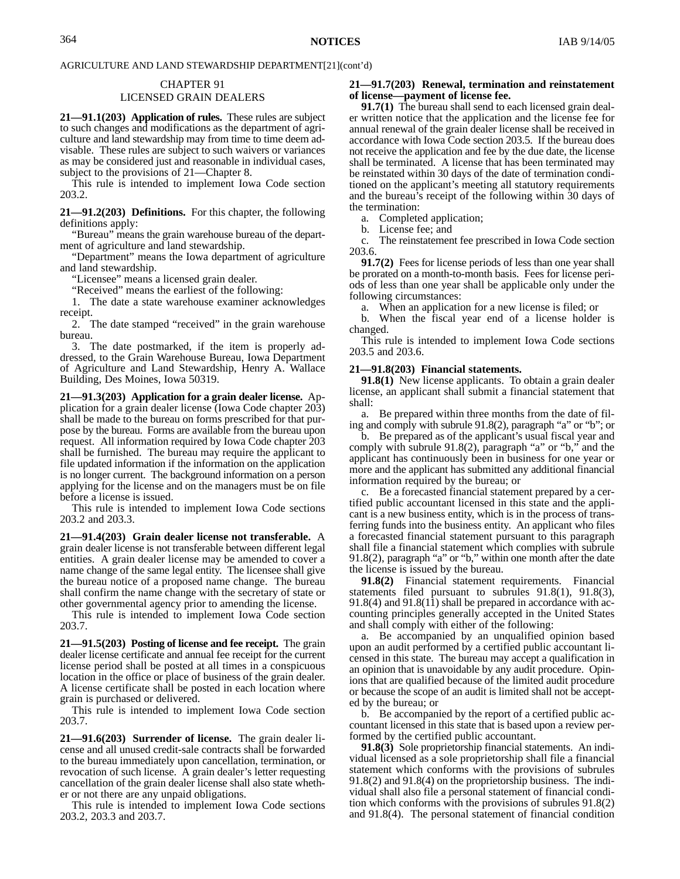AGRICULTURE AND LAND STEWARDSHIP DEPARTMENT[21](cont'd)

CHAPTER 91
LICENSED GRAIN DEALERS

**21—91.1(203) Application of rules.** These rules are subject to such changes and modifications as the department of agriculture and land stewardship may from time to time deem advisable. These rules are subject to such waivers or variances as may be considered just and reasonable in individual cases, subject to the provisions of 21—Chapter 8.

This rule is intended to implement Iowa Code section 203.2.

**21—91.2(203) Definitions.** For this chapter, the following definitions apply:

"Bureau" means the grain warehouse bureau of the department of agriculture and land stewardship.

"Department" means the Iowa department of agriculture and land stewardship.

"Licensee" means a licensed grain dealer.

"Received" means the earliest of the following:

1. The date a state warehouse examiner acknowledges receipt.
2. The date stamped "received" in the grain warehouse bureau.
3. The date postmarked, if the item is properly addressed, to the Grain Warehouse Bureau, Iowa Department of Agriculture and Land Stewardship, Henry A. Wallace Building, Des Moines, Iowa 50319.

**21—91.3(203) Application for a grain dealer license.** Application for a grain dealer license (Iowa Code chapter 203) shall be made to the bureau on forms prescribed for that purpose by the bureau. Forms are available from the bureau upon request. All information required by Iowa Code chapter 203 shall be furnished. The bureau may require the applicant to file updated information if the information on the application is no longer current. The background information on a person applying for the license and on the managers must be on file before a license is issued.

This rule is intended to implement Iowa Code sections 203.2 and 203.3.

**21—91.4(203) Grain dealer license not transferable.** A grain dealer license is not transferable between different legal entities. A grain dealer license may be amended to cover a name change of the same legal entity. The licensee shall give the bureau notice of a proposed name change. The bureau shall confirm the name change with the secretary of state or other governmental agency prior to amending the license.

This rule is intended to implement Iowa Code section 203.7.

**21—91.5(203) Posting of license and fee receipt.** The grain dealer license certificate and annual fee receipt for the current license period shall be posted at all times in a conspicuous location in the office or place of business of the grain dealer. A license certificate shall be posted in each location where grain is purchased or delivered.

This rule is intended to implement Iowa Code section 203.7.

**21—91.6(203) Surrender of license.** The grain dealer license and all unused credit-sale contracts shall be forwarded to the bureau immediately upon cancellation, termination, or revocation of such license. A grain dealer's letter requesting cancellation of the grain dealer license shall also state whether or not there are any unpaid obligations.

This rule is intended to implement Iowa Code sections 203.2, 203.3 and 203.7.

**21—91.7(203) Renewal, termination and reinstatement of license—payment of license fee.**

**91.7(1)** The bureau shall send to each licensed grain dealer written notice that the application and the license fee for annual renewal of the grain dealer license shall be received in accordance with Iowa Code section 203.5. If the bureau does not receive the application and fee by the due date, the license shall be terminated. A license that has been terminated may be reinstated within 30 days of the date of termination conditioned on the applicant's meeting all statutory requirements and the bureau's receipt of the following within 30 days of the termination:

a. Completed application;
b. License fee; and
c. The reinstatement fee prescribed in Iowa Code section 203.6.

**91.7(2)** Fees for license periods of less than one year shall be prorated on a month-to-month basis. Fees for license periods of less than one year shall be applicable only under the following circumstances:

a. When an application for a new license is filed; or
b. When the fiscal year end of a license holder is changed.

This rule is intended to implement Iowa Code sections 203.5 and 203.6.

**21—91.8(203) Financial statements.**

**91.8(1)** New license applicants. To obtain a grain dealer license, an applicant shall submit a financial statement that shall:

a. Be prepared within three months from the date of filing and comply with subrule 91.8(2), paragraph "a" or "b"; or

b. Be prepared as of the applicant's usual fiscal year and comply with subrule 91.8(2), paragraph "a" or "b," and the applicant has continuously been in business for one year or more and the applicant has submitted any additional financial information required by the bureau; or

c. Be a forecasted financial statement prepared by a certified public accountant licensed in this state and the applicant is a new business entity, which is in the process of transferring funds into the business entity. An applicant who files a forecasted financial statement pursuant to this paragraph shall file a financial statement which complies with subrule 91.8(2), paragraph "a" or "b," within one month after the date the license is issued by the bureau.

**91.8(2)** Financial statement requirements. Financial statements filed pursuant to subrules 91.8(1), 91.8(3), 91.8(4) and 91.8(11) shall be prepared in accordance with accounting principles generally accepted in the United States and shall comply with either of the following:

a. Be accompanied by an unqualified opinion based upon an audit performed by a certified public accountant licensed in this state. The bureau may accept a qualification in an opinion that is unavoidable by any audit procedure. Opinions that are qualified because of the limited audit procedure or because the scope of an audit is limited shall not be accepted by the bureau; or

b. Be accompanied by the report of a certified public accountant licensed in this state that is based upon a review performed by the certified public accountant.

**91.8(3)** Sole proprietorship financial statements. An individual licensed as a sole proprietorship shall file a financial statement which conforms with the provisions of subrules 91.8(2) and 91.8(4) on the proprietorship business. The individual shall also file a personal statement of financial condition which conforms with the provisions of subrules 91.8(2) and 91.8(4). The personal statement of financial condition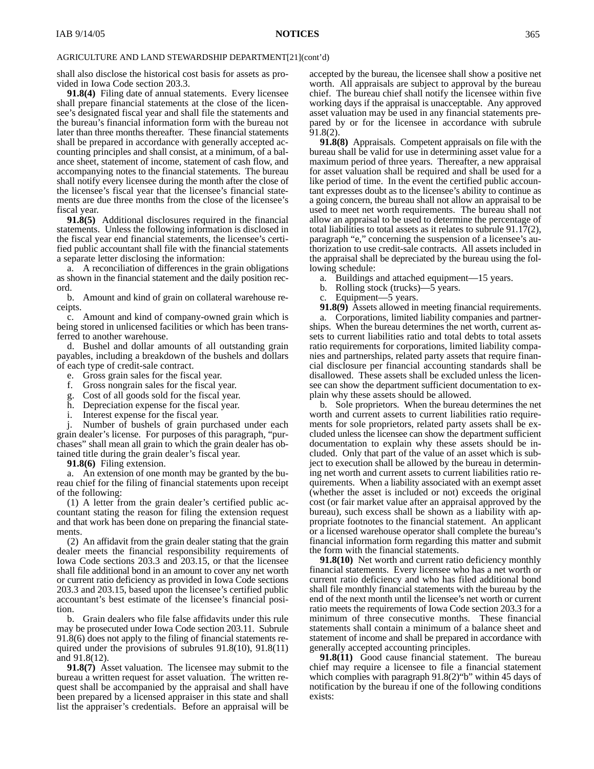AGRICULTURE AND LAND STEWARDSHIP DEPARTMENT[21](cont'd)

shall also disclose the historical cost basis for assets as provided in Iowa Code section 203.3.

**91.8(4)** Filing date of annual statements. Every licensee shall prepare financial statements at the close of the licensee's designated fiscal year and shall file the statements and the bureau's financial information form with the bureau not later than three months thereafter. These financial statements shall be prepared in accordance with generally accepted accounting principles and shall consist, at a minimum, of a balance sheet, statement of income, statement of cash flow, and accompanying notes to the financial statements. The bureau shall notify every licensee during the month after the close of the licensee's fiscal year that the licensee's financial statements are due three months from the close of the licensee's fiscal year.

**91.8(5)** Additional disclosures required in the financial statements. Unless the following information is disclosed in the fiscal year end financial statements, the licensee's certified public accountant shall file with the financial statements a separate letter disclosing the information:

a. A reconciliation of differences in the grain obligations as shown in the financial statement and the daily position record.

b. Amount and kind of grain on collateral warehouse receipts.

c. Amount and kind of company-owned grain which is being stored in unlicensed facilities or which has been transferred to another warehouse.

d. Bushel and dollar amounts of all outstanding grain payables, including a breakdown of the bushels and dollars of each type of credit-sale contract.

e. Gross grain sales for the fiscal year.

f. Gross nongrain sales for the fiscal year.

g. Cost of all goods sold for the fiscal year.

h. Depreciation expense for the fiscal year.

i. Interest expense for the fiscal year.

j. Number of bushels of grain purchased under each grain dealer's license. For purposes of this paragraph, "purchases" shall mean all grain to which the grain dealer has obtained title during the grain dealer's fiscal year.

**91.8(6)** Filing extension.

a. An extension of one month may be granted by the bureau chief for the filing of financial statements upon receipt of the following:

(1) A letter from the grain dealer's certified public accountant stating the reason for filing the extension request and that work has been done on preparing the financial statements.

(2) An affidavit from the grain dealer stating that the grain dealer meets the financial responsibility requirements of Iowa Code sections 203.3 and 203.15, or that the licensee shall file additional bond in an amount to cover any net worth or current ratio deficiency as provided in Iowa Code sections 203.3 and 203.15, based upon the licensee's certified public accountant's best estimate of the licensee's financial position.

b. Grain dealers who file false affidavits under this rule may be prosecuted under Iowa Code section 203.11. Subrule 91.8(6) does not apply to the filing of financial statements required under the provisions of subrules 91.8(10), 91.8(11) and 91.8(12).

**91.8(7)** Asset valuation. The licensee may submit to the bureau a written request for asset valuation. The written request shall be accompanied by the appraisal and shall have been prepared by a licensed appraiser in this state and shall list the appraiser's credentials. Before an appraisal will be accepted by the bureau, the licensee shall show a positive net worth. All appraisals are subject to approval by the bureau chief. The bureau chief shall notify the licensee within five working days if the appraisal is unacceptable. Any approved asset valuation may be used in any financial statements prepared by or for the licensee in accordance with subrule 91.8(2).

**91.8(8)** Appraisals. Competent appraisals on file with the bureau shall be valid for use in determining asset value for a maximum period of three years. Thereafter, a new appraisal for asset valuation shall be required and shall be used for a like period of time. In the event the certified public accountant expresses doubt as to the licensee's ability to continue as a going concern, the bureau shall not allow an appraisal to be used to meet net worth requirements. The bureau shall not allow an appraisal to be used to determine the percentage of total liabilities to total assets as it relates to subrule 91.17(2), paragraph "e," concerning the suspension of a licensee's authorization to use credit-sale contracts. All assets included in the appraisal shall be depreciated by the bureau using the following schedule:

a. Buildings and attached equipment—15 years.

b. Rolling stock (trucks)—5 years.

c. Equipment—5 years.

**91.8(9)** Assets allowed in meeting financial requirements.

a. Corporations, limited liability companies and partnerships. When the bureau determines the net worth, current assets to current liabilities ratio and total debts to total assets ratio requirements for corporations, limited liability companies and partnerships, related party assets that require financial disclosure per financial accounting standards shall be disallowed. These assets shall be excluded unless the licensee can show the department sufficient documentation to explain why these assets should be allowed.

b. Sole proprietors. When the bureau determines the net worth and current assets to current liabilities ratio requirements for sole proprietors, related party assets shall be excluded unless the licensee can show the department sufficient documentation to explain why these assets should be included. Only that part of the value of an asset which is subject to execution shall be allowed by the bureau in determining net worth and current assets to current liabilities ratio requirements. When a liability associated with an exempt asset (whether the asset is included or not) exceeds the original cost (or fair market value after an appraisal approved by the bureau), such excess shall be shown as a liability with appropriate footnotes to the financial statement. An applicant or a licensed warehouse operator shall complete the bureau's financial information form regarding this matter and submit the form with the financial statements.

**91.8(10)** Net worth and current ratio deficiency monthly financial statements. Every licensee who has a net worth or current ratio deficiency and who has filed additional bond shall file monthly financial statements with the bureau by the end of the next month until the licensee's net worth or current ratio meets the requirements of Iowa Code section 203.3 for a minimum of three consecutive months. These financial statements shall contain a minimum of a balance sheet and statement of income and shall be prepared in accordance with generally accepted accounting principles.

**91.8(11)** Good cause financial statement. The bureau chief may require a licensee to file a financial statement which complies with paragraph 91.8(2)"b" within 45 days of notification by the bureau if one of the following conditions exists: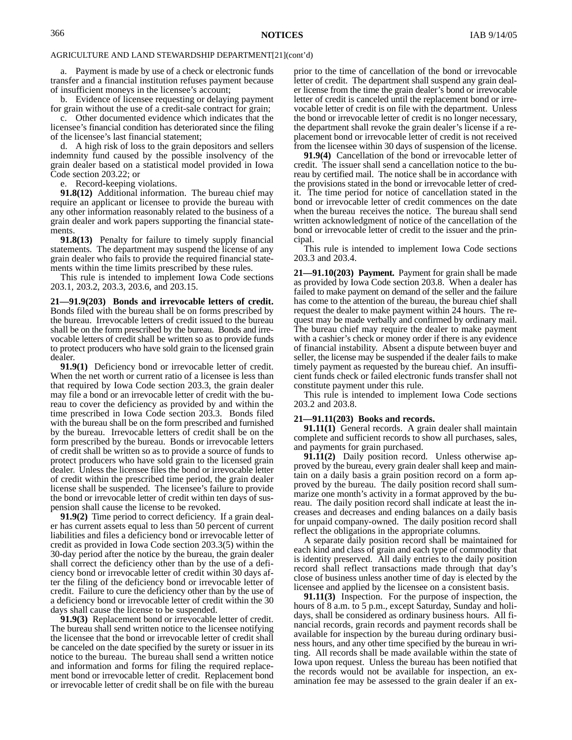AGRICULTURE AND LAND STEWARDSHIP DEPARTMENT[21](cont'd)

a. Payment is made by use of a check or electronic funds transfer and a financial institution refuses payment because of insufficient moneys in the licensee's account;

b. Evidence of licensee requesting or delaying payment for grain without the use of a credit-sale contract for grain;

c. Other documented evidence which indicates that the licensee's financial condition has deteriorated since the filing of the licensee's last financial statement;

d. A high risk of loss to the grain depositors and sellers indemnity fund caused by the possible insolvency of the grain dealer based on a statistical model provided in Iowa Code section 203.22; or

e. Record-keeping violations.

**91.8(12)** Additional information. The bureau chief may require an applicant or licensee to provide the bureau with any other information reasonably related to the business of a grain dealer and work papers supporting the financial statements.

**91.8(13)** Penalty for failure to timely supply financial statements. The department may suspend the license of any grain dealer who fails to provide the required financial statements within the time limits prescribed by these rules.

This rule is intended to implement Iowa Code sections 203.1, 203.2, 203.3, 203.6, and 203.15.

**21—91.9(203) Bonds and irrevocable letters of credit.** Bonds filed with the bureau shall be on forms prescribed by the bureau. Irrevocable letters of credit issued to the bureau shall be on the form prescribed by the bureau. Bonds and irrevocable letters of credit shall be written so as to provide funds to protect producers who have sold grain to the licensed grain dealer.

**91.9(1)** Deficiency bond or irrevocable letter of credit. When the net worth or current ratio of a licensee is less than that required by Iowa Code section 203.3, the grain dealer may file a bond or an irrevocable letter of credit with the bureau to cover the deficiency as provided by and within the time prescribed in Iowa Code section 203.3. Bonds filed with the bureau shall be on the form prescribed and furnished by the bureau. Irrevocable letters of credit shall be on the form prescribed by the bureau. Bonds or irrevocable letters of credit shall be written so as to provide a source of funds to protect producers who have sold grain to the licensed grain dealer. Unless the licensee files the bond or irrevocable letter of credit within the prescribed time period, the grain dealer license shall be suspended. The licensee's failure to provide the bond or irrevocable letter of credit within ten days of suspension shall cause the license to be revoked.

**91.9(2)** Time period to correct deficiency. If a grain dealer has current assets equal to less than 50 percent of current liabilities and files a deficiency bond or irrevocable letter of credit as provided in Iowa Code section 203.3(5) within the 30-day period after the notice by the bureau, the grain dealer shall correct the deficiency other than by the use of a deficiency bond or irrevocable letter of credit within 30 days after the filing of the deficiency bond or irrevocable letter of credit. Failure to cure the deficiency other than by the use of a deficiency bond or irrevocable letter of credit within the 30 days shall cause the license to be suspended.

**91.9(3)** Replacement bond or irrevocable letter of credit. The bureau shall send written notice to the licensee notifying the licensee that the bond or irrevocable letter of credit shall be canceled on the date specified by the surety or issuer in its notice to the bureau. The bureau shall send a written notice and information and forms for filing the required replacement bond or irrevocable letter of credit. Replacement bond or irrevocable letter of credit shall be on file with the bureau prior to the time of cancellation of the bond or irrevocable letter of credit. The department shall suspend any grain dealer license from the time the grain dealer's bond or irrevocable letter of credit is canceled until the replacement bond or irrevocable letter of credit is on file with the department. Unless the bond or irrevocable letter of credit is no longer necessary, the department shall revoke the grain dealer's license if a replacement bond or irrevocable letter of credit is not received from the licensee within 30 days of suspension of the license.

**91.9(4)** Cancellation of the bond or irrevocable letter of credit. The issuer shall send a cancellation notice to the bureau by certified mail. The notice shall be in accordance with the provisions stated in the bond or irrevocable letter of credit. The time period for notice of cancellation stated in the bond or irrevocable letter of credit commences on the date when the bureau receives the notice. The bureau shall send written acknowledgment of notice of the cancellation of the bond or irrevocable letter of credit to the issuer and the principal.

This rule is intended to implement Iowa Code sections 203.3 and 203.4.

**21—91.10(203) Payment.** Payment for grain shall be made as provided by Iowa Code section 203.8. When a dealer has failed to make payment on demand of the seller and the failure has come to the attention of the bureau, the bureau chief shall request the dealer to make payment within 24 hours. The request may be made verbally and confirmed by ordinary mail. The bureau chief may require the dealer to make payment with a cashier's check or money order if there is any evidence of financial instability. Absent a dispute between buyer and seller, the license may be suspended if the dealer fails to make timely payment as requested by the bureau chief. An insufficient funds check or failed electronic funds transfer shall not constitute payment under this rule.

This rule is intended to implement Iowa Code sections 203.2 and 203.8.

**21—91.11(203) Books and records.**

**91.11(1)** General records. A grain dealer shall maintain complete and sufficient records to show all purchases, sales, and payments for grain purchased.

**91.11(2)** Daily position record. Unless otherwise approved by the bureau, every grain dealer shall keep and maintain on a daily basis a grain position record on a form approved by the bureau. The daily position record shall summarize one month's activity in a format approved by the bureau. The daily position record shall indicate at least the increases and decreases and ending balances on a daily basis for unpaid company-owned. The daily position record shall reflect the obligations in the appropriate columns.

A separate daily position record shall be maintained for each kind and class of grain and each type of commodity that is identity preserved. All daily entries to the daily position record shall reflect transactions made through that day's close of business unless another time of day is elected by the licensee and applied by the licensee on a consistent basis.

**91.11(3)** Inspection. For the purpose of inspection, the hours of 8 a.m. to 5 p.m., except Saturday, Sunday and holidays, shall be considered as ordinary business hours. All financial records, grain records and payment records shall be available for inspection by the bureau during ordinary business hours, and any other time specified by the bureau in writing. All records shall be made available within the state of Iowa upon request. Unless the bureau has been notified that the records would not be available for inspection, an examination fee may be assessed to the grain dealer if an ex-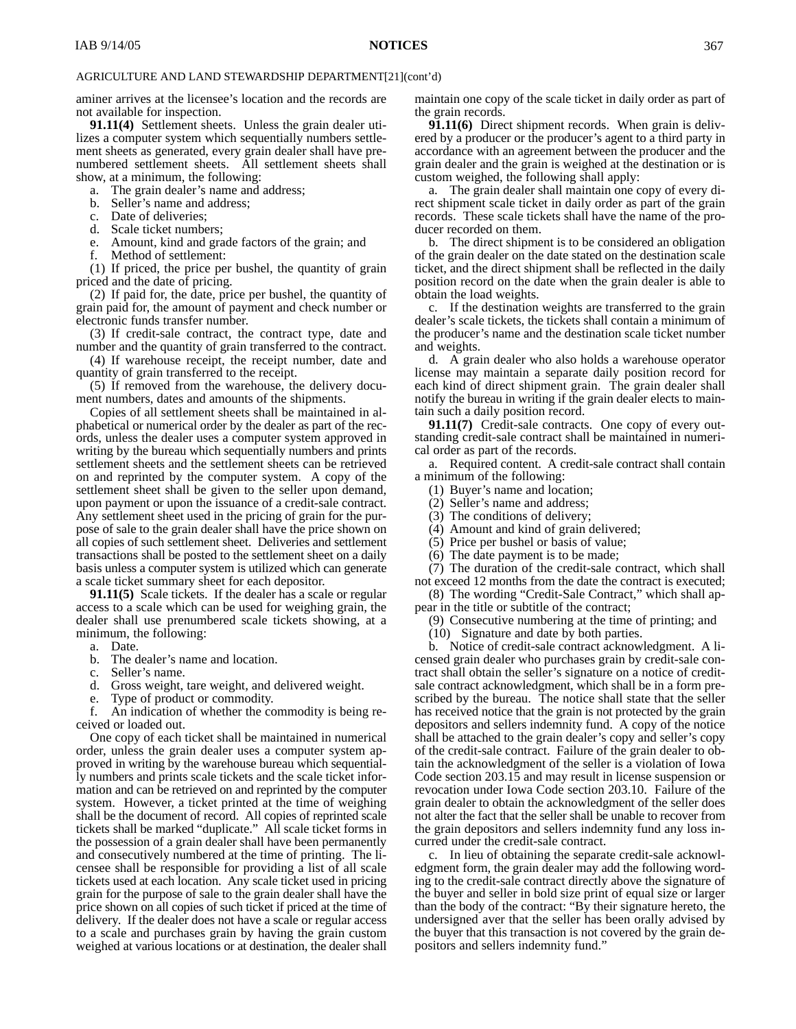AGRICULTURE AND LAND STEWARDSHIP DEPARTMENT[21](cont'd)

aminer arrives at the licensee's location and the records are not available for inspection.

**91.11(4)** Settlement sheets. Unless the grain dealer utilizes a computer system which sequentially numbers settlement sheets as generated, every grain dealer shall have prenumbered settlement sheets. All settlement sheets shall show, at a minimum, the following:

a. The grain dealer's name and address;

b. Seller's name and address;

c. Date of deliveries;

d. Scale ticket numbers;

e. Amount, kind and grade factors of the grain; and

f. Method of settlement:

(1) If priced, the price per bushel, the quantity of grain priced and the date of pricing.

(2) If paid for, the date, price per bushel, the quantity of grain paid for, the amount of payment and check number or electronic funds transfer number.

(3) If credit-sale contract, the contract type, date and number and the quantity of grain transferred to the contract.

(4) If warehouse receipt, the receipt number, date and quantity of grain transferred to the receipt.

(5) If removed from the warehouse, the delivery document numbers, dates and amounts of the shipments.

Copies of all settlement sheets shall be maintained in alphabetical or numerical order by the dealer as part of the records, unless the dealer uses a computer system approved in writing by the bureau which sequentially numbers and prints settlement sheets and the settlement sheets can be retrieved on and reprinted by the computer system. A copy of the settlement sheet shall be given to the seller upon demand, upon payment or upon the issuance of a credit-sale contract. Any settlement sheet used in the pricing of grain for the purpose of sale to the grain dealer shall have the price shown on all copies of such settlement sheet. Deliveries and settlement transactions shall be posted to the settlement sheet on a daily basis unless a computer system is utilized which can generate a scale ticket summary sheet for each depositor.

**91.11(5)** Scale tickets. If the dealer has a scale or regular access to a scale which can be used for weighing grain, the dealer shall use prenumbered scale tickets showing, at a minimum, the following:

a. Date.

b. The dealer's name and location.

c. Seller's name.

d. Gross weight, tare weight, and delivered weight.

e. Type of product or commodity.

f. An indication of whether the commodity is being received or loaded out.

One copy of each ticket shall be maintained in numerical order, unless the grain dealer uses a computer system approved in writing by the warehouse bureau which sequentially numbers and prints scale tickets and the scale ticket information and can be retrieved on and reprinted by the computer system. However, a ticket printed at the time of weighing shall be the document of record. All copies of reprinted scale tickets shall be marked "duplicate." All scale ticket forms in the possession of a grain dealer shall have been permanently and consecutively numbered at the time of printing. The licensee shall be responsible for providing a list of all scale tickets used at each location. Any scale ticket used in pricing grain for the purpose of sale to the grain dealer shall have the price shown on all copies of such ticket if priced at the time of delivery. If the dealer does not have a scale or regular access to a scale and purchases grain by having the grain custom weighed at various locations or at destination, the dealer shall maintain one copy of the scale ticket in daily order as part of the grain records.

**91.11(6)** Direct shipment records. When grain is delivered by a producer or the producer's agent to a third party in accordance with an agreement between the producer and the grain dealer and the grain is weighed at the destination or is custom weighed, the following shall apply:

a. The grain dealer shall maintain one copy of every direct shipment scale ticket in daily order as part of the grain records. These scale tickets shall have the name of the producer recorded on them.

b. The direct shipment is to be considered an obligation of the grain dealer on the date stated on the destination scale ticket, and the direct shipment shall be reflected in the daily position record on the date when the grain dealer is able to obtain the load weights.

c. If the destination weights are transferred to the grain dealer's scale tickets, the tickets shall contain a minimum of the producer's name and the destination scale ticket number and weights.

d. A grain dealer who also holds a warehouse operator license may maintain a separate daily position record for each kind of direct shipment grain. The grain dealer shall notify the bureau in writing if the grain dealer elects to maintain such a daily position record.

**91.11(7)** Credit-sale contracts. One copy of every outstanding credit-sale contract shall be maintained in numerical order as part of the records.

a. Required content. A credit-sale contract shall contain a minimum of the following:

(1) Buyer's name and location;

(2) Seller's name and address;

(3) The conditions of delivery;

(4) Amount and kind of grain delivered;

(5) Price per bushel or basis of value;

(6) The date payment is to be made;

(7) The duration of the credit-sale contract, which shall not exceed 12 months from the date the contract is executed;

(8) The wording "Credit-Sale Contract," which shall appear in the title or subtitle of the contract;

(9) Consecutive numbering at the time of printing; and

(10) Signature and date by both parties.

b. Notice of credit-sale contract acknowledgment. A licensed grain dealer who purchases grain by credit-sale contract shall obtain the seller's signature on a notice of credit-sale contract acknowledgment, which shall be in a form prescribed by the bureau. The notice shall state that the seller has received notice that the grain is not protected by the grain depositors and sellers indemnity fund. A copy of the notice shall be attached to the grain dealer's copy and seller's copy of the credit-sale contract. Failure of the grain dealer to obtain the acknowledgment of the seller is a violation of Iowa Code section 203.15 and may result in license suspension or revocation under Iowa Code section 203.10. Failure of the grain dealer to obtain the acknowledgment of the seller does not alter the fact that the seller shall be unable to recover from the grain depositors and sellers indemnity fund any loss incurred under the credit-sale contract.

c. In lieu of obtaining the separate credit-sale acknowledgment form, the grain dealer may add the following wording to the credit-sale contract directly above the signature of the buyer and seller in bold size print of equal size or larger than the body of the contract: "By their signature hereto, the undersigned aver that the seller has been orally advised by the buyer that this transaction is not covered by the grain depositors and sellers indemnity fund."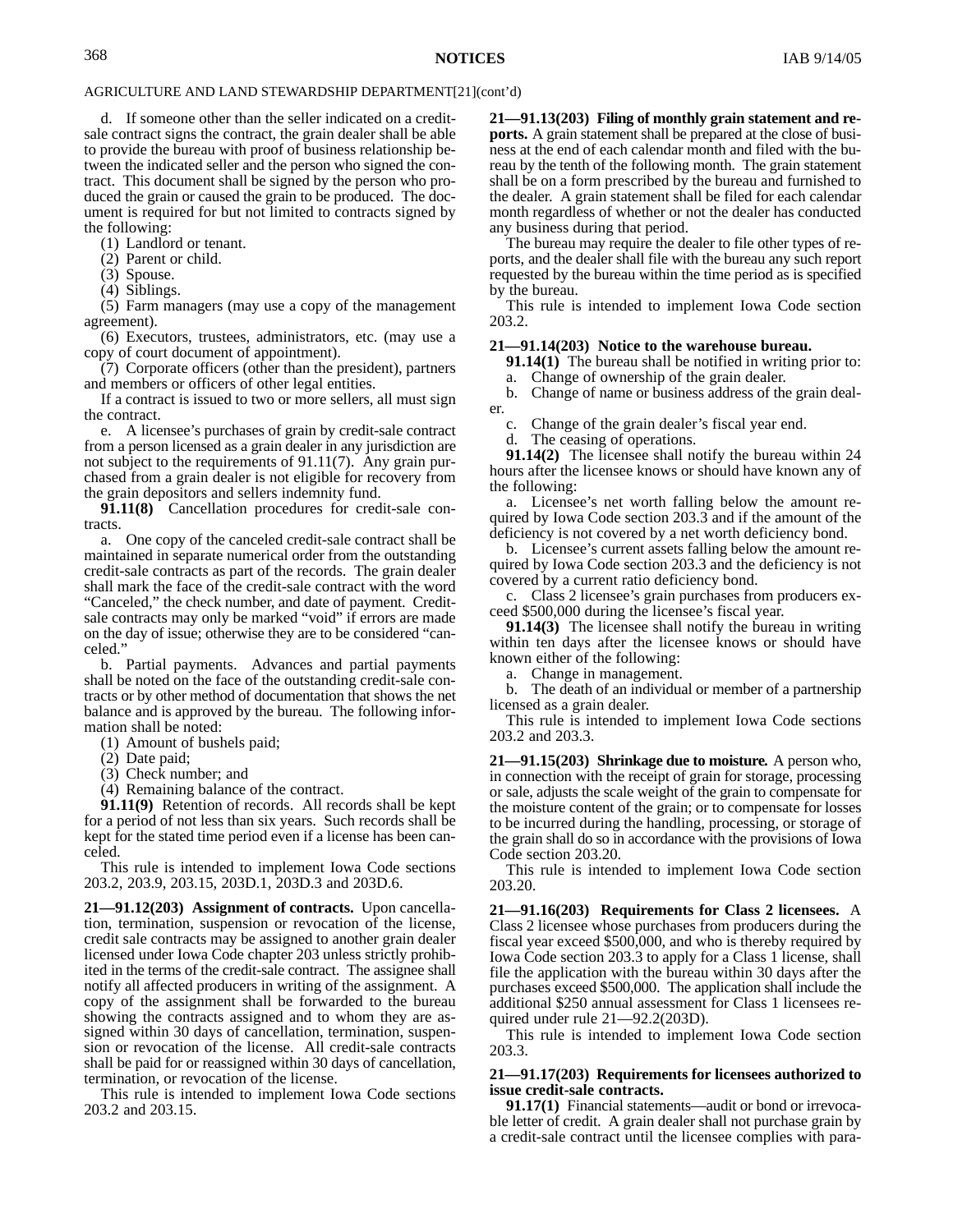AGRICULTURE AND LAND STEWARDSHIP DEPARTMENT[21](cont'd)

d. If someone other than the seller indicated on a credit-sale contract signs the contract, the grain dealer shall be able to provide the bureau with proof of business relationship between the indicated seller and the person who signed the contract. This document shall be signed by the person who produced the grain or caused the grain to be produced. The document is required for but not limited to contracts signed by the following:

(1) Landlord or tenant.

(2) Parent or child.

(3) Spouse.

(4) Siblings.

(5) Farm managers (may use a copy of the management agreement).

(6) Executors, trustees, administrators, etc. (may use a copy of court document of appointment).

(7) Corporate officers (other than the president), partners and members or officers of other legal entities.

If a contract is issued to two or more sellers, all must sign the contract.

e. A licensee's purchases of grain by credit-sale contract from a person licensed as a grain dealer in any jurisdiction are not subject to the requirements of 91.11(7). Any grain purchased from a grain dealer is not eligible for recovery from the grain depositors and sellers indemnity fund.

**91.11(8)** Cancellation procedures for credit-sale contracts.

a. One copy of the canceled credit-sale contract shall be maintained in separate numerical order from the outstanding credit-sale contracts as part of the records. The grain dealer shall mark the face of the credit-sale contract with the word "Canceled," the check number, and date of payment. Credit-sale contracts may only be marked "void" if errors are made on the day of issue; otherwise they are to be considered "canceled."

b. Partial payments. Advances and partial payments shall be noted on the face of the outstanding credit-sale contracts or by other method of documentation that shows the net balance and is approved by the bureau. The following information shall be noted:

(1) Amount of bushels paid;

(2) Date paid;

(3) Check number; and

(4) Remaining balance of the contract.

**91.11(9)** Retention of records. All records shall be kept for a period of not less than six years. Such records shall be kept for the stated time period even if a license has been canceled.

This rule is intended to implement Iowa Code sections 203.2, 203.9, 203.15, 203D.1, 203D.3 and 203D.6.

**21—91.12(203) Assignment of contracts.** Upon cancellation, termination, suspension or revocation of the license, credit sale contracts may be assigned to another grain dealer licensed under Iowa Code chapter 203 unless strictly prohibited in the terms of the credit-sale contract. The assignee shall notify all affected producers in writing of the assignment. A copy of the assignment shall be forwarded to the bureau showing the contracts assigned and to whom they are assigned within 30 days of cancellation, termination, suspension or revocation of the license. All credit-sale contracts shall be paid for or reassigned within 30 days of cancellation, termination, or revocation of the license.

This rule is intended to implement Iowa Code sections 203.2 and 203.15.

**21—91.13(203) Filing of monthly grain statement and reports.** A grain statement shall be prepared at the close of business at the end of each calendar month and filed with the bureau by the tenth of the following month. The grain statement shall be on a form prescribed by the bureau and furnished to the dealer. A grain statement shall be filed for each calendar month regardless of whether or not the dealer has conducted any business during that period.

The bureau may require the dealer to file other types of reports, and the dealer shall file with the bureau any such report requested by the bureau within the time period as is specified by the bureau.

This rule is intended to implement Iowa Code section 203.2.

**21—91.14(203) Notice to the warehouse bureau.**

**91.14(1)** The bureau shall be notified in writing prior to:

a. Change of ownership of the grain dealer.

b. Change of name or business address of the grain dealer.

c. Change of the grain dealer's fiscal year end.

d. The ceasing of operations.

**91.14(2)** The licensee shall notify the bureau within 24 hours after the licensee knows or should have known any of the following:

a. Licensee's net worth falling below the amount required by Iowa Code section 203.3 and if the amount of the deficiency is not covered by a net worth deficiency bond.

b. Licensee's current assets falling below the amount required by Iowa Code section 203.3 and the deficiency is not covered by a current ratio deficiency bond.

c. Class 2 licensee's grain purchases from producers exceed $500,000 during the licensee's fiscal year.

**91.14(3)** The licensee shall notify the bureau in writing within ten days after the licensee knows or should have known either of the following:

a. Change in management.

b. The death of an individual or member of a partnership licensed as a grain dealer.

This rule is intended to implement Iowa Code sections 203.2 and 203.3.

**21—91.15(203) Shrinkage due to moisture.** A person who, in connection with the receipt of grain for storage, processing or sale, adjusts the scale weight of the grain to compensate for the moisture content of the grain; or to compensate for losses to be incurred during the handling, processing, or storage of the grain shall do so in accordance with the provisions of Iowa Code section 203.20.

This rule is intended to implement Iowa Code section 203.20.

**21—91.16(203) Requirements for Class 2 licensees.** A Class 2 licensee whose purchases from producers during the fiscal year exceed $500,000, and who is thereby required by Iowa Code section 203.3 to apply for a Class 1 license, shall file the application with the bureau within 30 days after the purchases exceed $500,000. The application shall include the additional $250 annual assessment for Class 1 licensees required under rule 21—92.2(203D).

This rule is intended to implement Iowa Code section 203.3.

**21—91.17(203) Requirements for licensees authorized to issue credit-sale contracts.**

**91.17(1)** Financial statements—audit or bond or irrevocable letter of credit. A grain dealer shall not purchase grain by a credit-sale contract until the licensee complies with para-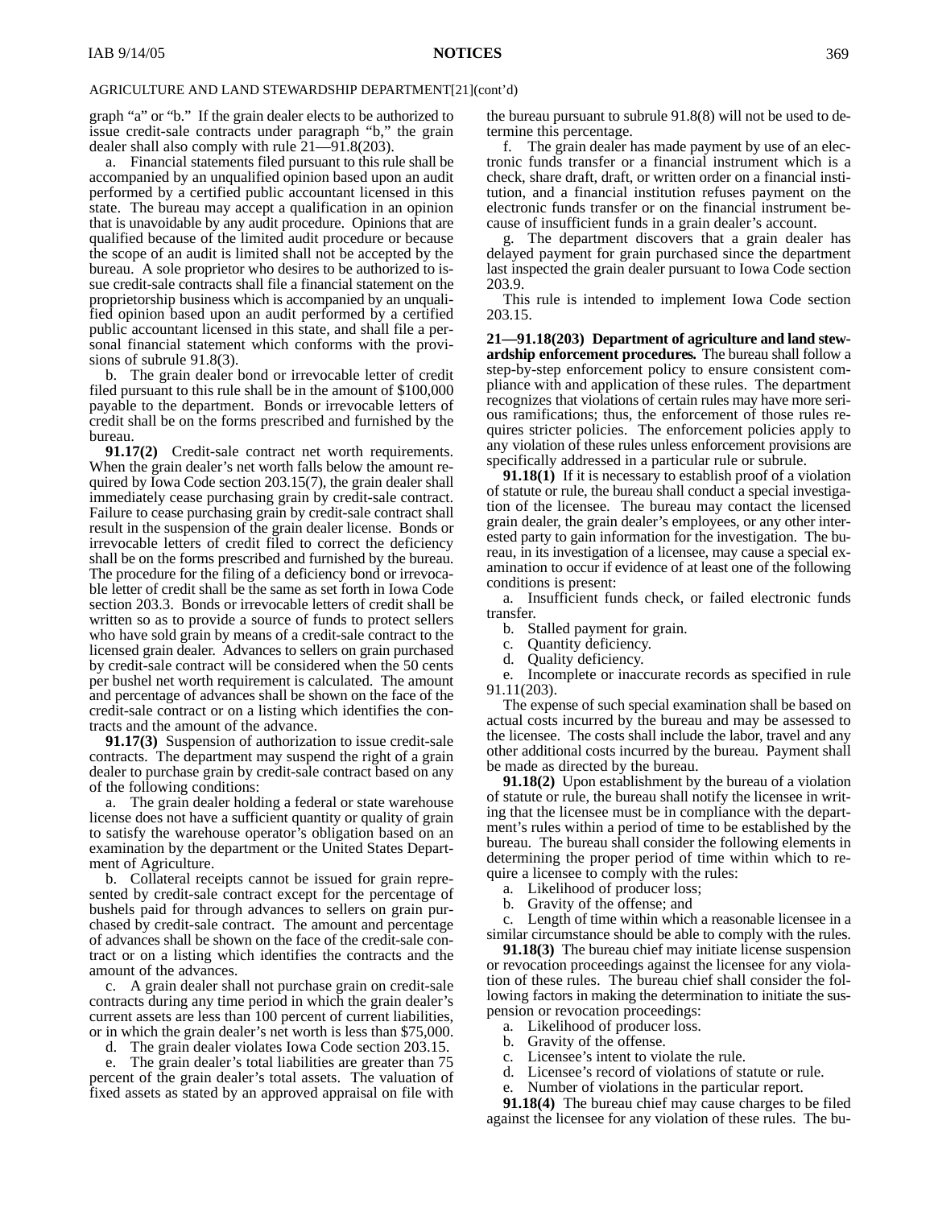AGRICULTURE AND LAND STEWARDSHIP DEPARTMENT[21](cont'd)

graph "a" or "b." If the grain dealer elects to be authorized to issue credit-sale contracts under paragraph "b," the grain dealer shall also comply with rule 21—91.8(203).

a. Financial statements filed pursuant to this rule shall be accompanied by an unqualified opinion based upon an audit performed by a certified public accountant licensed in this state. The bureau may accept a qualification in an opinion that is unavoidable by any audit procedure. Opinions that are qualified because of the limited audit procedure or because the scope of an audit is limited shall not be accepted by the bureau. A sole proprietor who desires to be authorized to issue credit-sale contracts shall file a financial statement on the proprietorship business which is accompanied by an unqualified opinion based upon an audit performed by a certified public accountant licensed in this state, and shall file a personal financial statement which conforms with the provisions of subrule 91.8(3).

b. The grain dealer bond or irrevocable letter of credit filed pursuant to this rule shall be in the amount of $100,000 payable to the department. Bonds or irrevocable letters of credit shall be on the forms prescribed and furnished by the bureau.

**91.17(2)** Credit-sale contract net worth requirements. When the grain dealer's net worth falls below the amount required by Iowa Code section 203.15(7), the grain dealer shall immediately cease purchasing grain by credit-sale contract. Failure to cease purchasing grain by credit-sale contract shall result in the suspension of the grain dealer license. Bonds or irrevocable letters of credit filed to correct the deficiency shall be on the forms prescribed and furnished by the bureau. The procedure for the filing of a deficiency bond or irrevocable letter of credit shall be the same as set forth in Iowa Code section 203.3. Bonds or irrevocable letters of credit shall be written so as to provide a source of funds to protect sellers who have sold grain by means of a credit-sale contract to the licensed grain dealer. Advances to sellers on grain purchased by credit-sale contract will be considered when the 50 cents per bushel net worth requirement is calculated. The amount and percentage of advances shall be shown on the face of the credit-sale contract or on a listing which identifies the contracts and the amount of the advance.

**91.17(3)** Suspension of authorization to issue credit-sale contracts. The department may suspend the right of a grain dealer to purchase grain by credit-sale contract based on any of the following conditions:

a. The grain dealer holding a federal or state warehouse license does not have a sufficient quantity or quality of grain to satisfy the warehouse operator's obligation based on an examination by the department or the United States Department of Agriculture.

b. Collateral receipts cannot be issued for grain represented by credit-sale contract except for the percentage of bushels paid for through advances to sellers on grain purchased by credit-sale contract. The amount and percentage of advances shall be shown on the face of the credit-sale contract or on a listing which identifies the contracts and the amount of the advances.

c. A grain dealer shall not purchase grain on credit-sale contracts during any time period in which the grain dealer's current assets are less than 100 percent of current liabilities, or in which the grain dealer's net worth is less than $75,000.

d. The grain dealer violates Iowa Code section 203.15.

e. The grain dealer's total liabilities are greater than 75 percent of the grain dealer's total assets. The valuation of fixed assets as stated by an approved appraisal on file with the bureau pursuant to subrule 91.8(8) will not be used to determine this percentage.

f. The grain dealer has made payment by use of an electronic funds transfer or a financial instrument which is a check, share draft, draft, or written order on a financial institution, and a financial institution refuses payment on the electronic funds transfer or on the financial instrument because of insufficient funds in a grain dealer's account.

g. The department discovers that a grain dealer has delayed payment for grain purchased since the department last inspected the grain dealer pursuant to Iowa Code section 203.9.

This rule is intended to implement Iowa Code section 203.15.

**21—91.18(203) Department of agriculture and land stewardship enforcement procedures.** The bureau shall follow a step-by-step enforcement policy to ensure consistent compliance with and application of these rules. The department recognizes that violations of certain rules may have more serious ramifications; thus, the enforcement of those rules requires stricter policies. The enforcement policies apply to any violation of these rules unless enforcement provisions are specifically addressed in a particular rule or subrule.

**91.18(1)** If it is necessary to establish proof of a violation of statute or rule, the bureau shall conduct a special investigation of the licensee. The bureau may contact the licensed grain dealer, the grain dealer's employees, or any other interested party to gain information for the investigation. The bureau, in its investigation of a licensee, may cause a special examination to occur if evidence of at least one of the following conditions is present:

a. Insufficient funds check, or failed electronic funds transfer.

b. Stalled payment for grain.

c. Quantity deficiency.

d. Quality deficiency.

e. Incomplete or inaccurate records as specified in rule 91.11(203).

The expense of such special examination shall be based on actual costs incurred by the bureau and may be assessed to the licensee. The costs shall include the labor, travel and any other additional costs incurred by the bureau. Payment shall be made as directed by the bureau.

**91.18(2)** Upon establishment by the bureau of a violation of statute or rule, the bureau shall notify the licensee in writing that the licensee must be in compliance with the department's rules within a period of time to be established by the bureau. The bureau shall consider the following elements in determining the proper period of time within which to require a licensee to comply with the rules:

a. Likelihood of producer loss;

b. Gravity of the offense; and

c. Length of time within which a reasonable licensee in a similar circumstance should be able to comply with the rules.

**91.18(3)** The bureau chief may initiate license suspension or revocation proceedings against the licensee for any violation of these rules. The bureau chief shall consider the following factors in making the determination to initiate the suspension or revocation proceedings:

a. Likelihood of producer loss.

b. Gravity of the offense.

c. Licensee's intent to violate the rule.

d. Licensee's record of violations of statute or rule.

e. Number of violations in the particular report.

**91.18(4)** The bureau chief may cause charges to be filed against the licensee for any violation of these rules. The bu-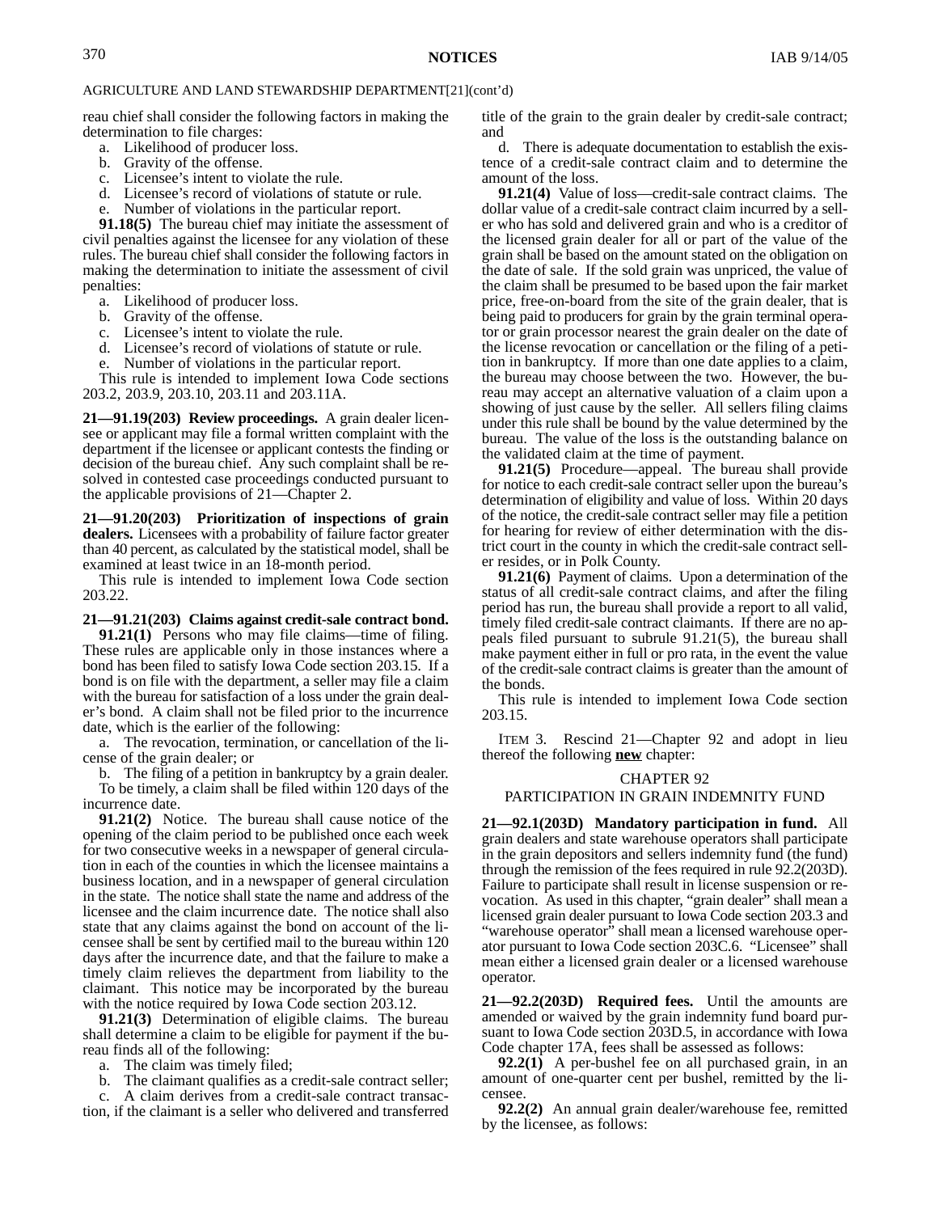AGRICULTURE AND LAND STEWARDSHIP DEPARTMENT[21](cont'd)

reau chief shall consider the following factors in making the determination to file charges:

a. Likelihood of producer loss.

b. Gravity of the offense.

c. Licensee's intent to violate the rule.

d. Licensee's record of violations of statute or rule.

e. Number of violations in the particular report.

**91.18(5)** The bureau chief may initiate the assessment of civil penalties against the licensee for any violation of these rules. The bureau chief shall consider the following factors in making the determination to initiate the assessment of civil penalties:

a. Likelihood of producer loss.

b. Gravity of the offense.

c. Licensee's intent to violate the rule.

d. Licensee's record of violations of statute or rule.

e. Number of violations in the particular report.

This rule is intended to implement Iowa Code sections 203.2, 203.9, 203.10, 203.11 and 203.11A.

**21—91.19(203) Review proceedings.** A grain dealer licensee or applicant may file a formal written complaint with the department if the licensee or applicant contests the finding or decision of the bureau chief. Any such complaint shall be resolved in contested case proceedings conducted pursuant to the applicable provisions of 21—Chapter 2.

**21—91.20(203) Prioritization of inspections of grain dealers.** Licensees with a probability of failure factor greater than 40 percent, as calculated by the statistical model, shall be examined at least twice in an 18-month period.

This rule is intended to implement Iowa Code section 203.22.

**21—91.21(203) Claims against credit-sale contract bond.**

**91.21(1)** Persons who may file claims—time of filing. These rules are applicable only in those instances where a bond has been filed to satisfy Iowa Code section 203.15. If a bond is on file with the department, a seller may file a claim with the bureau for satisfaction of a loss under the grain dealer's bond. A claim shall not be filed prior to the incurrence date, which is the earlier of the following:

a. The revocation, termination, or cancellation of the license of the grain dealer; or

b. The filing of a petition in bankruptcy by a grain dealer.

To be timely, a claim shall be filed within 120 days of the incurrence date.

**91.21(2)** Notice. The bureau shall cause notice of the opening of the claim period to be published once each week for two consecutive weeks in a newspaper of general circulation in each of the counties in which the licensee maintains a business location, and in a newspaper of general circulation in the state. The notice shall state the name and address of the licensee and the claim incurrence date. The notice shall also state that any claims against the bond on account of the licensee shall be sent by certified mail to the bureau within 120 days after the incurrence date, and that the failure to make a timely claim relieves the department from liability to the claimant. This notice may be incorporated by the bureau with the notice required by Iowa Code section 203.12.

**91.21(3)** Determination of eligible claims. The bureau shall determine a claim to be eligible for payment if the bureau finds all of the following:

a. The claim was timely filed;

b. The claimant qualifies as a credit-sale contract seller;

c. A claim derives from a credit-sale contract transaction, if the claimant is a seller who delivered and transferred title of the grain to the grain dealer by credit-sale contract; and

d. There is adequate documentation to establish the existence of a credit-sale contract claim and to determine the amount of the loss.

**91.21(4)** Value of loss—credit-sale contract claims. The dollar value of a credit-sale contract claim incurred by a seller who has sold and delivered grain and who is a creditor of the licensed grain dealer for all or part of the value of the grain shall be based on the amount stated on the obligation on the date of sale. If the sold grain was unpriced, the value of the claim shall be presumed to be based upon the fair market price, free-on-board from the site of the grain dealer, that is being paid to producers for grain by the grain terminal operator or grain processor nearest the grain dealer on the date of the license revocation or cancellation or the filing of a petition in bankruptcy. If more than one date applies to a claim, the bureau may choose between the two. However, the bureau may accept an alternative valuation of a claim upon a showing of just cause by the seller. All sellers filing claims under this rule shall be bound by the value determined by the bureau. The value of the loss is the outstanding balance on the validated claim at the time of payment.

**91.21(5)** Procedure—appeal. The bureau shall provide for notice to each credit-sale contract seller upon the bureau's determination of eligibility and value of loss. Within 20 days of the notice, the credit-sale contract seller may file a petition for hearing for review of either determination with the district court in the county in which the credit-sale contract seller resides, or in Polk County.

**91.21(6)** Payment of claims. Upon a determination of the status of all credit-sale contract claims, and after the filing period has run, the bureau shall provide a report to all valid, timely filed credit-sale contract claimants. If there are no appeals filed pursuant to subrule 91.21(5), the bureau shall make payment either in full or pro rata, in the event the value of the credit-sale contract claims is greater than the amount of the bonds.

This rule is intended to implement Iowa Code section 203.15.

ITEM 3. Rescind 21—Chapter 92 and adopt in lieu thereof the following **new** chapter:

CHAPTER 92
PARTICIPATION IN GRAIN INDEMNITY FUND

**21—92.1(203D) Mandatory participation in fund.** All grain dealers and state warehouse operators shall participate in the grain depositors and sellers indemnity fund (the fund) through the remission of the fees required in rule 92.2(203D). Failure to participate shall result in license suspension or revocation. As used in this chapter, "grain dealer" shall mean a licensed grain dealer pursuant to Iowa Code section 203.3 and "warehouse operator" shall mean a licensed warehouse operator pursuant to Iowa Code section 203C.6. "Licensee" shall mean either a licensed grain dealer or a licensed warehouse operator.

**21—92.2(203D) Required fees.** Until the amounts are amended or waived by the grain indemnity fund board pursuant to Iowa Code section 203D.5, in accordance with Iowa Code chapter 17A, fees shall be assessed as follows:

**92.2(1)** A per-bushel fee on all purchased grain, in an amount of one-quarter cent per bushel, remitted by the licensee.

**92.2(2)** An annual grain dealer/warehouse fee, remitted by the licensee, as follows: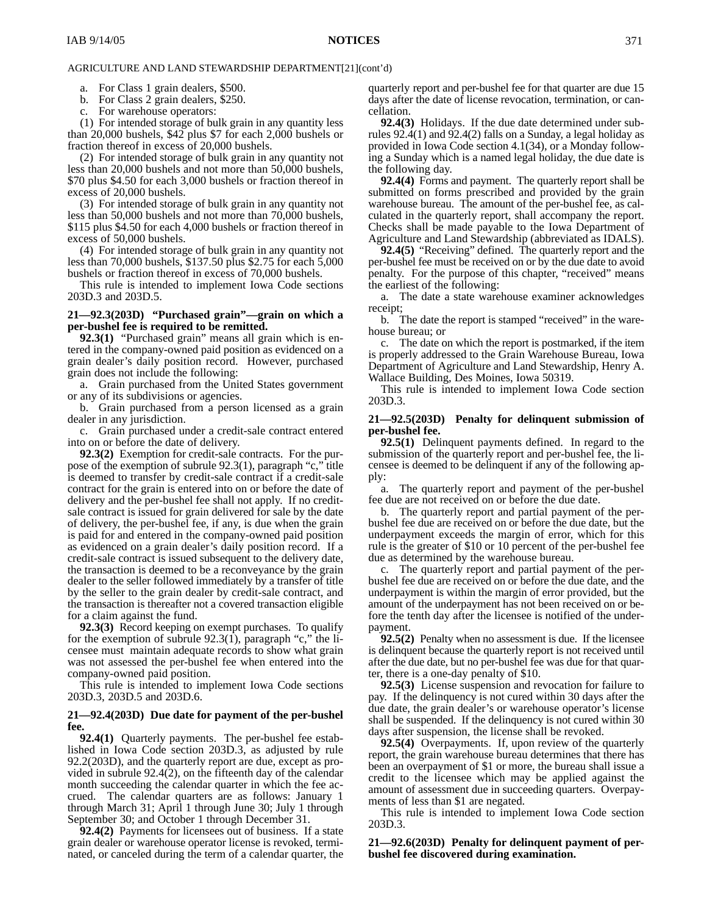AGRICULTURE AND LAND STEWARDSHIP DEPARTMENT[21](cont'd)

a. For Class 1 grain dealers, $500.

b. For Class 2 grain dealers, $250.

c. For warehouse operators:

(1) For intended storage of bulk grain in any quantity less than 20,000 bushels, $42 plus $7 for each 2,000 bushels or fraction thereof in excess of 20,000 bushels.

(2) For intended storage of bulk grain in any quantity not less than 20,000 bushels and not more than 50,000 bushels, $70 plus $4.50 for each 3,000 bushels or fraction thereof in excess of 20,000 bushels.

(3) For intended storage of bulk grain in any quantity not less than 50,000 bushels and not more than 70,000 bushels, $115 plus $4.50 for each 4,000 bushels or fraction thereof in excess of 50,000 bushels.

(4) For intended storage of bulk grain in any quantity not less than 70,000 bushels, $137.50 plus $2.75 for each 5,000 bushels or fraction thereof in excess of 70,000 bushels.

This rule is intended to implement Iowa Code sections 203D.3 and 203D.5.

**21—92.3(203D) "Purchased grain"—grain on which a per-bushel fee is required to be remitted.**

**92.3(1)** "Purchased grain" means all grain which is entered in the company-owned paid position as evidenced on a grain dealer's daily position record. However, purchased grain does not include the following:

a. Grain purchased from the United States government or any of its subdivisions or agencies.

b. Grain purchased from a person licensed as a grain dealer in any jurisdiction.

c. Grain purchased under a credit-sale contract entered into on or before the date of delivery.

**92.3(2)** Exemption for credit-sale contracts. For the purpose of the exemption of subrule 92.3(1), paragraph "c," title is deemed to transfer by credit-sale contract if a credit-sale contract for the grain is entered into on or before the date of delivery and the per-bushel fee shall not apply. If no credit-sale contract is issued for grain delivered for sale by the date of delivery, the per-bushel fee, if any, is due when the grain is paid for and entered in the company-owned paid position as evidenced on a grain dealer's daily position record. If a credit-sale contract is issued subsequent to the delivery date, the transaction is deemed to be a reconveyance by the grain dealer to the seller followed immediately by a transfer of title by the seller to the grain dealer by credit-sale contract, and the transaction is thereafter not a covered transaction eligible for a claim against the fund.

**92.3(3)** Record keeping on exempt purchases. To qualify for the exemption of subrule 92.3(1), paragraph "c," the licensee must maintain adequate records to show what grain was not assessed the per-bushel fee when entered into the company-owned paid position.

This rule is intended to implement Iowa Code sections 203D.3, 203D.5 and 203D.6.

**21—92.4(203D) Due date for payment of the per-bushel fee.**

**92.4(1)** Quarterly payments. The per-bushel fee established in Iowa Code section 203D.3, as adjusted by rule 92.2(203D), and the quarterly report are due, except as provided in subrule 92.4(2), on the fifteenth day of the calendar month succeeding the calendar quarter in which the fee accrued. The calendar quarters are as follows: January 1 through March 31; April 1 through June 30; July 1 through September 30; and October 1 through December 31.

**92.4(2)** Payments for licensees out of business. If a state grain dealer or warehouse operator license is revoked, terminated, or canceled during the term of a calendar quarter, the quarterly report and per-bushel fee for that quarter are due 15 days after the date of license revocation, termination, or cancellation.

**92.4(3)** Holidays. If the due date determined under subrules 92.4(1) and 92.4(2) falls on a Sunday, a legal holiday as provided in Iowa Code section 4.1(34), or a Monday following a Sunday which is a named legal holiday, the due date is the following day.

**92.4(4)** Forms and payment. The quarterly report shall be submitted on forms prescribed and provided by the grain warehouse bureau. The amount of the per-bushel fee, as calculated in the quarterly report, shall accompany the report. Checks shall be made payable to the Iowa Department of Agriculture and Land Stewardship (abbreviated as IDALS).

**92.4(5)** "Receiving" defined. The quarterly report and the per-bushel fee must be received on or by the due date to avoid penalty. For the purpose of this chapter, "received" means the earliest of the following:

a. The date a state warehouse examiner acknowledges receipt;

b. The date the report is stamped "received" in the warehouse bureau; or

c. The date on which the report is postmarked, if the item is properly addressed to the Grain Warehouse Bureau, Iowa Department of Agriculture and Land Stewardship, Henry A. Wallace Building, Des Moines, Iowa 50319.

This rule is intended to implement Iowa Code section 203D.3.

**21—92.5(203D) Penalty for delinquent submission of per-bushel fee.**

**92.5(1)** Delinquent payments defined. In regard to the submission of the quarterly report and per-bushel fee, the licensee is deemed to be delinquent if any of the following apply:

a. The quarterly report and payment of the per-bushel fee due are not received on or before the due date.

b. The quarterly report and partial payment of the per-bushel fee due are received on or before the due date, but the underpayment exceeds the margin of error, which for this rule is the greater of $10 or 10 percent of the per-bushel fee due as determined by the warehouse bureau.

c. The quarterly report and partial payment of the per-bushel fee due are received on or before the due date, and the underpayment is within the margin of error provided, but the amount of the underpayment has not been received on or before the tenth day after the licensee is notified of the underpayment.

**92.5(2)** Penalty when no assessment is due. If the licensee is delinquent because the quarterly report is not received until after the due date, but no per-bushel fee was due for that quarter, there is a one-day penalty of $10.

**92.5(3)** License suspension and revocation for failure to pay. If the delinquency is not cured within 30 days after the due date, the grain dealer's or warehouse operator's license shall be suspended. If the delinquency is not cured within 30 days after suspension, the license shall be revoked.

**92.5(4)** Overpayments. If, upon review of the quarterly report, the grain warehouse bureau determines that there has been an overpayment of $1 or more, the bureau shall issue a credit to the licensee which may be applied against the amount of assessment due in succeeding quarters. Overpayments of less than $1 are negated.

This rule is intended to implement Iowa Code section 203D.3.

**21—92.6(203D) Penalty for delinquent payment of per-bushel fee discovered during examination.**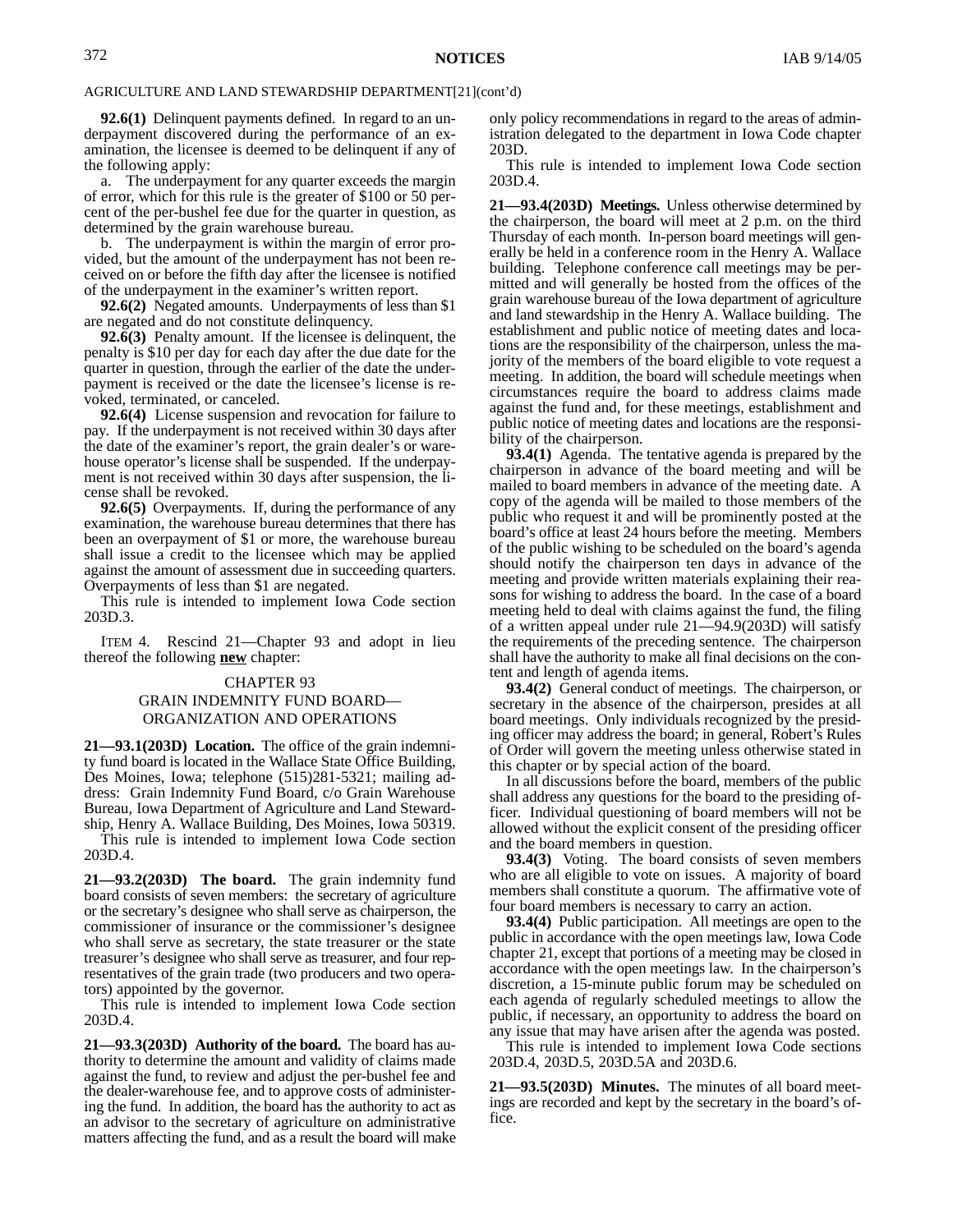AGRICULTURE AND LAND STEWARDSHIP DEPARTMENT[21](cont'd)

**92.6(1)** Delinquent payments defined. In regard to an underpayment discovered during the performance of an examination, the licensee is deemed to be delinquent if any of the following apply:

a. The underpayment for any quarter exceeds the margin of error, which for this rule is the greater of $100 or 50 percent of the per-bushel fee due for the quarter in question, as determined by the grain warehouse bureau.

b. The underpayment is within the margin of error provided, but the amount of the underpayment has not been received on or before the fifth day after the licensee is notified of the underpayment in the examiner's written report.

**92.6(2)** Negated amounts. Underpayments of less than $1 are negated and do not constitute delinquency.

**92.6(3)** Penalty amount. If the licensee is delinquent, the penalty is $10 per day for each day after the due date for the quarter in question, through the earlier of the date the underpayment is received or the date the licensee's license is revoked, terminated, or canceled.

**92.6(4)** License suspension and revocation for failure to pay. If the underpayment is not received within 30 days after the date of the examiner's report, the grain dealer's or warehouse operator's license shall be suspended. If the underpayment is not received within 30 days after suspension, the license shall be revoked.

**92.6(5)** Overpayments. If, during the performance of any examination, the warehouse bureau determines that there has been an overpayment of $1 or more, the warehouse bureau shall issue a credit to the licensee which may be applied against the amount of assessment due in succeeding quarters. Overpayments of less than $1 are negated.

This rule is intended to implement Iowa Code section 203D.3.

ITEM 4. Rescind 21—Chapter 93 and adopt in lieu thereof the following **new** chapter:

## CHAPTER 93
## GRAIN INDEMNITY FUND BOARD—ORGANIZATION AND OPERATIONS

**21—93.1(203D) Location.** The office of the grain indemnity fund board is located in the Wallace State Office Building, Des Moines, Iowa; telephone (515)281-5321; mailing address: Grain Indemnity Fund Board, c/o Grain Warehouse Bureau, Iowa Department of Agriculture and Land Stewardship, Henry A. Wallace Building, Des Moines, Iowa 50319.

This rule is intended to implement Iowa Code section 203D.4.

**21—93.2(203D) The board.** The grain indemnity fund board consists of seven members: the secretary of agriculture or the secretary's designee who shall serve as chairperson, the commissioner of insurance or the commissioner's designee who shall serve as secretary, the state treasurer or the state treasurer's designee who shall serve as treasurer, and four representatives of the grain trade (two producers and two operators) appointed by the governor.

This rule is intended to implement Iowa Code section 203D.4.

**21—93.3(203D) Authority of the board.** The board has authority to determine the amount and validity of claims made against the fund, to review and adjust the per-bushel fee and the dealer-warehouse fee, and to approve costs of administering the fund. In addition, the board has the authority to act as an advisor to the secretary of agriculture on administrative matters affecting the fund, and as a result the board will make only policy recommendations in regard to the areas of administration delegated to the department in Iowa Code chapter 203D.

This rule is intended to implement Iowa Code section 203D.4.

**21—93.4(203D) Meetings.** Unless otherwise determined by the chairperson, the board will meet at 2 p.m. on the third Thursday of each month. In-person board meetings will generally be held in a conference room in the Henry A. Wallace building. Telephone conference call meetings may be permitted and will generally be hosted from the offices of the grain warehouse bureau of the Iowa department of agriculture and land stewardship in the Henry A. Wallace building. The establishment and public notice of meeting dates and locations are the responsibility of the chairperson, unless the majority of the members of the board eligible to vote request a meeting. In addition, the board will schedule meetings when circumstances require the board to address claims made against the fund and, for these meetings, establishment and public notice of meeting dates and locations are the responsibility of the chairperson.

**93.4(1)** Agenda. The tentative agenda is prepared by the chairperson in advance of the board meeting and will be mailed to board members in advance of the meeting date. A copy of the agenda will be mailed to those members of the public who request it and will be prominently posted at the board's office at least 24 hours before the meeting. Members of the public wishing to be scheduled on the board's agenda should notify the chairperson ten days in advance of the meeting and provide written materials explaining their reasons for wishing to address the board. In the case of a board meeting held to deal with claims against the fund, the filing of a written appeal under rule 21—94.9(203D) will satisfy the requirements of the preceding sentence. The chairperson shall have the authority to make all final decisions on the content and length of agenda items.

**93.4(2)** General conduct of meetings. The chairperson, or secretary in the absence of the chairperson, presides at all board meetings. Only individuals recognized by the presiding officer may address the board; in general, Robert's Rules of Order will govern the meeting unless otherwise stated in this chapter or by special action of the board.

In all discussions before the board, members of the public shall address any questions for the board to the presiding officer. Individual questioning of board members will not be allowed without the explicit consent of the presiding officer and the board members in question.

**93.4(3)** Voting. The board consists of seven members who are all eligible to vote on issues. A majority of board members shall constitute a quorum. The affirmative vote of four board members is necessary to carry an action.

**93.4(4)** Public participation. All meetings are open to the public in accordance with the open meetings law, Iowa Code chapter 21, except that portions of a meeting may be closed in accordance with the open meetings law. In the chairperson's discretion, a 15-minute public forum may be scheduled on each agenda of regularly scheduled meetings to allow the public, if necessary, an opportunity to address the board on any issue that may have arisen after the agenda was posted.

This rule is intended to implement Iowa Code sections 203D.4, 203D.5, 203D.5A and 203D.6.

**21—93.5(203D) Minutes.** The minutes of all board meetings are recorded and kept by the secretary in the board's office.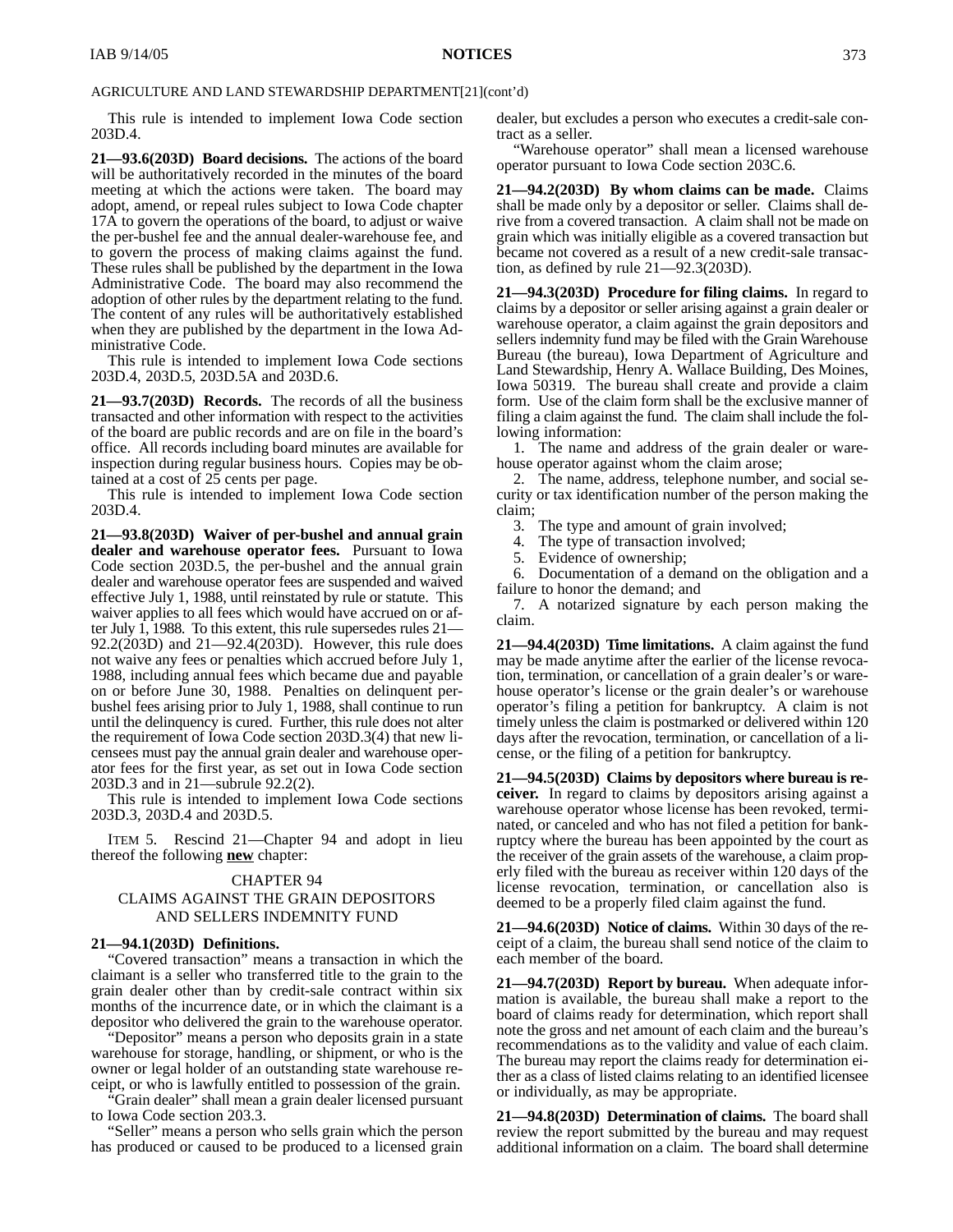AGRICULTURE AND LAND STEWARDSHIP DEPARTMENT[21](cont'd)

This rule is intended to implement Iowa Code section 203D.4.

**21—93.6(203D) Board decisions.** The actions of the board will be authoritatively recorded in the minutes of the board meeting at which the actions were taken. The board may adopt, amend, or repeal rules subject to Iowa Code chapter 17A to govern the operations of the board, to adjust or waive the per-bushel fee and the annual dealer-warehouse fee, and to govern the process of making claims against the fund. These rules shall be published by the department in the Iowa Administrative Code. The board may also recommend the adoption of other rules by the department relating to the fund. The content of any rules will be authoritatively established when they are published by the department in the Iowa Administrative Code.

This rule is intended to implement Iowa Code sections 203D.4, 203D.5, 203D.5A and 203D.6.

**21—93.7(203D) Records.** The records of all the business transacted and other information with respect to the activities of the board are public records and are on file in the board's office. All records including board minutes are available for inspection during regular business hours. Copies may be obtained at a cost of 25 cents per page.

This rule is intended to implement Iowa Code section 203D.4.

**21—93.8(203D) Waiver of per-bushel and annual grain dealer and warehouse operator fees.** Pursuant to Iowa Code section 203D.5, the per-bushel and the annual grain dealer and warehouse operator fees are suspended and waived effective July 1, 1988, until reinstated by rule or statute. This waiver applies to all fees which would have accrued on or after July 1, 1988. To this extent, this rule supersedes rules 21—92.2(203D) and 21—92.4(203D). However, this rule does not waive any fees or penalties which accrued before July 1, 1988, including annual fees which became due and payable on or before June 30, 1988. Penalties on delinquent per-bushel fees arising prior to July 1, 1988, shall continue to run until the delinquency is cured. Further, this rule does not alter the requirement of Iowa Code section 203D.3(4) that new licensees must pay the annual grain dealer and warehouse operator fees for the first year, as set out in Iowa Code section 203D.3 and in 21—subrule 92.2(2).

This rule is intended to implement Iowa Code sections 203D.3, 203D.4 and 203D.5.

ITEM 5. Rescind 21—Chapter 94 and adopt in lieu thereof the following **new** chapter:

## CHAPTER 94
## CLAIMS AGAINST THE GRAIN DEPOSITORS AND SELLERS INDEMNITY FUND

**21—94.1(203D) Definitions.**

"Covered transaction" means a transaction in which the claimant is a seller who transferred title to the grain to the grain dealer other than by credit-sale contract within six months of the incurrence date, or in which the claimant is a depositor who delivered the grain to the warehouse operator.

"Depositor" means a person who deposits grain in a state warehouse for storage, handling, or shipment, or who is the owner or legal holder of an outstanding state warehouse receipt, or who is lawfully entitled to possession of the grain.

"Grain dealer" shall mean a grain dealer licensed pursuant to Iowa Code section 203.3.

"Seller" means a person who sells grain which the person has produced or caused to be produced to a licensed grain dealer, but excludes a person who executes a credit-sale contract as a seller.

"Warehouse operator" shall mean a licensed warehouse operator pursuant to Iowa Code section 203C.6.

**21—94.2(203D) By whom claims can be made.** Claims shall be made only by a depositor or seller. Claims shall derive from a covered transaction. A claim shall not be made on grain which was initially eligible as a covered transaction but became not covered as a result of a new credit-sale transaction, as defined by rule 21—92.3(203D).

**21—94.3(203D) Procedure for filing claims.** In regard to claims by a depositor or seller arising against a grain dealer or warehouse operator, a claim against the grain depositors and sellers indemnity fund may be filed with the Grain Warehouse Bureau (the bureau), Iowa Department of Agriculture and Land Stewardship, Henry A. Wallace Building, Des Moines, Iowa 50319. The bureau shall create and provide a claim form. Use of the claim form shall be the exclusive manner of filing a claim against the fund. The claim shall include the following information:

1. The name and address of the grain dealer or warehouse operator against whom the claim arose;
2. The name, address, telephone number, and social security or tax identification number of the person making the claim;
3. The type and amount of grain involved;
4. The type of transaction involved;
5. Evidence of ownership;
6. Documentation of a demand on the obligation and a failure to honor the demand; and
7. A notarized signature by each person making the claim.

**21—94.4(203D) Time limitations.** A claim against the fund may be made anytime after the earlier of the license revocation, termination, or cancellation of a grain dealer's or warehouse operator's license or the grain dealer's or warehouse operator's filing a petition for bankruptcy. A claim is not timely unless the claim is postmarked or delivered within 120 days after the revocation, termination, or cancellation of a license, or the filing of a petition for bankruptcy.

**21—94.5(203D) Claims by depositors where bureau is receiver.** In regard to claims by depositors arising against a warehouse operator whose license has been revoked, terminated, or canceled and who has not filed a petition for bankruptcy where the bureau has been appointed by the court as the receiver of the grain assets of the warehouse, a claim properly filed with the bureau as receiver within 120 days of the license revocation, termination, or cancellation also is deemed to be a properly filed claim against the fund.

**21—94.6(203D) Notice of claims.** Within 30 days of the receipt of a claim, the bureau shall send notice of the claim to each member of the board.

**21—94.7(203D) Report by bureau.** When adequate information is available, the bureau shall make a report to the board of claims ready for determination, which report shall note the gross and net amount of each claim and the bureau's recommendations as to the validity and value of each claim. The bureau may report the claims ready for determination either as a class of listed claims relating to an identified licensee or individually, as may be appropriate.

**21—94.8(203D) Determination of claims.** The board shall review the report submitted by the bureau and may request additional information on a claim. The board shall determine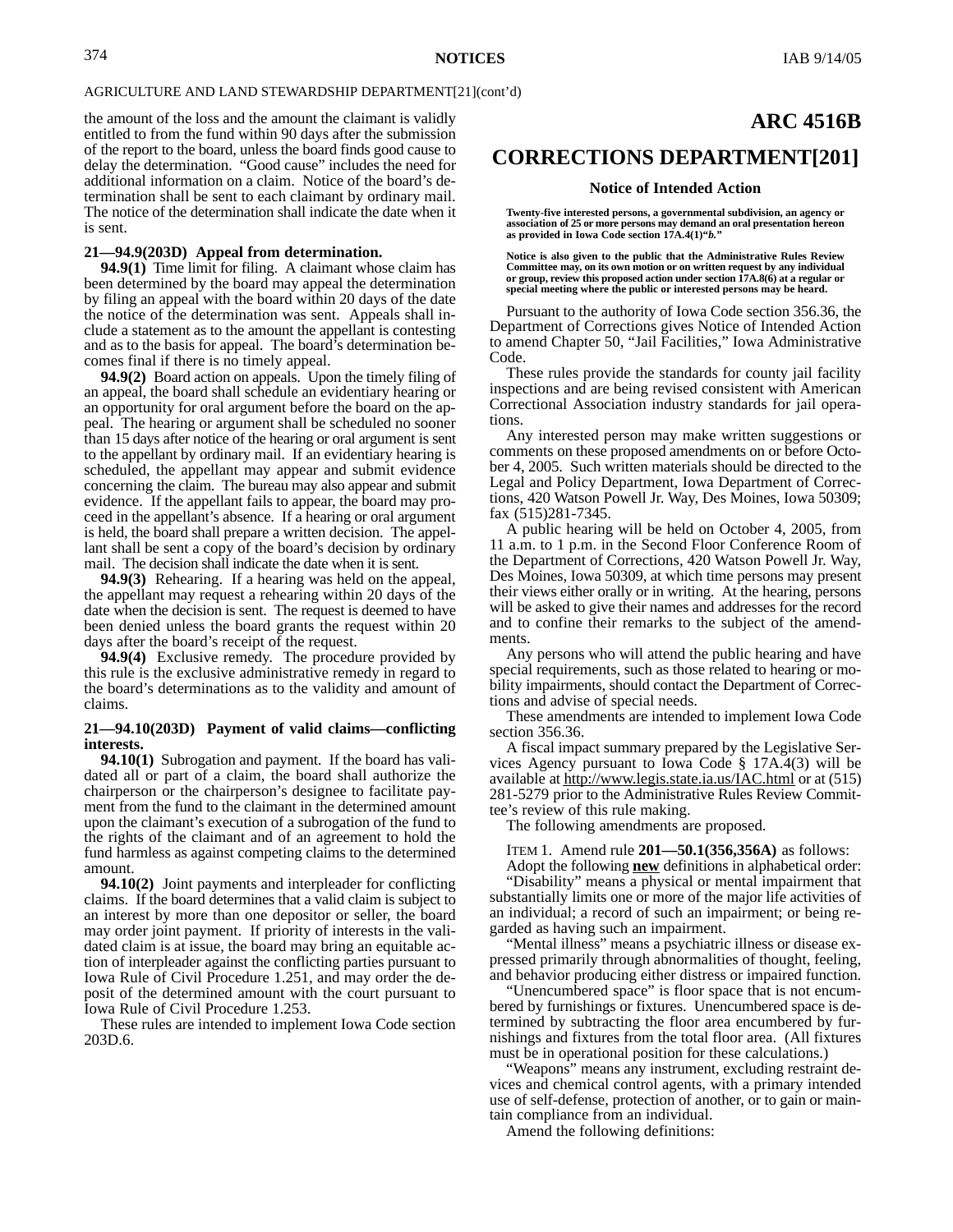AGRICULTURE AND LAND STEWARDSHIP DEPARTMENT[21](cont'd)

the amount of the loss and the amount the claimant is validly entitled to from the fund within 90 days after the submission of the report to the board, unless the board finds good cause to delay the determination. "Good cause" includes the need for additional information on a claim. Notice of the board's determination shall be sent to each claimant by ordinary mail. The notice of the determination shall indicate the date when it is sent.

**21—94.9(203D) Appeal from determination.**

**94.9(1)** Time limit for filing. A claimant whose claim has been determined by the board may appeal the determination by filing an appeal with the board within 20 days of the date the notice of the determination was sent. Appeals shall include a statement as to the amount the appellant is contesting and as to the basis for appeal. The board's determination becomes final if there is no timely appeal.

**94.9(2)** Board action on appeals. Upon the timely filing of an appeal, the board shall schedule an evidentiary hearing or an opportunity for oral argument before the board on the appeal. The hearing or argument shall be scheduled no sooner than 15 days after notice of the hearing or oral argument is sent to the appellant by ordinary mail. If an evidentiary hearing is scheduled, the appellant may appear and submit evidence concerning the claim. The bureau may also appear and submit evidence. If the appellant fails to appear, the board may proceed in the appellant's absence. If a hearing or oral argument is held, the board shall prepare a written decision. The appellant shall be sent a copy of the board's decision by ordinary mail. The decision shall indicate the date when it is sent.

**94.9(3)** Rehearing. If a hearing was held on the appeal, the appellant may request a rehearing within 20 days of the date when the decision is sent. The request is deemed to have been denied unless the board grants the request within 20 days after the board's receipt of the request.

**94.9(4)** Exclusive remedy. The procedure provided by this rule is the exclusive administrative remedy in regard to the board's determinations as to the validity and amount of claims.

**21—94.10(203D) Payment of valid claims—conflicting interests.**

**94.10(1)** Subrogation and payment. If the board has validated all or part of a claim, the board shall authorize the chairperson or the chairperson's designee to facilitate payment from the fund to the claimant in the determined amount upon the claimant's execution of a subrogation of the fund to the rights of the claimant and of an agreement to hold the fund harmless as against competing claims to the determined amount.

**94.10(2)** Joint payments and interpleader for conflicting claims. If the board determines that a valid claim is subject to an interest by more than one depositor or seller, the board may order joint payment. If priority of interests in the validated claim is at issue, the board may bring an equitable action of interpleader against the conflicting parties pursuant to Iowa Rule of Civil Procedure 1.251, and may order the deposit of the determined amount with the court pursuant to Iowa Rule of Civil Procedure 1.253.

These rules are intended to implement Iowa Code section 203D.6.

**ARC 4516B**

# CORRECTIONS DEPARTMENT[201]

## Notice of Intended Action

**Twenty-five interested persons, a governmental subdivision, an agency or association of 25 or more persons may demand an oral presentation hereon as provided in Iowa Code section 17A.4(1)*"b."***

**Notice is also given to the public that the Administrative Rules Review Committee may, on its own motion or on written request by any individual or group, review this proposed action under section 17A.8(6) at a regular or special meeting where the public or interested persons may be heard.**

Pursuant to the authority of Iowa Code section 356.36, the Department of Corrections gives Notice of Intended Action to amend Chapter 50, "Jail Facilities," Iowa Administrative Code.

These rules provide the standards for county jail facility inspections and are being revised consistent with American Correctional Association industry standards for jail operations.

Any interested person may make written suggestions or comments on these proposed amendments on or before October 4, 2005. Such written materials should be directed to the Legal and Policy Department, Iowa Department of Corrections, 420 Watson Powell Jr. Way, Des Moines, Iowa 50309; fax (515)281-7345.

A public hearing will be held on October 4, 2005, from 11 a.m. to 1 p.m. in the Second Floor Conference Room of the Department of Corrections, 420 Watson Powell Jr. Way, Des Moines, Iowa 50309, at which time persons may present their views either orally or in writing. At the hearing, persons will be asked to give their names and addresses for the record and to confine their remarks to the subject of the amendments.

Any persons who will attend the public hearing and have special requirements, such as those related to hearing or mobility impairments, should contact the Department of Corrections and advise of special needs.

These amendments are intended to implement Iowa Code section 356.36.

A fiscal impact summary prepared by the Legislative Services Agency pursuant to Iowa Code § 17A.4(3) will be available at http://www.legis.state.ia.us/IAC.html or at (515) 281-5279 prior to the Administrative Rules Review Committee's review of this rule making.

The following amendments are proposed.

ITEM 1. Amend rule **201—50.1(356,356A)** as follows:

Adopt the following **new** definitions in alphabetical order:

"Disability" means a physical or mental impairment that substantially limits one or more of the major life activities of an individual; a record of such an impairment; or being regarded as having such an impairment.

"Mental illness" means a psychiatric illness or disease expressed primarily through abnormalities of thought, feeling, and behavior producing either distress or impaired function.

"Unencumbered space" is floor space that is not encumbered by furnishings or fixtures. Unencumbered space is determined by subtracting the floor area encumbered by furnishings and fixtures from the total floor area. (All fixtures must be in operational position for these calculations.)

"Weapons" means any instrument, excluding restraint devices and chemical control agents, with a primary intended use of self-defense, protection of another, or to gain or maintain compliance from an individual.

Amend the following definitions: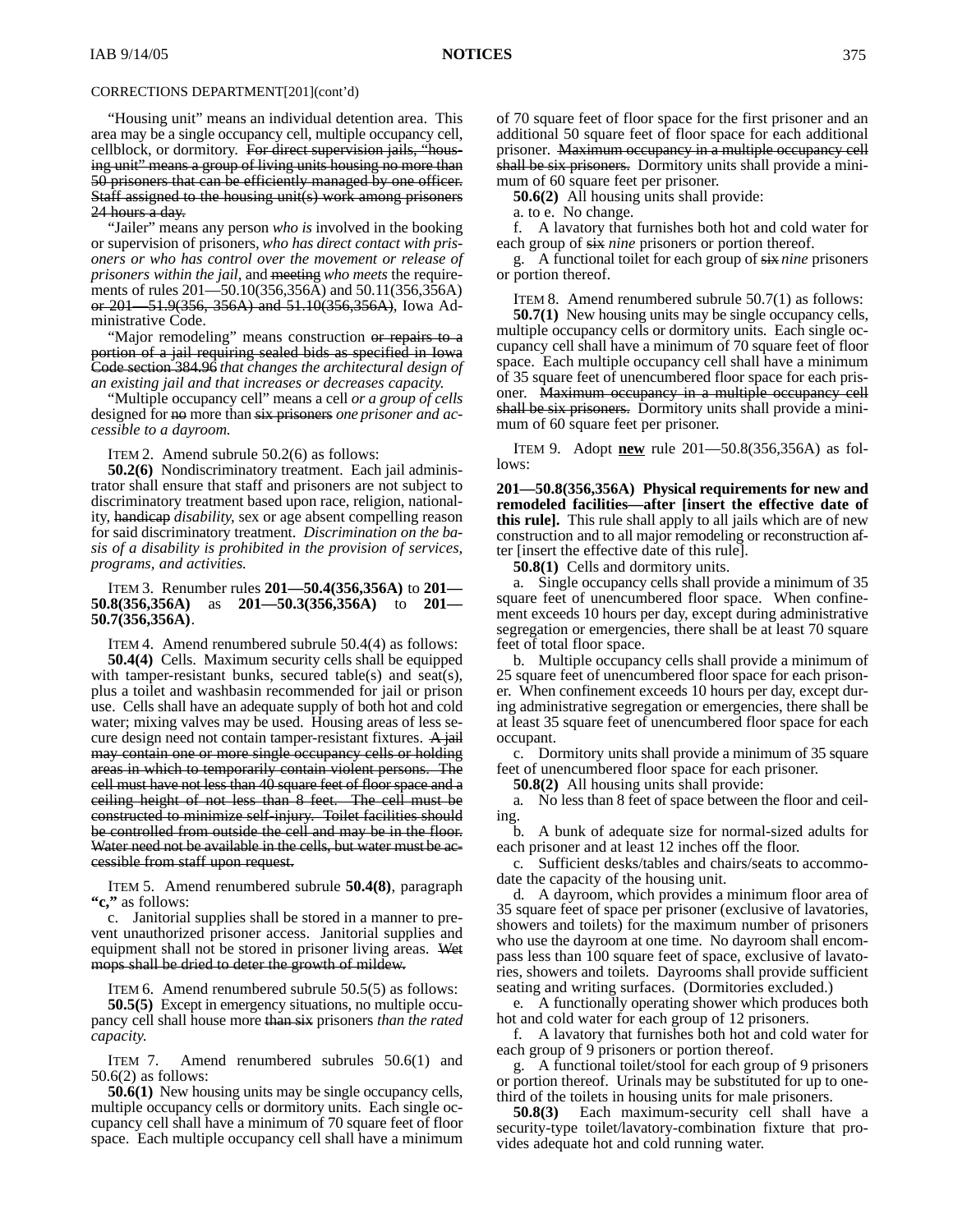"Housing unit" means an individual detention area. This area may be a single occupancy cell, multiple occupancy cell, cellblock, or dormitory. ~~For direct supervision jails, "housing unit" means a group of living units housing no more than 50 prisoners that can be efficiently managed by one officer. Staff assigned to the housing unit(s) work among prisoners 24 hours a day.~~

"Jailer" means any person *who is* involved in the booking or supervision of prisoners, *who has direct contact with prisoners or who has control over the movement or release of prisoners within the jail,* and ~~meeting~~ *who meets* the requirements of rules 201—50.10(356,356A) and 50.11(356,356A) ~~or 201—51.9(356, 356A) and 51.10(356,356A)~~, Iowa Administrative Code.

"Major remodeling" means construction ~~or repairs to a portion of a jail requiring sealed bids as specified in Iowa Code section 384.96~~ *that changes the architectural design of an existing jail and that increases or decreases capacity.*

"Multiple occupancy cell" means a cell *or a group of cells* designed for ~~no~~ more than ~~six prisoners~~ *one prisoner and accessible to a dayroom.*

ITEM 2. Amend subrule 50.2(6) as follows:

**50.2(6)** Nondiscriminatory treatment. Each jail administrator shall ensure that staff and prisoners are not subject to discriminatory treatment based upon race, religion, nationality, ~~handicap~~ *disability,* sex or age absent compelling reason for said discriminatory treatment. *Discrimination on the basis of a disability is prohibited in the provision of services, programs, and activities.*

ITEM 3. Renumber rules **201—50.4(356,356A)** to **201—50.8(356,356A)** as **201—50.3(356,356A)** to **201—50.7(356,356A)**.

ITEM 4. Amend renumbered subrule 50.4(4) as follows:

**50.4(4)** Cells. Maximum security cells shall be equipped with tamper-resistant bunks, secured table(s) and seat(s), plus a toilet and washbasin recommended for jail or prison use. Cells shall have an adequate supply of both hot and cold water; mixing valves may be used. Housing areas of less secure design need not contain tamper-resistant fixtures. ~~A jail may contain one or more single occupancy cells or holding areas in which to temporarily contain violent persons. The cell must have not less than 40 square feet of floor space and a ceiling height of not less than 8 feet. The cell must be constructed to minimize self-injury. Toilet facilities should be controlled from outside the cell and may be in the floor. Water need not be available in the cells, but water must be accessible from staff upon request.~~

ITEM 5. Amend renumbered subrule **50.4(8)**, paragraph **"c,"** as follows:

c. Janitorial supplies shall be stored in a manner to prevent unauthorized prisoner access. Janitorial supplies and equipment shall not be stored in prisoner living areas. ~~Wet mops shall be dried to deter the growth of mildew.~~

ITEM 6. Amend renumbered subrule 50.5(5) as follows:

**50.5(5)** Except in emergency situations, no multiple occupancy cell shall house more ~~than six~~ prisoners *than the rated capacity.*

ITEM 7. Amend renumbered subrules 50.6(1) and 50.6(2) as follows:

**50.6(1)** New housing units may be single occupancy cells, multiple occupancy cells or dormitory units. Each single occupancy cell shall have a minimum of 70 square feet of floor space. Each multiple occupancy cell shall have a minimum of 70 square feet of floor space for the first prisoner and an additional 50 square feet of floor space for each additional prisoner. ~~Maximum occupancy in a multiple occupancy cell shall be six prisoners.~~ Dormitory units shall provide a minimum of 60 square feet per prisoner.

**50.6(2)** All housing units shall provide:

a. to e. No change.

f. A lavatory that furnishes both hot and cold water for each group of ~~six~~ *nine* prisoners or portion thereof.

g. A functional toilet for each group of ~~six~~ *nine* prisoners or portion thereof.

ITEM 8. Amend renumbered subrule 50.7(1) as follows:

**50.7(1)** New housing units may be single occupancy cells, multiple occupancy cells or dormitory units. Each single occupancy cell shall have a minimum of 70 square feet of floor space. Each multiple occupancy cell shall have a minimum of 35 square feet of unencumbered floor space for each prisoner. ~~Maximum occupancy in a multiple occupancy cell shall be six prisoners.~~ Dormitory units shall provide a minimum of 60 square feet per prisoner.

ITEM 9. Adopt **new** rule 201—50.8(356,356A) as follows:

**201—50.8(356,356A) Physical requirements for new and remodeled facilities—after [insert the effective date of this rule].** This rule shall apply to all jails which are of new construction and to all major remodeling or reconstruction after [insert the effective date of this rule].

**50.8(1)** Cells and dormitory units.

a. Single occupancy cells shall provide a minimum of 35 square feet of unencumbered floor space. When confinement exceeds 10 hours per day, except during administrative segregation or emergencies, there shall be at least 70 square feet of total floor space.

b. Multiple occupancy cells shall provide a minimum of 25 square feet of unencumbered floor space for each prisoner. When confinement exceeds 10 hours per day, except during administrative segregation or emergencies, there shall be at least 35 square feet of unencumbered floor space for each occupant.

c. Dormitory units shall provide a minimum of 35 square feet of unencumbered floor space for each prisoner.

**50.8(2)** All housing units shall provide:

a. No less than 8 feet of space between the floor and ceiling.

b. A bunk of adequate size for normal-sized adults for each prisoner and at least 12 inches off the floor.

c. Sufficient desks/tables and chairs/seats to accommodate the capacity of the housing unit.

d. A dayroom, which provides a minimum floor area of 35 square feet of space per prisoner (exclusive of lavatories, showers and toilets) for the maximum number of prisoners who use the dayroom at one time. No dayroom shall encompass less than 100 square feet of space, exclusive of lavatories, showers and toilets. Dayrooms shall provide sufficient seating and writing surfaces. (Dormitories excluded.)

e. A functionally operating shower which produces both hot and cold water for each group of 12 prisoners.

f. A lavatory that furnishes both hot and cold water for each group of 9 prisoners or portion thereof.

g. A functional toilet/stool for each group of 9 prisoners or portion thereof. Urinals may be substituted for up to one-third of the toilets in housing units for male prisoners.

**50.8(3)** Each maximum-security cell shall have a security-type toilet/lavatory-combination fixture that provides adequate hot and cold running water.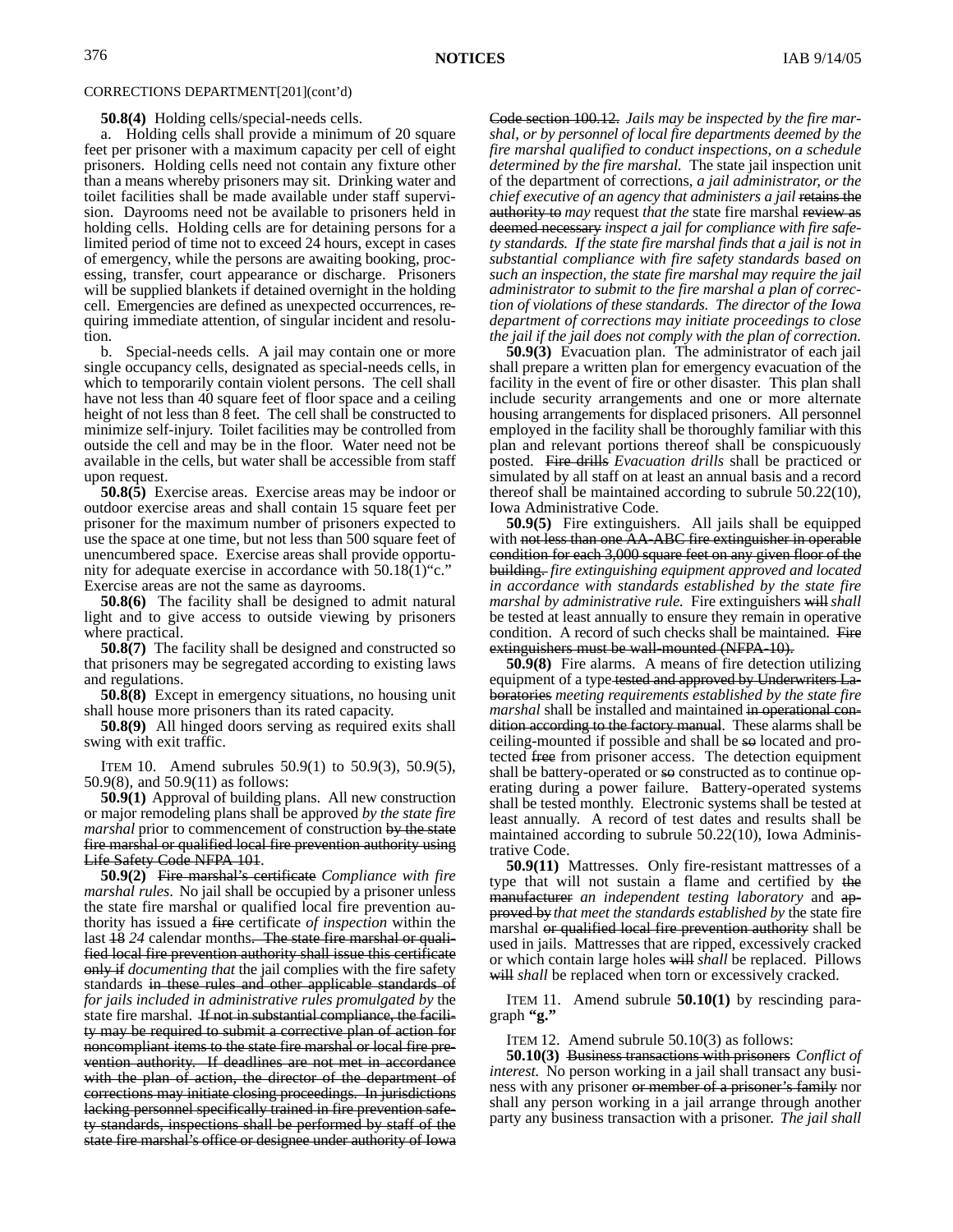**50.8(4)** Holding cells/special-needs cells.

a. Holding cells shall provide a minimum of 20 square feet per prisoner with a maximum capacity per cell of eight prisoners. Holding cells need not contain any fixture other than a means whereby prisoners may sit. Drinking water and toilet facilities shall be made available under staff supervision. Dayrooms need not be available to prisoners held in holding cells. Holding cells are for detaining persons for a limited period of time not to exceed 24 hours, except in cases of emergency, while the persons are awaiting booking, processing, transfer, court appearance or discharge. Prisoners will be supplied blankets if detained overnight in the holding cell. Emergencies are defined as unexpected occurrences, requiring immediate attention, of singular incident and resolution.

b. Special-needs cells. A jail may contain one or more single occupancy cells, designated as special-needs cells, in which to temporarily contain violent persons. The cell shall have not less than 40 square feet of floor space and a ceiling height of not less than 8 feet. The cell shall be constructed to minimize self-injury. Toilet facilities may be controlled from outside the cell and may be in the floor. Water need not be available in the cells, but water shall be accessible from staff upon request.

**50.8(5)** Exercise areas. Exercise areas may be indoor or outdoor exercise areas and shall contain 15 square feet per prisoner for the maximum number of prisoners expected to use the space at one time, but not less than 500 square feet of unencumbered space. Exercise areas shall provide opportunity for adequate exercise in accordance with 50.18(1)"c." Exercise areas are not the same as dayrooms.

**50.8(6)** The facility shall be designed to admit natural light and to give access to outside viewing by prisoners where practical.

**50.8(7)** The facility shall be designed and constructed so that prisoners may be segregated according to existing laws and regulations.

**50.8(8)** Except in emergency situations, no housing unit shall house more prisoners than its rated capacity.

**50.8(9)** All hinged doors serving as required exits shall swing with exit traffic.

ITEM 10. Amend subrules 50.9(1) to 50.9(3), 50.9(5), 50.9(8), and 50.9(11) as follows:

**50.9(1)** Approval of building plans. All new construction or major remodeling plans shall be approved *by the state fire marshal* prior to commencement of construction ~~by the state fire marshal or qualified local fire prevention authority using Life Safety Code NFPA 101~~.

**50.9(2)** ~~Fire marshal's certificate~~ *Compliance with fire marshal rules.* No jail shall be occupied by a prisoner unless the state fire marshal or qualified local fire prevention authority has issued a ~~fire~~ certificate *of inspection* within the last ~~18~~ *24* calendar months~~. The state fire marshal or qualified local fire prevention authority shall issue this certificate only if~~ *documenting that* the jail complies with the fire safety standards ~~in these rules and other applicable standards of~~ *for jails included in administrative rules promulgated by* the state fire marshal. ~~If not in substantial compliance, the facility may be required to submit a corrective plan of action for noncompliant items to the state fire marshal or local fire prevention authority. If deadlines are not met in accordance with the plan of action, the director of the department of corrections may initiate closing proceedings. In jurisdictions lacking personnel specifically trained in fire prevention safety standards, inspections shall be performed by staff of the state fire marshal's office or designee under authority of Iowa Code section 100.12.~~ *Jails may be inspected by the fire marshal, or by personnel of local fire departments deemed by the fire marshal qualified to conduct inspections, on a schedule determined by the fire marshal.* The state jail inspection unit of the department of corrections, *a jail administrator, or the chief executive of an agency that administers a jail* ~~retains the authority to~~ *may* request *that the* state fire marshal ~~review as deemed necessary~~ *inspect a jail for compliance with fire safety standards. If the state fire marshal finds that a jail is not in substantial compliance with fire safety standards based on such an inspection, the state fire marshal may require the jail administrator to submit to the fire marshal a plan of correction of violations of these standards. The director of the Iowa department of corrections may initiate proceedings to close the jail if the jail does not comply with the plan of correction.*

**50.9(3)** Evacuation plan. The administrator of each jail shall prepare a written plan for emergency evacuation of the facility in the event of fire or other disaster. This plan shall include security arrangements and one or more alternate housing arrangements for displaced prisoners. All personnel employed in the facility shall be thoroughly familiar with this plan and relevant portions thereof shall be conspicuously posted. ~~Fire drills~~ *Evacuation drills* shall be practiced or simulated by all staff on at least an annual basis and a record thereof shall be maintained according to subrule 50.22(10), Iowa Administrative Code.

**50.9(5)** Fire extinguishers. All jails shall be equipped with ~~not less than one AA-ABC fire extinguisher in operable condition for each 3,000 square feet on any given floor of the building.~~ *fire extinguishing equipment approved and located in accordance with standards established by the state fire marshal by administrative rule.* Fire extinguishers ~~will~~ *shall* be tested at least annually to ensure they remain in operative condition. A record of such checks shall be maintained. ~~Fire extinguishers must be wall-mounted (NFPA-10).~~

**50.9(8)** Fire alarms. A means of fire detection utilizing equipment of a type ~~tested and approved by Underwriters Laboratories~~ *meeting requirements established by the state fire marshal* shall be installed and maintained ~~in operational condition according to the factory manual~~. These alarms shall be ceiling-mounted if possible and shall be ~~so~~ located and protected ~~free~~ from prisoner access. The detection equipment shall be battery-operated or ~~so~~ constructed as to continue operating during a power failure. Battery-operated systems shall be tested monthly. Electronic systems shall be tested at least annually. A record of test dates and results shall be maintained according to subrule 50.22(10), Iowa Administrative Code.

**50.9(11)** Mattresses. Only fire-resistant mattresses of a type that will not sustain a flame and certified by ~~the manufacturer~~ *an independent testing laboratory* and ~~approved by~~ *that meet the standards established by* the state fire marshal ~~or qualified local fire prevention authority~~ shall be used in jails. Mattresses that are ripped, excessively cracked or which contain large holes ~~will~~ *shall* be replaced. Pillows ~~will~~ *shall* be replaced when torn or excessively cracked.

ITEM 11. Amend subrule **50.10(1)** by rescinding paragraph **"g."**

ITEM 12. Amend subrule 50.10(3) as follows:

**50.10(3)** ~~Business transactions with prisoners~~ *Conflict of interest.* No person working in a jail shall transact any business with any prisoner ~~or member of a prisoner's family~~ nor shall any person working in a jail arrange through another party any business transaction with a prisoner. *The jail shall*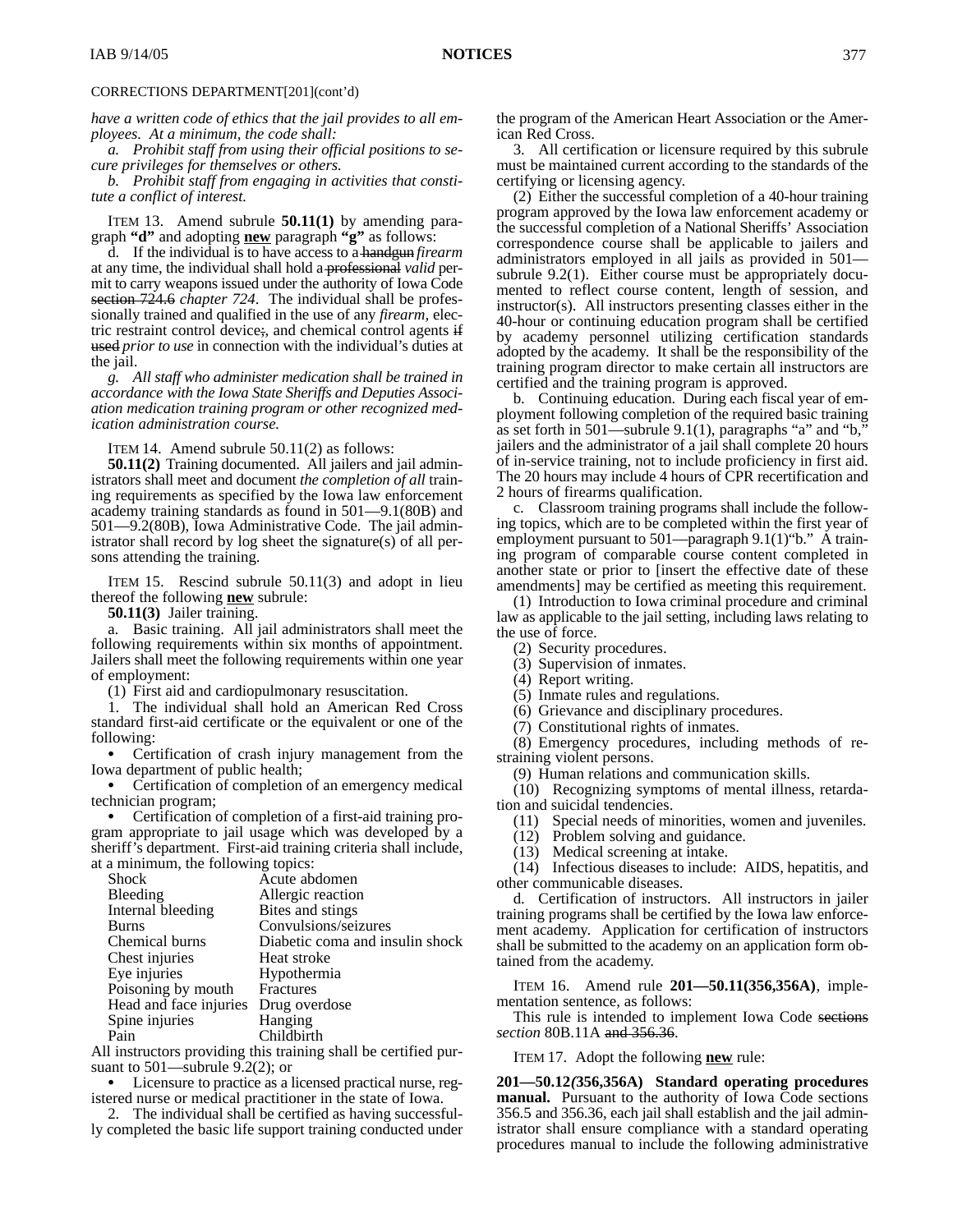CORRECTIONS DEPARTMENT[201](cont'd)

*have a written code of ethics that the jail provides to all employees. At a minimum, the code shall:*

*a. Prohibit staff from using their official positions to secure privileges for themselves or others.*

*b. Prohibit staff from engaging in activities that constitute a conflict of interest.*

ITEM 13. Amend subrule **50.11(1)** by amending paragraph **"d"** and adopting **new** paragraph **"g"** as follows:

d. If the individual is to have access to a ~~handgun~~ *firearm* at any time, the individual shall hold a ~~professional~~ *valid* permit to carry weapons issued under the authority of Iowa Code ~~section 724.6~~ *chapter 724*. The individual shall be professionally trained and qualified in the use of any *firearm,* electric restraint control device~~;~~, and chemical control agents ~~if used~~ *prior to use* in connection with the individual's duties at the jail.

*g. All staff who administer medication shall be trained in accordance with the Iowa State Sheriffs and Deputies Association medication training program or other recognized medication administration course.*

ITEM 14. Amend subrule 50.11(2) as follows:

**50.11(2)** Training documented. All jailers and jail administrators shall meet and document *the completion of all* training requirements as specified by the Iowa law enforcement academy training standards as found in 501—9.1(80B) and 501—9.2(80B), Iowa Administrative Code. The jail administrator shall record by log sheet the signature(s) of all persons attending the training.

ITEM 15. Rescind subrule 50.11(3) and adopt in lieu thereof the following **new** subrule:

**50.11(3)** Jailer training.

a. Basic training. All jail administrators shall meet the following requirements within six months of appointment. Jailers shall meet the following requirements within one year of employment:

(1) First aid and cardiopulmonary resuscitation.

1. The individual shall hold an American Red Cross standard first-aid certificate or the equivalent or one of the following:

- Certification of crash injury management from the Iowa department of public health;
- Certification of completion of an emergency medical technician program;
- Certification of completion of a first-aid training program appropriate to jail usage which was developed by a sheriff's department. First-aid training criteria shall include, at a minimum, the following topics:

| | |
|---|---|
| Shock | Acute abdomen |
| Bleeding | Allergic reaction |
| Internal bleeding | Bites and stings |
| Burns | Convulsions/seizures |
| Chemical burns | Diabetic coma and insulin shock |
| Chest injuries | Heat stroke |
| Eye injuries | Hypothermia |
| Poisoning by mouth | Fractures |
| Head and face injuries | Drug overdose |
| Spine injuries | Hanging |
| Pain | Childbirth |

All instructors providing this training shall be certified pursuant to 501—subrule 9.2(2); or

- Licensure to practice as a licensed practical nurse, registered nurse or medical practitioner in the state of Iowa.

2. The individual shall be certified as having successfully completed the basic life support training conducted under the program of the American Heart Association or the American Red Cross.

3. All certification or licensure required by this subrule must be maintained current according to the standards of the certifying or licensing agency.

(2) Either the successful completion of a 40-hour training program approved by the Iowa law enforcement academy or the successful completion of a National Sheriffs' Association correspondence course shall be applicable to jailers and administrators employed in all jails as provided in 501—subrule 9.2(1). Either course must be appropriately documented to reflect course content, length of session, and instructor(s). All instructors presenting classes either in the 40-hour or continuing education program shall be certified by academy personnel utilizing certification standards adopted by the academy. It shall be the responsibility of the training program director to make certain all instructors are certified and the training program is approved.

b. Continuing education. During each fiscal year of employment following completion of the required basic training as set forth in 501—subrule 9.1(1), paragraphs "a" and "b," jailers and the administrator of a jail shall complete 20 hours of in-service training, not to include proficiency in first aid. The 20 hours may include 4 hours of CPR recertification and 2 hours of firearms qualification.

c. Classroom training programs shall include the following topics, which are to be completed within the first year of employment pursuant to 501—paragraph 9.1(1)"b." A training program of comparable course content completed in another state or prior to [insert the effective date of these amendments] may be certified as meeting this requirement.

(1) Introduction to Iowa criminal procedure and criminal law as applicable to the jail setting, including laws relating to the use of force.

(2) Security procedures.

(3) Supervision of inmates.

(4) Report writing.

(5) Inmate rules and regulations.

(6) Grievance and disciplinary procedures.

(7) Constitutional rights of inmates.

(8) Emergency procedures, including methods of restraining violent persons.

(9) Human relations and communication skills.

(10) Recognizing symptoms of mental illness, retardation and suicidal tendencies.

(11) Special needs of minorities, women and juveniles.

(12) Problem solving and guidance.

(13) Medical screening at intake.

(14) Infectious diseases to include: AIDS, hepatitis, and other communicable diseases.

d. Certification of instructors. All instructors in jailer training programs shall be certified by the Iowa law enforcement academy. Application for certification of instructors shall be submitted to the academy on an application form obtained from the academy.

ITEM 16. Amend rule **201—50.11(356,356A)**, implementation sentence, as follows:

This rule is intended to implement Iowa Code ~~sections~~ *section* 80B.11A ~~and 356.36~~.

ITEM 17. Adopt the following **new** rule:

**201—50.12*(*356,356A) Standard operating procedures manual.** Pursuant to the authority of Iowa Code sections 356.5 and 356.36, each jail shall establish and the jail administrator shall ensure compliance with a standard operating procedures manual to include the following administrative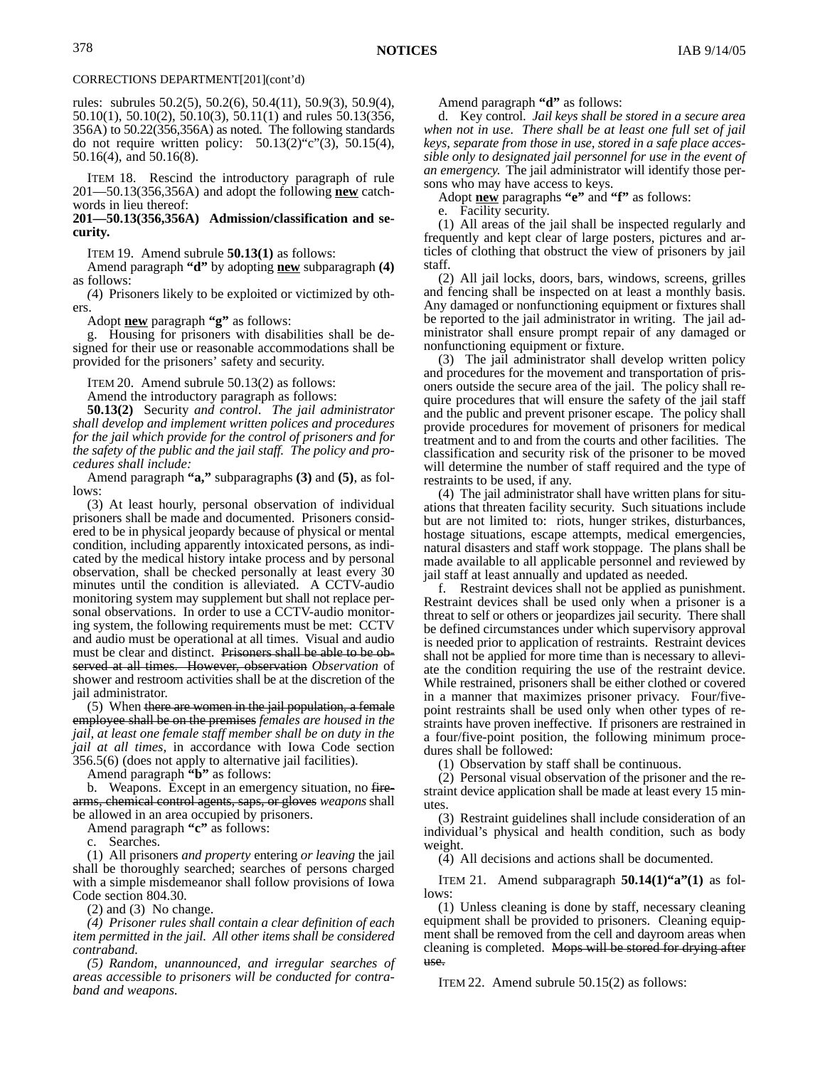CORRECTIONS DEPARTMENT[201](cont'd)

rules: subrules 50.2(5), 50.2(6), 50.4(11), 50.9(3), 50.9(4), 50.10(1), 50.10(2), 50.10(3), 50.11(1) and rules 50.13(356, 356A) to 50.22(356,356A) as noted. The following standards do not require written policy: 50.13(2)"c"(3), 50.15(4), 50.16(4), and 50.16(8).

ITEM 18. Rescind the introductory paragraph of rule 201—50.13(356,356A) and adopt the following **new** catchwords in lieu thereof:

**201—50.13(356,356A) Admission/classification and security.**

ITEM 19. Amend subrule **50.13(1)** as follows:

Amend paragraph **"d"** by adopting **new** subparagraph **(4)** as follows:

*(4) Prisoners likely to be exploited or victimized by others.*

Adopt **new** paragraph **"g"** as follows:

*g. Housing for prisoners with disabilities shall be designed for their use or reasonable accommodations shall be provided for the prisoners' safety and security.*

ITEM 20. Amend subrule 50.13(2) as follows:

Amend the introductory paragraph as follows:

**50.13(2)** Security *and control. The jail administrator shall develop and implement written polices and procedures for the jail which provide for the control of prisoners and for the safety of the public and the jail staff. The policy and procedures shall include:*

Amend paragraph **"a,"** subparagraphs **(3)** and **(5)**, as follows:

(3) At least hourly, personal observation of individual prisoners shall be made and documented. Prisoners considered to be in physical jeopardy because of physical or mental condition, including apparently intoxicated persons, as indicated by the medical history intake process and by personal observation, shall be checked personally at least every 30 minutes until the condition is alleviated. A CCTV-audio monitoring system may supplement but shall not replace personal observations. In order to use a CCTV-audio monitoring system, the following requirements must be met: CCTV and audio must be operational at all times. Visual and audio must be clear and distinct. ~~Prisoners shall be able to be observed at all times. However, observation~~ *Observation* of shower and restroom activities shall be at the discretion of the jail administrator.

(5) When ~~there are women in the jail population, a female employee shall be on the premises~~ *females are housed in the jail, at least one female staff member shall be on duty in the jail at all times,* in accordance with Iowa Code section 356.5(6) (does not apply to alternative jail facilities).

Amend paragraph **"b"** as follows:

b. Weapons. Except in an emergency situation, no ~~firearms, chemical control agents, saps, or gloves~~ *weapons* shall be allowed in an area occupied by prisoners.

Amend paragraph **"c"** as follows:

c. Searches.

(1) All prisoners *and property* entering *or leaving* the jail shall be thoroughly searched; searches of persons charged with a simple misdemeanor shall follow provisions of Iowa Code section 804.30.

(2) and (3) No change.

*(4) Prisoner rules shall contain a clear definition of each item permitted in the jail. All other items shall be considered contraband.*

*(5) Random, unannounced, and irregular searches of areas accessible to prisoners will be conducted for contraband and weapons.*

Amend paragraph **"d"** as follows:

d. Key control. *Jail keys shall be stored in a secure area when not in use. There shall be at least one full set of jail keys, separate from those in use, stored in a safe place accessible only to designated jail personnel for use in the event of an emergency.* The jail administrator will identify those persons who may have access to keys.

Adopt **new** paragraphs **"e"** and **"f"** as follows:

*e. Facility security.*

*(1) All areas of the jail shall be inspected regularly and frequently and kept clear of large posters, pictures and articles of clothing that obstruct the view of prisoners by jail staff.*

*(2) All jail locks, doors, bars, windows, screens, grilles and fencing shall be inspected on at least a monthly basis. Any damaged or nonfunctioning equipment or fixtures shall be reported to the jail administrator in writing. The jail administrator shall ensure prompt repair of any damaged or nonfunctioning equipment or fixture.*

*(3) The jail administrator shall develop written policy and procedures for the movement and transportation of prisoners outside the secure area of the jail. The policy shall require procedures that will ensure the safety of the jail staff and the public and prevent prisoner escape. The policy shall provide procedures for movement of prisoners for medical treatment and to and from the courts and other facilities. The classification and security risk of the prisoner to be moved will determine the number of staff required and the type of restraints to be used, if any.*

*(4) The jail administrator shall have written plans for situations that threaten facility security. Such situations include but are not limited to: riots, hunger strikes, disturbances, hostage situations, escape attempts, medical emergencies, natural disasters and staff work stoppage. The plans shall be made available to all applicable personnel and reviewed by jail staff at least annually and updated as needed.*

*f. Restraint devices shall not be applied as punishment. Restraint devices shall be used only when a prisoner is a threat to self or others or jeopardizes jail security. There shall be defined circumstances under which supervisory approval is needed prior to application of restraints. Restraint devices shall not be applied for more time than is necessary to alleviate the condition requiring the use of the restraint device. While restrained, prisoners shall be either clothed or covered in a manner that maximizes prisoner privacy. Four/five-point restraints shall be used only when other types of restraints have proven ineffective. If prisoners are restrained in a four/five-point position, the following minimum procedures shall be followed:*

*(1) Observation by staff shall be continuous.*

*(2) Personal visual observation of the prisoner and the restraint device application shall be made at least every 15 minutes.*

*(3) Restraint guidelines shall include consideration of an individual's physical and health condition, such as body weight.*

*(4) All decisions and actions shall be documented.*

ITEM 21. Amend subparagraph **50.14(1)"a"(1)** as follows:

(1) Unless cleaning is done by staff, necessary cleaning equipment shall be provided to prisoners. Cleaning equipment shall be removed from the cell and dayroom areas when cleaning is completed. ~~Mops will be stored for drying after use.~~

ITEM 22. Amend subrule 50.15(2) as follows: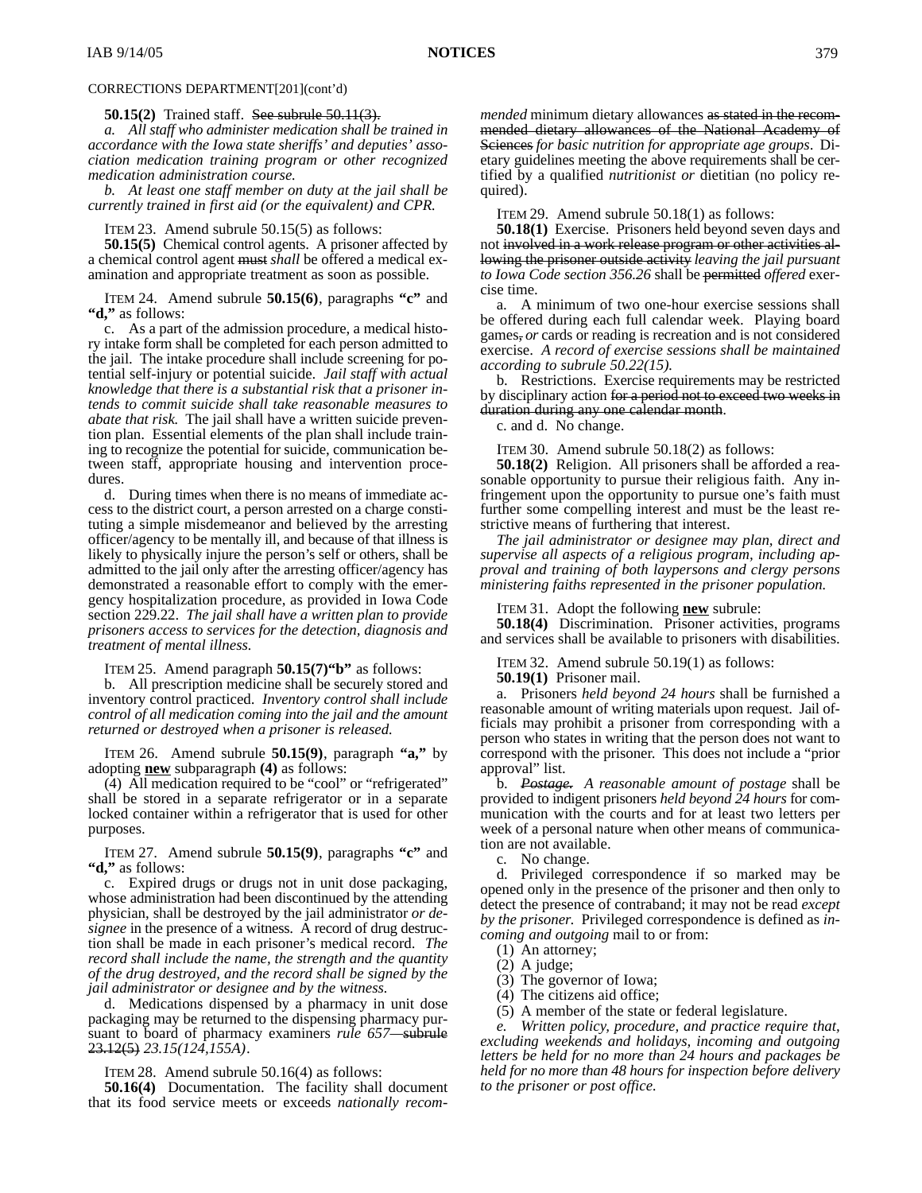CORRECTIONS DEPARTMENT[201](cont'd)

**50.15(2)** Trained staff. ~~See subrule 50.11(3).~~

*a. All staff who administer medication shall be trained in accordance with the Iowa state sheriffs' and deputies' association medication training program or other recognized medication administration course.*

*b. At least one staff member on duty at the jail shall be currently trained in first aid (or the equivalent) and CPR.*

ITEM 23. Amend subrule 50.15(5) as follows:

**50.15(5)** Chemical control agents. A prisoner affected by a chemical control agent ~~must~~ *shall* be offered a medical examination and appropriate treatment as soon as possible.

ITEM 24. Amend subrule **50.15(6)**, paragraphs **"c"** and **"d,"** as follows:

c. As a part of the admission procedure, a medical history intake form shall be completed for each person admitted to the jail. The intake procedure shall include screening for potential self-injury or potential suicide. *Jail staff with actual knowledge that there is a substantial risk that a prisoner intends to commit suicide shall take reasonable measures to abate that risk.* The jail shall have a written suicide prevention plan. Essential elements of the plan shall include training to recognize the potential for suicide, communication between staff, appropriate housing and intervention procedures.

d. During times when there is no means of immediate access to the district court, a person arrested on a charge constituting a simple misdemeanor and believed by the arresting officer/agency to be mentally ill, and because of that illness is likely to physically injure the person's self or others, shall be admitted to the jail only after the arresting officer/agency has demonstrated a reasonable effort to comply with the emergency hospitalization procedure, as provided in Iowa Code section 229.22. *The jail shall have a written plan to provide prisoners access to services for the detection, diagnosis and treatment of mental illness.*

ITEM 25. Amend paragraph **50.15(7)"b"** as follows:

b. All prescription medicine shall be securely stored and inventory control practiced. *Inventory control shall include control of all medication coming into the jail and the amount returned or destroyed when a prisoner is released.*

ITEM 26. Amend subrule **50.15(9)**, paragraph **"a,"** by adopting **new** subparagraph **(4)** as follows:

(4) All medication required to be "cool" or "refrigerated" shall be stored in a separate refrigerator or in a separate locked container within a refrigerator that is used for other purposes.

ITEM 27. Amend subrule **50.15(9)**, paragraphs **"c"** and **"d,"** as follows:

c. Expired drugs or drugs not in unit dose packaging, whose administration had been discontinued by the attending physician, shall be destroyed by the jail administrator *or designee* in the presence of a witness. A record of drug destruction shall be made in each prisoner's medical record. *The record shall include the name, the strength and the quantity of the drug destroyed, and the record shall be signed by the jail administrator or designee and by the witness.*

d. Medications dispensed by a pharmacy in unit dose packaging may be returned to the dispensing pharmacy pursuant to board of pharmacy examiners *rule 657*—~~subrule 23.12(5)~~ *23.15(124,155A)*.

ITEM 28. Amend subrule 50.16(4) as follows:

**50.16(4)** Documentation. The facility shall document that its food service meets or exceeds *nationally recommended* minimum dietary allowances ~~as stated in the recommended dietary allowances of the National Academy of Sciences~~ *for basic nutrition for appropriate age groups*. Dietary guidelines meeting the above requirements shall be certified by a qualified *nutritionist or* dietitian (no policy required).

ITEM 29. Amend subrule 50.18(1) as follows:

**50.18(1)** Exercise. Prisoners held beyond seven days and not ~~involved in a work release program or other activities allowing the prisoner outside activity~~ *leaving the jail pursuant to Iowa Code section 356.26* shall be ~~permitted~~ *offered* exercise time.

a. A minimum of two one-hour exercise sessions shall be offered during each full calendar week. Playing board games~~,~~ *or* cards or reading is recreation and is not considered exercise. *A record of exercise sessions shall be maintained according to subrule 50.22(15).*

b. Restrictions. Exercise requirements may be restricted by disciplinary action ~~for a period not to exceed two weeks in duration during any one calendar month~~.

c. and d. No change.

ITEM 30. Amend subrule 50.18(2) as follows:

**50.18(2)** Religion. All prisoners shall be afforded a reasonable opportunity to pursue their religious faith. Any infringement upon the opportunity to pursue one's faith must further some compelling interest and must be the least restrictive means of furthering that interest.

*The jail administrator or designee may plan, direct and supervise all aspects of a religious program, including approval and training of both laypersons and clergy persons ministering faiths represented in the prisoner population.*

ITEM 31. Adopt the following **new** subrule:

**50.18(4)** Discrimination. Prisoner activities, programs and services shall be available to prisoners with disabilities.

ITEM 32. Amend subrule 50.19(1) as follows:

**50.19(1)** Prisoner mail.

a. Prisoners *held beyond 24 hours* shall be furnished a reasonable amount of writing materials upon request. Jail officials may prohibit a prisoner from corresponding with a person who states in writing that the person does not want to correspond with the prisoner. This does not include a "prior approval" list.

b. ~~*Postage.*~~ *A reasonable amount of postage* shall be provided to indigent prisoners *held beyond 24 hours* for communication with the courts and for at least two letters per week of a personal nature when other means of communication are not available.

c. No change.

d. Privileged correspondence if so marked may be opened only in the presence of the prisoner and then only to detect the presence of contraband; it may not be read *except by the prisoner.* Privileged correspondence is defined as *incoming and outgoing* mail to or from:

(1) An attorney;

(2) A judge;

(3) The governor of Iowa;

(4) The citizens aid office;

(5) A member of the state or federal legislature.

*e. Written policy, procedure, and practice require that, excluding weekends and holidays, incoming and outgoing letters be held for no more than 24 hours and packages be held for no more than 48 hours for inspection before delivery to the prisoner or post office.*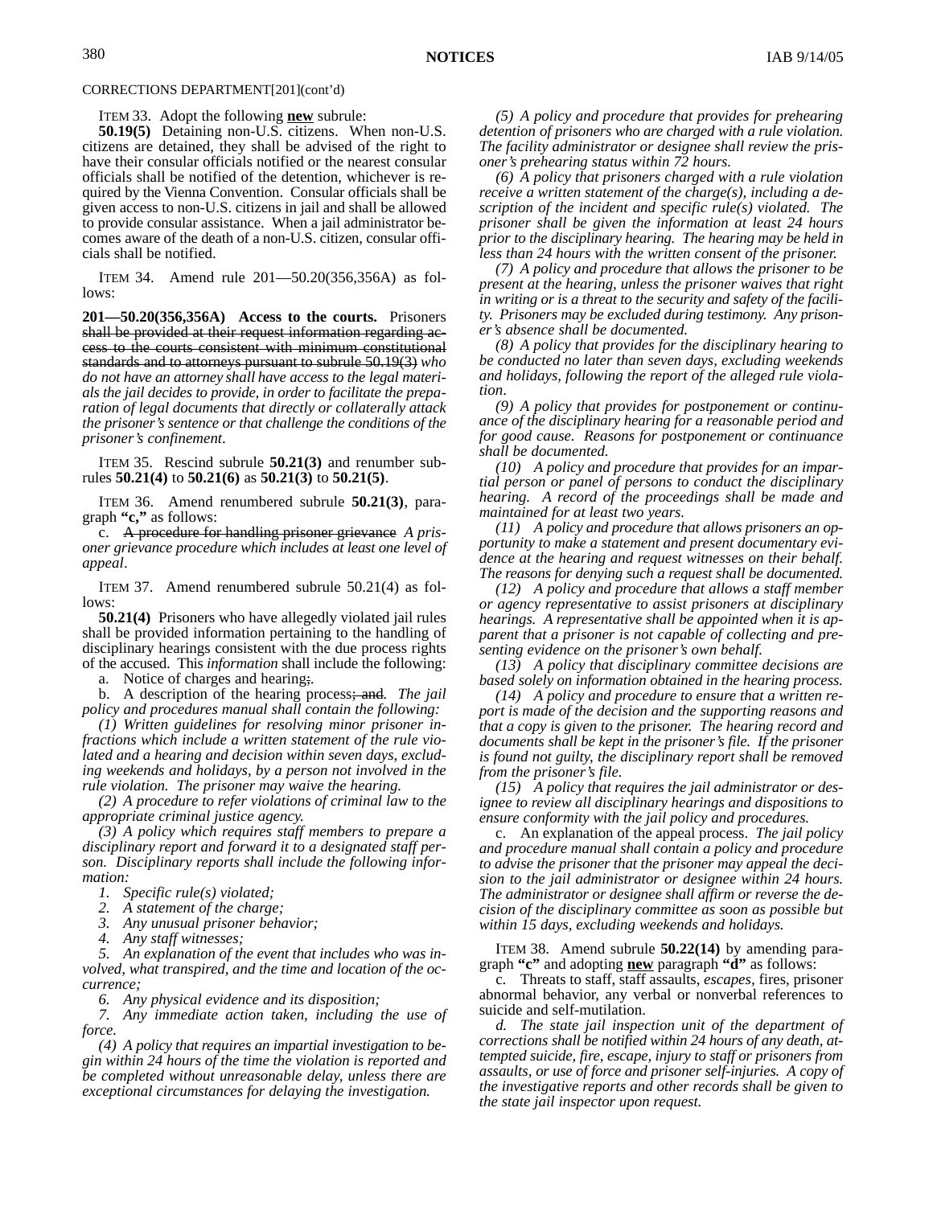CORRECTIONS DEPARTMENT[201](cont'd)

ITEM 33. Adopt the following **new** subrule:

**50.19(5)** Detaining non-U.S. citizens. When non-U.S. citizens are detained, they shall be advised of the right to have their consular officials notified or the nearest consular officials shall be notified of the detention, whichever is required by the Vienna Convention. Consular officials shall be given access to non-U.S. citizens in jail and shall be allowed to provide consular assistance. When a jail administrator becomes aware of the death of a non-U.S. citizen, consular officials shall be notified.

ITEM 34. Amend rule 201—50.20(356,356A) as follows:

**201—50.20(356,356A) Access to the courts.** Prisoners ~~shall be provided at their request information regarding access to the courts consistent with minimum constitutional standards and to attorneys pursuant to subrule 50.19(3)~~ *who do not have an attorney shall have access to the legal materials the jail decides to provide, in order to facilitate the preparation of legal documents that directly or collaterally attack the prisoner's sentence or that challenge the conditions of the prisoner's confinement*.

ITEM 35. Rescind subrule **50.21(3)** and renumber subrules **50.21(4)** to **50.21(6)** as **50.21(3)** to **50.21(5)**.

ITEM 36. Amend renumbered subrule **50.21(3)**, paragraph **"c,"** as follows:

c. ~~A procedure for handling prisoner grievance~~ *A prisoner grievance procedure which includes at least one level of appeal*.

ITEM 37. Amend renumbered subrule 50.21(4) as follows:

**50.21(4)** Prisoners who have allegedly violated jail rules shall be provided information pertaining to the handling of disciplinary hearings consistent with the due process rights of the accused. This *information* shall include the following:

a. Notice of charges and hearing~~;~~.

b. A description of the hearing process~~; and~~. *The jail policy and procedures manual shall contain the following:*

*(1) Written guidelines for resolving minor prisoner infractions which include a written statement of the rule violated and a hearing and decision within seven days, excluding weekends and holidays, by a person not involved in the rule violation. The prisoner may waive the hearing.*

*(2) A procedure to refer violations of criminal law to the appropriate criminal justice agency.*

*(3) A policy which requires staff members to prepare a disciplinary report and forward it to a designated staff person. Disciplinary reports shall include the following information:*

*1. Specific rule(s) violated;*

*2. A statement of the charge;*

*3. Any unusual prisoner behavior;*

*4. Any staff witnesses;*

*5. An explanation of the event that includes who was involved, what transpired, and the time and location of the occurrence;*

*6. Any physical evidence and its disposition;*

*7. Any immediate action taken, including the use of force.*

*(4) A policy that requires an impartial investigation to begin within 24 hours of the time the violation is reported and be completed without unreasonable delay, unless there are exceptional circumstances for delaying the investigation.*

*(5) A policy and procedure that provides for prehearing detention of prisoners who are charged with a rule violation. The facility administrator or designee shall review the prisoner's prehearing status within 72 hours.*

*(6) A policy that prisoners charged with a rule violation receive a written statement of the charge(s), including a description of the incident and specific rule(s) violated. The prisoner shall be given the information at least 24 hours prior to the disciplinary hearing. The hearing may be held in less than 24 hours with the written consent of the prisoner.*

*(7) A policy and procedure that allows the prisoner to be present at the hearing, unless the prisoner waives that right in writing or is a threat to the security and safety of the facility. Prisoners may be excluded during testimony. Any prisoner's absence shall be documented.*

*(8) A policy that provides for the disciplinary hearing to be conducted no later than seven days, excluding weekends and holidays, following the report of the alleged rule violation.*

*(9) A policy that provides for postponement or continuance of the disciplinary hearing for a reasonable period and for good cause. Reasons for postponement or continuance shall be documented.*

*(10) A policy and procedure that provides for an impartial person or panel of persons to conduct the disciplinary hearing. A record of the proceedings shall be made and maintained for at least two years.*

*(11) A policy and procedure that allows prisoners an opportunity to make a statement and present documentary evidence at the hearing and request witnesses on their behalf. The reasons for denying such a request shall be documented.*

*(12) A policy and procedure that allows a staff member or agency representative to assist prisoners at disciplinary hearings. A representative shall be appointed when it is apparent that a prisoner is not capable of collecting and presenting evidence on the prisoner's own behalf.*

*(13) A policy that disciplinary committee decisions are based solely on information obtained in the hearing process.*

*(14) A policy and procedure to ensure that a written report is made of the decision and the supporting reasons and that a copy is given to the prisoner. The hearing record and documents shall be kept in the prisoner's file. If the prisoner is found not guilty, the disciplinary report shall be removed from the prisoner's file.*

*(15) A policy that requires the jail administrator or designee to review all disciplinary hearings and dispositions to ensure conformity with the jail policy and procedures.*

c. An explanation of the appeal process. *The jail policy and procedure manual shall contain a policy and procedure to advise the prisoner that the prisoner may appeal the decision to the jail administrator or designee within 24 hours. The administrator or designee shall affirm or reverse the decision of the disciplinary committee as soon as possible but within 15 days, excluding weekends and holidays.*

ITEM 38. Amend subrule **50.22(14)** by amending paragraph **"c"** and adopting **new** paragraph **"d"** as follows:

c. Threats to staff, staff assaults, *escapes*, fires, prisoner abnormal behavior, any verbal or nonverbal references to suicide and self-mutilation.

*d. The state jail inspection unit of the department of corrections shall be notified within 24 hours of any death, attempted suicide, fire, escape, injury to staff or prisoners from assaults, or use of force and prisoner self-injuries. A copy of the investigative reports and other records shall be given to the state jail inspector upon request.*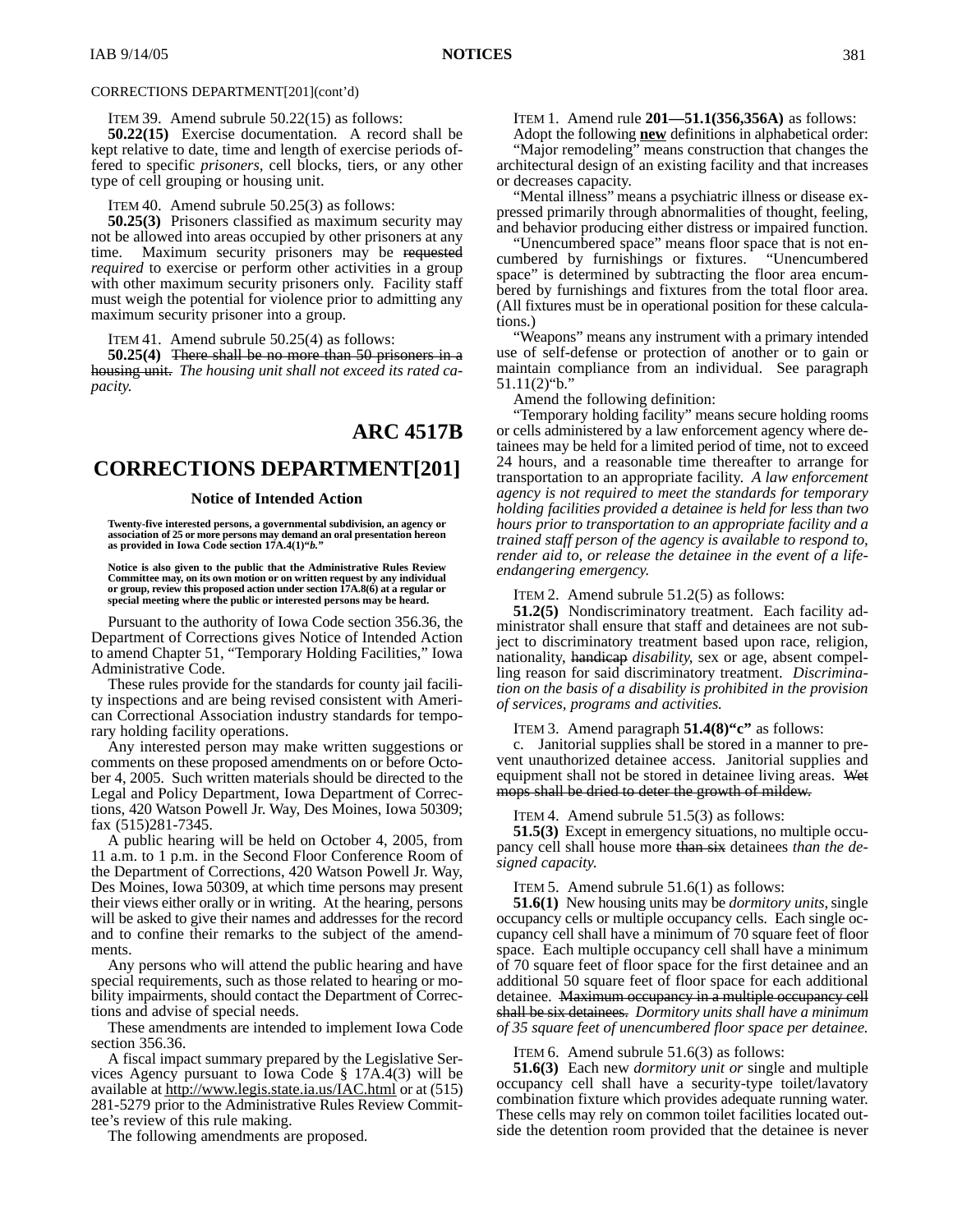CORRECTIONS DEPARTMENT[201](cont'd)

ITEM 39. Amend subrule 50.22(15) as follows:

**50.22(15)** Exercise documentation. A record shall be kept relative to date, time and length of exercise periods offered to specific *prisoners,* cell blocks, tiers, or any other type of cell grouping or housing unit.

ITEM 40. Amend subrule 50.25(3) as follows:

**50.25(3)** Prisoners classified as maximum security may not be allowed into areas occupied by other prisoners at any time. Maximum security prisoners may be ~~requested~~ *required* to exercise or perform other activities in a group with other maximum security prisoners only. Facility staff must weigh the potential for violence prior to admitting any maximum security prisoner into a group.

ITEM 41. Amend subrule 50.25(4) as follows:

**50.25(4)** ~~There shall be no more than 50 prisoners in a housing unit.~~ *The housing unit shall not exceed its rated capacity.*

# ARC 4517B

# CORRECTIONS DEPARTMENT[201]

### Notice of Intended Action

**Twenty-five interested persons, a governmental subdivision, an agency or association of 25 or more persons may demand an oral presentation hereon as provided in Iowa Code section 17A.4(1)"*b.*"**

**Notice is also given to the public that the Administrative Rules Review Committee may, on its own motion or on written request by any individual or group, review this proposed action under section 17A.8(6) at a regular or special meeting where the public or interested persons may be heard.**

Pursuant to the authority of Iowa Code section 356.36, the Department of Corrections gives Notice of Intended Action to amend Chapter 51, "Temporary Holding Facilities," Iowa Administrative Code.

These rules provide for the standards for county jail facility inspections and are being revised consistent with American Correctional Association industry standards for temporary holding facility operations.

Any interested person may make written suggestions or comments on these proposed amendments on or before October 4, 2005. Such written materials should be directed to the Legal and Policy Department, Iowa Department of Corrections, 420 Watson Powell Jr. Way, Des Moines, Iowa 50309; fax (515)281-7345.

A public hearing will be held on October 4, 2005, from 11 a.m. to 1 p.m. in the Second Floor Conference Room of the Department of Corrections, 420 Watson Powell Jr. Way, Des Moines, Iowa 50309, at which time persons may present their views either orally or in writing. At the hearing, persons will be asked to give their names and addresses for the record and to confine their remarks to the subject of the amendments.

Any persons who will attend the public hearing and have special requirements, such as those related to hearing or mobility impairments, should contact the Department of Corrections and advise of special needs.

These amendments are intended to implement Iowa Code section 356.36.

A fiscal impact summary prepared by the Legislative Services Agency pursuant to Iowa Code § 17A.4(3) will be available at http://www.legis.state.ia.us/IAC.html or at (515) 281-5279 prior to the Administrative Rules Review Committee's review of this rule making.

The following amendments are proposed.

ITEM 1. Amend rule **201—51.1(356,356A)** as follows:

Adopt the following **new** definitions in alphabetical order:

"Major remodeling" means construction that changes the architectural design of an existing facility and that increases or decreases capacity.

"Mental illness" means a psychiatric illness or disease expressed primarily through abnormalities of thought, feeling, and behavior producing either distress or impaired function.

"Unencumbered space" means floor space that is not encumbered by furnishings or fixtures. "Unencumbered space" is determined by subtracting the floor area encumbered by furnishings and fixtures from the total floor area. (All fixtures must be in operational position for these calculations.)

"Weapons" means any instrument with a primary intended use of self-defense or protection of another or to gain or maintain compliance from an individual. See paragraph 51.11(2)"b."

Amend the following definition:

"Temporary holding facility" means secure holding rooms or cells administered by a law enforcement agency where detainees may be held for a limited period of time, not to exceed 24 hours, and a reasonable time thereafter to arrange for transportation to an appropriate facility. *A law enforcement agency is not required to meet the standards for temporary holding facilities provided a detainee is held for less than two hours prior to transportation to an appropriate facility and a trained staff person of the agency is available to respond to, render aid to, or release the detainee in the event of a life-endangering emergency.*

ITEM 2. Amend subrule 51.2(5) as follows:

**51.2(5)** Nondiscriminatory treatment. Each facility administrator shall ensure that staff and detainees are not subject to discriminatory treatment based upon race, religion, nationality, ~~handicap~~ *disability,* sex or age, absent compelling reason for said discriminatory treatment. *Discrimination on the basis of a disability is prohibited in the provision of services, programs and activities.*

ITEM 3. Amend paragraph **51.4(8)"c"** as follows:

c. Janitorial supplies shall be stored in a manner to prevent unauthorized detainee access. Janitorial supplies and equipment shall not be stored in detainee living areas. ~~Wet mops shall be dried to deter the growth of mildew.~~

ITEM 4. Amend subrule 51.5(3) as follows:

**51.5(3)** Except in emergency situations, no multiple occupancy cell shall house more ~~than six~~ detainees *than the designed capacity.*

ITEM 5. Amend subrule 51.6(1) as follows:

**51.6(1)** New housing units may be *dormitory units,* single occupancy cells or multiple occupancy cells. Each single occupancy cell shall have a minimum of 70 square feet of floor space. Each multiple occupancy cell shall have a minimum of 70 square feet of floor space for the first detainee and an additional 50 square feet of floor space for each additional detainee. ~~Maximum occupancy in a multiple occupancy cell shall be six detainees.~~ *Dormitory units shall have a minimum of 35 square feet of unencumbered floor space per detainee.*

ITEM 6. Amend subrule 51.6(3) as follows:

**51.6(3)** Each new *dormitory unit or* single and multiple occupancy cell shall have a security-type toilet/lavatory combination fixture which provides adequate running water. These cells may rely on common toilet facilities located outside the detention room provided that the detainee is never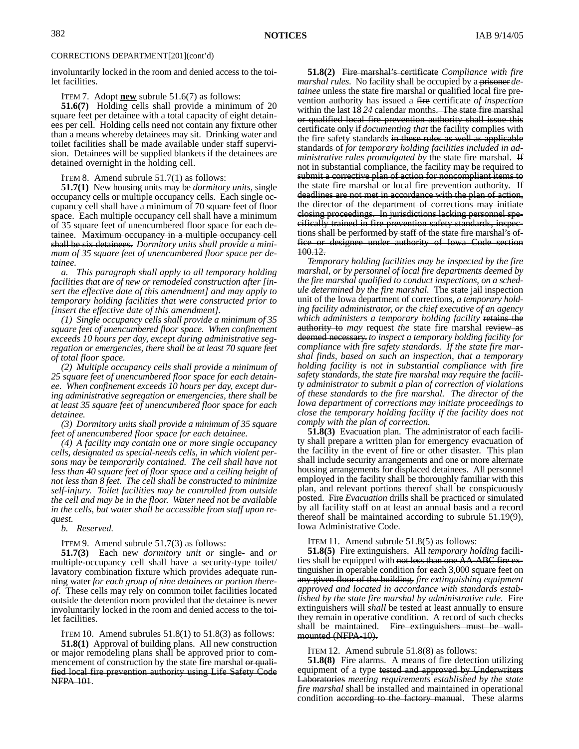involuntarily locked in the room and denied access to the toilet facilities.

ITEM 7. Adopt **new** subrule 51.6(7) as follows:

**51.6(7)** Holding cells shall provide a minimum of 20 square feet per detainee with a total capacity of eight detainees per cell. Holding cells need not contain any fixture other than a means whereby detainees may sit. Drinking water and toilet facilities shall be made available under staff supervision. Detainees will be supplied blankets if the detainees are detained overnight in the holding cell.

ITEM 8. Amend subrule 51.7(1) as follows:

**51.7(1)** New housing units may be *dormitory units*, single occupancy cells or multiple occupancy cells. Each single occupancy cell shall have a minimum of 70 square feet of floor space. Each multiple occupancy cell shall have a minimum of 35 square feet of unencumbered floor space for each detainee. ~~Maximum occupancy in a multiple occupancy cell shall be six detainees.~~ *Dormitory units shall provide a minimum of 35 square feet of unencumbered floor space per detainee.*

*a. This paragraph shall apply to all temporary holding facilities that are of new or remodeled construction after [insert the effective date of this amendment] and may apply to temporary holding facilities that were constructed prior to [insert the effective date of this amendment].*

*(1) Single occupancy cells shall provide a minimum of 35 square feet of unencumbered floor space. When confinement exceeds 10 hours per day, except during administrative segregation or emergencies, there shall be at least 70 square feet of total floor space.*

*(2) Multiple occupancy cells shall provide a minimum of 25 square feet of unencumbered floor space for each detainee. When confinement exceeds 10 hours per day, except during administrative segregation or emergencies, there shall be at least 35 square feet of unencumbered floor space for each detainee.*

*(3) Dormitory units shall provide a minimum of 35 square feet of unencumbered floor space for each detainee.*

*(4) A facility may contain one or more single occupancy cells, designated as special-needs cells, in which violent persons may be temporarily contained. The cell shall have not less than 40 square feet of floor space and a ceiling height of not less than 8 feet. The cell shall be constructed to minimize self-injury. Toilet facilities may be controlled from outside the cell and may be in the floor. Water need not be available in the cells, but water shall be accessible from staff upon request.*

*b. Reserved.*

ITEM 9. Amend subrule 51.7(3) as follows:

**51.7(3)** Each new *dormitory unit or* single- ~~and~~ *or* multiple-occupancy cell shall have a security-type toilet/lavatory combination fixture which provides adequate running water *for each group of nine detainees or portion thereof*. These cells may rely on common toilet facilities located outside the detention room provided that the detainee is never involuntarily locked in the room and denied access to the toilet facilities.

ITEM 10. Amend subrules 51.8(1) to 51.8(3) as follows:

**51.8(1)** Approval of building plans. All new construction or major remodeling plans shall be approved prior to commencement of construction by the state fire marshal ~~or qualified local fire prevention authority using Life Safety Code NFPA 101~~.

**51.8(2)** ~~Fire marshal's certificate~~ *Compliance with fire marshal rules.* No facility shall be occupied by a ~~prisoner~~ *detainee* unless the state fire marshal or qualified local fire prevention authority has issued a ~~fire~~ certificate *of inspection* within the last ~~18~~ *24* calendar months~~. The state fire marshal or qualified local fire prevention authority shall issue this certificate only if~~ *documenting that* the facility complies with the fire safety standards ~~in these rules as well as applicable standards of~~ *for temporary holding facilities included in administrative rules promulgated by* the state fire marshal. ~~If not in substantial compliance, the facility may be required to submit a corrective plan of action for noncompliant items to the state fire marshal or local fire prevention authority. If deadlines are not met in accordance with the plan of action, the director of the department of corrections may initiate closing proceedings. In jurisdictions lacking personnel specifically trained in fire prevention safety standards, inspections shall be performed by staff of the state fire marshal's office or designee under authority of Iowa Code section 100.12.~~

*Temporary holding facilities may be inspected by the fire marshal, or by personnel of local fire departments deemed by the fire marshal qualified to conduct inspections, on a schedule determined by the fire marshal.* The state jail inspection unit of the Iowa department of corrections*, a temporary holding facility administrator, or the chief executive of an agency which administers a temporary holding facility* ~~retains the authority to~~ *may* request *the* state fire marshal ~~review as deemed necessary.~~ *to inspect a temporary holding facility for compliance with fire safety standards. If the state fire marshal finds, based on such an inspection, that a temporary holding facility is not in substantial compliance with fire safety standards, the state fire marshal may require the facility administrator to submit a plan of correction of violations of these standards to the fire marshal. The director of the Iowa department of corrections may initiate proceedings to close the temporary holding facility if the facility does not comply with the plan of correction.*

**51.8(3)** Evacuation plan. The administrator of each facility shall prepare a written plan for emergency evacuation of the facility in the event of fire or other disaster. This plan shall include security arrangements and one or more alternate housing arrangements for displaced detainees. All personnel employed in the facility shall be thoroughly familiar with this plan, and relevant portions thereof shall be conspicuously posted. ~~Fire~~ *Evacuation* drills shall be practiced or simulated by all facility staff on at least an annual basis and a record thereof shall be maintained according to subrule 51.19(9), Iowa Administrative Code.

ITEM 11. Amend subrule 51.8(5) as follows:

**51.8(5)** Fire extinguishers. All *temporary holding* facilities shall be equipped with ~~not less than one AA-ABC fire extinguisher in operable condition for each 3,000 square feet on any given floor of the building.~~ *fire extinguishing equipment approved and located in accordance with standards established by the state fire marshal by administrative rule.* Fire extinguishers ~~will~~ *shall* be tested at least annually to ensure they remain in operative condition. A record of such checks shall be maintained. ~~Fire extinguishers must be wall-mounted (NFPA-10).~~

ITEM 12. Amend subrule 51.8(8) as follows:

**51.8(8)** Fire alarms. A means of fire detection utilizing equipment of a type ~~tested and approved by Underwriters Laboratories~~ *meeting requirements established by the state fire marshal* shall be installed and maintained in operational condition ~~according to the factory manual~~. These alarms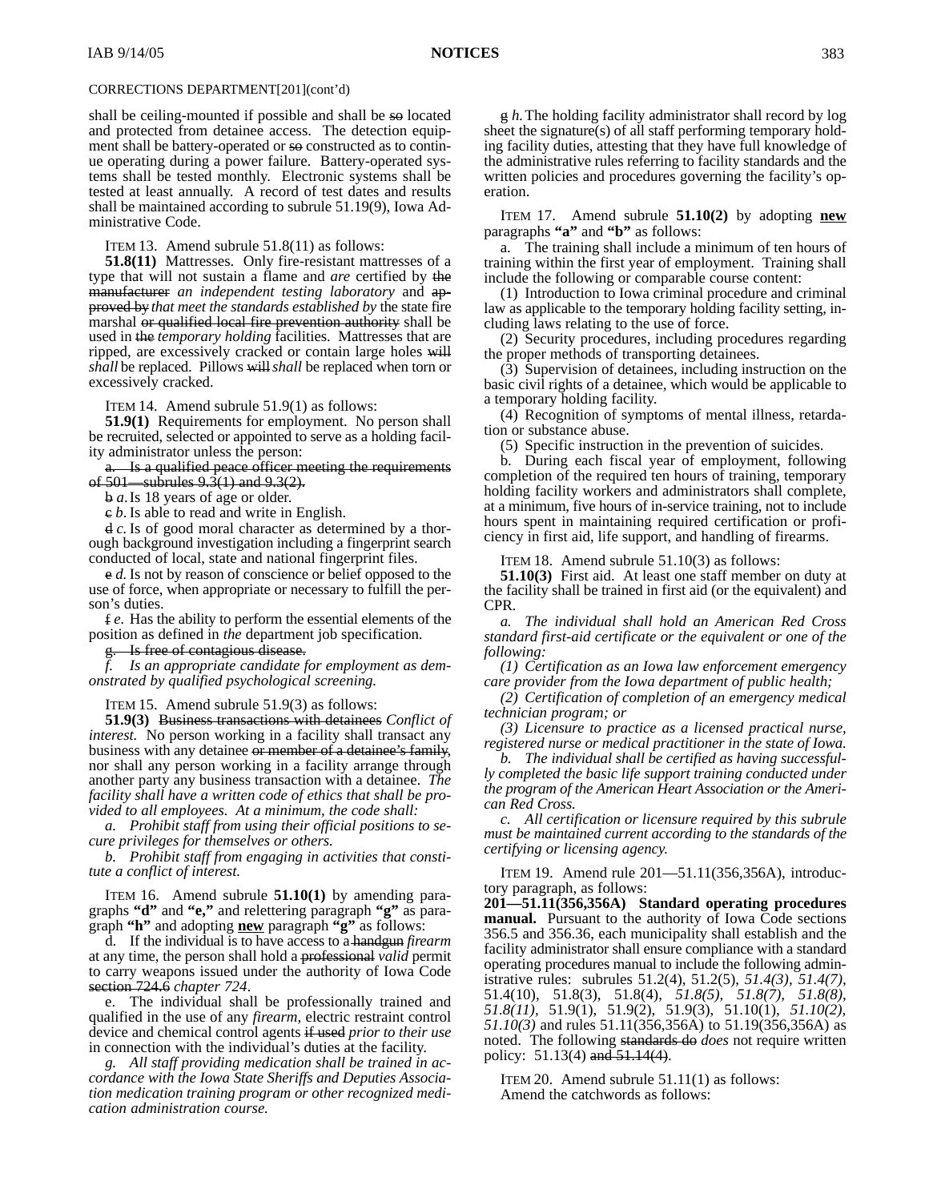CORRECTIONS DEPARTMENT[201](cont'd)

shall be ceiling-mounted if possible and shall be ~~so~~ located and protected from detainee access. The detection equipment shall be battery-operated or ~~so~~ constructed as to continue operating during a power failure. Battery-operated systems shall be tested monthly. Electronic systems shall be tested at least annually. A record of test dates and results shall be maintained according to subrule 51.19(9), Iowa Administrative Code.

ITEM 13. Amend subrule 51.8(11) as follows:

**51.8(11)** Mattresses. Only fire-resistant mattresses of a type that will not sustain a flame and *are* certified by ~~the manufacturer~~ *an independent testing laboratory* and ~~approved by~~ *that meet the standards established by* the state fire marshal ~~or qualified local fire prevention authority~~ shall be used in ~~the~~ *temporary holding* facilities. Mattresses that are ripped, are excessively cracked or contain large holes ~~will~~ *shall* be replaced. Pillows ~~will~~ *shall* be replaced when torn or excessively cracked.

ITEM 14. Amend subrule 51.9(1) as follows:

**51.9(1)** Requirements for employment. No person shall be recruited, selected or appointed to serve as a holding facility administrator unless the person:

~~a. Is a qualified peace officer meeting the requirements of 501—subrules 9.3(1) and 9.3(2).~~

~~b~~ *a.* Is 18 years of age or older.

~~c~~ *b.* Is able to read and write in English.

~~d~~ *c.* Is of good moral character as determined by a thorough background investigation including a fingerprint search conducted of local, state and national fingerprint files.

~~e~~ *d.* Is not by reason of conscience or belief opposed to the use of force, when appropriate or necessary to fulfill the person's duties.

~~f~~ *e.* Has the ability to perform the essential elements of the position as defined in *the* department job specification.

~~g. Is free of contagious disease.~~

*f. Is an appropriate candidate for employment as demonstrated by qualified psychological screening.*

ITEM 15. Amend subrule 51.9(3) as follows:

**51.9(3)** ~~Business transactions with detainees~~ *Conflict of interest.* No person working in a facility shall transact any business with any detainee ~~or member of a detainee's family~~, nor shall any person working in a facility arrange through another party any business transaction with a detainee. *The facility shall have a written code of ethics that shall be provided to all employees. At a minimum, the code shall:*

*a. Prohibit staff from using their official positions to secure privileges for themselves or others.*

*b. Prohibit staff from engaging in activities that constitute a conflict of interest.*

ITEM 16. Amend subrule **51.10(1)** by amending paragraphs **"d"** and **"e,"** and relettering paragraph **"g"** as paragraph **"h"** and adopting **new** paragraph **"g"** as follows:

d. If the individual is to have access to a ~~handgun~~ *firearm* at any time, the person shall hold a ~~professional~~ *valid* permit to carry weapons issued under the authority of Iowa Code ~~section 724.6~~ *chapter 724*.

e. The individual shall be professionally trained and qualified in the use of any *firearm,* electric restraint control device and chemical control agents ~~if used~~ *prior to their use* in connection with the individual's duties at the facility.

*g. All staff providing medication shall be trained in accordance with the Iowa State Sheriffs and Deputies Association medication training program or other recognized medication administration course.*

~~g~~ *h.* The holding facility administrator shall record by log sheet the signature(s) of all staff performing temporary holding facility duties, attesting that they have full knowledge of the administrative rules referring to facility standards and the written policies and procedures governing the facility's operation.

ITEM 17. Amend subrule **51.10(2)** by adopting **new** paragraphs **"a"** and **"b"** as follows:

a. The training shall include a minimum of ten hours of training within the first year of employment. Training shall include the following or comparable course content:

(1) Introduction to Iowa criminal procedure and criminal law as applicable to the temporary holding facility setting, including laws relating to the use of force.

(2) Security procedures, including procedures regarding the proper methods of transporting detainees.

(3) Supervision of detainees, including instruction on the basic civil rights of a detainee, which would be applicable to a temporary holding facility.

(4) Recognition of symptoms of mental illness, retardation or substance abuse.

(5) Specific instruction in the prevention of suicides.

b. During each fiscal year of employment, following completion of the required ten hours of training, temporary holding facility workers and administrators shall complete, at a minimum, five hours of in-service training, not to include hours spent in maintaining required certification or proficiency in first aid, life support, and handling of firearms.

ITEM 18. Amend subrule 51.10(3) as follows:

**51.10(3)** First aid. At least one staff member on duty at the facility shall be trained in first aid (or the equivalent) and CPR.

*a. The individual shall hold an American Red Cross standard first-aid certificate or the equivalent or one of the following:*

*(1) Certification as an Iowa law enforcement emergency care provider from the Iowa department of public health;*

*(2) Certification of completion of an emergency medical technician program; or*

*(3) Licensure to practice as a licensed practical nurse, registered nurse or medical practitioner in the state of Iowa.*

*b. The individual shall be certified as having successfully completed the basic life support training conducted under the program of the American Heart Association or the American Red Cross.*

*c. All certification or licensure required by this subrule must be maintained current according to the standards of the certifying or licensing agency.*

ITEM 19. Amend rule 201—51.11(356,356A), introductory paragraph, as follows:

**201—51.11(356,356A) Standard operating procedures manual.** Pursuant to the authority of Iowa Code sections 356.5 and 356.36, each municipality shall establish and the facility administrator shall ensure compliance with a standard operating procedures manual to include the following administrative rules: subrules 51.2(4), 51.2(5), *51.4(3), 51.4(7),* 51.4(10), 51.8(3), 51.8(4), *51.8(5), 51.8(7), 51.8(8), 51.8(11),* 51.9(1), 51.9(2), 51.9(3), 51.10(1), *51.10(2), 51.10(3)* and rules 51.11(356,356A) to 51.19(356,356A) as noted. The following ~~standards do~~ *does* not require written policy: 51.13(4) ~~and 51.14(4)~~.

ITEM 20. Amend subrule 51.11(1) as follows:

Amend the catchwords as follows: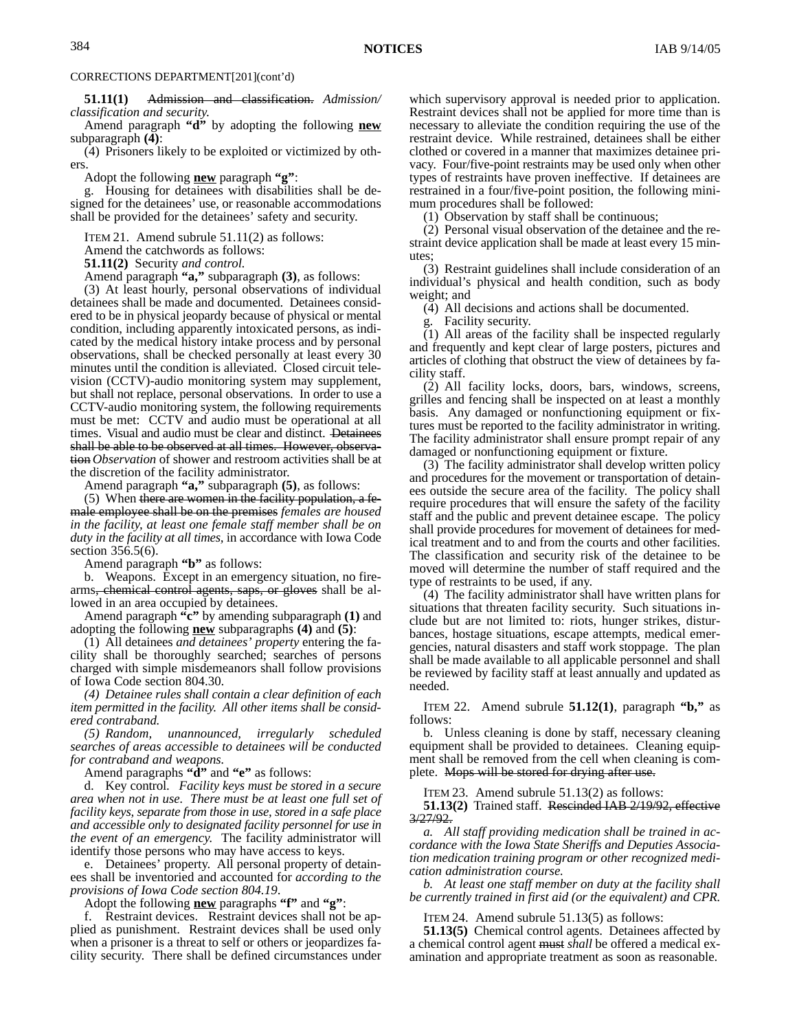CORRECTIONS DEPARTMENT[201](cont'd)

**51.11(1)** ~~Admission and classification.~~ *Admission/classification and security.*

Amend paragraph **"d"** by adopting the following **new** subparagraph **(4)**:

(4) Prisoners likely to be exploited or victimized by others.

Adopt the following **new** paragraph **"g"**:

g. Housing for detainees with disabilities shall be designed for the detainees' use, or reasonable accommodations shall be provided for the detainees' safety and security.

ITEM 21. Amend subrule 51.11(2) as follows:

Amend the catchwords as follows:

**51.11(2)** Security *and control.*

Amend paragraph **"a,"** subparagraph **(3)**, as follows:

(3) At least hourly, personal observations of individual detainees shall be made and documented. Detainees considered to be in physical jeopardy because of physical or mental condition, including apparently intoxicated persons, as indicated by the medical history intake process and by personal observations, shall be checked personally at least every 30 minutes until the condition is alleviated. Closed circuit television (CCTV)-audio monitoring system may supplement, but shall not replace, personal observations. In order to use a CCTV-audio monitoring system, the following requirements must be met: CCTV and audio must be operational at all times. Visual and audio must be clear and distinct. ~~Detainees shall be able to be observed at all times. However, observation~~ *Observation* of shower and restroom activities shall be at the discretion of the facility administrator.

Amend paragraph **"a,"** subparagraph **(5)**, as follows:

(5) When ~~there are women in the facility population, a female employee shall be on the premises~~ *females are housed in the facility, at least one female staff member shall be on duty in the facility at all times,* in accordance with Iowa Code section 356.5(6).

Amend paragraph **"b"** as follows:

b. Weapons. Except in an emergency situation, no firearms~~, chemical control agents, saps, or gloves~~ shall be allowed in an area occupied by detainees.

Amend paragraph **"c"** by amending subparagraph **(1)** and adopting the following **new** subparagraphs **(4)** and **(5)**:

(1) All detainees *and detainees' property* entering the facility shall be thoroughly searched; searches of persons charged with simple misdemeanors shall follow provisions of Iowa Code section 804.30.

*(4) Detainee rules shall contain a clear definition of each item permitted in the facility. All other items shall be considered contraband.*

*(5) Random, unannounced, irregularly scheduled searches of areas accessible to detainees will be conducted for contraband and weapons.*

Amend paragraphs **"d"** and **"e"** as follows:

d. Key control. *Facility keys must be stored in a secure area when not in use. There must be at least one full set of facility keys, separate from those in use, stored in a safe place and accessible only to designated facility personnel for use in the event of an emergency.* The facility administrator will identify those persons who may have access to keys.

e. Detainees' property. All personal property of detainees shall be inventoried and accounted for *according to the provisions of Iowa Code section 804.19*.

Adopt the following **new** paragraphs **"f"** and **"g"**:

f. Restraint devices. Restraint devices shall not be applied as punishment. Restraint devices shall be used only when a prisoner is a threat to self or others or jeopardizes facility security. There shall be defined circumstances under which supervisory approval is needed prior to application. Restraint devices shall not be applied for more time than is necessary to alleviate the condition requiring the use of the restraint device. While restrained, detainees shall be either clothed or covered in a manner that maximizes detainee privacy. Four/five-point restraints may be used only when other types of restraints have proven ineffective. If detainees are restrained in a four/five-point position, the following minimum procedures shall be followed:

(1) Observation by staff shall be continuous;

(2) Personal visual observation of the detainee and the restraint device application shall be made at least every 15 minutes;

(3) Restraint guidelines shall include consideration of an individual's physical and health condition, such as body weight; and

(4) All decisions and actions shall be documented.

g. Facility security.

(1) All areas of the facility shall be inspected regularly and frequently and kept clear of large posters, pictures and articles of clothing that obstruct the view of detainees by facility staff.

(2) All facility locks, doors, bars, windows, screens, grilles and fencing shall be inspected on at least a monthly basis. Any damaged or nonfunctioning equipment or fixtures must be reported to the facility administrator in writing. The facility administrator shall ensure prompt repair of any damaged or nonfunctioning equipment or fixture.

(3) The facility administrator shall develop written policy and procedures for the movement or transportation of detainees outside the secure area of the facility. The policy shall require procedures that will ensure the safety of the facility staff and the public and prevent detainee escape. The policy shall provide procedures for movement of detainees for medical treatment and to and from the courts and other facilities. The classification and security risk of the detainee to be moved will determine the number of staff required and the type of restraints to be used, if any.

(4) The facility administrator shall have written plans for situations that threaten facility security. Such situations include but are not limited to: riots, hunger strikes, disturbances, hostage situations, escape attempts, medical emergencies, natural disasters and staff work stoppage. The plan shall be made available to all applicable personnel and shall be reviewed by facility staff at least annually and updated as needed.

ITEM 22. Amend subrule **51.12(1)**, paragraph **"b,"** as follows:

b. Unless cleaning is done by staff, necessary cleaning equipment shall be provided to detainees. Cleaning equipment shall be removed from the cell when cleaning is complete. ~~Mops will be stored for drying after use.~~

ITEM 23. Amend subrule 51.13(2) as follows:

**51.13(2)** Trained staff. ~~Rescinded IAB 2/19/92, effective 3/27/92.~~

*a. All staff providing medication shall be trained in accordance with the Iowa State Sheriffs and Deputies Association medication training program or other recognized medication administration course.*

*b. At least one staff member on duty at the facility shall be currently trained in first aid (or the equivalent) and CPR.*

ITEM 24. Amend subrule 51.13(5) as follows:

**51.13(5)** Chemical control agents. Detainees affected by a chemical control agent ~~must~~ *shall* be offered a medical examination and appropriate treatment as soon as reasonable.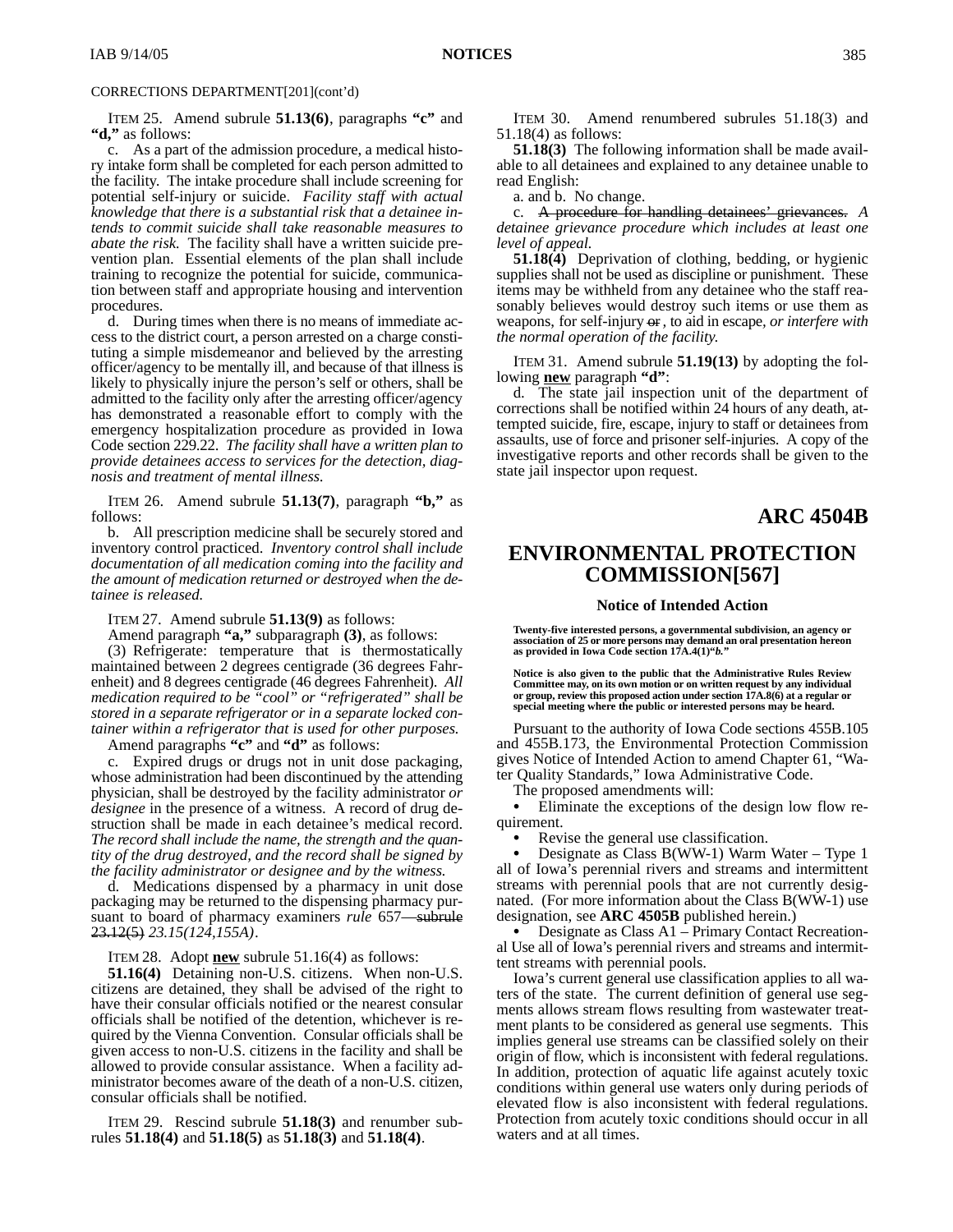CORRECTIONS DEPARTMENT[201](cont'd)

ITEM 25. Amend subrule **51.13(6)**, paragraphs **"c"** and **"d,"** as follows:

c. As a part of the admission procedure, a medical history intake form shall be completed for each person admitted to the facility. The intake procedure shall include screening for potential self-injury or suicide. *Facility staff with actual knowledge that there is a substantial risk that a detainee intends to commit suicide shall take reasonable measures to abate the risk.* The facility shall have a written suicide prevention plan. Essential elements of the plan shall include training to recognize the potential for suicide, communication between staff and appropriate housing and intervention procedures.

d. During times when there is no means of immediate access to the district court, a person arrested on a charge constituting a simple misdemeanor and believed by the arresting officer/agency to be mentally ill, and because of that illness is likely to physically injure the person's self or others, shall be admitted to the facility only after the arresting officer/agency has demonstrated a reasonable effort to comply with the emergency hospitalization procedure as provided in Iowa Code section 229.22. *The facility shall have a written plan to provide detainees access to services for the detection, diagnosis and treatment of mental illness.*

ITEM 26. Amend subrule **51.13(7)**, paragraph **"b,"** as follows:

b. All prescription medicine shall be securely stored and inventory control practiced. *Inventory control shall include documentation of all medication coming into the facility and the amount of medication returned or destroyed when the detainee is released.*

ITEM 27. Amend subrule **51.13(9)** as follows:

Amend paragraph **"a,"** subparagraph **(3)**, as follows:

(3) Refrigerate: temperature that is thermostatically maintained between 2 degrees centigrade (36 degrees Fahrenheit) and 8 degrees centigrade (46 degrees Fahrenheit). *All medication required to be "cool" or "refrigerated" shall be stored in a separate refrigerator or in a separate locked container within a refrigerator that is used for other purposes.*

Amend paragraphs **"c"** and **"d"** as follows:

c. Expired drugs or drugs not in unit dose packaging, whose administration had been discontinued by the attending physician, shall be destroyed by the facility administrator *or designee* in the presence of a witness. A record of drug destruction shall be made in each detainee's medical record. *The record shall include the name, the strength and the quantity of the drug destroyed, and the record shall be signed by the facility administrator or designee and by the witness.*

d. Medications dispensed by a pharmacy in unit dose packaging may be returned to the dispensing pharmacy pursuant to board of pharmacy examiners *rule* 657—~~subrule 23.12(5)~~ *23.15(124,155A)*.

ITEM 28. Adopt **new** subrule 51.16(4) as follows:

**51.16(4)** Detaining non-U.S. citizens. When non-U.S. citizens are detained, they shall be advised of the right to have their consular officials notified or the nearest consular officials shall be notified of the detention, whichever is required by the Vienna Convention. Consular officials shall be given access to non-U.S. citizens in the facility and shall be allowed to provide consular assistance. When a facility administrator becomes aware of the death of a non-U.S. citizen, consular officials shall be notified.

ITEM 29. Rescind subrule **51.18(3)** and renumber subrules **51.18(4)** and **51.18(5)** as **51.18(3)** and **51.18(4)**.

ITEM 30. Amend renumbered subrules 51.18(3) and 51.18(4) as follows:

**51.18(3)** The following information shall be made available to all detainees and explained to any detainee unable to read English:

a. and b. No change.

c. ~~A procedure for handling detainees' grievances.~~ *A detainee grievance procedure which includes at least one level of appeal.*

**51.18(4)** Deprivation of clothing, bedding, or hygienic supplies shall not be used as discipline or punishment. These items may be withheld from any detainee who the staff reasonably believes would destroy such items or use them as weapons, for self-injury ~~or~~*,* to aid in escape*, or interfere with the normal operation of the facility.*

ITEM 31. Amend subrule **51.19(13)** by adopting the following **new** paragraph **"d"**:

d. The state jail inspection unit of the department of corrections shall be notified within 24 hours of any death, attempted suicide, fire, escape, injury to staff or detainees from assaults, use of force and prisoner self-injuries. A copy of the investigative reports and other records shall be given to the state jail inspector upon request.

# ARC 4504B

# ENVIRONMENTAL PROTECTION COMMISSION[567]

### Notice of Intended Action

**Twenty-five interested persons, a governmental subdivision, an agency or association of 25 or more persons may demand an oral presentation hereon as provided in Iowa Code section 17A.4(1)*"b."***

**Notice is also given to the public that the Administrative Rules Review Committee may, on its own motion or on written request by any individual or group, review this proposed action under section 17A.8(6) at a regular or special meeting where the public or interested persons may be heard.**

Pursuant to the authority of Iowa Code sections 455B.105 and 455B.173, the Environmental Protection Commission gives Notice of Intended Action to amend Chapter 61, "Water Quality Standards," Iowa Administrative Code.

The proposed amendments will:

- Eliminate the exceptions of the design low flow requirement.
- Revise the general use classification.
- Designate as Class B(WW-1) Warm Water – Type 1 all of Iowa's perennial rivers and streams and intermittent streams with perennial pools that are not currently designated. (For more information about the Class B(WW-1) use designation, see **ARC 4505B** published herein.)
- Designate as Class A1 – Primary Contact Recreational Use all of Iowa's perennial rivers and streams and intermittent streams with perennial pools.

Iowa's current general use classification applies to all waters of the state. The current definition of general use segments allows stream flows resulting from wastewater treatment plants to be considered as general use segments. This implies general use streams can be classified solely on their origin of flow, which is inconsistent with federal regulations. In addition, protection of aquatic life against acutely toxic conditions within general use waters only during periods of elevated flow is also inconsistent with federal regulations. Protection from acutely toxic conditions should occur in all waters and at all times.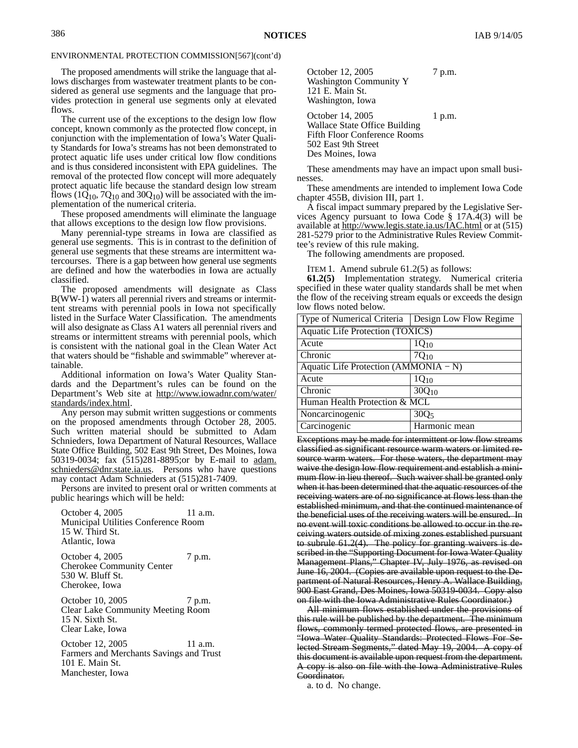ENVIRONMENTAL PROTECTION COMMISSION[567](cont'd)

The proposed amendments will strike the language that allows discharges from wastewater treatment plants to be considered as general use segments and the language that provides protection in general use segments only at elevated flows.

The current use of the exceptions to the design low flow concept, known commonly as the protected flow concept, in conjunction with the implementation of Iowa's Water Quality Standards for Iowa's streams has not been demonstrated to protect aquatic life uses under critical low flow conditions and is thus considered inconsistent with EPA guidelines. The removal of the protected flow concept will more adequately protect aquatic life because the standard design low stream flows ($1Q_{10}$, $7Q_{10}$ and $30Q_{10}$) will be associated with the implementation of the numerical criteria.

These proposed amendments will eliminate the language that allows exceptions to the design low flow provisions.

Many perennial-type streams in Iowa are classified as general use segments. This is in contrast to the definition of general use segments that these streams are intermittent watercourses. There is a gap between how general use segments are defined and how the waterbodies in Iowa are actually classified.

The proposed amendments will designate as Class B(WW-1) waters all perennial rivers and streams or intermittent streams with perennial pools in Iowa not specifically listed in the Surface Water Classification. The amendments will also designate as Class A1 waters all perennial rivers and streams or intermittent streams with perennial pools, which is consistent with the national goal in the Clean Water Act that waters should be "fishable and swimmable" wherever attainable.

Additional information on Iowa's Water Quality Standards and the Department's rules can be found on the Department's Web site at http://www.iowadnr.com/water/standards/index.html.

Any person may submit written suggestions or comments on the proposed amendments through October 28, 2005. Such written material should be submitted to Adam Schnieders, Iowa Department of Natural Resources, Wallace State Office Building, 502 East 9th Street, Des Moines, Iowa 50319-0034; fax (515)281-8895;or by E-mail to adam.schnieders@dnr.state.ia.us. Persons who have questions may contact Adam Schnieders at (515)281-7409.

Persons are invited to present oral or written comments at public hearings which will be held:

October 4, 2005 — 11 a.m.
Municipal Utilities Conference Room
15 W. Third St.
Atlantic, Iowa

October 4, 2005 — 7 p.m.
Cherokee Community Center
530 W. Bluff St.
Cherokee, Iowa

October 10, 2005 — 7 p.m.
Clear Lake Community Meeting Room
15 N. Sixth St.
Clear Lake, Iowa

October 12, 2005 — 11 a.m.
Farmers and Merchants Savings and Trust
101 E. Main St.
Manchester, Iowa

October 12, 2005 — 7 p.m.
Washington Community Y
121 E. Main St.
Washington, Iowa

October 14, 2005 — 1 p.m.
Wallace State Office Building
Fifth Floor Conference Rooms
502 East 9th Street
Des Moines, Iowa

These amendments may have an impact upon small businesses.

These amendments are intended to implement Iowa Code chapter 455B, division III, part 1.

A fiscal impact summary prepared by the Legislative Services Agency pursuant to Iowa Code § 17A.4(3) will be available at http://www.legis.state.ia.us/IAC.html or at (515) 281-5279 prior to the Administrative Rules Review Committee's review of this rule making.

The following amendments are proposed.

ITEM 1. Amend subrule 61.2(5) as follows:

**61.2(5)** Implementation strategy. Numerical criteria specified in these water quality standards shall be met when the flow of the receiving stream equals or exceeds the design low flows noted below.

| Type of Numerical Criteria | Design Low Flow Regime |
|---|---|
| Aquatic Life Protection (TOXICS) | |
| Acute | $1Q_{10}$ |
| Chronic | $7Q_{10}$ |
| Aquatic Life Protection (AMMONIA − N) | |
| Acute | $1Q_{10}$ |
| Chronic | $30Q_{10}$ |
| Human Health Protection & MCL | |
| Noncarcinogenic | $30Q_5$ |
| Carcinogenic | Harmonic mean |

~~Exceptions may be made for intermittent or low flow streams classified as significant resource warm waters or limited resource warm waters. For these waters, the department may waive the design low flow requirement and establish a minimum flow in lieu thereof. Such waiver shall be granted only when it has been determined that the aquatic resources of the receiving waters are of no significance at flows less than the established minimum, and that the continued maintenance of the beneficial uses of the receiving waters will be ensured. In no event will toxic conditions be allowed to occur in the receiving waters outside of mixing zones established pursuant to subrule 61.2(4). The policy for granting waivers is described in the "Supporting Document for Iowa Water Quality Management Plans," Chapter IV, July 1976, as revised on June 16, 2004. (Copies are available upon request to the Department of Natural Resources, Henry A. Wallace Building, 900 East Grand, Des Moines, Iowa 50319-0034. Copy also on file with the Iowa Administrative Rules Coordinator.)~~

~~All minimum flows established under the provisions of this rule will be published by the department. The minimum flows, commonly termed protected flows, are presented in "Iowa Water Quality Standards: Protected Flows For Selected Stream Segments," dated May 19, 2004. A copy of this document is available upon request from the department. A copy is also on file with the Iowa Administrative Rules Coordinator.~~

a. to d. No change.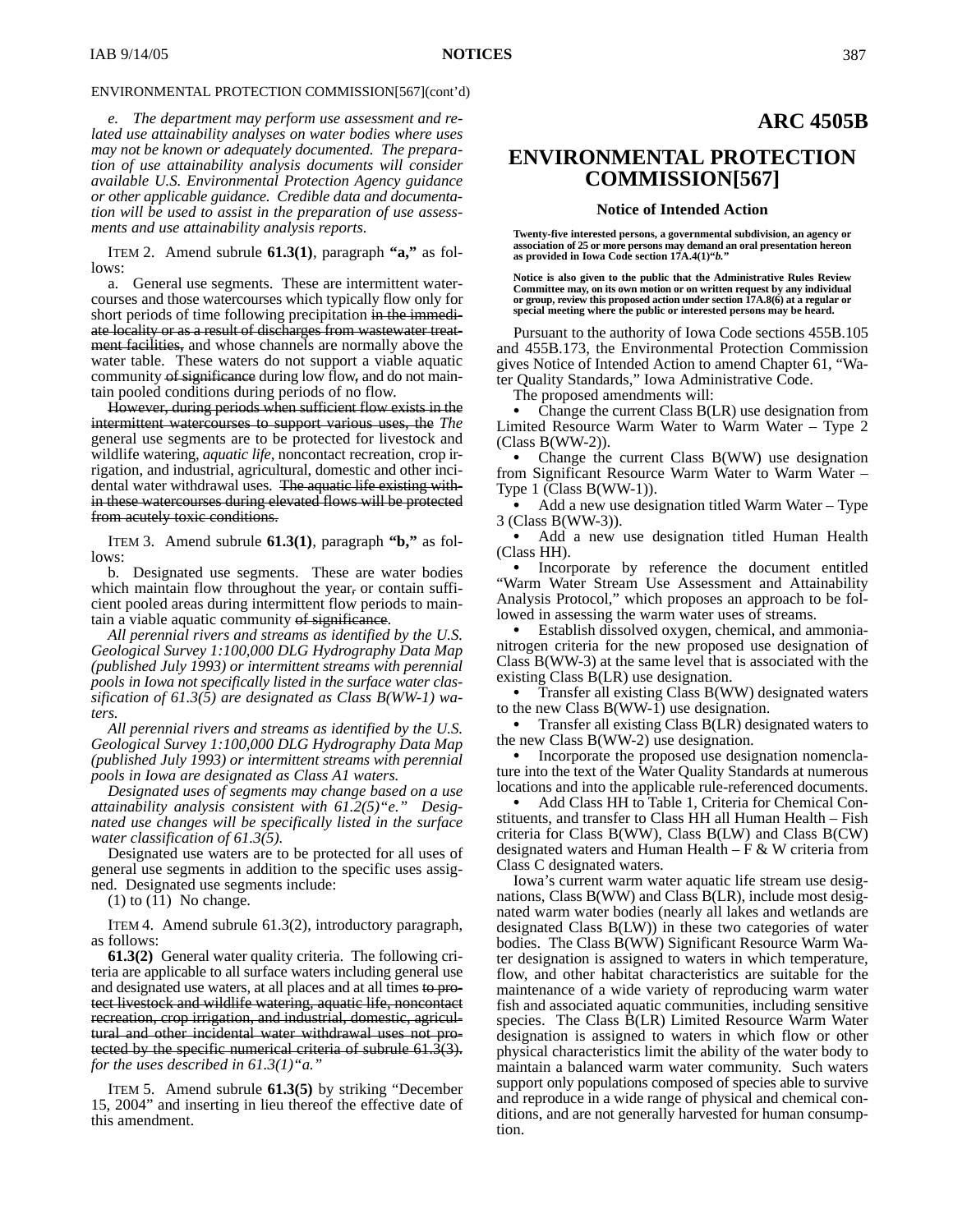ENVIRONMENTAL PROTECTION COMMISSION[567](cont'd)

*e. The department may perform use assessment and related use attainability analyses on water bodies where uses may not be known or adequately documented. The preparation of use attainability analysis documents will consider available U.S. Environmental Protection Agency guidance or other applicable guidance. Credible data and documentation will be used to assist in the preparation of use assessments and use attainability analysis reports.*

ITEM 2. Amend subrule **61.3(1)**, paragraph **"a,"** as follows:

a. General use segments. These are intermittent watercourses and those watercourses which typically flow only for short periods of time following precipitation ~~in the immediate locality or as a result of discharges from wastewater treatment facilities,~~ and whose channels are normally above the water table. These waters do not support a viable aquatic community ~~of significance~~ during low flow, and do not maintain pooled conditions during periods of no flow.

~~However, during periods when sufficient flow exists in the intermittent watercourses to support various uses, the~~ *The* general use segments are to be protected for livestock and wildlife watering, *aquatic life,* noncontact recreation, crop irrigation, and industrial, agricultural, domestic and other incidental water withdrawal uses. ~~The aquatic life existing within these watercourses during elevated flows will be protected from acutely toxic conditions.~~

ITEM 3. Amend subrule **61.3(1)**, paragraph **"b,"** as follows:

b. Designated use segments. These are water bodies which maintain flow throughout the year, or contain sufficient pooled areas during intermittent flow periods to maintain a viable aquatic community ~~of significance~~.

*All perennial rivers and streams as identified by the U.S. Geological Survey 1:100,000 DLG Hydrography Data Map (published July 1993) or intermittent streams with perennial pools in Iowa not specifically listed in the surface water classification of 61.3(5) are designated as Class B(WW-1) waters.*

*All perennial rivers and streams as identified by the U.S. Geological Survey 1:100,000 DLG Hydrography Data Map (published July 1993) or intermittent streams with perennial pools in Iowa are designated as Class A1 waters.*

*Designated uses of segments may change based on a use attainability analysis consistent with 61.2(5)"e." Designated use changes will be specifically listed in the surface water classification of 61.3(5).*

Designated use waters are to be protected for all uses of general use segments in addition to the specific uses assigned. Designated use segments include:

(1) to (11) No change.

ITEM 4. Amend subrule 61.3(2), introductory paragraph, as follows:

**61.3(2)** General water quality criteria. The following criteria are applicable to all surface waters including general use and designated use waters, at all places and at all times ~~to protect livestock and wildlife watering, aquatic life, noncontact recreation, crop irrigation, and industrial, domestic, agricultural and other incidental water withdrawal uses not protected by the specific numerical criteria of subrule 61.3(3).~~ *for the uses described in 61.3(1)"a."*

ITEM 5. Amend subrule **61.3(5)** by striking "December 15, 2004" and inserting in lieu thereof the effective date of this amendment.

# ARC 4505B

## ENVIRONMENTAL PROTECTION COMMISSION[567]

### Notice of Intended Action

**Twenty-five interested persons, a governmental subdivision, an agency or association of 25 or more persons may demand an oral presentation hereon as provided in Iowa Code section 17A.4(1)"*b.*"**

**Notice is also given to the public that the Administrative Rules Review Committee may, on its own motion or on written request by any individual or group, review this proposed action under section 17A.8(6) at a regular or special meeting where the public or interested persons may be heard.**

Pursuant to the authority of Iowa Code sections 455B.105 and 455B.173, the Environmental Protection Commission gives Notice of Intended Action to amend Chapter 61, "Water Quality Standards," Iowa Administrative Code.

The proposed amendments will:

- Change the current Class B(LR) use designation from Limited Resource Warm Water to Warm Water – Type 2 (Class B(WW-2)).
- Change the current Class B(WW) use designation from Significant Resource Warm Water to Warm Water – Type 1 (Class B(WW-1)).
- Add a new use designation titled Warm Water – Type 3 (Class B(WW-3)).
- Add a new use designation titled Human Health (Class HH).
- Incorporate by reference the document entitled "Warm Water Stream Use Assessment and Attainability Analysis Protocol," which proposes an approach to be followed in assessing the warm water uses of streams.
- Establish dissolved oxygen, chemical, and ammonia-nitrogen criteria for the new proposed use designation of Class B(WW-3) at the same level that is associated with the existing Class B(LR) use designation.
- Transfer all existing Class B(WW) designated waters to the new Class B(WW-1) use designation.
- Transfer all existing Class B(LR) designated waters to the new Class B(WW-2) use designation.
- Incorporate the proposed use designation nomenclature into the text of the Water Quality Standards at numerous locations and into the applicable rule-referenced documents.
- Add Class HH to Table 1, Criteria for Chemical Constituents, and transfer to Class HH all Human Health – Fish criteria for Class B(WW), Class B(LW) and Class B(CW) designated waters and Human Health – F & W criteria from Class C designated waters.

Iowa's current warm water aquatic life stream use designations, Class B(WW) and Class B(LR), include most designated warm water bodies (nearly all lakes and wetlands are designated Class B(LW)) in these two categories of water bodies. The Class B(WW) Significant Resource Warm Water designation is assigned to waters in which temperature, flow, and other habitat characteristics are suitable for the maintenance of a wide variety of reproducing warm water fish and associated aquatic communities, including sensitive species. The Class B(LR) Limited Resource Warm Water designation is assigned to waters in which flow or other physical characteristics limit the ability of the water body to maintain a balanced warm water community. Such waters support only populations composed of species able to survive and reproduce in a wide range of physical and chemical conditions, and are not generally harvested for human consumption.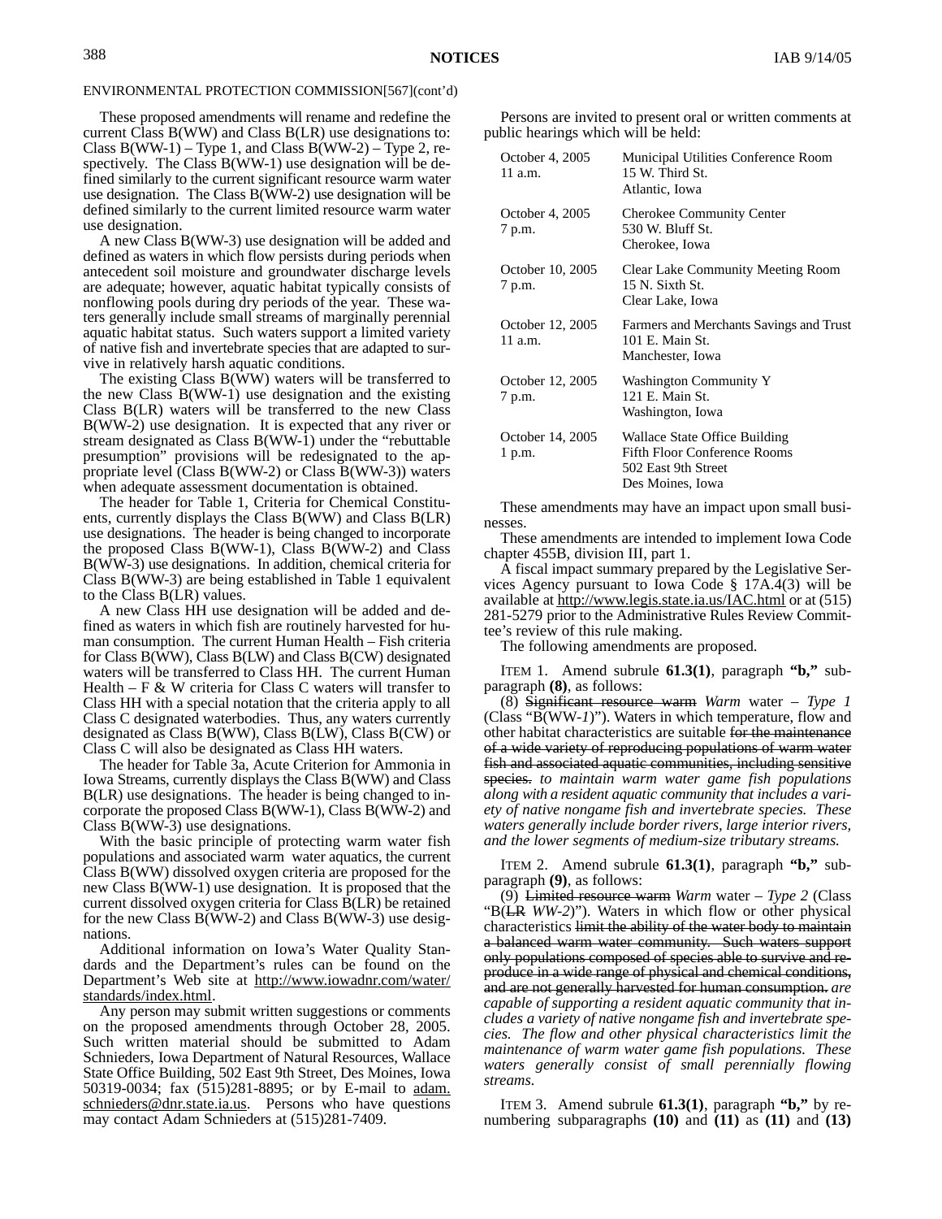ENVIRONMENTAL PROTECTION COMMISSION[567](cont'd)

These proposed amendments will rename and redefine the current Class B(WW) and Class B(LR) use designations to: Class B(WW-1) – Type 1, and Class B(WW-2) – Type 2, respectively. The Class B(WW-1) use designation will be defined similarly to the current significant resource warm water use designation. The Class B(WW-2) use designation will be defined similarly to the current limited resource warm water use designation.

A new Class B(WW-3) use designation will be added and defined as waters in which flow persists during periods when antecedent soil moisture and groundwater discharge levels are adequate; however, aquatic habitat typically consists of nonflowing pools during dry periods of the year. These waters generally include small streams of marginally perennial aquatic habitat status. Such waters support a limited variety of native fish and invertebrate species that are adapted to survive in relatively harsh aquatic conditions.

The existing Class B(WW) waters will be transferred to the new Class B(WW-1) use designation and the existing Class B(LR) waters will be transferred to the new Class B(WW-2) use designation. It is expected that any river or stream designated as Class B(WW-1) under the "rebuttable presumption" provisions will be redesignated to the appropriate level (Class B(WW-2) or Class B(WW-3)) waters when adequate assessment documentation is obtained.

The header for Table 1, Criteria for Chemical Constituents, currently displays the Class B(WW) and Class B(LR) use designations. The header is being changed to incorporate the proposed Class B(WW-1), Class B(WW-2) and Class B(WW-3) use designations. In addition, chemical criteria for Class B(WW-3) are being established in Table 1 equivalent to the Class B(LR) values.

A new Class HH use designation will be added and defined as waters in which fish are routinely harvested for human consumption. The current Human Health – Fish criteria for Class B(WW), Class B(LW) and Class B(CW) designated waters will be transferred to Class HH. The current Human Health – F & W criteria for Class C waters will transfer to Class HH with a special notation that the criteria apply to all Class C designated waterbodies. Thus, any waters currently designated as Class B(WW), Class B(LW), Class B(CW) or Class C will also be designated as Class HH waters.

The header for Table 3a, Acute Criterion for Ammonia in Iowa Streams, currently displays the Class B(WW) and Class B(LR) use designations. The header is being changed to incorporate the proposed Class B(WW-1), Class B(WW-2) and Class B(WW-3) use designations.

With the basic principle of protecting warm water fish populations and associated warm water aquatics, the current Class B(WW) dissolved oxygen criteria are proposed for the new Class B(WW-1) use designation. It is proposed that the current dissolved oxygen criteria for Class B(LR) be retained for the new Class B(WW-2) and Class B(WW-3) use designations.

Additional information on Iowa's Water Quality Standards and the Department's rules can be found on the Department's Web site at http://www.iowadnr.com/water/standards/index.html.

Any person may submit written suggestions or comments on the proposed amendments through October 28, 2005. Such written material should be submitted to Adam Schnieders, Iowa Department of Natural Resources, Wallace State Office Building, 502 East 9th Street, Des Moines, Iowa 50319-0034; fax (515)281-8895; or by E-mail to adam.schnieders@dnr.state.ia.us. Persons who have questions may contact Adam Schnieders at (515)281-7409.

Persons are invited to present oral or written comments at public hearings which will be held:

| | |
|---|---|
| October 4, 2005<br>11 a.m. | Municipal Utilities Conference Room<br>15 W. Third St.<br>Atlantic, Iowa |
| October 4, 2005<br>7 p.m. | Cherokee Community Center<br>530 W. Bluff St.<br>Cherokee, Iowa |
| October 10, 2005<br>7 p.m. | Clear Lake Community Meeting Room<br>15 N. Sixth St.<br>Clear Lake, Iowa |
| October 12, 2005<br>11 a.m. | Farmers and Merchants Savings and Trust<br>101 E. Main St.<br>Manchester, Iowa |
| October 12, 2005<br>7 p.m. | Washington Community Y<br>121 E. Main St.<br>Washington, Iowa |
| October 14, 2005<br>1 p.m. | Wallace State Office Building<br>Fifth Floor Conference Rooms<br>502 East 9th Street<br>Des Moines, Iowa |

These amendments may have an impact upon small businesses.

These amendments are intended to implement Iowa Code chapter 455B, division III, part 1.

A fiscal impact summary prepared by the Legislative Services Agency pursuant to Iowa Code § 17A.4(3) will be available at http://www.legis.state.ia.us/IAC.html or at (515) 281-5279 prior to the Administrative Rules Review Committee's review of this rule making.

The following amendments are proposed.

ITEM 1. Amend subrule **61.3(1)**, paragraph **"b,"** subparagraph **(8)**, as follows:

(8) ~~Significant resource warm~~ *Warm* water – *Type 1* (Class "B(WW-*1*)"). Waters in which temperature, flow and other habitat characteristics are suitable ~~for the maintenance of a wide variety of reproducing populations of warm water fish and associated aquatic communities, including sensitive species.~~ *to maintain warm water game fish populations along with a resident aquatic community that includes a variety of native nongame fish and invertebrate species. These waters generally include border rivers, large interior rivers, and the lower segments of medium-size tributary streams.*

ITEM 2. Amend subrule **61.3(1)**, paragraph **"b,"** subparagraph **(9)**, as follows:

(9) ~~Limited resource warm~~ *Warm* water – *Type 2* (Class "B(~~LR~~ *WW-2*)"). Waters in which flow or other physical characteristics ~~limit the ability of the water body to maintain a balanced warm water community. Such waters support only populations composed of species able to survive and reproduce in a wide range of physical and chemical conditions, and are not generally harvested for human consumption.~~ *are capable of supporting a resident aquatic community that includes a variety of native nongame fish and invertebrate species. The flow and other physical characteristics limit the maintenance of warm water game fish populations. These waters generally consist of small perennially flowing streams.*

ITEM 3. Amend subrule **61.3(1)**, paragraph **"b,"** by renumbering subparagraphs **(10)** and **(11)** as **(11)** and **(13)**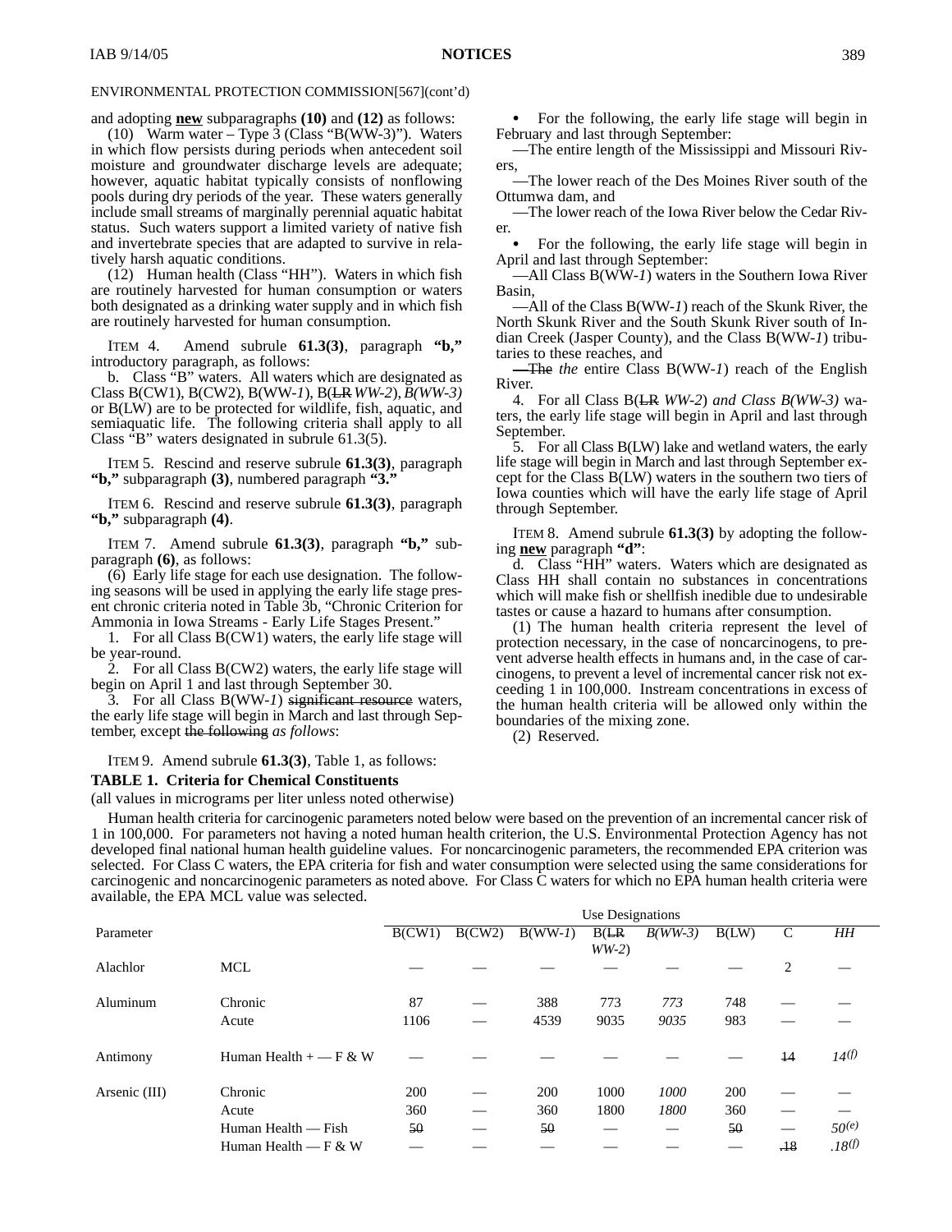ENVIRONMENTAL PROTECTION COMMISSION[567](cont'd)

and adopting **new** subparagraphs **(10)** and **(12)** as follows:

(10) Warm water – Type 3 (Class "B(WW-3)"). Waters in which flow persists during periods when antecedent soil moisture and groundwater discharge levels are adequate; however, aquatic habitat typically consists of nonflowing pools during dry periods of the year. These waters generally include small streams of marginally perennial aquatic habitat status. Such waters support a limited variety of native fish and invertebrate species that are adapted to survive in relatively harsh aquatic conditions.

(12) Human health (Class "HH"). Waters in which fish are routinely harvested for human consumption or waters both designated as a drinking water supply and in which fish are routinely harvested for human consumption.

ITEM 4. Amend subrule **61.3(3)**, paragraph **"b,"** introductory paragraph, as follows:

b. Class "B" waters. All waters which are designated as Class B(CW1), B(CW2), B(WW-*1*), B(~~LR~~ *WW-2*), *B(WW-3)* or B(LW) are to be protected for wildlife, fish, aquatic, and semiaquatic life. The following criteria shall apply to all Class "B" waters designated in subrule 61.3(5).

ITEM 5. Rescind and reserve subrule **61.3(3)**, paragraph **"b,"** subparagraph **(3)**, numbered paragraph **"3."**

ITEM 6. Rescind and reserve subrule **61.3(3)**, paragraph **"b,"** subparagraph **(4)**.

ITEM 7. Amend subrule **61.3(3)**, paragraph **"b,"** subparagraph **(6)**, as follows:

(6) Early life stage for each use designation. The following seasons will be used in applying the early life stage present chronic criteria noted in Table 3b, "Chronic Criterion for Ammonia in Iowa Streams - Early Life Stages Present."

1. For all Class B(CW1) waters, the early life stage will be year-round.

2. For all Class B(CW2) waters, the early life stage will begin on April 1 and last through September 30.

3. For all Class B(WW-*1*) ~~significant resource~~ waters, the early life stage will begin in March and last through September, except ~~the following~~ *as follows*:

- For the following, the early life stage will begin in February and last through September:

—The entire length of the Mississippi and Missouri Rivers,

—The lower reach of the Des Moines River south of the Ottumwa dam, and

—The lower reach of the Iowa River below the Cedar River.

- For the following, the early life stage will begin in April and last through September:

—All Class B(WW-*1*) waters in the Southern Iowa River Basin,

—All of the Class B(WW-*1*) reach of the Skunk River, the North Skunk River and the South Skunk River south of Indian Creek (Jasper County), and the Class B(WW-*1*) tributaries to these reaches, and

~~—The~~ *the* entire Class B(WW-*1*) reach of the English River.

4. For all Class B(~~LR~~ *WW-2*) *and Class B(WW-3)* waters, the early life stage will begin in April and last through September.

5. For all Class B(LW) lake and wetland waters, the early life stage will begin in March and last through September except for the Class B(LW) waters in the southern two tiers of Iowa counties which will have the early life stage of April through September.

ITEM 8. Amend subrule **61.3(3)** by adopting the following **new** paragraph **"d"**:

d. Class "HH" waters. Waters which are designated as Class HH shall contain no substances in concentrations which will make fish or shellfish inedible due to undesirable tastes or cause a hazard to humans after consumption.

(1) The human health criteria represent the level of protection necessary, in the case of noncarcinogens, to prevent adverse health effects in humans and, in the case of carcinogens, to prevent a level of incremental cancer risk not exceeding 1 in 100,000. Instream concentrations in excess of the human health criteria will be allowed only within the boundaries of the mixing zone.

(2) Reserved.

ITEM 9. Amend subrule **61.3(3)**, Table 1, as follows:

**TABLE 1. Criteria for Chemical Constituents**

(all values in micrograms per liter unless noted otherwise)

Human health criteria for carcinogenic parameters noted below were based on the prevention of an incremental cancer risk of 1 in 100,000. For parameters not having a noted human health criterion, the U.S. Environmental Protection Agency has not developed final national human health guideline values. For noncarcinogenic parameters, the recommended EPA criterion was selected. For Class C waters, the EPA criteria for fish and water consumption were selected using the same considerations for carcinogenic and noncarcinogenic parameters as noted above. For Class C waters for which no EPA human health criteria were available, the EPA MCL value was selected.

| Parameter | | Use Designations | | | | | | | |
|---|---|---|---|---|---|---|---|---|---|
| | | B(CW1) | B(CW2) | B(WW-*1*) | B(~~LR~~ *WW-2*) | *B(WW-3)* | B(LW) | C | *HH* |
| Alachlor | MCL | — | — | — | — | — | — | 2 | — |
| Aluminum | Chronic | 87 | — | 388 | 773 | *773* | 748 | — | — |
| | Acute | 1106 | — | 4539 | 9035 | *9035* | 983 | — | — |
| Antimony | Human Health + — F & W | — | — | — | — | — | — | ~~14~~ | *14[(f)]* |
| Arsenic (III) | Chronic | 200 | — | 200 | 1000 | *1000* | 200 | — | — |
| | Acute | 360 | — | 360 | 1800 | *1800* | 360 | — | — |
| | Human Health — Fish | ~~50~~ | — | ~~50~~ | — | — | ~~50~~ | — | *50[(e)]* |
| | Human Health — F & W | — | — | — | — | — | — | ~~.18~~ | *.18[(f)]* |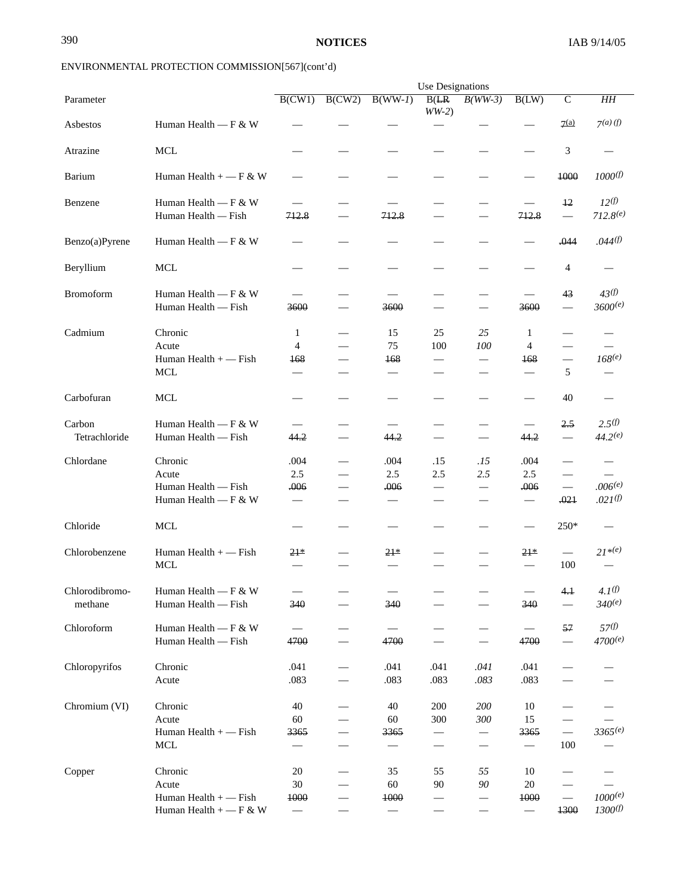ENVIRONMENTAL PROTECTION COMMISSION[567](cont'd)

| Parameter | | Use Designations | | | | | | | |
|---|---|---|---|---|---|---|---|---|---|
| | | B(CW1) | B(CW2) | B(WW-*1*) | B(~~LR~~ *WW-2*) | *B(WW-3)* | B(LW) | C | *HH* |
| Asbestos | Human Health — F & W | — | — | — | — | — | — | ~~7(a)~~ | *7(a) (f)* |
| Atrazine | MCL | — | — | — | — | — | — | 3 | — |
| Barium | Human Health + — F & W | — | — | — | — | — | — | ~~1000~~ | *1000(f)* |
| Benzene | Human Health — F & W | — | — | — | — | — | — | ~~12~~ | *12(f)* |
| | Human Health — Fish | ~~712.8~~ | — | ~~712.8~~ | — | — | ~~712.8~~ | — | *712.8(e)* |
| Benzo(a)Pyrene | Human Health — F & W | — | — | — | — | — | — | ~~.044~~ | *.044(f)* |
| Beryllium | MCL | — | — | — | — | — | — | 4 | — |
| Bromoform | Human Health — F & W | — | — | — | — | — | — | ~~43~~ | *43(f)* |
| | Human Health — Fish | ~~3600~~ | — | ~~3600~~ | — | — | ~~3600~~ | — | *3600(e)* |
| Cadmium | Chronic | 1 | — | 15 | 25 | *25* | 1 | — | — |
| | Acute | 4 | — | 75 | 100 | *100* | 4 | — | — |
| | Human Health + — Fish | ~~168~~ | — | ~~168~~ | — | — | ~~168~~ | — | *168(e)* |
| | MCL | — | — | — | — | — | — | 5 | — |
| Carbofuran | MCL | — | — | — | — | — | — | 40 | — |
| Carbon Tetrachloride | Human Health — F & W | — | — | — | — | — | — | ~~2.5~~ | *2.5(f)* |
| | Human Health — Fish | ~~44.2~~ | — | ~~44.2~~ | — | — | ~~44.2~~ | — | *44.2(e)* |
| Chlordane | Chronic | .004 | — | .004 | .15 | *.15* | .004 | — | — |
| | Acute | 2.5 | — | 2.5 | 2.5 | *2.5* | 2.5 | — | — |
| | Human Health — Fish | ~~.006~~ | — | ~~.006~~ | — | — | ~~.006~~ | — | *.006(e)* |
| | Human Health — F & W | — | — | — | — | — | — | ~~.021~~ | *.021(f)* |
| Chloride | MCL | — | — | — | — | — | — | 250* | — |
| Chlorobenzene | Human Health + — Fish | ~~21*~~ | — | ~~21*~~ | — | — | ~~21*~~ | — | *21*(e)* |
| | MCL | — | — | — | — | — | — | 100 | — |
| Chlorodibromo-methane | Human Health — F & W | — | — | — | — | — | — | ~~4.1~~ | *4.1(f)* |
| | Human Health — Fish | ~~340~~ | — | ~~340~~ | — | — | ~~340~~ | — | *340(e)* |
| Chloroform | Human Health — F & W | — | — | — | — | — | — | ~~57~~ | *57(f)* |
| | Human Health — Fish | ~~4700~~ | — | ~~4700~~ | — | — | ~~4700~~ | — | *4700(e)* |
| Chloropyrifos | Chronic | .041 | — | .041 | .041 | *.041* | .041 | — | — |
| | Acute | .083 | — | .083 | .083 | *.083* | .083 | — | — |
| Chromium (VI) | Chronic | 40 | — | 40 | 200 | *200* | 10 | — | — |
| | Acute | 60 | — | 60 | 300 | *300* | 15 | — | — |
| | Human Health + — Fish | ~~3365~~ | — | ~~3365~~ | — | — | ~~3365~~ | — | *3365(e)* |
| | MCL | — | — | — | — | — | — | 100 | — |
| Copper | Chronic | 20 | — | 35 | 55 | *55* | 10 | — | — |
| | Acute | 30 | — | 60 | 90 | *90* | 20 | — | — |
| | Human Health + — Fish | ~~1000~~ | — | ~~1000~~ | — | — | ~~1000~~ | — | *1000(e)* |
| | Human Health + — F & W | — | — | — | — | — | — | ~~1300~~ | *1300(f)* |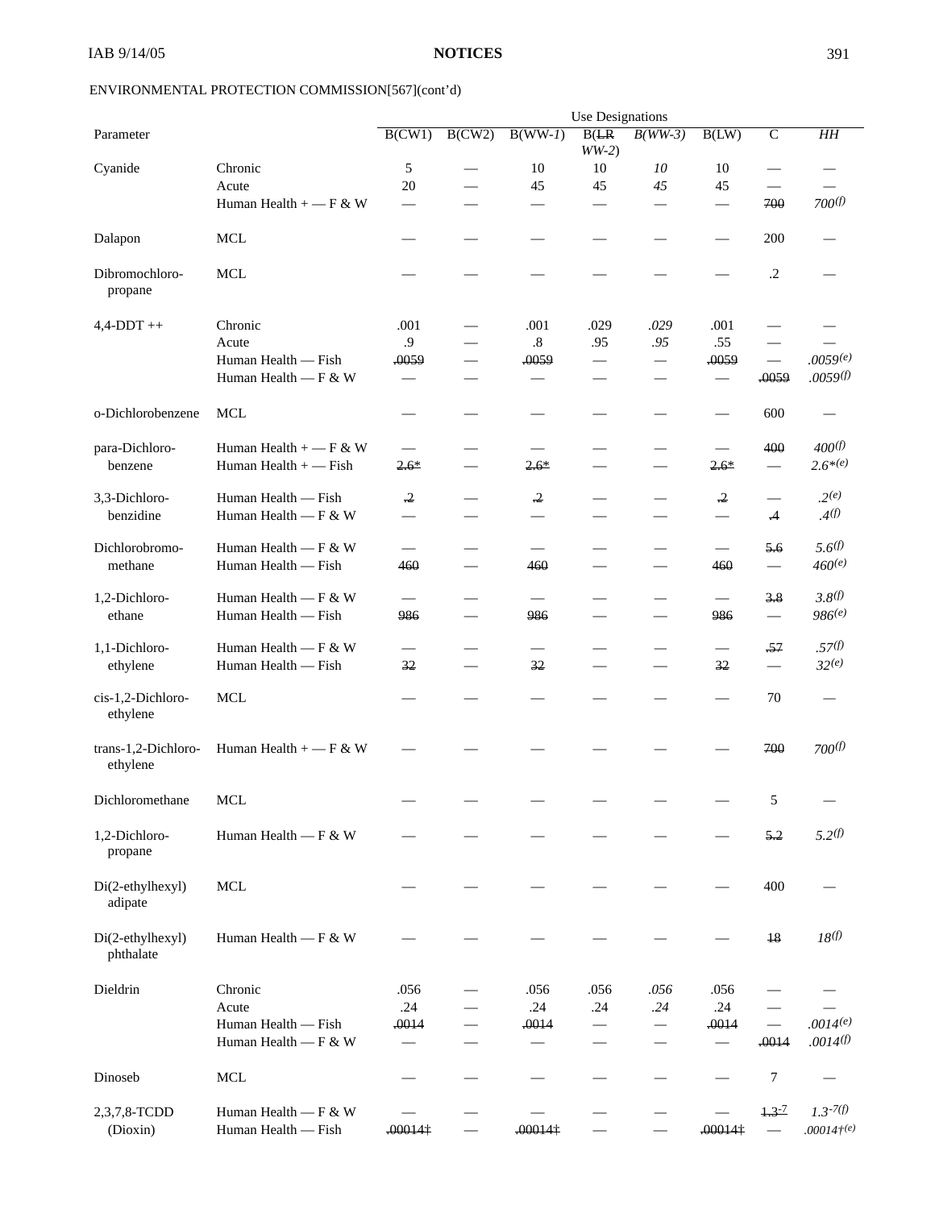ENVIRONMENTAL PROTECTION COMMISSION[567](cont'd)

| Parameter | | Use Designations | | | | | | | |
|---|---|---|---|---|---|---|---|---|---|
| | | B(CW1) | B(CW2) | B(WW-*1*) | B(~~LR~~ *WW-2*) | *B(WW-3)* | B(LW) | C | *HH* |
| Cyanide | Chronic | 5 | — | 10 | 10 | *10* | 10 | — | — |
| | Acute | 20 | — | 45 | 45 | *45* | 45 | — | — |
| | Human Health + — F & W | — | — | — | — | — | — | ~~700~~ | *700(f)* |
| Dalapon | MCL | — | — | — | — | — | — | 200 | — |
| Dibromochloro-propane | MCL | — | — | — | — | — | — | .2 | — |
| 4,4-DDT ++ | Chronic | .001 | — | .001 | .029 | *.029* | .001 | — | — |
| | Acute | .9 | — | .8 | .95 | *.95* | .55 | — | — |
| | Human Health — Fish | ~~.0059~~ | — | ~~.0059~~ | — | — | ~~.0059~~ | — | *.0059(e)* |
| | Human Health — F & W | — | — | — | — | — | — | ~~.0059~~ | *.0059(f)* |
| o-Dichlorobenzene | MCL | — | — | — | — | — | — | 600 | — |
| para-Dichloro-benzene | Human Health + — F & W | — | — | — | — | — | — | ~~400~~ | *400(f)* |
| | Human Health + — Fish | ~~2.6*~~ | — | ~~2.6*~~ | — | — | ~~2.6*~~ | — | *2.6*(e)* |
| 3,3-Dichloro-benzidine | Human Health — Fish | ~~.2~~ | — | ~~.2~~ | — | — | ~~.2~~ | — | *.2(e)* |
| | Human Health — F & W | — | — | — | — | — | — | ~~.4~~ | *.4(f)* |
| Dichlorobromo-methane | Human Health — F & W | — | — | — | — | — | — | ~~5.6~~ | *5.6(f)* |
| | Human Health — Fish | ~~460~~ | — | ~~460~~ | — | — | ~~460~~ | — | *460(e)* |
| 1,2-Dichloro-ethane | Human Health — F & W | — | — | — | — | — | — | ~~3.8~~ | *3.8(f)* |
| | Human Health — Fish | ~~986~~ | — | ~~986~~ | — | — | ~~986~~ | — | *986(e)* |
| 1,1-Dichloro-ethylene | Human Health — F & W | — | — | — | — | — | — | ~~.57~~ | *.57(f)* |
| | Human Health — Fish | ~~32~~ | — | ~~32~~ | — | — | ~~32~~ | — | *32(e)* |
| cis-1,2-Dichloro-ethylene | MCL | — | — | — | — | — | — | 70 | — |
| trans-1,2-Dichloro-ethylene | Human Health + — F & W | — | — | — | — | — | — | ~~700~~ | *700(f)* |
| Dichloromethane | MCL | — | — | — | — | — | — | 5 | — |
| 1,2-Dichloro-propane | Human Health — F & W | — | — | — | — | — | — | ~~5.2~~ | *5.2(f)* |
| Di(2-ethylhexyl) adipate | MCL | — | — | — | — | — | — | 400 | — |
| Di(2-ethylhexyl) phthalate | Human Health — F & W | — | — | — | — | — | — | ~~18~~ | *18(f)* |
| Dieldrin | Chronic | .056 | — | .056 | .056 | *.056* | .056 | — | — |
| | Acute | .24 | — | .24 | .24 | *.24* | .24 | — | — |
| | Human Health — Fish | ~~.0014~~ | — | ~~.0014~~ | — | — | ~~.0014~~ | — | *.0014(e)* |
| | Human Health — F & W | — | — | — | — | — | — | ~~.0014~~ | *.0014(f)* |
| Dinoseb | MCL | — | — | — | — | — | — | 7 | — |
| 2,3,7,8-TCDD (Dioxin) | Human Health — F & W | — | — | — | — | — | — | ~~1.3-7~~ | *1.3-7(f)* |
| | Human Health — Fish | ~~.00014‡~~ | — | ~~.00014‡~~ | — | — | ~~.00014‡~~ | — | *.00014†(e)* |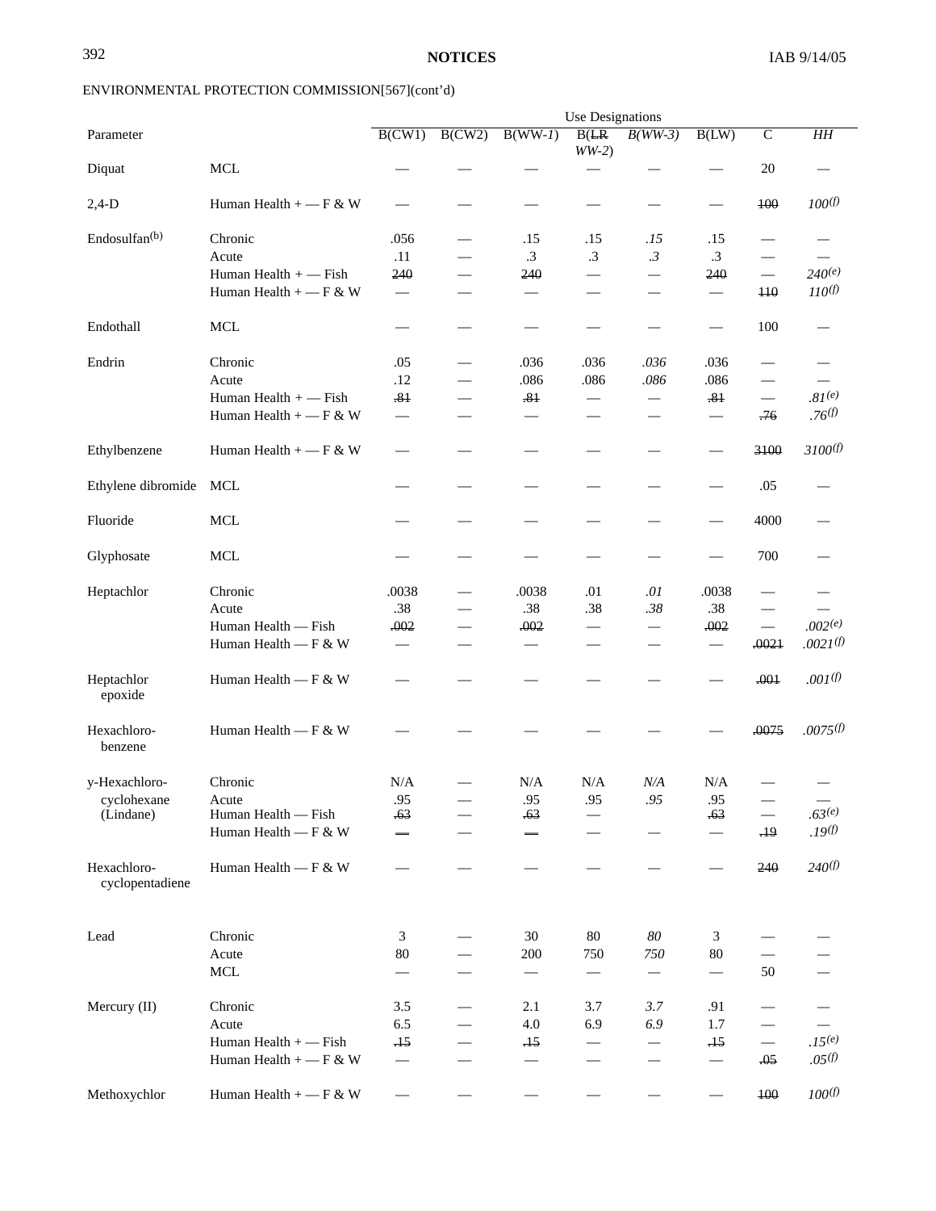ENVIRONMENTAL PROTECTION COMMISSION[567](cont'd)

| Parameter | | Use Designations | | | | | | | |
|---|---|---|---|---|---|---|---|---|---|
| | | B(CW1) | B(CW2) | B(WW-*1*) | B(~~LR~~ *WW-2*) | *B(WW-3)* | B(LW) | C | *HH* |
| Diquat | MCL | — | — | — | — | — | — | 20 | — |
| 2,4-D | Human Health + — F & W | — | — | — | — | — | — | ~~100~~ | *100(f)* |
| Endosulfan[(b)] | Chronic | .056 | — | .15 | .15 | *.15* | .15 | — | — |
| | Acute | .11 | — | .3 | .3 | *.3* | .3 | — | — |
| | Human Health + — Fish | ~~240~~ | — | ~~240~~ | — | — | ~~240~~ | — | *240(e)* |
| | Human Health + — F & W | — | — | — | — | — | — | ~~110~~ | *110(f)* |
| Endothall | MCL | — | — | — | — | — | — | 100 | — |
| Endrin | Chronic | .05 | — | .036 | .036 | *.036* | .036 | — | — |
| | Acute | .12 | — | .086 | .086 | *.086* | .086 | — | — |
| | Human Health + — Fish | ~~.81~~ | — | ~~.81~~ | — | — | ~~.81~~ | — | *.81(e)* |
| | Human Health + — F & W | — | — | — | — | — | — | ~~.76~~ | *.76(f)* |
| Ethylbenzene | Human Health + — F & W | — | — | — | — | — | — | ~~3100~~ | *3100(f)* |
| Ethylene dibromide | MCL | — | — | — | — | — | — | .05 | — |
| Fluoride | MCL | — | — | — | — | — | — | 4000 | — |
| Glyphosate | MCL | — | — | — | — | — | — | 700 | — |
| Heptachlor | Chronic | .0038 | — | .0038 | .01 | *.01* | .0038 | — | — |
| | Acute | .38 | — | .38 | .38 | *.38* | .38 | — | — |
| | Human Health — Fish | ~~.002~~ | — | ~~.002~~ | — | — | ~~.002~~ | — | *.002(e)* |
| | Human Health — F & W | — | — | — | — | — | — | ~~.0021~~ | *.0021(f)* |
| Heptachlor epoxide | Human Health — F & W | — | — | — | — | — | — | ~~.001~~ | *.001(f)* |
| Hexachloro-benzene | Human Health — F & W | — | — | — | — | — | — | ~~.0075~~ | *.0075(f)* |
| y-Hexachloro-cyclohexane (Lindane) | Chronic | N/A | — | N/A | N/A | *N/A* | N/A | — | — |
| | Acute | .95 | — | .95 | .95 | *.95* | .95 | — | — |
| | Human Health — Fish | ~~.63~~ | — | ~~.63~~ | — | | ~~.63~~ | — | *.63(e)* |
| | Human Health — F & W | ~~—~~ | — | ~~—~~ | — | — | — | ~~.19~~ | *.19(f)* |
| Hexachloro-cyclopentadiene | Human Health — F & W | — | — | — | — | — | — | ~~240~~ | *240(f)* |
| Lead | Chronic | 3 | — | 30 | 80 | *80* | 3 | — | — |
| | Acute | 80 | — | 200 | 750 | *750* | 80 | — | — |
| | MCL | — | — | — | — | — | — | 50 | — |
| Mercury (II) | Chronic | 3.5 | — | 2.1 | 3.7 | *3.7* | .91 | — | — |
| | Acute | 6.5 | — | 4.0 | 6.9 | *6.9* | 1.7 | — | — |
| | Human Health + — Fish | ~~.15~~ | — | ~~.15~~ | — | — | ~~.15~~ | — | *.15(e)* |
| | Human Health + — F & W | — | — | — | — | — | — | ~~.05~~ | *.05(f)* |
| Methoxychlor | Human Health + — F & W | — | — | — | — | — | — | ~~100~~ | *100(f)* |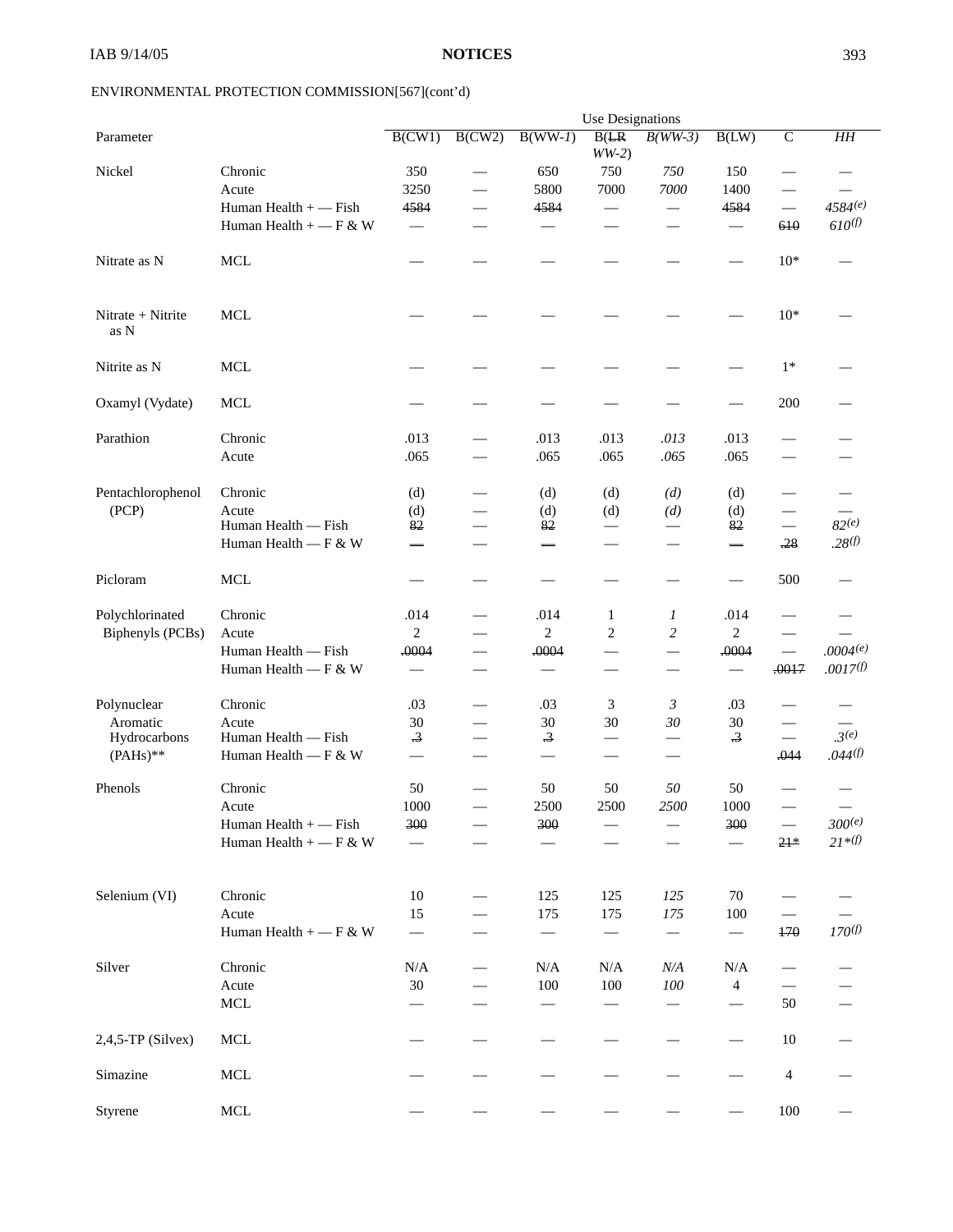ENVIRONMENTAL PROTECTION COMMISSION[567](cont'd)

| Parameter | | Use Designations | | | | | | | |
|---|---|---|---|---|---|---|---|---|---|
| | | B(CW1) | B(CW2) | B(WW-*1*) | B(~~LR~~ *WW-2*) | *B(WW-3)* | B(LW) | C | *HH* |
| Nickel | Chronic | 350 | — | 650 | 750 | *750* | 150 | — | — |
| | Acute | 3250 | — | 5800 | 7000 | *7000* | 1400 | — | — |
| | Human Health + — Fish | ~~4584~~ | — | ~~4584~~ | — | — | ~~4584~~ | — | *4584[(e)]* |
| | Human Health + — F & W | — | — | — | — | — | — | ~~610~~ | *610[(f)]* |
| Nitrate as N | MCL | — | — | — | — | — | — | 10* | — |
| Nitrate + Nitrite as N | MCL | — | — | — | — | — | — | 10* | — |
| Nitrite as N | MCL | — | — | — | — | — | — | 1* | — |
| Oxamyl (Vydate) | MCL | — | — | — | — | — | — | 200 | — |
| Parathion | Chronic | .013 | — | .013 | .013 | *.013* | .013 | — | — |
| | Acute | .065 | — | .065 | .065 | *.065* | .065 | — | — |
| Pentachlorophenol (PCP) | Chronic | (d) | — | (d) | (d) | *(d)* | (d) | — | — |
| | Acute | (d) | — | (d) | (d) | *(d)* | (d) | — | — |
| | Human Health — Fish | ~~82~~ | — | ~~82~~ | — | — | ~~82~~ | — | *82[(e)]* |
| | Human Health — F & W | ~~—~~ | — | ~~—~~ | — | — | ~~—~~ | ~~.28~~ | *.28[(f)]* |
| Picloram | MCL | — | — | — | — | — | — | 500 | — |
| Polychlorinated Biphenyls (PCBs) | Chronic | .014 | — | .014 | 1 | *1* | .014 | — | — |
| | Acute | 2 | — | 2 | 2 | *2* | 2 | — | — |
| | Human Health — Fish | ~~.0004~~ | — | ~~.0004~~ | — | — | ~~.0004~~ | — | *.0004[(e)]* |
| | Human Health — F & W | — | — | — | — | — | — | ~~.0017~~ | *.0017[(f)]* |
| Polynuclear Aromatic Hydrocarbons (PAHs)** | Chronic | .03 | — | .03 | 3 | *3* | .03 | — | — |
| | Acute | 30 | — | 30 | 30 | *30* | 30 | — | — |
| | Human Health — Fish | ~~.3~~ | — | ~~.3~~ | — | — | ~~.3~~ | — | *.3[(e)]* |
| | Human Health — F & W | — | — | — | — | — | | ~~.044~~ | *.044[(f)]* |
| Phenols | Chronic | 50 | — | 50 | 50 | *50* | 50 | — | — |
| | Acute | 1000 | — | 2500 | 2500 | *2500* | 1000 | — | — |
| | Human Health + — Fish | ~~300~~ | — | ~~300~~ | — | — | ~~300~~ | — | *300[(e)]* |
| | Human Health + — F & W | — | — | — | — | — | — | ~~21*~~ | *21*[(f)]* |
| Selenium (VI) | Chronic | 10 | — | 125 | 125 | *125* | 70 | — | — |
| | Acute | 15 | — | 175 | 175 | *175* | 100 | — | — |
| | Human Health + — F & W | — | — | — | — | — | — | ~~170~~ | *170[(f)]* |
| Silver | Chronic | N/A | — | N/A | N/A | *N/A* | N/A | — | — |
| | Acute | 30 | — | 100 | 100 | *100* | 4 | — | — |
| | MCL | — | — | — | — | — | — | 50 | — |
| 2,4,5-TP (Silvex) | MCL | — | — | — | — | — | — | 10 | — |
| Simazine | MCL | — | — | — | — | — | — | 4 | — |
| Styrene | MCL | — | — | — | — | — | — | 100 | — |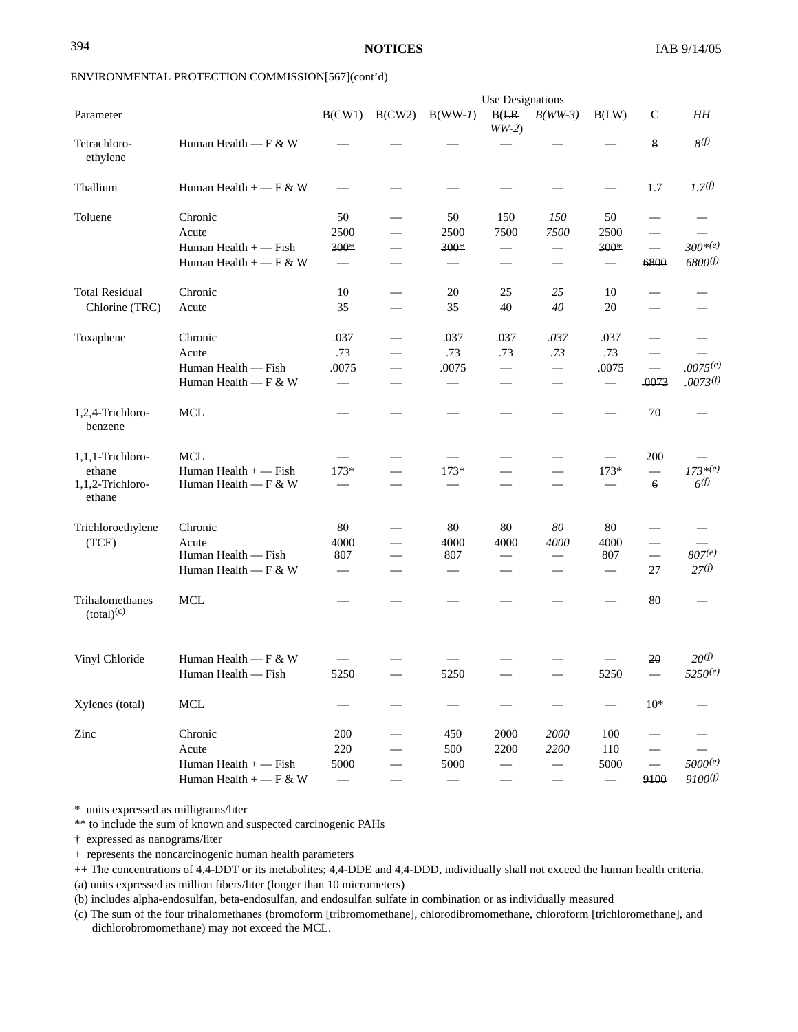ENVIRONMENTAL PROTECTION COMMISSION[567](cont'd)

| Parameter | | Use Designations | | | | | | | |
|---|---|---|---|---|---|---|---|---|---|
| | | B(CW1) | B(CW2) | B(WW-*1*) | B(~~LR~~ *WW-2*) | *B(WW-3)* | B(LW) | C | *HH* |
| Tetrachloro-ethylene | Human Health — F & W | — | — | — | — | — | — | ~~8~~ | *8*[(f)] |
| Thallium | Human Health + — F & W | — | — | — | — | — | — | ~~1.7~~ | *1.7*[(f)] |
| Toluene | Chronic | 50 | — | 50 | 150 | *150* | 50 | — | — |
| | Acute | 2500 | — | 2500 | 7500 | *7500* | 2500 | — | — |
| | Human Health + — Fish | ~~300*~~ | — | ~~300*~~ | — | — | ~~300*~~ | — | *300**[(e)] |
| | Human Health + — F & W | — | — | — | — | — | — | ~~6800~~ | *6800*[(f)] |
| Total Residual Chlorine (TRC) | Chronic | 10 | — | 20 | 25 | *25* | 10 | — | — |
| | Acute | 35 | — | 35 | 40 | *40* | 20 | — | — |
| Toxaphene | Chronic | .037 | — | .037 | .037 | *.037* | .037 | — | — |
| | Acute | .73 | — | .73 | .73 | *.73* | .73 | — | — |
| | Human Health — Fish | ~~.0075~~ | — | ~~.0075~~ | — | — | ~~.0075~~ | — | *.0075*[(e)] |
| | Human Health — F & W | — | — | — | — | — | — | ~~.0073~~ | *.0073*[(f)] |
| 1,2,4-Trichloro-benzene | MCL | — | — | — | — | — | — | 70 | — |
| 1,1,1-Trichloro-ethane | MCL | — | — | — | — | — | — | 200 | — |
| | Human Health + — Fish | ~~173*~~ | — | ~~173*~~ | — | — | ~~173*~~ | — | *173**[(e)] |
| 1,1,2-Trichloro-ethane | Human Health — F & W | — | — | — | — | — | — | ~~6~~ | *6*[(f)] |
| Trichloroethylene (TCE) | Chronic | 80 | — | 80 | 80 | *80* | 80 | — | — |
| | Acute | 4000 | — | 4000 | 4000 | *4000* | 4000 | — | — |
| | Human Health — Fish | ~~807~~ | — | ~~807~~ | — | — | ~~807~~ | — | *807*[(e)] |
| | Human Health — F & W | ~~—~~ | — | ~~—~~ | — | — | ~~—~~ | ~~27~~ | *27*[(f)] |
| Trihalomethanes (total)[(c)] | MCL | — | — | — | — | — | — | 80 | — |
| Vinyl Chloride | Human Health — F & W | — | — | — | — | — | — | ~~20~~ | *20*[(f)] |
| | Human Health — Fish | ~~5250~~ | — | ~~5250~~ | — | — | ~~5250~~ | — | *5250*[(e)] |
| Xylenes (total) | MCL | — | — | — | — | — | — | 10* | — |
| Zinc | Chronic | 200 | — | 450 | 2000 | *2000* | 100 | — | — |
| | Acute | 220 | — | 500 | 2200 | *2200* | 110 | — | — |
| | Human Health + — Fish | ~~5000~~ | — | ~~5000~~ | — | — | ~~5000~~ | — | *5000*[(e)] |
| | Human Health + — F & W | — | — | — | — | — | — | ~~9100~~ | *9100*[(f)] |

\* units expressed as milligrams/liter

** to include the sum of known and suspected carcinogenic PAHs

† expressed as nanograms/liter

\+ represents the noncarcinogenic human health parameters

++ The concentrations of 4,4-DDT or its metabolites; 4,4-DDE and 4,4-DDD, individually shall not exceed the human health criteria.

(a) units expressed as million fibers/liter (longer than 10 micrometers)

(b) includes alpha-endosulfan, beta-endosulfan, and endosulfan sulfate in combination or as individually measured

(c) The sum of the four trihalomethanes (bromoform [tribromomethane], chlorodibromomethane, chloroform [trichloromethane], and dichlorobromomethane) may not exceed the MCL.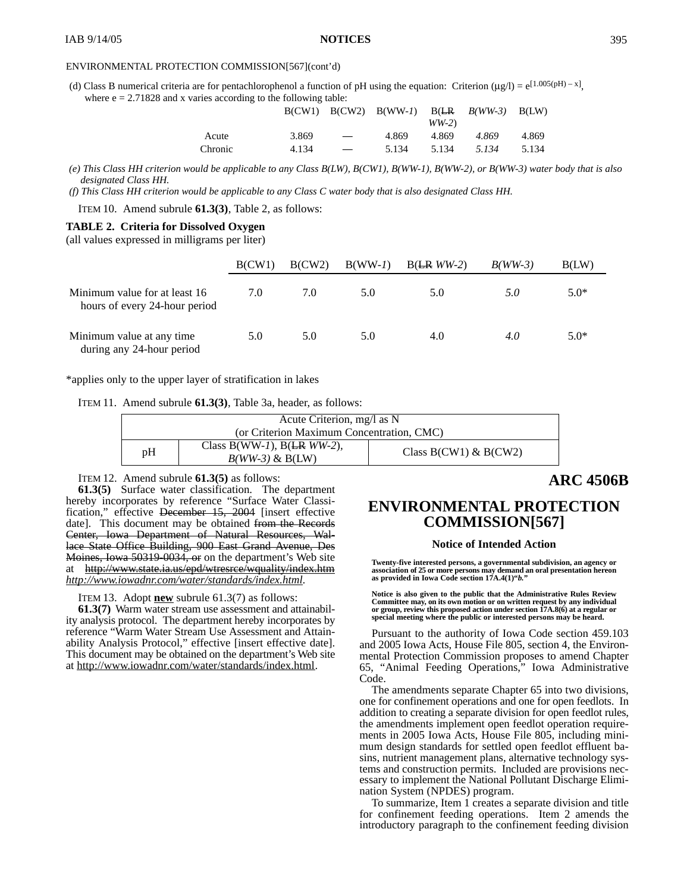ENVIRONMENTAL PROTECTION COMMISSION[567](cont'd)

(d) Class B numerical criteria are for pentachlorophenol a function of pH using the equation: Criterion (µg/l) = $e^{[1.005(pH) - x]}$, where e = 2.71828 and x varies according to the following table:

| | B(CW1) | B(CW2) | B(WW-*1*) | B(~~LR~~ *WW-2*) | *B(WW-3)* | B(LW) |
|---|---|---|---|---|---|---|
| Acute | 3.869 | — | 4.869 | 4.869 | *4.869* | 4.869 |
| Chronic | 4.134 | — | 5.134 | 5.134 | *5.134* | 5.134 |

*(e) This Class HH criterion would be applicable to any Class B(LW), B(CW1), B(WW-1), B(WW-2), or B(WW-3) water body that is also designated Class HH.*

*(f) This Class HH criterion would be applicable to any Class C water body that is also designated Class HH.*

ITEM 10. Amend subrule **61.3(3)**, Table 2, as follows:

**TABLE 2. Criteria for Dissolved Oxygen**
(all values expressed in milligrams per liter)

| | B(CW1) | B(CW2) | B(WW-*1*) | B(~~LR~~ *WW-2*) | *B(WW-3)* | B(LW) |
|---|---|---|---|---|---|---|
| Minimum value for at least 16 hours of every 24-hour period | 7.0 | 7.0 | 5.0 | 5.0 | *5.0* | 5.0* |
| Minimum value at any time during any 24-hour period | 5.0 | 5.0 | 5.0 | 4.0 | *4.0* | 5.0* |

*applies only to the upper layer of stratification in lakes

ITEM 11. Amend subrule **61.3(3)**, Table 3a, header, as follows:

| Acute Criterion, mg/l as N (or Criterion Maximum Concentration, CMC) | | |
|---|---|---|
| pH | Class B(WW-*1*), B(~~LR~~ *WW-2*), *B(WW-3)* & B(LW) | Class B(CW1) & B(CW2) |

ITEM 12. Amend subrule **61.3(5)** as follows:

**61.3(5)** Surface water classification. The department hereby incorporates by reference "Surface Water Classification," effective ~~December 15, 2004~~ [insert effective date]. This document may be obtained ~~from the Records Center, Iowa Department of Natural Resources, Wallace State Office Building, 900 East Grand Avenue, Des Moines, Iowa 50319-0034, or~~ on the department's Web site at ~~http://www.state.ia.us/epd/wtresrce/wquality/index.htm~~ *http://www.iowadnr.com/water/standards/index.html*.

ITEM 13. Adopt **new** subrule 61.3(7) as follows:

**61.3(7)** Warm water stream use assessment and attainability analysis protocol. The department hereby incorporates by reference "Warm Water Stream Use Assessment and Attainability Analysis Protocol," effective [insert effective date]. This document may be obtained on the department's Web site at http://www.iowadnr.com/water/standards/index.html.

# ARC 4506B

# ENVIRONMENTAL PROTECTION COMMISSION[567]

### Notice of Intended Action

**Twenty-five interested persons, a governmental subdivision, an agency or association of 25 or more persons may demand an oral presentation hereon as provided in Iowa Code section 17A.4(1)"*b*."**

**Notice is also given to the public that the Administrative Rules Review Committee may, on its own motion or on written request by any individual or group, review this proposed action under section 17A.8(6) at a regular or special meeting where the public or interested persons may be heard.**

Pursuant to the authority of Iowa Code section 459.103 and 2005 Iowa Acts, House File 805, section 4, the Environmental Protection Commission proposes to amend Chapter 65, "Animal Feeding Operations," Iowa Administrative Code.

The amendments separate Chapter 65 into two divisions, one for confinement operations and one for open feedlots. In addition to creating a separate division for open feedlot rules, the amendments implement open feedlot operation requirements in 2005 Iowa Acts, House File 805, including minimum design standards for settled open feedlot effluent basins, nutrient management plans, alternative technology systems and construction permits. Included are provisions necessary to implement the National Pollutant Discharge Elimination System (NPDES) program.

To summarize, Item 1 creates a separate division and title for confinement feeding operations. Item 2 amends the introductory paragraph to the confinement feeding division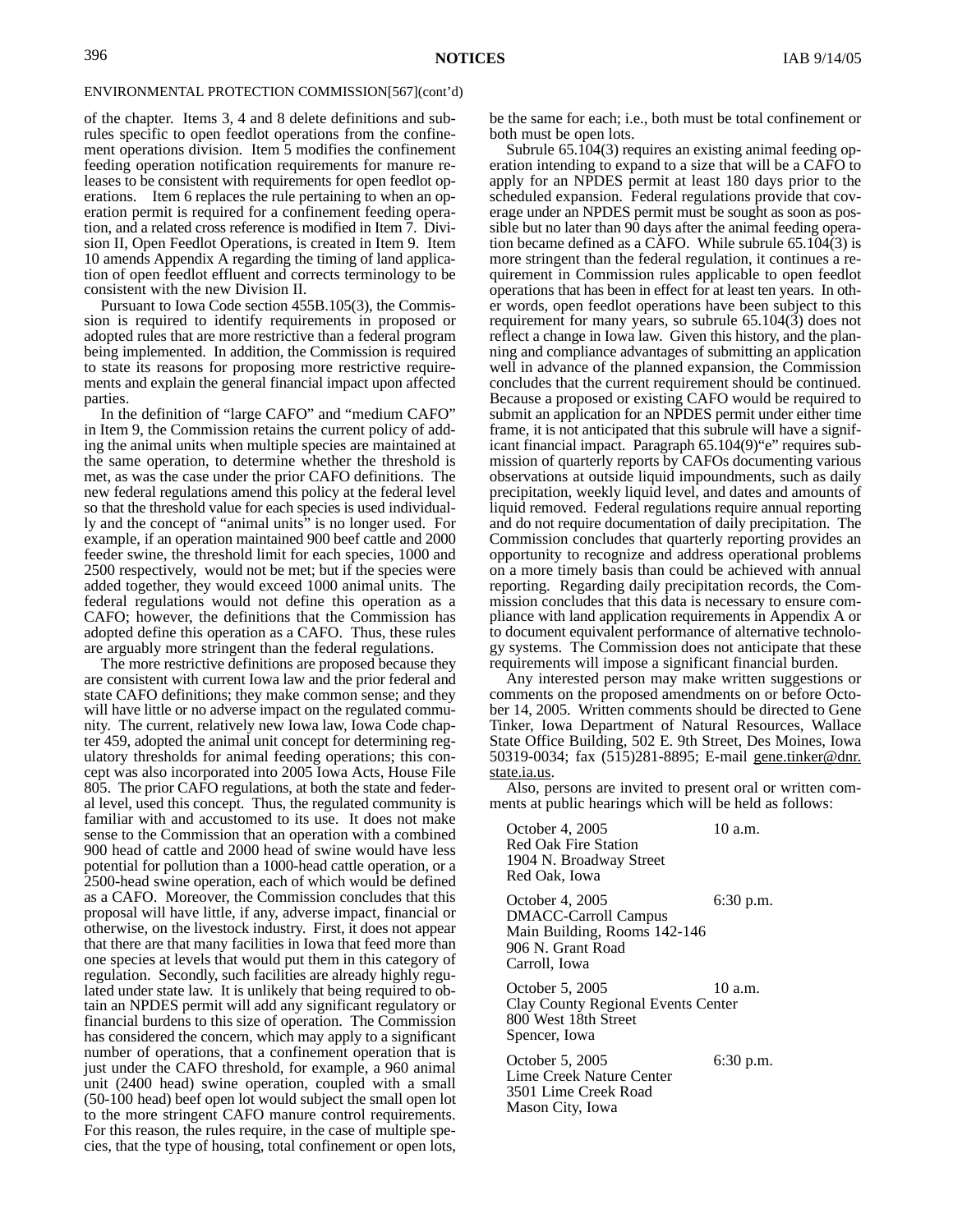ENVIRONMENTAL PROTECTION COMMISSION[567](cont'd)

of the chapter. Items 3, 4 and 8 delete definitions and subrules specific to open feedlot operations from the confinement operations division. Item 5 modifies the confinement feeding operation notification requirements for manure releases to be consistent with requirements for open feedlot operations. Item 6 replaces the rule pertaining to when an operation permit is required for a confinement feeding operation, and a related cross reference is modified in Item 7. Division II, Open Feedlot Operations, is created in Item 9. Item 10 amends Appendix A regarding the timing of land application of open feedlot effluent and corrects terminology to be consistent with the new Division II.

Pursuant to Iowa Code section 455B.105(3), the Commission is required to identify requirements in proposed or adopted rules that are more restrictive than a federal program being implemented. In addition, the Commission is required to state its reasons for proposing more restrictive requirements and explain the general financial impact upon affected parties.

In the definition of "large CAFO" and "medium CAFO" in Item 9, the Commission retains the current policy of adding the animal units when multiple species are maintained at the same operation, to determine whether the threshold is met, as was the case under the prior CAFO definitions. The new federal regulations amend this policy at the federal level so that the threshold value for each species is used individually and the concept of "animal units" is no longer used. For example, if an operation maintained 900 beef cattle and 2000 feeder swine, the threshold limit for each species, 1000 and 2500 respectively, would not be met; but if the species were added together, they would exceed 1000 animal units. The federal regulations would not define this operation as a CAFO; however, the definitions that the Commission has adopted define this operation as a CAFO. Thus, these rules are arguably more stringent than the federal regulations.

The more restrictive definitions are proposed because they are consistent with current Iowa law and the prior federal and state CAFO definitions; they make common sense; and they will have little or no adverse impact on the regulated community. The current, relatively new Iowa law, Iowa Code chapter 459, adopted the animal unit concept for determining regulatory thresholds for animal feeding operations; this concept was also incorporated into 2005 Iowa Acts, House File 805. The prior CAFO regulations, at both the state and federal level, used this concept. Thus, the regulated community is familiar with and accustomed to its use. It does not make sense to the Commission that an operation with a combined 900 head of cattle and 2000 head of swine would have less potential for pollution than a 1000-head cattle operation, or a 2500-head swine operation, each of which would be defined as a CAFO. Moreover, the Commission concludes that this proposal will have little, if any, adverse impact, financial or otherwise, on the livestock industry. First, it does not appear that there are that many facilities in Iowa that feed more than one species at levels that would put them in this category of regulation. Secondly, such facilities are already highly regulated under state law. It is unlikely that being required to obtain an NPDES permit will add any significant regulatory or financial burdens to this size of operation. The Commission has considered the concern, which may apply to a significant number of operations, that a confinement operation that is just under the CAFO threshold, for example, a 960 animal unit (2400 head) swine operation, coupled with a small (50-100 head) beef open lot would subject the small open lot to the more stringent CAFO manure control requirements. For this reason, the rules require, in the case of multiple species, that the type of housing, total confinement or open lots, be the same for each; i.e., both must be total confinement or both must be open lots.

Subrule 65.104(3) requires an existing animal feeding operation intending to expand to a size that will be a CAFO to apply for an NPDES permit at least 180 days prior to the scheduled expansion. Federal regulations provide that coverage under an NPDES permit must be sought as soon as possible but no later than 90 days after the animal feeding operation became defined as a CAFO. While subrule 65.104(3) is more stringent than the federal regulation, it continues a requirement in Commission rules applicable to open feedlot operations that has been in effect for at least ten years. In other words, open feedlot operations have been subject to this requirement for many years, so subrule 65.104(3) does not reflect a change in Iowa law. Given this history, and the planning and compliance advantages of submitting an application well in advance of the planned expansion, the Commission concludes that the current requirement should be continued. Because a proposed or existing CAFO would be required to submit an application for an NPDES permit under either time frame, it is not anticipated that this subrule will have a significant financial impact. Paragraph 65.104(9)"e" requires submission of quarterly reports by CAFOs documenting various observations at outside liquid impoundments, such as daily precipitation, weekly liquid level, and dates and amounts of liquid removed. Federal regulations require annual reporting and do not require documentation of daily precipitation. The Commission concludes that quarterly reporting provides an opportunity to recognize and address operational problems on a more timely basis than could be achieved with annual reporting. Regarding daily precipitation records, the Commission concludes that this data is necessary to ensure compliance with land application requirements in Appendix A or to document equivalent performance of alternative technology systems. The Commission does not anticipate that these requirements will impose a significant financial burden.

Any interested person may make written suggestions or comments on the proposed amendments on or before October 14, 2005. Written comments should be directed to Gene Tinker, Iowa Department of Natural Resources, Wallace State Office Building, 502 E. 9th Street, Des Moines, Iowa 50319-0034; fax (515)281-8895; E-mail gene.tinker@dnr.state.ia.us.

Also, persons are invited to present oral or written comments at public hearings which will be held as follows:

October 4, 2005 — 10 a.m.
Red Oak Fire Station
1904 N. Broadway Street
Red Oak, Iowa

October 4, 2005 — 6:30 p.m.
DMACC-Carroll Campus
Main Building, Rooms 142-146
906 N. Grant Road
Carroll, Iowa

October 5, 2005 — 10 a.m.
Clay County Regional Events Center
800 West 18th Street
Spencer, Iowa

October 5, 2005 — 6:30 p.m.
Lime Creek Nature Center
3501 Lime Creek Road
Mason City, Iowa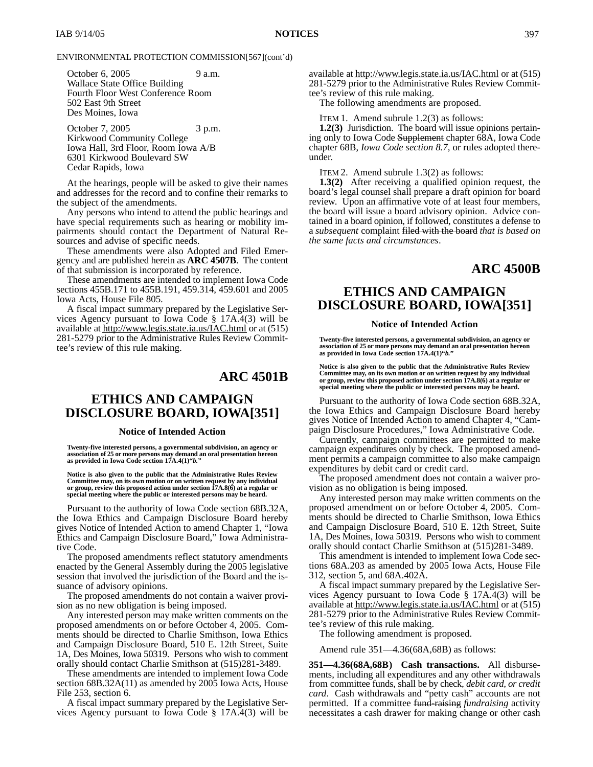ENVIRONMENTAL PROTECTION COMMISSION[567](cont'd)

October 6, 2005 9 a.m.
Wallace State Office Building
Fourth Floor West Conference Room
502 East 9th Street
Des Moines, Iowa

October 7, 2005 3 p.m.
Kirkwood Community College
Iowa Hall, 3rd Floor, Room Iowa A/B
6301 Kirkwood Boulevard SW
Cedar Rapids, Iowa

At the hearings, people will be asked to give their names and addresses for the record and to confine their remarks to the subject of the amendments.

Any persons who intend to attend the public hearings and have special requirements such as hearing or mobility impairments should contact the Department of Natural Resources and advise of specific needs.

These amendments were also Adopted and Filed Emergency and are published herein as **ARC 4507B**. The content of that submission is incorporated by reference.

These amendments are intended to implement Iowa Code sections 455B.171 to 455B.191, 459.314, 459.601 and 2005 Iowa Acts, House File 805.

A fiscal impact summary prepared by the Legislative Services Agency pursuant to Iowa Code § 17A.4(3) will be available at http://www.legis.state.ia.us/IAC.html or at (515) 281-5279 prior to the Administrative Rules Review Committee's review of this rule making.

# ARC 4501B

## ETHICS AND CAMPAIGN DISCLOSURE BOARD, IOWA[351]

### Notice of Intended Action

**Twenty-five interested persons, a governmental subdivision, an agency or association of 25 or more persons may demand an oral presentation hereon as provided in Iowa Code section 17A.4(1)"*b.*"**

**Notice is also given to the public that the Administrative Rules Review Committee may, on its own motion or on written request by any individual or group, review this proposed action under section 17A.8(6) at a regular or special meeting where the public or interested persons may be heard.**

Pursuant to the authority of Iowa Code section 68B.32A, the Iowa Ethics and Campaign Disclosure Board hereby gives Notice of Intended Action to amend Chapter 1, "Iowa Ethics and Campaign Disclosure Board," Iowa Administrative Code.

The proposed amendments reflect statutory amendments enacted by the General Assembly during the 2005 legislative session that involved the jurisdiction of the Board and the issuance of advisory opinions.

The proposed amendments do not contain a waiver provision as no new obligation is being imposed.

Any interested person may make written comments on the proposed amendments on or before October 4, 2005. Comments should be directed to Charlie Smithson, Iowa Ethics and Campaign Disclosure Board, 510 E. 12th Street, Suite 1A, Des Moines, Iowa 50319. Persons who wish to comment orally should contact Charlie Smithson at (515)281-3489.

These amendments are intended to implement Iowa Code section 68B.32A(11) as amended by 2005 Iowa Acts, House File 253, section 6.

A fiscal impact summary prepared by the Legislative Services Agency pursuant to Iowa Code § 17A.4(3) will be available at http://www.legis.state.ia.us/IAC.html or at (515) 281-5279 prior to the Administrative Rules Review Committee's review of this rule making.

The following amendments are proposed.

ITEM 1. Amend subrule 1.2(3) as follows:

**1.2(3)** Jurisdiction. The board will issue opinions pertaining only to Iowa Code ~~Supplement~~ chapter 68A, Iowa Code chapter 68B, *Iowa Code section 8.7,* or rules adopted thereunder.

ITEM 2. Amend subrule 1.3(2) as follows:

**1.3(2)** After receiving a qualified opinion request, the board's legal counsel shall prepare a draft opinion for board review. Upon an affirmative vote of at least four members, the board will issue a board advisory opinion. Advice contained in a board opinion, if followed, constitutes a defense to a *subsequent* complaint ~~filed with the board~~ *that is based on the same facts and circumstances*.

# ARC 4500B

## ETHICS AND CAMPAIGN DISCLOSURE BOARD, IOWA[351]

### Notice of Intended Action

**Twenty-five interested persons, a governmental subdivision, an agency or association of 25 or more persons may demand an oral presentation hereon as provided in Iowa Code section 17A.4(1)"*b.*"**

**Notice is also given to the public that the Administrative Rules Review Committee may, on its own motion or on written request by any individual or group, review this proposed action under section 17A.8(6) at a regular or special meeting where the public or interested persons may be heard.**

Pursuant to the authority of Iowa Code section 68B.32A, the Iowa Ethics and Campaign Disclosure Board hereby gives Notice of Intended Action to amend Chapter 4, "Campaign Disclosure Procedures," Iowa Administrative Code.

Currently, campaign committees are permitted to make campaign expenditures only by check. The proposed amendment permits a campaign committee to also make campaign expenditures by debit card or credit card.

The proposed amendment does not contain a waiver provision as no obligation is being imposed.

Any interested person may make written comments on the proposed amendment on or before October 4, 2005. Comments should be directed to Charlie Smithson, Iowa Ethics and Campaign Disclosure Board, 510 E. 12th Street, Suite 1A, Des Moines, Iowa 50319. Persons who wish to comment orally should contact Charlie Smithson at (515)281-3489.

This amendment is intended to implement Iowa Code sections 68A.203 as amended by 2005 Iowa Acts, House File 312, section 5, and 68A.402A.

A fiscal impact summary prepared by the Legislative Services Agency pursuant to Iowa Code § 17A.4(3) will be available at http://www.legis.state.ia.us/IAC.html or at (515) 281-5279 prior to the Administrative Rules Review Committee's review of this rule making.

The following amendment is proposed.

Amend rule 351—4.36(68A,68B) as follows:

**351—4.36(68A,~~68B~~) Cash transactions.** All disbursements, including all expenditures and any other withdrawals from committee funds, shall be by check*, debit card, or credit card*. Cash withdrawals and "petty cash" accounts are not permitted. If a committee ~~fund-raising~~ *fundraising* activity necessitates a cash drawer for making change or other cash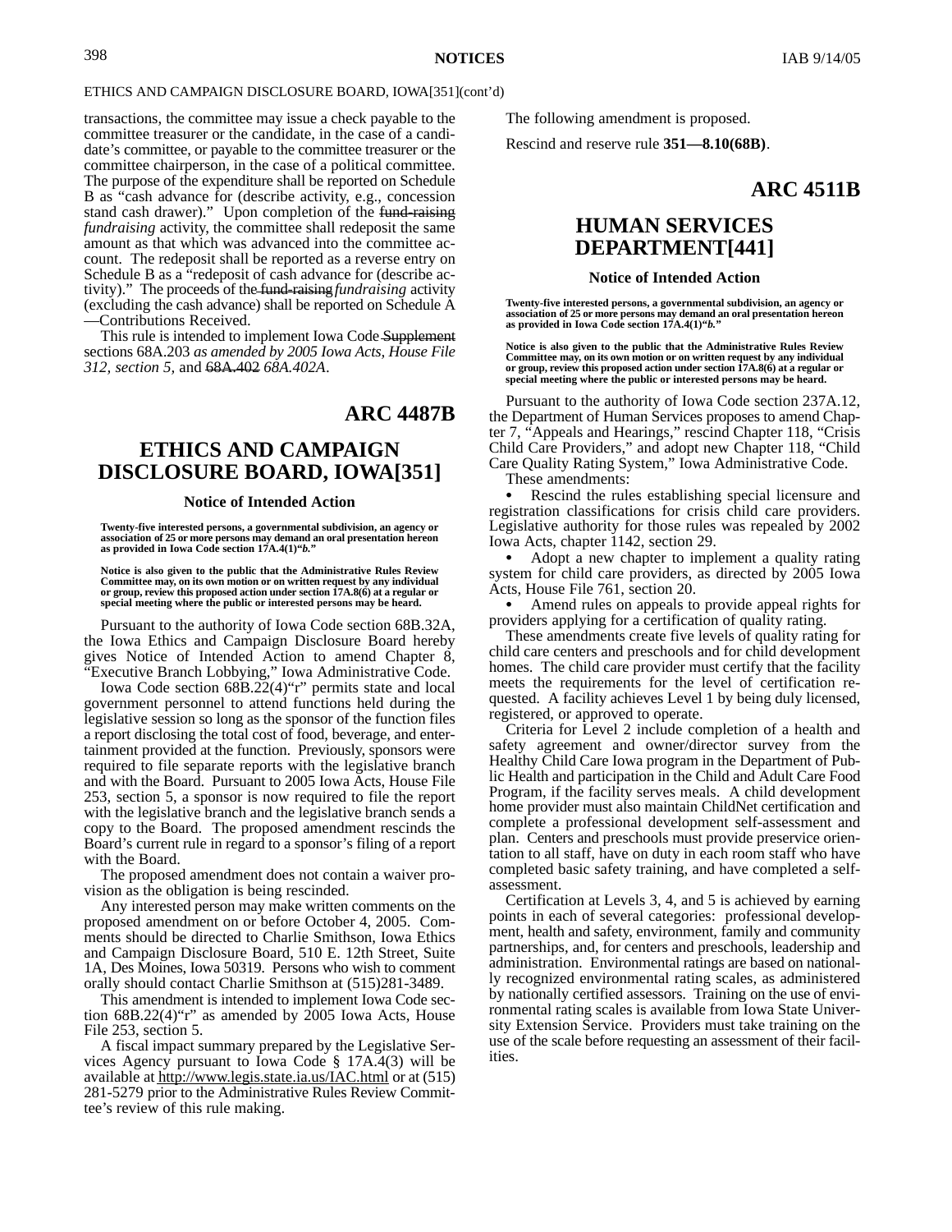ETHICS AND CAMPAIGN DISCLOSURE BOARD, IOWA[351](cont'd)

transactions, the committee may issue a check payable to the committee treasurer or the candidate, in the case of a candidate's committee, or payable to the committee treasurer or the committee chairperson, in the case of a political committee. The purpose of the expenditure shall be reported on Schedule B as "cash advance for (describe activity, e.g., concession stand cash drawer)." Upon completion of the ~~fund-raising~~ *fundraising* activity, the committee shall redeposit the same amount as that which was advanced into the committee account. The redeposit shall be reported as a reverse entry on Schedule B as a "redeposit of cash advance for (describe activity)." The proceeds of the ~~fund-raising~~ *fundraising* activity (excluding the cash advance) shall be reported on Schedule A—Contributions Received.

This rule is intended to implement Iowa Code ~~Supplement~~ sections 68A.203 *as amended by 2005 Iowa Acts, House File 312, section 5,* and ~~68A.402~~ *68A.402A*.

# ARC 4487B

## ETHICS AND CAMPAIGN DISCLOSURE BOARD, IOWA[351]

### Notice of Intended Action

**Twenty-five interested persons, a governmental subdivision, an agency or association of 25 or more persons may demand an oral presentation hereon as provided in Iowa Code section 17A.4(1)"*b.*"**

**Notice is also given to the public that the Administrative Rules Review Committee may, on its own motion or on written request by any individual or group, review this proposed action under section 17A.8(6) at a regular or special meeting where the public or interested persons may be heard.**

Pursuant to the authority of Iowa Code section 68B.32A, the Iowa Ethics and Campaign Disclosure Board hereby gives Notice of Intended Action to amend Chapter 8, "Executive Branch Lobbying," Iowa Administrative Code.

Iowa Code section 68B.22(4)"r" permits state and local government personnel to attend functions held during the legislative session so long as the sponsor of the function files a report disclosing the total cost of food, beverage, and entertainment provided at the function. Previously, sponsors were required to file separate reports with the legislative branch and with the Board. Pursuant to 2005 Iowa Acts, House File 253, section 5, a sponsor is now required to file the report with the legislative branch and the legislative branch sends a copy to the Board. The proposed amendment rescinds the Board's current rule in regard to a sponsor's filing of a report with the Board.

The proposed amendment does not contain a waiver provision as the obligation is being rescinded.

Any interested person may make written comments on the proposed amendment on or before October 4, 2005. Comments should be directed to Charlie Smithson, Iowa Ethics and Campaign Disclosure Board, 510 E. 12th Street, Suite 1A, Des Moines, Iowa 50319. Persons who wish to comment orally should contact Charlie Smithson at (515)281-3489.

This amendment is intended to implement Iowa Code section 68B.22(4)"r" as amended by 2005 Iowa Acts, House File 253, section 5.

A fiscal impact summary prepared by the Legislative Services Agency pursuant to Iowa Code § 17A.4(3) will be available at http://www.legis.state.ia.us/IAC.html or at (515) 281-5279 prior to the Administrative Rules Review Committee's review of this rule making.

The following amendment is proposed.

Rescind and reserve rule **351—8.10(68B)**.

# ARC 4511B

## HUMAN SERVICES DEPARTMENT[441]

### Notice of Intended Action

**Twenty-five interested persons, a governmental subdivision, an agency or association of 25 or more persons may demand an oral presentation hereon as provided in Iowa Code section 17A.4(1)"*b.*"**

**Notice is also given to the public that the Administrative Rules Review Committee may, on its own motion or on written request by any individual or group, review this proposed action under section 17A.8(6) at a regular or special meeting where the public or interested persons may be heard.**

Pursuant to the authority of Iowa Code section 237A.12, the Department of Human Services proposes to amend Chapter 7, "Appeals and Hearings," rescind Chapter 118, "Crisis Child Care Providers," and adopt new Chapter 118, "Child Care Quality Rating System," Iowa Administrative Code.

These amendments:

- Rescind the rules establishing special licensure and registration classifications for crisis child care providers. Legislative authority for those rules was repealed by 2002 Iowa Acts, chapter 1142, section 29.
- Adopt a new chapter to implement a quality rating system for child care providers, as directed by 2005 Iowa Acts, House File 761, section 20.
- Amend rules on appeals to provide appeal rights for providers applying for a certification of quality rating.

These amendments create five levels of quality rating for child care centers and preschools and for child development homes. The child care provider must certify that the facility meets the requirements for the level of certification requested. A facility achieves Level 1 by being duly licensed, registered, or approved to operate.

Criteria for Level 2 include completion of a health and safety agreement and owner/director survey from the Healthy Child Care Iowa program in the Department of Public Health and participation in the Child and Adult Care Food Program, if the facility serves meals. A child development home provider must also maintain ChildNet certification and complete a professional development self-assessment and plan. Centers and preschools must provide preservice orientation to all staff, have on duty in each room staff who have completed basic safety training, and have completed a self-assessment.

Certification at Levels 3, 4, and 5 is achieved by earning points in each of several categories: professional development, health and safety, environment, family and community partnerships, and, for centers and preschools, leadership and administration. Environmental ratings are based on nationally recognized environmental rating scales, as administered by nationally certified assessors. Training on the use of environmental rating scales is available from Iowa State University Extension Service. Providers must take training on the use of the scale before requesting an assessment of their facilities.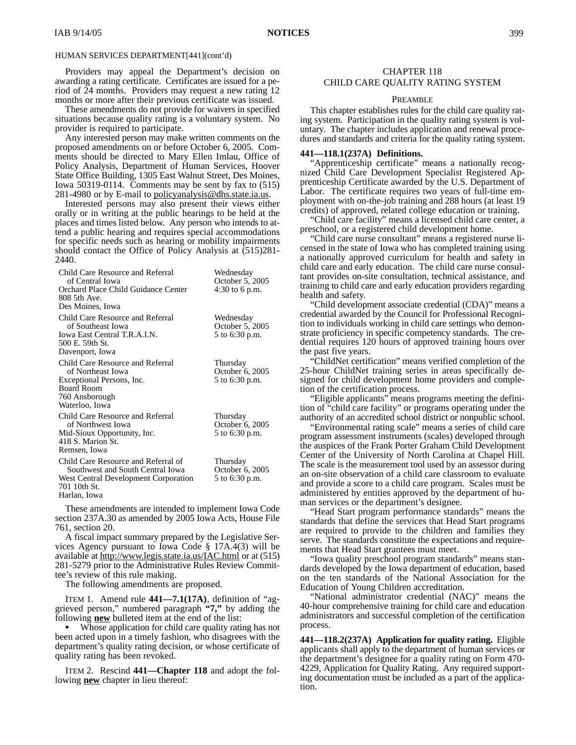HUMAN SERVICES DEPARTMENT[441](cont'd)

Providers may appeal the Department's decision on awarding a rating certificate. Certificates are issued for a period of 24 months. Providers may request a new rating 12 months or more after their previous certificate was issued.

These amendments do not provide for waivers in specified situations because quality rating is a voluntary system. No provider is required to participate.

Any interested person may make written comments on the proposed amendments on or before October 6, 2005. Comments should be directed to Mary Ellen Imlau, Office of Policy Analysis, Department of Human Services, Hoover State Office Building, 1305 East Walnut Street, Des Moines, Iowa 50319-0114. Comments may be sent by fax to (515) 281-4980 or by E-mail to policyanalysis@dhs.state.ia.us.

Interested persons may also present their views either orally or in writing at the public hearings to be held at the places and times listed below. Any person who intends to attend a public hearing and requires special accommodations for specific needs such as hearing or mobility impairments should contact the Office of Policy Analysis at (515)281-2440.

| | |
|---|---|
| Child Care Resource and Referral of Central Iowa<br>Orchard Place Child Guidance Center<br>808 5th Ave.<br>Des Moines, Iowa | Wednesday<br>October 5, 2005<br>4:30 to 6 p.m. |
| Child Care Resource and Referral of Southeast Iowa<br>Iowa East Central T.R.A.I.N.<br>500 E. 59th St.<br>Davenport, Iowa | Wednesday<br>October 5, 2005<br>5 to 6:30 p.m. |
| Child Care Resource and Referral of Northeast Iowa<br>Exceptional Persons, Inc.<br>Board Room<br>760 Ansborough<br>Waterloo, Iowa | Thursday<br>October 6, 2005<br>5 to 6:30 p.m. |
| Child Care Resource and Referral of Northwest Iowa<br>Mid-Sioux Opportunity, Inc.<br>418 S. Marion St.<br>Remsen, Iowa | Thursday<br>October 6, 2005<br>5 to 6:30 p.m. |
| Child Care Resource and Referral of Southwest and South Central Iowa<br>West Central Development Corporation<br>701 10th St.<br>Harlan, Iowa | Thursday<br>October 6, 2005<br>5 to 6:30 p.m. |

These amendments are intended to implement Iowa Code section 237A.30 as amended by 2005 Iowa Acts, House File 761, section 20.

A fiscal impact summary prepared by the Legislative Services Agency pursuant to Iowa Code § 17A.4(3) will be available at http://www.legis.state.ia.us/IAC.html or at (515) 281-5279 prior to the Administrative Rules Review Committee's review of this rule making.

The following amendments are proposed.

ITEM 1. Amend rule **441—7.1(17A)**, definition of "aggrieved person," numbered paragraph **"7,"** by adding the following **new** bulleted item at the end of the list:

- Whose application for child care quality rating has not been acted upon in a timely fashion, who disagrees with the department's quality rating decision, or whose certificate of quality rating has been revoked.

ITEM 2. Rescind **441—Chapter 118** and adopt the following **new** chapter in lieu thereof:

CHAPTER 118
CHILD CARE QUALITY RATING SYSTEM

PREAMBLE

This chapter establishes rules for the child care quality rating system. Participation in the quality rating system is voluntary. The chapter includes application and renewal procedures and standards and criteria for the quality rating system.

**441—118.1(237A) Definitions.**

"Apprenticeship certificate" means a nationally recognized Child Care Development Specialist Registered Apprenticeship Certificate awarded by the U.S. Department of Labor. The certificate requires two years of full-time employment with on-the-job training and 288 hours (at least 19 credits) of approved, related college education or training.

"Child care facility" means a licensed child care center, a preschool, or a registered child development home.

"Child care nurse consultant" means a registered nurse licensed in the state of Iowa who has completed training using a nationally approved curriculum for health and safety in child care and early education. The child care nurse consultant provides on-site consultation, technical assistance, and training to child care and early education providers regarding health and safety.

"Child development associate credential (CDA)" means a credential awarded by the Council for Professional Recognition to individuals working in child care settings who demonstrate proficiency in specific competency standards. The credential requires 120 hours of approved training hours over the past five years.

"ChildNet certification" means verified completion of the 25-hour ChildNet training series in areas specifically designed for child development home providers and completion of the certification process.

"Eligible applicants" means programs meeting the definition of "child care facility" or programs operating under the authority of an accredited school district or nonpublic school.

"Environmental rating scale" means a series of child care program assessment instruments (scales) developed through the auspices of the Frank Porter Graham Child Development Center of the University of North Carolina at Chapel Hill. The scale is the measurement tool used by an assessor during an on-site observation of a child care classroom to evaluate and provide a score to a child care program. Scales must be administered by entities approved by the department of human services or the department's designee.

"Head Start program performance standards" means the standards that define the services that Head Start programs are required to provide to the children and families they serve. The standards constitute the expectations and requirements that Head Start grantees must meet.

"Iowa quality preschool program standards" means standards developed by the Iowa department of education, based on the ten standards of the National Association for the Education of Young Children accreditation.

"National administrator credential (NAC)" means the 40-hour comprehensive training for child care and education administrators and successful completion of the certification process.

**441—118.2(237A) Application for quality rating.** Eligible applicants shall apply to the department of human services or the department's designee for a quality rating on Form 470-4229, Application for Quality Rating. Any required supporting documentation must be included as a part of the application.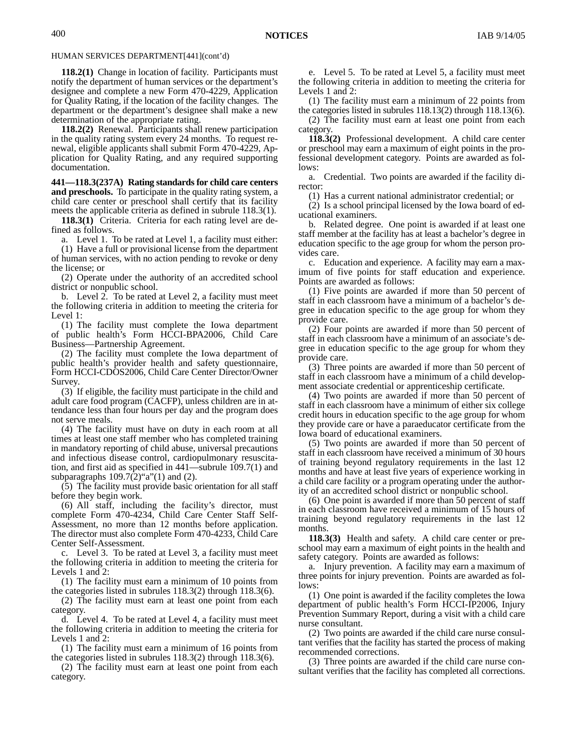HUMAN SERVICES DEPARTMENT[441](cont'd)

**118.2(1)** Change in location of facility. Participants must notify the department of human services or the department's designee and complete a new Form 470-4229, Application for Quality Rating, if the location of the facility changes. The department or the department's designee shall make a new determination of the appropriate rating.

**118.2(2)** Renewal. Participants shall renew participation in the quality rating system every 24 months. To request renewal, eligible applicants shall submit Form 470-4229, Application for Quality Rating, and any required supporting documentation.

**441—118.3(237A) Rating standards for child care centers and preschools.** To participate in the quality rating system, a child care center or preschool shall certify that its facility meets the applicable criteria as defined in subrule 118.3(1).

**118.3(1)** Criteria. Criteria for each rating level are defined as follows.

a. Level 1. To be rated at Level 1, a facility must either:

(1) Have a full or provisional license from the department of human services, with no action pending to revoke or deny the license; or

(2) Operate under the authority of an accredited school district or nonpublic school.

b. Level 2. To be rated at Level 2, a facility must meet the following criteria in addition to meeting the criteria for Level 1:

(1) The facility must complete the Iowa department of public health's Form HCCI-BPA2006, Child Care Business—Partnership Agreement.

(2) The facility must complete the Iowa department of public health's provider health and safety questionnaire, Form HCCI-CDOS2006, Child Care Center Director/Owner Survey.

(3) If eligible, the facility must participate in the child and adult care food program (CACFP), unless children are in attendance less than four hours per day and the program does not serve meals.

(4) The facility must have on duty in each room at all times at least one staff member who has completed training in mandatory reporting of child abuse, universal precautions and infectious disease control, cardiopulmonary resuscitation, and first aid as specified in 441—subrule 109.7(1) and subparagraphs 109.7(2)"a"(1) and (2).

(5) The facility must provide basic orientation for all staff before they begin work.

(6) All staff, including the facility's director, must complete Form 470-4234, Child Care Center Staff Self-Assessment, no more than 12 months before application. The director must also complete Form 470-4233, Child Care Center Self-Assessment.

c. Level 3. To be rated at Level 3, a facility must meet the following criteria in addition to meeting the criteria for Levels 1 and 2:

(1) The facility must earn a minimum of 10 points from the categories listed in subrules 118.3(2) through 118.3(6).

(2) The facility must earn at least one point from each category.

d. Level 4. To be rated at Level 4, a facility must meet the following criteria in addition to meeting the criteria for Levels 1 and 2:

(1) The facility must earn a minimum of 16 points from the categories listed in subrules 118.3(2) through 118.3(6).

(2) The facility must earn at least one point from each category.

e. Level 5. To be rated at Level 5, a facility must meet the following criteria in addition to meeting the criteria for Levels 1 and 2:

(1) The facility must earn a minimum of 22 points from the categories listed in subrules 118.13(2) through 118.13(6).

(2) The facility must earn at least one point from each category.

**118.3(2)** Professional development. A child care center or preschool may earn a maximum of eight points in the professional development category. Points are awarded as follows:

a. Credential. Two points are awarded if the facility director:

(1) Has a current national administrator credential; or

(2) Is a school principal licensed by the Iowa board of educational examiners.

b. Related degree. One point is awarded if at least one staff member at the facility has at least a bachelor's degree in education specific to the age group for whom the person provides care.

c. Education and experience. A facility may earn a maximum of five points for staff education and experience. Points are awarded as follows:

(1) Five points are awarded if more than 50 percent of staff in each classroom have a minimum of a bachelor's degree in education specific to the age group for whom they provide care.

(2) Four points are awarded if more than 50 percent of staff in each classroom have a minimum of an associate's degree in education specific to the age group for whom they provide care.

(3) Three points are awarded if more than 50 percent of staff in each classroom have a minimum of a child development associate credential or apprenticeship certificate.

(4) Two points are awarded if more than 50 percent of staff in each classroom have a minimum of either six college credit hours in education specific to the age group for whom they provide care or have a paraeducator certificate from the Iowa board of educational examiners.

(5) Two points are awarded if more than 50 percent of staff in each classroom have received a minimum of 30 hours of training beyond regulatory requirements in the last 12 months and have at least five years of experience working in a child care facility or a program operating under the authority of an accredited school district or nonpublic school.

(6) One point is awarded if more than 50 percent of staff in each classroom have received a minimum of 15 hours of training beyond regulatory requirements in the last 12 months.

**118.3(3)** Health and safety. A child care center or preschool may earn a maximum of eight points in the health and safety category. Points are awarded as follows:

a. Injury prevention. A facility may earn a maximum of three points for injury prevention. Points are awarded as follows:

(1) One point is awarded if the facility completes the Iowa department of public health's Form HCCI-IP2006, Injury Prevention Summary Report, during a visit with a child care nurse consultant.

(2) Two points are awarded if the child care nurse consultant verifies that the facility has started the process of making recommended corrections.

(3) Three points are awarded if the child care nurse consultant verifies that the facility has completed all corrections.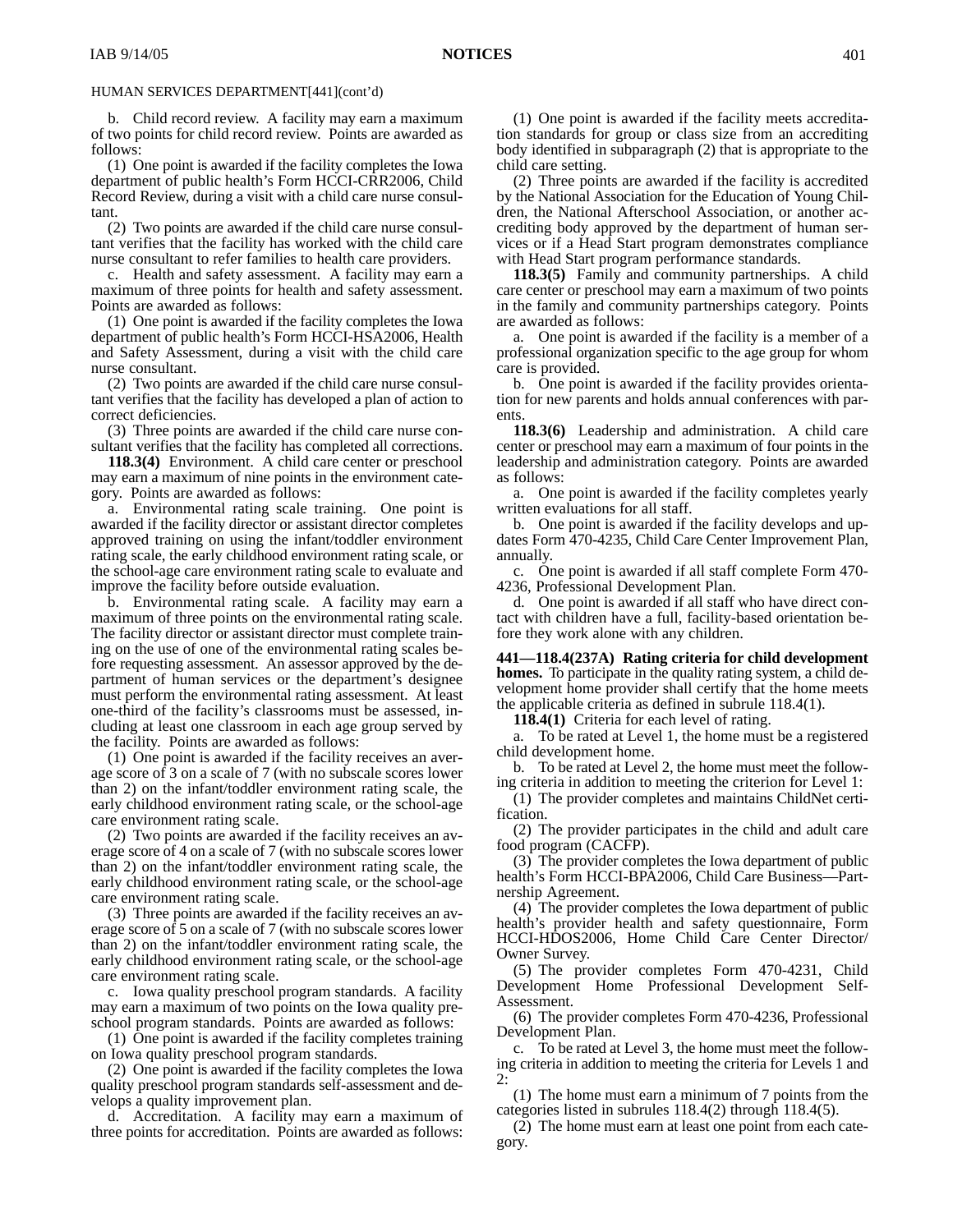HUMAN SERVICES DEPARTMENT[441](cont'd)

b. Child record review. A facility may earn a maximum of two points for child record review. Points are awarded as follows:

(1) One point is awarded if the facility completes the Iowa department of public health's Form HCCI-CRR2006, Child Record Review, during a visit with a child care nurse consultant.

(2) Two points are awarded if the child care nurse consultant verifies that the facility has worked with the child care nurse consultant to refer families to health care providers.

c. Health and safety assessment. A facility may earn a maximum of three points for health and safety assessment. Points are awarded as follows:

(1) One point is awarded if the facility completes the Iowa department of public health's Form HCCI-HSA2006, Health and Safety Assessment, during a visit with the child care nurse consultant.

(2) Two points are awarded if the child care nurse consultant verifies that the facility has developed a plan of action to correct deficiencies.

(3) Three points are awarded if the child care nurse consultant verifies that the facility has completed all corrections.

**118.3(4)** Environment. A child care center or preschool may earn a maximum of nine points in the environment category. Points are awarded as follows:

a. Environmental rating scale training. One point is awarded if the facility director or assistant director completes approved training on using the infant/toddler environment rating scale, the early childhood environment rating scale, or the school-age care environment rating scale to evaluate and improve the facility before outside evaluation.

b. Environmental rating scale. A facility may earn a maximum of three points on the environmental rating scale. The facility director or assistant director must complete training on the use of one of the environmental rating scales before requesting assessment. An assessor approved by the department of human services or the department's designee must perform the environmental rating assessment. At least one-third of the facility's classrooms must be assessed, including at least one classroom in each age group served by the facility. Points are awarded as follows:

(1) One point is awarded if the facility receives an average score of 3 on a scale of 7 (with no subscale scores lower than 2) on the infant/toddler environment rating scale, the early childhood environment rating scale, or the school-age care environment rating scale.

(2) Two points are awarded if the facility receives an average score of 4 on a scale of 7 (with no subscale scores lower than 2) on the infant/toddler environment rating scale, the early childhood environment rating scale, or the school-age care environment rating scale.

(3) Three points are awarded if the facility receives an average score of 5 on a scale of 7 (with no subscale scores lower than 2) on the infant/toddler environment rating scale, the early childhood environment rating scale, or the school-age care environment rating scale.

c. Iowa quality preschool program standards. A facility may earn a maximum of two points on the Iowa quality preschool program standards. Points are awarded as follows:

(1) One point is awarded if the facility completes training on Iowa quality preschool program standards.

(2) One point is awarded if the facility completes the Iowa quality preschool program standards self-assessment and develops a quality improvement plan.

d. Accreditation. A facility may earn a maximum of three points for accreditation. Points are awarded as follows:

(1) One point is awarded if the facility meets accreditation standards for group or class size from an accrediting body identified in subparagraph (2) that is appropriate to the child care setting.

(2) Three points are awarded if the facility is accredited by the National Association for the Education of Young Children, the National Afterschool Association, or another accrediting body approved by the department of human services or if a Head Start program demonstrates compliance with Head Start program performance standards.

**118.3(5)** Family and community partnerships. A child care center or preschool may earn a maximum of two points in the family and community partnerships category. Points are awarded as follows:

a. One point is awarded if the facility is a member of a professional organization specific to the age group for whom care is provided.

b. One point is awarded if the facility provides orientation for new parents and holds annual conferences with parents.

**118.3(6)** Leadership and administration. A child care center or preschool may earn a maximum of four points in the leadership and administration category. Points are awarded as follows:

a. One point is awarded if the facility completes yearly written evaluations for all staff.

b. One point is awarded if the facility develops and updates Form 470-4235, Child Care Center Improvement Plan, annually.

c. One point is awarded if all staff complete Form 470-4236, Professional Development Plan.

d. One point is awarded if all staff who have direct contact with children have a full, facility-based orientation before they work alone with any children.

**441—118.4(237A) Rating criteria for child development homes.** To participate in the quality rating system, a child development home provider shall certify that the home meets the applicable criteria as defined in subrule 118.4(1).

**118.4(1)** Criteria for each level of rating.

a. To be rated at Level 1, the home must be a registered child development home.

b. To be rated at Level 2, the home must meet the following criteria in addition to meeting the criterion for Level 1:

(1) The provider completes and maintains ChildNet certification.

(2) The provider participates in the child and adult care food program (CACFP).

(3) The provider completes the Iowa department of public health's Form HCCI-BPA2006, Child Care Business—Partnership Agreement.

(4) The provider completes the Iowa department of public health's provider health and safety questionnaire, Form HCCI-HDOS2006, Home Child Care Center Director/Owner Survey.

(5) The provider completes Form 470-4231, Child Development Home Professional Development Self-Assessment.

(6) The provider completes Form 470-4236, Professional Development Plan.

c. To be rated at Level 3, the home must meet the following criteria in addition to meeting the criteria for Levels 1 and 2:

(1) The home must earn a minimum of 7 points from the categories listed in subrules 118.4(2) through 118.4(5).

(2) The home must earn at least one point from each category.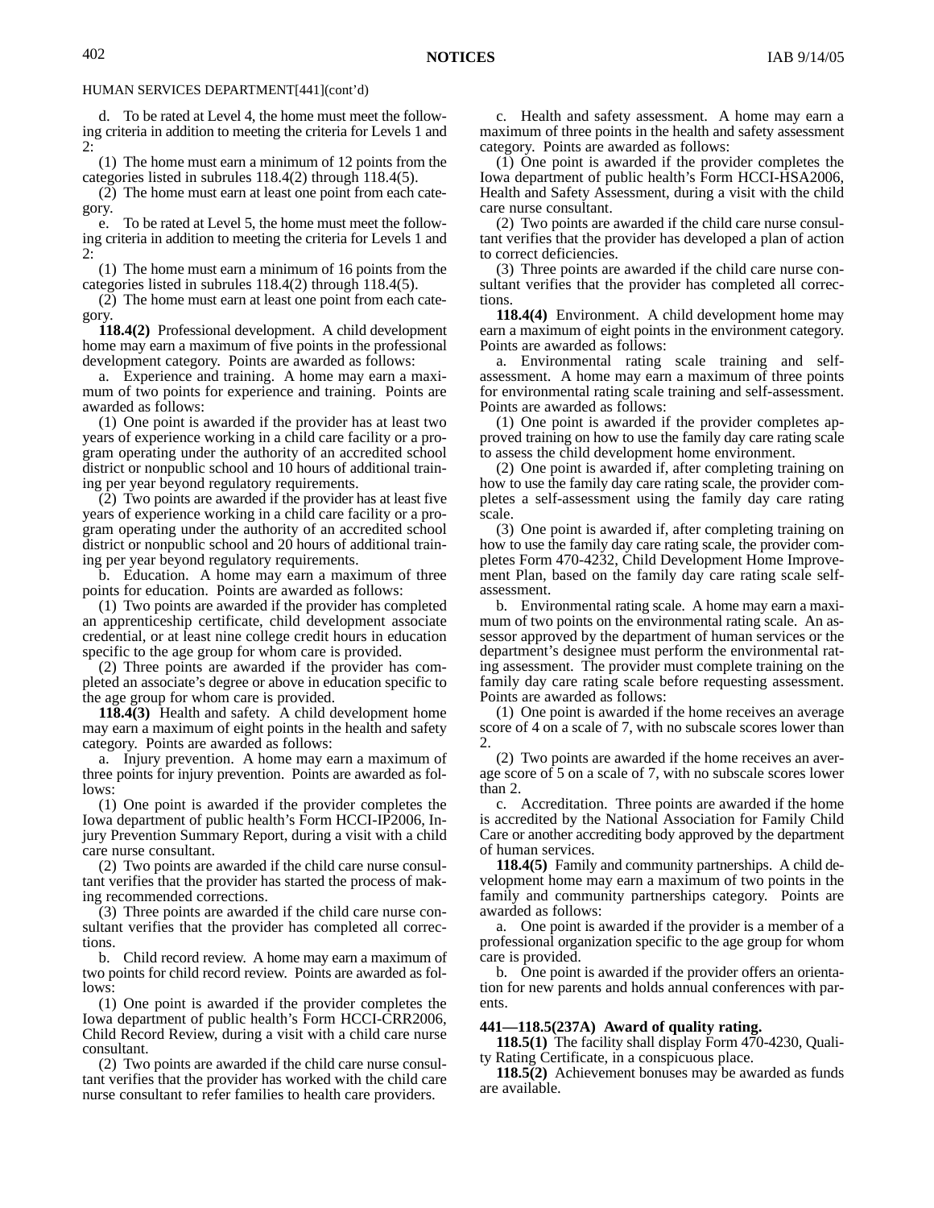HUMAN SERVICES DEPARTMENT[441](cont'd)

d. To be rated at Level 4, the home must meet the following criteria in addition to meeting the criteria for Levels 1 and 2:

(1) The home must earn a minimum of 12 points from the categories listed in subrules 118.4(2) through 118.4(5).

(2) The home must earn at least one point from each category.

e. To be rated at Level 5, the home must meet the following criteria in addition to meeting the criteria for Levels 1 and 2:

(1) The home must earn a minimum of 16 points from the categories listed in subrules 118.4(2) through 118.4(5).

(2) The home must earn at least one point from each category.

**118.4(2)** Professional development. A child development home may earn a maximum of five points in the professional development category. Points are awarded as follows:

a. Experience and training. A home may earn a maximum of two points for experience and training. Points are awarded as follows:

(1) One point is awarded if the provider has at least two years of experience working in a child care facility or a program operating under the authority of an accredited school district or nonpublic school and 10 hours of additional training per year beyond regulatory requirements.

(2) Two points are awarded if the provider has at least five years of experience working in a child care facility or a program operating under the authority of an accredited school district or nonpublic school and 20 hours of additional training per year beyond regulatory requirements.

b. Education. A home may earn a maximum of three points for education. Points are awarded as follows:

(1) Two points are awarded if the provider has completed an apprenticeship certificate, child development associate credential, or at least nine college credit hours in education specific to the age group for whom care is provided.

(2) Three points are awarded if the provider has completed an associate's degree or above in education specific to the age group for whom care is provided.

**118.4(3)** Health and safety. A child development home may earn a maximum of eight points in the health and safety category. Points are awarded as follows:

a. Injury prevention. A home may earn a maximum of three points for injury prevention. Points are awarded as follows:

(1) One point is awarded if the provider completes the Iowa department of public health's Form HCCI-IP2006, Injury Prevention Summary Report, during a visit with a child care nurse consultant.

(2) Two points are awarded if the child care nurse consultant verifies that the provider has started the process of making recommended corrections.

(3) Three points are awarded if the child care nurse consultant verifies that the provider has completed all corrections.

b. Child record review. A home may earn a maximum of two points for child record review. Points are awarded as follows:

(1) One point is awarded if the provider completes the Iowa department of public health's Form HCCI-CRR2006, Child Record Review, during a visit with a child care nurse consultant.

(2) Two points are awarded if the child care nurse consultant verifies that the provider has worked with the child care nurse consultant to refer families to health care providers.

c. Health and safety assessment. A home may earn a maximum of three points in the health and safety assessment category. Points are awarded as follows:

(1) One point is awarded if the provider completes the Iowa department of public health's Form HCCI-HSA2006, Health and Safety Assessment, during a visit with the child care nurse consultant.

(2) Two points are awarded if the child care nurse consultant verifies that the provider has developed a plan of action to correct deficiencies.

(3) Three points are awarded if the child care nurse consultant verifies that the provider has completed all corrections.

**118.4(4)** Environment. A child development home may earn a maximum of eight points in the environment category. Points are awarded as follows:

a. Environmental rating scale training and self-assessment. A home may earn a maximum of three points for environmental rating scale training and self-assessment. Points are awarded as follows:

(1) One point is awarded if the provider completes approved training on how to use the family day care rating scale to assess the child development home environment.

(2) One point is awarded if, after completing training on how to use the family day care rating scale, the provider completes a self-assessment using the family day care rating scale.

(3) One point is awarded if, after completing training on how to use the family day care rating scale, the provider completes Form 470-4232, Child Development Home Improvement Plan, based on the family day care rating scale self-assessment.

b. Environmental rating scale. A home may earn a maximum of two points on the environmental rating scale. An assessor approved by the department of human services or the department's designee must perform the environmental rating assessment. The provider must complete training on the family day care rating scale before requesting assessment. Points are awarded as follows:

(1) One point is awarded if the home receives an average score of 4 on a scale of 7, with no subscale scores lower than 2.

(2) Two points are awarded if the home receives an average score of 5 on a scale of 7, with no subscale scores lower than 2.

c. Accreditation. Three points are awarded if the home is accredited by the National Association for Family Child Care or another accrediting body approved by the department of human services.

**118.4(5)** Family and community partnerships. A child development home may earn a maximum of two points in the family and community partnerships category. Points are awarded as follows:

a. One point is awarded if the provider is a member of a professional organization specific to the age group for whom care is provided.

b. One point is awarded if the provider offers an orientation for new parents and holds annual conferences with parents.

**441—118.5(237A) Award of quality rating.**

**118.5(1)** The facility shall display Form 470-4230, Quality Rating Certificate, in a conspicuous place.

**118.5(2)** Achievement bonuses may be awarded as funds are available.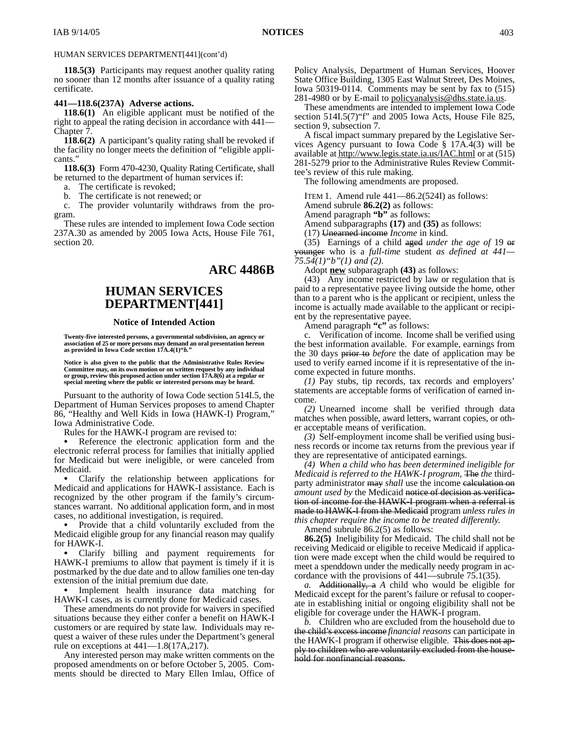HUMAN SERVICES DEPARTMENT[441](cont'd)

**118.5(3)** Participants may request another quality rating no sooner than 12 months after issuance of a quality rating certificate.

**441—118.6(237A) Adverse actions.**

**118.6(1)** An eligible applicant must be notified of the right to appeal the rating decision in accordance with 441—Chapter 7.

**118.6(2)** A participant's quality rating shall be revoked if the facility no longer meets the definition of "eligible applicants."

**118.6(3)** Form 470-4230, Quality Rating Certificate, shall be returned to the department of human services if:

a. The certificate is revoked;

b. The certificate is not renewed; or

c. The provider voluntarily withdraws from the program.

These rules are intended to implement Iowa Code section 237A.30 as amended by 2005 Iowa Acts, House File 761, section 20.

# ARC 4486B

## HUMAN SERVICES DEPARTMENT[441]

### Notice of Intended Action

**Twenty-five interested persons, a governmental subdivision, an agency or association of 25 or more persons may demand an oral presentation hereon as provided in Iowa Code section 17A.4(1)"*b*."**

**Notice is also given to the public that the Administrative Rules Review Committee may, on its own motion or on written request by any individual or group, review this proposed action under section 17A.8(6) at a regular or special meeting where the public or interested persons may be heard.**

Pursuant to the authority of Iowa Code section 514I.5, the Department of Human Services proposes to amend Chapter 86, "Healthy and Well Kids in Iowa (HAWK-I) Program," Iowa Administrative Code.

Rules for the HAWK-I program are revised to:

- Reference the electronic application form and the electronic referral process for families that initially applied for Medicaid but were ineligible, or were canceled from Medicaid.
- Clarify the relationship between applications for Medicaid and applications for HAWK-I assistance. Each is recognized by the other program if the family's circumstances warrant. No additional application form, and in most cases, no additional investigation, is required.
- Provide that a child voluntarily excluded from the Medicaid eligible group for any financial reason may qualify for HAWK-I.
- Clarify billing and payment requirements for HAWK-I premiums to allow that payment is timely if it is postmarked by the due date and to allow families one ten-day extension of the initial premium due date.
- Implement health insurance data matching for HAWK-I cases, as is currently done for Medicaid cases.

These amendments do not provide for waivers in specified situations because they either confer a benefit on HAWK-I customers or are required by state law. Individuals may request a waiver of these rules under the Department's general rule on exceptions at 441—1.8(17A,217).

Any interested person may make written comments on the proposed amendments on or before October 5, 2005. Comments should be directed to Mary Ellen Imlau, Office of Policy Analysis, Department of Human Services, Hoover State Office Building, 1305 East Walnut Street, Des Moines, Iowa 50319-0114. Comments may be sent by fax to (515) 281-4980 or by E-mail to policyanalysis@dhs.state.ia.us.

These amendments are intended to implement Iowa Code section 514I.5(7)"f" and 2005 Iowa Acts, House File 825, section 9, subsection 7.

A fiscal impact summary prepared by the Legislative Services Agency pursuant to Iowa Code § 17A.4(3) will be available at http://www.legis.state.ia.us/IAC.html or at (515) 281-5279 prior to the Administrative Rules Review Committee's review of this rule making.

The following amendments are proposed.

ITEM 1. Amend rule 441—86.2(524I) as follows:

Amend subrule **86.2(2)** as follows:

Amend paragraph **"b"** as follows:

Amend subparagraphs **(17)** and **(35)** as follows:

(17) ~~Unearned income~~ *Income* in kind.

(35) Earnings of a child ~~aged~~ *under the age of* 19 ~~or younger~~ who is a *full-time* student *as defined at 441—75.54(1)"b"(1) and (2)*.

Adopt **new** subparagraph **(43)** as follows:

(43) Any income restricted by law or regulation that is paid to a representative payee living outside the home, other than to a parent who is the applicant or recipient, unless the income is actually made available to the applicant or recipient by the representative payee.

Amend paragraph **"c"** as follows:

c. Verification of income. Income shall be verified using the best information available. For example, earnings from the 30 days ~~prior to~~ *before* the date of application may be used to verify earned income if it is representative of the income expected in future months.

*(1)* Pay stubs, tip records, tax records and employers' statements are acceptable forms of verification of earned income.

*(2)* Unearned income shall be verified through data matches when possible, award letters, warrant copies, or other acceptable means of verification.

*(3)* Self-employment income shall be verified using business records or income tax returns from the previous year if they are representative of anticipated earnings.

*(4) When a child who has been determined ineligible for Medicaid is referred to the HAWK-I program,* ~~The~~ *the* third-party administrator ~~may~~ *shall* use the income ~~calculation on~~ *amount used by* the Medicaid ~~notice of decision as verification of income for the HAWK-I program when a referral is made to HAWK-I from the Medicaid~~ program *unless rules in this chapter require the income to be treated differently.*

Amend subrule 86.2(5) as follows:

**86.2(5)** Ineligibility for Medicaid. The child shall not be receiving Medicaid or eligible to receive Medicaid if application were made except when the child would be required to meet a spenddown under the medically needy program in accordance with the provisions of 441—subrule 75.1(35).

*a.* ~~Additionally, a~~ *A* child who would be eligible for Medicaid except for the parent's failure or refusal to cooperate in establishing initial or ongoing eligibility shall not be eligible for coverage under the HAWK-I program.

*b.* Children who are excluded from the household due to ~~the child's excess income~~ *financial reasons* can participate in the HAWK-I program if otherwise eligible. ~~This does not apply to children who are voluntarily excluded from the household for nonfinancial reasons.~~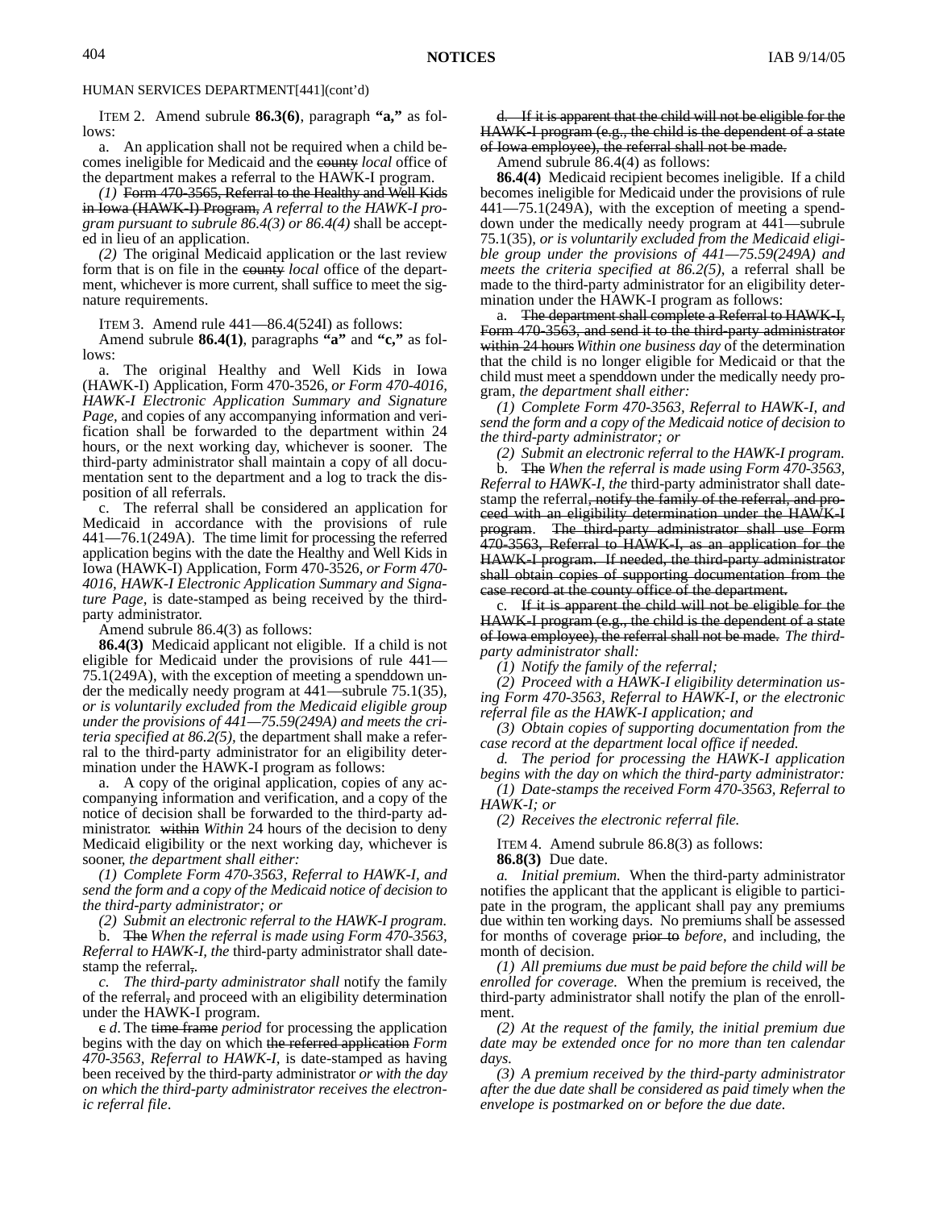HUMAN SERVICES DEPARTMENT[441](cont'd)

ITEM 2. Amend subrule **86.3(6)**, paragraph **"a,"** as follows:

a. An application shall not be required when a child becomes ineligible for Medicaid and the ~~county~~ *local* office of the department makes a referral to the HAWK-I program.

*(1)* ~~Form 470-3565, Referral to the Healthy and Well Kids in Iowa (HAWK-I) Program,~~ *A referral to the HAWK-I program pursuant to subrule 86.4(3) or 86.4(4)* shall be accepted in lieu of an application.

*(2)* The original Medicaid application or the last review form that is on file in the ~~county~~ *local* office of the department, whichever is more current, shall suffice to meet the signature requirements.

ITEM 3. Amend rule 441—86.4(524I) as follows:

Amend subrule **86.4(1)**, paragraphs **"a"** and **"c,"** as follows:

a. The original Healthy and Well Kids in Iowa (HAWK-I) Application, Form 470-3526, *or Form 470-4016, HAWK-I Electronic Application Summary and Signature Page,* and copies of any accompanying information and verification shall be forwarded to the department within 24 hours, or the next working day, whichever is sooner. The third-party administrator shall maintain a copy of all documentation sent to the department and a log to track the disposition of all referrals.

c. The referral shall be considered an application for Medicaid in accordance with the provisions of rule 441—76.1(249A). The time limit for processing the referred application begins with the date the Healthy and Well Kids in Iowa (HAWK-I) Application, Form 470-3526, *or Form 470-4016, HAWK-I Electronic Application Summary and Signature Page,* is date-stamped as being received by the third-party administrator.

Amend subrule 86.4(3) as follows:

**86.4(3)** Medicaid applicant not eligible. If a child is not eligible for Medicaid under the provisions of rule 441—75.1(249A), with the exception of meeting a spenddown under the medically needy program at 441—subrule 75.1(35), *or is voluntarily excluded from the Medicaid eligible group under the provisions of 441—75.59(249A) and meets the criteria specified at 86.2(5),* the department shall make a referral to the third-party administrator for an eligibility determination under the HAWK-I program as follows:

a. A copy of the original application, copies of any accompanying information and verification, and a copy of the notice of decision shall be forwarded to the third-party administrator. ~~within~~ *Within* 24 hours of the decision to deny Medicaid eligibility or the next working day, whichever is sooner, *the department shall either:*

*(1) Complete Form 470-3563, Referral to HAWK-I, and send the form and a copy of the Medicaid notice of decision to the third-party administrator; or*

*(2) Submit an electronic referral to the HAWK-I program.*

b. ~~The~~ *When the referral is made using Form 470-3563, Referral to HAWK-I, the* third-party administrator shall date-stamp the referral~~,~~*.*

*c. The third-party administrator shall* notify the family of the referral~~,~~ and proceed with an eligibility determination under the HAWK-I program.

~~c~~ *d*. The ~~time frame~~ *period* for processing the application begins with the day on which ~~the referred application~~ *Form 470-3563, Referral to HAWK-I,* is date-stamped as having been received by the third-party administrator *or with the day on which the third-party administrator receives the electronic referral file*.

~~d. If it is apparent that the child will not be eligible for the HAWK-I program (e.g., the child is the dependent of a state of Iowa employee), the referral shall not be made.~~

Amend subrule 86.4(4) as follows:

**86.4(4)** Medicaid recipient becomes ineligible. If a child becomes ineligible for Medicaid under the provisions of rule 441—75.1(249A), with the exception of meeting a spenddown under the medically needy program at 441—subrule 75.1(35), *or is voluntarily excluded from the Medicaid eligible group under the provisions of 441—75.59(249A) and meets the criteria specified at 86.2(5),* a referral shall be made to the third-party administrator for an eligibility determination under the HAWK-I program as follows:

a. ~~The department shall complete a Referral to HAWK-I, Form 470-3563, and send it to the third-party administrator within 24 hours~~ *Within one business day* of the determination that the child is no longer eligible for Medicaid or that the child must meet a spenddown under the medically needy program, *the department shall either:*

*(1) Complete Form 470-3563, Referral to HAWK-I, and send the form and a copy of the Medicaid notice of decision to the third-party administrator; or*

*(2) Submit an electronic referral to the HAWK-I program.*

b. ~~The~~ *When the referral is made using Form 470-3563, Referral to HAWK-I, the* third-party administrator shall date-stamp the referral~~, notify the family of the referral, and proceed with an eligibility determination under the HAWK-I program~~. ~~The third-party administrator shall use Form 470-3563, Referral to HAWK-I, as an application for the HAWK-I program. If needed, the third-party administrator shall obtain copies of supporting documentation from the case record at the county office of the department.~~

c. ~~If it is apparent the child will not be eligible for the HAWK-I program (e.g., the child is the dependent of a state of Iowa employee), the referral shall not be made.~~ *The third-party administrator shall:*

*(1) Notify the family of the referral;*

*(2) Proceed with a HAWK-I eligibility determination using Form 470-3563, Referral to HAWK-I, or the electronic referral file as the HAWK-I application; and*

*(3) Obtain copies of supporting documentation from the case record at the department local office if needed.*

*d. The period for processing the HAWK-I application begins with the day on which the third-party administrator:*

*(1) Date-stamps the received Form 470-3563, Referral to HAWK-I; or*

*(2) Receives the electronic referral file.*

ITEM 4. Amend subrule 86.8(3) as follows:

**86.8(3)** Due date.

*a. Initial premium.* When the third-party administrator notifies the applicant that the applicant is eligible to participate in the program, the applicant shall pay any premiums due within ten working days. No premiums shall be assessed for months of coverage ~~prior to~~ *before*, and including, the month of decision.

*(1) All premiums due must be paid before the child will be enrolled for coverage.* When the premium is received, the third-party administrator shall notify the plan of the enrollment.

*(2) At the request of the family, the initial premium due date may be extended once for no more than ten calendar days.*

*(3) A premium received by the third-party administrator after the due date shall be considered as paid timely when the envelope is postmarked on or before the due date.*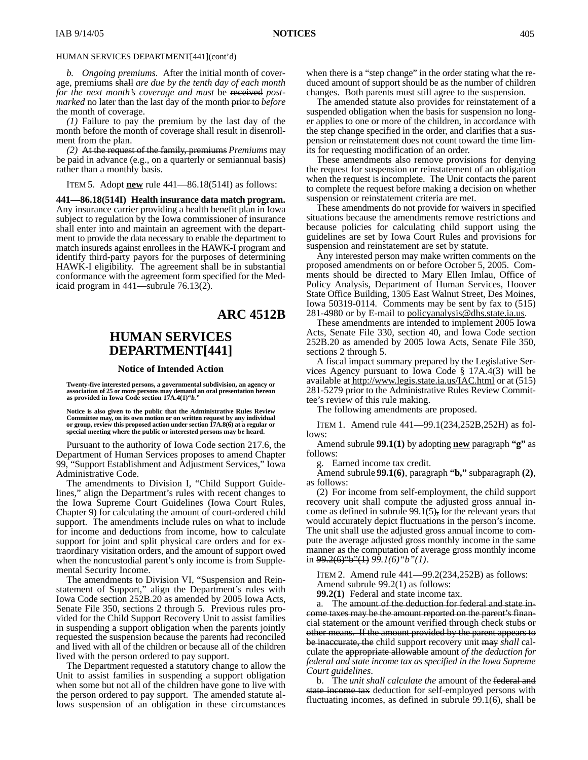HUMAN SERVICES DEPARTMENT[441](cont'd)

*b. Ongoing premiums.* After the initial month of coverage, premiums ~~shall~~ *are due by the tenth day of each month for the next month's coverage and must* be ~~received~~ *postmarked* no later than the last day of the month ~~prior to~~ *before* the month of coverage.

*(1)* Failure to pay the premium by the last day of the month before the month of coverage shall result in disenrollment from the plan.

*(2)* ~~At the request of the family, premiums~~ *Premiums* may be paid in advance (e.g., on a quarterly or semiannual basis) rather than a monthly basis.

ITEM 5. Adopt **new** rule 441—86.18(514I) as follows:

**441—86.18(514I) Health insurance data match program.** Any insurance carrier providing a health benefit plan in Iowa subject to regulation by the Iowa commissioner of insurance shall enter into and maintain an agreement with the department to provide the data necessary to enable the department to match insureds against enrollees in the HAWK-I program and identify third-party payors for the purposes of determining HAWK-I eligibility. The agreement shall be in substantial conformance with the agreement form specified for the Medicaid program in 441—subrule 76.13(2).

# ARC 4512B

# HUMAN SERVICES DEPARTMENT[441]

### Notice of Intended Action

**Twenty-five interested persons, a governmental subdivision, an agency or association of 25 or more persons may demand an oral presentation hereon as provided in Iowa Code section 17A.4(1)"*b.*"**

**Notice is also given to the public that the Administrative Rules Review Committee may, on its own motion or on written request by any individual or group, review this proposed action under section 17A.8(6) at a regular or special meeting where the public or interested persons may be heard.**

Pursuant to the authority of Iowa Code section 217.6, the Department of Human Services proposes to amend Chapter 99, "Support Establishment and Adjustment Services," Iowa Administrative Code.

The amendments to Division I, "Child Support Guidelines," align the Department's rules with recent changes to the Iowa Supreme Court Guidelines (Iowa Court Rules, Chapter 9) for calculating the amount of court-ordered child support. The amendments include rules on what to include for income and deductions from income, how to calculate support for joint and split physical care orders and for extraordinary visitation orders, and the amount of support owed when the noncustodial parent's only income is from Supplemental Security Income.

The amendments to Division VI, "Suspension and Reinstatement of Support," align the Department's rules with Iowa Code section 252B.20 as amended by 2005 Iowa Acts, Senate File 350, sections 2 through 5. Previous rules provided for the Child Support Recovery Unit to assist families in suspending a support obligation when the parents jointly requested the suspension because the parents had reconciled and lived with all of the children or because all of the children lived with the person ordered to pay support.

The Department requested a statutory change to allow the Unit to assist families in suspending a support obligation when some but not all of the children have gone to live with the person ordered to pay support. The amended statute allows suspension of an obligation in these circumstances when there is a "step change" in the order stating what the reduced amount of support should be as the number of children changes. Both parents must still agree to the suspension.

The amended statute also provides for reinstatement of a suspended obligation when the basis for suspension no longer applies to one or more of the children, in accordance with the step change specified in the order, and clarifies that a suspension or reinstatement does not count toward the time limits for requesting modification of an order.

These amendments also remove provisions for denying the request for suspension or reinstatement of an obligation when the request is incomplete. The Unit contacts the parent to complete the request before making a decision on whether suspension or reinstatement criteria are met.

These amendments do not provide for waivers in specified situations because the amendments remove restrictions and because policies for calculating child support using the guidelines are set by Iowa Court Rules and provisions for suspension and reinstatement are set by statute.

Any interested person may make written comments on the proposed amendments on or before October 5, 2005. Comments should be directed to Mary Ellen Imlau, Office of Policy Analysis, Department of Human Services, Hoover State Office Building, 1305 East Walnut Street, Des Moines, Iowa 50319-0114. Comments may be sent by fax to (515) 281-4980 or by E-mail to policyanalysis@dhs.state.ia.us.

These amendments are intended to implement 2005 Iowa Acts, Senate File 330, section 40, and Iowa Code section 252B.20 as amended by 2005 Iowa Acts, Senate File 350, sections 2 through 5.

A fiscal impact summary prepared by the Legislative Services Agency pursuant to Iowa Code § 17A.4(3) will be available at http://www.legis.state.ia.us/IAC.html or at (515) 281-5279 prior to the Administrative Rules Review Committee's review of this rule making.

The following amendments are proposed.

ITEM 1. Amend rule 441—99.1(234,252B,252H) as follows:

Amend subrule **99.1(1)** by adopting **new** paragraph **"g"** as follows:

g. Earned income tax credit.

Amend subrule **99.1(6)**, paragraph **"b,"** subparagraph **(2)**, as follows:

(2) For income from self-employment, the child support recovery unit shall compute the adjusted gross annual income as defined in subrule 99.1(5)~~,~~ for the relevant years that would accurately depict fluctuations in the person's income. The unit shall use the adjusted gross annual income to compute the average adjusted gross monthly income in the same manner as the computation of average gross monthly income in ~~99.2(6)"b"(1)~~ *99.1(6)"b"(1)*.

ITEM 2. Amend rule 441—99.2(234,252B) as follows:

Amend subrule 99.2(1) as follows:

**99.2(1)** Federal and state income tax.

a. The ~~amount of the deduction for federal and state income taxes may be the amount reported on the parent's financial statement or the amount verified through check stubs or other means. If the amount provided by the parent appears to be inaccurate, the~~ child support recovery unit ~~may~~ *shall* calculate the ~~appropriate allowable~~ amount *of the deduction for federal and state income tax as specified in the Iowa Supreme Court guidelines*.

b. The *unit shall calculate the* amount of the ~~federal and state income tax~~ deduction for self-employed persons with fluctuating incomes, as defined in subrule 99.1(6), ~~shall be~~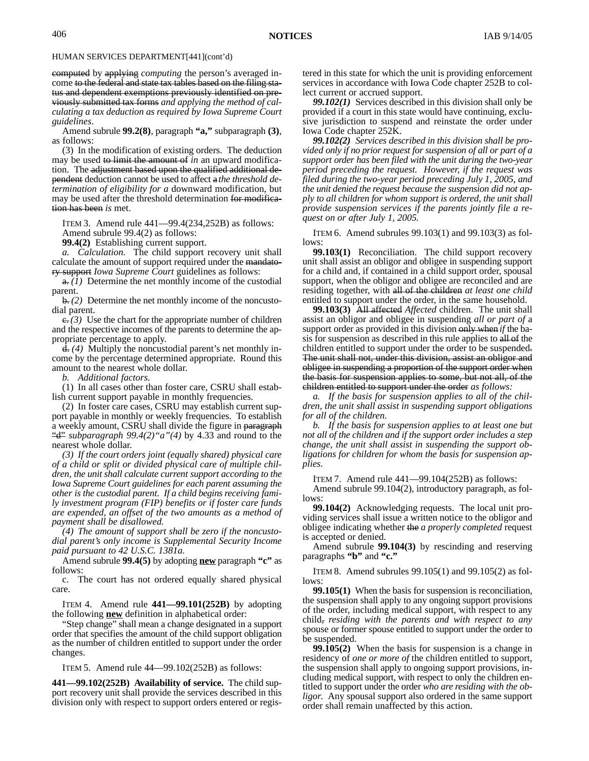~~computed~~ by ~~applying~~ *computing* the person's averaged income ~~to the federal and state tax tables based on the filing status and dependent exemptions previously identified on previously submitted tax forms~~ *and applying the method of calculating a tax deduction as required by Iowa Supreme Court guidelines*.

Amend subrule **99.2(8)**, paragraph **"a,"** subparagraph **(3)**, as follows:

(3) In the modification of existing orders. The deduction may be used ~~to limit the amount of~~ *in* an upward modification. The ~~adjustment based upon the qualified additional dependent~~ deduction cannot be used to affect ~~a~~ *the threshold determination of eligibility for a* downward modification, but may be used after the threshold determination ~~for modification has been~~ *is* met.

ITEM 3. Amend rule 441—99.4(234,252B) as follows:

Amend subrule 99.4(2) as follows:

**99.4(2)** Establishing current support.

*a. Calculation.* The child support recovery unit shall calculate the amount of support required under the ~~mandatory support~~ *Iowa Supreme Court* guidelines as follows:

~~a.~~ *(1)* Determine the net monthly income of the custodial parent.

~~b.~~ *(2)* Determine the net monthly income of the noncustodial parent.

~~c.~~ *(3)* Use the chart for the appropriate number of children and the respective incomes of the parents to determine the appropriate percentage to apply.

~~d.~~ *(4)* Multiply the noncustodial parent's net monthly income by the percentage determined appropriate. Round this amount to the nearest whole dollar.

*b. Additional factors.*

(1) In all cases other than foster care, CSRU shall establish current support payable in monthly frequencies.

(2) In foster care cases, CSRU may establish current support payable in monthly or weekly frequencies. To establish a weekly amount, CSRU shall divide the figure in ~~paragraph "d"~~ *subparagraph 99.4(2)"a"(4)* by 4.33 and round to the nearest whole dollar.

*(3) If the court orders joint (equally shared) physical care of a child or split or divided physical care of multiple children, the unit shall calculate current support according to the Iowa Supreme Court guidelines for each parent assuming the other is the custodial parent. If a child begins receiving family investment program (FIP) benefits or if foster care funds are expended, an offset of the two amounts as a method of payment shall be disallowed.*

*(4) The amount of support shall be zero if the noncustodial parent's only income is Supplemental Security Income paid pursuant to 42 U.S.C. 1381a.*

Amend subrule **99.4(5)** by adopting **new** paragraph **"c"** as follows:

c. The court has not ordered equally shared physical care.

ITEM 4. Amend rule **441—99.101(252B)** by adopting the following **new** definition in alphabetical order:

"Step change" shall mean a change designated in a support order that specifies the amount of the child support obligation as the number of children entitled to support under the order changes.

ITEM 5. Amend rule 44—99.102(252B) as follows:

**441—99.102(252B) Availability of service.** The child support recovery unit shall provide the services described in this division only with respect to support orders entered or registered in this state for which the unit is providing enforcement services in accordance with Iowa Code chapter 252B to collect current or accrued support.

***99.102(1)*** Services described in this division shall only be provided if a court in this state would have continuing, exclusive jurisdiction to suspend and reinstate the order under Iowa Code chapter 252K.

***99.102(2)*** *Services described in this division shall be provided only if no prior request for suspension of all or part of a support order has been filed with the unit during the two-year period preceding the request. However, if the request was filed during the two-year period preceding July 1, 2005, and the unit denied the request because the suspension did not apply to all children for whom support is ordered, the unit shall provide suspension services if the parents jointly file a request on or after July 1, 2005.*

ITEM 6. Amend subrules 99.103(1) and 99.103(3) as follows:

**99.103(1)** Reconciliation. The child support recovery unit shall assist an obligor and obligee in suspending support for a child and, if contained in a child support order, spousal support, when the obligor and obligee are reconciled and are residing together, with ~~all of the children~~ *at least one child* entitled to support under the order, in the same household.

**99.103(3)** ~~All affected~~ *Affected* children. The unit shall assist an obligor and obligee in suspending *all or part of* a support order as provided in this division ~~only when~~ *if* the basis for suspension as described in this rule applies to ~~all of~~ the children entitled to support under the order to be suspended~~. The unit shall not, under this division, assist an obligor and obligee in suspending a proportion of the support order when the basis for suspension applies to some, but not all, of the children entitled to support under the order~~ *as follows:*

*a. If the basis for suspension applies to all of the children, the unit shall assist in suspending support obligations for all of the children.*

*b. If the basis for suspension applies to at least one but not all of the children and if the support order includes a step change, the unit shall assist in suspending the support obligations for children for whom the basis for suspension applies.*

ITEM 7. Amend rule 441—99.104(252B) as follows:

Amend subrule 99.104(2), introductory paragraph, as follows:

**99.104(2)** Acknowledging requests. The local unit providing services shall issue a written notice to the obligor and obligee indicating whether ~~the~~ *a properly completed* request is accepted or denied.

Amend subrule **99.104(3)** by rescinding and reserving paragraphs **"b"** and **"c."**

ITEM 8. Amend subrules 99.105(1) and 99.105(2) as follows:

**99.105(1)** When the basis for suspension is reconciliation, the suspension shall apply to any ongoing support provisions of the order, including medical support, with respect to any child~~,~~ *residing with the parents and with respect to any* spouse or former spouse entitled to support under the order to be suspended.

**99.105(2)** When the basis for suspension is a change in residency of *one or more of* the children entitled to support, the suspension shall apply to ongoing support provisions, including medical support, with respect to only the children entitled to support under the order *who are residing with the obligor.* Any spousal support also ordered in the same support order shall remain unaffected by this action.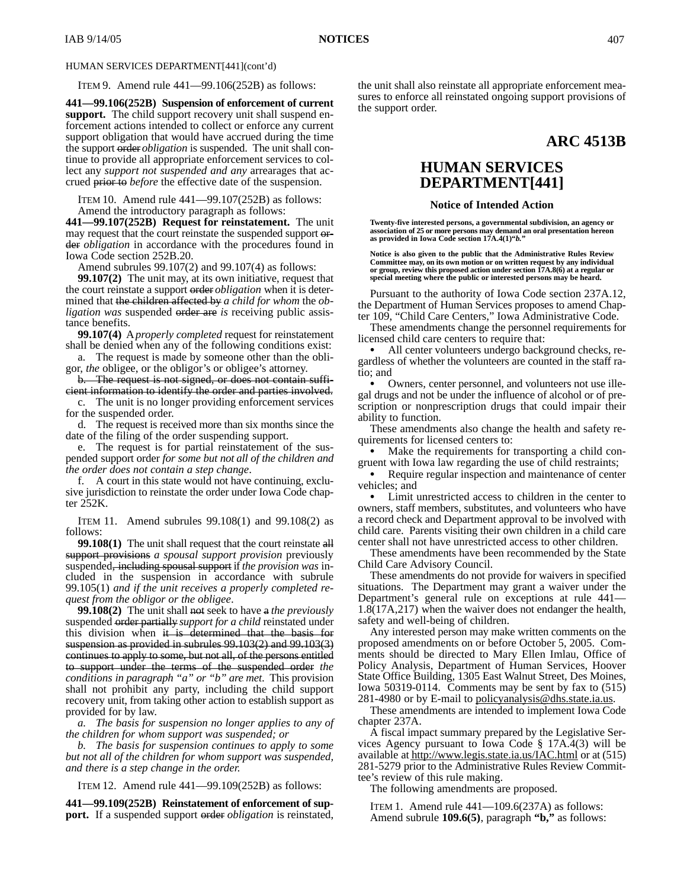HUMAN SERVICES DEPARTMENT[441](cont'd)

ITEM 9. Amend rule 441—99.106(252B) as follows:

**441—99.106(252B) Suspension of enforcement of current support.** The child support recovery unit shall suspend enforcement actions intended to collect or enforce any current support obligation that would have accrued during the time the support ~~order~~ *obligation* is suspended. The unit shall continue to provide all appropriate enforcement services to collect any *support not suspended and any* arrearages that accrued ~~prior to~~ *before* the effective date of the suspension.

ITEM 10. Amend rule 441—99.107(252B) as follows:

Amend the introductory paragraph as follows:

**441—99.107(252B) Request for reinstatement.** The unit may request that the court reinstate the suspended support ~~order~~ *obligation* in accordance with the procedures found in Iowa Code section 252B.20.

Amend subrules 99.107(2) and 99.107(4) as follows:

**99.107(2)** The unit may, at its own initiative, request that the court reinstate a support ~~order~~ *obligation* when it is determined that ~~the children affected by~~ *a child for whom* the *obligation was* suspended ~~order are~~ *is* receiving public assistance benefits.

**99.107(4)** A *properly completed* request for reinstatement shall be denied when any of the following conditions exist:

a. The request is made by someone other than the obligor, *the* obligee, or the obligor's or obligee's attorney.

~~b. The request is not signed, or does not contain sufficient information to identify the order and parties involved.~~

c. The unit is no longer providing enforcement services for the suspended order.

d. The request is received more than six months since the date of the filing of the order suspending support.

e. The request is for partial reinstatement of the suspended support order *for some but not all of the children and the order does not contain a step change*.

f. A court in this state would not have continuing, exclusive jurisdiction to reinstate the order under Iowa Code chapter 252K.

ITEM 11. Amend subrules 99.108(1) and 99.108(2) as follows:

**99.108(1)** The unit shall request that the court reinstate ~~all support provisions~~ *a spousal support provision* previously suspended~~, including spousal support~~ if *the provision was* included in the suspension in accordance with subrule 99.105(1) *and if the unit receives a properly completed request from the obligor or the obligee*.

**99.108(2)** The unit shall ~~not~~ seek to have ~~a~~ *the previously* suspended ~~order partially~~ *support for a child* reinstated under this division when ~~it is determined that the basis for suspension as provided in subrules 99.103(2) and 99.103(3) continues to apply to some, but not all, of the persons entitled to support under the terms of the suspended order~~ *the conditions in paragraph "a" or "b" are met*. This provision shall not prohibit any party, including the child support recovery unit, from taking other action to establish support as provided for by law.

*a. The basis for suspension no longer applies to any of the children for whom support was suspended; or*

*b. The basis for suspension continues to apply to some but not all of the children for whom support was suspended, and there is a step change in the order.*

ITEM 12. Amend rule 441—99.109(252B) as follows:

**441—99.109(252B) Reinstatement of enforcement of support.** If a suspended support ~~order~~ *obligation* is reinstated, the unit shall also reinstate all appropriate enforcement measures to enforce all reinstated ongoing support provisions of the support order.

# ARC 4513B

# HUMAN SERVICES DEPARTMENT[441]

### Notice of Intended Action

**Twenty-five interested persons, a governmental subdivision, an agency or association of 25 or more persons may demand an oral presentation hereon as provided in Iowa Code section 17A.4(1)"b."**

**Notice is also given to the public that the Administrative Rules Review Committee may, on its own motion or on written request by any individual or group, review this proposed action under section 17A.8(6) at a regular or special meeting where the public or interested persons may be heard.**

Pursuant to the authority of Iowa Code section 237A.12, the Department of Human Services proposes to amend Chapter 109, "Child Care Centers," Iowa Administrative Code.

These amendments change the personnel requirements for licensed child care centers to require that:

- All center volunteers undergo background checks, regardless of whether the volunteers are counted in the staff ratio; and
- Owners, center personnel, and volunteers not use illegal drugs and not be under the influence of alcohol or of prescription or nonprescription drugs that could impair their ability to function.

These amendments also change the health and safety requirements for licensed centers to:

- Make the requirements for transporting a child congruent with Iowa law regarding the use of child restraints;
- Require regular inspection and maintenance of center vehicles; and
- Limit unrestricted access to children in the center to owners, staff members, substitutes, and volunteers who have a record check and Department approval to be involved with child care. Parents visiting their own children in a child care center shall not have unrestricted access to other children.

These amendments have been recommended by the State Child Care Advisory Council.

These amendments do not provide for waivers in specified situations. The Department may grant a waiver under the Department's general rule on exceptions at rule 441—1.8(17A,217) when the waiver does not endanger the health, safety and well-being of children.

Any interested person may make written comments on the proposed amendments on or before October 5, 2005. Comments should be directed to Mary Ellen Imlau, Office of Policy Analysis, Department of Human Services, Hoover State Office Building, 1305 East Walnut Street, Des Moines, Iowa 50319-0114. Comments may be sent by fax to (515) 281-4980 or by E-mail to policyanalysis@dhs.state.ia.us.

These amendments are intended to implement Iowa Code chapter 237A.

A fiscal impact summary prepared by the Legislative Services Agency pursuant to Iowa Code § 17A.4(3) will be available at http://www.legis.state.ia.us/IAC.html or at (515) 281-5279 prior to the Administrative Rules Review Committee's review of this rule making.

The following amendments are proposed.

ITEM 1. Amend rule 441—109.6(237A) as follows:

Amend subrule **109.6(5)**, paragraph **"b,"** as follows: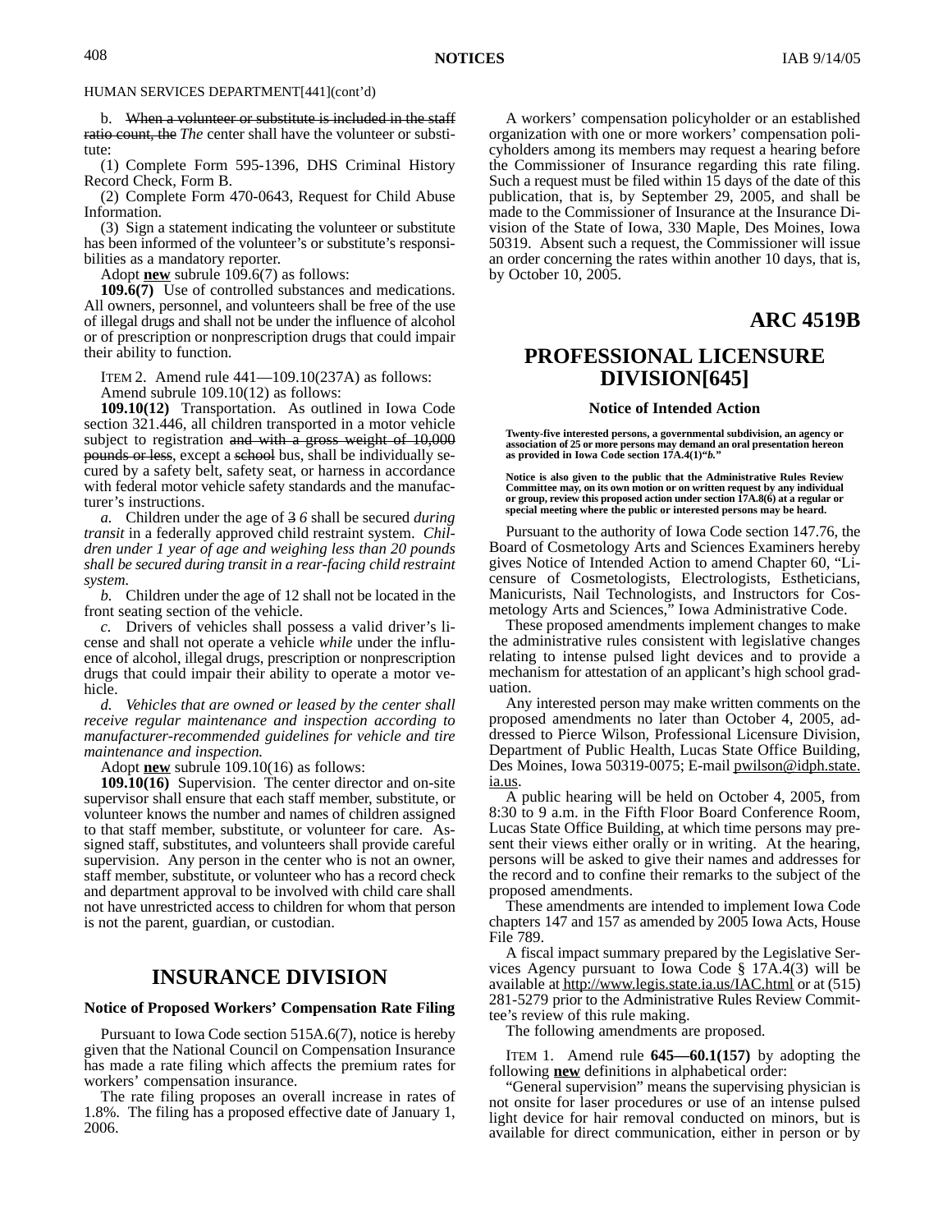HUMAN SERVICES DEPARTMENT[441](cont'd)

b. ~~When a volunteer or substitute is included in the staff ratio count, the~~ *The* center shall have the volunteer or substitute:

(1) Complete Form 595-1396, DHS Criminal History Record Check, Form B.

(2) Complete Form 470-0643, Request for Child Abuse Information.

(3) Sign a statement indicating the volunteer or substitute has been informed of the volunteer's or substitute's responsibilities as a mandatory reporter.

Adopt **new** subrule 109.6(7) as follows:

**109.6(7)** Use of controlled substances and medications. All owners, personnel, and volunteers shall be free of the use of illegal drugs and shall not be under the influence of alcohol or of prescription or nonprescription drugs that could impair their ability to function.

ITEM 2. Amend rule 441—109.10(237A) as follows:

Amend subrule 109.10(12) as follows:

**109.10(12)** Transportation. As outlined in Iowa Code section 321.446, all children transported in a motor vehicle subject to registration ~~and with a gross weight of 10,000 pounds or less~~, except a ~~school~~ bus, shall be individually secured by a safety belt, safety seat, or harness in accordance with federal motor vehicle safety standards and the manufacturer's instructions.

*a.* Children under the age of ~~3~~ *6* shall be secured *during transit* in a federally approved child restraint system. *Children under 1 year of age and weighing less than 20 pounds shall be secured during transit in a rear-facing child restraint system.*

*b.* Children under the age of 12 shall not be located in the front seating section of the vehicle.

*c.* Drivers of vehicles shall possess a valid driver's license and shall not operate a vehicle *while* under the influence of alcohol, illegal drugs, prescription or nonprescription drugs that could impair their ability to operate a motor vehicle.

*d. Vehicles that are owned or leased by the center shall receive regular maintenance and inspection according to manufacturer-recommended guidelines for vehicle and tire maintenance and inspection.*

Adopt **new** subrule 109.10(16) as follows:

**109.10(16)** Supervision. The center director and on-site supervisor shall ensure that each staff member, substitute, or volunteer knows the number and names of children assigned to that staff member, substitute, or volunteer for care. Assigned staff, substitutes, and volunteers shall provide careful supervision. Any person in the center who is not an owner, staff member, substitute, or volunteer who has a record check and department approval to be involved with child care shall not have unrestricted access to children for whom that person is not the parent, guardian, or custodian.

# INSURANCE DIVISION

### Notice of Proposed Workers' Compensation Rate Filing

Pursuant to Iowa Code section 515A.6(7), notice is hereby given that the National Council on Compensation Insurance has made a rate filing which affects the premium rates for workers' compensation insurance.

The rate filing proposes an overall increase in rates of 1.8%. The filing has a proposed effective date of January 1, 2006.

A workers' compensation policyholder or an established organization with one or more workers' compensation policyholders among its members may request a hearing before the Commissioner of Insurance regarding this rate filing. Such a request must be filed within 15 days of the date of this publication, that is, by September 29, 2005, and shall be made to the Commissioner of Insurance at the Insurance Division of the State of Iowa, 330 Maple, Des Moines, Iowa 50319. Absent such a request, the Commissioner will issue an order concerning the rates within another 10 days, that is, by October 10, 2005.

## ARC 4519B

# PROFESSIONAL LICENSURE DIVISION[645]

### Notice of Intended Action

**Twenty-five interested persons, a governmental subdivision, an agency or association of 25 or more persons may demand an oral presentation hereon as provided in Iowa Code section 17A.4(1)"*b.*"**

**Notice is also given to the public that the Administrative Rules Review Committee may, on its own motion or on written request by any individual or group, review this proposed action under section 17A.8(6) at a regular or special meeting where the public or interested persons may be heard.**

Pursuant to the authority of Iowa Code section 147.76, the Board of Cosmetology Arts and Sciences Examiners hereby gives Notice of Intended Action to amend Chapter 60, "Licensure of Cosmetologists, Electrologists, Estheticians, Manicurists, Nail Technologists, and Instructors for Cosmetology Arts and Sciences," Iowa Administrative Code.

These proposed amendments implement changes to make the administrative rules consistent with legislative changes relating to intense pulsed light devices and to provide a mechanism for attestation of an applicant's high school graduation.

Any interested person may make written comments on the proposed amendments no later than October 4, 2005, addressed to Pierce Wilson, Professional Licensure Division, Department of Public Health, Lucas State Office Building, Des Moines, Iowa 50319-0075; E-mail pwilson@idph.state.ia.us.

A public hearing will be held on October 4, 2005, from 8:30 to 9 a.m. in the Fifth Floor Board Conference Room, Lucas State Office Building, at which time persons may present their views either orally or in writing. At the hearing, persons will be asked to give their names and addresses for the record and to confine their remarks to the subject of the proposed amendments.

These amendments are intended to implement Iowa Code chapters 147 and 157 as amended by 2005 Iowa Acts, House File 789.

A fiscal impact summary prepared by the Legislative Services Agency pursuant to Iowa Code § 17A.4(3) will be available at http://www.legis.state.ia.us/IAC.html or at (515) 281-5279 prior to the Administrative Rules Review Committee's review of this rule making.

The following amendments are proposed.

ITEM 1. Amend rule **645—60.1(157)** by adopting the following **new** definitions in alphabetical order:

"General supervision" means the supervising physician is not onsite for laser procedures or use of an intense pulsed light device for hair removal conducted on minors, but is available for direct communication, either in person or by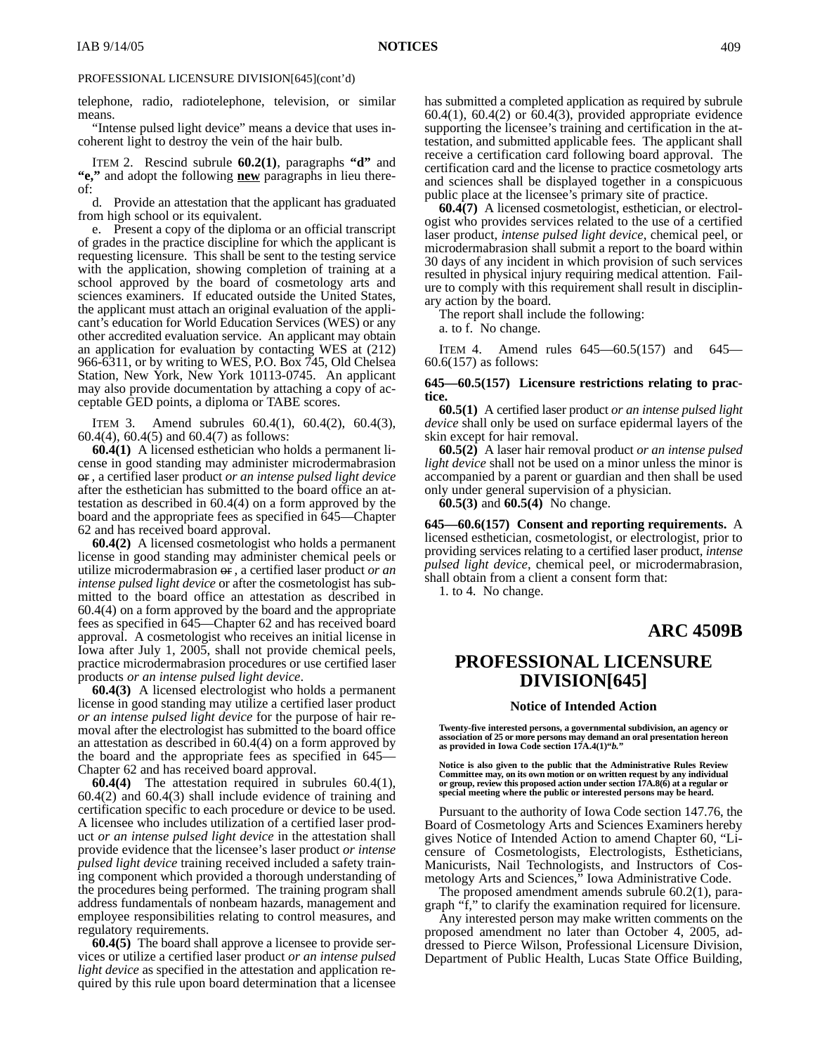PROFESSIONAL LICENSURE DIVISION[645](cont'd)

telephone, radio, radiotelephone, television, or similar means.

"Intense pulsed light device" means a device that uses incoherent light to destroy the vein of the hair bulb.

ITEM 2. Rescind subrule **60.2(1)**, paragraphs **"d"** and **"e,"** and adopt the following **new** paragraphs in lieu thereof:

d. Provide an attestation that the applicant has graduated from high school or its equivalent.

e. Present a copy of the diploma or an official transcript of grades in the practice discipline for which the applicant is requesting licensure. This shall be sent to the testing service with the application, showing completion of training at a school approved by the board of cosmetology arts and sciences examiners. If educated outside the United States, the applicant must attach an original evaluation of the applicant's education for World Education Services (WES) or any other accredited evaluation service. An applicant may obtain an application for evaluation by contacting WES at (212) 966-6311, or by writing to WES, P.O. Box 745, Old Chelsea Station, New York, New York 10113-0745. An applicant may also provide documentation by attaching a copy of acceptable GED points, a diploma or TABE scores.

ITEM 3. Amend subrules 60.4(1), 60.4(2), 60.4(3), 60.4(4), 60.4(5) and 60.4(7) as follows:

**60.4(1)** A licensed esthetician who holds a permanent license in good standing may administer microdermabrasion ~~or~~ , a certified laser product *or an intense pulsed light device* after the esthetician has submitted to the board office an attestation as described in 60.4(4) on a form approved by the board and the appropriate fees as specified in 645—Chapter 62 and has received board approval.

**60.4(2)** A licensed cosmetologist who holds a permanent license in good standing may administer chemical peels or utilize microdermabrasion ~~or~~ , a certified laser product *or an intense pulsed light device* or after the cosmetologist has submitted to the board office an attestation as described in 60.4(4) on a form approved by the board and the appropriate fees as specified in 645—Chapter 62 and has received board approval. A cosmetologist who receives an initial license in Iowa after July 1, 2005, shall not provide chemical peels, practice microdermabrasion procedures or use certified laser products *or an intense pulsed light device*.

**60.4(3)** A licensed electrologist who holds a permanent license in good standing may utilize a certified laser product *or an intense pulsed light device* for the purpose of hair removal after the electrologist has submitted to the board office an attestation as described in 60.4(4) on a form approved by the board and the appropriate fees as specified in 645—Chapter 62 and has received board approval.

**60.4(4)** The attestation required in subrules 60.4(1), 60.4(2) and 60.4(3) shall include evidence of training and certification specific to each procedure or device to be used. A licensee who includes utilization of a certified laser product *or an intense pulsed light device* in the attestation shall provide evidence that the licensee's laser product *or intense pulsed light device* training received included a safety training component which provided a thorough understanding of the procedures being performed. The training program shall address fundamentals of nonbeam hazards, management and employee responsibilities relating to control measures, and regulatory requirements.

**60.4(5)** The board shall approve a licensee to provide services or utilize a certified laser product *or an intense pulsed light device* as specified in the attestation and application required by this rule upon board determination that a licensee has submitted a completed application as required by subrule 60.4(1), 60.4(2) or 60.4(3), provided appropriate evidence supporting the licensee's training and certification in the attestation, and submitted applicable fees. The applicant shall receive a certification card following board approval. The certification card and the license to practice cosmetology arts and sciences shall be displayed together in a conspicuous public place at the licensee's primary site of practice.

**60.4(7)** A licensed cosmetologist, esthetician, or electrologist who provides services related to the use of a certified laser product, *intense pulsed light device*, chemical peel, or microdermabrasion shall submit a report to the board within 30 days of any incident in which provision of such services resulted in physical injury requiring medical attention. Failure to comply with this requirement shall result in disciplinary action by the board.

The report shall include the following:

a. to f. No change.

ITEM 4. Amend rules 645—60.5(157) and 645—60.6(157) as follows:

**645—60.5(157) Licensure restrictions relating to practice.**

**60.5(1)** A certified laser product *or an intense pulsed light device* shall only be used on surface epidermal layers of the skin except for hair removal.

**60.5(2)** A laser hair removal product *or an intense pulsed light device* shall not be used on a minor unless the minor is accompanied by a parent or guardian and then shall be used only under general supervision of a physician.

**60.5(3)** and **60.5(4)** No change.

**645—60.6(157) Consent and reporting requirements.** A licensed esthetician, cosmetologist, or electrologist, prior to providing services relating to a certified laser product, *intense pulsed light device*, chemical peel, or microdermabrasion, shall obtain from a client a consent form that:

1. to 4. No change.

# ARC 4509B

# PROFESSIONAL LICENSURE DIVISION[645]

### Notice of Intended Action

**Twenty-five interested persons, a governmental subdivision, an agency or association of 25 or more persons may demand an oral presentation hereon as provided in Iowa Code section 17A.4(1)"*b*."**

**Notice is also given to the public that the Administrative Rules Review Committee may, on its own motion or on written request by any individual or group, review this proposed action under section 17A.8(6) at a regular or special meeting where the public or interested persons may be heard.**

Pursuant to the authority of Iowa Code section 147.76, the Board of Cosmetology Arts and Sciences Examiners hereby gives Notice of Intended Action to amend Chapter 60, "Licensure of Cosmetologists, Electrologists, Estheticians, Manicurists, Nail Technologists, and Instructors of Cosmetology Arts and Sciences," Iowa Administrative Code.

The proposed amendment amends subrule 60.2(1), paragraph "f," to clarify the examination required for licensure.

Any interested person may make written comments on the proposed amendment no later than October 4, 2005, addressed to Pierce Wilson, Professional Licensure Division, Department of Public Health, Lucas State Office Building,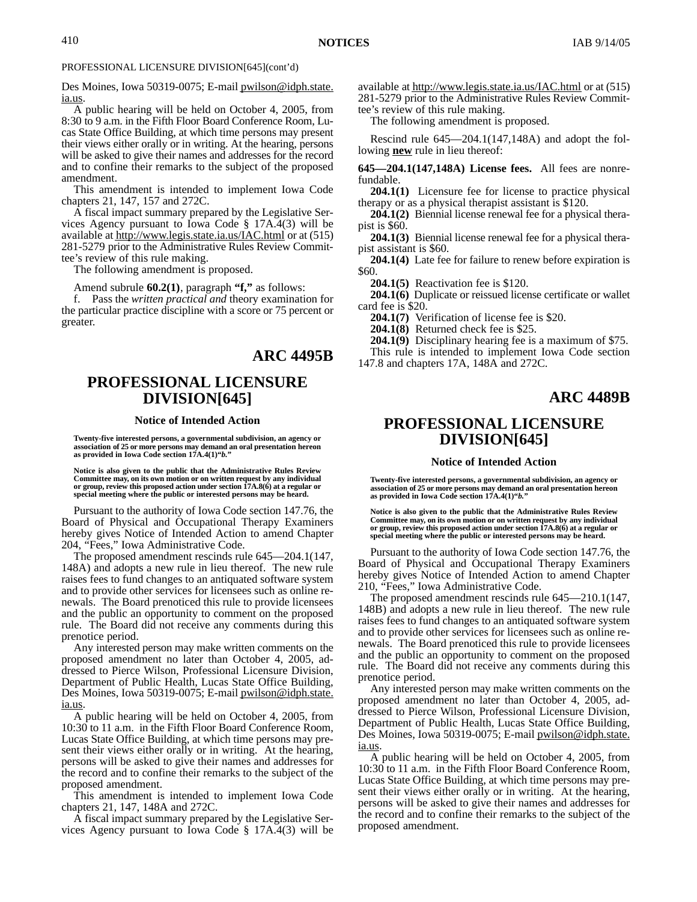PROFESSIONAL LICENSURE DIVISION[645](cont'd)

Des Moines, Iowa 50319-0075; E-mail pwilson@idph.state.ia.us.

A public hearing will be held on October 4, 2005, from 8:30 to 9 a.m. in the Fifth Floor Board Conference Room, Lucas State Office Building, at which time persons may present their views either orally or in writing. At the hearing, persons will be asked to give their names and addresses for the record and to confine their remarks to the subject of the proposed amendment.

This amendment is intended to implement Iowa Code chapters 21, 147, 157 and 272C.

A fiscal impact summary prepared by the Legislative Services Agency pursuant to Iowa Code § 17A.4(3) will be available at http://www.legis.state.ia.us/IAC.html or at (515) 281-5279 prior to the Administrative Rules Review Committee's review of this rule making.

The following amendment is proposed.

Amend subrule **60.2(1)**, paragraph **"f,"** as follows:

f. Pass the *written practical and* theory examination for the particular practice discipline with a score or 75 percent or greater.

## ARC 4495B

# PROFESSIONAL LICENSURE DIVISION[645]

### Notice of Intended Action

**Twenty-five interested persons, a governmental subdivision, an agency or association of 25 or more persons may demand an oral presentation hereon as provided in Iowa Code section 17A.4(1)"*b.*"**

**Notice is also given to the public that the Administrative Rules Review Committee may, on its own motion or on written request by any individual or group, review this proposed action under section 17A.8(6) at a regular or special meeting where the public or interested persons may be heard.**

Pursuant to the authority of Iowa Code section 147.76, the Board of Physical and Occupational Therapy Examiners hereby gives Notice of Intended Action to amend Chapter 204, "Fees," Iowa Administrative Code.

The proposed amendment rescinds rule 645—204.1(147, 148A) and adopts a new rule in lieu thereof. The new rule raises fees to fund changes to an antiquated software system and to provide other services for licensees such as online renewals. The Board prenoticed this rule to provide licensees and the public an opportunity to comment on the proposed rule. The Board did not receive any comments during this prenotice period.

Any interested person may make written comments on the proposed amendment no later than October 4, 2005, addressed to Pierce Wilson, Professional Licensure Division, Department of Public Health, Lucas State Office Building, Des Moines, Iowa 50319-0075; E-mail pwilson@idph.state.ia.us.

A public hearing will be held on October 4, 2005, from 10:30 to 11 a.m. in the Fifth Floor Board Conference Room, Lucas State Office Building, at which time persons may present their views either orally or in writing. At the hearing, persons will be asked to give their names and addresses for the record and to confine their remarks to the subject of the proposed amendment.

This amendment is intended to implement Iowa Code chapters 21, 147, 148A and 272C.

A fiscal impact summary prepared by the Legislative Services Agency pursuant to Iowa Code § 17A.4(3) will be available at http://www.legis.state.ia.us/IAC.html or at (515) 281-5279 prior to the Administrative Rules Review Committee's review of this rule making.

The following amendment is proposed.

Rescind rule 645—204.1(147,148A) and adopt the following **new** rule in lieu thereof:

**645—204.1(147,148A) License fees.** All fees are nonrefundable.

**204.1(1)** Licensure fee for license to practice physical therapy or as a physical therapist assistant is $120.

**204.1(2)** Biennial license renewal fee for a physical therapist is $60.

**204.1(3)** Biennial license renewal fee for a physical therapist assistant is $60.

**204.1(4)** Late fee for failure to renew before expiration is $60.

**204.1(5)** Reactivation fee is $120.

**204.1(6)** Duplicate or reissued license certificate or wallet card fee is $20.

**204.1(7)** Verification of license fee is $20.

**204.1(8)** Returned check fee is $25.

**204.1(9)** Disciplinary hearing fee is a maximum of $75.

This rule is intended to implement Iowa Code section 147.8 and chapters 17A, 148A and 272C.

## ARC 4489B

# PROFESSIONAL LICENSURE DIVISION[645]

### Notice of Intended Action

**Twenty-five interested persons, a governmental subdivision, an agency or association of 25 or more persons may demand an oral presentation hereon as provided in Iowa Code section 17A.4(1)"*b.*"**

**Notice is also given to the public that the Administrative Rules Review Committee may, on its own motion or on written request by any individual or group, review this proposed action under section 17A.8(6) at a regular or special meeting where the public or interested persons may be heard.**

Pursuant to the authority of Iowa Code section 147.76, the Board of Physical and Occupational Therapy Examiners hereby gives Notice of Intended Action to amend Chapter 210, "Fees," Iowa Administrative Code.

The proposed amendment rescinds rule 645—210.1(147, 148B) and adopts a new rule in lieu thereof. The new rule raises fees to fund changes to an antiquated software system and to provide other services for licensees such as online renewals. The Board prenoticed this rule to provide licensees and the public an opportunity to comment on the proposed rule. The Board did not receive any comments during this prenotice period.

Any interested person may make written comments on the proposed amendment no later than October 4, 2005, addressed to Pierce Wilson, Professional Licensure Division, Department of Public Health, Lucas State Office Building, Des Moines, Iowa 50319-0075; E-mail pwilson@idph.state.ia.us.

A public hearing will be held on October 4, 2005, from 10:30 to 11 a.m. in the Fifth Floor Board Conference Room, Lucas State Office Building, at which time persons may present their views either orally or in writing. At the hearing, persons will be asked to give their names and addresses for the record and to confine their remarks to the subject of the proposed amendment.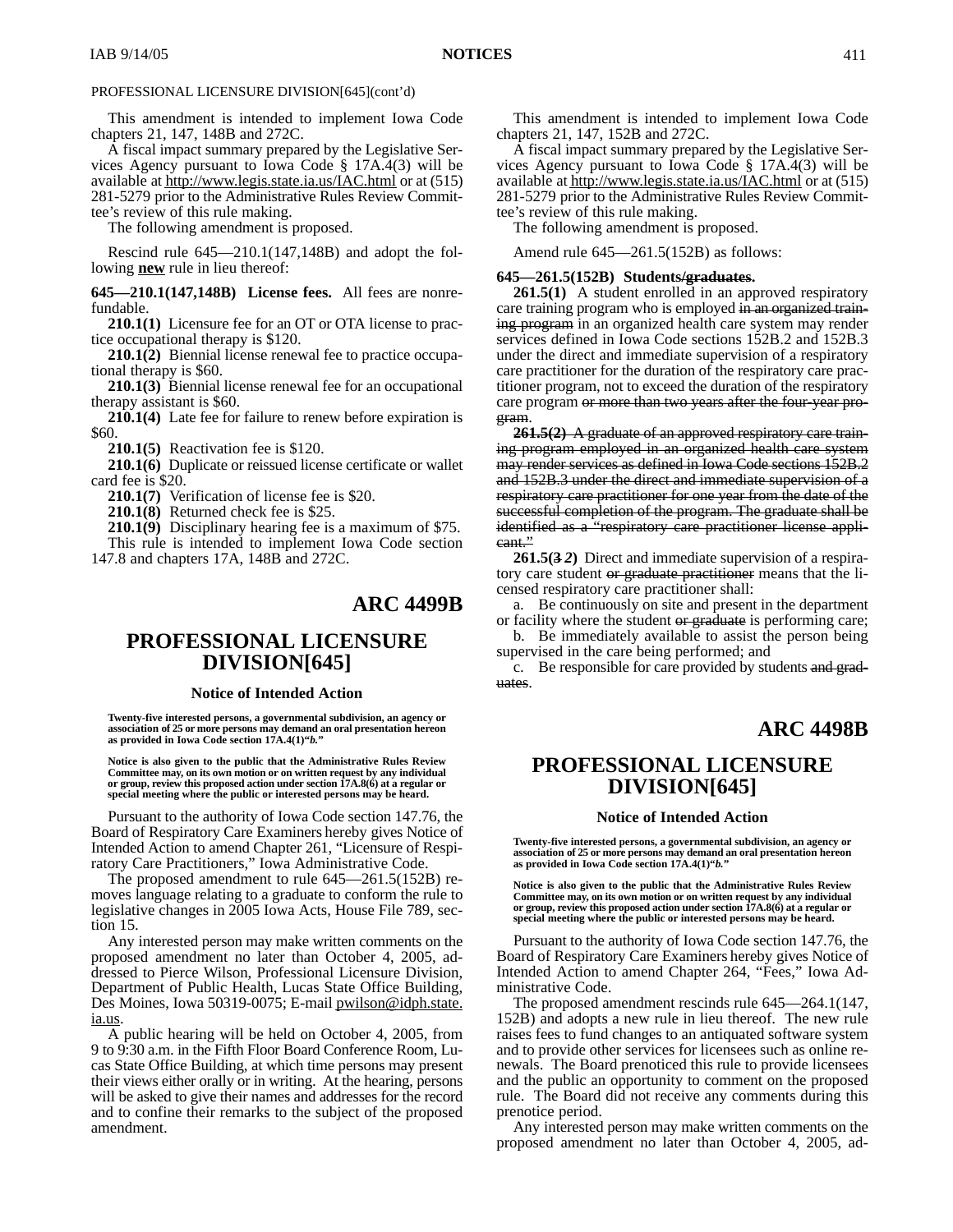PROFESSIONAL LICENSURE DIVISION[645](cont'd)

This amendment is intended to implement Iowa Code chapters 21, 147, 148B and 272C.

A fiscal impact summary prepared by the Legislative Services Agency pursuant to Iowa Code § 17A.4(3) will be available at http://www.legis.state.ia.us/IAC.html or at (515) 281-5279 prior to the Administrative Rules Review Committee's review of this rule making.

The following amendment is proposed.

Rescind rule 645—210.1(147,148B) and adopt the following **new** rule in lieu thereof:

**645—210.1(147,148B) License fees.** All fees are nonrefundable.

**210.1(1)** Licensure fee for an OT or OTA license to practice occupational therapy is $120.

**210.1(2)** Biennial license renewal fee to practice occupational therapy is $60.

**210.1(3)** Biennial license renewal fee for an occupational therapy assistant is $60.

**210.1(4)** Late fee for failure to renew before expiration is $60.

**210.1(5)** Reactivation fee is $120.

**210.1(6)** Duplicate or reissued license certificate or wallet card fee is $20.

**210.1(7)** Verification of license fee is $20.

**210.1(8)** Returned check fee is $25.

**210.1(9)** Disciplinary hearing fee is a maximum of $75.

This rule is intended to implement Iowa Code section 147.8 and chapters 17A, 148B and 272C.

## ARC 4499B

## PROFESSIONAL LICENSURE DIVISION[645]

### Notice of Intended Action

**Twenty-five interested persons, a governmental subdivision, an agency or association of 25 or more persons may demand an oral presentation hereon as provided in Iowa Code section 17A.4(1)"*b*."**

**Notice is also given to the public that the Administrative Rules Review Committee may, on its own motion or on written request by any individual or group, review this proposed action under section 17A.8(6) at a regular or special meeting where the public or interested persons may be heard.**

Pursuant to the authority of Iowa Code section 147.76, the Board of Respiratory Care Examiners hereby gives Notice of Intended Action to amend Chapter 261, "Licensure of Respiratory Care Practitioners," Iowa Administrative Code.

The proposed amendment to rule 645—261.5(152B) removes language relating to a graduate to conform the rule to legislative changes in 2005 Iowa Acts, House File 789, section 15.

Any interested person may make written comments on the proposed amendment no later than October 4, 2005, addressed to Pierce Wilson, Professional Licensure Division, Department of Public Health, Lucas State Office Building, Des Moines, Iowa 50319-0075; E-mail pwilson@idph.state.ia.us.

A public hearing will be held on October 4, 2005, from 9 to 9:30 a.m. in the Fifth Floor Board Conference Room, Lucas State Office Building, at which time persons may present their views either orally or in writing. At the hearing, persons will be asked to give their names and addresses for the record and to confine their remarks to the subject of the proposed amendment.

This amendment is intended to implement Iowa Code chapters 21, 147, 152B and 272C.

A fiscal impact summary prepared by the Legislative Services Agency pursuant to Iowa Code § 17A.4(3) will be available at http://www.legis.state.ia.us/IAC.html or at (515) 281-5279 prior to the Administrative Rules Review Committee's review of this rule making.

The following amendment is proposed.

Amend rule 645—261.5(152B) as follows:

**645—261.5(152B) Students~~/graduates~~.**

**261.5(1)** A student enrolled in an approved respiratory care training program who is employed ~~in an organized training program~~ in an organized health care system may render services defined in Iowa Code sections 152B.2 and 152B.3 under the direct and immediate supervision of a respiratory care practitioner for the duration of the respiratory care practitioner program, not to exceed the duration of the respiratory care program ~~or more than two years after the four-year program~~.

~~**261.5(2)** A graduate of an approved respiratory care training program employed in an organized health care system may render services as defined in Iowa Code sections 152B.2 and 152B.3 under the direct and immediate supervision of a respiratory care practitioner for one year from the date of the successful completion of the program. The graduate shall be identified as a "respiratory care practitioner license applicant."~~

**261.5(~~3~~ *2*)** Direct and immediate supervision of a respiratory care student ~~or graduate practitioner~~ means that the licensed respiratory care practitioner shall:

a. Be continuously on site and present in the department or facility where the student ~~or graduate~~ is performing care;

b. Be immediately available to assist the person being supervised in the care being performed; and

c. Be responsible for care provided by students ~~and graduates~~.

## ARC 4498B

## PROFESSIONAL LICENSURE DIVISION[645]

### Notice of Intended Action

**Twenty-five interested persons, a governmental subdivision, an agency or association of 25 or more persons may demand an oral presentation hereon as provided in Iowa Code section 17A.4(1)"*b*."**

**Notice is also given to the public that the Administrative Rules Review Committee may, on its own motion or on written request by any individual or group, review this proposed action under section 17A.8(6) at a regular or special meeting where the public or interested persons may be heard.**

Pursuant to the authority of Iowa Code section 147.76, the Board of Respiratory Care Examiners hereby gives Notice of Intended Action to amend Chapter 264, "Fees," Iowa Administrative Code.

The proposed amendment rescinds rule 645—264.1(147, 152B) and adopts a new rule in lieu thereof. The new rule raises fees to fund changes to an antiquated software system and to provide other services for licensees such as online renewals. The Board prenoticed this rule to provide licensees and the public an opportunity to comment on the proposed rule. The Board did not receive any comments during this prenotice period.

Any interested person may make written comments on the proposed amendment no later than October 4, 2005, ad-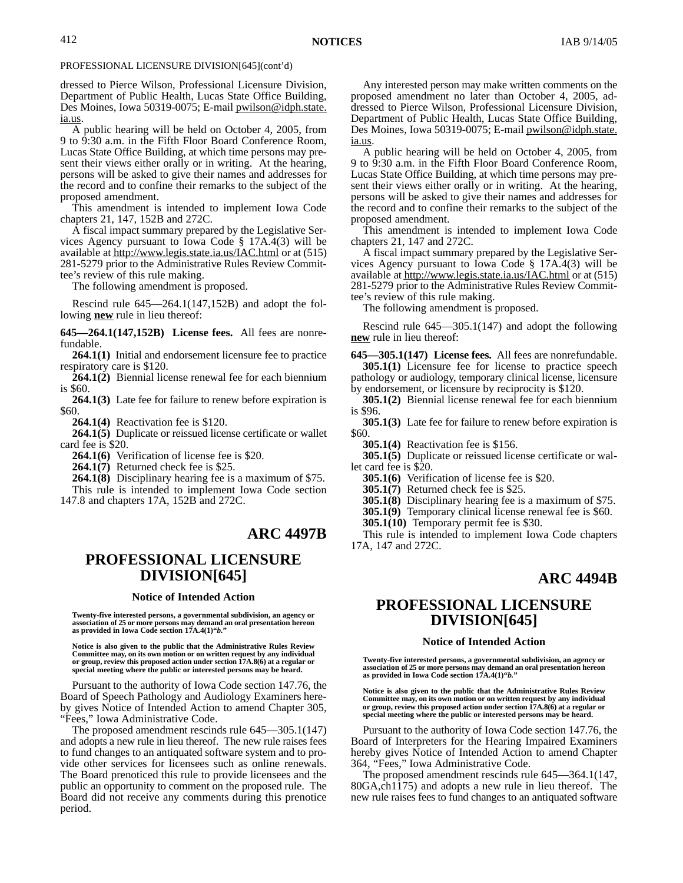PROFESSIONAL LICENSURE DIVISION[645](cont'd)

dressed to Pierce Wilson, Professional Licensure Division, Department of Public Health, Lucas State Office Building, Des Moines, Iowa 50319-0075; E-mail pwilson@idph.state.ia.us.

A public hearing will be held on October 4, 2005, from 9 to 9:30 a.m. in the Fifth Floor Board Conference Room, Lucas State Office Building, at which time persons may present their views either orally or in writing. At the hearing, persons will be asked to give their names and addresses for the record and to confine their remarks to the subject of the proposed amendment.

This amendment is intended to implement Iowa Code chapters 21, 147, 152B and 272C.

A fiscal impact summary prepared by the Legislative Services Agency pursuant to Iowa Code § 17A.4(3) will be available at http://www.legis.state.ia.us/IAC.html or at (515) 281-5279 prior to the Administrative Rules Review Committee's review of this rule making.

The following amendment is proposed.

Rescind rule 645—264.1(147,152B) and adopt the following **new** rule in lieu thereof:

**645—264.1(147,152B) License fees.** All fees are nonrefundable.

**264.1(1)** Initial and endorsement licensure fee to practice respiratory care is $120.

**264.1(2)** Biennial license renewal fee for each biennium is $60.

**264.1(3)** Late fee for failure to renew before expiration is $60.

**264.1(4)** Reactivation fee is $120.

**264.1(5)** Duplicate or reissued license certificate or wallet card fee is $20.

**264.1(6)** Verification of license fee is $20.

**264.1(7)** Returned check fee is $25.

**264.1(8)** Disciplinary hearing fee is a maximum of $75.

This rule is intended to implement Iowa Code section 147.8 and chapters 17A, 152B and 272C.

## ARC 4497B

# PROFESSIONAL LICENSURE DIVISION[645]

### Notice of Intended Action

**Twenty-five interested persons, a governmental subdivision, an agency or association of 25 or more persons may demand an oral presentation hereon as provided in Iowa Code section 17A.4(1)"*b.*"**

**Notice is also given to the public that the Administrative Rules Review Committee may, on its own motion or on written request by any individual or group, review this proposed action under section 17A.8(6) at a regular or special meeting where the public or interested persons may be heard.**

Pursuant to the authority of Iowa Code section 147.76, the Board of Speech Pathology and Audiology Examiners hereby gives Notice of Intended Action to amend Chapter 305, "Fees," Iowa Administrative Code.

The proposed amendment rescinds rule 645—305.1(147) and adopts a new rule in lieu thereof. The new rule raises fees to fund changes to an antiquated software system and to provide other services for licensees such as online renewals. The Board prenoticed this rule to provide licensees and the public an opportunity to comment on the proposed rule. The Board did not receive any comments during this prenotice period.

Any interested person may make written comments on the proposed amendment no later than October 4, 2005, addressed to Pierce Wilson, Professional Licensure Division, Department of Public Health, Lucas State Office Building, Des Moines, Iowa 50319-0075; E-mail pwilson@idph.state.ia.us.

A public hearing will be held on October 4, 2005, from 9 to 9:30 a.m. in the Fifth Floor Board Conference Room, Lucas State Office Building, at which time persons may present their views either orally or in writing. At the hearing, persons will be asked to give their names and addresses for the record and to confine their remarks to the subject of the proposed amendment.

This amendment is intended to implement Iowa Code chapters 21, 147 and 272C.

A fiscal impact summary prepared by the Legislative Services Agency pursuant to Iowa Code § 17A.4(3) will be available at http://www.legis.state.ia.us/IAC.html or at (515) 281-5279 prior to the Administrative Rules Review Committee's review of this rule making.

The following amendment is proposed.

Rescind rule 645—305.1(147) and adopt the following **new** rule in lieu thereof:

**645—305.1(147) License fees.** All fees are nonrefundable.

**305.1(1)** Licensure fee for license to practice speech pathology or audiology, temporary clinical license, licensure by endorsement, or licensure by reciprocity is $120.

**305.1(2)** Biennial license renewal fee for each biennium is $96.

**305.1(3)** Late fee for failure to renew before expiration is $60.

**305.1(4)** Reactivation fee is $156.

**305.1(5)** Duplicate or reissued license certificate or wallet card fee is $20.

**305.1(6)** Verification of license fee is $20.

**305.1(7)** Returned check fee is $25.

**305.1(8)** Disciplinary hearing fee is a maximum of $75.

**305.1(9)** Temporary clinical license renewal fee is $60.

**305.1(10)** Temporary permit fee is $30.

This rule is intended to implement Iowa Code chapters 17A, 147 and 272C.

## ARC 4494B

# PROFESSIONAL LICENSURE DIVISION[645]

### Notice of Intended Action

**Twenty-five interested persons, a governmental subdivision, an agency or association of 25 or more persons may demand an oral presentation hereon as provided in Iowa Code section 17A.4(1)"*b.*"**

**Notice is also given to the public that the Administrative Rules Review Committee may, on its own motion or on written request by any individual or group, review this proposed action under section 17A.8(6) at a regular or special meeting where the public or interested persons may be heard.**

Pursuant to the authority of Iowa Code section 147.76, the Board of Interpreters for the Hearing Impaired Examiners hereby gives Notice of Intended Action to amend Chapter 364, "Fees," Iowa Administrative Code.

The proposed amendment rescinds rule 645—364.1(147, 80GA,ch1175) and adopts a new rule in lieu thereof. The new rule raises fees to fund changes to an antiquated software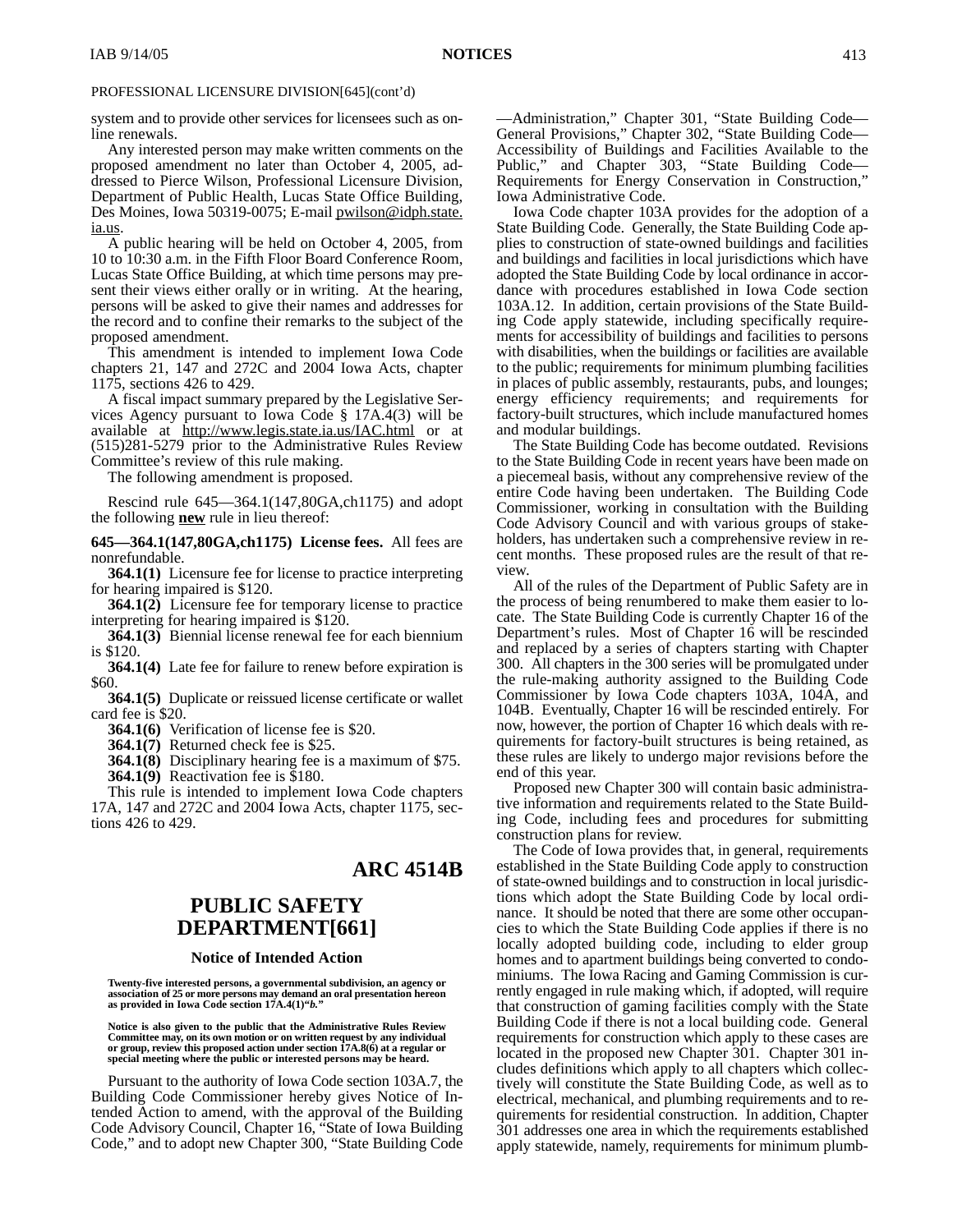PROFESSIONAL LICENSURE DIVISION[645](cont'd)

system and to provide other services for licensees such as on-line renewals.

Any interested person may make written comments on the proposed amendment no later than October 4, 2005, addressed to Pierce Wilson, Professional Licensure Division, Department of Public Health, Lucas State Office Building, Des Moines, Iowa 50319-0075; E-mail pwilson@idph.state.ia.us.

A public hearing will be held on October 4, 2005, from 10 to 10:30 a.m. in the Fifth Floor Board Conference Room, Lucas State Office Building, at which time persons may present their views either orally or in writing. At the hearing, persons will be asked to give their names and addresses for the record and to confine their remarks to the subject of the proposed amendment.

This amendment is intended to implement Iowa Code chapters 21, 147 and 272C and 2004 Iowa Acts, chapter 1175, sections 426 to 429.

A fiscal impact summary prepared by the Legislative Services Agency pursuant to Iowa Code § 17A.4(3) will be available at http://www.legis.state.ia.us/IAC.html or at (515)281-5279 prior to the Administrative Rules Review Committee's review of this rule making.

The following amendment is proposed.

Rescind rule 645—364.1(147,80GA,ch1175) and adopt the following **new** rule in lieu thereof:

**645—364.1(147,80GA,ch1175) License fees.** All fees are nonrefundable.

**364.1(1)** Licensure fee for license to practice interpreting for hearing impaired is $120.

**364.1(2)** Licensure fee for temporary license to practice interpreting for hearing impaired is $120.

**364.1(3)** Biennial license renewal fee for each biennium is $120.

**364.1(4)** Late fee for failure to renew before expiration is $60.

**364.1(5)** Duplicate or reissued license certificate or wallet card fee is $20.

**364.1(6)** Verification of license fee is $20.

**364.1(7)** Returned check fee is $25.

**364.1(8)** Disciplinary hearing fee is a maximum of $75.

**364.1(9)** Reactivation fee is $180.

This rule is intended to implement Iowa Code chapters 17A, 147 and 272C and 2004 Iowa Acts, chapter 1175, sections 426 to 429.

# ARC 4514B

# PUBLIC SAFETY DEPARTMENT[661]

### Notice of Intended Action

**Twenty-five interested persons, a governmental subdivision, an agency or association of 25 or more persons may demand an oral presentation hereon as provided in Iowa Code section 17A.4(1)"*b*."**

**Notice is also given to the public that the Administrative Rules Review Committee may, on its own motion or on written request by any individual or group, review this proposed action under section 17A.8(6) at a regular or special meeting where the public or interested persons may be heard.**

Pursuant to the authority of Iowa Code section 103A.7, the Building Code Commissioner hereby gives Notice of Intended Action to amend, with the approval of the Building Code Advisory Council, Chapter 16, "State of Iowa Building Code," and to adopt new Chapter 300, "State Building Code—Administration," Chapter 301, "State Building Code—General Provisions," Chapter 302, "State Building Code—Accessibility of Buildings and Facilities Available to the Public," and Chapter 303, "State Building Code—Requirements for Energy Conservation in Construction," Iowa Administrative Code.

Iowa Code chapter 103A provides for the adoption of a State Building Code. Generally, the State Building Code applies to construction of state-owned buildings and facilities and buildings and facilities in local jurisdictions which have adopted the State Building Code by local ordinance in accordance with procedures established in Iowa Code section 103A.12. In addition, certain provisions of the State Building Code apply statewide, including specifically requirements for accessibility of buildings and facilities to persons with disabilities, when the buildings or facilities are available to the public; requirements for minimum plumbing facilities in places of public assembly, restaurants, pubs, and lounges; energy efficiency requirements; and requirements for factory-built structures, which include manufactured homes and modular buildings.

The State Building Code has become outdated. Revisions to the State Building Code in recent years have been made on a piecemeal basis, without any comprehensive review of the entire Code having been undertaken. The Building Code Commissioner, working in consultation with the Building Code Advisory Council and with various groups of stakeholders, has undertaken such a comprehensive review in recent months. These proposed rules are the result of that review.

All of the rules of the Department of Public Safety are in the process of being renumbered to make them easier to locate. The State Building Code is currently Chapter 16 of the Department's rules. Most of Chapter 16 will be rescinded and replaced by a series of chapters starting with Chapter 300. All chapters in the 300 series will be promulgated under the rule-making authority assigned to the Building Code Commissioner by Iowa Code chapters 103A, 104A, and 104B. Eventually, Chapter 16 will be rescinded entirely. For now, however, the portion of Chapter 16 which deals with requirements for factory-built structures is being retained, as these rules are likely to undergo major revisions before the end of this year.

Proposed new Chapter 300 will contain basic administrative information and requirements related to the State Building Code, including fees and procedures for submitting construction plans for review.

The Code of Iowa provides that, in general, requirements established in the State Building Code apply to construction of state-owned buildings and to construction in local jurisdictions which adopt the State Building Code by local ordinance. It should be noted that there are some other occupancies to which the State Building Code applies if there is no locally adopted building code, including to elder group homes and to apartment buildings being converted to condominiums. The Iowa Racing and Gaming Commission is currently engaged in rule making which, if adopted, will require that construction of gaming facilities comply with the State Building Code if there is not a local building code. General requirements for construction which apply to these cases are located in the proposed new Chapter 301. Chapter 301 includes definitions which apply to all chapters which collectively will constitute the State Building Code, as well as to electrical, mechanical, and plumbing requirements and to requirements for residential construction. In addition, Chapter 301 addresses one area in which the requirements established apply statewide, namely, requirements for minimum plumb-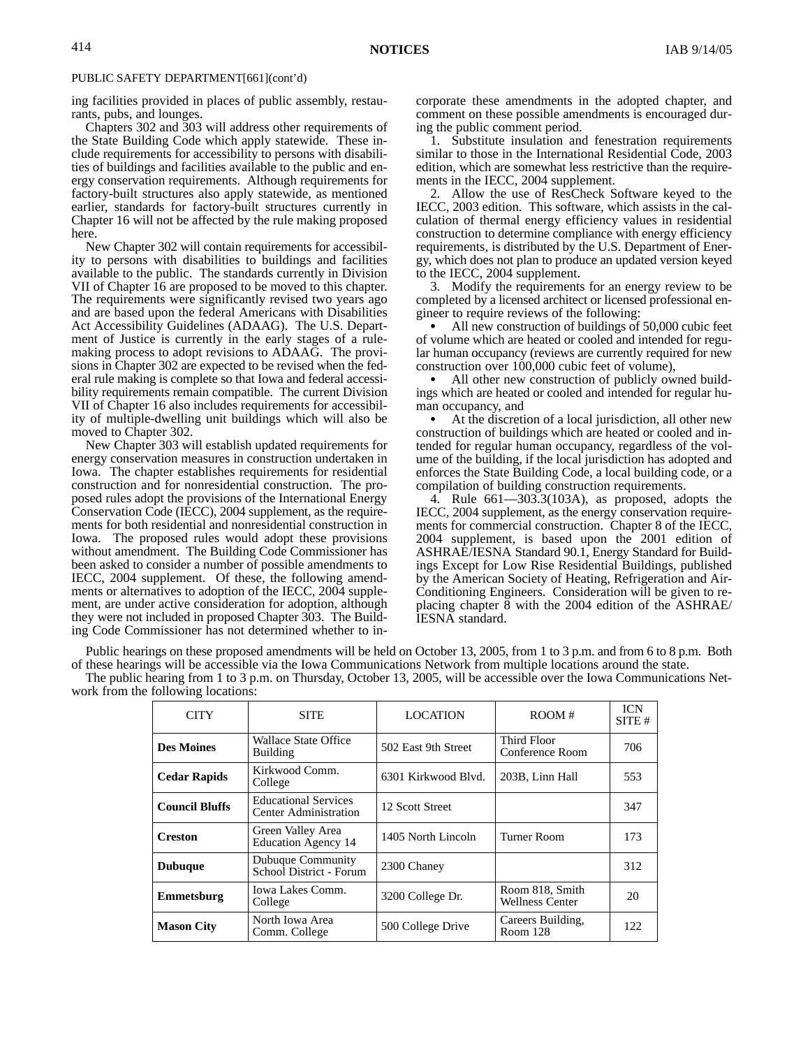PUBLIC SAFETY DEPARTMENT[661](cont'd)

ing facilities provided in places of public assembly, restaurants, pubs, and lounges.

Chapters 302 and 303 will address other requirements of the State Building Code which apply statewide. These include requirements for accessibility to persons with disabilities of buildings and facilities available to the public and energy conservation requirements. Although requirements for factory-built structures also apply statewide, as mentioned earlier, standards for factory-built structures currently in Chapter 16 will not be affected by the rule making proposed here.

New Chapter 302 will contain requirements for accessibility to persons with disabilities to buildings and facilities available to the public. The standards currently in Division VII of Chapter 16 are proposed to be moved to this chapter. The requirements were significantly revised two years ago and are based upon the federal Americans with Disabilities Act Accessibility Guidelines (ADAAG). The U.S. Department of Justice is currently in the early stages of a rule-making process to adopt revisions to ADAAG. The provisions in Chapter 302 are expected to be revised when the federal rule making is complete so that Iowa and federal accessibility requirements remain compatible. The current Division VII of Chapter 16 also includes requirements for accessibility of multiple-dwelling unit buildings which will also be moved to Chapter 302.

New Chapter 303 will establish updated requirements for energy conservation measures in construction undertaken in Iowa. The chapter establishes requirements for residential construction and for nonresidential construction. The proposed rules adopt the provisions of the International Energy Conservation Code (IECC), 2004 supplement, as the requirements for both residential and nonresidential construction in Iowa. The proposed rules would adopt these provisions without amendment. The Building Code Commissioner has been asked to consider a number of possible amendments to IECC, 2004 supplement. Of these, the following amendments or alternatives to adoption of the IECC, 2004 supplement, are under active consideration for adoption, although they were not included in proposed Chapter 303. The Building Code Commissioner has not determined whether to incorporate these amendments in the adopted chapter, and comment on these possible amendments is encouraged during the public comment period.

1. Substitute insulation and fenestration requirements similar to those in the International Residential Code, 2003 edition, which are somewhat less restrictive than the requirements in the IECC, 2004 supplement.

2. Allow the use of ResCheck Software keyed to the IECC, 2003 edition. This software, which assists in the calculation of thermal energy efficiency values in residential construction to determine compliance with energy efficiency requirements, is distributed by the U.S. Department of Energy, which does not plan to produce an updated version keyed to the IECC, 2004 supplement.

3. Modify the requirements for an energy review to be completed by a licensed architect or licensed professional engineer to require reviews of the following:

- All new construction of buildings of 50,000 cubic feet of volume which are heated or cooled and intended for regular human occupancy (reviews are currently required for new construction over 100,000 cubic feet of volume),
- All other new construction of publicly owned buildings which are heated or cooled and intended for regular human occupancy, and
- At the discretion of a local jurisdiction, all other new construction of buildings which are heated or cooled and intended for regular human occupancy, regardless of the volume of the building, if the local jurisdiction has adopted and enforces the State Building Code, a local building code, or a compilation of building construction requirements.

4. Rule 661—303.3(103A), as proposed, adopts the IECC, 2004 supplement, as the energy conservation requirements for commercial construction. Chapter 8 of the IECC, 2004 supplement, is based upon the 2001 edition of ASHRAE/IESNA Standard 90.1, Energy Standard for Buildings Except for Low Rise Residential Buildings, published by the American Society of Heating, Refrigeration and Air-Conditioning Engineers. Consideration will be given to replacing chapter 8 with the 2004 edition of the ASHRAE/IESNA standard.

Public hearings on these proposed amendments will be held on October 13, 2005, from 1 to 3 p.m. and from 6 to 8 p.m. Both of these hearings will be accessible via the Iowa Communications Network from multiple locations around the state.

The public hearing from 1 to 3 p.m. on Thursday, October 13, 2005, will be accessible over the Iowa Communications Network from the following locations:

| CITY | SITE | LOCATION | ROOM # | ICN SITE # |
|---|---|---|---|---|
| **Des Moines** | Wallace State Office Building | 502 East 9th Street | Third Floor Conference Room | 706 |
| **Cedar Rapids** | Kirkwood Comm. College | 6301 Kirkwood Blvd. | 203B, Linn Hall | 553 |
| **Council Bluffs** | Educational Services Center Administration | 12 Scott Street | | 347 |
| **Creston** | Green Valley Area Education Agency 14 | 1405 North Lincoln | Turner Room | 173 |
| **Dubuque** | Dubuque Community School District - Forum | 2300 Chaney | | 312 |
| **Emmetsburg** | Iowa Lakes Comm. College | 3200 College Dr. | Room 818, Smith Wellness Center | 20 |
| **Mason City** | North Iowa Area Comm. College | 500 College Drive | Careers Building, Room 128 | 122 |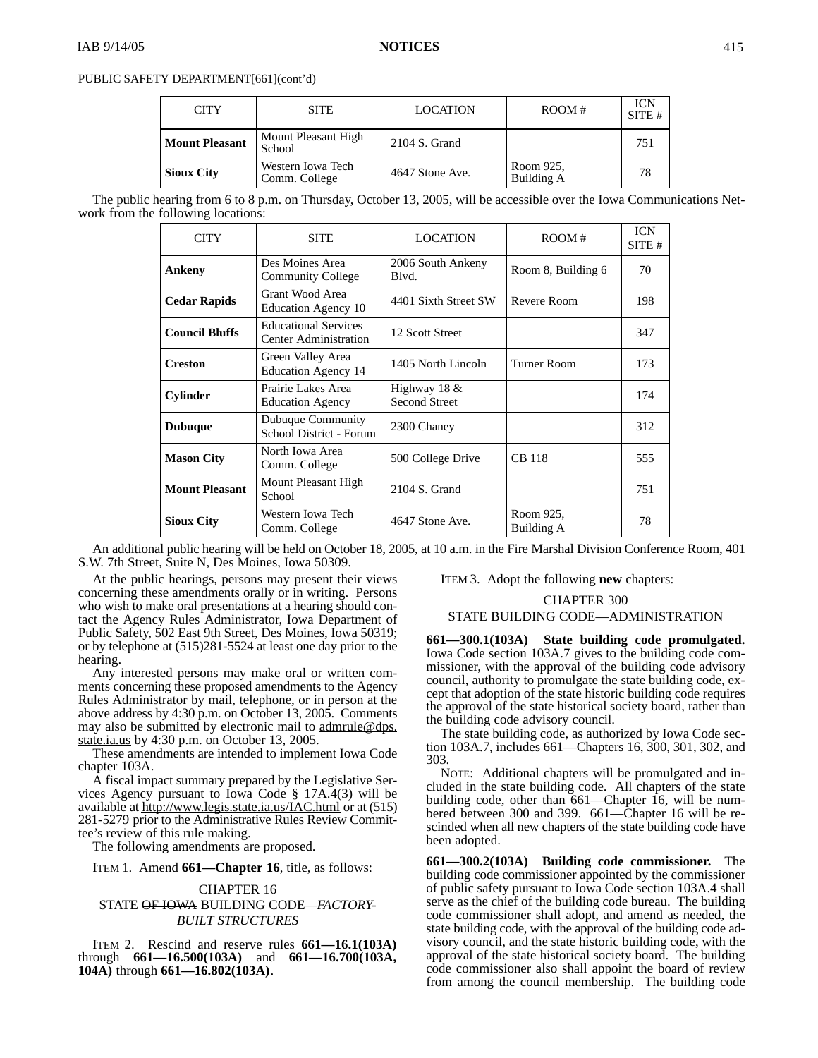PUBLIC SAFETY DEPARTMENT[661](cont'd)

| CITY | SITE | LOCATION | ROOM # | ICN SITE # |
|---|---|---|---|---|
| **Mount Pleasant** | Mount Pleasant High School | 2104 S. Grand | | 751 |
| **Sioux City** | Western Iowa Tech Comm. College | 4647 Stone Ave. | Room 925, Building A | 78 |

The public hearing from 6 to 8 p.m. on Thursday, October 13, 2005, will be accessible over the Iowa Communications Network from the following locations:

| CITY | SITE | LOCATION | ROOM # | ICN SITE # |
|---|---|---|---|---|
| **Ankeny** | Des Moines Area Community College | 2006 South Ankeny Blvd. | Room 8, Building 6 | 70 |
| **Cedar Rapids** | Grant Wood Area Education Agency 10 | 4401 Sixth Street SW | Revere Room | 198 |
| **Council Bluffs** | Educational Services Center Administration | 12 Scott Street | | 347 |
| **Creston** | Green Valley Area Education Agency 14 | 1405 North Lincoln | Turner Room | 173 |
| **Cylinder** | Prairie Lakes Area Education Agency | Highway 18 & Second Street | | 174 |
| **Dubuque** | Dubuque Community School District - Forum | 2300 Chaney | | 312 |
| **Mason City** | North Iowa Area Comm. College | 500 College Drive | CB 118 | 555 |
| **Mount Pleasant** | Mount Pleasant High School | 2104 S. Grand | | 751 |
| **Sioux City** | Western Iowa Tech Comm. College | 4647 Stone Ave. | Room 925, Building A | 78 |

An additional public hearing will be held on October 18, 2005, at 10 a.m. in the Fire Marshal Division Conference Room, 401 S.W. 7th Street, Suite N, Des Moines, Iowa 50309.

At the public hearings, persons may present their views concerning these amendments orally or in writing. Persons who wish to make oral presentations at a hearing should contact the Agency Rules Administrator, Iowa Department of Public Safety, 502 East 9th Street, Des Moines, Iowa 50319; or by telephone at (515)281-5524 at least one day prior to the hearing.

Any interested persons may make oral or written comments concerning these proposed amendments to the Agency Rules Administrator by mail, telephone, or in person at the above address by 4:30 p.m. on October 13, 2005. Comments may also be submitted by electronic mail to admrule@dps.state.ia.us by 4:30 p.m. on October 13, 2005.

These amendments are intended to implement Iowa Code chapter 103A.

A fiscal impact summary prepared by the Legislative Services Agency pursuant to Iowa Code § 17A.4(3) will be available at http://www.legis.state.ia.us/IAC.html or at (515) 281-5279 prior to the Administrative Rules Review Committee's review of this rule making.

The following amendments are proposed.

ITEM 1. Amend **661—Chapter 16**, title, as follows:

CHAPTER 16
STATE ~~OF IOWA~~ BUILDING CODE*—FACTORY-BUILT STRUCTURES*

ITEM 2. Rescind and reserve rules **661—16.1(103A)** through **661—16.500(103A)** and **661—16.700(103A, 104A)** through **661—16.802(103A)**.

ITEM 3. Adopt the following **new** chapters:

CHAPTER 300
STATE BUILDING CODE—ADMINISTRATION

**661—300.1(103A) State building code promulgated.** Iowa Code section 103A.7 gives to the building code commissioner, with the approval of the building code advisory council, authority to promulgate the state building code, except that adoption of the state historic building code requires the approval of the state historical society board, rather than the building code advisory council.

The state building code, as authorized by Iowa Code section 103A.7, includes 661—Chapters 16, 300, 301, 302, and 303.

NOTE: Additional chapters will be promulgated and included in the state building code. All chapters of the state building code, other than 661—Chapter 16, will be numbered between 300 and 399. 661—Chapter 16 will be rescinded when all new chapters of the state building code have been adopted.

**661—300.2(103A) Building code commissioner.** The building code commissioner appointed by the commissioner of public safety pursuant to Iowa Code section 103A.4 shall serve as the chief of the building code bureau. The building code commissioner shall adopt, and amend as needed, the state building code, with the approval of the building code advisory council, and the state historic building code, with the approval of the state historical society board. The building code commissioner also shall appoint the board of review from among the council membership. The building code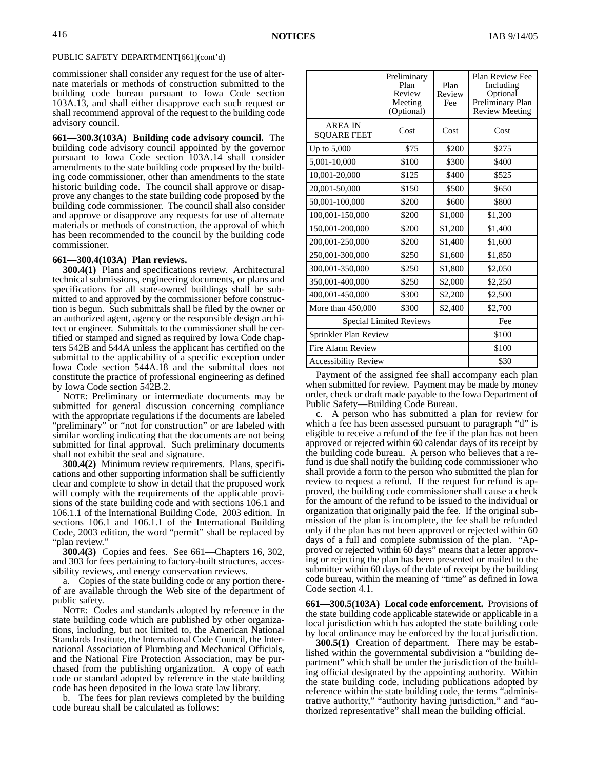PUBLIC SAFETY DEPARTMENT[661](cont'd)

commissioner shall consider any request for the use of alternate materials or methods of construction submitted to the building code bureau pursuant to Iowa Code section 103A.13, and shall either disapprove each such request or shall recommend approval of the request to the building code advisory council.

**661—300.3(103A) Building code advisory council.** The building code advisory council appointed by the governor pursuant to Iowa Code section 103A.14 shall consider amendments to the state building code proposed by the building code commissioner, other than amendments to the state historic building code. The council shall approve or disapprove any changes to the state building code proposed by the building code commissioner. The council shall also consider and approve or disapprove any requests for use of alternate materials or methods of construction, the approval of which has been recommended to the council by the building code commissioner.

**661—300.4(103A) Plan reviews.**

**300.4(1)** Plans and specifications review. Architectural technical submissions, engineering documents, or plans and specifications for all state-owned buildings shall be submitted to and approved by the commissioner before construction is begun. Such submittals shall be filed by the owner or an authorized agent, agency or the responsible design architect or engineer. Submittals to the commissioner shall be certified or stamped and signed as required by Iowa Code chapters 542B and 544A unless the applicant has certified on the submittal to the applicability of a specific exception under Iowa Code section 544A.18 and the submittal does not constitute the practice of professional engineering as defined by Iowa Code section 542B.2.

NOTE: Preliminary or intermediate documents may be submitted for general discussion concerning compliance with the appropriate regulations if the documents are labeled "preliminary" or "not for construction" or are labeled with similar wording indicating that the documents are not being submitted for final approval. Such preliminary documents shall not exhibit the seal and signature.

**300.4(2)** Minimum review requirements. Plans, specifications and other supporting information shall be sufficiently clear and complete to show in detail that the proposed work will comply with the requirements of the applicable provisions of the state building code and with sections 106.1 and 106.1.1 of the International Building Code, 2003 edition. In sections 106.1 and 106.1.1 of the International Building Code, 2003 edition, the word "permit" shall be replaced by "plan review."

**300.4(3)** Copies and fees. See 661—Chapters 16, 302, and 303 for fees pertaining to factory-built structures, accessibility reviews, and energy conservation reviews.

a. Copies of the state building code or any portion thereof are available through the Web site of the department of public safety.

NOTE: Codes and standards adopted by reference in the state building code which are published by other organizations, including, but not limited to, the American National Standards Institute, the International Code Council, the International Association of Plumbing and Mechanical Officials, and the National Fire Protection Association, may be purchased from the publishing organization. A copy of each code or standard adopted by reference in the state building code has been deposited in the Iowa state law library.

b. The fees for plan reviews completed by the building code bureau shall be calculated as follows:

| | Preliminary Plan Review Meeting (Optional) | Plan Review Fee | Plan Review Fee Including Optional Preliminary Plan Review Meeting |
|---|---|---|---|
| AREA IN SQUARE FEET | Cost | Cost | Cost |
| Up to 5,000 | $75 | $200 | $275 |
| 5,001-10,000 | $100 | $300 | $400 |
| 10,001-20,000 | $125 | $400 | $525 |
| 20,001-50,000 | $150 | $500 | $650 |
| 50,001-100,000 | $200 | $600 | $800 |
| 100,001-150,000 | $200 | $1,000 | $1,200 |
| 150,001-200,000 | $200 | $1,200 | $1,400 |
| 200,001-250,000 | $200 | $1,400 | $1,600 |
| 250,001-300,000 | $250 | $1,600 | $1,850 |
| 300,001-350,000 | $250 | $1,800 | $2,050 |
| 350,001-400,000 | $250 | $2,000 | $2,250 |
| 400,001-450,000 | $300 | $2,200 | $2,500 |
| More than 450,000 | $300 | $2,400 | $2,700 |
| Special Limited Reviews | | | Fee |
| Sprinkler Plan Review | | | $100 |
| Fire Alarm Review | | | $100 |
| Accessibility Review | | | $30 |

Payment of the assigned fee shall accompany each plan when submitted for review. Payment may be made by money order, check or draft made payable to the Iowa Department of Public Safety—Building Code Bureau.

c. A person who has submitted a plan for review for which a fee has been assessed pursuant to paragraph "d" is eligible to receive a refund of the fee if the plan has not been approved or rejected within 60 calendar days of its receipt by the building code bureau. A person who believes that a refund is due shall notify the building code commissioner who shall provide a form to the person who submitted the plan for review to request a refund. If the request for refund is approved, the building code commissioner shall cause a check for the amount of the refund to be issued to the individual or organization that originally paid the fee. If the original submission of the plan is incomplete, the fee shall be refunded only if the plan has not been approved or rejected within 60 days of a full and complete submission of the plan. "Approved or rejected within 60 days" means that a letter approving or rejecting the plan has been presented or mailed to the submitter within 60 days of the date of receipt by the building code bureau, within the meaning of "time" as defined in Iowa Code section 4.1.

**661—300.5(103A) Local code enforcement.** Provisions of the state building code applicable statewide or applicable in a local jurisdiction which has adopted the state building code by local ordinance may be enforced by the local jurisdiction.

**300.5(1)** Creation of department. There may be established within the governmental subdivision a "building department" which shall be under the jurisdiction of the building official designated by the appointing authority. Within the state building code, including publications adopted by reference within the state building code, the terms "administrative authority," "authority having jurisdiction," and "authorized representative" shall mean the building official.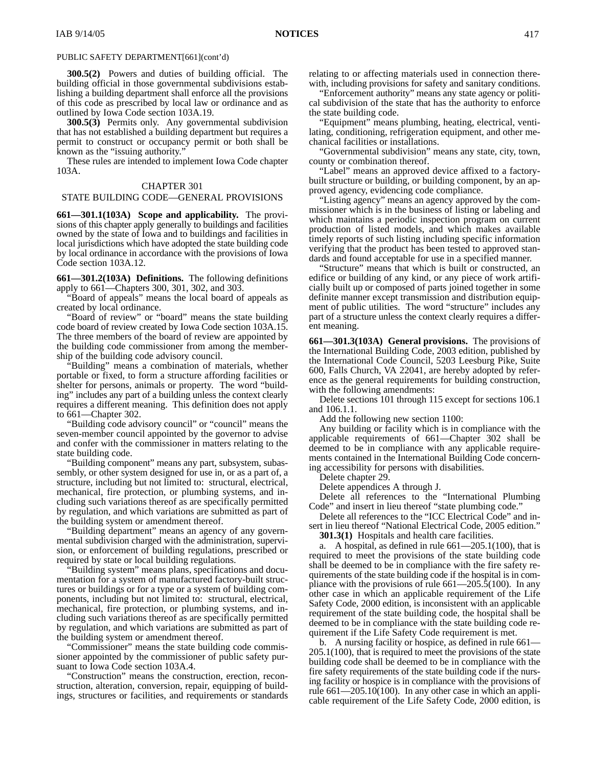PUBLIC SAFETY DEPARTMENT[661](cont'd)

**300.5(2)** Powers and duties of building official. The building official in those governmental subdivisions establishing a building department shall enforce all the provisions of this code as prescribed by local law or ordinance and as outlined by Iowa Code section 103A.19.

**300.5(3)** Permits only. Any governmental subdivision that has not established a building department but requires a permit to construct or occupancy permit or both shall be known as the "issuing authority."

These rules are intended to implement Iowa Code chapter 103A.

CHAPTER 301
STATE BUILDING CODE—GENERAL PROVISIONS

**661—301.1(103A) Scope and applicability.** The provisions of this chapter apply generally to buildings and facilities owned by the state of Iowa and to buildings and facilities in local jurisdictions which have adopted the state building code by local ordinance in accordance with the provisions of Iowa Code section 103A.12.

**661—301.2(103A) Definitions.** The following definitions apply to 661—Chapters 300, 301, 302, and 303.

"Board of appeals" means the local board of appeals as created by local ordinance.

"Board of review" or "board" means the state building code board of review created by Iowa Code section 103A.15. The three members of the board of review are appointed by the building code commissioner from among the membership of the building code advisory council.

"Building" means a combination of materials, whether portable or fixed, to form a structure affording facilities or shelter for persons, animals or property. The word "building" includes any part of a building unless the context clearly requires a different meaning. This definition does not apply to 661—Chapter 302.

"Building code advisory council" or "council" means the seven-member council appointed by the governor to advise and confer with the commissioner in matters relating to the state building code.

"Building component" means any part, subsystem, subassembly, or other system designed for use in, or as a part of, a structure, including but not limited to: structural, electrical, mechanical, fire protection, or plumbing systems, and including such variations thereof as are specifically permitted by regulation, and which variations are submitted as part of the building system or amendment thereof.

"Building department" means an agency of any governmental subdivision charged with the administration, supervision, or enforcement of building regulations, prescribed or required by state or local building regulations.

"Building system" means plans, specifications and documentation for a system of manufactured factory-built structures or buildings or for a type or a system of building components, including but not limited to: structural, electrical, mechanical, fire protection, or plumbing systems, and including such variations thereof as are specifically permitted by regulation, and which variations are submitted as part of the building system or amendment thereof.

"Commissioner" means the state building code commissioner appointed by the commissioner of public safety pursuant to Iowa Code section 103A.4.

"Construction" means the construction, erection, reconstruction, alteration, conversion, repair, equipping of buildings, structures or facilities, and requirements or standards relating to or affecting materials used in connection therewith, including provisions for safety and sanitary conditions.

"Enforcement authority" means any state agency or political subdivision of the state that has the authority to enforce the state building code.

"Equipment" means plumbing, heating, electrical, ventilating, conditioning, refrigeration equipment, and other mechanical facilities or installations.

"Governmental subdivision" means any state, city, town, county or combination thereof.

"Label" means an approved device affixed to a factory-built structure or building, or building component, by an approved agency, evidencing code compliance.

"Listing agency" means an agency approved by the commissioner which is in the business of listing or labeling and which maintains a periodic inspection program on current production of listed models, and which makes available timely reports of such listing including specific information verifying that the product has been tested to approved standards and found acceptable for use in a specified manner.

"Structure" means that which is built or constructed, an edifice or building of any kind, or any piece of work artificially built up or composed of parts joined together in some definite manner except transmission and distribution equipment of public utilities. The word "structure" includes any part of a structure unless the context clearly requires a different meaning.

**661—301.3(103A) General provisions.** The provisions of the International Building Code, 2003 edition, published by the International Code Council, 5203 Leesburg Pike, Suite 600, Falls Church, VA 22041, are hereby adopted by reference as the general requirements for building construction, with the following amendments:

Delete sections 101 through 115 except for sections 106.1 and 106.1.1.

Add the following new section 1100:

Any building or facility which is in compliance with the applicable requirements of 661—Chapter 302 shall be deemed to be in compliance with any applicable requirements contained in the International Building Code concerning accessibility for persons with disabilities.

Delete chapter 29.

Delete appendices A through J.

Delete all references to the "International Plumbing Code" and insert in lieu thereof "state plumbing code."

Delete all references to the "ICC Electrical Code" and insert in lieu thereof "National Electrical Code, 2005 edition."

**301.3(1)** Hospitals and health care facilities.

a. A hospital, as defined in rule 661—205.1(100), that is required to meet the provisions of the state building code shall be deemed to be in compliance with the fire safety requirements of the state building code if the hospital is in compliance with the provisions of rule 661—205.5(100). In any other case in which an applicable requirement of the Life Safety Code, 2000 edition, is inconsistent with an applicable requirement of the state building code, the hospital shall be deemed to be in compliance with the state building code requirement if the Life Safety Code requirement is met.

b. A nursing facility or hospice, as defined in rule 661—205.1(100), that is required to meet the provisions of the state building code shall be deemed to be in compliance with the fire safety requirements of the state building code if the nursing facility or hospice is in compliance with the provisions of rule 661—205.10(100). In any other case in which an applicable requirement of the Life Safety Code, 2000 edition, is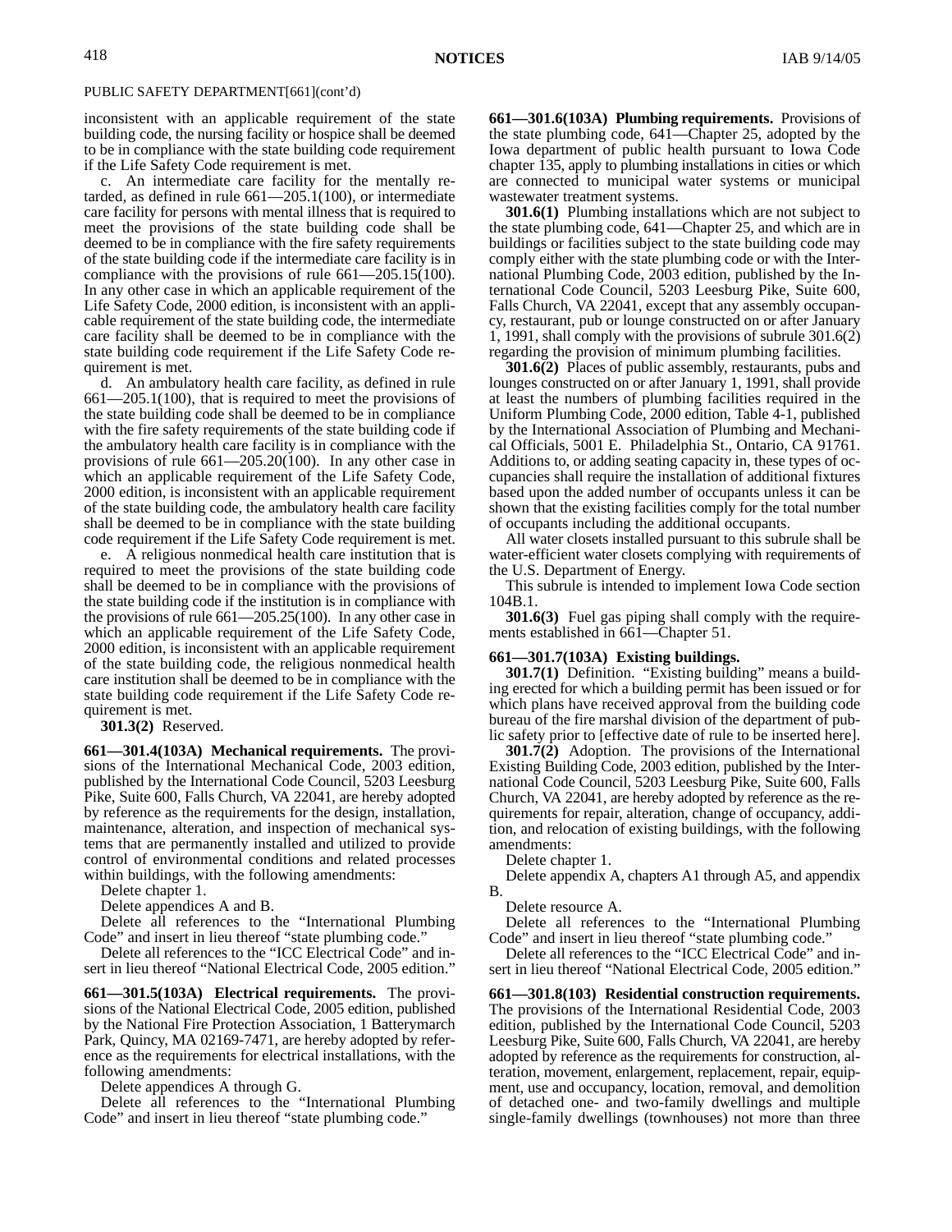PUBLIC SAFETY DEPARTMENT[661](cont'd)

inconsistent with an applicable requirement of the state building code, the nursing facility or hospice shall be deemed to be in compliance with the state building code requirement if the Life Safety Code requirement is met.

c. An intermediate care facility for the mentally retarded, as defined in rule 661—205.1(100), or intermediate care facility for persons with mental illness that is required to meet the provisions of the state building code shall be deemed to be in compliance with the fire safety requirements of the state building code if the intermediate care facility is in compliance with the provisions of rule 661—205.15(100). In any other case in which an applicable requirement of the Life Safety Code, 2000 edition, is inconsistent with an applicable requirement of the state building code, the intermediate care facility shall be deemed to be in compliance with the state building code requirement if the Life Safety Code requirement is met.

d. An ambulatory health care facility, as defined in rule 661—205.1(100), that is required to meet the provisions of the state building code shall be deemed to be in compliance with the fire safety requirements of the state building code if the ambulatory health care facility is in compliance with the provisions of rule 661—205.20(100). In any other case in which an applicable requirement of the Life Safety Code, 2000 edition, is inconsistent with an applicable requirement of the state building code, the ambulatory health care facility shall be deemed to be in compliance with the state building code requirement if the Life Safety Code requirement is met.

e. A religious nonmedical health care institution that is required to meet the provisions of the state building code shall be deemed to be in compliance with the provisions of the state building code if the institution is in compliance with the provisions of rule 661—205.25(100). In any other case in which an applicable requirement of the Life Safety Code, 2000 edition, is inconsistent with an applicable requirement of the state building code, the religious nonmedical health care institution shall be deemed to be in compliance with the state building code requirement if the Life Safety Code requirement is met.

**301.3(2)** Reserved.

**661—301.4(103A) Mechanical requirements.** The provisions of the International Mechanical Code, 2003 edition, published by the International Code Council, 5203 Leesburg Pike, Suite 600, Falls Church, VA 22041, are hereby adopted by reference as the requirements for the design, installation, maintenance, alteration, and inspection of mechanical systems that are permanently installed and utilized to provide control of environmental conditions and related processes within buildings, with the following amendments:

Delete chapter 1.

Delete appendices A and B.

Delete all references to the "International Plumbing Code" and insert in lieu thereof "state plumbing code."

Delete all references to the "ICC Electrical Code" and insert in lieu thereof "National Electrical Code, 2005 edition."

**661—301.5(103A) Electrical requirements.** The provisions of the National Electrical Code, 2005 edition, published by the National Fire Protection Association, 1 Batterymarch Park, Quincy, MA 02169-7471, are hereby adopted by reference as the requirements for electrical installations, with the following amendments:

Delete appendices A through G.

Delete all references to the "International Plumbing Code" and insert in lieu thereof "state plumbing code."

**661—301.6(103A) Plumbing requirements.** Provisions of the state plumbing code, 641—Chapter 25, adopted by the Iowa department of public health pursuant to Iowa Code chapter 135, apply to plumbing installations in cities or which are connected to municipal water systems or municipal wastewater treatment systems.

**301.6(1)** Plumbing installations which are not subject to the state plumbing code, 641—Chapter 25, and which are in buildings or facilities subject to the state building code may comply either with the state plumbing code or with the International Plumbing Code, 2003 edition, published by the International Code Council, 5203 Leesburg Pike, Suite 600, Falls Church, VA 22041, except that any assembly occupancy, restaurant, pub or lounge constructed on or after January 1, 1991, shall comply with the provisions of subrule 301.6(2) regarding the provision of minimum plumbing facilities.

**301.6(2)** Places of public assembly, restaurants, pubs and lounges constructed on or after January 1, 1991, shall provide at least the numbers of plumbing facilities required in the Uniform Plumbing Code, 2000 edition, Table 4-1, published by the International Association of Plumbing and Mechanical Officials, 5001 E. Philadelphia St., Ontario, CA 91761. Additions to, or adding seating capacity in, these types of occupancies shall require the installation of additional fixtures based upon the added number of occupants unless it can be shown that the existing facilities comply for the total number of occupants including the additional occupants.

All water closets installed pursuant to this subrule shall be water-efficient water closets complying with requirements of the U.S. Department of Energy.

This subrule is intended to implement Iowa Code section 104B.1.

**301.6(3)** Fuel gas piping shall comply with the requirements established in 661—Chapter 51.

**661—301.7(103A) Existing buildings.**

**301.7(1)** Definition. "Existing building" means a building erected for which a building permit has been issued or for which plans have received approval from the building code bureau of the fire marshal division of the department of public safety prior to [effective date of rule to be inserted here].

**301.7(2)** Adoption. The provisions of the International Existing Building Code, 2003 edition, published by the International Code Council, 5203 Leesburg Pike, Suite 600, Falls Church, VA 22041, are hereby adopted by reference as the requirements for repair, alteration, change of occupancy, addition, and relocation of existing buildings, with the following amendments:

Delete chapter 1.

Delete appendix A, chapters A1 through A5, and appendix B.

Delete resource A.

Delete all references to the "International Plumbing Code" and insert in lieu thereof "state plumbing code."

Delete all references to the "ICC Electrical Code" and insert in lieu thereof "National Electrical Code, 2005 edition."

**661—301.8(103) Residential construction requirements.** The provisions of the International Residential Code, 2003 edition, published by the International Code Council, 5203 Leesburg Pike, Suite 600, Falls Church, VA 22041, are hereby adopted by reference as the requirements for construction, alteration, movement, enlargement, replacement, repair, equipment, use and occupancy, location, removal, and demolition of detached one- and two-family dwellings and multiple single-family dwellings (townhouses) not more than three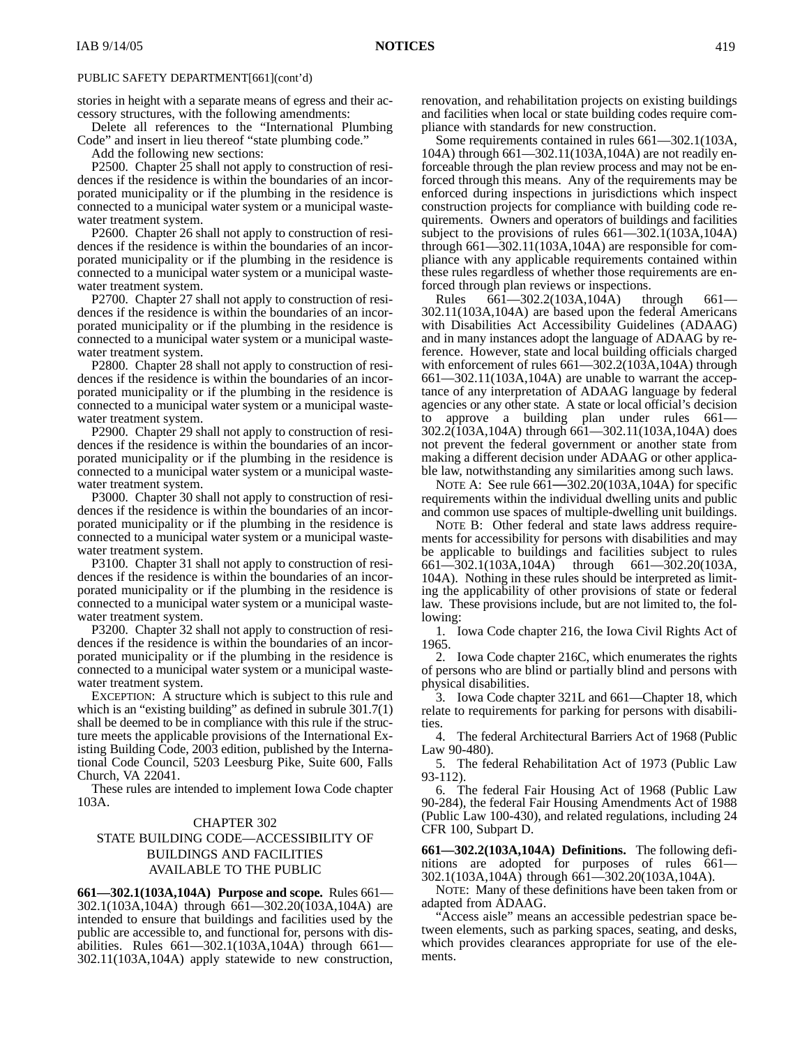stories in height with a separate means of egress and their accessory structures, with the following amendments:

Delete all references to the "International Plumbing Code" and insert in lieu thereof "state plumbing code."

Add the following new sections:

P2500. Chapter 25 shall not apply to construction of residences if the residence is within the boundaries of an incorporated municipality or if the plumbing in the residence is connected to a municipal water system or a municipal wastewater treatment system.

P2600. Chapter 26 shall not apply to construction of residences if the residence is within the boundaries of an incorporated municipality or if the plumbing in the residence is connected to a municipal water system or a municipal wastewater treatment system.

P2700. Chapter 27 shall not apply to construction of residences if the residence is within the boundaries of an incorporated municipality or if the plumbing in the residence is connected to a municipal water system or a municipal wastewater treatment system.

P2800. Chapter 28 shall not apply to construction of residences if the residence is within the boundaries of an incorporated municipality or if the plumbing in the residence is connected to a municipal water system or a municipal wastewater treatment system.

P2900. Chapter 29 shall not apply to construction of residences if the residence is within the boundaries of an incorporated municipality or if the plumbing in the residence is connected to a municipal water system or a municipal wastewater treatment system.

P3000. Chapter 30 shall not apply to construction of residences if the residence is within the boundaries of an incorporated municipality or if the plumbing in the residence is connected to a municipal water system or a municipal wastewater treatment system.

P3100. Chapter 31 shall not apply to construction of residences if the residence is within the boundaries of an incorporated municipality or if the plumbing in the residence is connected to a municipal water system or a municipal wastewater treatment system.

P3200. Chapter 32 shall not apply to construction of residences if the residence is within the boundaries of an incorporated municipality or if the plumbing in the residence is connected to a municipal water system or a municipal wastewater treatment system.

EXCEPTION: A structure which is subject to this rule and which is an "existing building" as defined in subrule 301.7(1) shall be deemed to be in compliance with this rule if the structure meets the applicable provisions of the International Existing Building Code, 2003 edition, published by the International Code Council, 5203 Leesburg Pike, Suite 600, Falls Church, VA 22041.

These rules are intended to implement Iowa Code chapter 103A.

## CHAPTER 302
## STATE BUILDING CODE—ACCESSIBILITY OF BUILDINGS AND FACILITIES AVAILABLE TO THE PUBLIC

**661—302.1(103A,104A) Purpose and scope.** Rules 661—302.1(103A,104A) through 661—302.20(103A,104A) are intended to ensure that buildings and facilities used by the public are accessible to, and functional for, persons with disabilities. Rules 661—302.1(103A,104A) through 661—302.11(103A,104A) apply statewide to new construction, renovation, and rehabilitation projects on existing buildings and facilities when local or state building codes require compliance with standards for new construction.

Some requirements contained in rules 661—302.1(103A,104A) through 661—302.11(103A,104A) are not readily enforceable through the plan review process and may not be enforced through this means. Any of the requirements may be enforced during inspections in jurisdictions which inspect construction projects for compliance with building code requirements. Owners and operators of buildings and facilities subject to the provisions of rules 661—302.1(103A,104A) through 661—302.11(103A,104A) are responsible for compliance with any applicable requirements contained within these rules regardless of whether those requirements are enforced through plan reviews or inspections.

Rules 661—302.2(103A,104A) through 661—302.11(103A,104A) are based upon the federal Americans with Disabilities Act Accessibility Guidelines (ADAAG) and in many instances adopt the language of ADAAG by reference. However, state and local building officials charged with enforcement of rules 661—302.2(103A,104A) through 661—302.11(103A,104A) are unable to warrant the acceptance of any interpretation of ADAAG language by federal agencies or any other state. A state or local official's decision to approve a building plan under rules 661—302.2(103A,104A) through 661—302.11(103A,104A) does not prevent the federal government or another state from making a different decision under ADAAG or other applicable law, notwithstanding any similarities among such laws.

NOTE A: See rule 661—302.20(103A,104A) for specific requirements within the individual dwelling units and public and common use spaces of multiple-dwelling unit buildings.

NOTE B: Other federal and state laws address requirements for accessibility for persons with disabilities and may be applicable to buildings and facilities subject to rules 661—302.1(103A,104A) through 661—302.20(103A,104A). Nothing in these rules should be interpreted as limiting the applicability of other provisions of state or federal law. These provisions include, but are not limited to, the following:

1. Iowa Code chapter 216, the Iowa Civil Rights Act of 1965.
2. Iowa Code chapter 216C, which enumerates the rights of persons who are blind or partially blind and persons with physical disabilities.
3. Iowa Code chapter 321L and 661—Chapter 18, which relate to requirements for parking for persons with disabilities.
4. The federal Architectural Barriers Act of 1968 (Public Law 90-480).
5. The federal Rehabilitation Act of 1973 (Public Law 93-112).
6. The federal Fair Housing Act of 1968 (Public Law 90-284), the federal Fair Housing Amendments Act of 1988 (Public Law 100-430), and related regulations, including 24 CFR 100, Subpart D.

**661—302.2(103A,104A) Definitions.** The following definitions are adopted for purposes of rules 661—302.1(103A,104A) through 661—302.20(103A,104A).

NOTE: Many of these definitions have been taken from or adapted from ADAAG.

"Access aisle" means an accessible pedestrian space between elements, such as parking spaces, seating, and desks, which provides clearances appropriate for use of the elements.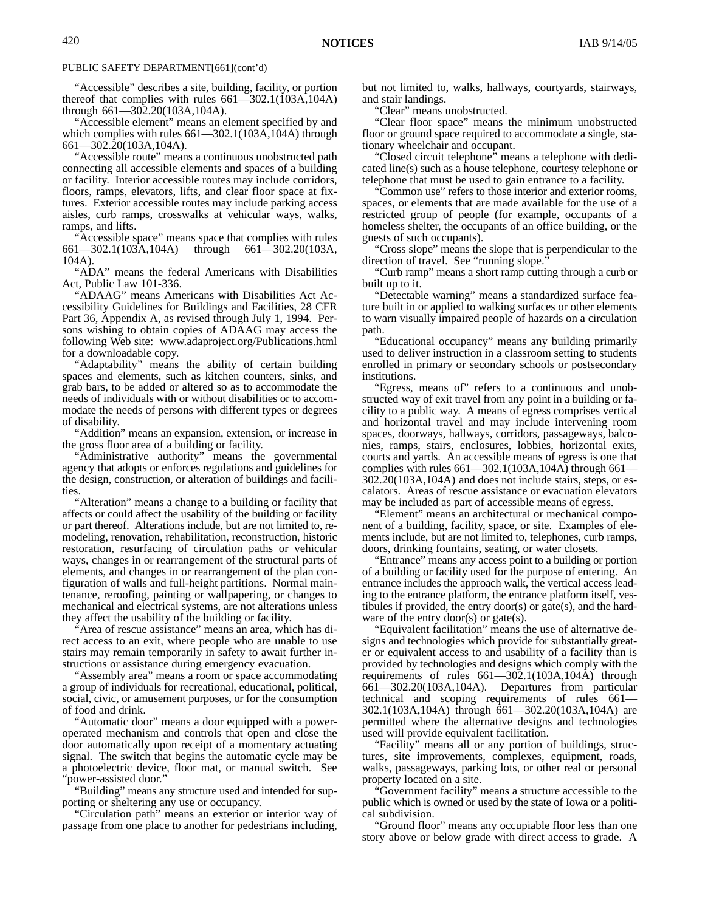PUBLIC SAFETY DEPARTMENT[661](cont'd)

"Accessible" describes a site, building, facility, or portion thereof that complies with rules 661—302.1(103A,104A) through 661—302.20(103A,104A).

"Accessible element" means an element specified by and which complies with rules 661—302.1(103A,104A) through 661—302.20(103A,104A).

"Accessible route" means a continuous unobstructed path connecting all accessible elements and spaces of a building or facility. Interior accessible routes may include corridors, floors, ramps, elevators, lifts, and clear floor space at fixtures. Exterior accessible routes may include parking access aisles, curb ramps, crosswalks at vehicular ways, walks, ramps, and lifts.

"Accessible space" means space that complies with rules 661—302.1(103A,104A) through 661—302.20(103A, 104A).

"ADA" means the federal Americans with Disabilities Act, Public Law 101-336.

"ADAAG" means Americans with Disabilities Act Accessibility Guidelines for Buildings and Facilities, 28 CFR Part 36, Appendix A, as revised through July 1, 1994. Persons wishing to obtain copies of ADAAG may access the following Web site: www.adaproject.org/Publications.html for a downloadable copy.

"Adaptability" means the ability of certain building spaces and elements, such as kitchen counters, sinks, and grab bars, to be added or altered so as to accommodate the needs of individuals with or without disabilities or to accommodate the needs of persons with different types or degrees of disability.

"Addition" means an expansion, extension, or increase in the gross floor area of a building or facility.

"Administrative authority" means the governmental agency that adopts or enforces regulations and guidelines for the design, construction, or alteration of buildings and facilities.

"Alteration" means a change to a building or facility that affects or could affect the usability of the building or facility or part thereof. Alterations include, but are not limited to, remodeling, renovation, rehabilitation, reconstruction, historic restoration, resurfacing of circulation paths or vehicular ways, changes in or rearrangement of the structural parts of elements, and changes in or rearrangement of the plan configuration of walls and full-height partitions. Normal maintenance, reroofing, painting or wallpapering, or changes to mechanical and electrical systems, are not alterations unless they affect the usability of the building or facility.

"Area of rescue assistance" means an area, which has direct access to an exit, where people who are unable to use stairs may remain temporarily in safety to await further instructions or assistance during emergency evacuation.

"Assembly area" means a room or space accommodating a group of individuals for recreational, educational, political, social, civic, or amusement purposes, or for the consumption of food and drink.

"Automatic door" means a door equipped with a power-operated mechanism and controls that open and close the door automatically upon receipt of a momentary actuating signal. The switch that begins the automatic cycle may be a photoelectric device, floor mat, or manual switch. See "power-assisted door."

"Building" means any structure used and intended for supporting or sheltering any use or occupancy.

"Circulation path" means an exterior or interior way of passage from one place to another for pedestrians including, but not limited to, walks, hallways, courtyards, stairways, and stair landings.

"Clear" means unobstructed.

"Clear floor space" means the minimum unobstructed floor or ground space required to accommodate a single, stationary wheelchair and occupant.

"Closed circuit telephone" means a telephone with dedicated line(s) such as a house telephone, courtesy telephone or telephone that must be used to gain entrance to a facility.

"Common use" refers to those interior and exterior rooms, spaces, or elements that are made available for the use of a restricted group of people (for example, occupants of a homeless shelter, the occupants of an office building, or the guests of such occupants).

"Cross slope" means the slope that is perpendicular to the direction of travel. See "running slope."

"Curb ramp" means a short ramp cutting through a curb or built up to it.

"Detectable warning" means a standardized surface feature built in or applied to walking surfaces or other elements to warn visually impaired people of hazards on a circulation path.

"Educational occupancy" means any building primarily used to deliver instruction in a classroom setting to students enrolled in primary or secondary schools or postsecondary institutions.

"Egress, means of" refers to a continuous and unobstructed way of exit travel from any point in a building or facility to a public way. A means of egress comprises vertical and horizontal travel and may include intervening room spaces, doorways, hallways, corridors, passageways, balconies, ramps, stairs, enclosures, lobbies, horizontal exits, courts and yards. An accessible means of egress is one that complies with rules 661—302.1(103A,104A) through 661—302.20(103A,104A) and does not include stairs, steps, or escalators. Areas of rescue assistance or evacuation elevators may be included as part of accessible means of egress.

"Element" means an architectural or mechanical component of a building, facility, space, or site. Examples of elements include, but are not limited to, telephones, curb ramps, doors, drinking fountains, seating, or water closets.

"Entrance" means any access point to a building or portion of a building or facility used for the purpose of entering. An entrance includes the approach walk, the vertical access leading to the entrance platform, the entrance platform itself, vestibules if provided, the entry door(s) or gate(s), and the hardware of the entry door(s) or gate(s).

"Equivalent facilitation" means the use of alternative designs and technologies which provide for substantially greater or equivalent access to and usability of a facility than is provided by technologies and designs which comply with the requirements of rules 661—302.1(103A,104A) through 661—302.20(103A,104A). Departures from particular technical and scoping requirements of rules 661—302.1(103A,104A) through 661—302.20(103A,104A) are permitted where the alternative designs and technologies used will provide equivalent facilitation.

"Facility" means all or any portion of buildings, structures, site improvements, complexes, equipment, roads, walks, passageways, parking lots, or other real or personal property located on a site.

"Government facility" means a structure accessible to the public which is owned or used by the state of Iowa or a political subdivision.

"Ground floor" means any occupiable floor less than one story above or below grade with direct access to grade. A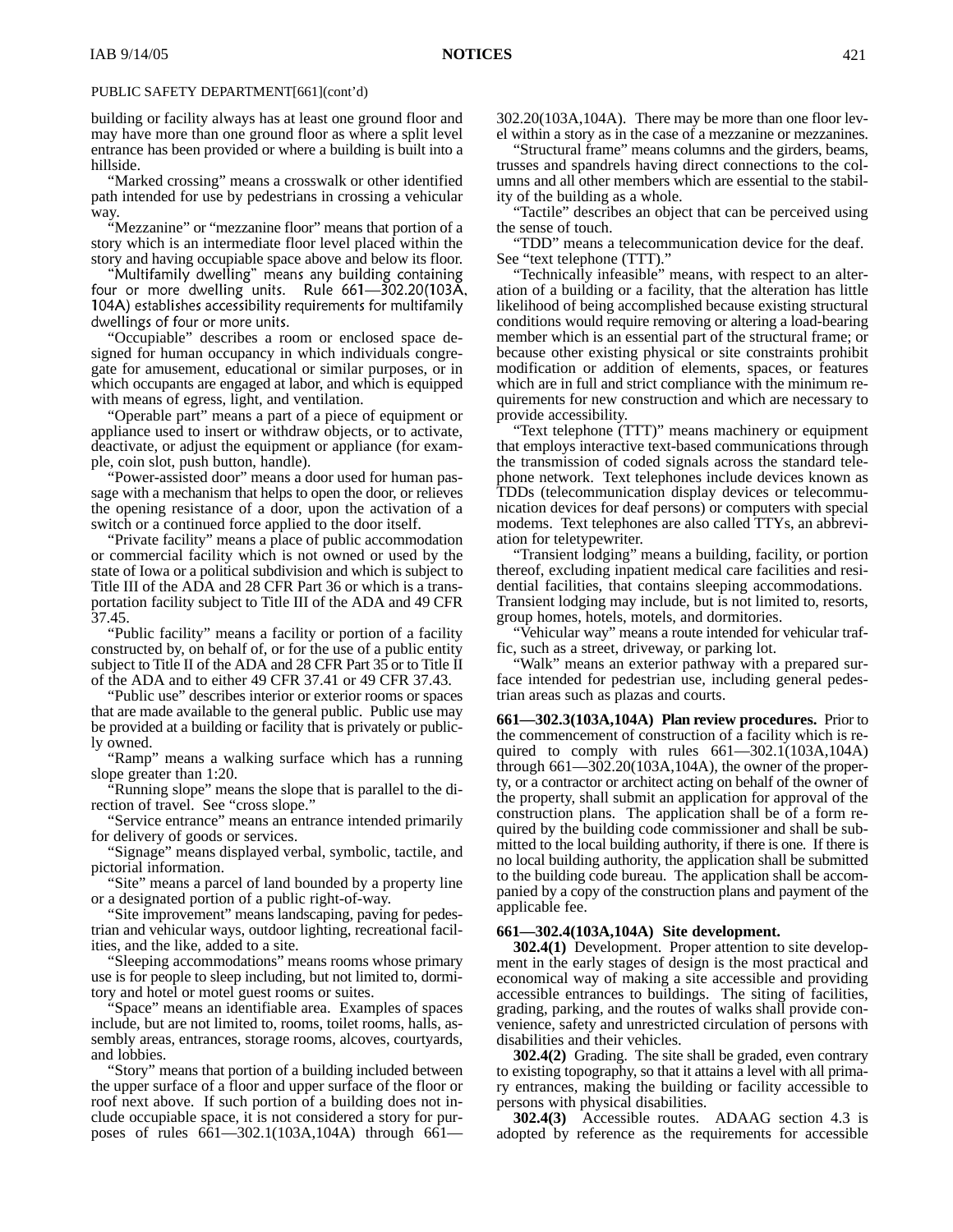PUBLIC SAFETY DEPARTMENT[661](cont'd)

building or facility always has at least one ground floor and may have more than one ground floor as where a split level entrance has been provided or where a building is built into a hillside.

"Marked crossing" means a crosswalk or other identified path intended for use by pedestrians in crossing a vehicular way.

"Mezzanine" or "mezzanine floor" means that portion of a story which is an intermediate floor level placed within the story and having occupiable space above and below its floor.

"Multifamily dwelling" means any building containing four or more dwelling units. Rule 661—302.20(103A, 104A) establishes accessibility requirements for multifamily dwellings of four or more units.

"Occupiable" describes a room or enclosed space designed for human occupancy in which individuals congregate for amusement, educational or similar purposes, or in which occupants are engaged at labor, and which is equipped with means of egress, light, and ventilation.

"Operable part" means a part of a piece of equipment or appliance used to insert or withdraw objects, or to activate, deactivate, or adjust the equipment or appliance (for example, coin slot, push button, handle).

"Power-assisted door" means a door used for human passage with a mechanism that helps to open the door, or relieves the opening resistance of a door, upon the activation of a switch or a continued force applied to the door itself.

"Private facility" means a place of public accommodation or commercial facility which is not owned or used by the state of Iowa or a political subdivision and which is subject to Title III of the ADA and 28 CFR Part 36 or which is a transportation facility subject to Title III of the ADA and 49 CFR 37.45.

"Public facility" means a facility or portion of a facility constructed by, on behalf of, or for the use of a public entity subject to Title II of the ADA and 28 CFR Part 35 or to Title II of the ADA and to either 49 CFR 37.41 or 49 CFR 37.43.

"Public use" describes interior or exterior rooms or spaces that are made available to the general public. Public use may be provided at a building or facility that is privately or publicly owned.

"Ramp" means a walking surface which has a running slope greater than 1:20.

"Running slope" means the slope that is parallel to the direction of travel. See "cross slope."

"Service entrance" means an entrance intended primarily for delivery of goods or services.

"Signage" means displayed verbal, symbolic, tactile, and pictorial information.

"Site" means a parcel of land bounded by a property line or a designated portion of a public right-of-way.

"Site improvement" means landscaping, paving for pedestrian and vehicular ways, outdoor lighting, recreational facilities, and the like, added to a site.

"Sleeping accommodations" means rooms whose primary use is for people to sleep including, but not limited to, dormitory and hotel or motel guest rooms or suites.

"Space" means an identifiable area. Examples of spaces include, but are not limited to, rooms, toilet rooms, halls, assembly areas, entrances, storage rooms, alcoves, courtyards, and lobbies.

"Story" means that portion of a building included between the upper surface of a floor and upper surface of the floor or roof next above. If such portion of a building does not include occupiable space, it is not considered a story for purposes of rules 661—302.1(103A,104A) through 661—302.20(103A,104A). There may be more than one floor level within a story as in the case of a mezzanine or mezzanines.

"Structural frame" means columns and the girders, beams, trusses and spandrels having direct connections to the columns and all other members which are essential to the stability of the building as a whole.

"Tactile" describes an object that can be perceived using the sense of touch.

"TDD" means a telecommunication device for the deaf. See "text telephone (TTT)."

"Technically infeasible" means, with respect to an alteration of a building or a facility, that the alteration has little likelihood of being accomplished because existing structural conditions would require removing or altering a load-bearing member which is an essential part of the structural frame; or because other existing physical or site constraints prohibit modification or addition of elements, spaces, or features which are in full and strict compliance with the minimum requirements for new construction and which are necessary to provide accessibility.

"Text telephone (TTT)" means machinery or equipment that employs interactive text-based communications through the transmission of coded signals across the standard telephone network. Text telephones include devices known as TDDs (telecommunication display devices or telecommunication devices for deaf persons) or computers with special modems. Text telephones are also called TTYs, an abbreviation for teletypewriter.

"Transient lodging" means a building, facility, or portion thereof, excluding inpatient medical care facilities and residential facilities, that contains sleeping accommodations. Transient lodging may include, but is not limited to, resorts, group homes, hotels, motels, and dormitories.

"Vehicular way" means a route intended for vehicular traffic, such as a street, driveway, or parking lot.

"Walk" means an exterior pathway with a prepared surface intended for pedestrian use, including general pedestrian areas such as plazas and courts.

**661—302.3(103A,104A) Plan review procedures.** Prior to the commencement of construction of a facility which is required to comply with rules 661—302.1(103A,104A) through 661—302.20(103A,104A), the owner of the property, or a contractor or architect acting on behalf of the owner of the property, shall submit an application for approval of the construction plans. The application shall be of a form required by the building code commissioner and shall be submitted to the local building authority, if there is one. If there is no local building authority, the application shall be submitted to the building code bureau. The application shall be accompanied by a copy of the construction plans and payment of the applicable fee.

**661—302.4(103A,104A) Site development.**

**302.4(1)** Development. Proper attention to site development in the early stages of design is the most practical and economical way of making a site accessible and providing accessible entrances to buildings. The siting of facilities, grading, parking, and the routes of walks shall provide convenience, safety and unrestricted circulation of persons with disabilities and their vehicles.

**302.4(2)** Grading. The site shall be graded, even contrary to existing topography, so that it attains a level with all primary entrances, making the building or facility accessible to persons with physical disabilities.

**302.4(3)** Accessible routes. ADAAG section 4.3 is adopted by reference as the requirements for accessible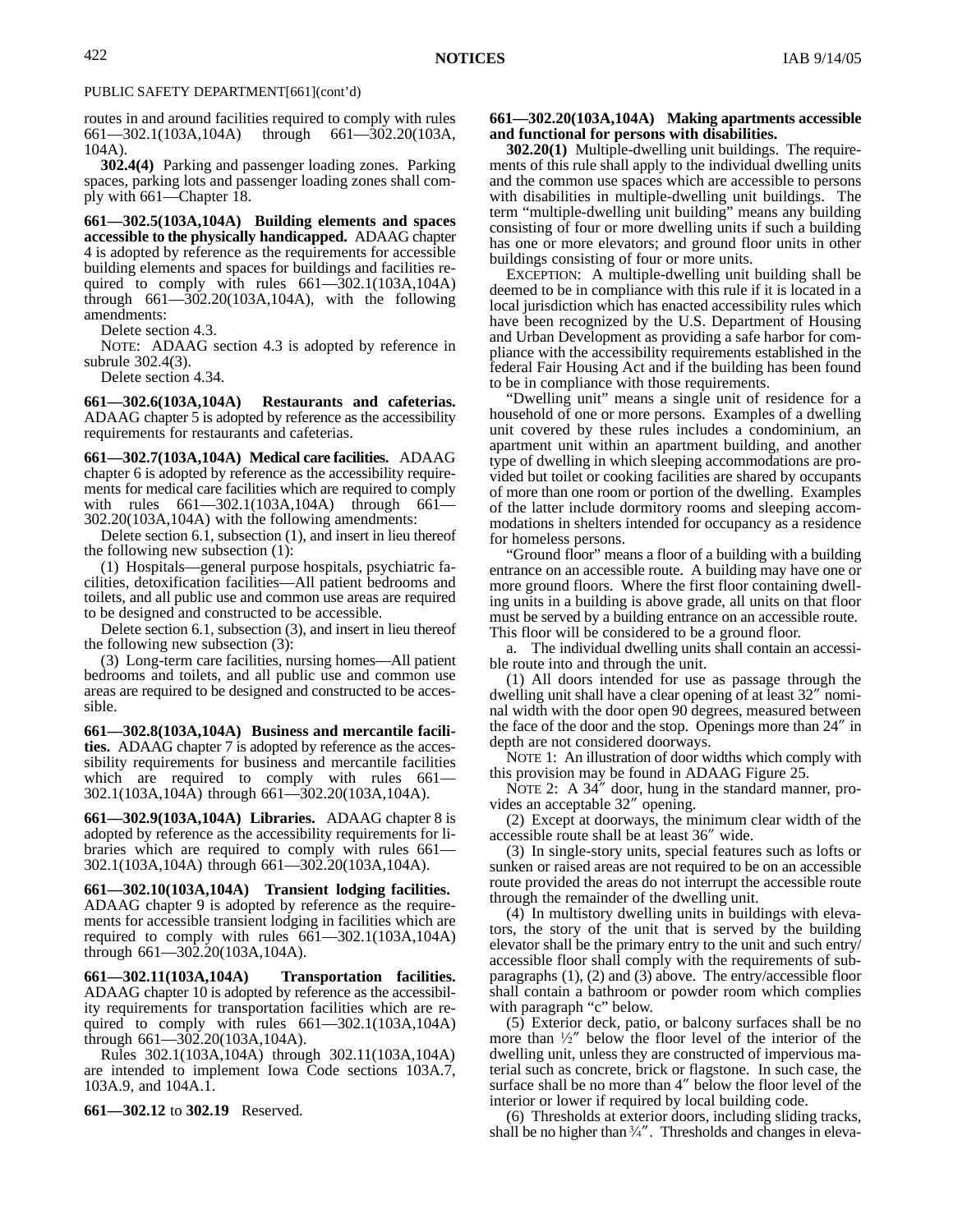PUBLIC SAFETY DEPARTMENT[661](cont'd)

routes in and around facilities required to comply with rules 661—302.1(103A,104A) through 661—302.20(103A, 104A).

**302.4(4)** Parking and passenger loading zones. Parking spaces, parking lots and passenger loading zones shall comply with 661—Chapter 18.

**661—302.5(103A,104A) Building elements and spaces accessible to the physically handicapped.** ADAAG chapter 4 is adopted by reference as the requirements for accessible building elements and spaces for buildings and facilities required to comply with rules 661—302.1(103A,104A) through 661—302.20(103A,104A), with the following amendments:

Delete section 4.3.

NOTE: ADAAG section 4.3 is adopted by reference in subrule 302.4(3).

Delete section 4.34.

**661—302.6(103A,104A) Restaurants and cafeterias.** ADAAG chapter 5 is adopted by reference as the accessibility requirements for restaurants and cafeterias.

**661—302.7(103A,104A) Medical care facilities.** ADAAG chapter 6 is adopted by reference as the accessibility requirements for medical care facilities which are required to comply with rules 661—302.1(103A,104A) through 661—302.20(103A,104A) with the following amendments:

Delete section 6.1, subsection (1), and insert in lieu thereof the following new subsection (1):

(1) Hospitals—general purpose hospitals, psychiatric facilities, detoxification facilities—All patient bedrooms and toilets, and all public use and common use areas are required to be designed and constructed to be accessible.

Delete section 6.1, subsection (3), and insert in lieu thereof the following new subsection (3):

(3) Long-term care facilities, nursing homes—All patient bedrooms and toilets, and all public use and common use areas are required to be designed and constructed to be accessible.

**661—302.8(103A,104A) Business and mercantile facilities.** ADAAG chapter 7 is adopted by reference as the accessibility requirements for business and mercantile facilities which are required to comply with rules 661—302.1(103A,104A) through 661—302.20(103A,104A).

**661—302.9(103A,104A) Libraries.** ADAAG chapter 8 is adopted by reference as the accessibility requirements for libraries which are required to comply with rules 661—302.1(103A,104A) through 661—302.20(103A,104A).

**661—302.10(103A,104A) Transient lodging facilities.** ADAAG chapter 9 is adopted by reference as the requirements for accessible transient lodging in facilities which are required to comply with rules 661—302.1(103A,104A) through 661—302.20(103A,104A).

**661—302.11(103A,104A) Transportation facilities.** ADAAG chapter 10 is adopted by reference as the accessibility requirements for transportation facilities which are required to comply with rules 661—302.1(103A,104A) through 661—302.20(103A,104A).

Rules 302.1(103A,104A) through 302.11(103A,104A) are intended to implement Iowa Code sections 103A.7, 103A.9, and 104A.1.

**661—302.12** to **302.19** Reserved.

**661—302.20(103A,104A) Making apartments accessible and functional for persons with disabilities.**

**302.20(1)** Multiple-dwelling unit buildings. The requirements of this rule shall apply to the individual dwelling units and the common use spaces which are accessible to persons with disabilities in multiple-dwelling unit buildings. The term "multiple-dwelling unit building" means any building consisting of four or more dwelling units if such a building has one or more elevators; and ground floor units in other buildings consisting of four or more units.

EXCEPTION: A multiple-dwelling unit building shall be deemed to be in compliance with this rule if it is located in a local jurisdiction which has enacted accessibility rules which have been recognized by the U.S. Department of Housing and Urban Development as providing a safe harbor for compliance with the accessibility requirements established in the federal Fair Housing Act and if the building has been found to be in compliance with those requirements.

"Dwelling unit" means a single unit of residence for a household of one or more persons. Examples of a dwelling unit covered by these rules includes a condominium, an apartment unit within an apartment building, and another type of dwelling in which sleeping accommodations are provided but toilet or cooking facilities are shared by occupants of more than one room or portion of the dwelling. Examples of the latter include dormitory rooms and sleeping accommodations in shelters intended for occupancy as a residence for homeless persons.

"Ground floor" means a floor of a building with a building entrance on an accessible route. A building may have one or more ground floors. Where the first floor containing dwelling units in a building is above grade, all units on that floor must be served by a building entrance on an accessible route. This floor will be considered to be a ground floor.

a. The individual dwelling units shall contain an accessible route into and through the unit.

(1) All doors intended for use as passage through the dwelling unit shall have a clear opening of at least 32″ nominal width with the door open 90 degrees, measured between the face of the door and the stop. Openings more than 24″ in depth are not considered doorways.

NOTE 1: An illustration of door widths which comply with this provision may be found in ADAAG Figure 25.

NOTE 2: A 34″ door, hung in the standard manner, provides an acceptable 32″ opening.

(2) Except at doorways, the minimum clear width of the accessible route shall be at least 36″ wide.

(3) In single-story units, special features such as lofts or sunken or raised areas are not required to be on an accessible route provided the areas do not interrupt the accessible route through the remainder of the dwelling unit.

(4) In multistory dwelling units in buildings with elevators, the story of the unit that is served by the building elevator shall be the primary entry to the unit and such entry/accessible floor shall comply with the requirements of subparagraphs (1), (2) and (3) above. The entry/accessible floor shall contain a bathroom or powder room which complies with paragraph "c" below.

(5) Exterior deck, patio, or balcony surfaces shall be no more than ½″ below the floor level of the interior of the dwelling unit, unless they are constructed of impervious material such as concrete, brick or flagstone. In such case, the surface shall be no more than 4″ below the floor level of the interior or lower if required by local building code.

(6) Thresholds at exterior doors, including sliding tracks, shall be no higher than ¾″. Thresholds and changes in eleva-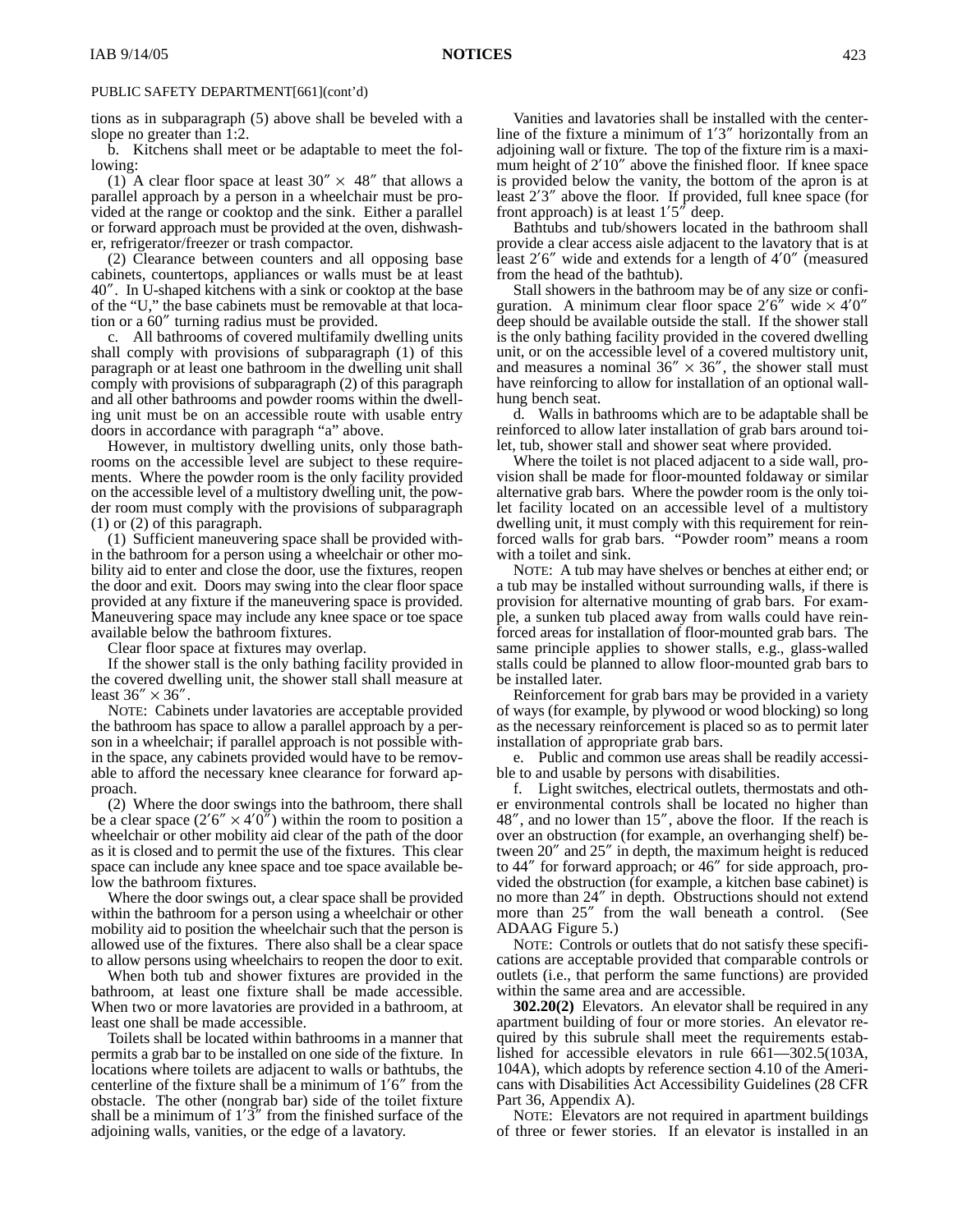PUBLIC SAFETY DEPARTMENT[661](cont'd)

tions as in subparagraph (5) above shall be beveled with a slope no greater than 1:2.

b. Kitchens shall meet or be adaptable to meet the following:

(1) A clear floor space at least 30″ × 48″ that allows a parallel approach by a person in a wheelchair must be provided at the range or cooktop and the sink. Either a parallel or forward approach must be provided at the oven, dishwasher, refrigerator/freezer or trash compactor.

(2) Clearance between counters and all opposing base cabinets, countertops, appliances or walls must be at least 40″. In U-shaped kitchens with a sink or cooktop at the base of the "U," the base cabinets must be removable at that location or a 60″ turning radius must be provided.

c. All bathrooms of covered multifamily dwelling units shall comply with provisions of subparagraph (1) of this paragraph or at least one bathroom in the dwelling unit shall comply with provisions of subparagraph (2) of this paragraph and all other bathrooms and powder rooms within the dwelling unit must be on an accessible route with usable entry doors in accordance with paragraph "a" above.

However, in multistory dwelling units, only those bathrooms on the accessible level are subject to these requirements. Where the powder room is the only facility provided on the accessible level of a multistory dwelling unit, the powder room must comply with the provisions of subparagraph (1) or (2) of this paragraph.

(1) Sufficient maneuvering space shall be provided within the bathroom for a person using a wheelchair or other mobility aid to enter and close the door, use the fixtures, reopen the door and exit. Doors may swing into the clear floor space provided at any fixture if the maneuvering space is provided. Maneuvering space may include any knee space or toe space available below the bathroom fixtures.

Clear floor space at fixtures may overlap.

If the shower stall is the only bathing facility provided in the covered dwelling unit, the shower stall shall measure at least 36″ × 36″.

NOTE: Cabinets under lavatories are acceptable provided the bathroom has space to allow a parallel approach by a person in a wheelchair; if parallel approach is not possible within the space, any cabinets provided would have to be removable to afford the necessary knee clearance for forward approach.

(2) Where the door swings into the bathroom, there shall be a clear space (2′6″ × 4′0″) within the room to position a wheelchair or other mobility aid clear of the path of the door as it is closed and to permit the use of the fixtures. This clear space can include any knee space and toe space available below the bathroom fixtures.

Where the door swings out, a clear space shall be provided within the bathroom for a person using a wheelchair or other mobility aid to position the wheelchair such that the person is allowed use of the fixtures. There also shall be a clear space to allow persons using wheelchairs to reopen the door to exit.

When both tub and shower fixtures are provided in the bathroom, at least one fixture shall be made accessible. When two or more lavatories are provided in a bathroom, at least one shall be made accessible.

Toilets shall be located within bathrooms in a manner that permits a grab bar to be installed on one side of the fixture. In locations where toilets are adjacent to walls or bathtubs, the centerline of the fixture shall be a minimum of 1′6″ from the obstacle. The other (nongrab bar) side of the toilet fixture shall be a minimum of 1′3″ from the finished surface of the adjoining walls, vanities, or the edge of a lavatory.

Vanities and lavatories shall be installed with the centerline of the fixture a minimum of 1′3″ horizontally from an adjoining wall or fixture. The top of the fixture rim is a maximum height of 2′10″ above the finished floor. If knee space is provided below the vanity, the bottom of the apron is at least 2′3″ above the floor. If provided, full knee space (for front approach) is at least 1′5″ deep.

Bathtubs and tub/showers located in the bathroom shall provide a clear access aisle adjacent to the lavatory that is at least 2′6″ wide and extends for a length of 4′0″ (measured from the head of the bathtub).

Stall showers in the bathroom may be of any size or configuration. A minimum clear floor space 2′6″ wide × 4′0″ deep should be available outside the stall. If the shower stall is the only bathing facility provided in the covered dwelling unit, or on the accessible level of a covered multistory unit, and measures a nominal 36″ × 36″, the shower stall must have reinforcing to allow for installation of an optional wall-hung bench seat.

d. Walls in bathrooms which are to be adaptable shall be reinforced to allow later installation of grab bars around toilet, tub, shower stall and shower seat where provided.

Where the toilet is not placed adjacent to a side wall, provision shall be made for floor-mounted foldaway or similar alternative grab bars. Where the powder room is the only toilet facility located on an accessible level of a multistory dwelling unit, it must comply with this requirement for reinforced walls for grab bars. "Powder room" means a room with a toilet and sink.

NOTE: A tub may have shelves or benches at either end; or a tub may be installed without surrounding walls, if there is provision for alternative mounting of grab bars. For example, a sunken tub placed away from walls could have reinforced areas for installation of floor-mounted grab bars. The same principle applies to shower stalls, e.g., glass-walled stalls could be planned to allow floor-mounted grab bars to be installed later.

Reinforcement for grab bars may be provided in a variety of ways (for example, by plywood or wood blocking) so long as the necessary reinforcement is placed so as to permit later installation of appropriate grab bars.

e. Public and common use areas shall be readily accessible to and usable by persons with disabilities.

f. Light switches, electrical outlets, thermostats and other environmental controls shall be located no higher than 48″, and no lower than 15″, above the floor. If the reach is over an obstruction (for example, an overhanging shelf) between 20″ and 25″ in depth, the maximum height is reduced to 44″ for forward approach; or 46″ for side approach, provided the obstruction (for example, a kitchen base cabinet) is no more than 24″ in depth. Obstructions should not extend more than 25″ from the wall beneath a control. (See ADAAG Figure 5.)

NOTE: Controls or outlets that do not satisfy these specifications are acceptable provided that comparable controls or outlets (i.e., that perform the same functions) are provided within the same area and are accessible.

**302.20(2)** Elevators. An elevator shall be required in any apartment building of four or more stories. An elevator required by this subrule shall meet the requirements established for accessible elevators in rule 661—302.5(103A, 104A), which adopts by reference section 4.10 of the Americans with Disabilities Act Accessibility Guidelines (28 CFR Part 36, Appendix A).

NOTE: Elevators are not required in apartment buildings of three or fewer stories. If an elevator is installed in an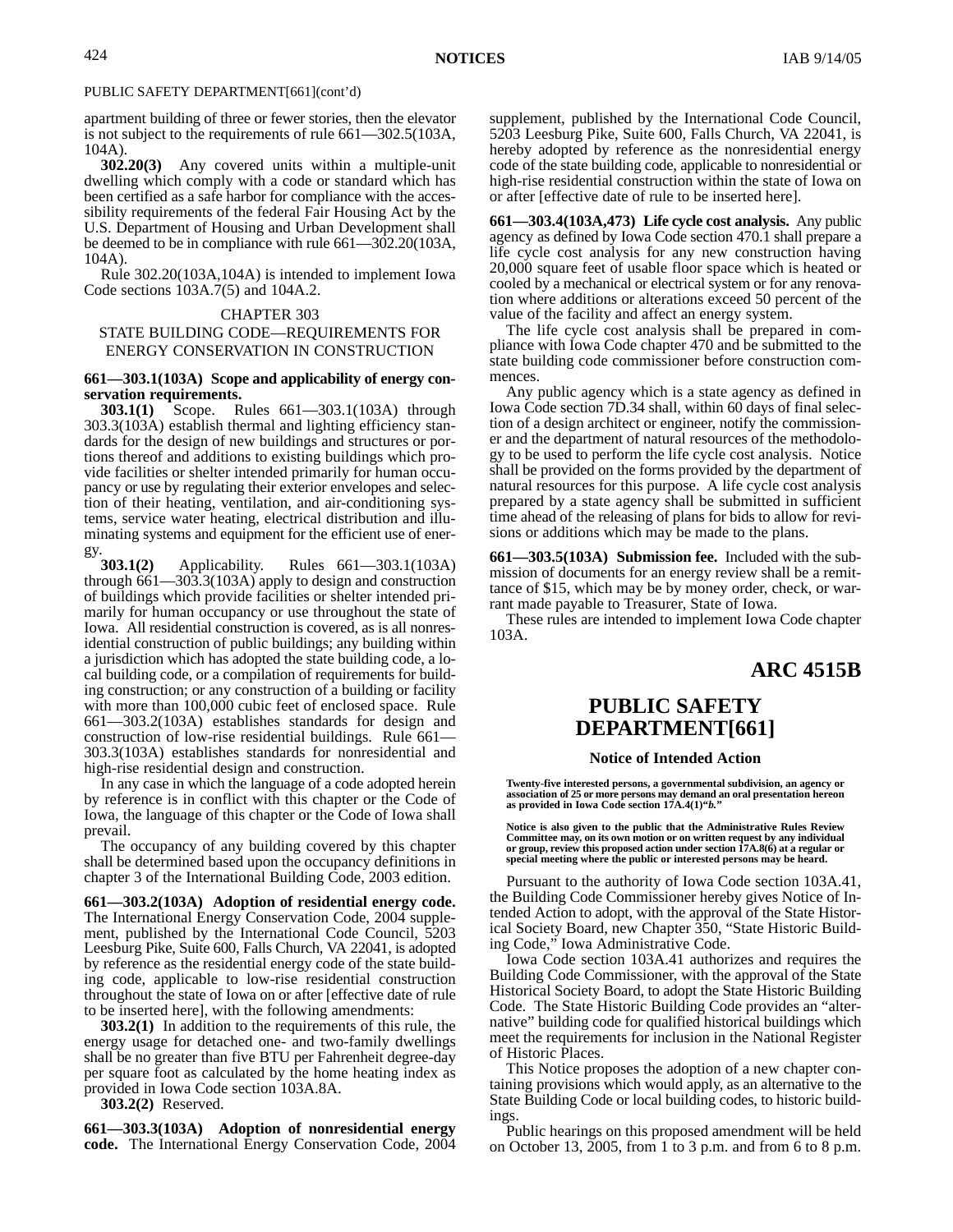PUBLIC SAFETY DEPARTMENT[661](cont'd)

apartment building of three or fewer stories, then the elevator is not subject to the requirements of rule 661—302.5(103A, 104A).

**302.20(3)** Any covered units within a multiple-unit dwelling which comply with a code or standard which has been certified as a safe harbor for compliance with the accessibility requirements of the federal Fair Housing Act by the U.S. Department of Housing and Urban Development shall be deemed to be in compliance with rule 661—302.20(103A, 104A).

Rule 302.20(103A,104A) is intended to implement Iowa Code sections 103A.7(5) and 104A.2.

CHAPTER 303
STATE BUILDING CODE—REQUIREMENTS FOR ENERGY CONSERVATION IN CONSTRUCTION

**661—303.1(103A) Scope and applicability of energy conservation requirements.**

**303.1(1)** Scope. Rules 661—303.1(103A) through 303.3(103A) establish thermal and lighting efficiency standards for the design of new buildings and structures or portions thereof and additions to existing buildings which provide facilities or shelter intended primarily for human occupancy or use by regulating their exterior envelopes and selection of their heating, ventilation, and air-conditioning systems, service water heating, electrical distribution and illuminating systems and equipment for the efficient use of energy.

**303.1(2)** Applicability. Rules 661—303.1(103A) through 661—303.3(103A) apply to design and construction of buildings which provide facilities or shelter intended primarily for human occupancy or use throughout the state of Iowa. All residential construction is covered, as is all nonresidential construction of public buildings; any building within a jurisdiction which has adopted the state building code, a local building code, or a compilation of requirements for building construction; or any construction of a building or facility with more than 100,000 cubic feet of enclosed space. Rule 661—303.2(103A) establishes standards for design and construction of low-rise residential buildings. Rule 661—303.3(103A) establishes standards for nonresidential and high-rise residential design and construction.

In any case in which the language of a code adopted herein by reference is in conflict with this chapter or the Code of Iowa, the language of this chapter or the Code of Iowa shall prevail.

The occupancy of any building covered by this chapter shall be determined based upon the occupancy definitions in chapter 3 of the International Building Code, 2003 edition.

**661—303.2(103A) Adoption of residential energy code.** The International Energy Conservation Code, 2004 supplement, published by the International Code Council, 5203 Leesburg Pike, Suite 600, Falls Church, VA 22041, is adopted by reference as the residential energy code of the state building code, applicable to low-rise residential construction throughout the state of Iowa on or after [effective date of rule to be inserted here], with the following amendments:

**303.2(1)** In addition to the requirements of this rule, the energy usage for detached one- and two-family dwellings shall be no greater than five BTU per Fahrenheit degree-day per square foot as calculated by the home heating index as provided in Iowa Code section 103A.8A.

**303.2(2)** Reserved.

**661—303.3(103A) Adoption of nonresidential energy code.** The International Energy Conservation Code, 2004 supplement, published by the International Code Council, 5203 Leesburg Pike, Suite 600, Falls Church, VA 22041, is hereby adopted by reference as the nonresidential energy code of the state building code, applicable to nonresidential or high-rise residential construction within the state of Iowa on or after [effective date of rule to be inserted here].

**661—303.4(103A,473) Life cycle cost analysis.** Any public agency as defined by Iowa Code section 470.1 shall prepare a life cycle cost analysis for any new construction having 20,000 square feet of usable floor space which is heated or cooled by a mechanical or electrical system or for any renovation where additions or alterations exceed 50 percent of the value of the facility and affect an energy system.

The life cycle cost analysis shall be prepared in compliance with Iowa Code chapter 470 and be submitted to the state building code commissioner before construction commences.

Any public agency which is a state agency as defined in Iowa Code section 7D.34 shall, within 60 days of final selection of a design architect or engineer, notify the commissioner and the department of natural resources of the methodology to be used to perform the life cycle cost analysis. Notice shall be provided on the forms provided by the department of natural resources for this purpose. A life cycle cost analysis prepared by a state agency shall be submitted in sufficient time ahead of the releasing of plans for bids to allow for revisions or additions which may be made to the plans.

**661—303.5(103A) Submission fee.** Included with the submission of documents for an energy review shall be a remittance of $15, which may be by money order, check, or warrant made payable to Treasurer, State of Iowa.

These rules are intended to implement Iowa Code chapter 103A.

# ARC 4515B

## PUBLIC SAFETY DEPARTMENT[661]

### Notice of Intended Action

**Twenty-five interested persons, a governmental subdivision, an agency or association of 25 or more persons may demand an oral presentation hereon as provided in Iowa Code section 17A.4(1)"*b.*"**

**Notice is also given to the public that the Administrative Rules Review Committee may, on its own motion or on written request by any individual or group, review this proposed action under section 17A.8(6) at a regular or special meeting where the public or interested persons may be heard.**

Pursuant to the authority of Iowa Code section 103A.41, the Building Code Commissioner hereby gives Notice of Intended Action to adopt, with the approval of the State Historical Society Board, new Chapter 350, "State Historic Building Code," Iowa Administrative Code.

Iowa Code section 103A.41 authorizes and requires the Building Code Commissioner, with the approval of the State Historical Society Board, to adopt the State Historic Building Code. The State Historic Building Code provides an "alternative" building code for qualified historical buildings which meet the requirements for inclusion in the National Register of Historic Places.

This Notice proposes the adoption of a new chapter containing provisions which would apply, as an alternative to the State Building Code or local building codes, to historic buildings.

Public hearings on this proposed amendment will be held on October 13, 2005, from 1 to 3 p.m. and from 6 to 8 p.m.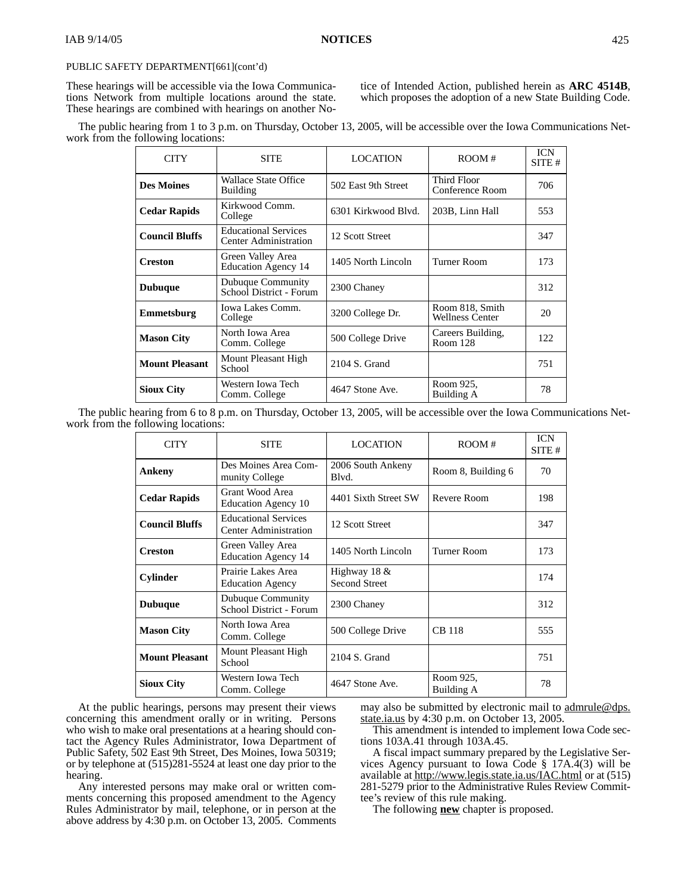PUBLIC SAFETY DEPARTMENT[661](cont'd)

These hearings will be accessible via the Iowa Communications Network from multiple locations around the state. These hearings are combined with hearings on another Notice of Intended Action, published herein as **ARC 4514B**, which proposes the adoption of a new State Building Code.

The public hearing from 1 to 3 p.m. on Thursday, October 13, 2005, will be accessible over the Iowa Communications Network from the following locations:

| CITY | SITE | LOCATION | ROOM # | ICN SITE # |
|---|---|---|---|---|
| **Des Moines** | Wallace State Office Building | 502 East 9th Street | Third Floor Conference Room | 706 |
| **Cedar Rapids** | Kirkwood Comm. College | 6301 Kirkwood Blvd. | 203B, Linn Hall | 553 |
| **Council Bluffs** | Educational Services Center Administration | 12 Scott Street | | 347 |
| **Creston** | Green Valley Area Education Agency 14 | 1405 North Lincoln | Turner Room | 173 |
| **Dubuque** | Dubuque Community School District - Forum | 2300 Chaney | | 312 |
| **Emmetsburg** | Iowa Lakes Comm. College | 3200 College Dr. | Room 818, Smith Wellness Center | 20 |
| **Mason City** | North Iowa Area Comm. College | 500 College Drive | Careers Building, Room 128 | 122 |
| **Mount Pleasant** | Mount Pleasant High School | 2104 S. Grand | | 751 |
| **Sioux City** | Western Iowa Tech Comm. College | 4647 Stone Ave. | Room 925, Building A | 78 |

The public hearing from 6 to 8 p.m. on Thursday, October 13, 2005, will be accessible over the Iowa Communications Network from the following locations:

| CITY | SITE | LOCATION | ROOM # | ICN SITE # |
|---|---|---|---|---|
| **Ankeny** | Des Moines Area Community College | 2006 South Ankeny Blvd. | Room 8, Building 6 | 70 |
| **Cedar Rapids** | Grant Wood Area Education Agency 10 | 4401 Sixth Street SW | Revere Room | 198 |
| **Council Bluffs** | Educational Services Center Administration | 12 Scott Street | | 347 |
| **Creston** | Green Valley Area Education Agency 14 | 1405 North Lincoln | Turner Room | 173 |
| **Cylinder** | Prairie Lakes Area Education Agency | Highway 18 & Second Street | | 174 |
| **Dubuque** | Dubuque Community School District - Forum | 2300 Chaney | | 312 |
| **Mason City** | North Iowa Area Comm. College | 500 College Drive | CB 118 | 555 |
| **Mount Pleasant** | Mount Pleasant High School | 2104 S. Grand | | 751 |
| **Sioux City** | Western Iowa Tech Comm. College | 4647 Stone Ave. | Room 925, Building A | 78 |

At the public hearings, persons may present their views concerning this amendment orally or in writing. Persons who wish to make oral presentations at a hearing should contact the Agency Rules Administrator, Iowa Department of Public Safety, 502 East 9th Street, Des Moines, Iowa 50319; or by telephone at (515)281-5524 at least one day prior to the hearing.

Any interested persons may make oral or written comments concerning this proposed amendment to the Agency Rules Administrator by mail, telephone, or in person at the above address by 4:30 p.m. on October 13, 2005. Comments may also be submitted by electronic mail to admrule@dps.state.ia.us by 4:30 p.m. on October 13, 2005.

This amendment is intended to implement Iowa Code sections 103A.41 through 103A.45.

A fiscal impact summary prepared by the Legislative Services Agency pursuant to Iowa Code § 17A.4(3) will be available at http://www.legis.state.ia.us/IAC.html or at (515) 281-5279 prior to the Administrative Rules Review Committee's review of this rule making.

The following **new** chapter is proposed.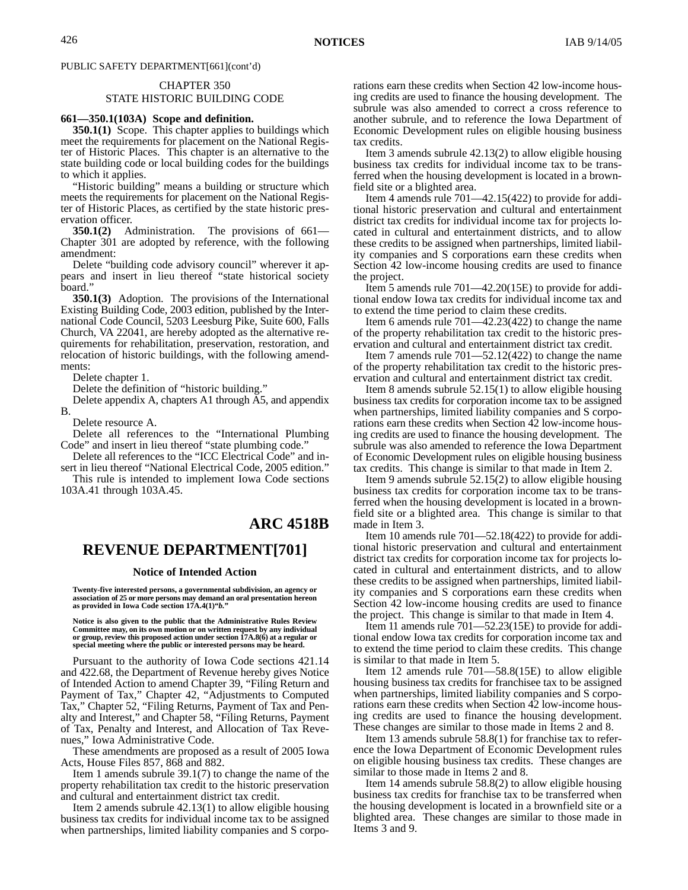PUBLIC SAFETY DEPARTMENT[661](cont'd)

CHAPTER 350
STATE HISTORIC BUILDING CODE

**661—350.1(103A) Scope and definition.**

**350.1(1)** Scope. This chapter applies to buildings which meet the requirements for placement on the National Register of Historic Places. This chapter is an alternative to the state building code or local building codes for the buildings to which it applies.

"Historic building" means a building or structure which meets the requirements for placement on the National Register of Historic Places, as certified by the state historic preservation officer.

**350.1(2)** Administration. The provisions of 661—Chapter 301 are adopted by reference, with the following amendment:

Delete "building code advisory council" wherever it appears and insert in lieu thereof "state historical society board."

**350.1(3)** Adoption. The provisions of the International Existing Building Code, 2003 edition, published by the International Code Council, 5203 Leesburg Pike, Suite 600, Falls Church, VA 22041, are hereby adopted as the alternative requirements for rehabilitation, preservation, restoration, and relocation of historic buildings, with the following amendments:

Delete chapter 1.

Delete the definition of "historic building."

Delete appendix A, chapters A1 through A5, and appendix B.

Delete resource A.

Delete all references to the "International Plumbing Code" and insert in lieu thereof "state plumbing code."

Delete all references to the "ICC Electrical Code" and insert in lieu thereof "National Electrical Code, 2005 edition."

This rule is intended to implement Iowa Code sections 103A.41 through 103A.45.

# ARC 4518B

# REVENUE DEPARTMENT[701]

**Notice of Intended Action**

**Twenty-five interested persons, a governmental subdivision, an agency or association of 25 or more persons may demand an oral presentation hereon as provided in Iowa Code section 17A.4(1)"*b*."**

**Notice is also given to the public that the Administrative Rules Review Committee may, on its own motion or on written request by any individual or group, review this proposed action under section 17A.8(6) at a regular or special meeting where the public or interested persons may be heard.**

Pursuant to the authority of Iowa Code sections 421.14 and 422.68, the Department of Revenue hereby gives Notice of Intended Action to amend Chapter 39, "Filing Return and Payment of Tax," Chapter 42, "Adjustments to Computed Tax," Chapter 52, "Filing Returns, Payment of Tax and Penalty and Interest," and Chapter 58, "Filing Returns, Payment of Tax, Penalty and Interest, and Allocation of Tax Revenues," Iowa Administrative Code.

These amendments are proposed as a result of 2005 Iowa Acts, House Files 857, 868 and 882.

Item 1 amends subrule 39.1(7) to change the name of the property rehabilitation tax credit to the historic preservation and cultural and entertainment district tax credit.

Item 2 amends subrule 42.13(1) to allow eligible housing business tax credits for individual income tax to be assigned when partnerships, limited liability companies and S corporations earn these credits when Section 42 low-income housing credits are used to finance the housing development. The subrule was also amended to correct a cross reference to another subrule, and to reference the Iowa Department of Economic Development rules on eligible housing business tax credits.

Item 3 amends subrule 42.13(2) to allow eligible housing business tax credits for individual income tax to be transferred when the housing development is located in a brownfield site or a blighted area.

Item 4 amends rule 701—42.15(422) to provide for additional historic preservation and cultural and entertainment district tax credits for individual income tax for projects located in cultural and entertainment districts, and to allow these credits to be assigned when partnerships, limited liability companies and S corporations earn these credits when Section 42 low-income housing credits are used to finance the project.

Item 5 amends rule 701—42.20(15E) to provide for additional endow Iowa tax credits for individual income tax and to extend the time period to claim these credits.

Item 6 amends rule 701—42.23(422) to change the name of the property rehabilitation tax credit to the historic preservation and cultural and entertainment district tax credit.

Item 7 amends rule 701—52.12(422) to change the name of the property rehabilitation tax credit to the historic preservation and cultural and entertainment district tax credit.

Item 8 amends subrule 52.15(1) to allow eligible housing business tax credits for corporation income tax to be assigned when partnerships, limited liability companies and S corporations earn these credits when Section 42 low-income housing credits are used to finance the housing development. The subrule was also amended to reference the Iowa Department of Economic Development rules on eligible housing business tax credits. This change is similar to that made in Item 2.

Item 9 amends subrule 52.15(2) to allow eligible housing business tax credits for corporation income tax to be transferred when the housing development is located in a brownfield site or a blighted area. This change is similar to that made in Item 3.

Item 10 amends rule 701—52.18(422) to provide for additional historic preservation and cultural and entertainment district tax credits for corporation income tax for projects located in cultural and entertainment districts, and to allow these credits to be assigned when partnerships, limited liability companies and S corporations earn these credits when Section 42 low-income housing credits are used to finance the project. This change is similar to that made in Item 4.

Item 11 amends rule 701—52.23(15E) to provide for additional endow Iowa tax credits for corporation income tax and to extend the time period to claim these credits. This change is similar to that made in Item 5.

Item 12 amends rule 701—58.8(15E) to allow eligible housing business tax credits for franchisee tax to be assigned when partnerships, limited liability companies and S corporations earn these credits when Section 42 low-income housing credits are used to finance the housing development. These changes are similar to those made in Items 2 and 8.

Item 13 amends subrule 58.8(1) for franchise tax to reference the Iowa Department of Economic Development rules on eligible housing business tax credits. These changes are similar to those made in Items 2 and 8.

Item 14 amends subrule 58.8(2) to allow eligible housing business tax credits for franchise tax to be transferred when the housing development is located in a brownfield site or a blighted area. These changes are similar to those made in Items 3 and 9.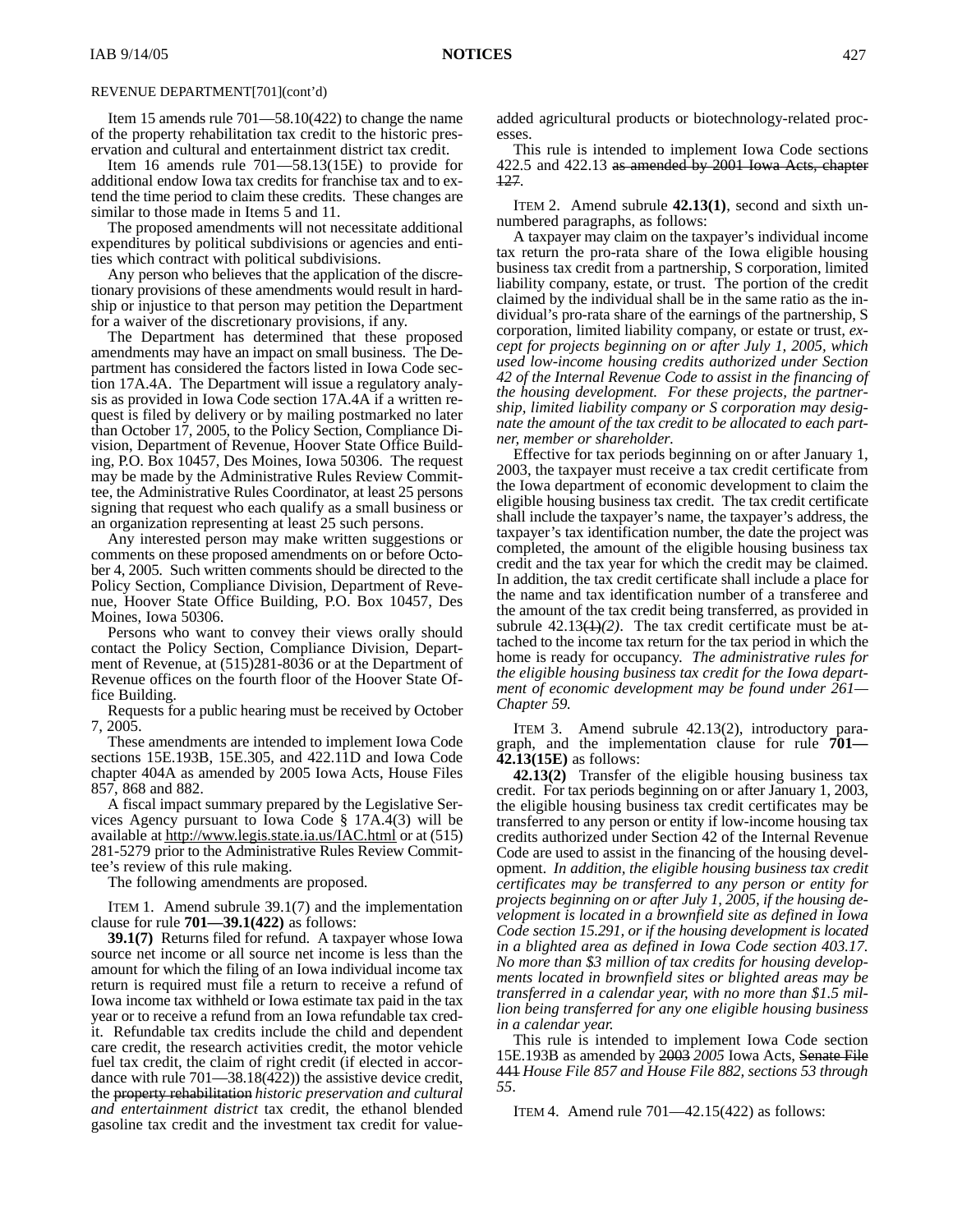REVENUE DEPARTMENT[701](cont'd)

Item 15 amends rule 701—58.10(422) to change the name of the property rehabilitation tax credit to the historic preservation and cultural and entertainment district tax credit.

Item 16 amends rule 701—58.13(15E) to provide for additional endow Iowa tax credits for franchise tax and to extend the time period to claim these credits. These changes are similar to those made in Items 5 and 11.

The proposed amendments will not necessitate additional expenditures by political subdivisions or agencies and entities which contract with political subdivisions.

Any person who believes that the application of the discretionary provisions of these amendments would result in hardship or injustice to that person may petition the Department for a waiver of the discretionary provisions, if any.

The Department has determined that these proposed amendments may have an impact on small business. The Department has considered the factors listed in Iowa Code section 17A.4A. The Department will issue a regulatory analysis as provided in Iowa Code section 17A.4A if a written request is filed by delivery or by mailing postmarked no later than October 17, 2005, to the Policy Section, Compliance Division, Department of Revenue, Hoover State Office Building, P.O. Box 10457, Des Moines, Iowa 50306. The request may be made by the Administrative Rules Review Committee, the Administrative Rules Coordinator, at least 25 persons signing that request who each qualify as a small business or an organization representing at least 25 such persons.

Any interested person may make written suggestions or comments on these proposed amendments on or before October 4, 2005. Such written comments should be directed to the Policy Section, Compliance Division, Department of Revenue, Hoover State Office Building, P.O. Box 10457, Des Moines, Iowa 50306.

Persons who want to convey their views orally should contact the Policy Section, Compliance Division, Department of Revenue, at (515)281-8036 or at the Department of Revenue offices on the fourth floor of the Hoover State Office Building.

Requests for a public hearing must be received by October 7, 2005.

These amendments are intended to implement Iowa Code sections 15E.193B, 15E.305, and 422.11D and Iowa Code chapter 404A as amended by 2005 Iowa Acts, House Files 857, 868 and 882.

A fiscal impact summary prepared by the Legislative Services Agency pursuant to Iowa Code § 17A.4(3) will be available at http://www.legis.state.ia.us/IAC.html or at (515) 281-5279 prior to the Administrative Rules Review Committee's review of this rule making.

The following amendments are proposed.

ITEM 1. Amend subrule 39.1(7) and the implementation clause for rule **701—39.1(422)** as follows:

**39.1(7)** Returns filed for refund. A taxpayer whose Iowa source net income or all source net income is less than the amount for which the filing of an Iowa individual income tax return is required must file a return to receive a refund of Iowa income tax withheld or Iowa estimate tax paid in the tax year or to receive a refund from an Iowa refundable tax credit. Refundable tax credits include the child and dependent care credit, the research activities credit, the motor vehicle fuel tax credit, the claim of right credit (if elected in accordance with rule 701—38.18(422)) the assistive device credit, the ~~property rehabilitation~~ *historic preservation and cultural and entertainment district* tax credit, the ethanol blended gasoline tax credit and the investment tax credit for value-added agricultural products or biotechnology-related processes.

This rule is intended to implement Iowa Code sections 422.5 and 422.13 ~~as amended by 2001 Iowa Acts, chapter 127~~.

ITEM 2. Amend subrule **42.13(1)**, second and sixth unnumbered paragraphs, as follows:

A taxpayer may claim on the taxpayer's individual income tax return the pro-rata share of the Iowa eligible housing business tax credit from a partnership, S corporation, limited liability company, estate, or trust. The portion of the credit claimed by the individual shall be in the same ratio as the individual's pro-rata share of the earnings of the partnership, S corporation, limited liability company, or estate or trust, *except for projects beginning on or after July 1, 2005, which used low-income housing credits authorized under Section 42 of the Internal Revenue Code to assist in the financing of the housing development. For these projects, the partnership, limited liability company or S corporation may designate the amount of the tax credit to be allocated to each partner, member or shareholder.*

Effective for tax periods beginning on or after January 1, 2003, the taxpayer must receive a tax credit certificate from the Iowa department of economic development to claim the eligible housing business tax credit. The tax credit certificate shall include the taxpayer's name, the taxpayer's address, the taxpayer's tax identification number, the date the project was completed, the amount of the eligible housing business tax credit and the tax year for which the credit may be claimed. In addition, the tax credit certificate shall include a place for the name and tax identification number of a transferee and the amount of the tax credit being transferred, as provided in subrule 42.13~~(1)~~*(2)*. The tax credit certificate must be attached to the income tax return for the tax period in which the home is ready for occupancy. *The administrative rules for the eligible housing business tax credit for the Iowa department of economic development may be found under 261—Chapter 59.*

ITEM 3. Amend subrule 42.13(2), introductory paragraph, and the implementation clause for rule **701—42.13(15E)** as follows:

**42.13(2)** Transfer of the eligible housing business tax credit. For tax periods beginning on or after January 1, 2003, the eligible housing business tax credit certificates may be transferred to any person or entity if low-income housing tax credits authorized under Section 42 of the Internal Revenue Code are used to assist in the financing of the housing development. *In addition, the eligible housing business tax credit certificates may be transferred to any person or entity for projects beginning on or after July 1, 2005, if the housing development is located in a brownfield site as defined in Iowa Code section 15.291, or if the housing development is located in a blighted area as defined in Iowa Code section 403.17. No more than $3 million of tax credits for housing developments located in brownfield sites or blighted areas may be transferred in a calendar year, with no more than $1.5 million being transferred for any one eligible housing business in a calendar year.*

This rule is intended to implement Iowa Code section 15E.193B as amended by ~~2003~~ *2005* Iowa Acts, ~~Senate File 441~~ *House File 857 and House File 882, sections 53 through 55*.

ITEM 4. Amend rule 701—42.15(422) as follows: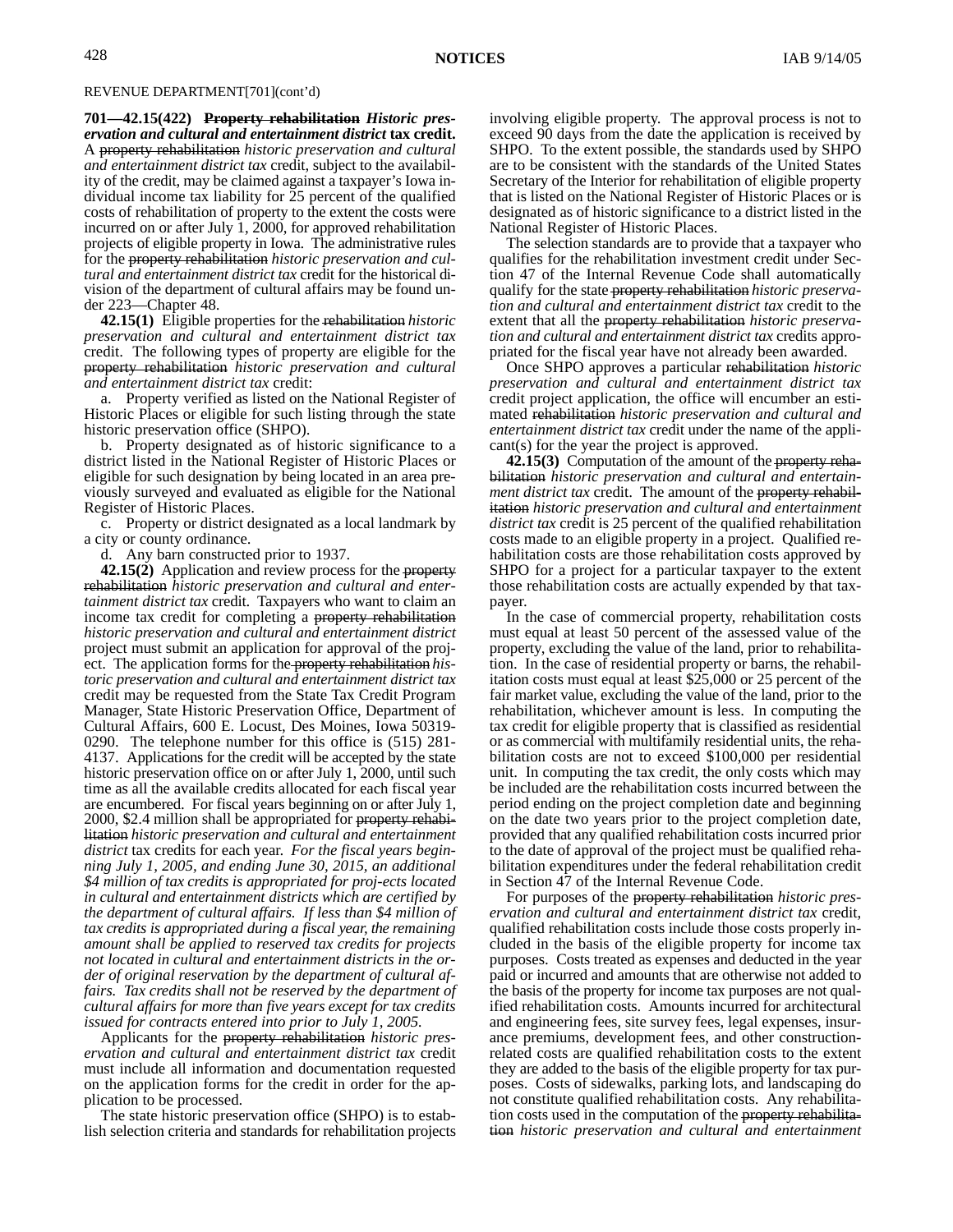REVENUE DEPARTMENT[701](cont'd)

**701—42.15(422) ~~Property rehabilitation~~ *Historic preservation and cultural and entertainment district* tax credit.** A ~~property rehabilitation~~ *historic preservation and cultural and entertainment district tax* credit, subject to the availability of the credit, may be claimed against a taxpayer's Iowa individual income tax liability for 25 percent of the qualified costs of rehabilitation of property to the extent the costs were incurred on or after July 1, 2000, for approved rehabilitation projects of eligible property in Iowa. The administrative rules for the ~~property rehabilitation~~ *historic preservation and cultural and entertainment district tax* credit for the historical division of the department of cultural affairs may be found under 223—Chapter 48.

**42.15(1)** Eligible properties for the ~~rehabilitation~~ *historic preservation and cultural and entertainment district tax* credit. The following types of property are eligible for the ~~property rehabilitation~~ *historic preservation and cultural and entertainment district tax* credit:

a. Property verified as listed on the National Register of Historic Places or eligible for such listing through the state historic preservation office (SHPO).

b. Property designated as of historic significance to a district listed in the National Register of Historic Places or eligible for such designation by being located in an area previously surveyed and evaluated as eligible for the National Register of Historic Places.

c. Property or district designated as a local landmark by a city or county ordinance.

d. Any barn constructed prior to 1937.

**42.15(2)** Application and review process for the ~~property rehabilitation~~ *historic preservation and cultural and entertainment district tax* credit. Taxpayers who want to claim an income tax credit for completing a ~~property rehabilitation~~ *historic preservation and cultural and entertainment district* project must submit an application for approval of the project. The application forms for the ~~property rehabilitation~~ *historic preservation and cultural and entertainment district tax* credit may be requested from the State Tax Credit Program Manager, State Historic Preservation Office, Department of Cultural Affairs, 600 E. Locust, Des Moines, Iowa 50319-0290. The telephone number for this office is (515) 281-4137. Applications for the credit will be accepted by the state historic preservation office on or after July 1, 2000, until such time as all the available credits allocated for each fiscal year are encumbered. For fiscal years beginning on or after July 1, 2000, $2.4 million shall be appropriated for ~~property rehabilitation~~ *historic preservation and cultural and entertainment district* tax credits for each year. *For the fiscal years beginning July 1, 2005, and ending June 30, 2015, an additional $4 million of tax credits is appropriated for proj-ects located in cultural and entertainment districts which are certified by the department of cultural affairs. If less than $4 million of tax credits is appropriated during a fiscal year, the remaining amount shall be applied to reserved tax credits for projects not located in cultural and entertainment districts in the order of original reservation by the department of cultural affairs. Tax credits shall not be reserved by the department of cultural affairs for more than five years except for tax credits issued for contracts entered into prior to July 1, 2005.*

Applicants for the ~~property rehabilitation~~ *historic preservation and cultural and entertainment district tax* credit must include all information and documentation requested on the application forms for the credit in order for the application to be processed.

The state historic preservation office (SHPO) is to establish selection criteria and standards for rehabilitation projects involving eligible property. The approval process is not to exceed 90 days from the date the application is received by SHPO. To the extent possible, the standards used by SHPO are to be consistent with the standards of the United States Secretary of the Interior for rehabilitation of eligible property that is listed on the National Register of Historic Places or is designated as of historic significance to a district listed in the National Register of Historic Places.

The selection standards are to provide that a taxpayer who qualifies for the rehabilitation investment credit under Section 47 of the Internal Revenue Code shall automatically qualify for the state ~~property rehabilitation~~ *historic preservation and cultural and entertainment district tax* credit to the extent that all the ~~property rehabilitation~~ *historic preservation and cultural and entertainment district tax* credits appropriated for the fiscal year have not already been awarded.

Once SHPO approves a particular ~~rehabilitation~~ *historic preservation and cultural and entertainment district tax* credit project application, the office will encumber an estimated ~~rehabilitation~~ *historic preservation and cultural and entertainment district tax* credit under the name of the applicant(s) for the year the project is approved.

**42.15(3)** Computation of the amount of the ~~property rehabilitation~~ *historic preservation and cultural and entertainment district tax* credit. The amount of the ~~property rehabilitation~~ *historic preservation and cultural and entertainment district tax* credit is 25 percent of the qualified rehabilitation costs made to an eligible property in a project. Qualified rehabilitation costs are those rehabilitation costs approved by SHPO for a project for a particular taxpayer to the extent those rehabilitation costs are actually expended by that taxpayer.

In the case of commercial property, rehabilitation costs must equal at least 50 percent of the assessed value of the property, excluding the value of the land, prior to rehabilitation. In the case of residential property or barns, the rehabilitation costs must equal at least $25,000 or 25 percent of the fair market value, excluding the value of the land, prior to the rehabilitation, whichever amount is less. In computing the tax credit for eligible property that is classified as residential or as commercial with multifamily residential units, the rehabilitation costs are not to exceed $100,000 per residential unit. In computing the tax credit, the only costs which may be included are the rehabilitation costs incurred between the period ending on the project completion date and beginning on the date two years prior to the project completion date, provided that any qualified rehabilitation costs incurred prior to the date of approval of the project must be qualified rehabilitation expenditures under the federal rehabilitation credit in Section 47 of the Internal Revenue Code.

For purposes of the ~~property rehabilitation~~ *historic preservation and cultural and entertainment district tax* credit, qualified rehabilitation costs include those costs properly included in the basis of the eligible property for income tax purposes. Costs treated as expenses and deducted in the year paid or incurred and amounts that are otherwise not added to the basis of the property for income tax purposes are not qualified rehabilitation costs. Amounts incurred for architectural and engineering fees, site survey fees, legal expenses, insurance premiums, development fees, and other construction-related costs are qualified rehabilitation costs to the extent they are added to the basis of the eligible property for tax purposes. Costs of sidewalks, parking lots, and landscaping do not constitute qualified rehabilitation costs. Any rehabilitation costs used in the computation of the ~~property rehabilitation~~ *historic preservation and cultural and entertainment*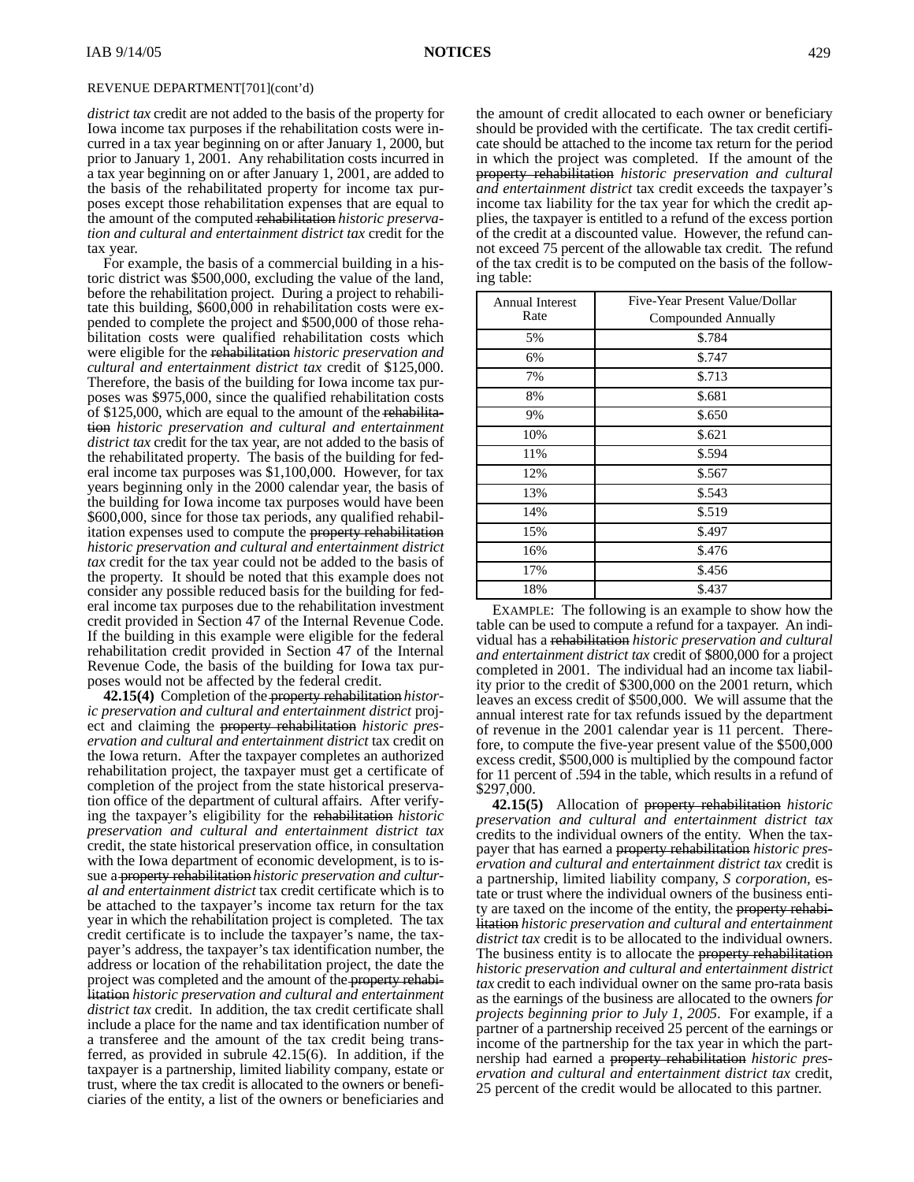REVENUE DEPARTMENT[701](cont'd)

*district tax* credit are not added to the basis of the property for Iowa income tax purposes if the rehabilitation costs were incurred in a tax year beginning on or after January 1, 2000, but prior to January 1, 2001. Any rehabilitation costs incurred in a tax year beginning on or after January 1, 2001, are added to the basis of the rehabilitated property for income tax purposes except those rehabilitation expenses that are equal to the amount of the computed ~~rehabilitation~~ *historic preservation and cultural and entertainment district tax* credit for the tax year.

For example, the basis of a commercial building in a historic district was $500,000, excluding the value of the land, before the rehabilitation project. During a project to rehabilitate this building, $600,000 in rehabilitation costs were expended to complete the project and $500,000 of those rehabilitation costs were qualified rehabilitation costs which were eligible for the ~~rehabilitation~~ *historic preservation and cultural and entertainment district tax* credit of $125,000. Therefore, the basis of the building for Iowa income tax purposes was $975,000, since the qualified rehabilitation costs of $125,000, which are equal to the amount of the ~~rehabilitation~~ *historic preservation and cultural and entertainment district tax* credit for the tax year, are not added to the basis of the rehabilitated property. The basis of the building for federal income tax purposes was $1,100,000. However, for tax years beginning only in the 2000 calendar year, the basis of the building for Iowa income tax purposes would have been $600,000, since for those tax periods, any qualified rehabilitation expenses used to compute the ~~property rehabilitation~~ *historic preservation and cultural and entertainment district tax* credit for the tax year could not be added to the basis of the property. It should be noted that this example does not consider any possible reduced basis for the building for federal income tax purposes due to the rehabilitation investment credit provided in Section 47 of the Internal Revenue Code. If the building in this example were eligible for the federal rehabilitation credit provided in Section 47 of the Internal Revenue Code, the basis of the building for Iowa tax purposes would not be affected by the federal credit.

**42.15(4)** Completion of the ~~property rehabilitation~~ *historic preservation and cultural and entertainment district* project and claiming the ~~property rehabilitation~~ *historic preservation and cultural and entertainment district* tax credit on the Iowa return. After the taxpayer completes an authorized rehabilitation project, the taxpayer must get a certificate of completion of the project from the state historical preservation office of the department of cultural affairs. After verifying the taxpayer's eligibility for the ~~rehabilitation~~ *historic preservation and cultural and entertainment district tax* credit, the state historical preservation office, in consultation with the Iowa department of economic development, is to issue a ~~property rehabilitation~~ *historic preservation and cultural and entertainment district* tax credit certificate which is to be attached to the taxpayer's income tax return for the tax year in which the rehabilitation project is completed. The tax credit certificate is to include the taxpayer's name, the taxpayer's address, the taxpayer's tax identification number, the address or location of the rehabilitation project, the date the project was completed and the amount of the ~~property rehabilitation~~ *historic preservation and cultural and entertainment district tax* credit. In addition, the tax credit certificate shall include a place for the name and tax identification number of a transferee and the amount of the tax credit being transferred, as provided in subrule 42.15(6). In addition, if the taxpayer is a partnership, limited liability company, estate or trust, where the tax credit is allocated to the owners or beneficiaries of the entity, a list of the owners or beneficiaries and the amount of credit allocated to each owner or beneficiary should be provided with the certificate. The tax credit certificate should be attached to the income tax return for the period in which the project was completed. If the amount of the ~~property rehabilitation~~ *historic preservation and cultural and entertainment district tax* credit exceeds the taxpayer's income tax liability for the tax year for which the credit applies, the taxpayer is entitled to a refund of the excess portion of the credit at a discounted value. However, the refund cannot exceed 75 percent of the allowable tax credit. The refund of the tax credit is to be computed on the basis of the following table:

| Annual Interest Rate | Five-Year Present Value/Dollar Compounded Annually |
|---|---|
| 5% | $.784 |
| 6% | $.747 |
| 7% | $.713 |
| 8% | $.681 |
| 9% | $.650 |
| 10% | $.621 |
| 11% | $.594 |
| 12% | $.567 |
| 13% | $.543 |
| 14% | $.519 |
| 15% | $.497 |
| 16% | $.476 |
| 17% | $.456 |
| 18% | $.437 |

EXAMPLE: The following is an example to show how the table can be used to compute a refund for a taxpayer. An individual has a ~~rehabilitation~~ *historic preservation and cultural and entertainment district tax* credit of $800,000 for a project completed in 2001. The individual had an income tax liability prior to the credit of $300,000 on the 2001 return, which leaves an excess credit of $500,000. We will assume that the annual interest rate for tax refunds issued by the department of revenue in the 2001 calendar year is 11 percent. Therefore, to compute the five-year present value of the $500,000 excess credit, $500,000 is multiplied by the compound factor for 11 percent of .594 in the table, which results in a refund of $297,000.

**42.15(5)** Allocation of ~~property rehabilitation~~ *historic preservation and cultural and entertainment district tax* credits to the individual owners of the entity. When the taxpayer that has earned a ~~property rehabilitation~~ *historic preservation and cultural and entertainment district tax* credit is a partnership, limited liability company, *S corporation,* estate or trust where the individual owners of the business entity are taxed on the income of the entity, the ~~property rehabilitation~~ *historic preservation and cultural and entertainment district tax* credit is to be allocated to the individual owners. The business entity is to allocate the ~~property rehabilitation~~ *historic preservation and cultural and entertainment district tax* credit to each individual owner on the same pro-rata basis as the earnings of the business are allocated to the owners *for projects beginning prior to July 1, 2005*. For example, if a partner of a partnership received 25 percent of the earnings or income of the partnership for the tax year in which the partnership had earned a ~~property rehabilitation~~ *historic preservation and cultural and entertainment district tax* credit, 25 percent of the credit would be allocated to this partner.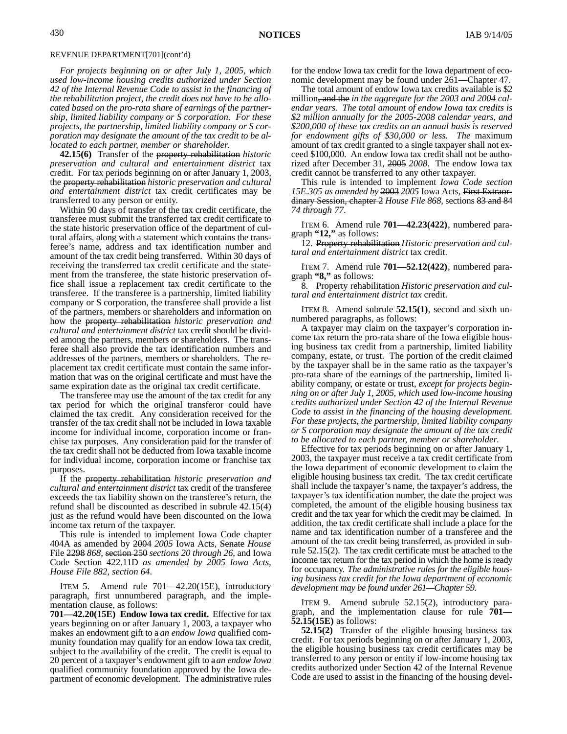REVENUE DEPARTMENT[701](cont'd)

*For projects beginning on or after July 1, 2005, which used low-income housing credits authorized under Section 42 of the Internal Revenue Code to assist in the financing of the rehabilitation project, the credit does not have to be allocated based on the pro-rata share of earnings of the partnership, limited liability company or S corporation. For these projects, the partnership, limited liability company or S corporation may designate the amount of the tax credit to be allocated to each partner, member or shareholder.*

**42.15(6)** Transfer of the ~~property rehabilitation~~ *historic preservation and cultural and entertainment district* tax credit. For tax periods beginning on or after January 1, 2003, the ~~property rehabilitation~~ *historic preservation and cultural and entertainment district* tax credit certificates may be transferred to any person or entity.

Within 90 days of transfer of the tax credit certificate, the transferee must submit the transferred tax credit certificate to the state historic preservation office of the department of cultural affairs, along with a statement which contains the transferee's name, address and tax identification number and amount of the tax credit being transferred. Within 30 days of receiving the transferred tax credit certificate and the statement from the transferee, the state historic preservation office shall issue a replacement tax credit certificate to the transferee. If the transferee is a partnership, limited liability company or S corporation, the transferee shall provide a list of the partners, members or shareholders and information on how the ~~property rehabilitation~~ *historic preservation and cultural and entertainment district* tax credit should be divided among the partners, members or shareholders. The transferee shall also provide the tax identification numbers and addresses of the partners, members or shareholders. The replacement tax credit certificate must contain the same information that was on the original certificate and must have the same expiration date as the original tax credit certificate.

The transferee may use the amount of the tax credit for any tax period for which the original transferor could have claimed the tax credit. Any consideration received for the transfer of the tax credit shall not be included in Iowa taxable income for individual income, corporation income or franchise tax purposes. Any consideration paid for the transfer of the tax credit shall not be deducted from Iowa taxable income for individual income, corporation income or franchise tax purposes.

If the ~~property rehabilitation~~ *historic preservation and cultural and entertainment district* tax credit of the transferee exceeds the tax liability shown on the transferee's return, the refund shall be discounted as described in subrule 42.15(4) just as the refund would have been discounted on the Iowa income tax return of the taxpayer.

This rule is intended to implement Iowa Code chapter 404A as amended by ~~2004~~ *2005* Iowa Acts, ~~Senate~~ *House* File ~~2298~~ *868*, ~~section 250~~ *sections 20 through 26*, and Iowa Code Section 422.11D *as amended by 2005 Iowa Acts, House File 882, section 64*.

ITEM 5. Amend rule 701—42.20(15E), introductory paragraph, first unnumbered paragraph, and the implementation clause, as follows:

**701—42.20(15E) Endow Iowa tax credit.** Effective for tax years beginning on or after January 1, 2003, a taxpayer who makes an endowment gift to ~~a~~ *an endow Iowa* qualified community foundation may qualify for an endow Iowa tax credit, subject to the availability of the credit. The credit is equal to 20 percent of a taxpayer's endowment gift to ~~a~~ *an endow Iowa* qualified community foundation approved by the Iowa department of economic development. The administrative rules for the endow Iowa tax credit for the Iowa department of economic development may be found under 261—Chapter 47.

The total amount of endow Iowa tax credits available is $2 million~~, and the~~ *in the aggregate for the 2003 and 2004 calendar years. The total amount of endow Iowa tax credits is $2 million annually for the 2005-2008 calendar years, and $200,000 of these tax credits on an annual basis is reserved for endowment gifts of $30,000 or less. The* maximum amount of tax credit granted to a single taxpayer shall not exceed $100,000. An endow Iowa tax credit shall not be authorized after December 31, ~~2005~~ *2008*. The endow Iowa tax credit cannot be transferred to any other taxpayer.

This rule is intended to implement *Iowa Code section 15E.305 as amended by* ~~2003~~ *2005* Iowa Acts, ~~First Extraordinary Session, chapter 2~~ *House File 868*, sections ~~83 and 84~~ *74 through 77*.

ITEM 6. Amend rule **701—42.23(422)**, numbered paragraph **"12,"** as follows:

12. ~~Property rehabilitation~~ *Historic preservation and cultural and entertainment district* tax credit.

ITEM 7. Amend rule **701—52.12(422)**, numbered paragraph **"8,"** as follows:

8. ~~Property rehabilitation~~ *Historic preservation and cultural and entertainment district tax* credit.

ITEM 8. Amend subrule **52.15(1)**, second and sixth unnumbered paragraphs, as follows:

A taxpayer may claim on the taxpayer's corporation income tax return the pro-rata share of the Iowa eligible housing business tax credit from a partnership, limited liability company, estate, or trust. The portion of the credit claimed by the taxpayer shall be in the same ratio as the taxpayer's pro-rata share of the earnings of the partnership, limited liability company, or estate or trust*, except for projects beginning on or after July 1, 2005, which used low-income housing credits authorized under Section 42 of the Internal Revenue Code to assist in the financing of the housing development. For these projects, the partnership, limited liability company or S corporation may designate the amount of the tax credit to be allocated to each partner, member or shareholder.*

Effective for tax periods beginning on or after January 1, 2003, the taxpayer must receive a tax credit certificate from the Iowa department of economic development to claim the eligible housing business tax credit. The tax credit certificate shall include the taxpayer's name, the taxpayer's address, the taxpayer's tax identification number, the date the project was completed, the amount of the eligible housing business tax credit and the tax year for which the credit may be claimed. In addition, the tax credit certificate shall include a place for the name and tax identification number of a transferee and the amount of the tax credit being transferred, as provided in subrule 52.15(2). The tax credit certificate must be attached to the income tax return for the tax period in which the home is ready for occupancy. *The administrative rules for the eligible housing business tax credit for the Iowa department of economic development may be found under 261—Chapter 59.*

ITEM 9. Amend subrule 52.15(2), introductory paragraph, and the implementation clause for rule **701—52.15(15E)** as follows:

**52.15(2)** Transfer of the eligible housing business tax credit. For tax periods beginning on or after January 1, 2003, the eligible housing business tax credit certificates may be transferred to any person or entity if low-income housing tax credits authorized under Section 42 of the Internal Revenue Code are used to assist in the financing of the housing devel-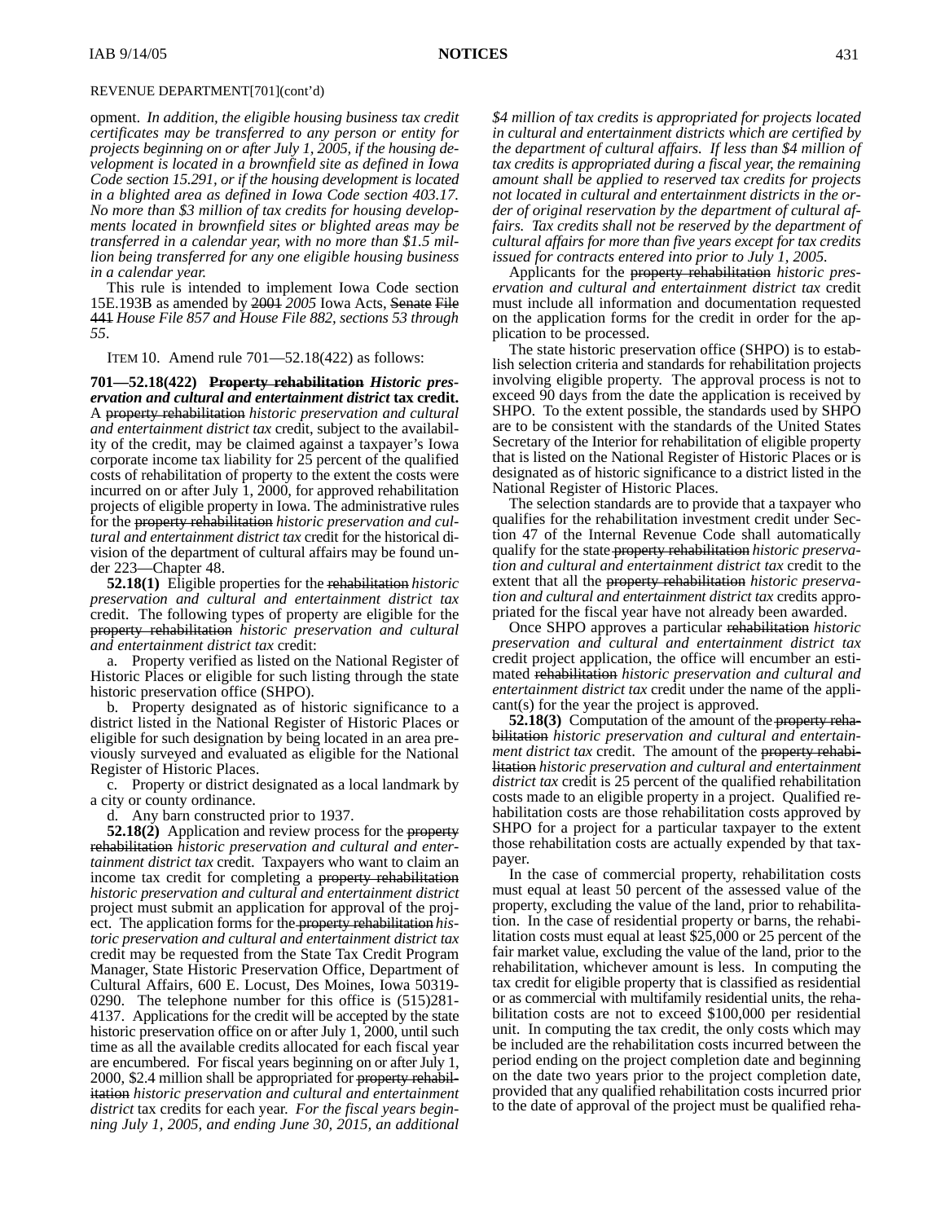REVENUE DEPARTMENT[701](cont'd)

opment. *In addition, the eligible housing business tax credit certificates may be transferred to any person or entity for projects beginning on or after July 1, 2005, if the housing development is located in a brownfield site as defined in Iowa Code section 15.291, or if the housing development is located in a blighted area as defined in Iowa Code section 403.17. No more than $3 million of tax credits for housing developments located in brownfield sites or blighted areas may be transferred in a calendar year, with no more than $1.5 million being transferred for any one eligible housing business in a calendar year.*

This rule is intended to implement Iowa Code section 15E.193B as amended by ~~2001~~ *2005* Iowa Acts, ~~Senate File 441~~ *House File 857 and House File 882, sections 53 through 55*.

ITEM 10. Amend rule 701—52.18(422) as follows:

**701—52.18(422) ~~Property rehabilitation~~ *Historic preservation and cultural and entertainment district* tax credit.** A ~~property rehabilitation~~ *historic preservation and cultural and entertainment district tax* credit, subject to the availability of the credit, may be claimed against a taxpayer's Iowa corporate income tax liability for 25 percent of the qualified costs of rehabilitation of property to the extent the costs were incurred on or after July 1, 2000, for approved rehabilitation projects of eligible property in Iowa. The administrative rules for the ~~property rehabilitation~~ *historic preservation and cultural and entertainment district tax* credit for the historical division of the department of cultural affairs may be found under 223—Chapter 48.

**52.18(1)** Eligible properties for the ~~rehabilitation~~ *historic preservation and cultural and entertainment district tax* credit. The following types of property are eligible for the ~~property rehabilitation~~ *historic preservation and cultural and entertainment district tax* credit:

a. Property verified as listed on the National Register of Historic Places or eligible for such listing through the state historic preservation office (SHPO).

b. Property designated as of historic significance to a district listed in the National Register of Historic Places or eligible for such designation by being located in an area previously surveyed and evaluated as eligible for the National Register of Historic Places.

c. Property or district designated as a local landmark by a city or county ordinance.

d. Any barn constructed prior to 1937.

**52.18(2)** Application and review process for the ~~property rehabilitation~~ *historic preservation and cultural and entertainment district tax* credit. Taxpayers who want to claim an income tax credit for completing a ~~property rehabilitation~~ *historic preservation and cultural and entertainment district* project must submit an application for approval of the project. The application forms for the ~~property rehabilitation~~ *historic preservation and cultural and entertainment district tax* credit may be requested from the State Tax Credit Program Manager, State Historic Preservation Office, Department of Cultural Affairs, 600 E. Locust, Des Moines, Iowa 50319-0290. The telephone number for this office is (515)281-4137. Applications for the credit will be accepted by the state historic preservation office on or after July 1, 2000, until such time as all the available credits allocated for each fiscal year are encumbered. For fiscal years beginning on or after July 1, 2000, $2.4 million shall be appropriated for ~~property rehabilitation~~ *historic preservation and cultural and entertainment district* tax credits for each year. *For the fiscal years beginning July 1, 2005, and ending June 30, 2015, an additional $4 million of tax credits is appropriated for projects located in cultural and entertainment districts which are certified by the department of cultural affairs. If less than $4 million of tax credits is appropriated during a fiscal year, the remaining amount shall be applied to reserved tax credits for projects not located in cultural and entertainment districts in the order of original reservation by the department of cultural affairs. Tax credits shall not be reserved by the department of cultural affairs for more than five years except for tax credits issued for contracts entered into prior to July 1, 2005.*

Applicants for the ~~property rehabilitation~~ *historic preservation and cultural and entertainment district tax* credit must include all information and documentation requested on the application forms for the credit in order for the application to be processed.

The state historic preservation office (SHPO) is to establish selection criteria and standards for rehabilitation projects involving eligible property. The approval process is not to exceed 90 days from the date the application is received by SHPO. To the extent possible, the standards used by SHPO are to be consistent with the standards of the United States Secretary of the Interior for rehabilitation of eligible property that is listed on the National Register of Historic Places or is designated as of historic significance to a district listed in the National Register of Historic Places.

The selection standards are to provide that a taxpayer who qualifies for the rehabilitation investment credit under Section 47 of the Internal Revenue Code shall automatically qualify for the state ~~property rehabilitation~~ *historic preservation and cultural and entertainment district tax* credit to the extent that all the ~~property rehabilitation~~ *historic preservation and cultural and entertainment district tax* credits appropriated for the fiscal year have not already been awarded.

Once SHPO approves a particular ~~rehabilitation~~ *historic preservation and cultural and entertainment district tax* credit project application, the office will encumber an estimated ~~rehabilitation~~ *historic preservation and cultural and entertainment district tax* credit under the name of the applicant(s) for the year the project is approved.

**52.18(3)** Computation of the amount of the ~~property rehabilitation~~ *historic preservation and cultural and entertainment district tax* credit. The amount of the ~~property rehabilitation~~ *historic preservation and cultural and entertainment district tax* credit is 25 percent of the qualified rehabilitation costs made to an eligible property in a project. Qualified rehabilitation costs are those rehabilitation costs approved by SHPO for a project for a particular taxpayer to the extent those rehabilitation costs are actually expended by that taxpayer.

In the case of commercial property, rehabilitation costs must equal at least 50 percent of the assessed value of the property, excluding the value of the land, prior to rehabilitation. In the case of residential property or barns, the rehabilitation costs must equal at least $25,000 or 25 percent of the fair market value, excluding the value of the land, prior to the rehabilitation, whichever amount is less. In computing the tax credit for eligible property that is classified as residential or as commercial with multifamily residential units, the rehabilitation costs are not to exceed $100,000 per residential unit. In computing the tax credit, the only costs which may be included are the rehabilitation costs incurred between the period ending on the project completion date and beginning on the date two years prior to the project completion date, provided that any qualified rehabilitation costs incurred prior to the date of approval of the project must be qualified reha-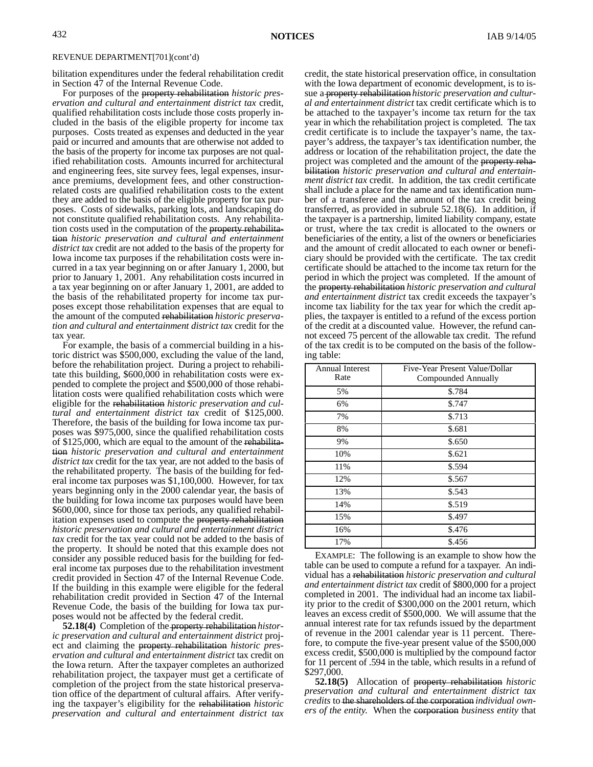REVENUE DEPARTMENT[701](cont'd)

bilitation expenditures under the federal rehabilitation credit in Section 47 of the Internal Revenue Code.

For purposes of the ~~property rehabilitation~~ *historic preservation and cultural and entertainment district tax* credit, qualified rehabilitation costs include those costs properly included in the basis of the eligible property for income tax purposes. Costs treated as expenses and deducted in the year paid or incurred and amounts that are otherwise not added to the basis of the property for income tax purposes are not qualified rehabilitation costs. Amounts incurred for architectural and engineering fees, site survey fees, legal expenses, insurance premiums, development fees, and other construction-related costs are qualified rehabilitation costs to the extent they are added to the basis of the eligible property for tax purposes. Costs of sidewalks, parking lots, and landscaping do not constitute qualified rehabilitation costs. Any rehabilitation costs used in the computation of the ~~property rehabilitation~~ *historic preservation and cultural and entertainment district tax* credit are not added to the basis of the property for Iowa income tax purposes if the rehabilitation costs were incurred in a tax year beginning on or after January 1, 2000, but prior to January 1, 2001. Any rehabilitation costs incurred in a tax year beginning on or after January 1, 2001, are added to the basis of the rehabilitated property for income tax purposes except those rehabilitation expenses that are equal to the amount of the computed ~~rehabilitation~~ *historic preservation and cultural and entertainment district tax* credit for the tax year.

For example, the basis of a commercial building in a historic district was $500,000, excluding the value of the land, before the rehabilitation project. During a project to rehabilitate this building, $600,000 in rehabilitation costs were expended to complete the project and $500,000 of those rehabilitation costs were qualified rehabilitation costs which were eligible for the ~~rehabilitation~~ *historic preservation and cultural and entertainment district tax* credit of $125,000. Therefore, the basis of the building for Iowa income tax purposes was $975,000, since the qualified rehabilitation costs of $125,000, which are equal to the amount of the ~~rehabilitation~~ *historic preservation and cultural and entertainment district tax* credit for the tax year, are not added to the basis of the rehabilitated property. The basis of the building for federal income tax purposes was $1,100,000. However, for tax years beginning only in the 2000 calendar year, the basis of the building for Iowa income tax purposes would have been $600,000, since for those tax periods, any qualified rehabilitation expenses used to compute the ~~property rehabilitation~~ *historic preservation and cultural and entertainment district tax* credit for the tax year could not be added to the basis of the property. It should be noted that this example does not consider any possible reduced basis for the building for federal income tax purposes due to the rehabilitation investment credit provided in Section 47 of the Internal Revenue Code. If the building in this example were eligible for the federal rehabilitation credit provided in Section 47 of the Internal Revenue Code, the basis of the building for Iowa tax purposes would not be affected by the federal credit.

**52.18(4)** Completion of the ~~property rehabilitation~~ *historic preservation and cultural and entertainment district* project and claiming the ~~property rehabilitation~~ *historic preservation and cultural and entertainment district* tax credit on the Iowa return. After the taxpayer completes an authorized rehabilitation project, the taxpayer must get a certificate of completion of the project from the state historical preservation office of the department of cultural affairs. After verifying the taxpayer's eligibility for the ~~rehabilitation~~ *historic preservation and cultural and entertainment district tax* credit, the state historical preservation office, in consultation with the Iowa department of economic development, is to issue a ~~property rehabilitation~~ *historic preservation and cultural and entertainment district* tax credit certificate which is to be attached to the taxpayer's income tax return for the tax year in which the rehabilitation project is completed. The tax credit certificate is to include the taxpayer's name, the taxpayer's address, the taxpayer's tax identification number, the address or location of the rehabilitation project, the date the project was completed and the amount of the ~~property rehabilitation~~ *historic preservation and cultural and entertainment district tax* credit. In addition, the tax credit certificate shall include a place for the name and tax identification number of a transferee and the amount of the tax credit being transferred, as provided in subrule 52.18(6). In addition, if the taxpayer is a partnership, limited liability company, estate or trust, where the tax credit is allocated to the owners or beneficiaries of the entity, a list of the owners or beneficiaries and the amount of credit allocated to each owner or beneficiary should be provided with the certificate. The tax credit certificate should be attached to the income tax return for the period in which the project was completed. If the amount of the ~~property rehabilitation~~ *historic preservation and cultural and entertainment district* tax credit exceeds the taxpayer's income tax liability for the tax year for which the credit applies, the taxpayer is entitled to a refund of the excess portion of the credit at a discounted value. However, the refund cannot exceed 75 percent of the allowable tax credit. The refund of the tax credit is to be computed on the basis of the following table:

| Annual Interest Rate | Five-Year Present Value/Dollar Compounded Annually |
|---|---|
| 5% | $.784 |
| 6% | $.747 |
| 7% | $.713 |
| 8% | $.681 |
| 9% | $.650 |
| 10% | $.621 |
| 11% | $.594 |
| 12% | $.567 |
| 13% | $.543 |
| 14% | $.519 |
| 15% | $.497 |
| 16% | $.476 |
| 17% | $.456 |

EXAMPLE: The following is an example to show how the table can be used to compute a refund for a taxpayer. An individual has a ~~rehabilitation~~ *historic preservation and cultural and entertainment district tax* credit of $800,000 for a project completed in 2001. The individual had an income tax liability prior to the credit of $300,000 on the 2001 return, which leaves an excess credit of $500,000. We will assume that the annual interest rate for tax refunds issued by the department of revenue in the 2001 calendar year is 11 percent. Therefore, to compute the five-year present value of the $500,000 excess credit, $500,000 is multiplied by the compound factor for 11 percent of .594 in the table, which results in a refund of $297,000.

**52.18(5)** Allocation of ~~property rehabilitation~~ *historic preservation and cultural and entertainment district tax credits* to ~~the shareholders of the corporation~~ *individual owners of the entity.* When the ~~corporation~~ *business entity* that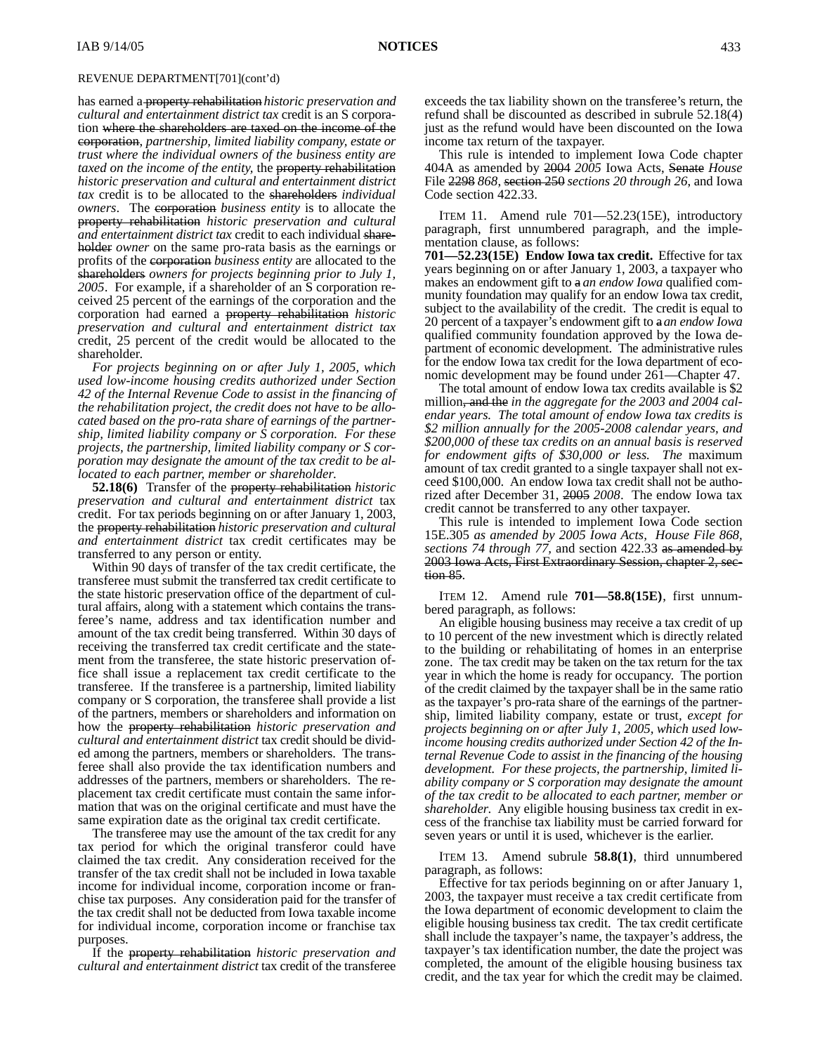REVENUE DEPARTMENT[701](cont'd)

has earned a ~~property rehabilitation~~ *historic preservation and cultural and entertainment district tax* credit is an S corporation ~~where the shareholders are taxed on the income of the corporation~~, *partnership, limited liability company, estate or trust where the individual owners of the business entity are taxed on the income of the entity*, the ~~property rehabilitation~~ *historic preservation and cultural and entertainment district tax* credit is to be allocated to the ~~shareholders~~ *individual owners*. The ~~corporation~~ *business entity* is to allocate the ~~property rehabilitation~~ *historic preservation and cultural and entertainment district tax* credit to each individual ~~shareholder~~ *owner* on the same pro-rata basis as the earnings or profits of the ~~corporation~~ *business entity* are allocated to the ~~shareholders~~ *owners for projects beginning prior to July 1, 2005*. For example, if a shareholder of an S corporation received 25 percent of the earnings of the corporation and the corporation had earned a ~~property rehabilitation~~ *historic preservation and cultural and entertainment district tax* credit, 25 percent of the credit would be allocated to the shareholder.

*For projects beginning on or after July 1, 2005, which used low-income housing credits authorized under Section 42 of the Internal Revenue Code to assist in the financing of the rehabilitation project, the credit does not have to be allocated based on the pro-rata share of earnings of the partnership, limited liability company or S corporation. For these projects, the partnership, limited liability company or S corporation may designate the amount of the tax credit to be allocated to each partner, member or shareholder.*

**52.18(6)** Transfer of the ~~property rehabilitation~~ *historic preservation and cultural and entertainment district* tax credit. For tax periods beginning on or after January 1, 2003, the ~~property rehabilitation~~ *historic preservation and cultural and entertainment district* tax credit certificates may be transferred to any person or entity.

Within 90 days of transfer of the tax credit certificate, the transferee must submit the transferred tax credit certificate to the state historic preservation office of the department of cultural affairs, along with a statement which contains the transferee's name, address and tax identification number and amount of the tax credit being transferred. Within 30 days of receiving the transferred tax credit certificate and the statement from the transferee, the state historic preservation office shall issue a replacement tax credit certificate to the transferee. If the transferee is a partnership, limited liability company or S corporation, the transferee shall provide a list of the partners, members or shareholders and information on how the ~~property rehabilitation~~ *historic preservation and cultural and entertainment district* tax credit should be divided among the partners, members or shareholders. The transferee shall also provide the tax identification numbers and addresses of the partners, members or shareholders. The replacement tax credit certificate must contain the same information that was on the original certificate and must have the same expiration date as the original tax credit certificate.

The transferee may use the amount of the tax credit for any tax period for which the original transferor could have claimed the tax credit. Any consideration received for the transfer of the tax credit shall not be included in Iowa taxable income for individual income, corporation income or franchise tax purposes. Any consideration paid for the transfer of the tax credit shall not be deducted from Iowa taxable income for individual income, corporation income or franchise tax purposes.

If the ~~property rehabilitation~~ *historic preservation and cultural and entertainment district* tax credit of the transferee exceeds the tax liability shown on the transferee's return, the refund shall be discounted as described in subrule 52.18(4) just as the refund would have been discounted on the Iowa income tax return of the taxpayer.

This rule is intended to implement Iowa Code chapter 404A as amended by ~~2004~~ *2005* Iowa Acts, ~~Senate~~ *House* File ~~2298~~ *868*, ~~section 250~~ *sections 20 through 26*, and Iowa Code section 422.33.

ITEM 11. Amend rule 701—52.23(15E), introductory paragraph, first unnumbered paragraph, and the implementation clause, as follows:

**701—52.23(15E) Endow Iowa tax credit.** Effective for tax years beginning on or after January 1, 2003, a taxpayer who makes an endowment gift to ~~a~~ *an endow Iowa* qualified community foundation may qualify for an endow Iowa tax credit, subject to the availability of the credit. The credit is equal to 20 percent of a taxpayer's endowment gift to ~~a~~ *an endow Iowa* qualified community foundation approved by the Iowa department of economic development. The administrative rules for the endow Iowa tax credit for the Iowa department of economic development may be found under 261—Chapter 47.

The total amount of endow Iowa tax credits available is $2 million~~, and the~~ *in the aggregate for the 2003 and 2004 calendar years. The total amount of endow Iowa tax credits is $2 million annually for the 2005-2008 calendar years, and $200,000 of these tax credits on an annual basis is reserved for endowment gifts of $30,000 or less. The* maximum amount of tax credit granted to a single taxpayer shall not exceed $100,000. An endow Iowa tax credit shall not be authorized after December 31, ~~2005~~ *2008*. The endow Iowa tax credit cannot be transferred to any other taxpayer.

This rule is intended to implement Iowa Code section 15E.305 *as amended by 2005 Iowa Acts, House File 868, sections 74 through 77,* and section 422.33 ~~as amended by 2003 Iowa Acts, First Extraordinary Session, chapter 2, section 85~~.

ITEM 12. Amend rule **701—58.8(15E)**, first unnumbered paragraph, as follows:

An eligible housing business may receive a tax credit of up to 10 percent of the new investment which is directly related to the building or rehabilitating of homes in an enterprise zone. The tax credit may be taken on the tax return for the tax year in which the home is ready for occupancy. The portion of the credit claimed by the taxpayer shall be in the same ratio as the taxpayer's pro-rata share of the earnings of the partnership, limited liability company, estate or trust, *except for projects beginning on or after July 1, 2005, which used low-income housing credits authorized under Section 42 of the Internal Revenue Code to assist in the financing of the housing development. For these projects, the partnership, limited liability company or S corporation may designate the amount of the tax credit to be allocated to each partner, member or shareholder*. Any eligible housing business tax credit in excess of the franchise tax liability must be carried forward for seven years or until it is used, whichever is the earlier.

ITEM 13. Amend subrule **58.8(1)**, third unnumbered paragraph, as follows:

Effective for tax periods beginning on or after January 1, 2003, the taxpayer must receive a tax credit certificate from the Iowa department of economic development to claim the eligible housing business tax credit. The tax credit certificate shall include the taxpayer's name, the taxpayer's address, the taxpayer's tax identification number, the date the project was completed, the amount of the eligible housing business tax credit, and the tax year for which the credit may be claimed.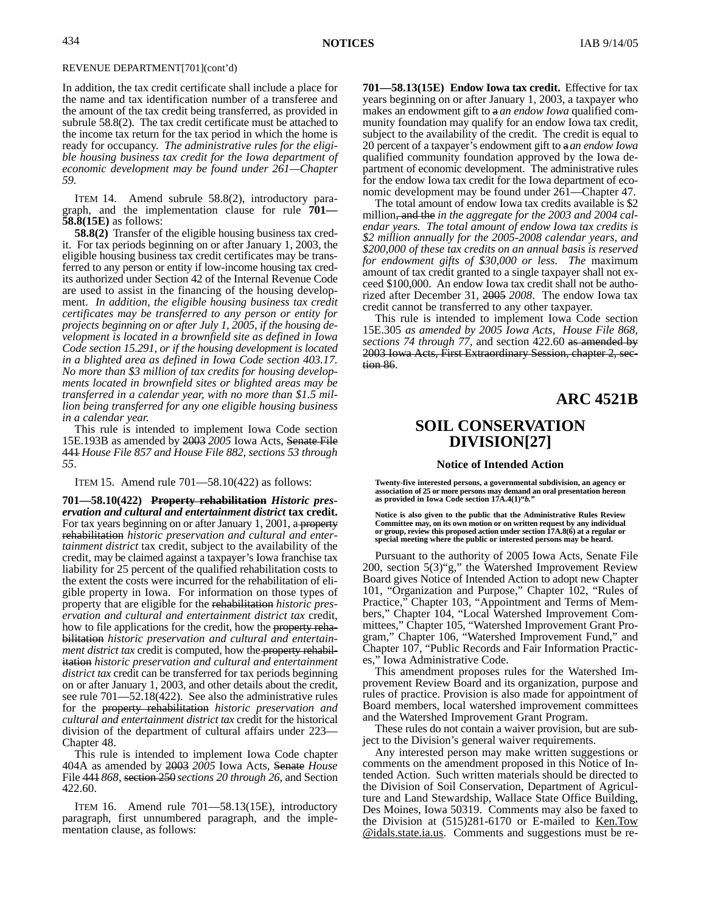REVENUE DEPARTMENT[701](cont'd)

In addition, the tax credit certificate shall include a place for the name and tax identification number of a transferee and the amount of the tax credit being transferred, as provided in subrule 58.8(2). The tax credit certificate must be attached to the income tax return for the tax period in which the home is ready for occupancy. *The administrative rules for the eligible housing business tax credit for the Iowa department of economic development may be found under 261—Chapter 59.*

ITEM 14. Amend subrule 58.8(2), introductory paragraph, and the implementation clause for rule **701—58.8(15E)** as follows:

**58.8(2)** Transfer of the eligible housing business tax credit. For tax periods beginning on or after January 1, 2003, the eligible housing business tax credit certificates may be transferred to any person or entity if low-income housing tax credits authorized under Section 42 of the Internal Revenue Code are used to assist in the financing of the housing development. *In addition, the eligible housing business tax credit certificates may be transferred to any person or entity for projects beginning on or after July 1, 2005, if the housing development is located in a brownfield site as defined in Iowa Code section 15.291, or if the housing development is located in a blighted area as defined in Iowa Code section 403.17. No more than $3 million of tax credits for housing developments located in brownfield sites or blighted areas may be transferred in a calendar year, with no more than $1.5 million being transferred for any one eligible housing business in a calendar year.*

This rule is intended to implement Iowa Code section 15E.193B as amended by ~~2003~~ *2005* Iowa Acts, ~~Senate File 441~~ *House File 857 and House File 882, sections 53 through 55*.

ITEM 15. Amend rule 701—58.10(422) as follows:

**701—58.10(422) ~~Property rehabilitation~~ *Historic preservation and cultural and entertainment district* tax credit.** For tax years beginning on or after January 1, 2001, a ~~property rehabilitation~~ *historic preservation and cultural and entertainment district* tax credit, subject to the availability of the credit, may be claimed against a taxpayer's Iowa franchise tax liability for 25 percent of the qualified rehabilitation costs to the extent the costs were incurred for the rehabilitation of eligible property in Iowa. For information on those types of property that are eligible for the ~~rehabilitation~~ *historic preservation and cultural and entertainment district tax* credit, how to file applications for the credit, how the ~~property rehabilitation~~ *historic preservation and cultural and entertainment district tax* credit is computed, how the ~~property rehabilitation~~ *historic preservation and cultural and entertainment district tax* credit can be transferred for tax periods beginning on or after January 1, 2003, and other details about the credit, see rule 701—52.18(422). See also the administrative rules for the ~~property rehabilitation~~ *historic preservation and cultural and entertainment district tax* credit for the historical division of the department of cultural affairs under 223—Chapter 48.

This rule is intended to implement Iowa Code chapter 404A as amended by ~~2003~~ *2005* Iowa Acts, ~~Senate~~ *House* File ~~441~~ *868*, ~~section 250~~ *sections 20 through 26*, and Section 422.60.

ITEM 16. Amend rule 701—58.13(15E), introductory paragraph, first unnumbered paragraph, and the implementation clause, as follows:

**701—58.13(15E) Endow Iowa tax credit.** Effective for tax years beginning on or after January 1, 2003, a taxpayer who makes an endowment gift to ~~a~~ *an endow Iowa* qualified community foundation may qualify for an endow Iowa tax credit, subject to the availability of the credit. The credit is equal to 20 percent of a taxpayer's endowment gift to ~~a~~ *an endow Iowa* qualified community foundation approved by the Iowa department of economic development. The administrative rules for the endow Iowa tax credit for the Iowa department of economic development may be found under 261—Chapter 47.

The total amount of endow Iowa tax credits available is $2 million~~, and the~~ *in the aggregate for the 2003 and 2004 calendar years. The total amount of endow Iowa tax credits is $2 million annually for the 2005-2008 calendar years, and $200,000 of these tax credits on an annual basis is reserved for endowment gifts of $30,000 or less. The* maximum amount of tax credit granted to a single taxpayer shall not exceed $100,000. An endow Iowa tax credit shall not be authorized after December 31, ~~2005~~ *2008*. The endow Iowa tax credit cannot be transferred to any other taxpayer.

This rule is intended to implement Iowa Code section 15E.305 *as amended by 2005 Iowa Acts, House File 868, sections 74 through 77,* and section 422.60 ~~as amended by 2003 Iowa Acts, First Extraordinary Session, chapter 2, section 86~~.

## ARC 4521B

# SOIL CONSERVATION DIVISION[27]

### Notice of Intended Action

**Twenty-five interested persons, a governmental subdivision, an agency or association of 25 or more persons may demand an oral presentation hereon as provided in Iowa Code section 17A.4(1)"b."**

**Notice is also given to the public that the Administrative Rules Review Committee may, on its own motion or on written request by any individual or group, review this proposed action under section 17A.8(6) at a regular or special meeting where the public or interested persons may be heard.**

Pursuant to the authority of 2005 Iowa Acts, Senate File 200, section 5(3)"g," the Watershed Improvement Review Board gives Notice of Intended Action to adopt new Chapter 101, "Organization and Purpose," Chapter 102, "Rules of Practice," Chapter 103, "Appointment and Terms of Members," Chapter 104, "Local Watershed Improvement Committees," Chapter 105, "Watershed Improvement Grant Program," Chapter 106, "Watershed Improvement Fund," and Chapter 107, "Public Records and Fair Information Practices," Iowa Administrative Code.

This amendment proposes rules for the Watershed Improvement Review Board and its organization, purpose and rules of practice. Provision is also made for appointment of Board members, local watershed improvement committees and the Watershed Improvement Grant Program.

These rules do not contain a waiver provision, but are subject to the Division's general waiver requirements.

Any interested person may make written suggestions or comments on the amendment proposed in this Notice of Intended Action. Such written materials should be directed to the Division of Soil Conservation, Department of Agriculture and Land Stewardship, Wallace State Office Building, Des Moines, Iowa 50319. Comments may also be faxed to the Division at (515)281-6170 or E-mailed to Ken.Tow@idals.state.ia.us. Comments and suggestions must be re-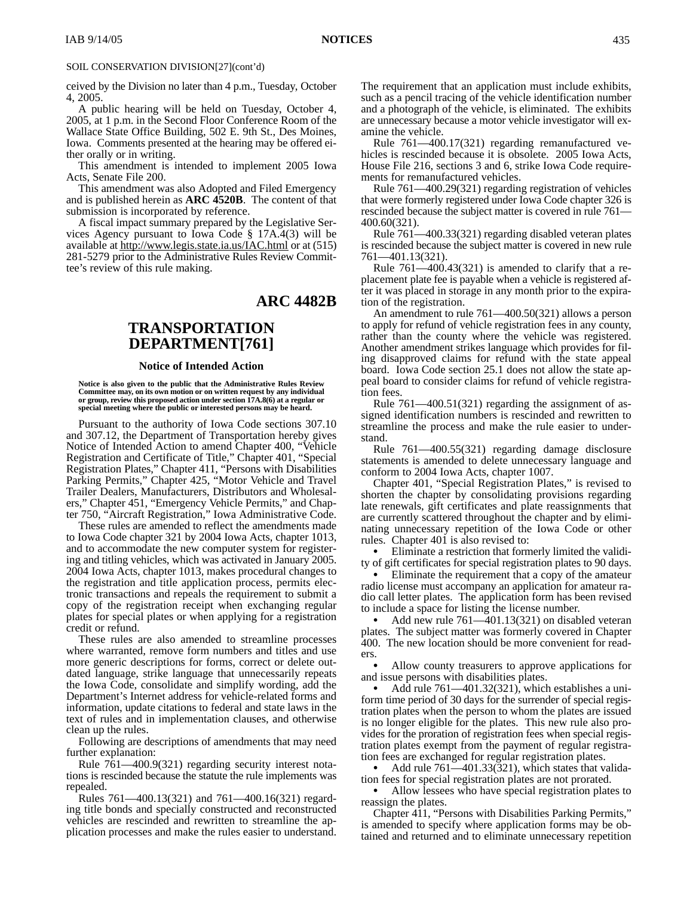SOIL CONSERVATION DIVISION[27](cont'd)

ceived by the Division no later than 4 p.m., Tuesday, October 4, 2005.

A public hearing will be held on Tuesday, October 4, 2005, at 1 p.m. in the Second Floor Conference Room of the Wallace State Office Building, 502 E. 9th St., Des Moines, Iowa. Comments presented at the hearing may be offered either orally or in writing.

This amendment is intended to implement 2005 Iowa Acts, Senate File 200.

This amendment was also Adopted and Filed Emergency and is published herein as **ARC 4520B**. The content of that submission is incorporated by reference.

A fiscal impact summary prepared by the Legislative Services Agency pursuant to Iowa Code § 17A.4(3) will be available at http://www.legis.state.ia.us/IAC.html or at (515) 281-5279 prior to the Administrative Rules Review Committee's review of this rule making.

## ARC 4482B

# TRANSPORTATION DEPARTMENT[761]

### Notice of Intended Action

**Notice is also given to the public that the Administrative Rules Review Committee may, on its own motion or on written request by any individual or group, review this proposed action under section 17A.8(6) at a regular or special meeting where the public or interested persons may be heard.**

Pursuant to the authority of Iowa Code sections 307.10 and 307.12, the Department of Transportation hereby gives Notice of Intended Action to amend Chapter 400, "Vehicle Registration and Certificate of Title," Chapter 401, "Special Registration Plates," Chapter 411, "Persons with Disabilities Parking Permits," Chapter 425, "Motor Vehicle and Travel Trailer Dealers, Manufacturers, Distributors and Wholesalers," Chapter 451, "Emergency Vehicle Permits," and Chapter 750, "Aircraft Registration," Iowa Administrative Code.

These rules are amended to reflect the amendments made to Iowa Code chapter 321 by 2004 Iowa Acts, chapter 1013, and to accommodate the new computer system for registering and titling vehicles, which was activated in January 2005. 2004 Iowa Acts, chapter 1013, makes procedural changes to the registration and title application process, permits electronic transactions and repeals the requirement to submit a copy of the registration receipt when exchanging regular plates for special plates or when applying for a registration credit or refund.

These rules are also amended to streamline processes where warranted, remove form numbers and titles and use more generic descriptions for forms, correct or delete outdated language, strike language that unnecessarily repeats the Iowa Code, consolidate and simplify wording, add the Department's Internet address for vehicle-related forms and information, update citations to federal and state laws in the text of rules and in implementation clauses, and otherwise clean up the rules.

Following are descriptions of amendments that may need further explanation:

Rule 761—400.9(321) regarding security interest notations is rescinded because the statute the rule implements was repealed.

Rules 761—400.13(321) and 761—400.16(321) regarding title bonds and specially constructed and reconstructed vehicles are rescinded and rewritten to streamline the application processes and make the rules easier to understand. The requirement that an application must include exhibits, such as a pencil tracing of the vehicle identification number and a photograph of the vehicle, is eliminated. The exhibits are unnecessary because a motor vehicle investigator will examine the vehicle.

Rule 761—400.17(321) regarding remanufactured vehicles is rescinded because it is obsolete. 2005 Iowa Acts, House File 216, sections 3 and 6, strike Iowa Code requirements for remanufactured vehicles.

Rule 761—400.29(321) regarding registration of vehicles that were formerly registered under Iowa Code chapter 326 is rescinded because the subject matter is covered in rule 761—400.60(321).

Rule 761—400.33(321) regarding disabled veteran plates is rescinded because the subject matter is covered in new rule 761—401.13(321).

Rule 761—400.43(321) is amended to clarify that a replacement plate fee is payable when a vehicle is registered after it was placed in storage in any month prior to the expiration of the registration.

An amendment to rule 761—400.50(321) allows a person to apply for refund of vehicle registration fees in any county, rather than the county where the vehicle was registered. Another amendment strikes language which provides for filing disapproved claims for refund with the state appeal board. Iowa Code section 25.1 does not allow the state appeal board to consider claims for refund of vehicle registration fees.

Rule 761—400.51(321) regarding the assignment of assigned identification numbers is rescinded and rewritten to streamline the process and make the rule easier to understand.

Rule 761—400.55(321) regarding damage disclosure statements is amended to delete unnecessary language and conform to 2004 Iowa Acts, chapter 1007.

Chapter 401, "Special Registration Plates," is revised to shorten the chapter by consolidating provisions regarding late renewals, gift certificates and plate reassignments that are currently scattered throughout the chapter and by eliminating unnecessary repetition of the Iowa Code or other rules. Chapter 401 is also revised to:

- Eliminate a restriction that formerly limited the validity of gift certificates for special registration plates to 90 days.
- Eliminate the requirement that a copy of the amateur radio license must accompany an application for amateur radio call letter plates. The application form has been revised to include a space for listing the license number.
- Add new rule 761—401.13(321) on disabled veteran plates. The subject matter was formerly covered in Chapter 400. The new location should be more convenient for readers.
- Allow county treasurers to approve applications for and issue persons with disabilities plates.
- Add rule 761—401.32(321), which establishes a uniform time period of 30 days for the surrender of special registration plates when the person to whom the plates are issued is no longer eligible for the plates. This new rule also provides for the proration of registration fees when special registration plates exempt from the payment of regular registration fees are exchanged for regular registration plates.
- Add rule 761—401.33(321), which states that validation fees for special registration plates are not prorated.
- Allow lessees who have special registration plates to reassign the plates.

Chapter 411, "Persons with Disabilities Parking Permits," is amended to specify where application forms may be obtained and returned and to eliminate unnecessary repetition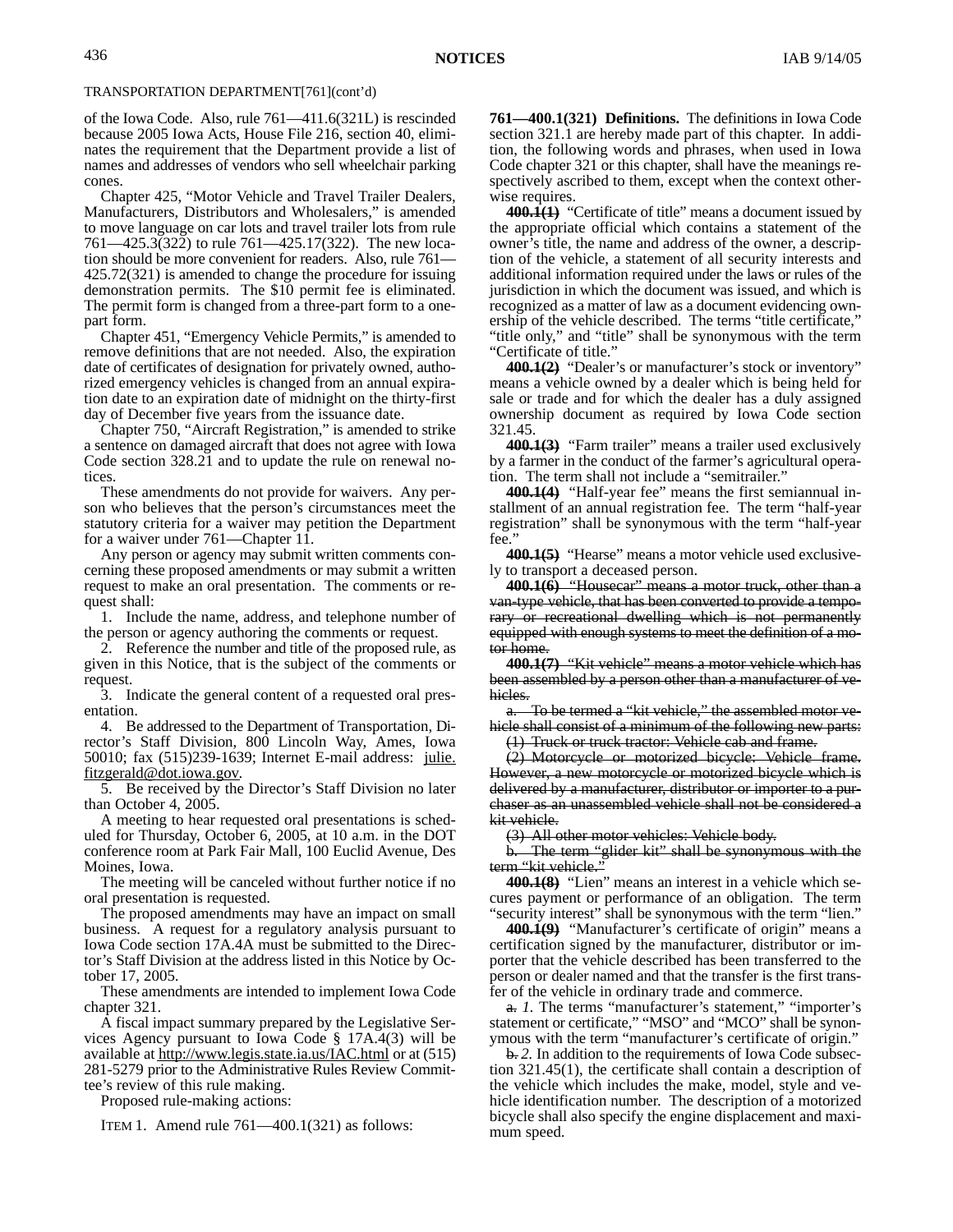TRANSPORTATION DEPARTMENT[761](cont'd)

of the Iowa Code. Also, rule 761—411.6(321L) is rescinded because 2005 Iowa Acts, House File 216, section 40, eliminates the requirement that the Department provide a list of names and addresses of vendors who sell wheelchair parking cones.

Chapter 425, "Motor Vehicle and Travel Trailer Dealers, Manufacturers, Distributors and Wholesalers," is amended to move language on car lots and travel trailer lots from rule 761—425.3(322) to rule 761—425.17(322). The new location should be more convenient for readers. Also, rule 761—425.72(321) is amended to change the procedure for issuing demonstration permits. The $10 permit fee is eliminated. The permit form is changed from a three-part form to a one-part form.

Chapter 451, "Emergency Vehicle Permits," is amended to remove definitions that are not needed. Also, the expiration date of certificates of designation for privately owned, authorized emergency vehicles is changed from an annual expiration date to an expiration date of midnight on the thirty-first day of December five years from the issuance date.

Chapter 750, "Aircraft Registration," is amended to strike a sentence on damaged aircraft that does not agree with Iowa Code section 328.21 and to update the rule on renewal notices.

These amendments do not provide for waivers. Any person who believes that the person's circumstances meet the statutory criteria for a waiver may petition the Department for a waiver under 761—Chapter 11.

Any person or agency may submit written comments concerning these proposed amendments or may submit a written request to make an oral presentation. The comments or request shall:

1. Include the name, address, and telephone number of the person or agency authoring the comments or request.

2. Reference the number and title of the proposed rule, as given in this Notice, that is the subject of the comments or request.

3. Indicate the general content of a requested oral presentation.

4. Be addressed to the Department of Transportation, Director's Staff Division, 800 Lincoln Way, Ames, Iowa 50010; fax (515)239-1639; Internet E-mail address: julie.fitzgerald@dot.iowa.gov.

5. Be received by the Director's Staff Division no later than October 4, 2005.

A meeting to hear requested oral presentations is scheduled for Thursday, October 6, 2005, at 10 a.m. in the DOT conference room at Park Fair Mall, 100 Euclid Avenue, Des Moines, Iowa.

The meeting will be canceled without further notice if no oral presentation is requested.

The proposed amendments may have an impact on small business. A request for a regulatory analysis pursuant to Iowa Code section 17A.4A must be submitted to the Director's Staff Division at the address listed in this Notice by October 17, 2005.

These amendments are intended to implement Iowa Code chapter 321.

A fiscal impact summary prepared by the Legislative Services Agency pursuant to Iowa Code § 17A.4(3) will be available at http://www.legis.state.ia.us/IAC.html or at (515) 281-5279 prior to the Administrative Rules Review Committee's review of this rule making.

Proposed rule-making actions:

ITEM 1. Amend rule 761—400.1(321) as follows:

**761—400.1(321) Definitions.** The definitions in Iowa Code section 321.1 are hereby made part of this chapter. In addition, the following words and phrases, when used in Iowa Code chapter 321 or this chapter, shall have the meanings respectively ascribed to them, except when the context otherwise requires.

~~**400.1(1)**~~ "Certificate of title" means a document issued by the appropriate official which contains a statement of the owner's title, the name and address of the owner, a description of the vehicle, a statement of all security interests and additional information required under the laws or rules of the jurisdiction in which the document was issued, and which is recognized as a matter of law as a document evidencing ownership of the vehicle described. The terms "title certificate," "title only," and "title" shall be synonymous with the term "Certificate of title."

~~**400.1(2)**~~ "Dealer's or manufacturer's stock or inventory" means a vehicle owned by a dealer which is being held for sale or trade and for which the dealer has a duly assigned ownership document as required by Iowa Code section 321.45.

~~**400.1(3)**~~ "Farm trailer" means a trailer used exclusively by a farmer in the conduct of the farmer's agricultural operation. The term shall not include a "semitrailer."

~~**400.1(4)**~~ "Half-year fee" means the first semiannual installment of an annual registration fee. The term "half-year registration" shall be synonymous with the term "half-year fee."

~~**400.1(5)**~~ "Hearse" means a motor vehicle used exclusively to transport a deceased person.

~~**400.1(6)** "Housecar" means a motor truck, other than a van-type vehicle, that has been converted to provide a temporary or recreational dwelling which is not permanently equipped with enough systems to meet the definition of a motor home.~~

~~**400.1(7)** "Kit vehicle" means a motor vehicle which has been assembled by a person other than a manufacturer of vehicles.~~

~~*a.* To be termed a "kit vehicle," the assembled motor vehicle shall consist of a minimum of the following new parts:~~

~~(1) Truck or truck tractor: Vehicle cab and frame.~~

~~(2) Motorcycle or motorized bicycle: Vehicle frame. However, a new motorcycle or motorized bicycle which is delivered by a manufacturer, distributor or importer to a purchaser as an unassembled vehicle shall not be considered a kit vehicle.~~

~~(3) All other motor vehicles: Vehicle body.~~

~~*b.* The term "glider kit" shall be synonymous with the term "kit vehicle."~~

~~**400.1(8)**~~ "Lien" means an interest in a vehicle which secures payment or performance of an obligation. The term "security interest" shall be synonymous with the term "lien."

~~**400.1(9)**~~ "Manufacturer's certificate of origin" means a certification signed by the manufacturer, distributor or importer that the vehicle described has been transferred to the person or dealer named and that the transfer is the first transfer of the vehicle in ordinary trade and commerce.

~~*a.*~~ *1.* The terms "manufacturer's statement," "importer's statement or certificate," "MSO" and "MCO" shall be synonymous with the term "manufacturer's certificate of origin."

~~*b.*~~ *2.* In addition to the requirements of Iowa Code subsection 321.45(1), the certificate shall contain a description of the vehicle which includes the make, model, style and vehicle identification number. The description of a motorized bicycle shall also specify the engine displacement and maximum speed.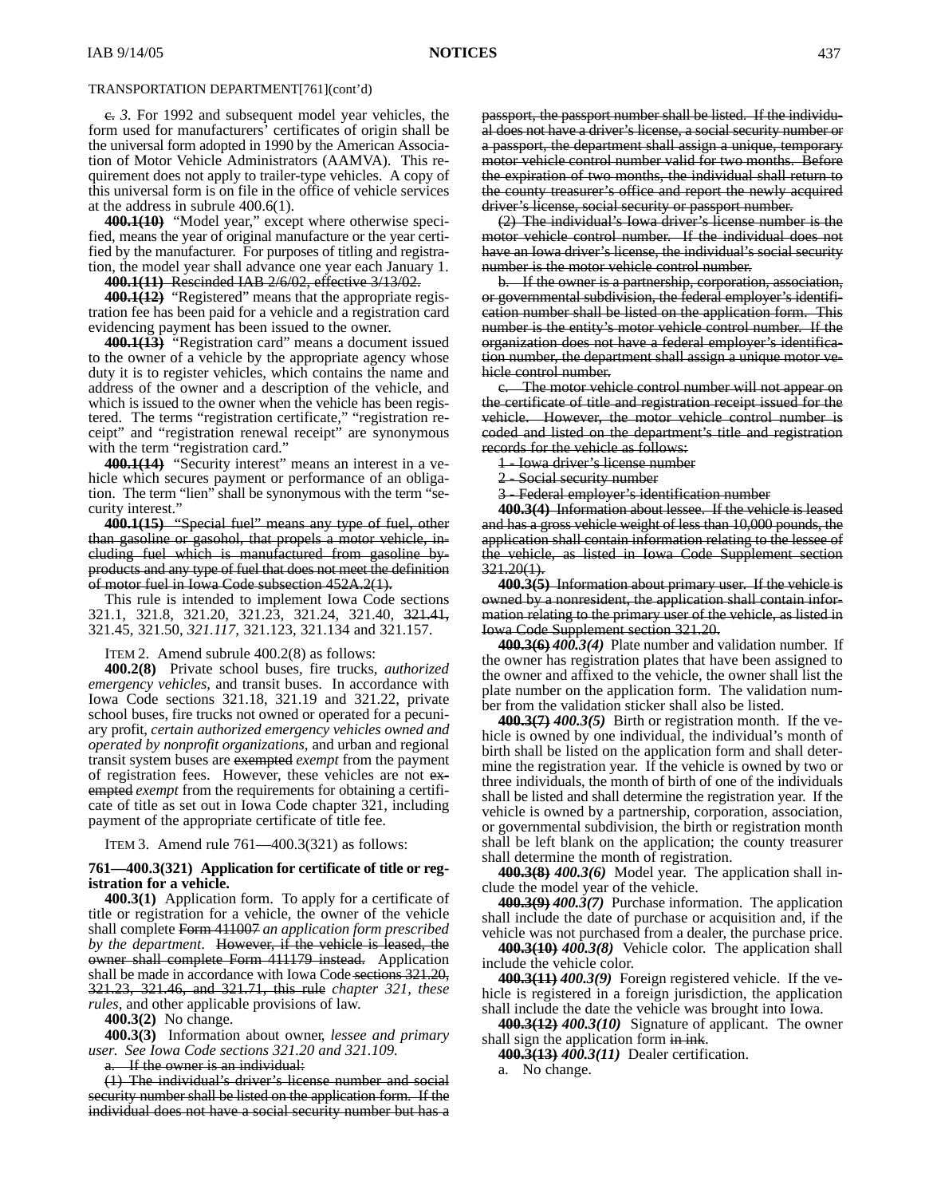TRANSPORTATION DEPARTMENT[761](cont'd)

~~c.~~ *3.* For 1992 and subsequent model year vehicles, the form used for manufacturers' certificates of origin shall be the universal form adopted in 1990 by the American Association of Motor Vehicle Administrators (AAMVA). This requirement does not apply to trailer-type vehicles. A copy of this universal form is on file in the office of vehicle services at the address in subrule 400.6(1).

**400.1(10)** "Model year," except where otherwise specified, means the year of original manufacture or the year certified by the manufacturer. For purposes of titling and registration, the model year shall advance one year each January 1.

~~**400.1(11)** Rescinded IAB 2/6/02, effective 3/13/02.~~

**400.1(12)** "Registered" means that the appropriate registration fee has been paid for a vehicle and a registration card evidencing payment has been issued to the owner.

**400.1(13)** "Registration card" means a document issued to the owner of a vehicle by the appropriate agency whose duty it is to register vehicles, which contains the name and address of the owner and a description of the vehicle, and which is issued to the owner when the vehicle has been registered. The terms "registration certificate," "registration receipt" and "registration renewal receipt" are synonymous with the term "registration card."

**400.1(14)** "Security interest" means an interest in a vehicle which secures payment or performance of an obligation. The term "lien" shall be synonymous with the term "security interest."

~~**400.1(15)** "Special fuel" means any type of fuel, other than gasoline or gasohol, that propels a motor vehicle, including fuel which is manufactured from gasoline by-products and any type of fuel that does not meet the definition of motor fuel in Iowa Code subsection 452A.2(1).~~

This rule is intended to implement Iowa Code sections 321.1, 321.8, 321.20, 321.23, 321.24, 321.40, ~~321.41,~~ 321.45, 321.50, *321.117,* 321.123, 321.134 and 321.157.

ITEM 2. Amend subrule 400.2(8) as follows:

**400.2(8)** Private school buses, fire trucks, *authorized emergency vehicles,* and transit buses. In accordance with Iowa Code sections 321.18, 321.19 and 321.22, private school buses, fire trucks not owned or operated for a pecuniary profit, *certain authorized emergency vehicles owned and operated by nonprofit organizations,* and urban and regional transit system buses are ~~exempted~~ *exempt* from the payment of registration fees. However, these vehicles are not ~~exempted~~ *exempt* from the requirements for obtaining a certificate of title as set out in Iowa Code chapter 321, including payment of the appropriate certificate of title fee.

ITEM 3. Amend rule 761—400.3(321) as follows:

**761—400.3(321) Application for certificate of title or registration for a vehicle.**

**400.3(1)** Application form. To apply for a certificate of title or registration for a vehicle, the owner of the vehicle shall complete ~~Form 411007~~ *an application form prescribed by the department*. ~~However, if the vehicle is leased, the owner shall complete Form 411179 instead.~~ Application shall be made in accordance with Iowa Code ~~sections 321.20, 321.23, 321.46, and 321.71, this rule~~ *chapter 321, these rules*, and other applicable provisions of law.

**400.3(2)** No change.

**400.3(3)** Information about owner*, lessee and primary user. See Iowa Code sections 321.20 and 321.109.*

~~a. If the owner is an individual:~~

~~(1) The individual's driver's license number and social security number shall be listed on the application form. If the individual does not have a social security number but has a passport, the passport number shall be listed. If the individual does not have a driver's license, a social security number or a passport, the department shall assign a unique, temporary motor vehicle control number valid for two months. Before the expiration of two months, the individual shall return to the county treasurer's office and report the newly acquired driver's license, social security or passport number.~~

~~(2) The individual's Iowa driver's license number is the motor vehicle control number. If the individual does not have an Iowa driver's license, the individual's social security number is the motor vehicle control number.~~

~~b. If the owner is a partnership, corporation, association, or governmental subdivision, the federal employer's identification number shall be listed on the application form. This number is the entity's motor vehicle control number. If the organization does not have a federal employer's identification number, the department shall assign a unique motor vehicle control number.~~

~~c. The motor vehicle control number will not appear on the certificate of title and registration receipt issued for the vehicle. However, the motor vehicle control number is coded and listed on the department's title and registration records for the vehicle as follows:~~

~~1 - Iowa driver's license number~~

~~2 - Social security number~~

~~3 - Federal employer's identification number~~

~~**400.3(4)** Information about lessee. If the vehicle is leased and has a gross vehicle weight of less than 10,000 pounds, the application shall contain information relating to the lessee of the vehicle, as listed in Iowa Code Supplement section 321.20(1).~~

~~**400.3(5)** Information about primary user. If the vehicle is owned by a nonresident, the application shall contain information relating to the primary user of the vehicle, as listed in Iowa Code Supplement section 321.20.~~

~~**400.3(6)**~~ ***400.3(4)*** Plate number and validation number. If the owner has registration plates that have been assigned to the owner and affixed to the vehicle, the owner shall list the plate number on the application form. The validation number from the validation sticker shall also be listed.

~~**400.3(7)**~~ ***400.3(5)*** Birth or registration month. If the vehicle is owned by one individual, the individual's month of birth shall be listed on the application form and shall determine the registration year. If the vehicle is owned by two or three individuals, the month of birth of one of the individuals shall be listed and shall determine the registration year. If the vehicle is owned by a partnership, corporation, association, or governmental subdivision, the birth or registration month shall be left blank on the application; the county treasurer shall determine the month of registration.

~~**400.3(8)**~~ ***400.3(6)*** Model year. The application shall include the model year of the vehicle.

~~**400.3(9)**~~ ***400.3(7)*** Purchase information. The application shall include the date of purchase or acquisition and, if the vehicle was not purchased from a dealer, the purchase price.

~~**400.3(10)**~~ ***400.3(8)*** Vehicle color. The application shall include the vehicle color.

~~**400.3(11)**~~ ***400.3(9)*** Foreign registered vehicle. If the vehicle is registered in a foreign jurisdiction, the application shall include the date the vehicle was brought into Iowa.

~~**400.3(12)**~~ ***400.3(10)*** Signature of applicant. The owner shall sign the application form ~~in ink~~.

~~**400.3(13)**~~ ***400.3(11)*** Dealer certification.

a. No change.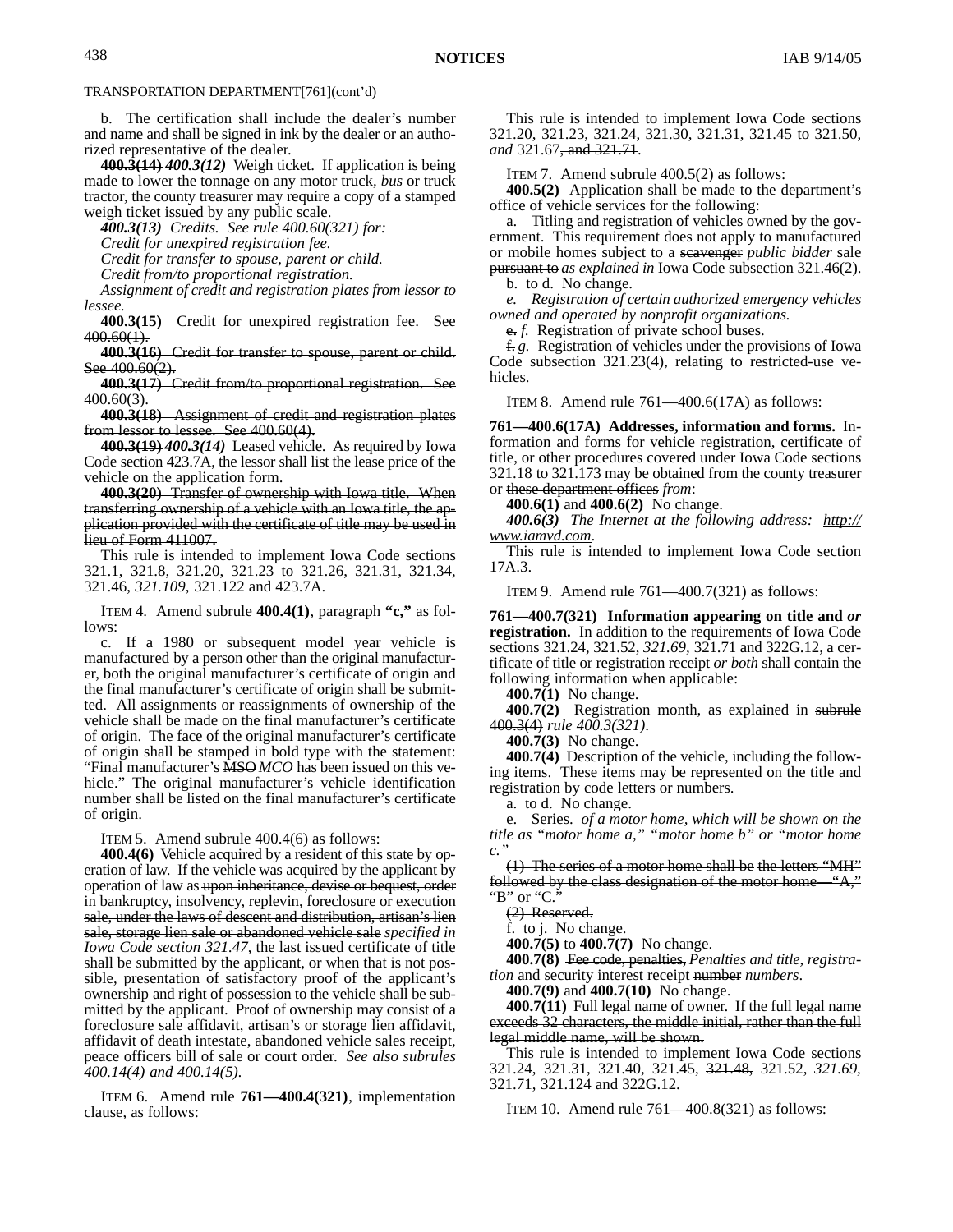TRANSPORTATION DEPARTMENT[761](cont'd)

b. The certification shall include the dealer's number and name and shall be signed ~~in ink~~ by the dealer or an authorized representative of the dealer.

**~~400.3(14)~~** ***400.3(12)*** Weigh ticket. If application is being made to lower the tonnage on any motor truck, *bus* or truck tractor, the county treasurer may require a copy of a stamped weigh ticket issued by any public scale.

***400.3(13)*** *Credits. See rule 400.60(321) for:*

*Credit for unexpired registration fee.*

*Credit for transfer to spouse, parent or child.*

*Credit from/to proportional registration.*

*Assignment of credit and registration plates from lessor to lessee.*

~~**400.3(15)** Credit for unexpired registration fee. See 400.60(1).~~

~~**400.3(16)** Credit for transfer to spouse, parent or child. See 400.60(2).~~

~~**400.3(17)** Credit from/to proportional registration. See 400.60(3).~~

~~**400.3(18)** Assignment of credit and registration plates from lessor to lessee. See 400.60(4).~~

**~~400.3(19)~~** ***400.3(14)*** Leased vehicle. As required by Iowa Code section 423.7A, the lessor shall list the lease price of the vehicle on the application form.

~~**400.3(20)** Transfer of ownership with Iowa title. When transferring ownership of a vehicle with an Iowa title, the application provided with the certificate of title may be used in lieu of Form 411007.~~

This rule is intended to implement Iowa Code sections 321.1, 321.8, 321.20, 321.23 to 321.26, 321.31, 321.34, 321.46, *321.109,* 321.122 and 423.7A.

ITEM 4. Amend subrule **400.4(1)**, paragraph **"c,"** as follows:

c. If a 1980 or subsequent model year vehicle is manufactured by a person other than the original manufacturer, both the original manufacturer's certificate of origin and the final manufacturer's certificate of origin shall be submitted. All assignments or reassignments of ownership of the vehicle shall be made on the final manufacturer's certificate of origin. The face of the original manufacturer's certificate of origin shall be stamped in bold type with the statement: "Final manufacturer's ~~MSO~~ *MCO* has been issued on this vehicle." The original manufacturer's vehicle identification number shall be listed on the final manufacturer's certificate of origin.

ITEM 5. Amend subrule 400.4(6) as follows:

**400.4(6)** Vehicle acquired by a resident of this state by operation of law. If the vehicle was acquired by the applicant by operation of law as ~~upon inheritance, devise or bequest, order in bankruptcy, insolvency, replevin, foreclosure or execution sale, under the laws of descent and distribution, artisan's lien sale, storage lien sale or abandoned vehicle sale~~ *specified in Iowa Code section 321.47*, the last issued certificate of title shall be submitted by the applicant, or when that is not possible, presentation of satisfactory proof of the applicant's ownership and right of possession to the vehicle shall be submitted by the applicant. Proof of ownership may consist of a foreclosure sale affidavit, artisan's or storage lien affidavit, affidavit of death intestate, abandoned vehicle sales receipt, peace officers bill of sale or court order. *See also subrules 400.14(4) and 400.14(5).*

ITEM 6. Amend rule **761—400.4(321)**, implementation clause, as follows:

This rule is intended to implement Iowa Code sections 321.20, 321.23, 321.24, 321.30, 321.31, 321.45 to 321.50, *and* 321.67~~, and 321.71~~.

ITEM 7. Amend subrule 400.5(2) as follows:

**400.5(2)** Application shall be made to the department's office of vehicle services for the following:

a. Titling and registration of vehicles owned by the government. This requirement does not apply to manufactured or mobile homes subject to a ~~scavenger~~ *public bidder* sale ~~pursuant to~~ *as explained in* Iowa Code subsection 321.46(2).

b. to d. No change.

*e. Registration of certain authorized emergency vehicles owned and operated by nonprofit organizations.*

~~e.~~ *f.* Registration of private school buses.

~~f.~~ *g.* Registration of vehicles under the provisions of Iowa Code subsection 321.23(4), relating to restricted-use vehicles.

ITEM 8. Amend rule 761—400.6(17A) as follows:

**761—400.6(17A) Addresses, information and forms.** Information and forms for vehicle registration, certificate of title, or other procedures covered under Iowa Code sections 321.18 to 321.173 may be obtained from the county treasurer or ~~these department offices~~ *from*:

**400.6(1)** and **400.6(2)** No change.

***400.6(3)*** *The Internet at the following address: http://www.iamvd.com.*

This rule is intended to implement Iowa Code section 17A.3.

ITEM 9. Amend rule 761—400.7(321) as follows:

**761—400.7(321) Information appearing on title ~~and~~ *or* registration.** In addition to the requirements of Iowa Code sections 321.24, 321.52, *321.69,* 321.71 and 322G.12, a certificate of title or registration receipt *or both* shall contain the following information when applicable:

**400.7(1)** No change.

**400.7(2)** Registration month, as explained in ~~subrule 400.3(4)~~ *rule 400.3(321)*.

**400.7(3)** No change.

**400.7(4)** Description of the vehicle, including the following items. These items may be represented on the title and registration by code letters or numbers.

a. to d. No change.

e. Series~~.~~ *of a motor home, which will be shown on the title as "motor home a," "motor home b" or "motor home c."*

~~(1) The series of a motor home shall be the letters "MH" followed by the class designation of the motor home—"A," "B" or "C."~~

~~(2) Reserved.~~

f. to j. No change.

**400.7(5)** to **400.7(7)** No change.

**400.7(8)** ~~Fee code, penalties,~~ *Penalties and title, registration* and security interest receipt ~~number~~ *numbers*.

**400.7(9)** and **400.7(10)** No change.

**400.7(11)** Full legal name of owner. ~~If the full legal name exceeds 32 characters, the middle initial, rather than the full legal middle name, will be shown.~~

This rule is intended to implement Iowa Code sections 321.24, 321.31, 321.40, 321.45, ~~321.48,~~ 321.52, *321.69,* 321.71, 321.124 and 322G.12.

ITEM 10. Amend rule 761—400.8(321) as follows: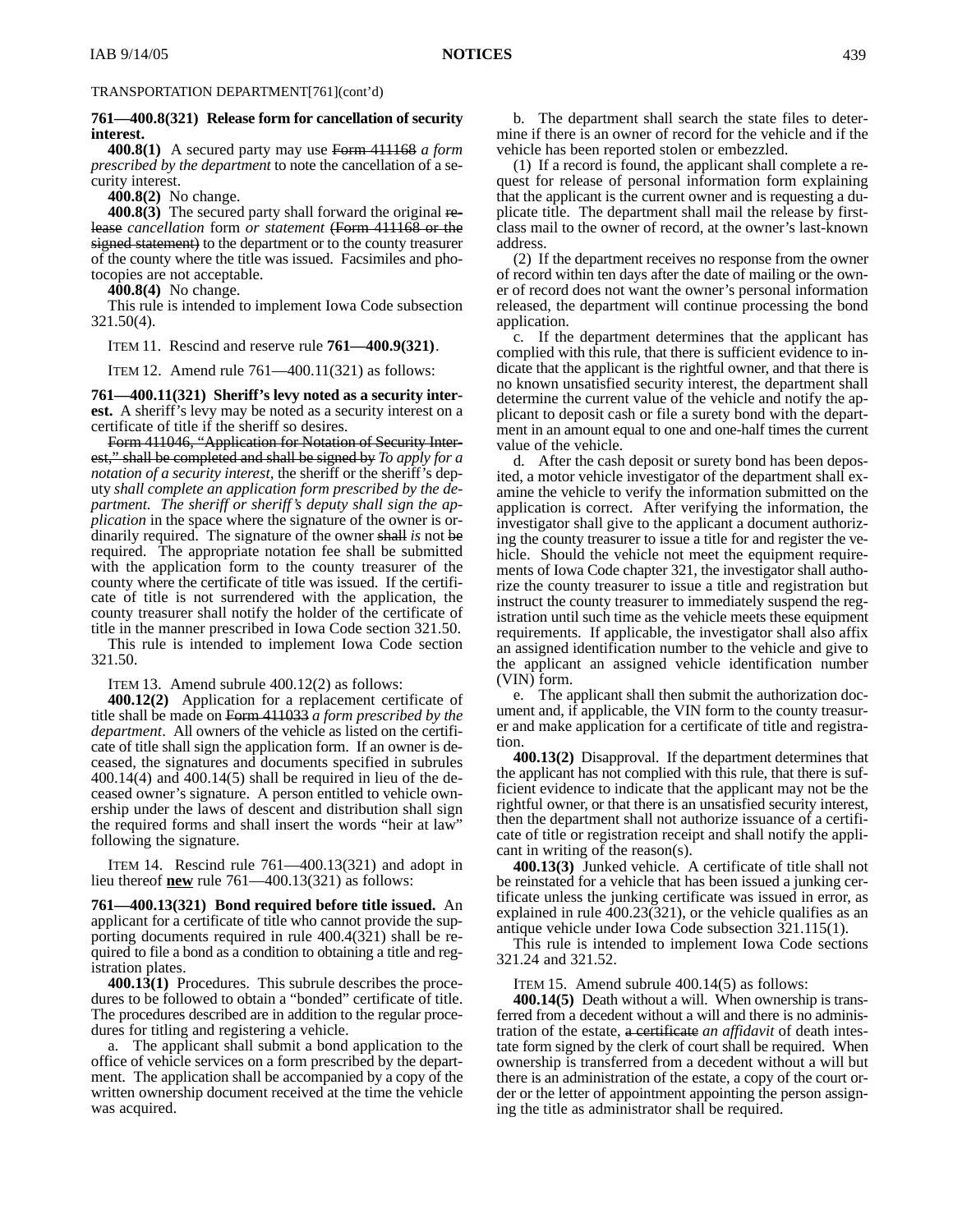TRANSPORTATION DEPARTMENT[761](cont'd)

**761—400.8(321) Release form for cancellation of security interest.**

**400.8(1)** A secured party may use ~~Form 411168~~ *a form prescribed by the department* to note the cancellation of a security interest.

**400.8(2)** No change.

**400.8(3)** The secured party shall forward the original ~~release~~ *cancellation* form *or statement* ~~(Form 411168 or the signed statement)~~ to the department or to the county treasurer of the county where the title was issued. Facsimiles and photocopies are not acceptable.

**400.8(4)** No change.

This rule is intended to implement Iowa Code subsection 321.50(4).

ITEM 11. Rescind and reserve rule **761—400.9(321)**.

ITEM 12. Amend rule 761—400.11(321) as follows:

**761—400.11(321) Sheriff's levy noted as a security interest.** A sheriff's levy may be noted as a security interest on a certificate of title if the sheriff so desires.

~~Form 411046, "Application for Notation of Security Interest," shall be completed and shall be signed by~~ *To apply for a notation of a security interest,* the sheriff or the sheriff's deputy *shall complete an application form prescribed by the department. The sheriff or sheriff's deputy shall sign the application* in the space where the signature of the owner is ordinarily required. The signature of the owner ~~shall~~ *is* not ~~be~~ required. The appropriate notation fee shall be submitted with the application form to the county treasurer of the county where the certificate of title was issued. If the certificate of title is not surrendered with the application, the county treasurer shall notify the holder of the certificate of title in the manner prescribed in Iowa Code section 321.50.

This rule is intended to implement Iowa Code section 321.50.

ITEM 13. Amend subrule 400.12(2) as follows:

**400.12(2)** Application for a replacement certificate of title shall be made on ~~Form 411033~~ *a form prescribed by the department*. All owners of the vehicle as listed on the certificate of title shall sign the application form. If an owner is deceased, the signatures and documents specified in subrules 400.14(4) and 400.14(5) shall be required in lieu of the deceased owner's signature. A person entitled to vehicle ownership under the laws of descent and distribution shall sign the required forms and shall insert the words "heir at law" following the signature.

ITEM 14. Rescind rule 761—400.13(321) and adopt in lieu thereof **new** rule 761—400.13(321) as follows:

**761—400.13(321) Bond required before title issued.** An applicant for a certificate of title who cannot provide the supporting documents required in rule 400.4(321) shall be required to file a bond as a condition to obtaining a title and registration plates.

**400.13(1)** Procedures. This subrule describes the procedures to be followed to obtain a "bonded" certificate of title. The procedures described are in addition to the regular procedures for titling and registering a vehicle.

a. The applicant shall submit a bond application to the office of vehicle services on a form prescribed by the department. The application shall be accompanied by a copy of the written ownership document received at the time the vehicle was acquired.

b. The department shall search the state files to determine if there is an owner of record for the vehicle and if the vehicle has been reported stolen or embezzled.

(1) If a record is found, the applicant shall complete a request for release of personal information form explaining that the applicant is the current owner and is requesting a duplicate title. The department shall mail the release by first-class mail to the owner of record, at the owner's last-known address.

(2) If the department receives no response from the owner of record within ten days after the date of mailing or the owner of record does not want the owner's personal information released, the department will continue processing the bond application.

c. If the department determines that the applicant has complied with this rule, that there is sufficient evidence to indicate that the applicant is the rightful owner, and that there is no known unsatisfied security interest, the department shall determine the current value of the vehicle and notify the applicant to deposit cash or file a surety bond with the department in an amount equal to one and one-half times the current value of the vehicle.

d. After the cash deposit or surety bond has been deposited, a motor vehicle investigator of the department shall examine the vehicle to verify the information submitted on the application is correct. After verifying the information, the investigator shall give to the applicant a document authorizing the county treasurer to issue a title for and register the vehicle. Should the vehicle not meet the equipment requirements of Iowa Code chapter 321, the investigator shall authorize the county treasurer to issue a title and registration but instruct the county treasurer to immediately suspend the registration until such time as the vehicle meets these equipment requirements. If applicable, the investigator shall also affix an assigned identification number to the vehicle and give to the applicant an assigned vehicle identification number (VIN) form.

e. The applicant shall then submit the authorization document and, if applicable, the VIN form to the county treasurer and make application for a certificate of title and registration.

**400.13(2)** Disapproval. If the department determines that the applicant has not complied with this rule, that there is sufficient evidence to indicate that the applicant may not be the rightful owner, or that there is an unsatisfied security interest, then the department shall not authorize issuance of a certificate of title or registration receipt and shall notify the applicant in writing of the reason(s).

**400.13(3)** Junked vehicle. A certificate of title shall not be reinstated for a vehicle that has been issued a junking certificate unless the junking certificate was issued in error, as explained in rule 400.23(321), or the vehicle qualifies as an antique vehicle under Iowa Code subsection 321.115(1).

This rule is intended to implement Iowa Code sections 321.24 and 321.52.

ITEM 15. Amend subrule 400.14(5) as follows:

**400.14(5)** Death without a will. When ownership is transferred from a decedent without a will and there is no administration of the estate, ~~a certificate~~ *an affidavit* of death intestate form signed by the clerk of court shall be required. When ownership is transferred from a decedent without a will but there is an administration of the estate, a copy of the court order or the letter of appointment appointing the person assigning the title as administrator shall be required.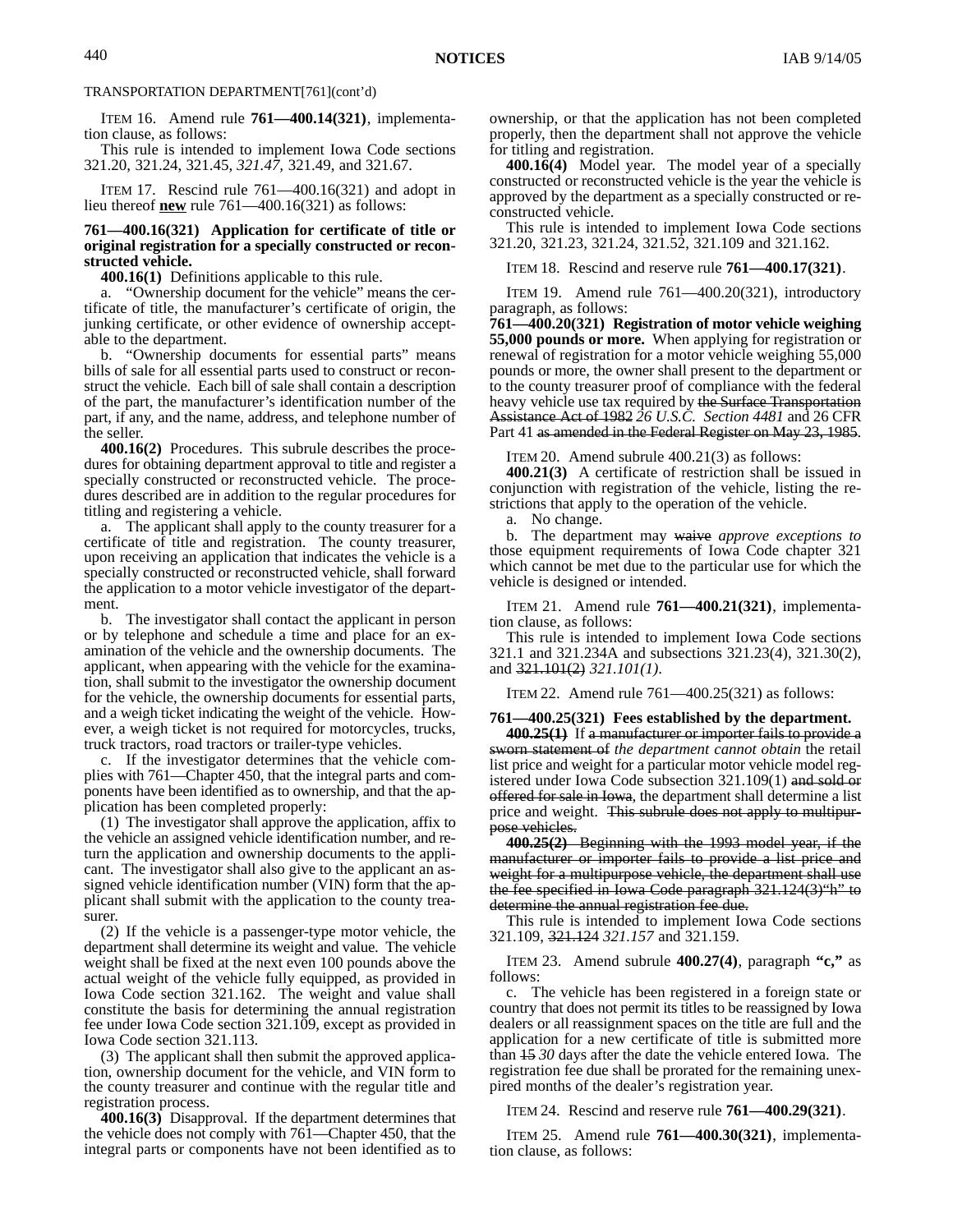TRANSPORTATION DEPARTMENT[761](cont'd)

ITEM 16. Amend rule **761—400.14(321)**, implementation clause, as follows:

This rule is intended to implement Iowa Code sections 321.20, 321.24, 321.45, *321.47,* 321.49, and 321.67.

ITEM 17. Rescind rule 761—400.16(321) and adopt in lieu thereof **new** rule 761—400.16(321) as follows:

**761—400.16(321) Application for certificate of title or original registration for a specially constructed or reconstructed vehicle.**

**400.16(1)** Definitions applicable to this rule.

a. "Ownership document for the vehicle" means the certificate of title, the manufacturer's certificate of origin, the junking certificate, or other evidence of ownership acceptable to the department.

b. "Ownership documents for essential parts" means bills of sale for all essential parts used to construct or reconstruct the vehicle. Each bill of sale shall contain a description of the part, the manufacturer's identification number of the part, if any, and the name, address, and telephone number of the seller.

**400.16(2)** Procedures. This subrule describes the procedures for obtaining department approval to title and register a specially constructed or reconstructed vehicle. The procedures described are in addition to the regular procedures for titling and registering a vehicle.

a. The applicant shall apply to the county treasurer for a certificate of title and registration. The county treasurer, upon receiving an application that indicates the vehicle is a specially constructed or reconstructed vehicle, shall forward the application to a motor vehicle investigator of the department.

b. The investigator shall contact the applicant in person or by telephone and schedule a time and place for an examination of the vehicle and the ownership documents. The applicant, when appearing with the vehicle for the examination, shall submit to the investigator the ownership document for the vehicle, the ownership documents for essential parts, and a weigh ticket indicating the weight of the vehicle. However, a weigh ticket is not required for motorcycles, trucks, truck tractors, road tractors or trailer-type vehicles.

c. If the investigator determines that the vehicle complies with 761—Chapter 450, that the integral parts and components have been identified as to ownership, and that the application has been completed properly:

(1) The investigator shall approve the application, affix to the vehicle an assigned vehicle identification number, and return the application and ownership documents to the applicant. The investigator shall also give to the applicant an assigned vehicle identification number (VIN) form that the applicant shall submit with the application to the county treasurer.

(2) If the vehicle is a passenger-type motor vehicle, the department shall determine its weight and value. The vehicle weight shall be fixed at the next even 100 pounds above the actual weight of the vehicle fully equipped, as provided in Iowa Code section 321.162. The weight and value shall constitute the basis for determining the annual registration fee under Iowa Code section 321.109, except as provided in Iowa Code section 321.113.

(3) The applicant shall then submit the approved application, ownership document for the vehicle, and VIN form to the county treasurer and continue with the regular title and registration process.

**400.16(3)** Disapproval. If the department determines that the vehicle does not comply with 761—Chapter 450, that the integral parts or components have not been identified as to ownership, or that the application has not been completed properly, then the department shall not approve the vehicle for titling and registration.

**400.16(4)** Model year. The model year of a specially constructed or reconstructed vehicle is the year the vehicle is approved by the department as a specially constructed or reconstructed vehicle.

This rule is intended to implement Iowa Code sections 321.20, 321.23, 321.24, 321.52, 321.109 and 321.162.

ITEM 18. Rescind and reserve rule **761—400.17(321)**.

ITEM 19. Amend rule 761—400.20(321), introductory paragraph, as follows:

**761—400.20(321) Registration of motor vehicle weighing 55,000 pounds or more.** When applying for registration or renewal of registration for a motor vehicle weighing 55,000 pounds or more, the owner shall present to the department or to the county treasurer proof of compliance with the federal heavy vehicle use tax required by ~~the Surface Transportation Assistance Act of 1982~~ *26 U.S.C. Section 4481* and 26 CFR Part 41 ~~as amended in the Federal Register on May 23, 1985~~.

ITEM 20. Amend subrule 400.21(3) as follows:

**400.21(3)** A certificate of restriction shall be issued in conjunction with registration of the vehicle, listing the restrictions that apply to the operation of the vehicle.

a. No change.

b. The department may ~~waive~~ *approve exceptions to* those equipment requirements of Iowa Code chapter 321 which cannot be met due to the particular use for which the vehicle is designed or intended.

ITEM 21. Amend rule **761—400.21(321)**, implementation clause, as follows:

This rule is intended to implement Iowa Code sections 321.1 and 321.234A and subsections 321.23(4), 321.30(2), and ~~321.101(2)~~ *321.101(1)*.

ITEM 22. Amend rule 761—400.25(321) as follows:

**761—400.25(321) Fees established by the department.**

~~**400.25(1)**~~ If ~~a manufacturer or importer fails to provide a sworn statement of~~ *the department cannot obtain* the retail list price and weight for a particular motor vehicle model registered under Iowa Code subsection 321.109(1) ~~and sold or offered for sale in Iowa~~, the department shall determine a list price and weight. ~~This subrule does not apply to multipurpose vehicles.~~

~~**400.25(2)** Beginning with the 1993 model year, if the manufacturer or importer fails to provide a list price and weight for a multipurpose vehicle, the department shall use the fee specified in Iowa Code paragraph 321.124(3)"h" to determine the annual registration fee due.~~

This rule is intended to implement Iowa Code sections 321.109, ~~321.124~~ *321.157* and 321.159.

ITEM 23. Amend subrule **400.27(4)**, paragraph **"c,"** as follows:

c. The vehicle has been registered in a foreign state or country that does not permit its titles to be reassigned by Iowa dealers or all reassignment spaces on the title are full and the application for a new certificate of title is submitted more than ~~15~~ *30* days after the date the vehicle entered Iowa. The registration fee due shall be prorated for the remaining unexpired months of the dealer's registration year.

ITEM 24. Rescind and reserve rule **761—400.29(321)**.

ITEM 25. Amend rule **761—400.30(321)**, implementation clause, as follows: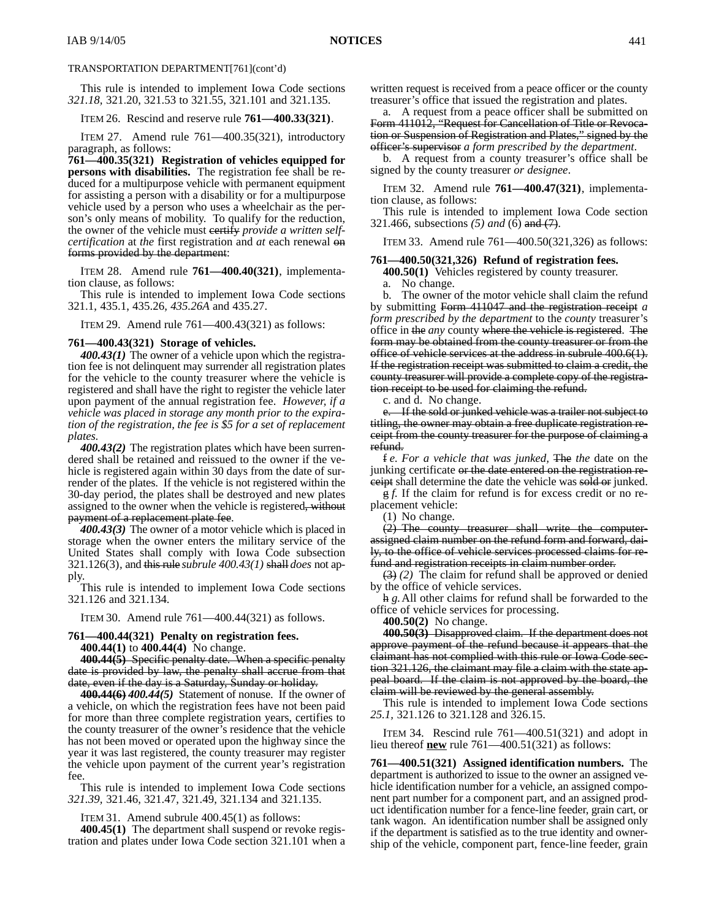TRANSPORTATION DEPARTMENT[761](cont'd)

This rule is intended to implement Iowa Code sections *321.18,* 321.20, 321.53 to 321.55, 321.101 and 321.135.

ITEM 26. Rescind and reserve rule **761—400.33(321)**.

ITEM 27. Amend rule 761—400.35(321), introductory paragraph, as follows:

**761—400.35(321) Registration of vehicles equipped for persons with disabilities.** The registration fee shall be reduced for a multipurpose vehicle with permanent equipment for assisting a person with a disability or for a multipurpose vehicle used by a person who uses a wheelchair as the person's only means of mobility. To qualify for the reduction, the owner of the vehicle must ~~certify~~ *provide a written self-certification* at *the* first registration and *at* each renewal ~~on forms provided by the department~~:

ITEM 28. Amend rule **761—400.40(321)**, implementation clause, as follows:

This rule is intended to implement Iowa Code sections 321.1, 435.1, 435.26, *435.26A* and 435.27.

ITEM 29. Amend rule 761—400.43(321) as follows:

**761—400.43(321) Storage of vehicles.**

***400.43(1)*** The owner of a vehicle upon which the registration fee is not delinquent may surrender all registration plates for the vehicle to the county treasurer where the vehicle is registered and shall have the right to register the vehicle later upon payment of the annual registration fee. *However, if a vehicle was placed in storage any month prior to the expiration of the registration, the fee is $5 for a set of replacement plates.*

***400.43(2)*** The registration plates which have been surrendered shall be retained and reissued to the owner if the vehicle is registered again within 30 days from the date of surrender of the plates. If the vehicle is not registered within the 30-day period, the plates shall be destroyed and new plates assigned to the owner when the vehicle is registered~~, without payment of a replacement plate fee~~.

***400.43(3)*** The owner of a motor vehicle which is placed in storage when the owner enters the military service of the United States shall comply with Iowa Code subsection 321.126(3), and ~~this rule~~ *subrule 400.43(1)* ~~shall~~ *does* not apply.

This rule is intended to implement Iowa Code sections 321.126 and 321.134.

ITEM 30. Amend rule 761—400.44(321) as follows.

**761—400.44(321) Penalty on registration fees.**

**400.44(1)** to **400.44(4)** No change.

~~**400.44(5)** Specific penalty date. When a specific penalty date is provided by law, the penalty shall accrue from that date, even if the day is a Saturday, Sunday or holiday.~~

~~**400.44(6)**~~ ***400.44(5)*** Statement of nonuse. If the owner of a vehicle, on which the registration fees have not been paid for more than three complete registration years, certifies to the county treasurer of the owner's residence that the vehicle has not been moved or operated upon the highway since the year it was last registered, the county treasurer may register the vehicle upon payment of the current year's registration fee.

This rule is intended to implement Iowa Code sections *321.39,* 321.46, 321.47, 321.49, 321.134 and 321.135.

ITEM 31. Amend subrule 400.45(1) as follows:

**400.45(1)** The department shall suspend or revoke registration and plates under Iowa Code section 321.101 when a written request is received from a peace officer or the county treasurer's office that issued the registration and plates.

a. A request from a peace officer shall be submitted on ~~Form 411012, "Request for Cancellation of Title or Revocation or Suspension of Registration and Plates," signed by the officer's supervisor~~ *a form prescribed by the department*.

b. A request from a county treasurer's office shall be signed by the county treasurer *or designee*.

ITEM 32. Amend rule **761—400.47(321)**, implementation clause, as follows:

This rule is intended to implement Iowa Code section 321.466, subsections *(5) and* (6) ~~and (7)~~.

ITEM 33. Amend rule 761—400.50(321,326) as follows:

**761—400.50(321,326) Refund of registration fees.**

**400.50(1)** Vehicles registered by county treasurer.

a. No change.

b. The owner of the motor vehicle shall claim the refund by submitting ~~Form 411047 and the registration receipt~~ *a form prescribed by the department* to the *county* treasurer's office in ~~the~~ *any* county ~~where the vehicle is registered~~. ~~The form may be obtained from the county treasurer or from the office of vehicle services at the address in subrule 400.6(1). If the registration receipt was submitted to claim a credit, the county treasurer will provide a complete copy of the registration receipt to be used for claiming the refund.~~

c. and d. No change.

~~e. If the sold or junked vehicle was a trailer not subject to titling, the owner may obtain a free duplicate registration receipt from the county treasurer for the purpose of claiming a refund.~~

~~f~~ *e. For a vehicle that was junked,* ~~The~~ *the* date on the junking certificate ~~or the date entered on the registration receipt~~ shall determine the date the vehicle was ~~sold or~~ junked.

~~g~~ *f.* If the claim for refund is for excess credit or no replacement vehicle:

(1) No change.

~~(2) The county treasurer shall write the computer-assigned claim number on the refund form and forward, daily, to the office of vehicle services processed claims for refund and registration receipts in claim number order.~~

~~(3)~~ *(2)* The claim for refund shall be approved or denied by the office of vehicle services.

~~h~~ *g.* All other claims for refund shall be forwarded to the office of vehicle services for processing.

**400.50(2)** No change.

~~**400.50(3)** Disapproved claim. If the department does not approve payment of the refund because it appears that the claimant has not complied with this rule or Iowa Code section 321.126, the claimant may file a claim with the state appeal board. If the claim is not approved by the board, the claim will be reviewed by the general assembly.~~

This rule is intended to implement Iowa Code sections *25.1,* 321.126 to 321.128 and 326.15.

ITEM 34. Rescind rule 761—400.51(321) and adopt in lieu thereof **new** rule 761—400.51(321) as follows:

**761—400.51(321) Assigned identification numbers.** The department is authorized to issue to the owner an assigned vehicle identification number for a vehicle, an assigned component part number for a component part, and an assigned product identification number for a fence-line feeder, grain cart, or tank wagon. An identification number shall be assigned only if the department is satisfied as to the true identity and ownership of the vehicle, component part, fence-line feeder, grain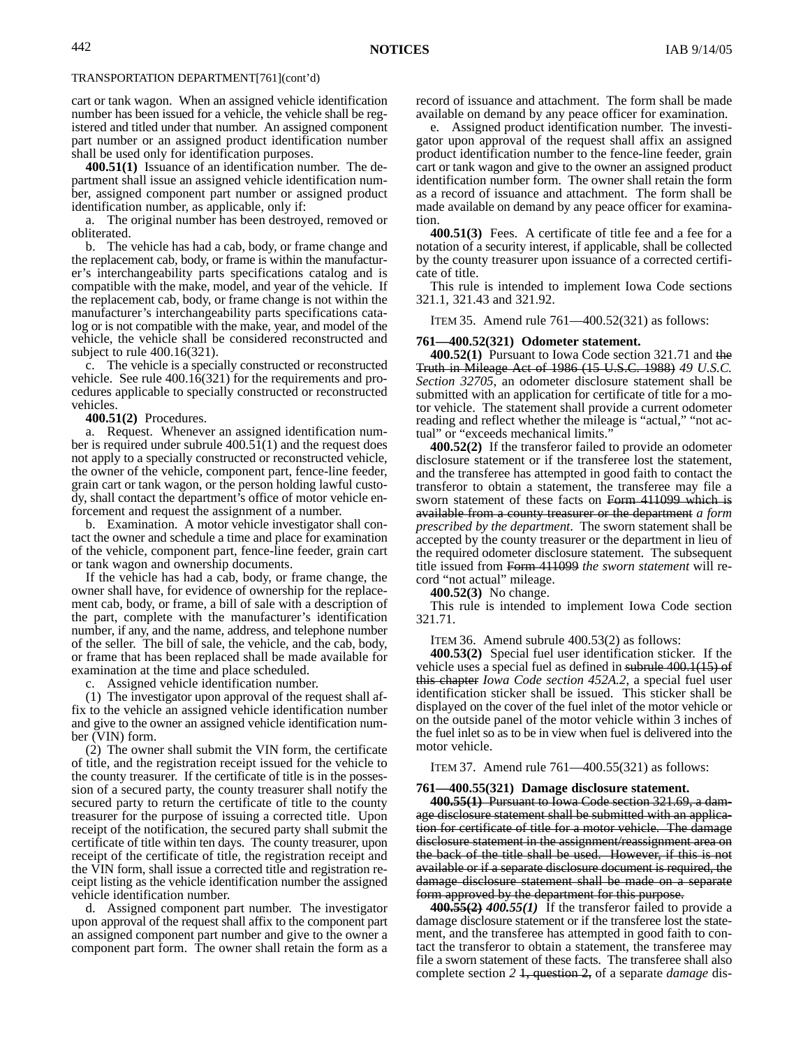cart or tank wagon. When an assigned vehicle identification number has been issued for a vehicle, the vehicle shall be registered and titled under that number. An assigned component part number or an assigned product identification number shall be used only for identification purposes.

**400.51(1)** Issuance of an identification number. The department shall issue an assigned vehicle identification number, assigned component part number or assigned product identification number, as applicable, only if:

a. The original number has been destroyed, removed or obliterated.

b. The vehicle has had a cab, body, or frame change and the replacement cab, body, or frame is within the manufacturer's interchangeability parts specifications catalog and is compatible with the make, model, and year of the vehicle. If the replacement cab, body, or frame change is not within the manufacturer's interchangeability parts specifications catalog or is not compatible with the make, year, and model of the vehicle, the vehicle shall be considered reconstructed and subject to rule 400.16(321).

c. The vehicle is a specially constructed or reconstructed vehicle. See rule 400.16(321) for the requirements and procedures applicable to specially constructed or reconstructed vehicles.

**400.51(2)** Procedures.

a. Request. Whenever an assigned identification number is required under subrule 400.51(1) and the request does not apply to a specially constructed or reconstructed vehicle, the owner of the vehicle, component part, fence-line feeder, grain cart or tank wagon, or the person holding lawful custody, shall contact the department's office of motor vehicle enforcement and request the assignment of a number.

b. Examination. A motor vehicle investigator shall contact the owner and schedule a time and place for examination of the vehicle, component part, fence-line feeder, grain cart or tank wagon and ownership documents.

If the vehicle has had a cab, body, or frame change, the owner shall have, for evidence of ownership for the replacement cab, body, or frame, a bill of sale with a description of the part, complete with the manufacturer's identification number, if any, and the name, address, and telephone number of the seller. The bill of sale, the vehicle, and the cab, body, or frame that has been replaced shall be made available for examination at the time and place scheduled.

c. Assigned vehicle identification number.

(1) The investigator upon approval of the request shall affix to the vehicle an assigned vehicle identification number and give to the owner an assigned vehicle identification number (VIN) form.

(2) The owner shall submit the VIN form, the certificate of title, and the registration receipt issued for the vehicle to the county treasurer. If the certificate of title is in the possession of a secured party, the county treasurer shall notify the secured party to return the certificate of title to the county treasurer for the purpose of issuing a corrected title. Upon receipt of the notification, the secured party shall submit the certificate of title within ten days. The county treasurer, upon receipt of the certificate of title, the registration receipt and the VIN form, shall issue a corrected title and registration receipt listing as the vehicle identification number the assigned vehicle identification number.

d. Assigned component part number. The investigator upon approval of the request shall affix to the component part an assigned component part number and give to the owner a component part form. The owner shall retain the form as a record of issuance and attachment. The form shall be made available on demand by any peace officer for examination.

e. Assigned product identification number. The investigator upon approval of the request shall affix an assigned product identification number to the fence-line feeder, grain cart or tank wagon and give to the owner an assigned product identification number form. The owner shall retain the form as a record of issuance and attachment. The form shall be made available on demand by any peace officer for examination.

**400.51(3)** Fees. A certificate of title fee and a fee for a notation of a security interest, if applicable, shall be collected by the county treasurer upon issuance of a corrected certificate of title.

This rule is intended to implement Iowa Code sections 321.1, 321.43 and 321.92.

ITEM 35. Amend rule 761—400.52(321) as follows:

**761—400.52(321) Odometer statement.**

**400.52(1)** Pursuant to Iowa Code section 321.71 and ~~the Truth in Mileage Act of 1986 (15 U.S.C. 1988)~~ *49 U.S.C. Section 32705*, an odometer disclosure statement shall be submitted with an application for certificate of title for a motor vehicle. The statement shall provide a current odometer reading and reflect whether the mileage is "actual," "not actual" or "exceeds mechanical limits."

**400.52(2)** If the transferor failed to provide an odometer disclosure statement or if the transferee lost the statement, and the transferee has attempted in good faith to contact the transferor to obtain a statement, the transferee may file a sworn statement of these facts on ~~Form 411099 which is available from a county treasurer or the department~~ *a form prescribed by the department*. The sworn statement shall be accepted by the county treasurer or the department in lieu of the required odometer disclosure statement. The subsequent title issued from ~~Form 411099~~ *the sworn statement* will record "not actual" mileage.

**400.52(3)** No change.

This rule is intended to implement Iowa Code section 321.71.

ITEM 36. Amend subrule 400.53(2) as follows:

**400.53(2)** Special fuel user identification sticker. If the vehicle uses a special fuel as defined in ~~subrule 400.1(15) of this chapter~~ *Iowa Code section 452A.2*, a special fuel user identification sticker shall be issued. This sticker shall be displayed on the cover of the fuel inlet of the motor vehicle or on the outside panel of the motor vehicle within 3 inches of the fuel inlet so as to be in view when fuel is delivered into the motor vehicle.

ITEM 37. Amend rule 761—400.55(321) as follows:

**761—400.55(321) Damage disclosure statement.**

~~**400.55(1)** Pursuant to Iowa Code section 321.69, a damage disclosure statement shall be submitted with an application for certificate of title for a motor vehicle. The damage disclosure statement in the assignment/reassignment area on the back of the title shall be used. However, if this is not available or if a separate disclosure document is required, the damage disclosure statement shall be made on a separate form approved by the department for this purpose.~~

~~**400.55(2)**~~ ***400.55(1)*** If the transferor failed to provide a damage disclosure statement or if the transferee lost the statement, and the transferee has attempted in good faith to contact the transferor to obtain a statement, the transferee may file a sworn statement of these facts. The transferee shall also complete section *2* ~~1, question 2,~~ of a separate *damage* dis-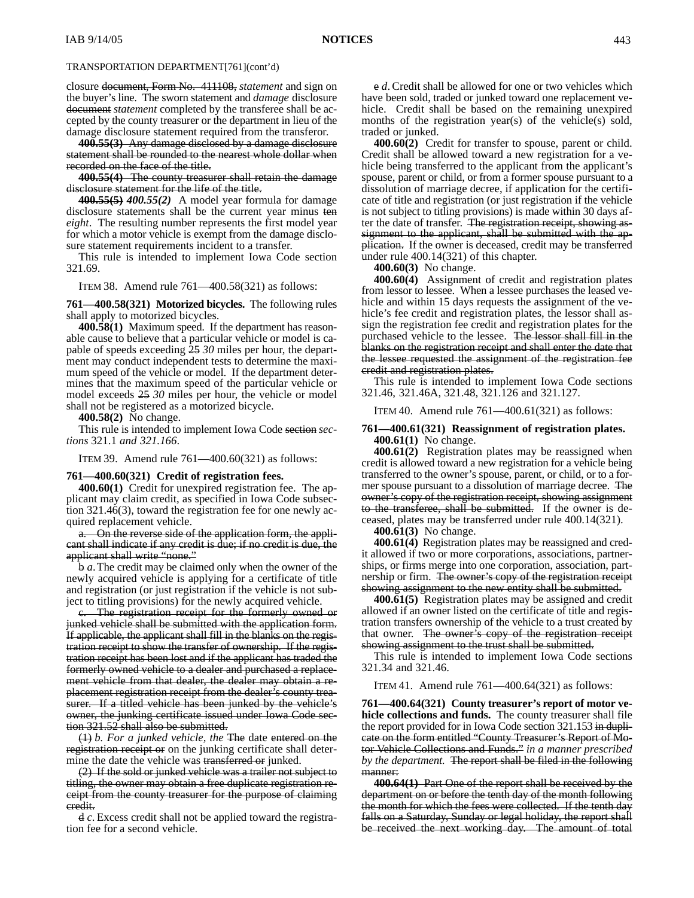TRANSPORTATION DEPARTMENT[761](cont'd)

closure ~~document, Form No. 411108,~~ *statement* and sign on the buyer's line. The sworn statement and *damage* disclosure ~~document~~ *statement* completed by the transferee shall be accepted by the county treasurer or the department in lieu of the damage disclosure statement required from the transferor.

~~**400.55(3)** Any damage disclosed by a damage disclosure statement shall be rounded to the nearest whole dollar when recorded on the face of the title.~~

~~**400.55(4)** The county treasurer shall retain the damage disclosure statement for the life of the title.~~

~~**400.55(5)**~~ ***400.55(2)*** A model year formula for damage disclosure statements shall be the current year minus ~~ten~~ *eight*. The resulting number represents the first model year for which a motor vehicle is exempt from the damage disclosure statement requirements incident to a transfer.

This rule is intended to implement Iowa Code section 321.69.

ITEM 38. Amend rule 761—400.58(321) as follows:

**761—400.58(321) Motorized bicycles.** The following rules shall apply to motorized bicycles.

**400.58(1)** Maximum speed. If the department has reasonable cause to believe that a particular vehicle or model is capable of speeds exceeding ~~25~~ *30* miles per hour, the department may conduct independent tests to determine the maximum speed of the vehicle or model. If the department determines that the maximum speed of the particular vehicle or model exceeds ~~25~~ *30* miles per hour, the vehicle or model shall not be registered as a motorized bicycle.

**400.58(2)** No change.

This rule is intended to implement Iowa Code ~~section~~ *sections* 321.1 *and 321.166*.

ITEM 39. Amend rule 761—400.60(321) as follows:

**761—400.60(321) Credit of registration fees.**

**400.60(1)** Credit for unexpired registration fee. The applicant may claim credit, as specified in Iowa Code subsection 321.46(3), toward the registration fee for one newly acquired replacement vehicle.

~~a. On the reverse side of the application form, the applicant shall indicate if any credit is due; if no credit is due, the applicant shall write "none."~~

~~b~~ *a.* The credit may be claimed only when the owner of the newly acquired vehicle is applying for a certificate of title and registration (or just registration if the vehicle is not subject to titling provisions) for the newly acquired vehicle.

~~c. The registration receipt for the formerly owned or junked vehicle shall be submitted with the application form. If applicable, the applicant shall fill in the blanks on the registration receipt to show the transfer of ownership. If the registration receipt has been lost and if the applicant has traded the formerly owned vehicle to a dealer and purchased a replacement vehicle from that dealer, the dealer may obtain a replacement registration receipt from the dealer's county treasurer. If a titled vehicle has been junked by the vehicle's owner, the junking certificate issued under Iowa Code section 321.52 shall also be submitted.~~

~~(1)~~ *b. For a junked vehicle, the* ~~The~~ date ~~entered on the registration receipt or~~ on the junking certificate shall determine the date the vehicle was ~~transferred or~~ junked.

~~(2) If the sold or junked vehicle was a trailer not subject to titling, the owner may obtain a free duplicate registration receipt from the county treasurer for the purpose of claiming credit.~~

~~d~~ *c.* Excess credit shall not be applied toward the registration fee for a second vehicle.

~~e~~ *d.* Credit shall be allowed for one or two vehicles which have been sold, traded or junked toward one replacement vehicle. Credit shall be based on the remaining unexpired months of the registration year(s) of the vehicle(s) sold, traded or junked.

**400.60(2)** Credit for transfer to spouse, parent or child. Credit shall be allowed toward a new registration for a vehicle being transferred to the applicant from the applicant's spouse, parent or child, or from a former spouse pursuant to a dissolution of marriage decree, if application for the certificate of title and registration (or just registration if the vehicle is not subject to titling provisions) is made within 30 days after the date of transfer. ~~The registration receipt, showing assignment to the applicant, shall be submitted with the application.~~ If the owner is deceased, credit may be transferred under rule 400.14(321) of this chapter.

**400.60(3)** No change.

**400.60(4)** Assignment of credit and registration plates from lessor to lessee. When a lessee purchases the leased vehicle and within 15 days requests the assignment of the vehicle's fee credit and registration plates, the lessor shall assign the registration fee credit and registration plates for the purchased vehicle to the lessee. ~~The lessor shall fill in the blanks on the registration receipt and shall enter the date that the lessee requested the assignment of the registration fee credit and registration plates.~~

This rule is intended to implement Iowa Code sections 321.46, 321.46A, 321.48, 321.126 and 321.127.

ITEM 40. Amend rule 761—400.61(321) as follows:

**761—400.61(321) Reassignment of registration plates.**

**400.61(1)** No change.

**400.61(2)** Registration plates may be reassigned when credit is allowed toward a new registration for a vehicle being transferred to the owner's spouse, parent, or child, or to a former spouse pursuant to a dissolution of marriage decree. ~~The owner's copy of the registration receipt, showing assignment to the transferee, shall be submitted.~~ If the owner is deceased, plates may be transferred under rule 400.14(321).

**400.61(3)** No change.

**400.61(4)** Registration plates may be reassigned and credit allowed if two or more corporations, associations, partnerships, or firms merge into one corporation, association, partnership or firm. ~~The owner's copy of the registration receipt showing assignment to the new entity shall be submitted.~~

**400.61(5)** Registration plates may be assigned and credit allowed if an owner listed on the certificate of title and registration transfers ownership of the vehicle to a trust created by that owner. ~~The owner's copy of the registration receipt showing assignment to the trust shall be submitted.~~

This rule is intended to implement Iowa Code sections 321.34 and 321.46.

ITEM 41. Amend rule 761—400.64(321) as follows:

**761—400.64(321) County treasurer's report of motor vehicle collections and funds.** The county treasurer shall file the report provided for in Iowa Code section 321.153 ~~in duplicate on the form entitled "County Treasurer's Report of Motor Vehicle Collections and Funds."~~ *in a manner prescribed by the department.* ~~The report shall be filed in the following manner:~~

~~**400.64(1)** Part One of the report shall be received by the department on or before the tenth day of the month following the month for which the fees were collected. If the tenth day falls on a Saturday, Sunday or legal holiday, the report shall be received the next working day. The amount of total~~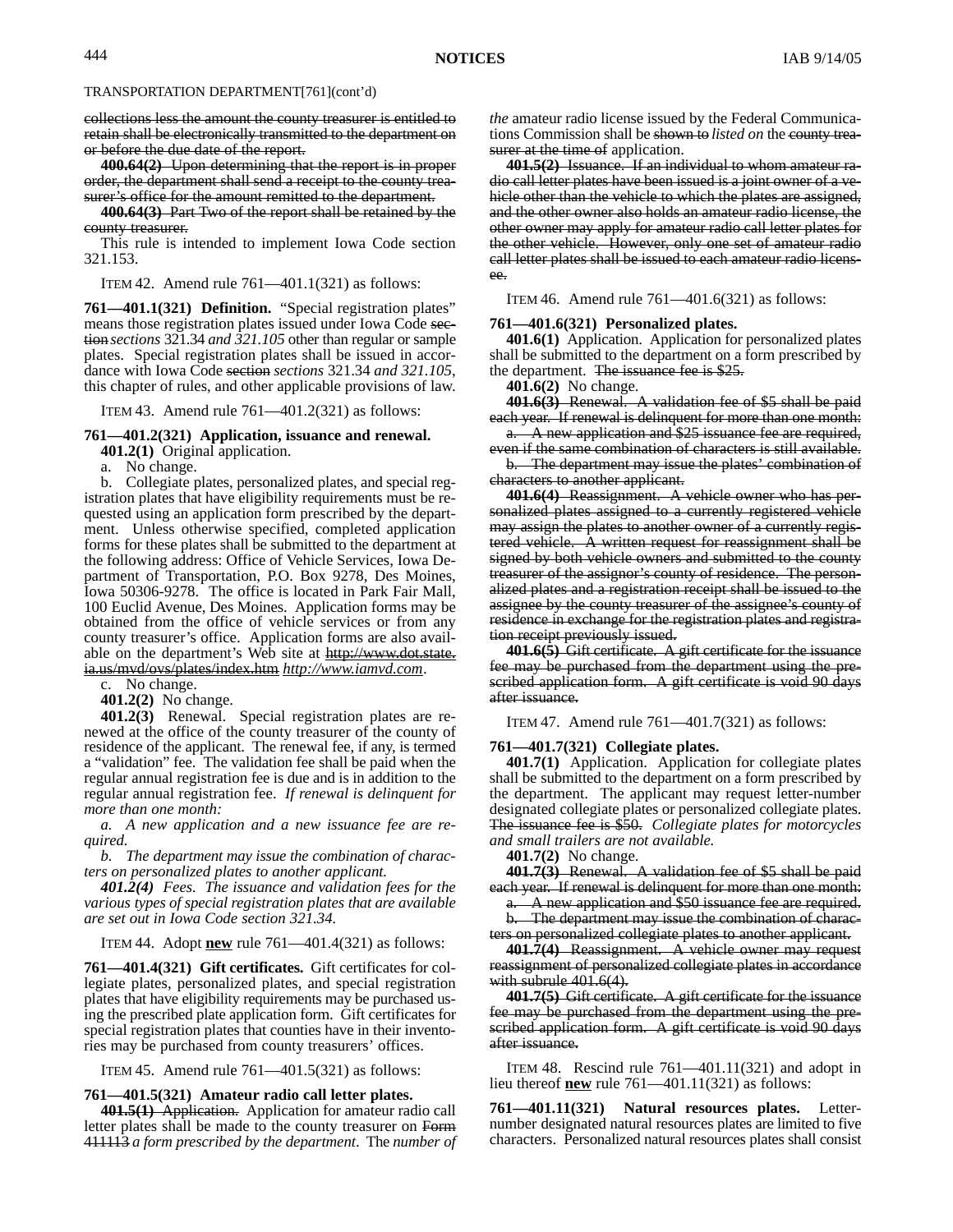TRANSPORTATION DEPARTMENT[761](cont'd)

~~collections less the amount the county treasurer is entitled to retain shall be electronically transmitted to the department on or before the due date of the report.~~

~~**400.64(2)** Upon determining that the report is in proper order, the department shall send a receipt to the county treasurer's office for the amount remitted to the department.~~

~~**400.64(3)** Part Two of the report shall be retained by the county treasurer.~~

This rule is intended to implement Iowa Code section 321.153.

ITEM 42. Amend rule 761—401.1(321) as follows:

**761—401.1(321) Definition.** "Special registration plates" means those registration plates issued under Iowa Code ~~section~~ *sections* 321.34 *and 321.105* other than regular or sample plates. Special registration plates shall be issued in accordance with Iowa Code ~~section~~ *sections* 321.34 *and 321.105*, this chapter of rules, and other applicable provisions of law.

ITEM 43. Amend rule 761—401.2(321) as follows:

**761—401.2(321) Application, issuance and renewal.**

**401.2(1)** Original application.

a. No change.

b. Collegiate plates, personalized plates, and special registration plates that have eligibility requirements must be requested using an application form prescribed by the department. Unless otherwise specified, completed application forms for these plates shall be submitted to the department at the following address: Office of Vehicle Services, Iowa Department of Transportation, P.O. Box 9278, Des Moines, Iowa 50306-9278. The office is located in Park Fair Mall, 100 Euclid Avenue, Des Moines. Application forms may be obtained from the office of vehicle services or from any county treasurer's office. Application forms are also available on the department's Web site at ~~http://www.dot.state.ia.us/mvd/ovs/plates/index.htm~~ *http://www.iamvd.com*.

c. No change.

**401.2(2)** No change.

**401.2(3)** Renewal. Special registration plates are renewed at the office of the county treasurer of the county of residence of the applicant. The renewal fee, if any, is termed a "validation" fee. The validation fee shall be paid when the regular annual registration fee is due and is in addition to the regular annual registration fee. *If renewal is delinquent for more than one month:*

*a. A new application and a new issuance fee are required.*

*b. The department may issue the combination of characters on personalized plates to another applicant.*

***401.2(4)*** *Fees. The issuance and validation fees for the various types of special registration plates that are available are set out in Iowa Code section 321.34.*

ITEM 44. Adopt **new** rule 761—401.4(321) as follows:

**761—401.4(321) Gift certificates.** Gift certificates for collegiate plates, personalized plates, and special registration plates that have eligibility requirements may be purchased using the prescribed plate application form. Gift certificates for special registration plates that counties have in their inventories may be purchased from county treasurers' offices.

ITEM 45. Amend rule 761—401.5(321) as follows:

**761—401.5(321) Amateur radio call letter plates.**

~~**401.5(1)** Application.~~ Application for amateur radio call letter plates shall be made to the county treasurer on ~~Form 411113~~ *a form prescribed by the department*. The *number of the* amateur radio license issued by the Federal Communications Commission shall be ~~shown to~~ *listed on* the ~~county treasurer at the time of~~ application.

~~**401.5(2)** Issuance. If an individual to whom amateur radio call letter plates have been issued is a joint owner of a vehicle other than the vehicle to which the plates are assigned, and the other owner also holds an amateur radio license, the other owner may apply for amateur radio call letter plates for the other vehicle. However, only one set of amateur radio call letter plates shall be issued to each amateur radio licensee.~~

ITEM 46. Amend rule 761—401.6(321) as follows:

**761—401.6(321) Personalized plates.**

**401.6(1)** Application. Application for personalized plates shall be submitted to the department on a form prescribed by the department. ~~The issuance fee is $25.~~

**401.6(2)** No change.

~~**401.6(3)** Renewal. A validation fee of $5 shall be paid each year. If renewal is delinquent for more than one month:~~

~~a. A new application and $25 issuance fee are required, even if the same combination of characters is still available.~~

~~b. The department may issue the plates' combination of characters to another applicant.~~

~~**401.6(4)** Reassignment. A vehicle owner who has personalized plates assigned to a currently registered vehicle may assign the plates to another owner of a currently registered vehicle. A written request for reassignment shall be signed by both vehicle owners and submitted to the county treasurer of the assignor's county of residence. The personalized plates and a registration receipt shall be issued to the assignee by the county treasurer of the assignee's county of residence in exchange for the registration plates and registration receipt previously issued.~~

~~**401.6(5)** Gift certificate. A gift certificate for the issuance fee may be purchased from the department using the prescribed application form. A gift certificate is void 90 days after issuance.~~

ITEM 47. Amend rule 761—401.7(321) as follows:

**761—401.7(321) Collegiate plates.**

**401.7(1)** Application. Application for collegiate plates shall be submitted to the department on a form prescribed by the department. The applicant may request letter-number designated collegiate plates or personalized collegiate plates. ~~The issuance fee is $50.~~ *Collegiate plates for motorcycles and small trailers are not available.*

**401.7(2)** No change.

~~**401.7(3)** Renewal. A validation fee of $5 shall be paid each year. If renewal is delinquent for more than one month:~~

~~a. A new application and $50 issuance fee are required.~~

~~b. The department may issue the combination of characters on personalized collegiate plates to another applicant.~~

~~**401.7(4)** Reassignment. A vehicle owner may request reassignment of personalized collegiate plates in accordance with subrule 401.6(4).~~

~~**401.7(5)** Gift certificate. A gift certificate for the issuance fee may be purchased from the department using the prescribed application form. A gift certificate is void 90 days after issuance.~~

ITEM 48. Rescind rule 761—401.11(321) and adopt in lieu thereof **new** rule 761—401.11(321) as follows:

**761—401.11(321) Natural resources plates.** Letter-number designated natural resources plates are limited to five characters. Personalized natural resources plates shall consist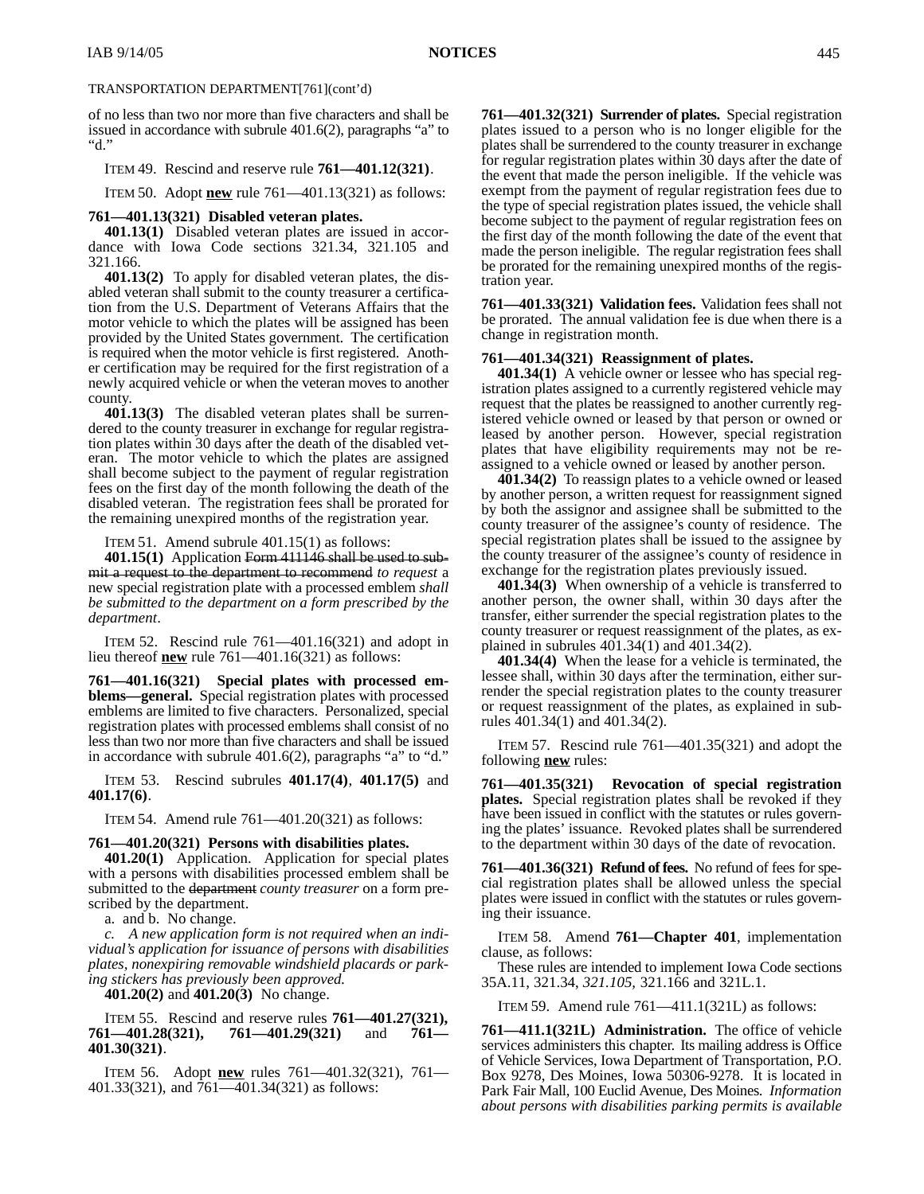TRANSPORTATION DEPARTMENT[761](cont'd)

of no less than two nor more than five characters and shall be issued in accordance with subrule 401.6(2), paragraphs "a" to "d."

ITEM 49. Rescind and reserve rule **761—401.12(321)**.

ITEM 50. Adopt **new** rule 761—401.13(321) as follows:

**761—401.13(321) Disabled veteran plates.**

**401.13(1)** Disabled veteran plates are issued in accordance with Iowa Code sections 321.34, 321.105 and 321.166.

**401.13(2)** To apply for disabled veteran plates, the disabled veteran shall submit to the county treasurer a certification from the U.S. Department of Veterans Affairs that the motor vehicle to which the plates will be assigned has been provided by the United States government. The certification is required when the motor vehicle is first registered. Another certification may be required for the first registration of a newly acquired vehicle or when the veteran moves to another county.

**401.13(3)** The disabled veteran plates shall be surrendered to the county treasurer in exchange for regular registration plates within 30 days after the death of the disabled veteran. The motor vehicle to which the plates are assigned shall become subject to the payment of regular registration fees on the first day of the month following the death of the disabled veteran. The registration fees shall be prorated for the remaining unexpired months of the registration year.

ITEM 51. Amend subrule 401.15(1) as follows:

**401.15(1)** Application ~~Form 411146 shall be used to submit a request to the department to recommend~~ *to request* a new special registration plate with a processed emblem *shall be submitted to the department on a form prescribed by the department*.

ITEM 52. Rescind rule 761—401.16(321) and adopt in lieu thereof **new** rule 761—401.16(321) as follows:

**761—401.16(321) Special plates with processed emblems—general.** Special registration plates with processed emblems are limited to five characters. Personalized, special registration plates with processed emblems shall consist of no less than two nor more than five characters and shall be issued in accordance with subrule 401.6(2), paragraphs "a" to "d."

ITEM 53. Rescind subrules **401.17(4)**, **401.17(5)** and **401.17(6)**.

ITEM 54. Amend rule 761—401.20(321) as follows:

**761—401.20(321) Persons with disabilities plates.**

**401.20(1)** Application. Application for special plates with a persons with disabilities processed emblem shall be submitted to the ~~department~~ *county treasurer* on a form prescribed by the department.

a. and b. No change.

*c. A new application form is not required when an individual's application for issuance of persons with disabilities plates, nonexpiring removable windshield placards or parking stickers has previously been approved.*

**401.20(2)** and **401.20(3)** No change.

ITEM 55. Rescind and reserve rules **761—401.27(321), 761—401.28(321), 761—401.29(321)** and **761—401.30(321)**.

ITEM 56. Adopt **new** rules 761—401.32(321), 761—401.33(321), and 761—401.34(321) as follows:

**761—401.32(321) Surrender of plates.** Special registration plates issued to a person who is no longer eligible for the plates shall be surrendered to the county treasurer in exchange for regular registration plates within 30 days after the date of the event that made the person ineligible. If the vehicle was exempt from the payment of regular registration fees due to the type of special registration plates issued, the vehicle shall become subject to the payment of regular registration fees on the first day of the month following the date of the event that made the person ineligible. The regular registration fees shall be prorated for the remaining unexpired months of the registration year.

**761—401.33(321) Validation fees.** Validation fees shall not be prorated. The annual validation fee is due when there is a change in registration month.

**761—401.34(321) Reassignment of plates.**

**401.34(1)** A vehicle owner or lessee who has special registration plates assigned to a currently registered vehicle may request that the plates be reassigned to another currently registered vehicle owned or leased by that person or owned or leased by another person. However, special registration plates that have eligibility requirements may not be reassigned to a vehicle owned or leased by another person.

**401.34(2)** To reassign plates to a vehicle owned or leased by another person, a written request for reassignment signed by both the assignor and assignee shall be submitted to the county treasurer of the assignee's county of residence. The special registration plates shall be issued to the assignee by the county treasurer of the assignee's county of residence in exchange for the registration plates previously issued.

**401.34(3)** When ownership of a vehicle is transferred to another person, the owner shall, within 30 days after the transfer, either surrender the special registration plates to the county treasurer or request reassignment of the plates, as explained in subrules 401.34(1) and 401.34(2).

**401.34(4)** When the lease for a vehicle is terminated, the lessee shall, within 30 days after the termination, either surrender the special registration plates to the county treasurer or request reassignment of the plates, as explained in subrules 401.34(1) and 401.34(2).

ITEM 57. Rescind rule 761—401.35(321) and adopt the following **new** rules:

**761—401.35(321) Revocation of special registration plates.** Special registration plates shall be revoked if they have been issued in conflict with the statutes or rules governing the plates' issuance. Revoked plates shall be surrendered to the department within 30 days of the date of revocation.

**761—401.36(321) Refund of fees.** No refund of fees for special registration plates shall be allowed unless the special plates were issued in conflict with the statutes or rules governing their issuance.

ITEM 58. Amend **761—Chapter 401**, implementation clause, as follows:

These rules are intended to implement Iowa Code sections 35A.11, 321.34, *321.105*, 321.166 and 321L.1.

ITEM 59. Amend rule 761—411.1(321L) as follows:

**761—411.1(321L) Administration.** The office of vehicle services administers this chapter. Its mailing address is Office of Vehicle Services, Iowa Department of Transportation, P.O. Box 9278, Des Moines, Iowa 50306-9278. It is located in Park Fair Mall, 100 Euclid Avenue, Des Moines. *Information about persons with disabilities parking permits is available*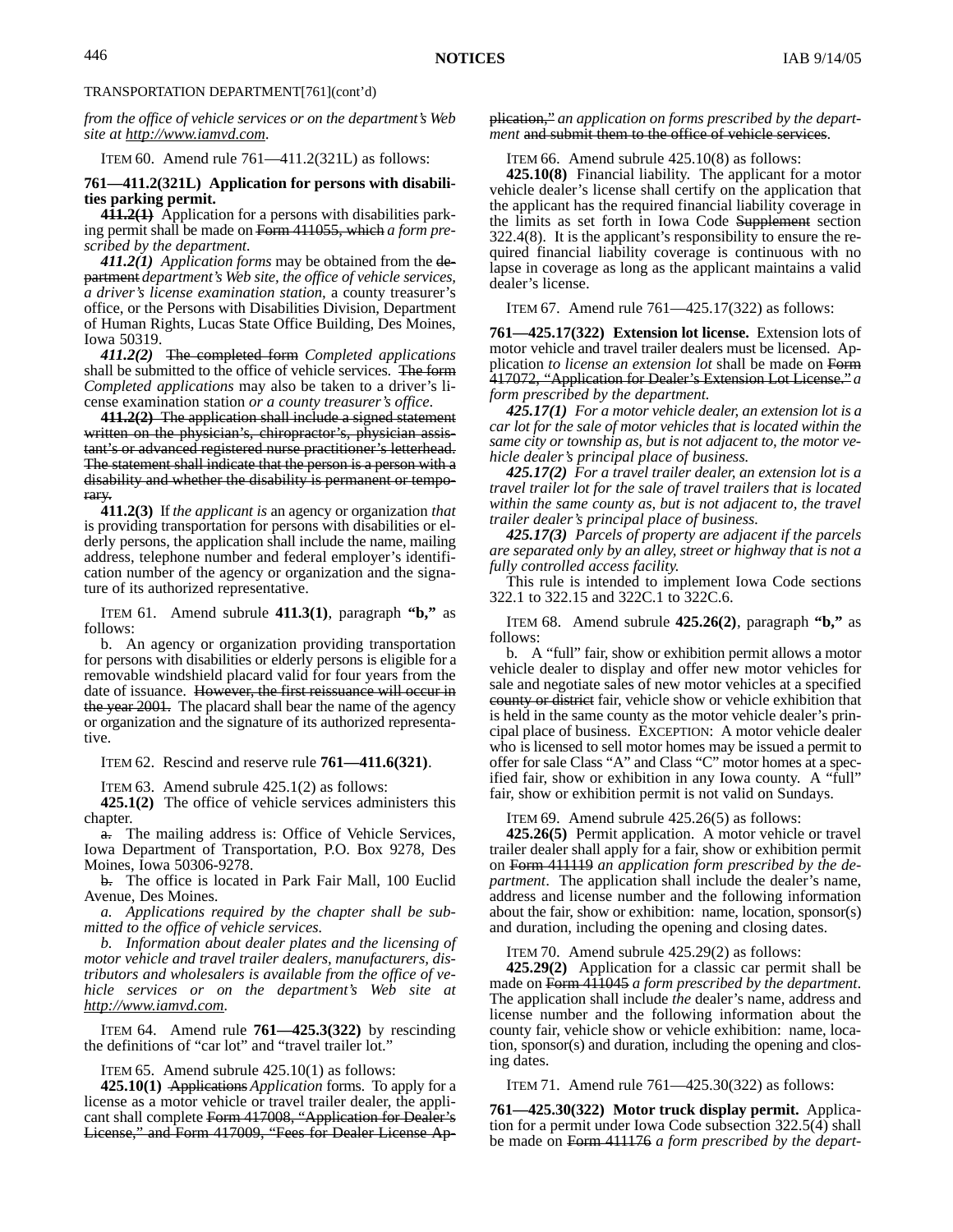TRANSPORTATION DEPARTMENT[761](cont'd)

*from the office of vehicle services or on the department's Web site at http://www.iamvd.com.*

ITEM 60. Amend rule 761—411.2(321L) as follows:

**761—411.2(321L) Application for persons with disabilities parking permit.**

~~**411.2(1)**~~ Application for a persons with disabilities parking permit shall be made on ~~Form 411055, which~~ *a form prescribed by the department.*

*411.2(1) Application forms* may be obtained from the ~~department~~ *department's Web site, the office of vehicle services, a driver's license examination station,* a county treasurer's office, or the Persons with Disabilities Division, Department of Human Rights, Lucas State Office Building, Des Moines, Iowa 50319.

*411.2(2)* ~~The completed form~~ *Completed applications* shall be submitted to the office of vehicle services. ~~The form~~ *Completed applications* may also be taken to a driver's license examination station *or a county treasurer's office*.

~~**411.2(2)** The application shall include a signed statement written on the physician's, chiropractor's, physician assistant's or advanced registered nurse practitioner's letterhead. The statement shall indicate that the person is a person with a disability and whether the disability is permanent or temporary.~~

**411.2(3)** If *the applicant is* an agency or organization *that* is providing transportation for persons with disabilities or elderly persons, the application shall include the name, mailing address, telephone number and federal employer's identification number of the agency or organization and the signature of its authorized representative.

ITEM 61. Amend subrule **411.3(1)**, paragraph **"b,"** as follows:

b. An agency or organization providing transportation for persons with disabilities or elderly persons is eligible for a removable windshield placard valid for four years from the date of issuance. ~~However, the first reissuance will occur in the year 2001.~~ The placard shall bear the name of the agency or organization and the signature of its authorized representative.

ITEM 62. Rescind and reserve rule **761—411.6(321)**.

ITEM 63. Amend subrule 425.1(2) as follows:

**425.1(2)** The office of vehicle services administers this chapter.

~~a.~~ The mailing address is: Office of Vehicle Services, Iowa Department of Transportation, P.O. Box 9278, Des Moines, Iowa 50306-9278.

~~b.~~ The office is located in Park Fair Mall, 100 Euclid Avenue, Des Moines.

*a. Applications required by the chapter shall be submitted to the office of vehicle services.*

*b. Information about dealer plates and the licensing of motor vehicle and travel trailer dealers, manufacturers, distributors and wholesalers is available from the office of vehicle services or on the department's Web site at http://www.iamvd.com.*

ITEM 64. Amend rule **761—425.3(322)** by rescinding the definitions of "car lot" and "travel trailer lot."

ITEM 65. Amend subrule 425.10(1) as follows:

**425.10(1)** ~~Applications~~ *Application* forms. To apply for a license as a motor vehicle or travel trailer dealer, the applicant shall complete ~~Form 417008, "Application for Dealer's License," and Form 417009, "Fees for Dealer License Application,"~~ *an application on forms prescribed by the department* ~~and submit them to the office of vehicle services~~.

ITEM 66. Amend subrule 425.10(8) as follows:

**425.10(8)** Financial liability. The applicant for a motor vehicle dealer's license shall certify on the application that the applicant has the required financial liability coverage in the limits as set forth in Iowa Code ~~Supplement~~ section 322.4(8). It is the applicant's responsibility to ensure the required financial liability coverage is continuous with no lapse in coverage as long as the applicant maintains a valid dealer's license.

ITEM 67. Amend rule 761—425.17(322) as follows:

**761—425.17(322) Extension lot license.** Extension lots of motor vehicle and travel trailer dealers must be licensed. Application *to license an extension lot* shall be made on ~~Form 417072, "Application for Dealer's Extension Lot License."~~ *a form prescribed by the department.*

*425.17(1) For a motor vehicle dealer, an extension lot is a car lot for the sale of motor vehicles that is located within the same city or township as, but is not adjacent to, the motor vehicle dealer's principal place of business.*

*425.17(2) For a travel trailer dealer, an extension lot is a travel trailer lot for the sale of travel trailers that is located within the same county as, but is not adjacent to, the travel trailer dealer's principal place of business.*

*425.17(3) Parcels of property are adjacent if the parcels are separated only by an alley, street or highway that is not a fully controlled access facility.*

This rule is intended to implement Iowa Code sections 322.1 to 322.15 and 322C.1 to 322C.6.

ITEM 68. Amend subrule **425.26(2)**, paragraph **"b,"** as follows:

b. A "full" fair, show or exhibition permit allows a motor vehicle dealer to display and offer new motor vehicles for sale and negotiate sales of new motor vehicles at a specified ~~county or district~~ fair, vehicle show or vehicle exhibition that is held in the same county as the motor vehicle dealer's principal place of business. EXCEPTION: A motor vehicle dealer who is licensed to sell motor homes may be issued a permit to offer for sale Class "A" and Class "C" motor homes at a specified fair, show or exhibition in any Iowa county. A "full" fair, show or exhibition permit is not valid on Sundays.

ITEM 69. Amend subrule 425.26(5) as follows:

**425.26(5)** Permit application. A motor vehicle or travel trailer dealer shall apply for a fair, show or exhibition permit on ~~Form 411119~~ *an application form prescribed by the department*. The application shall include the dealer's name, address and license number and the following information about the fair, show or exhibition: name, location, sponsor(s) and duration, including the opening and closing dates.

ITEM 70. Amend subrule 425.29(2) as follows:

**425.29(2)** Application for a classic car permit shall be made on ~~Form 411045~~ *a form prescribed by the department*. The application shall include *the* dealer's name, address and license number and the following information about the county fair, vehicle show or vehicle exhibition: name, location, sponsor(s) and duration, including the opening and closing dates.

ITEM 71. Amend rule 761—425.30(322) as follows:

**761—425.30(322) Motor truck display permit.** Application for a permit under Iowa Code subsection 322.5(4) shall be made on ~~Form 411176~~ *a form prescribed by the depart-*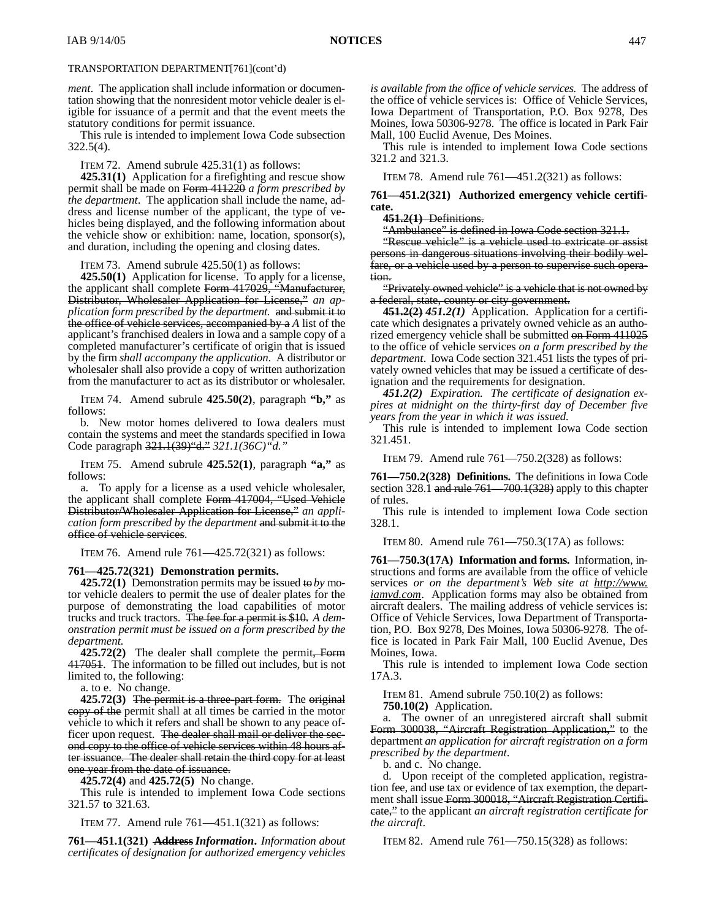TRANSPORTATION DEPARTMENT[761](cont'd)

*ment*. The application shall include information or documentation showing that the nonresident motor vehicle dealer is eligible for issuance of a permit and that the event meets the statutory conditions for permit issuance.

This rule is intended to implement Iowa Code subsection 322.5(4).

ITEM 72. Amend subrule 425.31(1) as follows:

**425.31(1)** Application for a firefighting and rescue show permit shall be made on ~~Form 411220~~ *a form prescribed by the department*. The application shall include the name, address and license number of the applicant, the type of vehicles being displayed, and the following information about the vehicle show or exhibition: name, location, sponsor(s), and duration, including the opening and closing dates.

ITEM 73. Amend subrule 425.50(1) as follows:

**425.50(1)** Application for license. To apply for a license, the applicant shall complete ~~Form 417029, "Manufacturer, Distributor, Wholesaler Application for License,"~~ *an application form prescribed by the department.* ~~and submit it to the office of vehicle services, accompanied by a~~ *A* list of the applicant's franchised dealers in Iowa and a sample copy of a completed manufacturer's certificate of origin that is issued by the firm *shall accompany the application*. A distributor or wholesaler shall also provide a copy of written authorization from the manufacturer to act as its distributor or wholesaler.

ITEM 74. Amend subrule **425.50(2)**, paragraph **"b,"** as follows:

b. New motor homes delivered to Iowa dealers must contain the systems and meet the standards specified in Iowa Code paragraph ~~321.1(39)"d."~~ *321.1(36C)"d."*

ITEM 75. Amend subrule **425.52(1)**, paragraph **"a,"** as follows:

a. To apply for a license as a used vehicle wholesaler, the applicant shall complete ~~Form 417004, "Used Vehicle Distributor/Wholesaler Application for License,"~~ *an application form prescribed by the department* ~~and submit it to the office of vehicle services~~.

ITEM 76. Amend rule 761—425.72(321) as follows:

**761—425.72(321) Demonstration permits.**

**425.72(1)** Demonstration permits may be issued ~~to~~ *by* motor vehicle dealers to permit the use of dealer plates for the purpose of demonstrating the load capabilities of motor trucks and truck tractors. ~~The fee for a permit is $10.~~ *A demonstration permit must be issued on a form prescribed by the department.*

**425.72(2)** The dealer shall complete the permit~~, Form 417051~~. The information to be filled out includes, but is not limited to, the following:

a. to e. No change.

**425.72(3)** ~~The permit is a three-part form.~~ The ~~original copy of the~~ permit shall at all times be carried in the motor vehicle to which it refers and shall be shown to any peace officer upon request. ~~The dealer shall mail or deliver the second copy to the office of vehicle services within 48 hours after issuance. The dealer shall retain the third copy for at least one year from the date of issuance.~~

**425.72(4)** and **425.72(5)** No change.

This rule is intended to implement Iowa Code sections 321.57 to 321.63.

ITEM 77. Amend rule 761—451.1(321) as follows:

**761—451.1(321)** ~~**Address**~~ ***Information****. Information about certificates of designation for authorized emergency vehicles is available from the office of vehicle services.* The address of the office of vehicle services is: Office of Vehicle Services, Iowa Department of Transportation, P.O. Box 9278, Des Moines, Iowa 50306-9278. The office is located in Park Fair Mall, 100 Euclid Avenue, Des Moines.

This rule is intended to implement Iowa Code sections 321.2 and 321.3.

ITEM 78. Amend rule 761—451.2(321) as follows:

**761—451.2(321) Authorized emergency vehicle certificate.**

~~**451.2(1)** Definitions.~~

~~"Ambulance" is defined in Iowa Code section 321.1.~~

~~"Rescue vehicle" is a vehicle used to extricate or assist persons in dangerous situations involving their bodily welfare, or a vehicle used by a person to supervise such operation.~~

~~"Privately owned vehicle" is a vehicle that is not owned by a federal, state, county or city government.~~

~~**451.2(2)**~~ ***451.2(1)*** Application. Application for a certificate which designates a privately owned vehicle as an authorized emergency vehicle shall be submitted ~~on Form 411025~~ to the office of vehicle services *on a form prescribed by the department*. Iowa Code section 321.451 lists the types of privately owned vehicles that may be issued a certificate of designation and the requirements for designation.

***451.2(2)*** *Expiration. The certificate of designation expires at midnight on the thirty-first day of December five years from the year in which it was issued.*

This rule is intended to implement Iowa Code section 321.451.

ITEM 79. Amend rule 761—750.2(328) as follows:

**761—750.2(328) Definitions.** The definitions in Iowa Code section 328.1 ~~and rule 761—700.1(328)~~ apply to this chapter of rules.

This rule is intended to implement Iowa Code section 328.1.

ITEM 80. Amend rule 761—750.3(17A) as follows:

**761—750.3(17A) Information and forms.** Information, instructions and forms are available from the office of vehicle services *or on the department's Web site at http://www.iamvd.com*. Application forms may also be obtained from aircraft dealers. The mailing address of vehicle services is: Office of Vehicle Services, Iowa Department of Transportation, P.O. Box 9278, Des Moines, Iowa 50306-9278. The office is located in Park Fair Mall, 100 Euclid Avenue, Des Moines, Iowa.

This rule is intended to implement Iowa Code section 17A.3.

ITEM 81. Amend subrule 750.10(2) as follows:

**750.10(2)** Application.

a. The owner of an unregistered aircraft shall submit ~~Form 300038, "Aircraft Registration Application,"~~ to the department *an application for aircraft registration on a form prescribed by the department*.

b. and c. No change.

d. Upon receipt of the completed application, registration fee, and use tax or evidence of tax exemption, the department shall issue ~~Form 300018, "Aircraft Registration Certificate,"~~ to the applicant *an aircraft registration certificate for the aircraft*.

ITEM 82. Amend rule 761—750.15(328) as follows: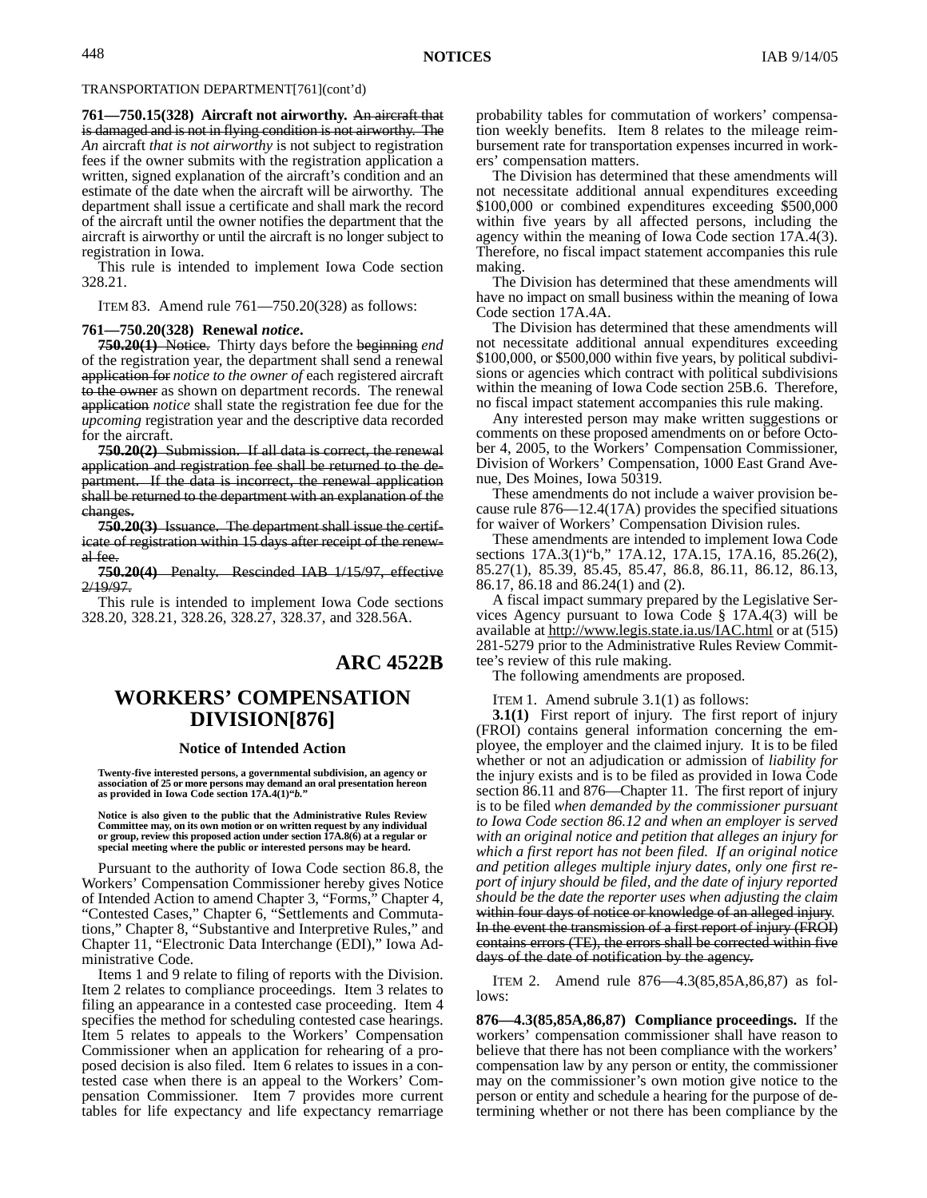TRANSPORTATION DEPARTMENT[761](cont'd)

**761—750.15(328) Aircraft not airworthy.** ~~An aircraft that is damaged and is not in flying condition is not airworthy. The~~ *An* aircraft *that is not airworthy* is not subject to registration fees if the owner submits with the registration application a written, signed explanation of the aircraft's condition and an estimate of the date when the aircraft will be airworthy. The department shall issue a certificate and shall mark the record of the aircraft until the owner notifies the department that the aircraft is airworthy or until the aircraft is no longer subject to registration in Iowa.

This rule is intended to implement Iowa Code section 328.21.

ITEM 83. Amend rule 761—750.20(328) as follows:

**761—750.20(328) Renewal *notice*.**

~~**750.20(1)** Notice.~~ Thirty days before the ~~beginning~~ *end* of the registration year, the department shall send a renewal ~~application for~~ *notice to the owner of* each registered aircraft ~~to the owner~~ as shown on department records. The renewal ~~application~~ *notice* shall state the registration fee due for the *upcoming* registration year and the descriptive data recorded for the aircraft.

~~**750.20(2)** Submission. If all data is correct, the renewal application and registration fee shall be returned to the department. If the data is incorrect, the renewal application shall be returned to the department with an explanation of the changes.~~

~~**750.20(3)** Issuance. The department shall issue the certificate of registration within 15 days after receipt of the renewal fee.~~

~~**750.20(4)** Penalty. Rescinded IAB 1/15/97, effective 2/19/97.~~

This rule is intended to implement Iowa Code sections 328.20, 328.21, 328.26, 328.27, 328.37, and 328.56A.

## ARC 4522B

# WORKERS' COMPENSATION DIVISION[876]

### Notice of Intended Action

**Twenty-five interested persons, a governmental subdivision, an agency or association of 25 or more persons may demand an oral presentation hereon as provided in Iowa Code section 17A.4(1)"b."**

**Notice is also given to the public that the Administrative Rules Review Committee may, on its own motion or on written request by any individual or group, review this proposed action under section 17A.8(6) at a regular or special meeting where the public or interested persons may be heard.**

Pursuant to the authority of Iowa Code section 86.8, the Workers' Compensation Commissioner hereby gives Notice of Intended Action to amend Chapter 3, "Forms," Chapter 4, "Contested Cases," Chapter 6, "Settlements and Commutations," Chapter 8, "Substantive and Interpretive Rules," and Chapter 11, "Electronic Data Interchange (EDI)," Iowa Administrative Code.

Items 1 and 9 relate to filing of reports with the Division. Item 2 relates to compliance proceedings. Item 3 relates to filing an appearance in a contested case proceeding. Item 4 specifies the method for scheduling contested case hearings. Item 5 relates to appeals to the Workers' Compensation Commissioner when an application for rehearing of a proposed decision is also filed. Item 6 relates to issues in a contested case when there is an appeal to the Workers' Compensation Commissioner. Item 7 provides more current tables for life expectancy and life expectancy remarriage probability tables for commutation of workers' compensation weekly benefits. Item 8 relates to the mileage reimbursement rate for transportation expenses incurred in workers' compensation matters.

The Division has determined that these amendments will not necessitate additional annual expenditures exceeding $100,000 or combined expenditures exceeding $500,000 within five years by all affected persons, including the agency within the meaning of Iowa Code section 17A.4(3). Therefore, no fiscal impact statement accompanies this rule making.

The Division has determined that these amendments will have no impact on small business within the meaning of Iowa Code section 17A.4A.

The Division has determined that these amendments will not necessitate additional annual expenditures exceeding $100,000, or $500,000 within five years, by political subdivisions or agencies which contract with political subdivisions within the meaning of Iowa Code section 25B.6. Therefore, no fiscal impact statement accompanies this rule making.

Any interested person may make written suggestions or comments on these proposed amendments on or before October 4, 2005, to the Workers' Compensation Commissioner, Division of Workers' Compensation, 1000 East Grand Avenue, Des Moines, Iowa 50319.

These amendments do not include a waiver provision because rule 876—12.4(17A) provides the specified situations for waiver of Workers' Compensation Division rules.

These amendments are intended to implement Iowa Code sections 17A.3(1)"b," 17A.12, 17A.15, 17A.16, 85.26(2), 85.27(1), 85.39, 85.45, 85.47, 86.8, 86.11, 86.12, 86.13, 86.17, 86.18 and 86.24(1) and (2).

A fiscal impact summary prepared by the Legislative Services Agency pursuant to Iowa Code § 17A.4(3) will be available at http://www.legis.state.ia.us/IAC.html or at (515) 281-5279 prior to the Administrative Rules Review Committee's review of this rule making.

The following amendments are proposed.

ITEM 1. Amend subrule 3.1(1) as follows:

**3.1(1)** First report of injury. The first report of injury (FROI) contains general information concerning the employee, the employer and the claimed injury. It is to be filed whether or not an adjudication or admission of *liability for* the injury exists and is to be filed as provided in Iowa Code section 86.11 and 876—Chapter 11. The first report of injury is to be filed *when demanded by the commissioner pursuant to Iowa Code section 86.12 and when an employer is served with an original notice and petition that alleges an injury for which a first report has not been filed. If an original notice and petition alleges multiple injury dates, only one first report of injury should be filed, and the date of injury reported should be the date the reporter uses when adjusting the claim* ~~within four days of notice or knowledge of an alleged injury. In the event the transmission of a first report of injury (FROI) contains errors (TE), the errors shall be corrected within five days of the date of notification by the agency.~~

ITEM 2. Amend rule 876—4.3(85,85A,86,87) as follows:

**876—4.3(85,85A,86,87) Compliance proceedings.** If the workers' compensation commissioner shall have reason to believe that there has not been compliance with the workers' compensation law by any person or entity, the commissioner may on the commissioner's own motion give notice to the person or entity and schedule a hearing for the purpose of determining whether or not there has been compliance by the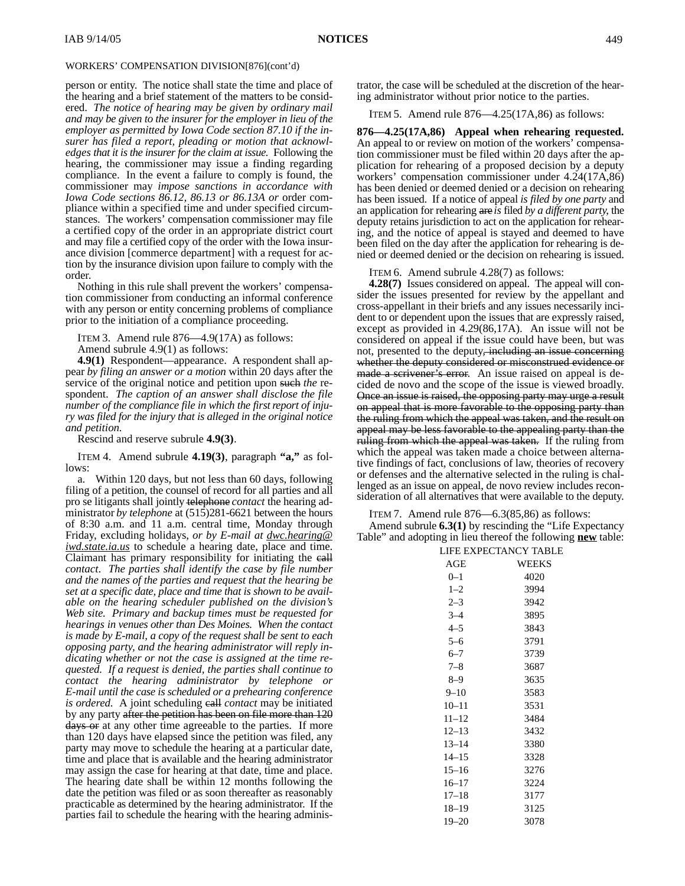WORKERS' COMPENSATION DIVISION[876](cont'd)

person or entity. The notice shall state the time and place of the hearing and a brief statement of the matters to be considered. *The notice of hearing may be given by ordinary mail and may be given to the insurer for the employer in lieu of the employer as permitted by Iowa Code section 87.10 if the insurer has filed a report, pleading or motion that acknowledges that it is the insurer for the claim at issue.* Following the hearing, the commissioner may issue a finding regarding compliance. In the event a failure to comply is found, the commissioner may *impose sanctions in accordance with Iowa Code sections 86.12, 86.13 or 86.13A or* order compliance within a specified time and under specified circumstances. The workers' compensation commissioner may file a certified copy of the order in an appropriate district court and may file a certified copy of the order with the Iowa insurance division [commerce department] with a request for action by the insurance division upon failure to comply with the order.

Nothing in this rule shall prevent the workers' compensation commissioner from conducting an informal conference with any person or entity concerning problems of compliance prior to the initiation of a compliance proceeding.

ITEM 3. Amend rule 876—4.9(17A) as follows:

Amend subrule 4.9(1) as follows:

**4.9(1)** Respondent—appearance. A respondent shall appear *by filing an answer or a motion* within 20 days after the service of the original notice and petition upon ~~such~~ *the* respondent. *The caption of an answer shall disclose the file number of the compliance file in which the first report of injury was filed for the injury that is alleged in the original notice and petition.*

Rescind and reserve subrule **4.9(3)**.

ITEM 4. Amend subrule **4.19(3)**, paragraph **"a,"** as follows:

a. Within 120 days, but not less than 60 days, following filing of a petition, the counsel of record for all parties and all pro se litigants shall jointly ~~telephone~~ *contact* the hearing administrator *by telephone* at (515)281-6621 between the hours of 8:30 a.m. and 11 a.m. central time, Monday through Friday, excluding holidays, *or by E-mail at dwc.hearing@iwd.state.ia.us* to schedule a hearing date, place and time. Claimant has primary responsibility for initiating the ~~call~~ *contact*. *The parties shall identify the case by file number and the names of the parties and request that the hearing be set at a specific date, place and time that is shown to be available on the hearing scheduler published on the division's Web site. Primary and backup times must be requested for hearings in venues other than Des Moines. When the contact is made by E-mail, a copy of the request shall be sent to each opposing party, and the hearing administrator will reply indicating whether or not the case is assigned at the time requested. If a request is denied, the parties shall continue to contact the hearing administrator by telephone or E-mail until the case is scheduled or a prehearing conference is ordered.* A joint scheduling ~~call~~ *contact* may be initiated by any party ~~after the petition has been on file more than 120 days or~~ at any other time agreeable to the parties. If more than 120 days have elapsed since the petition was filed, any party may move to schedule the hearing at a particular date, time and place that is available and the hearing administrator may assign the case for hearing at that date, time and place. The hearing date shall be within 12 months following the date the petition was filed or as soon thereafter as reasonably practicable as determined by the hearing administrator. If the parties fail to schedule the hearing with the hearing administrator, the case will be scheduled at the discretion of the hearing administrator without prior notice to the parties.

ITEM 5. Amend rule 876—4.25(17A,86) as follows:

**876—4.25(17A,86) Appeal when rehearing requested.** An appeal to or review on motion of the workers' compensation commissioner must be filed within 20 days after the application for rehearing of a proposed decision by a deputy workers' compensation commissioner under 4.24(17A,86) has been denied or deemed denied or a decision on rehearing has been issued. If a notice of appeal *is filed by one party* and an application for rehearing ~~are~~ *is* filed *by a different party*, the deputy retains jurisdiction to act on the application for rehearing, and the notice of appeal is stayed and deemed to have been filed on the day after the application for rehearing is denied or deemed denied or the decision on rehearing is issued.

ITEM 6. Amend subrule 4.28(7) as follows:

**4.28(7)** Issues considered on appeal. The appeal will consider the issues presented for review by the appellant and cross-appellant in their briefs and any issues necessarily incident to or dependent upon the issues that are expressly raised, except as provided in 4.29(86,17A). An issue will not be considered on appeal if the issue could have been, but was not, presented to the deputy~~, including an issue concerning whether the deputy considered or misconstrued evidence or made a scrivener's error~~. An issue raised on appeal is decided de novo and the scope of the issue is viewed broadly. ~~Once an issue is raised, the opposing party may urge a result on appeal that is more favorable to the opposing party than the ruling from which the appeal was taken, and the result on appeal may be less favorable to the appealing party than the ruling from which the appeal was taken.~~ If the ruling from which the appeal was taken made a choice between alternative findings of fact, conclusions of law, theories of recovery or defenses and the alternative selected in the ruling is challenged as an issue on appeal, de novo review includes reconsideration of all alternatives that were available to the deputy.

ITEM 7. Amend rule 876—6.3(85,86) as follows:

Amend subrule **6.3(1)** by rescinding the "Life Expectancy Table" and adopting in lieu thereof the following **new** table:

LIFE EXPECTANCY TABLE

| AGE | WEEKS |
|---|---|
| 0–1 | 4020 |
| 1–2 | 3994 |
| 2–3 | 3942 |
| 3–4 | 3895 |
| 4–5 | 3843 |
| 5–6 | 3791 |
| 6–7 | 3739 |
| 7–8 | 3687 |
| 8–9 | 3635 |
| 9–10 | 3583 |
| 10–11 | 3531 |
| 11–12 | 3484 |
| 12–13 | 3432 |
| 13–14 | 3380 |
| 14–15 | 3328 |
| 15–16 | 3276 |
| 16–17 | 3224 |
| 17–18 | 3177 |
| 18–19 | 3125 |
| 19–20 | 3078 |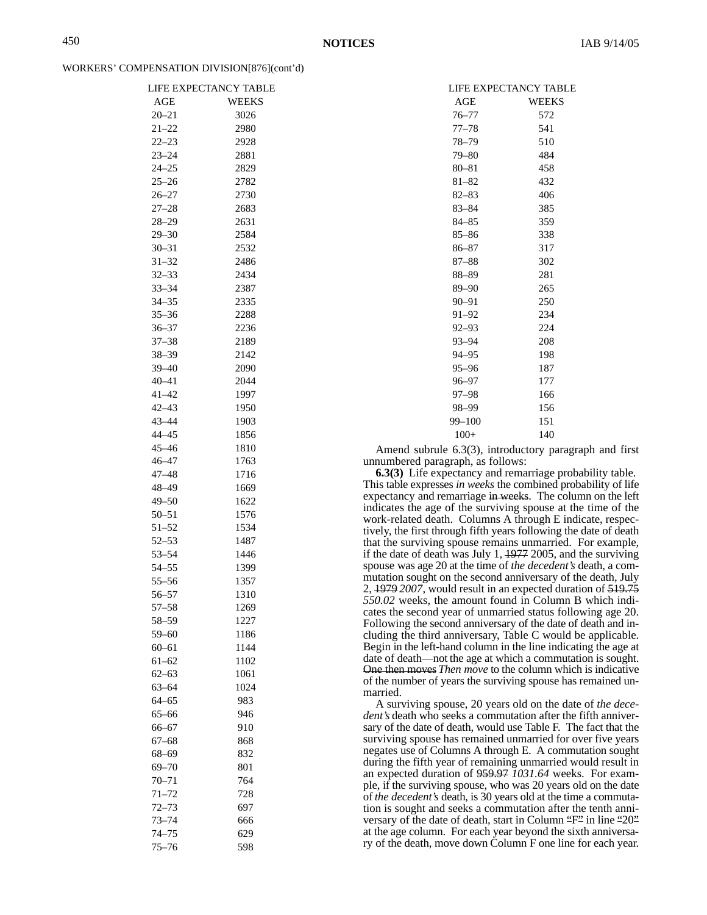WORKERS' COMPENSATION DIVISION[876](cont'd)

LIFE EXPECTANCY TABLE

| AGE | WEEKS |
|---|---|
| 20–21 | 3026 |
| 21–22 | 2980 |
| 22–23 | 2928 |
| 23–24 | 2881 |
| 24–25 | 2829 |
| 25–26 | 2782 |
| 26–27 | 2730 |
| 27–28 | 2683 |
| 28–29 | 2631 |
| 29–30 | 2584 |
| 30–31 | 2532 |
| 31–32 | 2486 |
| 32–33 | 2434 |
| 33–34 | 2387 |
| 34–35 | 2335 |
| 35–36 | 2288 |
| 36–37 | 2236 |
| 37–38 | 2189 |
| 38–39 | 2142 |
| 39–40 | 2090 |
| 40–41 | 2044 |
| 41–42 | 1997 |
| 42–43 | 1950 |
| 43–44 | 1903 |
| 44–45 | 1856 |
| 45–46 | 1810 |
| 46–47 | 1763 |
| 47–48 | 1716 |
| 48–49 | 1669 |
| 49–50 | 1622 |
| 50–51 | 1576 |
| 51–52 | 1534 |
| 52–53 | 1487 |
| 53–54 | 1446 |
| 54–55 | 1399 |
| 55–56 | 1357 |
| 56–57 | 1310 |
| 57–58 | 1269 |
| 58–59 | 1227 |
| 59–60 | 1186 |
| 60–61 | 1144 |
| 61–62 | 1102 |
| 62–63 | 1061 |
| 63–64 | 1024 |
| 64–65 | 983 |
| 65–66 | 946 |
| 66–67 | 910 |
| 67–68 | 868 |
| 68–69 | 832 |
| 69–70 | 801 |
| 70–71 | 764 |
| 71–72 | 728 |
| 72–73 | 697 |
| 73–74 | 666 |
| 74–75 | 629 |
| 75–76 | 598 |
| 76–77 | 572 |
| 77–78 | 541 |
| 78–79 | 510 |
| 79–80 | 484 |
| 80–81 | 458 |
| 81–82 | 432 |
| 82–83 | 406 |
| 83–84 | 385 |
| 84–85 | 359 |
| 85–86 | 338 |
| 86–87 | 317 |
| 87–88 | 302 |
| 88–89 | 281 |
| 89–90 | 265 |
| 90–91 | 250 |
| 91–92 | 234 |
| 92–93 | 224 |
| 93–94 | 208 |
| 94–95 | 198 |
| 95–96 | 187 |
| 96–97 | 177 |
| 97–98 | 166 |
| 98–99 | 156 |
| 99–100 | 151 |
| 100+ | 140 |

Amend subrule 6.3(3), introductory paragraph and first unnumbered paragraph, as follows:

**6.3(3)** Life expectancy and remarriage probability table. This table expresses *in weeks* the combined probability of life expectancy and remarriage ~~in weeks~~. The column on the left indicates the age of the surviving spouse at the time of the work-related death. Columns A through E indicate, respectively, the first through fifth years following the date of death that the surviving spouse remains unmarried. For example, if the date of death was July 1, ~~1977~~ 2005, and the surviving spouse was age 20 at the time of *the decedent's* death, a commutation sought on the second anniversary of the death, July 2, ~~1979~~ *2007*, would result in an expected duration of ~~519.75~~ *550.02* weeks, the amount found in Column B which indicates the second year of unmarried status following age 20. Following the second anniversary of the date of death and including the third anniversary, Table C would be applicable. Begin in the left-hand column in the line indicating the age at date of death—not the age at which a commutation is sought. ~~One then moves~~ *Then move* to the column which is indicative of the number of years the surviving spouse has remained unmarried.

A surviving spouse, 20 years old on the date of *the decedent's* death who seeks a commutation after the fifth anniversary of the date of death, would use Table F. The fact that the surviving spouse has remained unmarried for over five years negates use of Columns A through E. A commutation sought during the fifth year of remaining unmarried would result in an expected duration of ~~959.97~~ *1031.64* weeks. For example, if the surviving spouse, who was 20 years old on the date of *the decedent's* death, is 30 years old at the time a commutation is sought and seeks a commutation after the tenth anniversary of the date of death, start in Column ~~"~~F~~"~~ in line ~~"~~20~~"~~ at the age column. For each year beyond the sixth anniversary of the death, move down Column F one line for each year.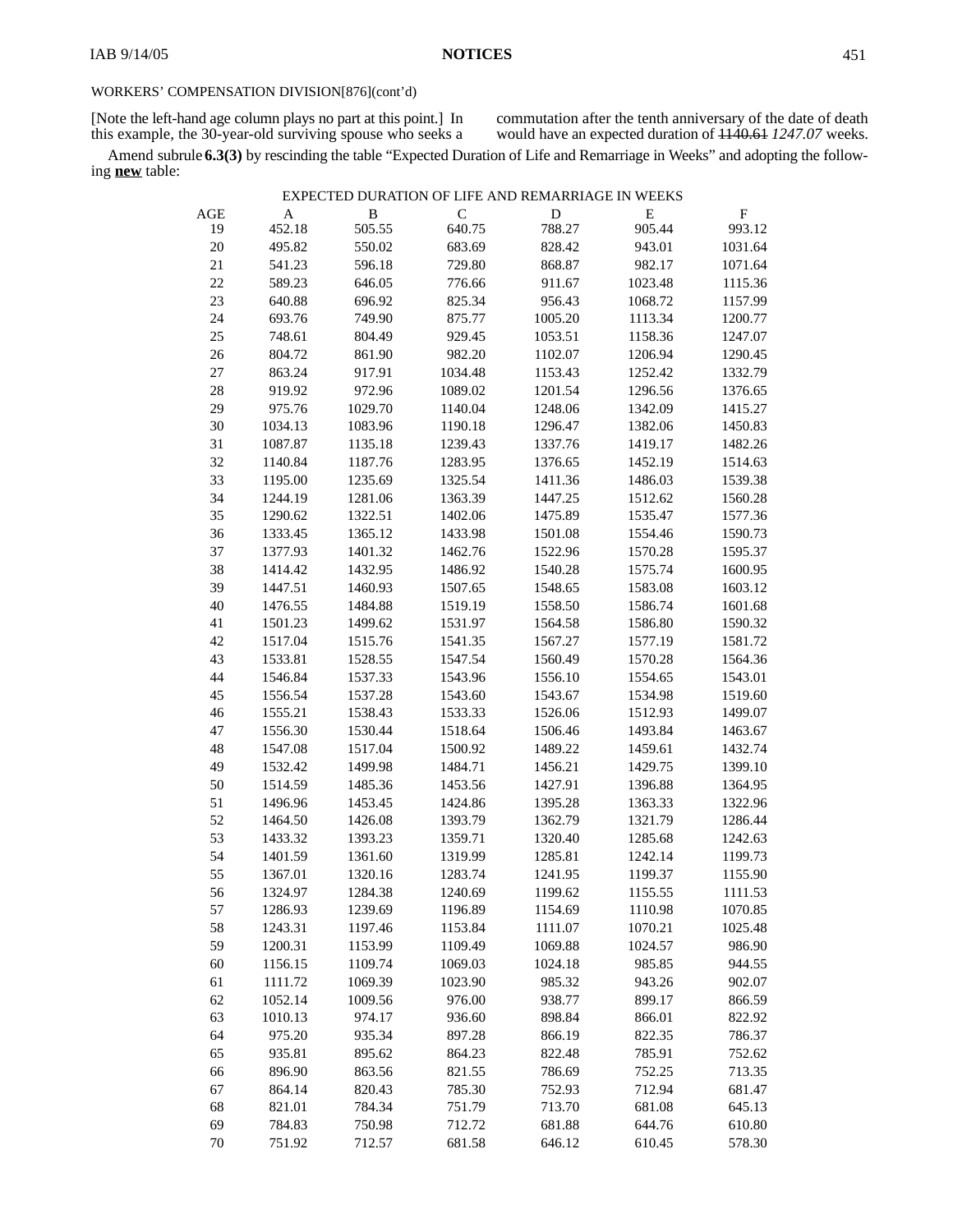WORKERS' COMPENSATION DIVISION[876](cont'd)

[Note the left-hand age column plays no part at this point.] In this example, the 30-year-old surviving spouse who seeks a commutation after the tenth anniversary of the date of death would have an expected duration of ~~1140.61~~ *1247.07* weeks.

Amend subrule **6.3(3)** by rescinding the table "Expected Duration of Life and Remarriage in Weeks" and adopting the following **new** table:

EXPECTED DURATION OF LIFE AND REMARRIAGE IN WEEKS

| AGE | A | B | C | D | E | F |
|---|---|---|---|---|---|---|
| 19 | 452.18 | 505.55 | 640.75 | 788.27 | 905.44 | 993.12 |
| 20 | 495.82 | 550.02 | 683.69 | 828.42 | 943.01 | 1031.64 |
| 21 | 541.23 | 596.18 | 729.80 | 868.87 | 982.17 | 1071.64 |
| 22 | 589.23 | 646.05 | 776.66 | 911.67 | 1023.48 | 1115.36 |
| 23 | 640.88 | 696.92 | 825.34 | 956.43 | 1068.72 | 1157.99 |
| 24 | 693.76 | 749.90 | 875.77 | 1005.20 | 1113.34 | 1200.77 |
| 25 | 748.61 | 804.49 | 929.45 | 1053.51 | 1158.36 | 1247.07 |
| 26 | 804.72 | 861.90 | 982.20 | 1102.07 | 1206.94 | 1290.45 |
| 27 | 863.24 | 917.91 | 1034.48 | 1153.43 | 1252.42 | 1332.79 |
| 28 | 919.92 | 972.96 | 1089.02 | 1201.54 | 1296.56 | 1376.65 |
| 29 | 975.76 | 1029.70 | 1140.04 | 1248.06 | 1342.09 | 1415.27 |
| 30 | 1034.13 | 1083.96 | 1190.18 | 1296.47 | 1382.06 | 1450.83 |
| 31 | 1087.87 | 1135.18 | 1239.43 | 1337.76 | 1419.17 | 1482.26 |
| 32 | 1140.84 | 1187.76 | 1283.95 | 1376.65 | 1452.19 | 1514.63 |
| 33 | 1195.00 | 1235.69 | 1325.54 | 1411.36 | 1486.03 | 1539.38 |
| 34 | 1244.19 | 1281.06 | 1363.39 | 1447.25 | 1512.62 | 1560.28 |
| 35 | 1290.62 | 1322.51 | 1402.06 | 1475.89 | 1535.47 | 1577.36 |
| 36 | 1333.45 | 1365.12 | 1433.98 | 1501.08 | 1554.46 | 1590.73 |
| 37 | 1377.93 | 1401.32 | 1462.76 | 1522.96 | 1570.28 | 1595.37 |
| 38 | 1414.42 | 1432.95 | 1486.92 | 1540.28 | 1575.74 | 1600.95 |
| 39 | 1447.51 | 1460.93 | 1507.65 | 1548.65 | 1583.08 | 1603.12 |
| 40 | 1476.55 | 1484.88 | 1519.19 | 1558.50 | 1586.74 | 1601.68 |
| 41 | 1501.23 | 1499.62 | 1531.97 | 1564.58 | 1586.80 | 1590.32 |
| 42 | 1517.04 | 1515.76 | 1541.35 | 1567.27 | 1577.19 | 1581.72 |
| 43 | 1533.81 | 1528.55 | 1547.54 | 1560.49 | 1570.28 | 1564.36 |
| 44 | 1546.84 | 1537.33 | 1543.96 | 1556.10 | 1554.65 | 1543.01 |
| 45 | 1556.54 | 1537.28 | 1543.60 | 1543.67 | 1534.98 | 1519.60 |
| 46 | 1555.21 | 1538.43 | 1533.33 | 1526.06 | 1512.93 | 1499.07 |
| 47 | 1556.30 | 1530.44 | 1518.64 | 1506.46 | 1493.84 | 1463.67 |
| 48 | 1547.08 | 1517.04 | 1500.92 | 1489.22 | 1459.61 | 1432.74 |
| 49 | 1532.42 | 1499.98 | 1484.71 | 1456.21 | 1429.75 | 1399.10 |
| 50 | 1514.59 | 1485.36 | 1453.56 | 1427.91 | 1396.88 | 1364.95 |
| 51 | 1496.96 | 1453.45 | 1424.86 | 1395.28 | 1363.33 | 1322.96 |
| 52 | 1464.50 | 1426.08 | 1393.79 | 1362.79 | 1321.79 | 1286.44 |
| 53 | 1433.32 | 1393.23 | 1359.71 | 1320.40 | 1285.68 | 1242.63 |
| 54 | 1401.59 | 1361.60 | 1319.99 | 1285.81 | 1242.14 | 1199.73 |
| 55 | 1367.01 | 1320.16 | 1283.74 | 1241.95 | 1199.37 | 1155.90 |
| 56 | 1324.97 | 1284.38 | 1240.69 | 1199.62 | 1155.55 | 1111.53 |
| 57 | 1286.93 | 1239.69 | 1196.89 | 1154.69 | 1110.98 | 1070.85 |
| 58 | 1243.31 | 1197.46 | 1153.84 | 1111.07 | 1070.21 | 1025.48 |
| 59 | 1200.31 | 1153.99 | 1109.49 | 1069.88 | 1024.57 | 986.90 |
| 60 | 1156.15 | 1109.74 | 1069.03 | 1024.18 | 985.85 | 944.55 |
| 61 | 1111.72 | 1069.39 | 1023.90 | 985.32 | 943.26 | 902.07 |
| 62 | 1052.14 | 1009.56 | 976.00 | 938.77 | 899.17 | 866.59 |
| 63 | 1010.13 | 974.17 | 936.60 | 898.84 | 866.01 | 822.92 |
| 64 | 975.20 | 935.34 | 897.28 | 866.19 | 822.35 | 786.37 |
| 65 | 935.81 | 895.62 | 864.23 | 822.48 | 785.91 | 752.62 |
| 66 | 896.90 | 863.56 | 821.55 | 786.69 | 752.25 | 713.35 |
| 67 | 864.14 | 820.43 | 785.30 | 752.93 | 712.94 | 681.47 |
| 68 | 821.01 | 784.34 | 751.79 | 713.70 | 681.08 | 645.13 |
| 69 | 784.83 | 750.98 | 712.72 | 681.88 | 644.76 | 610.80 |
| 70 | 751.92 | 712.57 | 681.58 | 646.12 | 610.45 | 578.30 |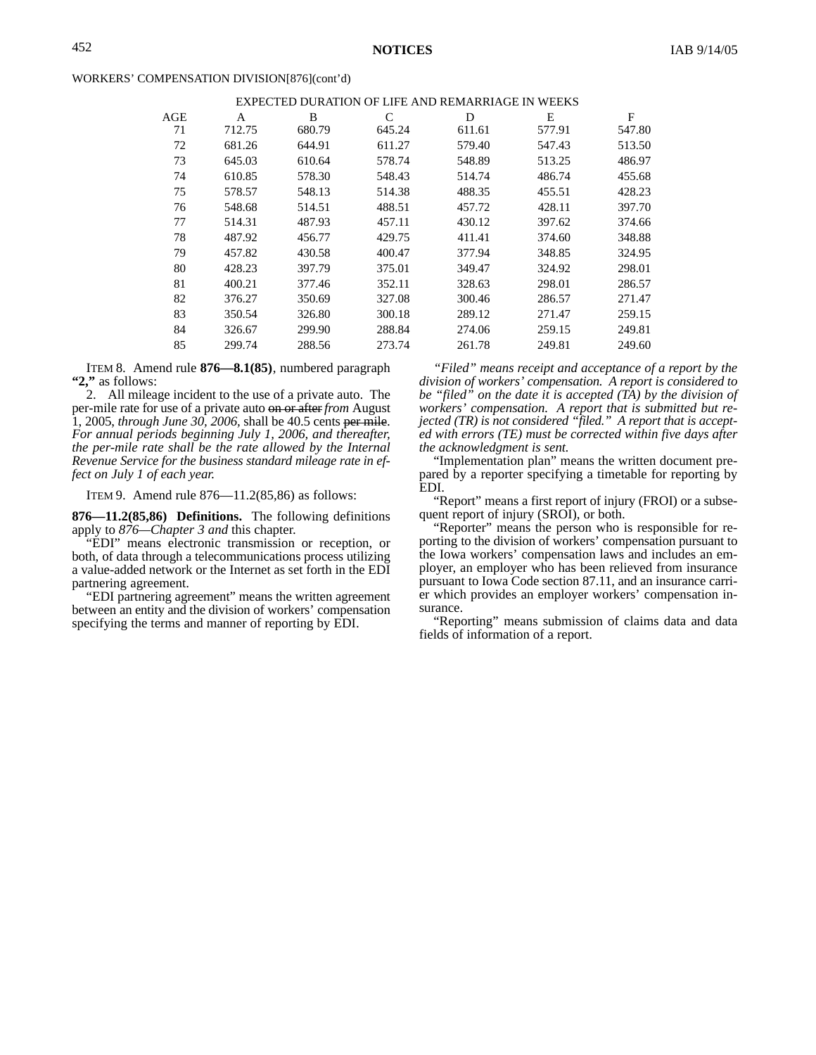WORKERS' COMPENSATION DIVISION[876](cont'd)

EXPECTED DURATION OF LIFE AND REMARRIAGE IN WEEKS

| AGE | A | B | C | D | E | F |
|---|---|---|---|---|---|---|
| 71 | 712.75 | 680.79 | 645.24 | 611.61 | 577.91 | 547.80 |
| 72 | 681.26 | 644.91 | 611.27 | 579.40 | 547.43 | 513.50 |
| 73 | 645.03 | 610.64 | 578.74 | 548.89 | 513.25 | 486.97 |
| 74 | 610.85 | 578.30 | 548.43 | 514.74 | 486.74 | 455.68 |
| 75 | 578.57 | 548.13 | 514.38 | 488.35 | 455.51 | 428.23 |
| 76 | 548.68 | 514.51 | 488.51 | 457.72 | 428.11 | 397.70 |
| 77 | 514.31 | 487.93 | 457.11 | 430.12 | 397.62 | 374.66 |
| 78 | 487.92 | 456.77 | 429.75 | 411.41 | 374.60 | 348.88 |
| 79 | 457.82 | 430.58 | 400.47 | 377.94 | 348.85 | 324.95 |
| 80 | 428.23 | 397.79 | 375.01 | 349.47 | 324.92 | 298.01 |
| 81 | 400.21 | 377.46 | 352.11 | 328.63 | 298.01 | 286.57 |
| 82 | 376.27 | 350.69 | 327.08 | 300.46 | 286.57 | 271.47 |
| 83 | 350.54 | 326.80 | 300.18 | 289.12 | 271.47 | 259.15 |
| 84 | 326.67 | 299.90 | 288.84 | 274.06 | 259.15 | 249.81 |
| 85 | 299.74 | 288.56 | 273.74 | 261.78 | 249.81 | 249.60 |

ITEM 8. Amend rule **876—8.1(85)**, numbered paragraph **"2,"** as follows:

2. All mileage incident to the use of a private auto. The per-mile rate for use of a private auto ~~on or after~~ *from* August 1, 2005, *through June 30, 2006,* shall be 40.5 cents ~~per mile~~. *For annual periods beginning July 1, 2006, and thereafter, the per-mile rate shall be the rate allowed by the Internal Revenue Service for the business standard mileage rate in effect on July 1 of each year.*

ITEM 9. Amend rule 876—11.2(85,86) as follows:

**876—11.2(85,86) Definitions.** The following definitions apply to *876—Chapter 3 and* this chapter.

"EDI" means electronic transmission or reception, or both, of data through a telecommunications process utilizing a value-added network or the Internet as set forth in the EDI partnering agreement.

"EDI partnering agreement" means the written agreement between an entity and the division of workers' compensation specifying the terms and manner of reporting by EDI.

*"Filed" means receipt and acceptance of a report by the division of workers' compensation. A report is considered to be "filed" on the date it is accepted (TA) by the division of workers' compensation. A report that is submitted but rejected (TR) is not considered "filed." A report that is accepted with errors (TE) must be corrected within five days after the acknowledgment is sent.*

"Implementation plan" means the written document prepared by a reporter specifying a timetable for reporting by EDI.

"Report" means a first report of injury (FROI) or a subsequent report of injury (SROI), or both.

"Reporter" means the person who is responsible for reporting to the division of workers' compensation pursuant to the Iowa workers' compensation laws and includes an employer, an employer who has been relieved from insurance pursuant to Iowa Code section 87.11, and an insurance carrier which provides an employer workers' compensation insurance.

"Reporting" means submission of claims data and data fields of information of a report.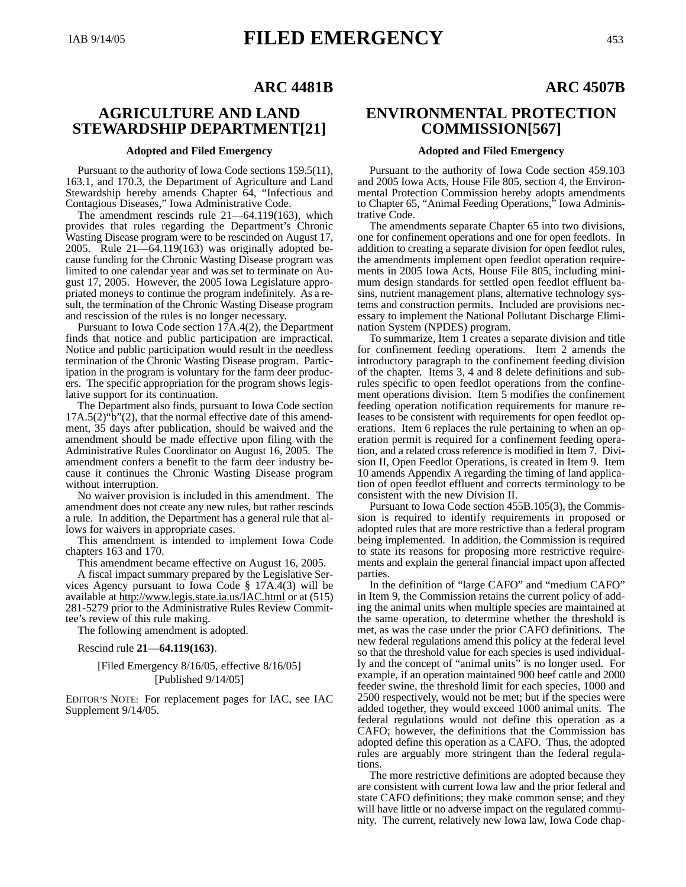## ARC 4481B

# AGRICULTURE AND LAND STEWARDSHIP DEPARTMENT[21]

**Adopted and Filed Emergency**

Pursuant to the authority of Iowa Code sections 159.5(11), 163.1, and 170.3, the Department of Agriculture and Land Stewardship hereby amends Chapter 64, "Infectious and Contagious Diseases," Iowa Administrative Code.

The amendment rescinds rule 21—64.119(163), which provides that rules regarding the Department's Chronic Wasting Disease program were to be rescinded on August 17, 2005. Rule 21—64.119(163) was originally adopted because funding for the Chronic Wasting Disease program was limited to one calendar year and was set to terminate on August 17, 2005. However, the 2005 Iowa Legislature appropriated moneys to continue the program indefinitely. As a result, the termination of the Chronic Wasting Disease program and rescission of the rules is no longer necessary.

Pursuant to Iowa Code section 17A.4(2), the Department finds that notice and public participation are impractical. Notice and public participation would result in the needless termination of the Chronic Wasting Disease program. Participation in the program is voluntary for the farm deer producers. The specific appropriation for the program shows legislative support for its continuation.

The Department also finds, pursuant to Iowa Code section 17A.5(2)"b"(2), that the normal effective date of this amendment, 35 days after publication, should be waived and the amendment should be made effective upon filing with the Administrative Rules Coordinator on August 16, 2005. The amendment confers a benefit to the farm deer industry because it continues the Chronic Wasting Disease program without interruption.

No waiver provision is included in this amendment. The amendment does not create any new rules, but rather rescinds a rule. In addition, the Department has a general rule that allows for waivers in appropriate cases.

This amendment is intended to implement Iowa Code chapters 163 and 170.

This amendment became effective on August 16, 2005.

A fiscal impact summary prepared by the Legislative Services Agency pursuant to Iowa Code § 17A.4(3) will be available at http://www.legis.state.ia.us/IAC.html or at (515) 281-5279 prior to the Administrative Rules Review Committee's review of this rule making.

The following amendment is adopted.

Rescind rule **21—64.119(163)**.

[Filed Emergency 8/16/05, effective 8/16/05]
[Published 9/14/05]

EDITOR'S NOTE: For replacement pages for IAC, see IAC Supplement 9/14/05.

## ARC 4507B

# ENVIRONMENTAL PROTECTION COMMISSION[567]

**Adopted and Filed Emergency**

Pursuant to the authority of Iowa Code section 459.103 and 2005 Iowa Acts, House File 805, section 4, the Environmental Protection Commission hereby adopts amendments to Chapter 65, "Animal Feeding Operations," Iowa Administrative Code.

The amendments separate Chapter 65 into two divisions, one for confinement operations and one for open feedlots. In addition to creating a separate division for open feedlot rules, the amendments implement open feedlot operation requirements in 2005 Iowa Acts, House File 805, including minimum design standards for settled open feedlot effluent basins, nutrient management plans, alternative technology systems and construction permits. Included are provisions necessary to implement the National Pollutant Discharge Elimination System (NPDES) program.

To summarize, Item 1 creates a separate division and title for confinement feeding operations. Item 2 amends the introductory paragraph to the confinement feeding division of the chapter. Items 3, 4 and 8 delete definitions and subrules specific to open feedlot operations from the confinement operations division. Item 5 modifies the confinement feeding operation notification requirements for manure releases to be consistent with requirements for open feedlot operations. Item 6 replaces the rule pertaining to when an operation permit is required for a confinement feeding operation, and a related cross reference is modified in Item 7. Division II, Open Feedlot Operations, is created in Item 9. Item 10 amends Appendix A regarding the timing of land application of open feedlot effluent and corrects terminology to be consistent with the new Division II.

Pursuant to Iowa Code section 455B.105(3), the Commission is required to identify requirements in proposed or adopted rules that are more restrictive than a federal program being implemented. In addition, the Commission is required to state its reasons for proposing more restrictive requirements and explain the general financial impact upon affected parties.

In the definition of "large CAFO" and "medium CAFO" in Item 9, the Commission retains the current policy of adding the animal units when multiple species are maintained at the same operation, to determine whether the threshold is met, as was the case under the prior CAFO definitions. The new federal regulations amend this policy at the federal level so that the threshold value for each species is used individually and the concept of "animal units" is no longer used. For example, if an operation maintained 900 beef cattle and 2000 feeder swine, the threshold limit for each species, 1000 and 2500 respectively, would not be met; but if the species were added together, they would exceed 1000 animal units. The federal regulations would not define this operation as a CAFO; however, the definitions that the Commission has adopted define this operation as a CAFO. Thus, the adopted rules are arguably more stringent than the federal regulations.

The more restrictive definitions are adopted because they are consistent with current Iowa law and the prior federal and state CAFO definitions; they make common sense; and they will have little or no adverse impact on the regulated community. The current, relatively new Iowa law, Iowa Code chap-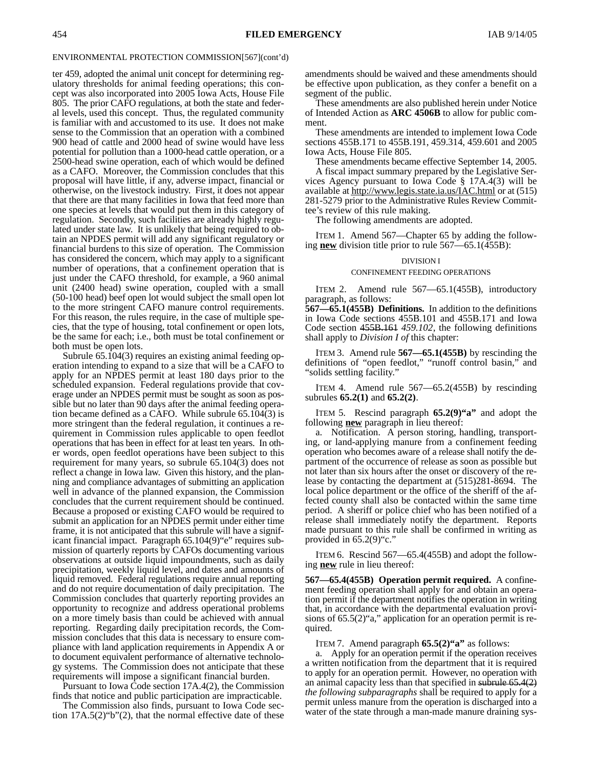ENVIRONMENTAL PROTECTION COMMISSION[567](cont'd)

ter 459, adopted the animal unit concept for determining regulatory thresholds for animal feeding operations; this concept was also incorporated into 2005 Iowa Acts, House File 805. The prior CAFO regulations, at both the state and federal levels, used this concept. Thus, the regulated community is familiar with and accustomed to its use. It does not make sense to the Commission that an operation with a combined 900 head of cattle and 2000 head of swine would have less potential for pollution than a 1000-head cattle operation, or a 2500-head swine operation, each of which would be defined as a CAFO. Moreover, the Commission concludes that this proposal will have little, if any, adverse impact, financial or otherwise, on the livestock industry. First, it does not appear that there are that many facilities in Iowa that feed more than one species at levels that would put them in this category of regulation. Secondly, such facilities are already highly regulated under state law. It is unlikely that being required to obtain an NPDES permit will add any significant regulatory or financial burdens to this size of operation. The Commission has considered the concern, which may apply to a significant number of operations, that a confinement operation that is just under the CAFO threshold, for example, a 960 animal unit (2400 head) swine operation, coupled with a small (50-100 head) beef open lot would subject the small open lot to the more stringent CAFO manure control requirements. For this reason, the rules require, in the case of multiple species, that the type of housing, total confinement or open lots, be the same for each; i.e., both must be total confinement or both must be open lots.

Subrule 65.104(3) requires an existing animal feeding operation intending to expand to a size that will be a CAFO to apply for an NPDES permit at least 180 days prior to the scheduled expansion. Federal regulations provide that coverage under an NPDES permit must be sought as soon as possible but no later than 90 days after the animal feeding operation became defined as a CAFO. While subrule 65.104(3) is more stringent than the federal regulation, it continues a requirement in Commission rules applicable to open feedlot operations that has been in effect for at least ten years. In other words, open feedlot operations have been subject to this requirement for many years, so subrule 65.104(3) does not reflect a change in Iowa law. Given this history, and the planning and compliance advantages of submitting an application well in advance of the planned expansion, the Commission concludes that the current requirement should be continued. Because a proposed or existing CAFO would be required to submit an application for an NPDES permit under either time frame, it is not anticipated that this subrule will have a significant financial impact. Paragraph 65.104(9)"e" requires submission of quarterly reports by CAFOs documenting various observations at outside liquid impoundments, such as daily precipitation, weekly liquid level, and dates and amounts of liquid removed. Federal regulations require annual reporting and do not require documentation of daily precipitation. The Commission concludes that quarterly reporting provides an opportunity to recognize and address operational problems on a more timely basis than could be achieved with annual reporting. Regarding daily precipitation records, the Commission concludes that this data is necessary to ensure compliance with land application requirements in Appendix A or to document equivalent performance of alternative technology systems. The Commission does not anticipate that these requirements will impose a significant financial burden.

Pursuant to Iowa Code section 17A.4(2), the Commission finds that notice and public participation are impracticable.

The Commission also finds, pursuant to Iowa Code section 17A.5(2)"b"(2), that the normal effective date of these amendments should be waived and these amendments should be effective upon publication, as they confer a benefit on a segment of the public.

These amendments are also published herein under Notice of Intended Action as **ARC 4506B** to allow for public comment.

These amendments are intended to implement Iowa Code sections 455B.171 to 455B.191, 459.314, 459.601 and 2005 Iowa Acts, House File 805.

These amendments became effective September 14, 2005.

A fiscal impact summary prepared by the Legislative Services Agency pursuant to Iowa Code § 17A.4(3) will be available at http://www.legis.state.ia.us/IAC.html or at (515) 281-5279 prior to the Administrative Rules Review Committee's review of this rule making.

The following amendments are adopted.

ITEM 1. Amend 567—Chapter 65 by adding the following **new** division title prior to rule 567—65.1(455B):

DIVISION I

CONFINEMENT FEEDING OPERATIONS

ITEM 2. Amend rule 567—65.1(455B), introductory paragraph, as follows:

**567—65.1(455B) Definitions.** In addition to the definitions in Iowa Code sections 455B.101 and 455B.171 and Iowa Code section ~~455B.161~~ *459.102*, the following definitions shall apply to *Division I of* this chapter:

ITEM 3. Amend rule **567—65.1(455B)** by rescinding the definitions of "open feedlot," "runoff control basin," and "solids settling facility."

ITEM 4. Amend rule 567—65.2(455B) by rescinding subrules **65.2(1)** and **65.2(2)**.

ITEM 5. Rescind paragraph **65.2(9)"a"** and adopt the following **new** paragraph in lieu thereof:

a. Notification. A person storing, handling, transporting, or land-applying manure from a confinement feeding operation who becomes aware of a release shall notify the department of the occurrence of release as soon as possible but not later than six hours after the onset or discovery of the release by contacting the department at (515)281-8694. The local police department or the office of the sheriff of the affected county shall also be contacted within the same time period. A sheriff or police chief who has been notified of a release shall immediately notify the department. Reports made pursuant to this rule shall be confirmed in writing as provided in 65.2(9)"c."

ITEM 6. Rescind 567—65.4(455B) and adopt the following **new** rule in lieu thereof:

**567—65.4(455B) Operation permit required.** A confinement feeding operation shall apply for and obtain an operation permit if the department notifies the operation in writing that, in accordance with the departmental evaluation provisions of 65.5(2)"a," application for an operation permit is required.

ITEM 7. Amend paragraph **65.5(2)"a"** as follows:

a. Apply for an operation permit if the operation receives a written notification from the department that it is required to apply for an operation permit. However, no operation with an animal capacity less than that specified in ~~subrule 65.4(2)~~ *the following subparagraphs* shall be required to apply for a permit unless manure from the operation is discharged into a water of the state through a man-made manure draining sys-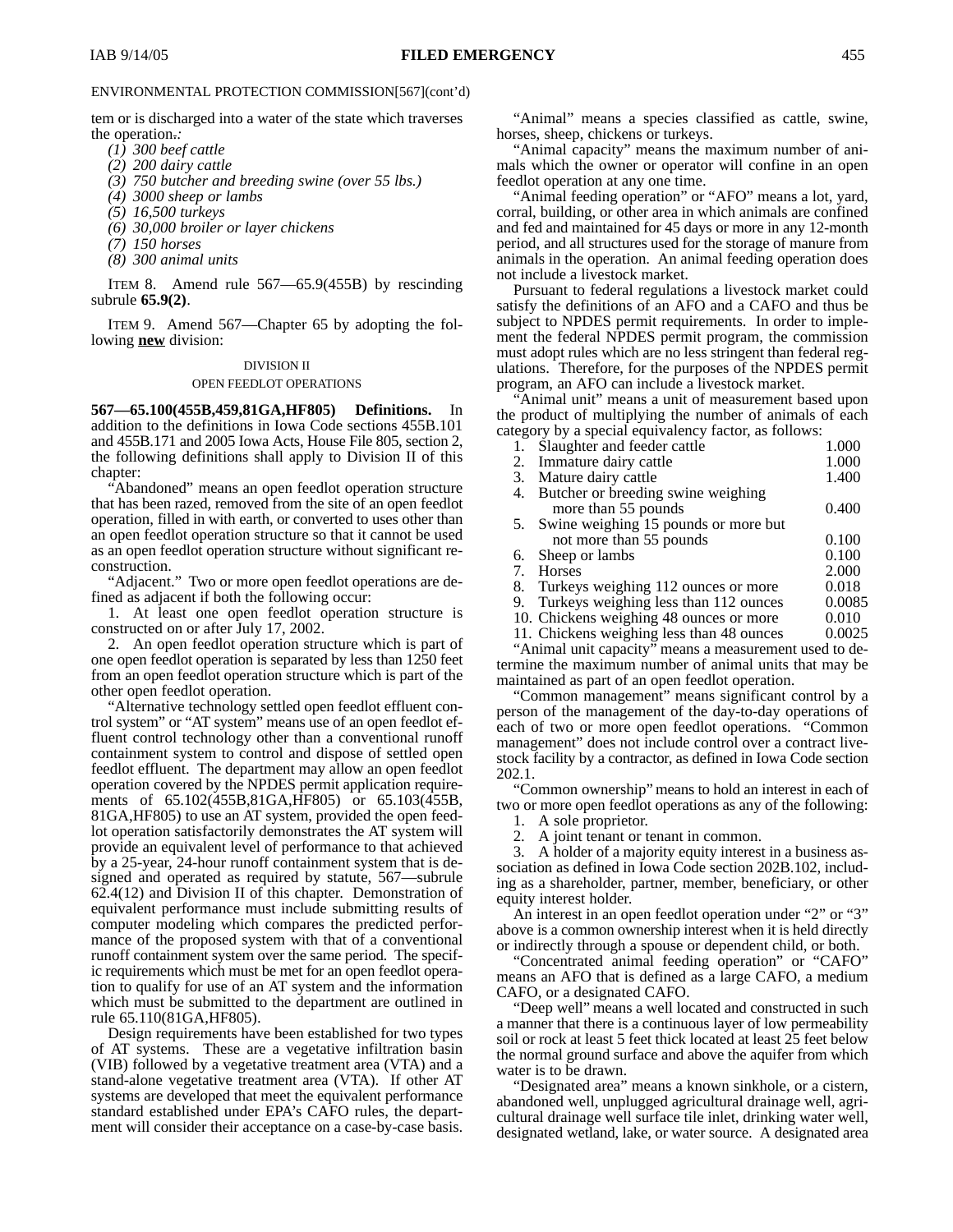ENVIRONMENTAL PROTECTION COMMISSION[567](cont'd)

tem or is discharged into a water of the state which traverses the operation.:

*(1) 300 beef cattle*

*(2) 200 dairy cattle*

*(3) 750 butcher and breeding swine (over 55 lbs.)*

*(4) 3000 sheep or lambs*

*(5) 16,500 turkeys*

*(6) 30,000 broiler or layer chickens*

*(7) 150 horses*

*(8) 300 animal units*

ITEM 8. Amend rule 567—65.9(455B) by rescinding subrule **65.9(2)**.

ITEM 9. Amend 567—Chapter 65 by adopting the following **new** division:

DIVISION II

OPEN FEEDLOT OPERATIONS

**567—65.100(455B,459,81GA,HF805) Definitions.** In addition to the definitions in Iowa Code sections 455B.101 and 455B.171 and 2005 Iowa Acts, House File 805, section 2, the following definitions shall apply to Division II of this chapter:

"Abandoned" means an open feedlot operation structure that has been razed, removed from the site of an open feedlot operation, filled in with earth, or converted to uses other than an open feedlot operation structure so that it cannot be used as an open feedlot operation structure without significant reconstruction.

"Adjacent." Two or more open feedlot operations are defined as adjacent if both the following occur:

1. At least one open feedlot operation structure is constructed on or after July 17, 2002.

2. An open feedlot operation structure which is part of one open feedlot operation is separated by less than 1250 feet from an open feedlot operation structure which is part of the other open feedlot operation.

"Alternative technology settled open feedlot effluent control system" or "AT system" means use of an open feedlot effluent control technology other than a conventional runoff containment system to control and dispose of settled open feedlot effluent. The department may allow an open feedlot operation covered by the NPDES permit application requirements of 65.102(455B,81GA,HF805) or 65.103(455B,81GA,HF805) to use an AT system, provided the open feedlot operation satisfactorily demonstrates the AT system will provide an equivalent level of performance to that achieved by a 25-year, 24-hour runoff containment system that is designed and operated as required by statute, 567—subrule 62.4(12) and Division II of this chapter. Demonstration of equivalent performance must include submitting results of computer modeling which compares the predicted performance of the proposed system with that of a conventional runoff containment system over the same period. The specific requirements which must be met for an open feedlot operation to qualify for use of an AT system and the information which must be submitted to the department are outlined in rule 65.110(81GA,HF805).

Design requirements have been established for two types of AT systems. These are a vegetative infiltration basin (VIB) followed by a vegetative treatment area (VTA) and a stand-alone vegetative treatment area (VTA). If other AT systems are developed that meet the equivalent performance standard established under EPA's CAFO rules, the department will consider their acceptance on a case-by-case basis.

"Animal" means a species classified as cattle, swine, horses, sheep, chickens or turkeys.

"Animal capacity" means the maximum number of animals which the owner or operator will confine in an open feedlot operation at any one time.

"Animal feeding operation" or "AFO" means a lot, yard, corral, building, or other area in which animals are confined and fed and maintained for 45 days or more in any 12-month period, and all structures used for the storage of manure from animals in the operation. An animal feeding operation does not include a livestock market.

Pursuant to federal regulations a livestock market could satisfy the definitions of an AFO and a CAFO and thus be subject to NPDES permit requirements. In order to implement the federal NPDES permit program, the commission must adopt rules which are no less stringent than federal regulations. Therefore, for the purposes of the NPDES permit program, an AFO can include a livestock market.

"Animal unit" means a unit of measurement based upon the product of multiplying the number of animals of each category by a special equivalency factor, as follows:

| | | |
|---|---|---|
| 1. | Slaughter and feeder cattle | 1.000 |
| 2. | Immature dairy cattle | 1.000 |
| 3. | Mature dairy cattle | 1.400 |
| 4. | Butcher or breeding swine weighing more than 55 pounds | 0.400 |
| 5. | Swine weighing 15 pounds or more but not more than 55 pounds | 0.100 |
| 6. | Sheep or lambs | 0.100 |
| 7. | Horses | 2.000 |
| 8. | Turkeys weighing 112 ounces or more | 0.018 |
| 9. | Turkeys weighing less than 112 ounces | 0.0085 |
| 10. | Chickens weighing 48 ounces or more | 0.010 |
| 11. | Chickens weighing less than 48 ounces | 0.0025 |

"Animal unit capacity" means a measurement used to determine the maximum number of animal units that may be maintained as part of an open feedlot operation.

"Common management" means significant control by a person of the management of the day-to-day operations of each of two or more open feedlot operations. "Common management" does not include control over a contract livestock facility by a contractor, as defined in Iowa Code section 202.1.

"Common ownership" means to hold an interest in each of two or more open feedlot operations as any of the following:

1. A sole proprietor.

2. A joint tenant or tenant in common.

3. A holder of a majority equity interest in a business association as defined in Iowa Code section 202B.102, including as a shareholder, partner, member, beneficiary, or other equity interest holder.

An interest in an open feedlot operation under "2" or "3" above is a common ownership interest when it is held directly or indirectly through a spouse or dependent child, or both.

"Concentrated animal feeding operation" or "CAFO" means an AFO that is defined as a large CAFO, a medium CAFO, or a designated CAFO.

"Deep well" means a well located and constructed in such a manner that there is a continuous layer of low permeability soil or rock at least 5 feet thick located at least 25 feet below the normal ground surface and above the aquifer from which water is to be drawn.

"Designated area" means a known sinkhole, or a cistern, abandoned well, unplugged agricultural drainage well, agricultural drainage well surface tile inlet, drinking water well, designated wetland, lake, or water source. A designated area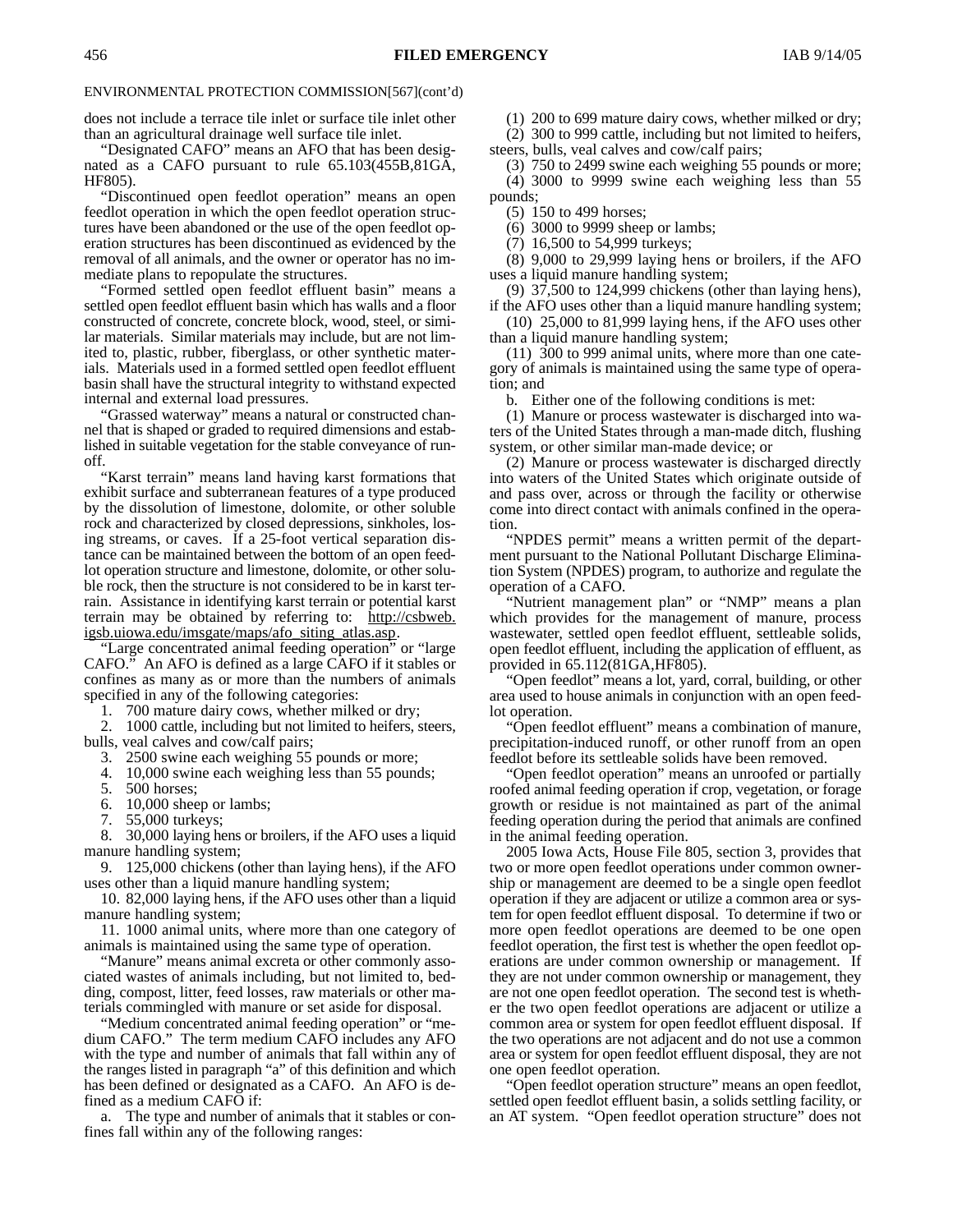does not include a terrace tile inlet or surface tile inlet other than an agricultural drainage well surface tile inlet.

"Designated CAFO" means an AFO that has been designated as a CAFO pursuant to rule 65.103(455B,81GA,HF805).

"Discontinued open feedlot operation" means an open feedlot operation in which the open feedlot operation structures have been abandoned or the use of the open feedlot operation structures has been discontinued as evidenced by the removal of all animals, and the owner or operator has no immediate plans to repopulate the structures.

"Formed settled open feedlot effluent basin" means a settled open feedlot effluent basin which has walls and a floor constructed of concrete, concrete block, wood, steel, or similar materials. Similar materials may include, but are not limited to, plastic, rubber, fiberglass, or other synthetic materials. Materials used in a formed settled open feedlot effluent basin shall have the structural integrity to withstand expected internal and external load pressures.

"Grassed waterway" means a natural or constructed channel that is shaped or graded to required dimensions and established in suitable vegetation for the stable conveyance of runoff.

"Karst terrain" means land having karst formations that exhibit surface and subterranean features of a type produced by the dissolution of limestone, dolomite, or other soluble rock and characterized by closed depressions, sinkholes, losing streams, or caves. If a 25-foot vertical separation distance can be maintained between the bottom of an open feedlot operation structure and limestone, dolomite, or other soluble rock, then the structure is not considered to be in karst terrain. Assistance in identifying karst terrain or potential karst terrain may be obtained by referring to: http://csbweb.igsb.uiowa.edu/imsgate/maps/afo_siting_atlas.asp.

"Large concentrated animal feeding operation" or "large CAFO." An AFO is defined as a large CAFO if it stables or confines as many as or more than the numbers of animals specified in any of the following categories:

1. 700 mature dairy cows, whether milked or dry;
2. 1000 cattle, including but not limited to heifers, steers, bulls, veal calves and cow/calf pairs;
3. 2500 swine each weighing 55 pounds or more;
4. 10,000 swine each weighing less than 55 pounds;
5. 500 horses;
6. 10,000 sheep or lambs;
7. 55,000 turkeys;
8. 30,000 laying hens or broilers, if the AFO uses a liquid manure handling system;
9. 125,000 chickens (other than laying hens), if the AFO uses other than a liquid manure handling system;
10. 82,000 laying hens, if the AFO uses other than a liquid manure handling system;
11. 1000 animal units, where more than one category of animals is maintained using the same type of operation.

"Manure" means animal excreta or other commonly associated wastes of animals including, but not limited to, bedding, compost, litter, feed losses, raw materials or other materials commingled with manure or set aside for disposal.

"Medium concentrated animal feeding operation" or "medium CAFO." The term medium CAFO includes any AFO with the type and number of animals that fall within any of the ranges listed in paragraph "a" of this definition and which has been defined or designated as a CAFO. An AFO is defined as a medium CAFO if:

a. The type and number of animals that it stables or confines fall within any of the following ranges:

(1) 200 to 699 mature dairy cows, whether milked or dry;
(2) 300 to 999 cattle, including but not limited to heifers, steers, bulls, veal calves and cow/calf pairs;
(3) 750 to 2499 swine each weighing 55 pounds or more;
(4) 3000 to 9999 swine each weighing less than 55 pounds;
(5) 150 to 499 horses;
(6) 3000 to 9999 sheep or lambs;
(7) 16,500 to 54,999 turkeys;
(8) 9,000 to 29,999 laying hens or broilers, if the AFO uses a liquid manure handling system;
(9) 37,500 to 124,999 chickens (other than laying hens), if the AFO uses other than a liquid manure handling system;
(10) 25,000 to 81,999 laying hens, if the AFO uses other than a liquid manure handling system;
(11) 300 to 999 animal units, where more than one category of animals is maintained using the same type of operation; and

b. Either one of the following conditions is met:

(1) Manure or process wastewater is discharged into waters of the United States through a man-made ditch, flushing system, or other similar man-made device; or

(2) Manure or process wastewater is discharged directly into waters of the United States which originate outside of and pass over, across or through the facility or otherwise come into direct contact with animals confined in the operation.

"NPDES permit" means a written permit of the department pursuant to the National Pollutant Discharge Elimination System (NPDES) program, to authorize and regulate the operation of a CAFO.

"Nutrient management plan" or "NMP" means a plan which provides for the management of manure, process wastewater, settled open feedlot effluent, settleable solids, open feedlot effluent, including the application of effluent, as provided in 65.112(81GA,HF805).

"Open feedlot" means a lot, yard, corral, building, or other area used to house animals in conjunction with an open feedlot operation.

"Open feedlot effluent" means a combination of manure, precipitation-induced runoff, or other runoff from an open feedlot before its settleable solids have been removed.

"Open feedlot operation" means an unroofed or partially roofed animal feeding operation if crop, vegetation, or forage growth or residue is not maintained as part of the animal feeding operation during the period that animals are confined in the animal feeding operation.

2005 Iowa Acts, House File 805, section 3, provides that two or more open feedlot operations under common ownership or management are deemed to be a single open feedlot operation if they are adjacent or utilize a common area or system for open feedlot effluent disposal. To determine if two or more open feedlot operations are deemed to be one open feedlot operation, the first test is whether the open feedlot operations are under common ownership or management. If they are not under common ownership or management, they are not one open feedlot operation. The second test is whether the two open feedlot operations are adjacent or utilize a common area or system for open feedlot effluent disposal. If the two operations are not adjacent and do not use a common area or system for open feedlot effluent disposal, they are not one open feedlot operation.

"Open feedlot operation structure" means an open feedlot, settled open feedlot effluent basin, a solids settling facility, or an AT system. "Open feedlot operation structure" does not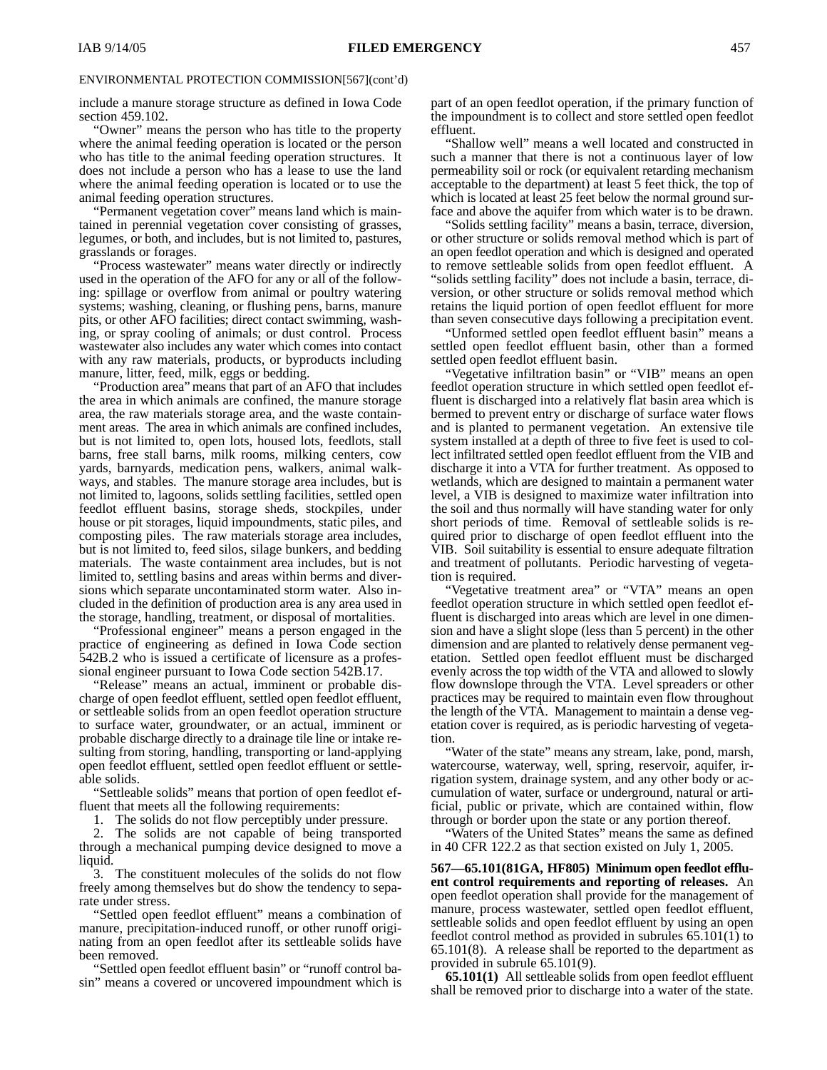include a manure storage structure as defined in Iowa Code section 459.102.

"Owner" means the person who has title to the property where the animal feeding operation is located or the person who has title to the animal feeding operation structures. It does not include a person who has a lease to use the land where the animal feeding operation is located or to use the animal feeding operation structures.

"Permanent vegetation cover" means land which is maintained in perennial vegetation cover consisting of grasses, legumes, or both, and includes, but is not limited to, pastures, grasslands or forages.

"Process wastewater" means water directly or indirectly used in the operation of the AFO for any or all of the following: spillage or overflow from animal or poultry watering systems; washing, cleaning, or flushing pens, barns, manure pits, or other AFO facilities; direct contact swimming, washing, or spray cooling of animals; or dust control. Process wastewater also includes any water which comes into contact with any raw materials, products, or byproducts including manure, litter, feed, milk, eggs or bedding.

"Production area" means that part of an AFO that includes the area in which animals are confined, the manure storage area, the raw materials storage area, and the waste containment areas. The area in which animals are confined includes, but is not limited to, open lots, housed lots, feedlots, stall barns, free stall barns, milk rooms, milking centers, cow yards, barnyards, medication pens, walkers, animal walkways, and stables. The manure storage area includes, but is not limited to, lagoons, solids settling facilities, settled open feedlot effluent basins, storage sheds, stockpiles, under house or pit storages, liquid impoundments, static piles, and composting piles. The raw materials storage area includes, but is not limited to, feed silos, silage bunkers, and bedding materials. The waste containment area includes, but is not limited to, settling basins and areas within berms and diversions which separate uncontaminated storm water. Also included in the definition of production area is any area used in the storage, handling, treatment, or disposal of mortalities.

"Professional engineer" means a person engaged in the practice of engineering as defined in Iowa Code section 542B.2 who is issued a certificate of licensure as a professional engineer pursuant to Iowa Code section 542B.17.

"Release" means an actual, imminent or probable discharge of open feedlot effluent, settled open feedlot effluent, or settleable solids from an open feedlot operation structure to surface water, groundwater, or an actual, imminent or probable discharge directly to a drainage tile line or intake resulting from storing, handling, transporting or land-applying open feedlot effluent, settled open feedlot effluent or settleable solids.

"Settleable solids" means that portion of open feedlot effluent that meets all the following requirements:

1. The solids do not flow perceptibly under pressure.
2. The solids are not capable of being transported through a mechanical pumping device designed to move a liquid.
3. The constituent molecules of the solids do not flow freely among themselves but do show the tendency to separate under stress.

"Settled open feedlot effluent" means a combination of manure, precipitation-induced runoff, or other runoff originating from an open feedlot after its settleable solids have been removed.

"Settled open feedlot effluent basin" or "runoff control basin" means a covered or uncovered impoundment which is part of an open feedlot operation, if the primary function of the impoundment is to collect and store settled open feedlot effluent.

"Shallow well" means a well located and constructed in such a manner that there is not a continuous layer of low permeability soil or rock (or equivalent retarding mechanism acceptable to the department) at least 5 feet thick, the top of which is located at least 25 feet below the normal ground surface and above the aquifer from which water is to be drawn.

"Solids settling facility" means a basin, terrace, diversion, or other structure or solids removal method which is part of an open feedlot operation and which is designed and operated to remove settleable solids from open feedlot effluent. A "solids settling facility" does not include a basin, terrace, diversion, or other structure or solids removal method which retains the liquid portion of open feedlot effluent for more than seven consecutive days following a precipitation event.

"Unformed settled open feedlot effluent basin" means a settled open feedlot effluent basin, other than a formed settled open feedlot effluent basin.

"Vegetative infiltration basin" or "VIB" means an open feedlot operation structure in which settled open feedlot effluent is discharged into a relatively flat basin area which is bermed to prevent entry or discharge of surface water flows and is planted to permanent vegetation. An extensive tile system installed at a depth of three to five feet is used to collect infiltrated settled open feedlot effluent from the VIB and discharge it into a VTA for further treatment. As opposed to wetlands, which are designed to maintain a permanent water level, a VIB is designed to maximize water infiltration into the soil and thus normally will have standing water for only short periods of time. Removal of settleable solids is required prior to discharge of open feedlot effluent into the VIB. Soil suitability is essential to ensure adequate filtration and treatment of pollutants. Periodic harvesting of vegetation is required.

"Vegetative treatment area" or "VTA" means an open feedlot operation structure in which settled open feedlot effluent is discharged into areas which are level in one dimension and have a slight slope (less than 5 percent) in the other dimension and are planted to relatively dense permanent vegetation. Settled open feedlot effluent must be discharged evenly across the top width of the VTA and allowed to slowly flow downslope through the VTA. Level spreaders or other practices may be required to maintain even flow throughout the length of the VTA. Management to maintain a dense vegetation cover is required, as is periodic harvesting of vegetation.

"Water of the state" means any stream, lake, pond, marsh, watercourse, waterway, well, spring, reservoir, aquifer, irrigation system, drainage system, and any other body or accumulation of water, surface or underground, natural or artificial, public or private, which are contained within, flow through or border upon the state or any portion thereof.

"Waters of the United States" means the same as defined in 40 CFR 122.2 as that section existed on July 1, 2005.

**567—65.101(81GA, HF805) Minimum open feedlot effluent control requirements and reporting of releases.** An open feedlot operation shall provide for the management of manure, process wastewater, settled open feedlot effluent, settleable solids and open feedlot effluent by using an open feedlot control method as provided in subrules 65.101(1) to 65.101(8). A release shall be reported to the department as provided in subrule 65.101(9).

**65.101(1)** All settleable solids from open feedlot effluent shall be removed prior to discharge into a water of the state.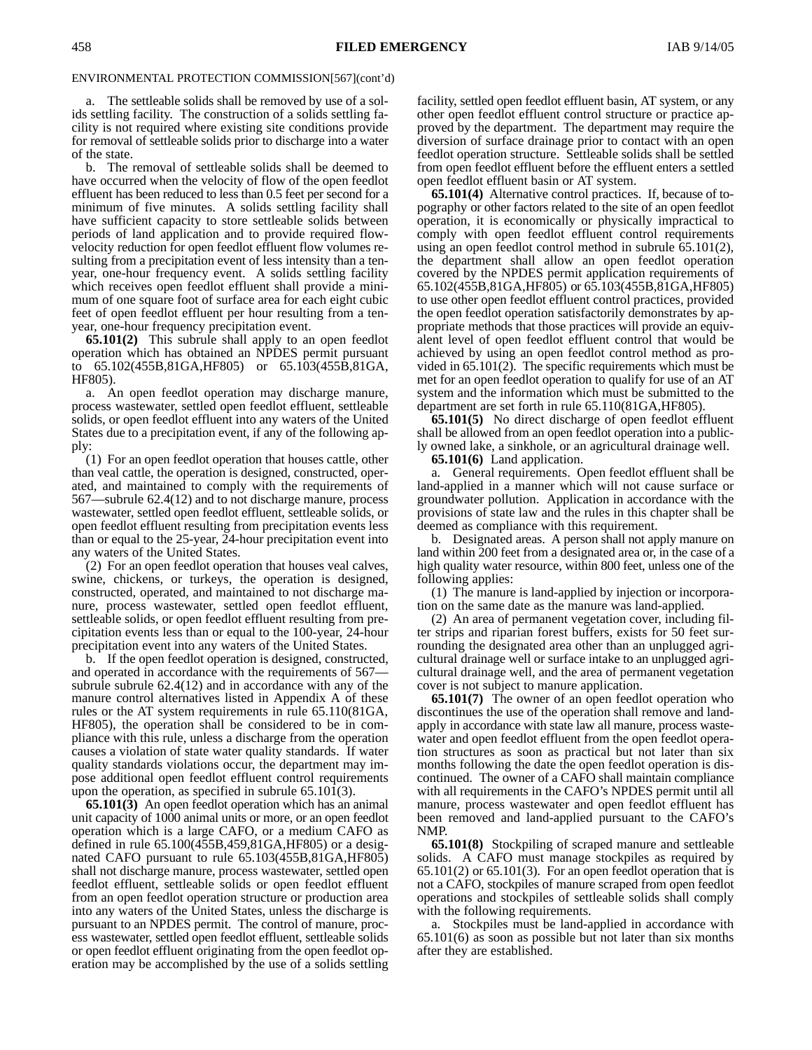ENVIRONMENTAL PROTECTION COMMISSION[567](cont'd)

a. The settleable solids shall be removed by use of a solids settling facility. The construction of a solids settling facility is not required where existing site conditions provide for removal of settleable solids prior to discharge into a water of the state.

b. The removal of settleable solids shall be deemed to have occurred when the velocity of flow of the open feedlot effluent has been reduced to less than 0.5 feet per second for a minimum of five minutes. A solids settling facility shall have sufficient capacity to store settleable solids between periods of land application and to provide required flow-velocity reduction for open feedlot effluent flow volumes resulting from a precipitation event of less intensity than a ten-year, one-hour frequency event. A solids settling facility which receives open feedlot effluent shall provide a minimum of one square foot of surface area for each eight cubic feet of open feedlot effluent per hour resulting from a ten-year, one-hour frequency precipitation event.

**65.101(2)** This subrule shall apply to an open feedlot operation which has obtained an NPDES permit pursuant to 65.102(455B,81GA,HF805) or 65.103(455B,81GA,HF805).

a. An open feedlot operation may discharge manure, process wastewater, settled open feedlot effluent, settleable solids, or open feedlot effluent into any waters of the United States due to a precipitation event, if any of the following apply:

(1) For an open feedlot operation that houses cattle, other than veal cattle, the operation is designed, constructed, operated, and maintained to comply with the requirements of 567—subrule 62.4(12) and to not discharge manure, process wastewater, settled open feedlot effluent, settleable solids, or open feedlot effluent resulting from precipitation events less than or equal to the 25-year, 24-hour precipitation event into any waters of the United States.

(2) For an open feedlot operation that houses veal calves, swine, chickens, or turkeys, the operation is designed, constructed, operated, and maintained to not discharge manure, process wastewater, settled open feedlot effluent, settleable solids, or open feedlot effluent resulting from precipitation events less than or equal to the 100-year, 24-hour precipitation event into any waters of the United States.

b. If the open feedlot operation is designed, constructed, and operated in accordance with the requirements of 567—subrule subrule 62.4(12) and in accordance with any of the manure control alternatives listed in Appendix A of these rules or the AT system requirements in rule 65.110(81GA,HF805), the operation shall be considered to be in compliance with this rule, unless a discharge from the operation causes a violation of state water quality standards. If water quality standards violations occur, the department may impose additional open feedlot effluent control requirements upon the operation, as specified in subrule 65.101(3).

**65.101(3)** An open feedlot operation which has an animal unit capacity of 1000 animal units or more, or an open feedlot operation which is a large CAFO, or a medium CAFO as defined in rule 65.100(455B,459,81GA,HF805) or a designated CAFO pursuant to rule 65.103(455B,81GA,HF805) shall not discharge manure, process wastewater, settled open feedlot effluent, settleable solids or open feedlot effluent from an open feedlot operation structure or production area into any waters of the United States, unless the discharge is pursuant to an NPDES permit. The control of manure, process wastewater, settled open feedlot effluent, settleable solids or open feedlot effluent originating from the open feedlot operation may be accomplished by the use of a solids settling facility, settled open feedlot effluent basin, AT system, or any other open feedlot effluent control structure or practice approved by the department. The department may require the diversion of surface drainage prior to contact with an open feedlot operation structure. Settleable solids shall be settled from open feedlot effluent before the effluent enters a settled open feedlot effluent basin or AT system.

**65.101(4)** Alternative control practices. If, because of topography or other factors related to the site of an open feedlot operation, it is economically or physically impractical to comply with open feedlot effluent control requirements using an open feedlot control method in subrule 65.101(2), the department shall allow an open feedlot operation covered by the NPDES permit application requirements of 65.102(455B,81GA,HF805) or 65.103(455B,81GA,HF805) to use other open feedlot effluent control practices, provided the open feedlot operation satisfactorily demonstrates by appropriate methods that those practices will provide an equivalent level of open feedlot effluent control that would be achieved by using an open feedlot control method as provided in 65.101(2). The specific requirements which must be met for an open feedlot operation to qualify for use of an AT system and the information which must be submitted to the department are set forth in rule 65.110(81GA,HF805).

**65.101(5)** No direct discharge of open feedlot effluent shall be allowed from an open feedlot operation into a publicly owned lake, a sinkhole, or an agricultural drainage well.

**65.101(6)** Land application.

a. General requirements. Open feedlot effluent shall be land-applied in a manner which will not cause surface or groundwater pollution. Application in accordance with the provisions of state law and the rules in this chapter shall be deemed as compliance with this requirement.

b. Designated areas. A person shall not apply manure on land within 200 feet from a designated area or, in the case of a high quality water resource, within 800 feet, unless one of the following applies:

(1) The manure is land-applied by injection or incorporation on the same date as the manure was land-applied.

(2) An area of permanent vegetation cover, including filter strips and riparian forest buffers, exists for 50 feet surrounding the designated area other than an unplugged agricultural drainage well or surface intake to an unplugged agricultural drainage well, and the area of permanent vegetation cover is not subject to manure application.

**65.101(7)** The owner of an open feedlot operation who discontinues the use of the operation shall remove and land-apply in accordance with state law all manure, process wastewater and open feedlot effluent from the open feedlot operation structures as soon as practical but not later than six months following the date the open feedlot operation is discontinued. The owner of a CAFO shall maintain compliance with all requirements in the CAFO's NPDES permit until all manure, process wastewater and open feedlot effluent has been removed and land-applied pursuant to the CAFO's NMP.

**65.101(8)** Stockpiling of scraped manure and settleable solids. A CAFO must manage stockpiles as required by 65.101(2) or 65.101(3). For an open feedlot operation that is not a CAFO, stockpiles of manure scraped from open feedlot operations and stockpiles of settleable solids shall comply with the following requirements.

a. Stockpiles must be land-applied in accordance with 65.101(6) as soon as possible but not later than six months after they are established.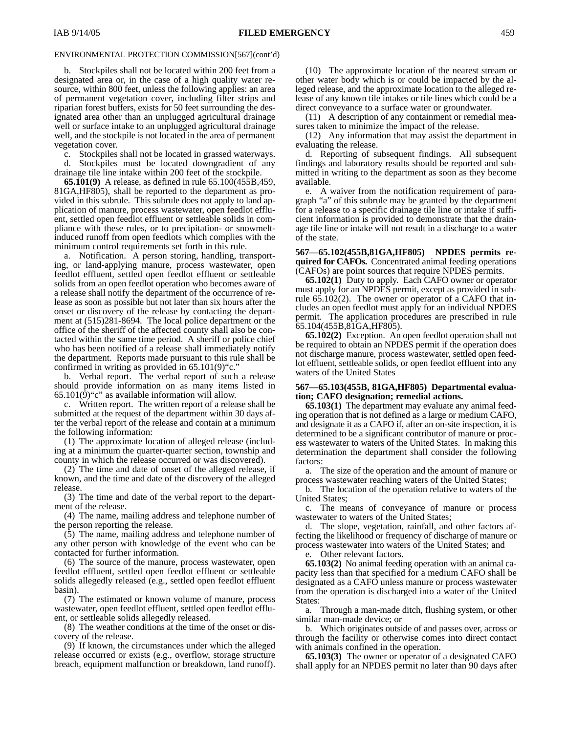ENVIRONMENTAL PROTECTION COMMISSION[567](cont'd)

b. Stockpiles shall not be located within 200 feet from a designated area or, in the case of a high quality water resource, within 800 feet, unless the following applies: an area of permanent vegetation cover, including filter strips and riparian forest buffers, exists for 50 feet surrounding the designated area other than an unplugged agricultural drainage well or surface intake to an unplugged agricultural drainage well, and the stockpile is not located in the area of permanent vegetation cover.

c. Stockpiles shall not be located in grassed waterways.

d. Stockpiles must be located downgradient of any drainage tile line intake within 200 feet of the stockpile.

**65.101(9)** A release, as defined in rule 65.100(455B,459, 81GA,HF805), shall be reported to the department as provided in this subrule. This subrule does not apply to land application of manure, process wastewater, open feedlot effluent, settled open feedlot effluent or settleable solids in compliance with these rules, or to precipitation- or snowmelt-induced runoff from open feedlots which complies with the minimum control requirements set forth in this rule.

a. Notification. A person storing, handling, transporting, or land-applying manure, process wastewater, open feedlot effluent, settled open feedlot effluent or settleable solids from an open feedlot operation who becomes aware of a release shall notify the department of the occurrence of release as soon as possible but not later than six hours after the onset or discovery of the release by contacting the department at (515)281-8694. The local police department or the office of the sheriff of the affected county shall also be contacted within the same time period. A sheriff or police chief who has been notified of a release shall immediately notify the department. Reports made pursuant to this rule shall be confirmed in writing as provided in 65.101(9)"c."

b. Verbal report. The verbal report of such a release should provide information on as many items listed in 65.101(9)"c" as available information will allow.

c. Written report. The written report of a release shall be submitted at the request of the department within 30 days after the verbal report of the release and contain at a minimum the following information:

(1) The approximate location of alleged release (including at a minimum the quarter-quarter section, township and county in which the release occurred or was discovered).

(2) The time and date of onset of the alleged release, if known, and the time and date of the discovery of the alleged release.

(3) The time and date of the verbal report to the department of the release.

(4) The name, mailing address and telephone number of the person reporting the release.

(5) The name, mailing address and telephone number of any other person with knowledge of the event who can be contacted for further information.

(6) The source of the manure, process wastewater, open feedlot effluent, settled open feedlot effluent or settleable solids allegedly released (e.g., settled open feedlot effluent basin).

(7) The estimated or known volume of manure, process wastewater, open feedlot effluent, settled open feedlot effluent, or settleable solids allegedly released.

(8) The weather conditions at the time of the onset or discovery of the release.

(9) If known, the circumstances under which the alleged release occurred or exists (e.g., overflow, storage structure breach, equipment malfunction or breakdown, land runoff).

(10) The approximate location of the nearest stream or other water body which is or could be impacted by the alleged release, and the approximate location to the alleged release of any known tile intakes or tile lines which could be a direct conveyance to a surface water or groundwater.

(11) A description of any containment or remedial measures taken to minimize the impact of the release.

(12) Any information that may assist the department in evaluating the release.

d. Reporting of subsequent findings. All subsequent findings and laboratory results should be reported and submitted in writing to the department as soon as they become available.

e. A waiver from the notification requirement of paragraph "a" of this subrule may be granted by the department for a release to a specific drainage tile line or intake if sufficient information is provided to demonstrate that the drainage tile line or intake will not result in a discharge to a water of the state.

**567—65.102(455B,81GA,HF805) NPDES permits required for CAFOs.** Concentrated animal feeding operations (CAFOs) are point sources that require NPDES permits.

**65.102(1)** Duty to apply. Each CAFO owner or operator must apply for an NPDES permit, except as provided in subrule 65.102(2). The owner or operator of a CAFO that includes an open feedlot must apply for an individual NPDES permit. The application procedures are prescribed in rule 65.104(455B,81GA,HF805).

**65.102(2)** Exception. An open feedlot operation shall not be required to obtain an NPDES permit if the operation does not discharge manure, process wastewater, settled open feedlot effluent, settleable solids, or open feedlot effluent into any waters of the United States

**567—65.103(455B, 81GA,HF805) Departmental evaluation; CAFO designation; remedial actions.**

**65.103(1)** The department may evaluate any animal feeding operation that is not defined as a large or medium CAFO, and designate it as a CAFO if, after an on-site inspection, it is determined to be a significant contributor of manure or process wastewater to waters of the United States. In making this determination the department shall consider the following factors:

a. The size of the operation and the amount of manure or process wastewater reaching waters of the United States;

b. The location of the operation relative to waters of the United States;

c. The means of conveyance of manure or process wastewater to waters of the United States;

d. The slope, vegetation, rainfall, and other factors affecting the likelihood or frequency of discharge of manure or process wastewater into waters of the United States; and

e. Other relevant factors.

**65.103(2)** No animal feeding operation with an animal capacity less than that specified for a medium CAFO shall be designated as a CAFO unless manure or process wastewater from the operation is discharged into a water of the United States:

a. Through a man-made ditch, flushing system, or other similar man-made device; or

b. Which originates outside of and passes over, across or through the facility or otherwise comes into direct contact with animals confined in the operation.

**65.103(3)** The owner or operator of a designated CAFO shall apply for an NPDES permit no later than 90 days after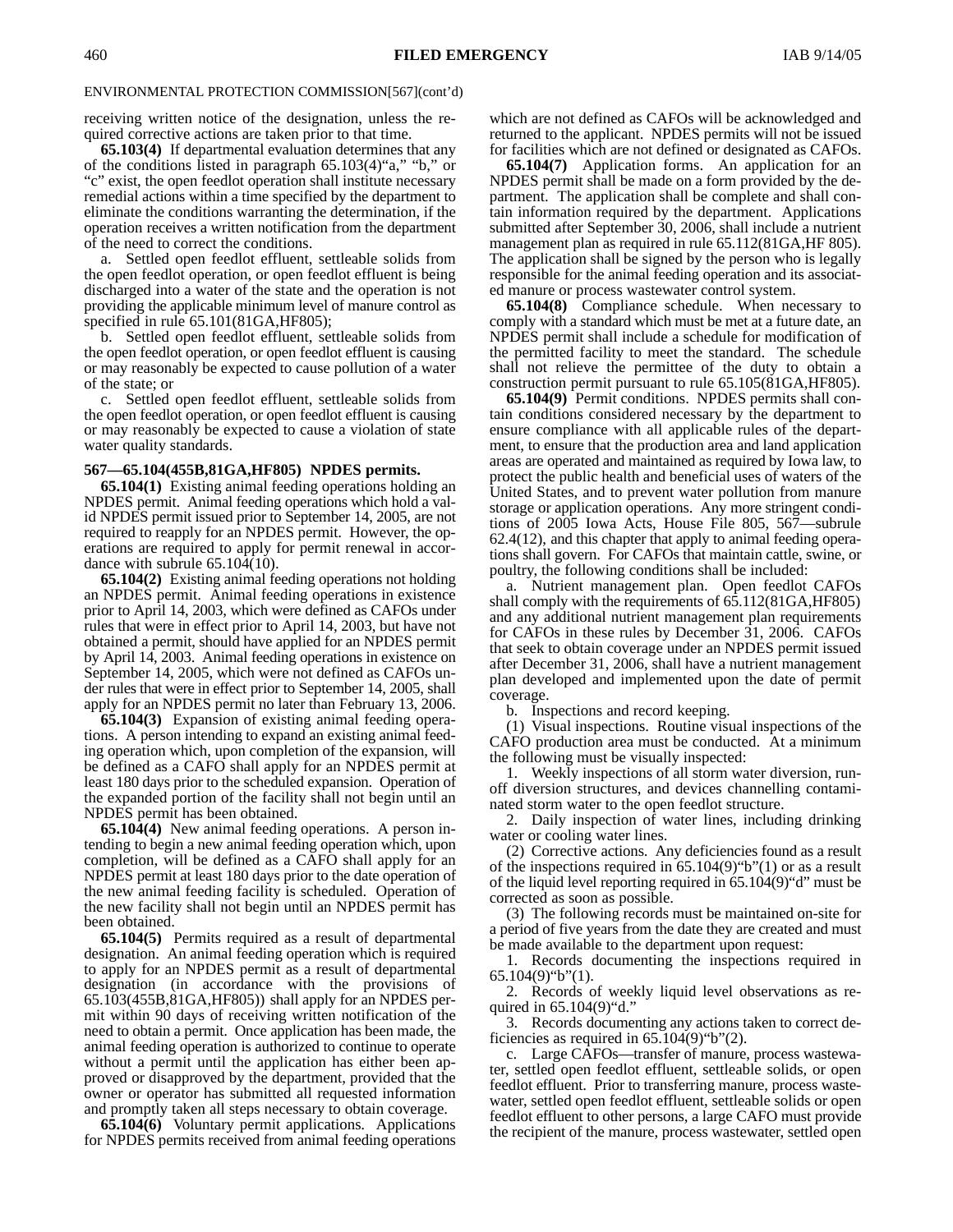ENVIRONMENTAL PROTECTION COMMISSION[567](cont'd)

receiving written notice of the designation, unless the required corrective actions are taken prior to that time.

**65.103(4)** If departmental evaluation determines that any of the conditions listed in paragraph 65.103(4)"a," "b," or "c" exist, the open feedlot operation shall institute necessary remedial actions within a time specified by the department to eliminate the conditions warranting the determination, if the operation receives a written notification from the department of the need to correct the conditions.

a. Settled open feedlot effluent, settleable solids from the open feedlot operation, or open feedlot effluent is being discharged into a water of the state and the operation is not providing the applicable minimum level of manure control as specified in rule 65.101(81GA,HF805);

b. Settled open feedlot effluent, settleable solids from the open feedlot operation, or open feedlot effluent is causing or may reasonably be expected to cause pollution of a water of the state; or

c. Settled open feedlot effluent, settleable solids from the open feedlot operation, or open feedlot effluent is causing or may reasonably be expected to cause a violation of state water quality standards.

**567—65.104(455B,81GA,HF805) NPDES permits.**

**65.104(1)** Existing animal feeding operations holding an NPDES permit. Animal feeding operations which hold a valid NPDES permit issued prior to September 14, 2005, are not required to reapply for an NPDES permit. However, the operations are required to apply for permit renewal in accordance with subrule 65.104(10).

**65.104(2)** Existing animal feeding operations not holding an NPDES permit. Animal feeding operations in existence prior to April 14, 2003, which were defined as CAFOs under rules that were in effect prior to April 14, 2003, but have not obtained a permit, should have applied for an NPDES permit by April 14, 2003. Animal feeding operations in existence on September 14, 2005, which were not defined as CAFOs under rules that were in effect prior to September 14, 2005, shall apply for an NPDES permit no later than February 13, 2006.

**65.104(3)** Expansion of existing animal feeding operations. A person intending to expand an existing animal feeding operation which, upon completion of the expansion, will be defined as a CAFO shall apply for an NPDES permit at least 180 days prior to the scheduled expansion. Operation of the expanded portion of the facility shall not begin until an NPDES permit has been obtained.

**65.104(4)** New animal feeding operations. A person intending to begin a new animal feeding operation which, upon completion, will be defined as a CAFO shall apply for an NPDES permit at least 180 days prior to the date operation of the new animal feeding facility is scheduled. Operation of the new facility shall not begin until an NPDES permit has been obtained.

**65.104(5)** Permits required as a result of departmental designation. An animal feeding operation which is required to apply for an NPDES permit as a result of departmental designation (in accordance with the provisions of 65.103(455B,81GA,HF805)) shall apply for an NPDES permit within 90 days of receiving written notification of the need to obtain a permit. Once application has been made, the animal feeding operation is authorized to continue to operate without a permit until the application has either been approved or disapproved by the department, provided that the owner or operator has submitted all requested information and promptly taken all steps necessary to obtain coverage.

**65.104(6)** Voluntary permit applications. Applications for NPDES permits received from animal feeding operations which are not defined as CAFOs will be acknowledged and returned to the applicant. NPDES permits will not be issued for facilities which are not defined or designated as CAFOs.

**65.104(7)** Application forms. An application for an NPDES permit shall be made on a form provided by the department. The application shall be complete and shall contain information required by the department. Applications submitted after September 30, 2006, shall include a nutrient management plan as required in rule 65.112(81GA,HF 805). The application shall be signed by the person who is legally responsible for the animal feeding operation and its associated manure or process wastewater control system.

**65.104(8)** Compliance schedule. When necessary to comply with a standard which must be met at a future date, an NPDES permit shall include a schedule for modification of the permitted facility to meet the standard. The schedule shall not relieve the permittee of the duty to obtain a construction permit pursuant to rule 65.105(81GA,HF805).

**65.104(9)** Permit conditions. NPDES permits shall contain conditions considered necessary by the department to ensure compliance with all applicable rules of the department, to ensure that the production area and land application areas are operated and maintained as required by Iowa law, to protect the public health and beneficial uses of waters of the United States, and to prevent water pollution from manure storage or application operations. Any more stringent conditions of 2005 Iowa Acts, House File 805, 567—subrule 62.4(12), and this chapter that apply to animal feeding operations shall govern. For CAFOs that maintain cattle, swine, or poultry, the following conditions shall be included:

a. Nutrient management plan. Open feedlot CAFOs shall comply with the requirements of 65.112(81GA,HF805) and any additional nutrient management plan requirements for CAFOs in these rules by December 31, 2006. CAFOs that seek to obtain coverage under an NPDES permit issued after December 31, 2006, shall have a nutrient management plan developed and implemented upon the date of permit coverage.

b. Inspections and record keeping.

(1) Visual inspections. Routine visual inspections of the CAFO production area must be conducted. At a minimum the following must be visually inspected:

1. Weekly inspections of all storm water diversion, runoff diversion structures, and devices channelling contaminated storm water to the open feedlot structure.

2. Daily inspection of water lines, including drinking water or cooling water lines.

(2) Corrective actions. Any deficiencies found as a result of the inspections required in 65.104(9)"b"(1) or as a result of the liquid level reporting required in 65.104(9)"d" must be corrected as soon as possible.

(3) The following records must be maintained on-site for a period of five years from the date they are created and must be made available to the department upon request:

1. Records documenting the inspections required in 65.104(9)"b"(1).

2. Records of weekly liquid level observations as required in 65.104(9)"d."

3. Records documenting any actions taken to correct deficiencies as required in 65.104(9)"b"(2).

c. Large CAFOs—transfer of manure, process wastewater, settled open feedlot effluent, settleable solids, or open feedlot effluent. Prior to transferring manure, process wastewater, settled open feedlot effluent, settleable solids or open feedlot effluent to other persons, a large CAFO must provide the recipient of the manure, process wastewater, settled open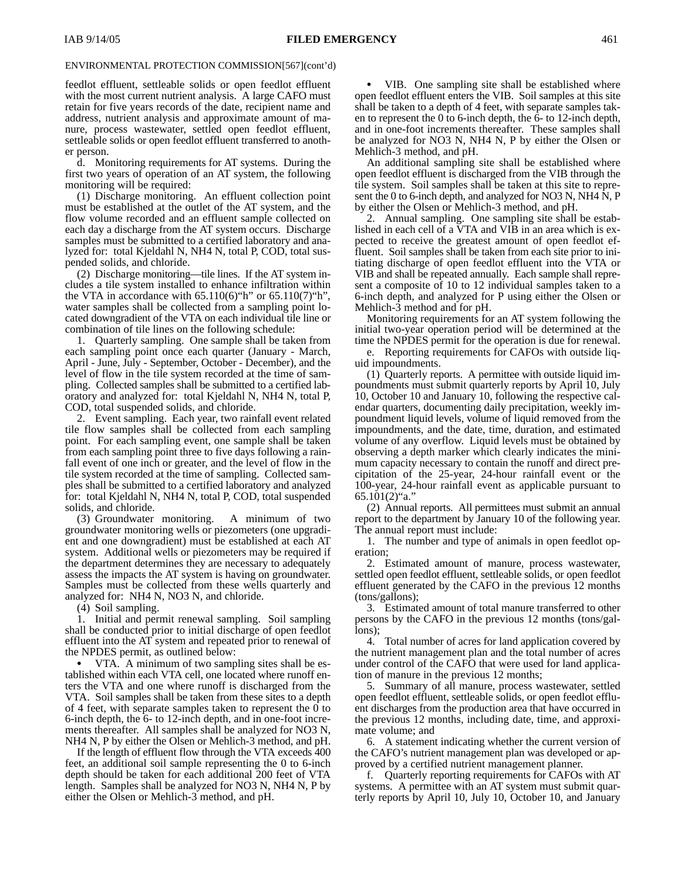ENVIRONMENTAL PROTECTION COMMISSION[567](cont'd)

feedlot effluent, settleable solids or open feedlot effluent with the most current nutrient analysis. A large CAFO must retain for five years records of the date, recipient name and address, nutrient analysis and approximate amount of manure, process wastewater, settled open feedlot effluent, settleable solids or open feedlot effluent transferred to another person.

d. Monitoring requirements for AT systems. During the first two years of operation of an AT system, the following monitoring will be required:

(1) Discharge monitoring. An effluent collection point must be established at the outlet of the AT system, and the flow volume recorded and an effluent sample collected on each day a discharge from the AT system occurs. Discharge samples must be submitted to a certified laboratory and analyzed for: total Kjeldahl N, NH4 N, total P, COD, total suspended solids, and chloride.

(2) Discharge monitoring—tile lines. If the AT system includes a tile system installed to enhance infiltration within the VTA in accordance with 65.110(6)"h" or 65.110(7)"h", water samples shall be collected from a sampling point located downgradient of the VTA on each individual tile line or combination of tile lines on the following schedule:

1. Quarterly sampling. One sample shall be taken from each sampling point once each quarter (January - March, April - June, July - September, October - December), and the level of flow in the tile system recorded at the time of sampling. Collected samples shall be submitted to a certified laboratory and analyzed for: total Kjeldahl N, NH4 N, total P, COD, total suspended solids, and chloride.

2. Event sampling. Each year, two rainfall event related tile flow samples shall be collected from each sampling point. For each sampling event, one sample shall be taken from each sampling point three to five days following a rainfall event of one inch or greater, and the level of flow in the tile system recorded at the time of sampling. Collected samples shall be submitted to a certified laboratory and analyzed for: total Kjeldahl N, NH4 N, total P, COD, total suspended solids, and chloride.

(3) Groundwater monitoring. A minimum of two groundwater monitoring wells or piezometers (one upgradient and one downgradient) must be established at each AT system. Additional wells or piezometers may be required if the department determines they are necessary to adequately assess the impacts the AT system is having on groundwater. Samples must be collected from these wells quarterly and analyzed for: NH4 N, NO3 N, and chloride.

(4) Soil sampling.

1. Initial and permit renewal sampling. Soil sampling shall be conducted prior to initial discharge of open feedlot effluent into the AT system and repeated prior to renewal of the NPDES permit, as outlined below:

• VTA. A minimum of two sampling sites shall be established within each VTA cell, one located where runoff enters the VTA and one where runoff is discharged from the VTA. Soil samples shall be taken from these sites to a depth of 4 feet, with separate samples taken to represent the 0 to 6-inch depth, the 6- to 12-inch depth, and in one-foot increments thereafter. All samples shall be analyzed for NO3 N, NH4 N, P by either the Olsen or Mehlich-3 method, and pH.

If the length of effluent flow through the VTA exceeds 400 feet, an additional soil sample representing the 0 to 6-inch depth should be taken for each additional 200 feet of VTA length. Samples shall be analyzed for NO3 N, NH4 N, P by either the Olsen or Mehlich-3 method, and pH.

• VIB. One sampling site shall be established where open feedlot effluent enters the VIB. Soil samples at this site shall be taken to a depth of 4 feet, with separate samples taken to represent the 0 to 6-inch depth, the 6- to 12-inch depth, and in one-foot increments thereafter. These samples shall be analyzed for NO3 N, NH4 N, P by either the Olsen or Mehlich-3 method, and pH.

An additional sampling site shall be established where open feedlot effluent is discharged from the VIB through the tile system. Soil samples shall be taken at this site to represent the 0 to 6-inch depth, and analyzed for NO3 N, NH4 N, P by either the Olsen or Mehlich-3 method, and pH.

2. Annual sampling. One sampling site shall be established in each cell of a VTA and VIB in an area which is expected to receive the greatest amount of open feedlot effluent. Soil samples shall be taken from each site prior to initiating discharge of open feedlot effluent into the VTA or VIB and shall be repeated annually. Each sample shall represent a composite of 10 to 12 individual samples taken to a 6-inch depth, and analyzed for P using either the Olsen or Mehlich-3 method and for pH.

Monitoring requirements for an AT system following the initial two-year operation period will be determined at the time the NPDES permit for the operation is due for renewal.

e. Reporting requirements for CAFOs with outside liquid impoundments.

(1) Quarterly reports. A permittee with outside liquid impoundments must submit quarterly reports by April 10, July 10, October 10 and January 10, following the respective calendar quarters, documenting daily precipitation, weekly impoundment liquid levels, volume of liquid removed from the impoundments, and the date, time, duration, and estimated volume of any overflow. Liquid levels must be obtained by observing a depth marker which clearly indicates the minimum capacity necessary to contain the runoff and direct precipitation of the 25-year, 24-hour rainfall event or the 100-year, 24-hour rainfall event as applicable pursuant to 65.101(2)"a."

(2) Annual reports. All permittees must submit an annual report to the department by January 10 of the following year. The annual report must include:

1. The number and type of animals in open feedlot operation;

2. Estimated amount of manure, process wastewater, settled open feedlot effluent, settleable solids, or open feedlot effluent generated by the CAFO in the previous 12 months (tons/gallons);

3. Estimated amount of total manure transferred to other persons by the CAFO in the previous 12 months (tons/gallons);

4. Total number of acres for land application covered by the nutrient management plan and the total number of acres under control of the CAFO that were used for land application of manure in the previous 12 months;

5. Summary of all manure, process wastewater, settled open feedlot effluent, settleable solids, or open feedlot effluent discharges from the production area that have occurred in the previous 12 months, including date, time, and approximate volume; and

6. A statement indicating whether the current version of the CAFO's nutrient management plan was developed or approved by a certified nutrient management planner.

f. Quarterly reporting requirements for CAFOs with AT systems. A permittee with an AT system must submit quarterly reports by April 10, July 10, October 10, and January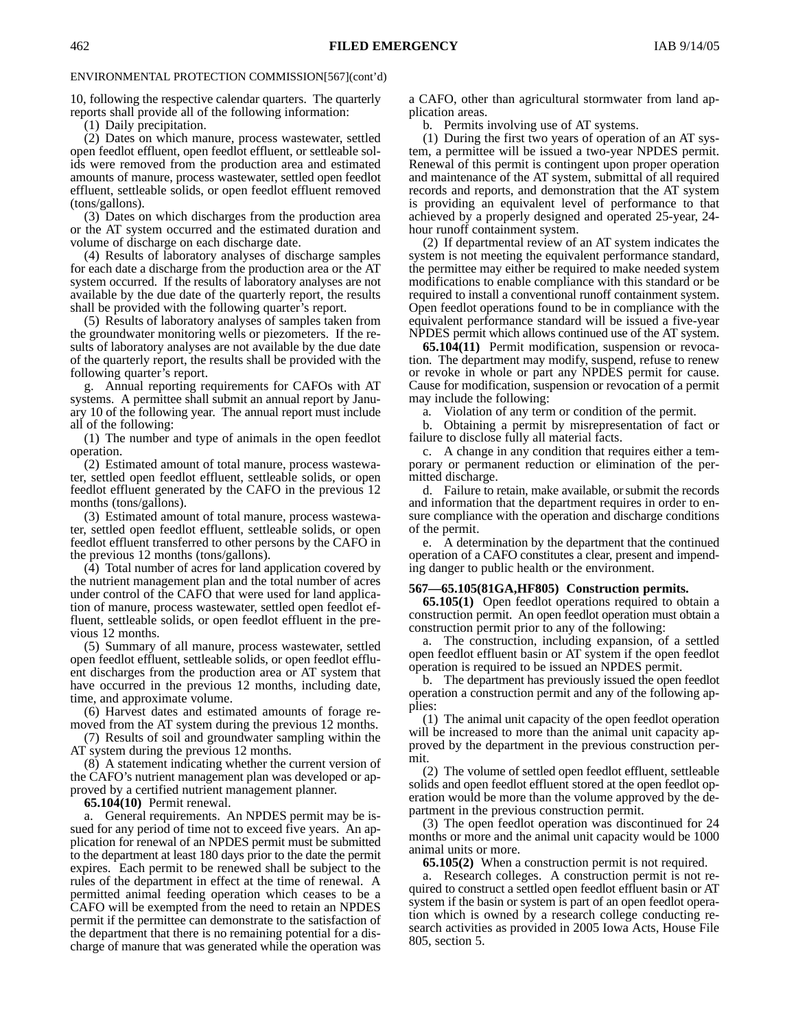ENVIRONMENTAL PROTECTION COMMISSION[567](cont'd)

10, following the respective calendar quarters. The quarterly reports shall provide all of the following information:

(1) Daily precipitation.

(2) Dates on which manure, process wastewater, settled open feedlot effluent, open feedlot effluent, or settleable solids were removed from the production area and estimated amounts of manure, process wastewater, settled open feedlot effluent, settleable solids, or open feedlot effluent removed (tons/gallons).

(3) Dates on which discharges from the production area or the AT system occurred and the estimated duration and volume of discharge on each discharge date.

(4) Results of laboratory analyses of discharge samples for each date a discharge from the production area or the AT system occurred. If the results of laboratory analyses are not available by the due date of the quarterly report, the results shall be provided with the following quarter's report.

(5) Results of laboratory analyses of samples taken from the groundwater monitoring wells or piezometers. If the results of laboratory analyses are not available by the due date of the quarterly report, the results shall be provided with the following quarter's report.

g. Annual reporting requirements for CAFOs with AT systems. A permittee shall submit an annual report by January 10 of the following year. The annual report must include all of the following:

(1) The number and type of animals in the open feedlot operation.

(2) Estimated amount of total manure, process wastewater, settled open feedlot effluent, settleable solids, or open feedlot effluent generated by the CAFO in the previous 12 months (tons/gallons).

(3) Estimated amount of total manure, process wastewater, settled open feedlot effluent, settleable solids, or open feedlot effluent transferred to other persons by the CAFO in the previous 12 months (tons/gallons).

(4) Total number of acres for land application covered by the nutrient management plan and the total number of acres under control of the CAFO that were used for land application of manure, process wastewater, settled open feedlot effluent, settleable solids, or open feedlot effluent in the previous 12 months.

(5) Summary of all manure, process wastewater, settled open feedlot effluent, settleable solids, or open feedlot effluent discharges from the production area or AT system that have occurred in the previous 12 months, including date, time, and approximate volume.

(6) Harvest dates and estimated amounts of forage removed from the AT system during the previous 12 months.

(7) Results of soil and groundwater sampling within the AT system during the previous 12 months.

(8) A statement indicating whether the current version of the CAFO's nutrient management plan was developed or approved by a certified nutrient management planner.

**65.104(10)** Permit renewal.

a. General requirements. An NPDES permit may be issued for any period of time not to exceed five years. An application for renewal of an NPDES permit must be submitted to the department at least 180 days prior to the date the permit expires. Each permit to be renewed shall be subject to the rules of the department in effect at the time of renewal. A permitted animal feeding operation which ceases to be a CAFO will be exempted from the need to retain an NPDES permit if the permittee can demonstrate to the satisfaction of the department that there is no remaining potential for a discharge of manure that was generated while the operation was a CAFO, other than agricultural stormwater from land application areas.

b. Permits involving use of AT systems.

(1) During the first two years of operation of an AT system, a permittee will be issued a two-year NPDES permit. Renewal of this permit is contingent upon proper operation and maintenance of the AT system, submittal of all required records and reports, and demonstration that the AT system is providing an equivalent level of performance to that achieved by a properly designed and operated 25-year, 24-hour runoff containment system.

(2) If departmental review of an AT system indicates the system is not meeting the equivalent performance standard, the permittee may either be required to make needed system modifications to enable compliance with this standard or be required to install a conventional runoff containment system. Open feedlot operations found to be in compliance with the equivalent performance standard will be issued a five-year NPDES permit which allows continued use of the AT system.

**65.104(11)** Permit modification, suspension or revocation. The department may modify, suspend, refuse to renew or revoke in whole or part any NPDES permit for cause. Cause for modification, suspension or revocation of a permit may include the following:

a. Violation of any term or condition of the permit.

b. Obtaining a permit by misrepresentation of fact or failure to disclose fully all material facts.

c. A change in any condition that requires either a temporary or permanent reduction or elimination of the permitted discharge.

d. Failure to retain, make available, or submit the records and information that the department requires in order to ensure compliance with the operation and discharge conditions of the permit.

e. A determination by the department that the continued operation of a CAFO constitutes a clear, present and impending danger to public health or the environment.

**567—65.105(81GA,HF805) Construction permits.**

**65.105(1)** Open feedlot operations required to obtain a construction permit. An open feedlot operation must obtain a construction permit prior to any of the following:

a. The construction, including expansion, of a settled open feedlot effluent basin or AT system if the open feedlot operation is required to be issued an NPDES permit.

b. The department has previously issued the open feedlot operation a construction permit and any of the following applies:

(1) The animal unit capacity of the open feedlot operation will be increased to more than the animal unit capacity approved by the department in the previous construction permit.

(2) The volume of settled open feedlot effluent, settleable solids and open feedlot effluent stored at the open feedlot operation would be more than the volume approved by the department in the previous construction permit.

(3) The open feedlot operation was discontinued for 24 months or more and the animal unit capacity would be 1000 animal units or more.

**65.105(2)** When a construction permit is not required.

a. Research colleges. A construction permit is not required to construct a settled open feedlot effluent basin or AT system if the basin or system is part of an open feedlot operation which is owned by a research college conducting research activities as provided in 2005 Iowa Acts, House File 805, section 5.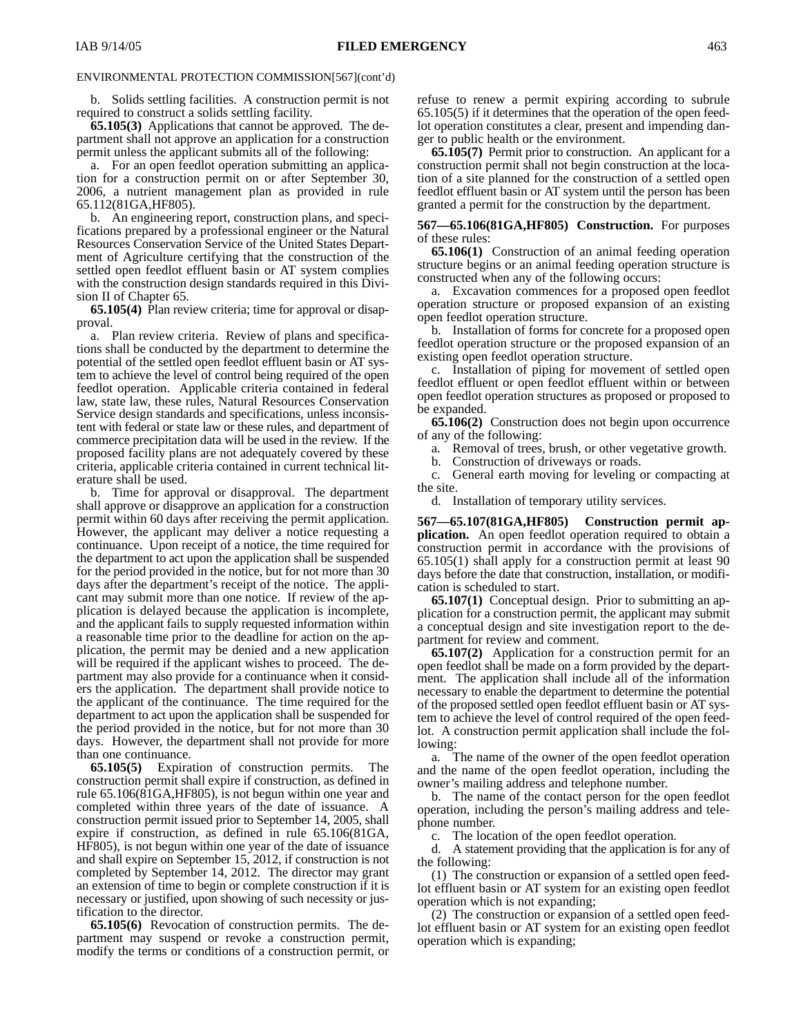ENVIRONMENTAL PROTECTION COMMISSION[567](cont'd)

b. Solids settling facilities. A construction permit is not required to construct a solids settling facility.

**65.105(3)** Applications that cannot be approved. The department shall not approve an application for a construction permit unless the applicant submits all of the following:

a. For an open feedlot operation submitting an application for a construction permit on or after September 30, 2006, a nutrient management plan as provided in rule 65.112(81GA,HF805).

b. An engineering report, construction plans, and specifications prepared by a professional engineer or the Natural Resources Conservation Service of the United States Department of Agriculture certifying that the construction of the settled open feedlot effluent basin or AT system complies with the construction design standards required in this Division II of Chapter 65.

**65.105(4)** Plan review criteria; time for approval or disapproval.

a. Plan review criteria. Review of plans and specifications shall be conducted by the department to determine the potential of the settled open feedlot effluent basin or AT system to achieve the level of control being required of the open feedlot operation. Applicable criteria contained in federal law, state law, these rules, Natural Resources Conservation Service design standards and specifications, unless inconsistent with federal or state law or these rules, and department of commerce precipitation data will be used in the review. If the proposed facility plans are not adequately covered by these criteria, applicable criteria contained in current technical literature shall be used.

b. Time for approval or disapproval. The department shall approve or disapprove an application for a construction permit within 60 days after receiving the permit application. However, the applicant may deliver a notice requesting a continuance. Upon receipt of a notice, the time required for the department to act upon the application shall be suspended for the period provided in the notice, but for not more than 30 days after the department's receipt of the notice. The applicant may submit more than one notice. If review of the application is delayed because the application is incomplete, and the applicant fails to supply requested information within a reasonable time prior to the deadline for action on the application, the permit may be denied and a new application will be required if the applicant wishes to proceed. The department may also provide for a continuance when it considers the application. The department shall provide notice to the applicant of the continuance. The time required for the department to act upon the application shall be suspended for the period provided in the notice, but for not more than 30 days. However, the department shall not provide for more than one continuance.

**65.105(5)** Expiration of construction permits. The construction permit shall expire if construction, as defined in rule 65.106(81GA,HF805), is not begun within one year and completed within three years of the date of issuance. A construction permit issued prior to September 14, 2005, shall expire if construction, as defined in rule 65.106(81GA, HF805), is not begun within one year of the date of issuance and shall expire on September 15, 2012, if construction is not completed by September 14, 2012. The director may grant an extension of time to begin or complete construction if it is necessary or justified, upon showing of such necessity or justification to the director.

**65.105(6)** Revocation of construction permits. The department may suspend or revoke a construction permit, modify the terms or conditions of a construction permit, or refuse to renew a permit expiring according to subrule 65.105(5) if it determines that the operation of the open feedlot operation constitutes a clear, present and impending danger to public health or the environment.

**65.105(7)** Permit prior to construction. An applicant for a construction permit shall not begin construction at the location of a site planned for the construction of a settled open feedlot effluent basin or AT system until the person has been granted a permit for the construction by the department.

**567—65.106(81GA,HF805) Construction.** For purposes of these rules:

**65.106(1)** Construction of an animal feeding operation structure begins or an animal feeding operation structure is constructed when any of the following occurs:

a. Excavation commences for a proposed open feedlot operation structure or proposed expansion of an existing open feedlot operation structure.

b. Installation of forms for concrete for a proposed open feedlot operation structure or the proposed expansion of an existing open feedlot operation structure.

c. Installation of piping for movement of settled open feedlot effluent or open feedlot effluent within or between open feedlot operation structures as proposed or proposed to be expanded.

**65.106(2)** Construction does not begin upon occurrence of any of the following:

a. Removal of trees, brush, or other vegetative growth.

b. Construction of driveways or roads.

c. General earth moving for leveling or compacting at the site.

d. Installation of temporary utility services.

**567—65.107(81GA,HF805) Construction permit application.** An open feedlot operation required to obtain a construction permit in accordance with the provisions of 65.105(1) shall apply for a construction permit at least 90 days before the date that construction, installation, or modification is scheduled to start.

**65.107(1)** Conceptual design. Prior to submitting an application for a construction permit, the applicant may submit a conceptual design and site investigation report to the department for review and comment.

**65.107(2)** Application for a construction permit for an open feedlot shall be made on a form provided by the department. The application shall include all of the information necessary to enable the department to determine the potential of the proposed settled open feedlot effluent basin or AT system to achieve the level of control required of the open feedlot. A construction permit application shall include the following:

a. The name of the owner of the open feedlot operation and the name of the open feedlot operation, including the owner's mailing address and telephone number.

b. The name of the contact person for the open feedlot operation, including the person's mailing address and telephone number.

c. The location of the open feedlot operation.

d. A statement providing that the application is for any of the following:

(1) The construction or expansion of a settled open feedlot effluent basin or AT system for an existing open feedlot operation which is not expanding;

(2) The construction or expansion of a settled open feedlot effluent basin or AT system for an existing open feedlot operation which is expanding;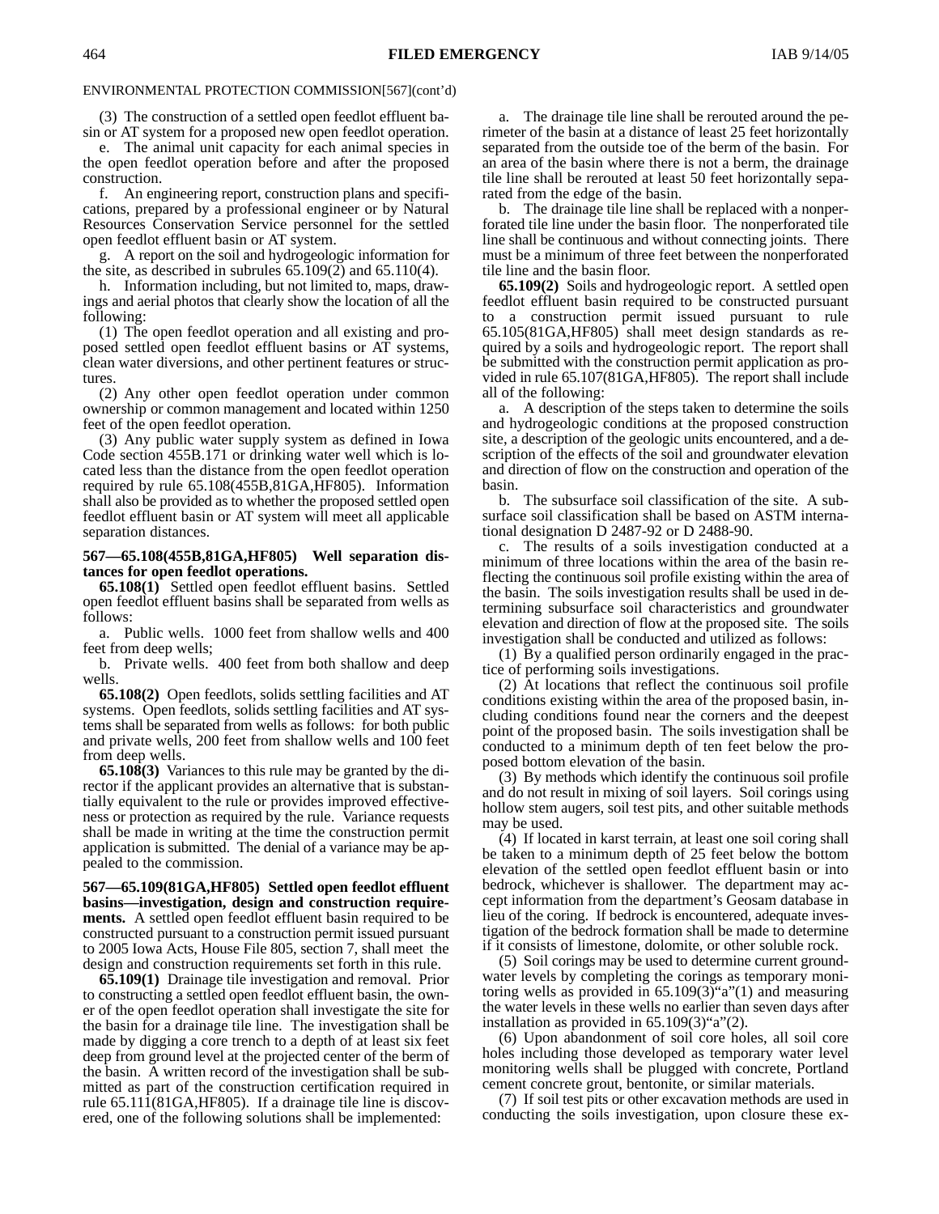ENVIRONMENTAL PROTECTION COMMISSION[567](cont'd)

(3) The construction of a settled open feedlot effluent basin or AT system for a proposed new open feedlot operation.

e. The animal unit capacity for each animal species in the open feedlot operation before and after the proposed construction.

f. An engineering report, construction plans and specifications, prepared by a professional engineer or by Natural Resources Conservation Service personnel for the settled open feedlot effluent basin or AT system.

g. A report on the soil and hydrogeologic information for the site, as described in subrules 65.109(2) and 65.110(4).

h. Information including, but not limited to, maps, drawings and aerial photos that clearly show the location of all the following:

(1) The open feedlot operation and all existing and proposed settled open feedlot effluent basins or AT systems, clean water diversions, and other pertinent features or structures.

(2) Any other open feedlot operation under common ownership or common management and located within 1250 feet of the open feedlot operation.

(3) Any public water supply system as defined in Iowa Code section 455B.171 or drinking water well which is located less than the distance from the open feedlot operation required by rule 65.108(455B,81GA,HF805). Information shall also be provided as to whether the proposed settled open feedlot effluent basin or AT system will meet all applicable separation distances.

**567—65.108(455B,81GA,HF805) Well separation distances for open feedlot operations.**

**65.108(1)** Settled open feedlot effluent basins. Settled open feedlot effluent basins shall be separated from wells as follows:

a. Public wells. 1000 feet from shallow wells and 400 feet from deep wells;

b. Private wells. 400 feet from both shallow and deep wells.

**65.108(2)** Open feedlots, solids settling facilities and AT systems. Open feedlots, solids settling facilities and AT systems shall be separated from wells as follows: for both public and private wells, 200 feet from shallow wells and 100 feet from deep wells.

**65.108(3)** Variances to this rule may be granted by the director if the applicant provides an alternative that is substantially equivalent to the rule or provides improved effectiveness or protection as required by the rule. Variance requests shall be made in writing at the time the construction permit application is submitted. The denial of a variance may be appealed to the commission.

**567—65.109(81GA,HF805) Settled open feedlot effluent basins—investigation, design and construction requirements.** A settled open feedlot effluent basin required to be constructed pursuant to a construction permit issued pursuant to 2005 Iowa Acts, House File 805, section 7, shall meet the design and construction requirements set forth in this rule.

**65.109(1)** Drainage tile investigation and removal. Prior to constructing a settled open feedlot effluent basin, the owner of the open feedlot operation shall investigate the site for the basin for a drainage tile line. The investigation shall be made by digging a core trench to a depth of at least six feet deep from ground level at the projected center of the berm of the basin. A written record of the investigation shall be submitted as part of the construction certification required in rule 65.111(81GA,HF805). If a drainage tile line is discovered, one of the following solutions shall be implemented:

a. The drainage tile line shall be rerouted around the perimeter of the basin at a distance of least 25 feet horizontally separated from the outside toe of the berm of the basin. For an area of the basin where there is not a berm, the drainage tile line shall be rerouted at least 50 feet horizontally separated from the edge of the basin.

b. The drainage tile line shall be replaced with a nonperforated tile line under the basin floor. The nonperforated tile line shall be continuous and without connecting joints. There must be a minimum of three feet between the nonperforated tile line and the basin floor.

**65.109(2)** Soils and hydrogeologic report. A settled open feedlot effluent basin required to be constructed pursuant to a construction permit issued pursuant to rule 65.105(81GA,HF805) shall meet design standards as required by a soils and hydrogeologic report. The report shall be submitted with the construction permit application as provided in rule 65.107(81GA,HF805). The report shall include all of the following:

a. A description of the steps taken to determine the soils and hydrogeologic conditions at the proposed construction site, a description of the geologic units encountered, and a description of the effects of the soil and groundwater elevation and direction of flow on the construction and operation of the basin.

b. The subsurface soil classification of the site. A subsurface soil classification shall be based on ASTM international designation D 2487-92 or D 2488-90.

c. The results of a soils investigation conducted at a minimum of three locations within the area of the basin reflecting the continuous soil profile existing within the area of the basin. The soils investigation results shall be used in determining subsurface soil characteristics and groundwater elevation and direction of flow at the proposed site. The soils investigation shall be conducted and utilized as follows:

(1) By a qualified person ordinarily engaged in the practice of performing soils investigations.

(2) At locations that reflect the continuous soil profile conditions existing within the area of the proposed basin, including conditions found near the corners and the deepest point of the proposed basin. The soils investigation shall be conducted to a minimum depth of ten feet below the proposed bottom elevation of the basin.

(3) By methods which identify the continuous soil profile and do not result in mixing of soil layers. Soil corings using hollow stem augers, soil test pits, and other suitable methods may be used.

(4) If located in karst terrain, at least one soil coring shall be taken to a minimum depth of 25 feet below the bottom elevation of the settled open feedlot effluent basin or into bedrock, whichever is shallower. The department may accept information from the department's Geosam database in lieu of the coring. If bedrock is encountered, adequate investigation of the bedrock formation shall be made to determine if it consists of limestone, dolomite, or other soluble rock.

(5) Soil corings may be used to determine current groundwater levels by completing the corings as temporary monitoring wells as provided in 65.109(3)"a"(1) and measuring the water levels in these wells no earlier than seven days after installation as provided in 65.109(3)"a"(2).

(6) Upon abandonment of soil core holes, all soil core holes including those developed as temporary water level monitoring wells shall be plugged with concrete, Portland cement concrete grout, bentonite, or similar materials.

(7) If soil test pits or other excavation methods are used in conducting the soils investigation, upon closure these ex-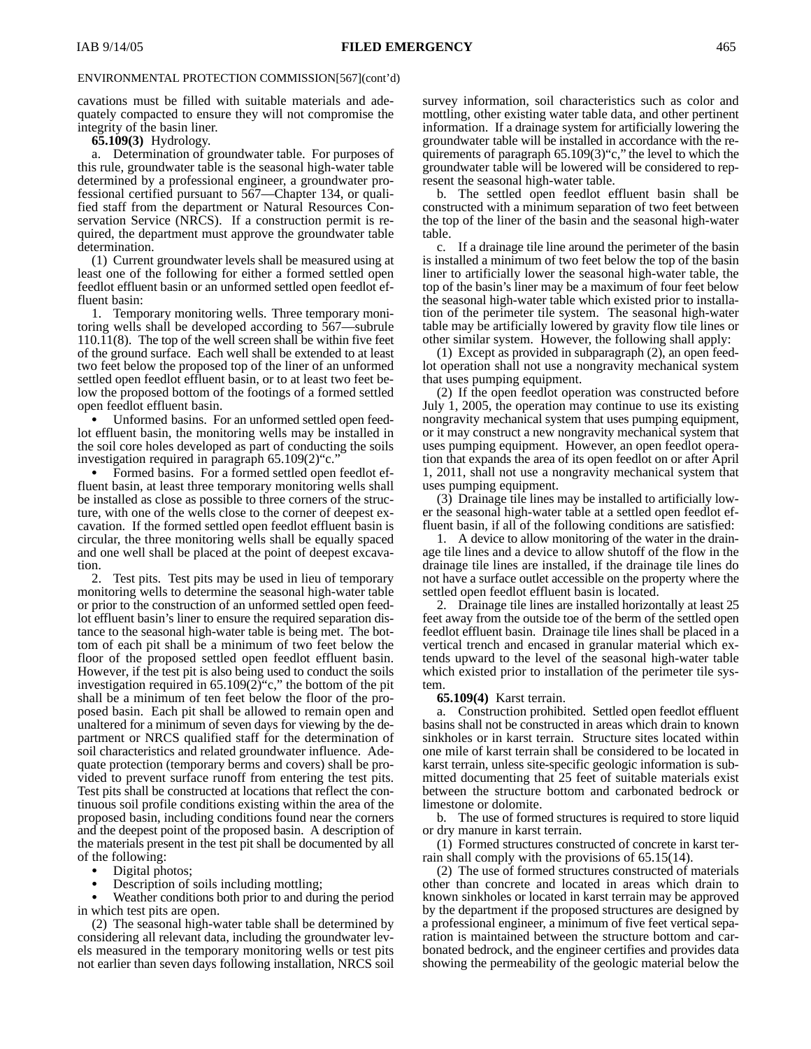cavations must be filled with suitable materials and adequately compacted to ensure they will not compromise the integrity of the basin liner.

**65.109(3)** Hydrology.

a. Determination of groundwater table. For purposes of this rule, groundwater table is the seasonal high-water table determined by a professional engineer, a groundwater professional certified pursuant to 567—Chapter 134, or qualified staff from the department or Natural Resources Conservation Service (NRCS). If a construction permit is required, the department must approve the groundwater table determination.

(1) Current groundwater levels shall be measured using at least one of the following for either a formed settled open feedlot effluent basin or an unformed settled open feedlot effluent basin:

1. Temporary monitoring wells. Three temporary monitoring wells shall be developed according to 567—subrule 110.11(8). The top of the well screen shall be within five feet of the ground surface. Each well shall be extended to at least two feet below the proposed top of the liner of an unformed settled open feedlot effluent basin, or to at least two feet below the proposed bottom of the footings of a formed settled open feedlot effluent basin.

- Unformed basins. For an unformed settled open feedlot effluent basin, the monitoring wells may be installed in the soil core holes developed as part of conducting the soils investigation required in paragraph 65.109(2)"c."
- Formed basins. For a formed settled open feedlot effluent basin, at least three temporary monitoring wells shall be installed as close as possible to three corners of the structure, with one of the wells close to the corner of deepest excavation. If the formed settled open feedlot effluent basin is circular, the three monitoring wells shall be equally spaced and one well shall be placed at the point of deepest excavation.

2. Test pits. Test pits may be used in lieu of temporary monitoring wells to determine the seasonal high-water table or prior to the construction of an unformed settled open feedlot effluent basin's liner to ensure the required separation distance to the seasonal high-water table is being met. The bottom of each pit shall be a minimum of two feet below the floor of the proposed settled open feedlot effluent basin. However, if the test pit is also being used to conduct the soils investigation required in 65.109(2)"c," the bottom of the pit shall be a minimum of ten feet below the floor of the proposed basin. Each pit shall be allowed to remain open and unaltered for a minimum of seven days for viewing by the department or NRCS qualified staff for the determination of soil characteristics and related groundwater influence. Adequate protection (temporary berms and covers) shall be provided to prevent surface runoff from entering the test pits. Test pits shall be constructed at locations that reflect the continuous soil profile conditions existing within the area of the proposed basin, including conditions found near the corners and the deepest point of the proposed basin. A description of the materials present in the test pit shall be documented by all of the following:

- Digital photos;
- Description of soils including mottling;
- Weather conditions both prior to and during the period in which test pits are open.

(2) The seasonal high-water table shall be determined by considering all relevant data, including the groundwater levels measured in the temporary monitoring wells or test pits not earlier than seven days following installation, NRCS soil survey information, soil characteristics such as color and mottling, other existing water table data, and other pertinent information. If a drainage system for artificially lowering the groundwater table will be installed in accordance with the requirements of paragraph 65.109(3)"c," the level to which the groundwater table will be lowered will be considered to represent the seasonal high-water table.

b. The settled open feedlot effluent basin shall be constructed with a minimum separation of two feet between the top of the liner of the basin and the seasonal high-water table.

c. If a drainage tile line around the perimeter of the basin is installed a minimum of two feet below the top of the basin liner to artificially lower the seasonal high-water table, the top of the basin's liner may be a maximum of four feet below the seasonal high-water table which existed prior to installation of the perimeter tile system. The seasonal high-water table may be artificially lowered by gravity flow tile lines or other similar system. However, the following shall apply:

(1) Except as provided in subparagraph (2), an open feedlot operation shall not use a nongravity mechanical system that uses pumping equipment.

(2) If the open feedlot operation was constructed before July 1, 2005, the operation may continue to use its existing nongravity mechanical system that uses pumping equipment, or it may construct a new nongravity mechanical system that uses pumping equipment. However, an open feedlot operation that expands the area of its open feedlot on or after April 1, 2011, shall not use a nongravity mechanical system that uses pumping equipment.

(3) Drainage tile lines may be installed to artificially lower the seasonal high-water table at a settled open feedlot effluent basin, if all of the following conditions are satisfied:

1. A device to allow monitoring of the water in the drainage tile lines and a device to allow shutoff of the flow in the drainage tile lines are installed, if the drainage tile lines do not have a surface outlet accessible on the property where the settled open feedlot effluent basin is located.

2. Drainage tile lines are installed horizontally at least 25 feet away from the outside toe of the berm of the settled open feedlot effluent basin. Drainage tile lines shall be placed in a vertical trench and encased in granular material which extends upward to the level of the seasonal high-water table which existed prior to installation of the perimeter tile system.

**65.109(4)** Karst terrain.

a. Construction prohibited. Settled open feedlot effluent basins shall not be constructed in areas which drain to known sinkholes or in karst terrain. Structure sites located within one mile of karst terrain shall be considered to be located in karst terrain, unless site-specific geologic information is submitted documenting that 25 feet of suitable materials exist between the structure bottom and carbonated bedrock or limestone or dolomite.

b. The use of formed structures is required to store liquid or dry manure in karst terrain.

(1) Formed structures constructed of concrete in karst terrain shall comply with the provisions of 65.15(14).

(2) The use of formed structures constructed of materials other than concrete and located in areas which drain to known sinkholes or located in karst terrain may be approved by the department if the proposed structures are designed by a professional engineer, a minimum of five feet vertical separation is maintained between the structure bottom and carbonated bedrock, and the engineer certifies and provides data showing the permeability of the geologic material below the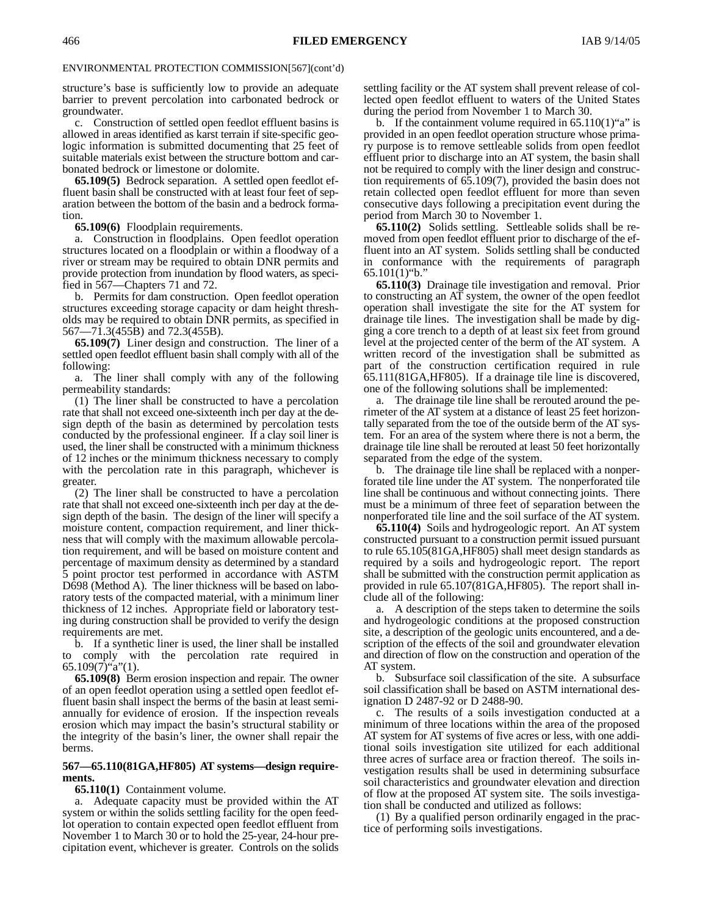structure's base is sufficiently low to provide an adequate barrier to prevent percolation into carbonated bedrock or groundwater.

c. Construction of settled open feedlot effluent basins is allowed in areas identified as karst terrain if site-specific geologic information is submitted documenting that 25 feet of suitable materials exist between the structure bottom and carbonated bedrock or limestone or dolomite.

**65.109(5)** Bedrock separation. A settled open feedlot effluent basin shall be constructed with at least four feet of separation between the bottom of the basin and a bedrock formation.

**65.109(6)** Floodplain requirements.

a. Construction in floodplains. Open feedlot operation structures located on a floodplain or within a floodway of a river or stream may be required to obtain DNR permits and provide protection from inundation by flood waters, as specified in 567—Chapters 71 and 72.

b. Permits for dam construction. Open feedlot operation structures exceeding storage capacity or dam height thresholds may be required to obtain DNR permits, as specified in 567—71.3(455B) and 72.3(455B).

**65.109(7)** Liner design and construction. The liner of a settled open feedlot effluent basin shall comply with all of the following:

a. The liner shall comply with any of the following permeability standards:

(1) The liner shall be constructed to have a percolation rate that shall not exceed one-sixteenth inch per day at the design depth of the basin as determined by percolation tests conducted by the professional engineer. If a clay soil liner is used, the liner shall be constructed with a minimum thickness of 12 inches or the minimum thickness necessary to comply with the percolation rate in this paragraph, whichever is greater.

(2) The liner shall be constructed to have a percolation rate that shall not exceed one-sixteenth inch per day at the design depth of the basin. The design of the liner will specify a moisture content, compaction requirement, and liner thickness that will comply with the maximum allowable percolation requirement, and will be based on moisture content and percentage of maximum density as determined by a standard 5 point proctor test performed in accordance with ASTM D698 (Method A). The liner thickness will be based on laboratory tests of the compacted material, with a minimum liner thickness of 12 inches. Appropriate field or laboratory testing during construction shall be provided to verify the design requirements are met.

b. If a synthetic liner is used, the liner shall be installed to comply with the percolation rate required in 65.109(7)"a"(1).

**65.109(8)** Berm erosion inspection and repair. The owner of an open feedlot operation using a settled open feedlot effluent basin shall inspect the berms of the basin at least semiannually for evidence of erosion. If the inspection reveals erosion which may impact the basin's structural stability or the integrity of the basin's liner, the owner shall repair the berms.

**567—65.110(81GA,HF805) AT systems—design requirements.**

**65.110(1)** Containment volume.

a. Adequate capacity must be provided within the AT system or within the solids settling facility for the open feedlot operation to contain expected open feedlot effluent from November 1 to March 30 or to hold the 25-year, 24-hour precipitation event, whichever is greater. Controls on the solids settling facility or the AT system shall prevent release of collected open feedlot effluent to waters of the United States during the period from November 1 to March 30.

b. If the containment volume required in 65.110(1)"a" is provided in an open feedlot operation structure whose primary purpose is to remove settleable solids from open feedlot effluent prior to discharge into an AT system, the basin shall not be required to comply with the liner design and construction requirements of 65.109(7), provided the basin does not retain collected open feedlot effluent for more than seven consecutive days following a precipitation event during the period from March 30 to November 1.

**65.110(2)** Solids settling. Settleable solids shall be removed from open feedlot effluent prior to discharge of the effluent into an AT system. Solids settling shall be conducted in conformance with the requirements of paragraph 65.101(1)"b."

**65.110(3)** Drainage tile investigation and removal. Prior to constructing an AT system, the owner of the open feedlot operation shall investigate the site for the AT system for drainage tile lines. The investigation shall be made by digging a core trench to a depth of at least six feet from ground level at the projected center of the berm of the AT system. A written record of the investigation shall be submitted as part of the construction certification required in rule 65.111(81GA,HF805). If a drainage tile line is discovered, one of the following solutions shall be implemented:

a. The drainage tile line shall be rerouted around the perimeter of the AT system at a distance of least 25 feet horizontally separated from the toe of the outside berm of the AT system. For an area of the system where there is not a berm, the drainage tile line shall be rerouted at least 50 feet horizontally separated from the edge of the system.

b. The drainage tile line shall be replaced with a nonperforated tile line under the AT system. The nonperforated tile line shall be continuous and without connecting joints. There must be a minimum of three feet of separation between the nonperforated tile line and the soil surface of the AT system.

**65.110(4)** Soils and hydrogeologic report. An AT system constructed pursuant to a construction permit issued pursuant to rule 65.105(81GA,HF805) shall meet design standards as required by a soils and hydrogeologic report. The report shall be submitted with the construction permit application as provided in rule 65.107(81GA,HF805). The report shall include all of the following:

a. A description of the steps taken to determine the soils and hydrogeologic conditions at the proposed construction site, a description of the geologic units encountered, and a description of the effects of the soil and groundwater elevation and direction of flow on the construction and operation of the AT system.

b. Subsurface soil classification of the site. A subsurface soil classification shall be based on ASTM international designation D 2487-92 or D 2488-90.

c. The results of a soils investigation conducted at a minimum of three locations within the area of the proposed AT system for AT systems of five acres or less, with one additional soils investigation site utilized for each additional three acres of surface area or fraction thereof. The soils investigation results shall be used in determining subsurface soil characteristics and groundwater elevation and direction of flow at the proposed AT system site. The soils investigation shall be conducted and utilized as follows:

(1) By a qualified person ordinarily engaged in the practice of performing soils investigations.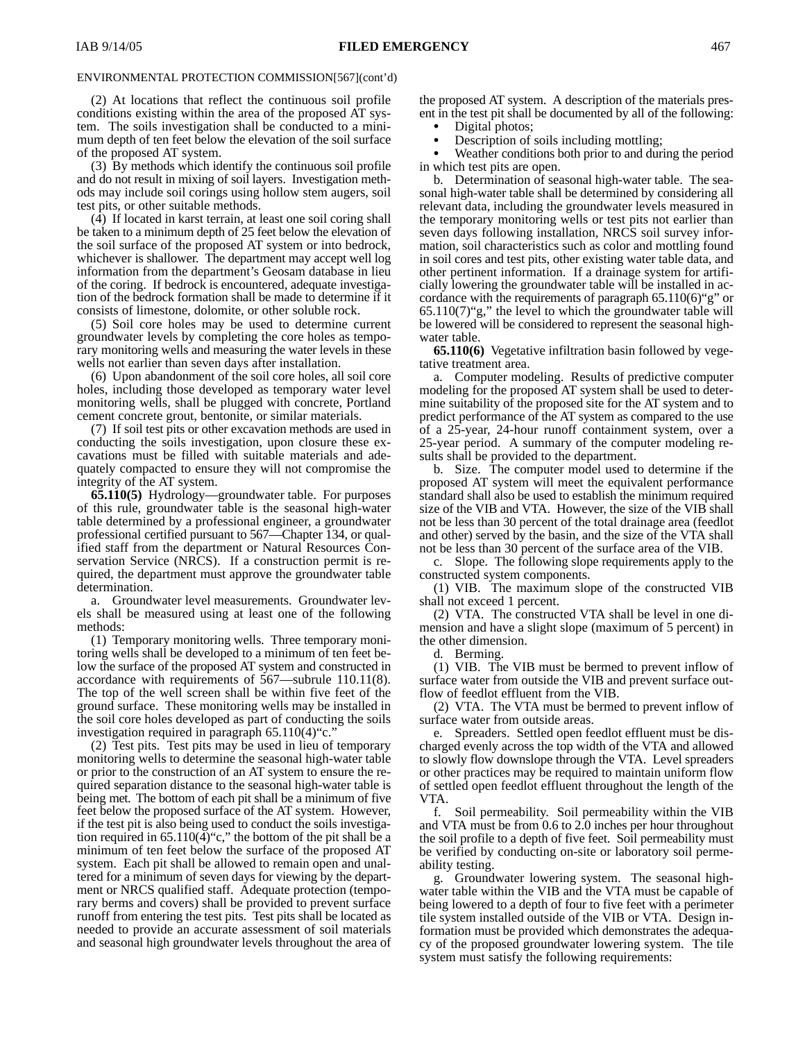(2) At locations that reflect the continuous soil profile conditions existing within the area of the proposed AT system. The soils investigation shall be conducted to a minimum depth of ten feet below the elevation of the soil surface of the proposed AT system.

(3) By methods which identify the continuous soil profile and do not result in mixing of soil layers. Investigation methods may include soil corings using hollow stem augers, soil test pits, or other suitable methods.

(4) If located in karst terrain, at least one soil coring shall be taken to a minimum depth of 25 feet below the elevation of the soil surface of the proposed AT system or into bedrock, whichever is shallower. The department may accept well log information from the department's Geosam database in lieu of the coring. If bedrock is encountered, adequate investigation of the bedrock formation shall be made to determine if it consists of limestone, dolomite, or other soluble rock.

(5) Soil core holes may be used to determine current groundwater levels by completing the core holes as temporary monitoring wells and measuring the water levels in these wells not earlier than seven days after installation.

(6) Upon abandonment of the soil core holes, all soil core holes, including those developed as temporary water level monitoring wells, shall be plugged with concrete, Portland cement concrete grout, bentonite, or similar materials.

(7) If soil test pits or other excavation methods are used in conducting the soils investigation, upon closure these excavations must be filled with suitable materials and adequately compacted to ensure they will not compromise the integrity of the AT system.

**65.110(5)** Hydrology—groundwater table. For purposes of this rule, groundwater table is the seasonal high-water table determined by a professional engineer, a groundwater professional certified pursuant to 567—Chapter 134, or qualified staff from the department or Natural Resources Conservation Service (NRCS). If a construction permit is required, the department must approve the groundwater table determination.

a. Groundwater level measurements. Groundwater levels shall be measured using at least one of the following methods:

(1) Temporary monitoring wells. Three temporary monitoring wells shall be developed to a minimum of ten feet below the surface of the proposed AT system and constructed in accordance with requirements of 567—subrule 110.11(8). The top of the well screen shall be within five feet of the ground surface. These monitoring wells may be installed in the soil core holes developed as part of conducting the soils investigation required in paragraph 65.110(4)"c."

(2) Test pits. Test pits may be used in lieu of temporary monitoring wells to determine the seasonal high-water table or prior to the construction of an AT system to ensure the required separation distance to the seasonal high-water table is being met. The bottom of each pit shall be a minimum of five feet below the proposed surface of the AT system. However, if the test pit is also being used to conduct the soils investigation required in 65.110(4)"c," the bottom of the pit shall be a minimum of ten feet below the surface of the proposed AT system. Each pit shall be allowed to remain open and unaltered for a minimum of seven days for viewing by the department or NRCS qualified staff. Adequate protection (temporary berms and covers) shall be provided to prevent surface runoff from entering the test pits. Test pits shall be located as needed to provide an accurate assessment of soil materials and seasonal high groundwater levels throughout the area of the proposed AT system. A description of the materials present in the test pit shall be documented by all of the following:

- Digital photos;
- Description of soils including mottling;
- Weather conditions both prior to and during the period in which test pits are open.

b. Determination of seasonal high-water table. The seasonal high-water table shall be determined by considering all relevant data, including the groundwater levels measured in the temporary monitoring wells or test pits not earlier than seven days following installation, NRCS soil survey information, soil characteristics such as color and mottling found in soil cores and test pits, other existing water table data, and other pertinent information. If a drainage system for artificially lowering the groundwater table will be installed in accordance with the requirements of paragraph 65.110(6)"g" or 65.110(7)"g," the level to which the groundwater table will be lowered will be considered to represent the seasonal high-water table.

**65.110(6)** Vegetative infiltration basin followed by vegetative treatment area.

a. Computer modeling. Results of predictive computer modeling for the proposed AT system shall be used to determine suitability of the proposed site for the AT system and to predict performance of the AT system as compared to the use of a 25-year, 24-hour runoff containment system, over a 25-year period. A summary of the computer modeling results shall be provided to the department.

b. Size. The computer model used to determine if the proposed AT system will meet the equivalent performance standard shall also be used to establish the minimum required size of the VIB and VTA. However, the size of the VIB shall not be less than 30 percent of the total drainage area (feedlot and other) served by the basin, and the size of the VTA shall not be less than 30 percent of the surface area of the VIB.

c. Slope. The following slope requirements apply to the constructed system components.

(1) VIB. The maximum slope of the constructed VIB shall not exceed 1 percent.

(2) VTA. The constructed VTA shall be level in one dimension and have a slight slope (maximum of 5 percent) in the other dimension.

d. Berming.

(1) VIB. The VIB must be bermed to prevent inflow of surface water from outside the VIB and prevent surface outflow of feedlot effluent from the VIB.

(2) VTA. The VTA must be bermed to prevent inflow of surface water from outside areas.

e. Spreaders. Settled open feedlot effluent must be discharged evenly across the top width of the VTA and allowed to slowly flow downslope through the VTA. Level spreaders or other practices may be required to maintain uniform flow of settled open feedlot effluent throughout the length of the VTA.

f. Soil permeability. Soil permeability within the VIB and VTA must be from 0.6 to 2.0 inches per hour throughout the soil profile to a depth of five feet. Soil permeability must be verified by conducting on-site or laboratory soil permeability testing.

g. Groundwater lowering system. The seasonal high-water table within the VIB and the VTA must be capable of being lowered to a depth of four to five feet with a perimeter tile system installed outside of the VIB or VTA. Design information must be provided which demonstrates the adequacy of the proposed groundwater lowering system. The tile system must satisfy the following requirements: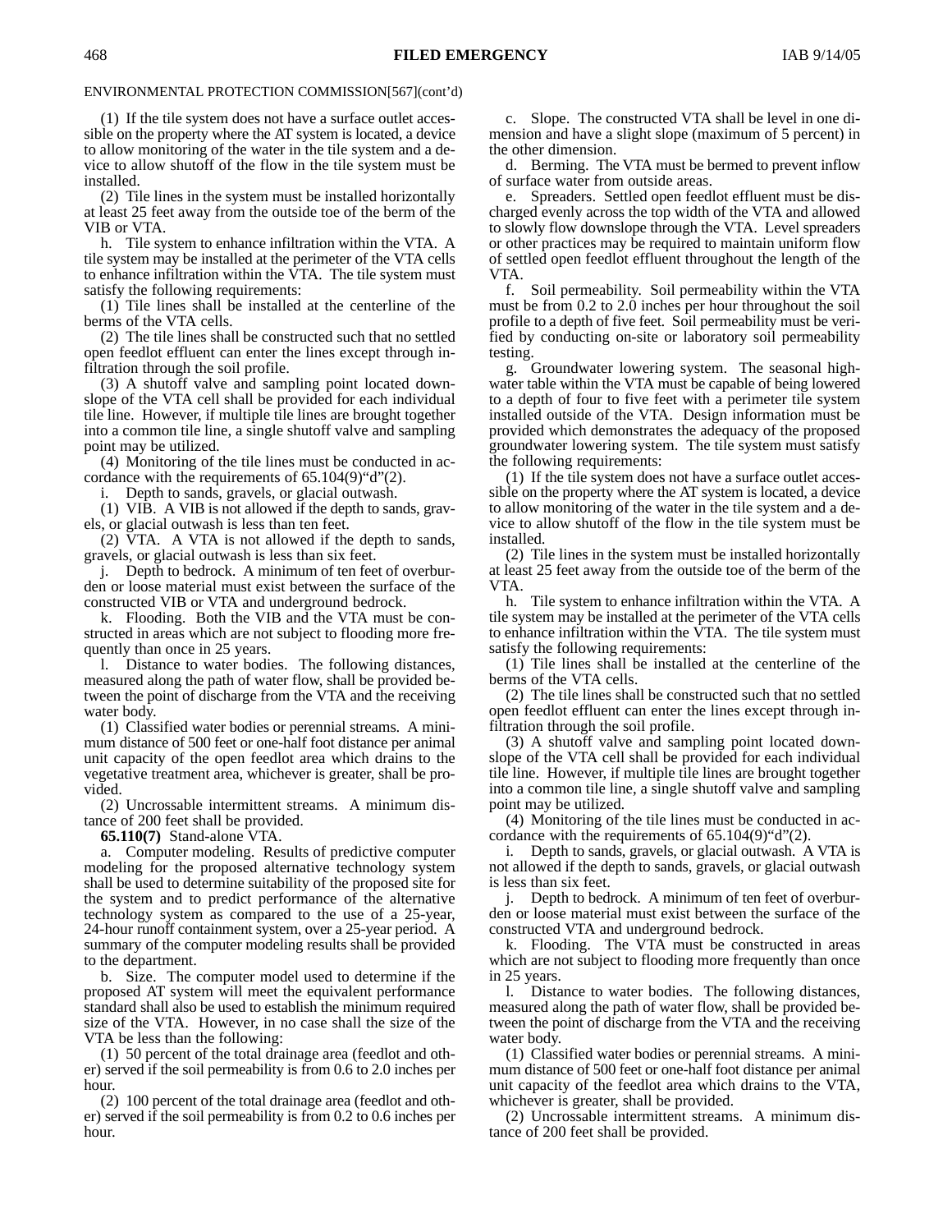ENVIRONMENTAL PROTECTION COMMISSION[567](cont'd)

(1) If the tile system does not have a surface outlet accessible on the property where the AT system is located, a device to allow monitoring of the water in the tile system and a device to allow shutoff of the flow in the tile system must be installed.

(2) Tile lines in the system must be installed horizontally at least 25 feet away from the outside toe of the berm of the VIB or VTA.

h. Tile system to enhance infiltration within the VTA. A tile system may be installed at the perimeter of the VTA cells to enhance infiltration within the VTA. The tile system must satisfy the following requirements:

(1) Tile lines shall be installed at the centerline of the berms of the VTA cells.

(2) The tile lines shall be constructed such that no settled open feedlot effluent can enter the lines except through infiltration through the soil profile.

(3) A shutoff valve and sampling point located downslope of the VTA cell shall be provided for each individual tile line. However, if multiple tile lines are brought together into a common tile line, a single shutoff valve and sampling point may be utilized.

(4) Monitoring of the tile lines must be conducted in accordance with the requirements of 65.104(9)"d"(2).

i. Depth to sands, gravels, or glacial outwash.

(1) VIB. A VIB is not allowed if the depth to sands, gravels, or glacial outwash is less than ten feet.

(2) VTA. A VTA is not allowed if the depth to sands, gravels, or glacial outwash is less than six feet.

j. Depth to bedrock. A minimum of ten feet of overburden or loose material must exist between the surface of the constructed VIB or VTA and underground bedrock.

k. Flooding. Both the VIB and the VTA must be constructed in areas which are not subject to flooding more frequently than once in 25 years.

l. Distance to water bodies. The following distances, measured along the path of water flow, shall be provided between the point of discharge from the VTA and the receiving water body.

(1) Classified water bodies or perennial streams. A minimum distance of 500 feet or one-half foot distance per animal unit capacity of the open feedlot area which drains to the vegetative treatment area, whichever is greater, shall be provided.

(2) Uncrossable intermittent streams. A minimum distance of 200 feet shall be provided.

**65.110(7)** Stand-alone VTA.

a. Computer modeling. Results of predictive computer modeling for the proposed alternative technology system shall be used to determine suitability of the proposed site for the system and to predict performance of the alternative technology system as compared to the use of a 25-year, 24-hour runoff containment system, over a 25-year period. A summary of the computer modeling results shall be provided to the department.

b. Size. The computer model used to determine if the proposed AT system will meet the equivalent performance standard shall also be used to establish the minimum required size of the VTA. However, in no case shall the size of the VTA be less than the following:

(1) 50 percent of the total drainage area (feedlot and other) served if the soil permeability is from 0.6 to 2.0 inches per hour.

(2) 100 percent of the total drainage area (feedlot and other) served if the soil permeability is from 0.2 to 0.6 inches per hour.

c. Slope. The constructed VTA shall be level in one dimension and have a slight slope (maximum of 5 percent) in the other dimension.

d. Berming. The VTA must be bermed to prevent inflow of surface water from outside areas.

e. Spreaders. Settled open feedlot effluent must be discharged evenly across the top width of the VTA and allowed to slowly flow downslope through the VTA. Level spreaders or other practices may be required to maintain uniform flow of settled open feedlot effluent throughout the length of the VTA.

f. Soil permeability. Soil permeability within the VTA must be from 0.2 to 2.0 inches per hour throughout the soil profile to a depth of five feet. Soil permeability must be verified by conducting on-site or laboratory soil permeability testing.

g. Groundwater lowering system. The seasonal high-water table within the VTA must be capable of being lowered to a depth of four to five feet with a perimeter tile system installed outside of the VTA. Design information must be provided which demonstrates the adequacy of the proposed groundwater lowering system. The tile system must satisfy the following requirements:

(1) If the tile system does not have a surface outlet accessible on the property where the AT system is located, a device to allow monitoring of the water in the tile system and a device to allow shutoff of the flow in the tile system must be installed.

(2) Tile lines in the system must be installed horizontally at least 25 feet away from the outside toe of the berm of the VTA.

h. Tile system to enhance infiltration within the VTA. A tile system may be installed at the perimeter of the VTA cells to enhance infiltration within the VTA. The tile system must satisfy the following requirements:

(1) Tile lines shall be installed at the centerline of the berms of the VTA cells.

(2) The tile lines shall be constructed such that no settled open feedlot effluent can enter the lines except through infiltration through the soil profile.

(3) A shutoff valve and sampling point located downslope of the VTA cell shall be provided for each individual tile line. However, if multiple tile lines are brought together into a common tile line, a single shutoff valve and sampling point may be utilized.

(4) Monitoring of the tile lines must be conducted in accordance with the requirements of 65.104(9)"d"(2).

i. Depth to sands, gravels, or glacial outwash. A VTA is not allowed if the depth to sands, gravels, or glacial outwash is less than six feet.

j. Depth to bedrock. A minimum of ten feet of overburden or loose material must exist between the surface of the constructed VTA and underground bedrock.

k. Flooding. The VTA must be constructed in areas which are not subject to flooding more frequently than once in 25 years.

l. Distance to water bodies. The following distances, measured along the path of water flow, shall be provided between the point of discharge from the VTA and the receiving water body.

(1) Classified water bodies or perennial streams. A minimum distance of 500 feet or one-half foot distance per animal unit capacity of the feedlot area which drains to the VTA, whichever is greater, shall be provided.

(2) Uncrossable intermittent streams. A minimum distance of 200 feet shall be provided.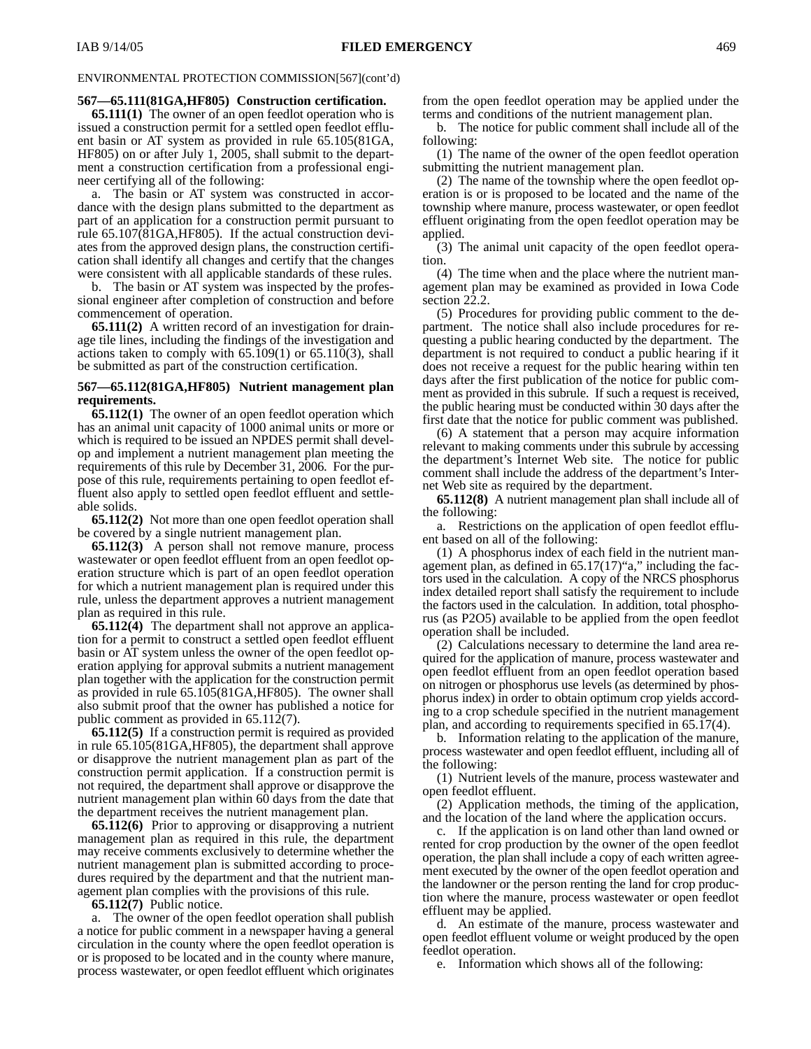ENVIRONMENTAL PROTECTION COMMISSION[567](cont'd)

**567—65.111(81GA,HF805) Construction certification.**

**65.111(1)** The owner of an open feedlot operation who is issued a construction permit for a settled open feedlot effluent basin or AT system as provided in rule 65.105(81GA, HF805) on or after July 1, 2005, shall submit to the department a construction certification from a professional engineer certifying all of the following:

a. The basin or AT system was constructed in accordance with the design plans submitted to the department as part of an application for a construction permit pursuant to rule 65.107(81GA,HF805). If the actual construction deviates from the approved design plans, the construction certification shall identify all changes and certify that the changes were consistent with all applicable standards of these rules.

b. The basin or AT system was inspected by the professional engineer after completion of construction and before commencement of operation.

**65.111(2)** A written record of an investigation for drainage tile lines, including the findings of the investigation and actions taken to comply with 65.109(1) or 65.110(3), shall be submitted as part of the construction certification.

**567—65.112(81GA,HF805) Nutrient management plan requirements.**

**65.112(1)** The owner of an open feedlot operation which has an animal unit capacity of 1000 animal units or more or which is required to be issued an NPDES permit shall develop and implement a nutrient management plan meeting the requirements of this rule by December 31, 2006. For the purpose of this rule, requirements pertaining to open feedlot effluent also apply to settled open feedlot effluent and settleable solids.

**65.112(2)** Not more than one open feedlot operation shall be covered by a single nutrient management plan.

**65.112(3)** A person shall not remove manure, process wastewater or open feedlot effluent from an open feedlot operation structure which is part of an open feedlot operation for which a nutrient management plan is required under this rule, unless the department approves a nutrient management plan as required in this rule.

**65.112(4)** The department shall not approve an application for a permit to construct a settled open feedlot effluent basin or AT system unless the owner of the open feedlot operation applying for approval submits a nutrient management plan together with the application for the construction permit as provided in rule 65.105(81GA,HF805). The owner shall also submit proof that the owner has published a notice for public comment as provided in 65.112(7).

**65.112(5)** If a construction permit is required as provided in rule 65.105(81GA,HF805), the department shall approve or disapprove the nutrient management plan as part of the construction permit application. If a construction permit is not required, the department shall approve or disapprove the nutrient management plan within 60 days from the date that the department receives the nutrient management plan.

**65.112(6)** Prior to approving or disapproving a nutrient management plan as required in this rule, the department may receive comments exclusively to determine whether the nutrient management plan is submitted according to procedures required by the department and that the nutrient management plan complies with the provisions of this rule.

**65.112(7)** Public notice.

a. The owner of the open feedlot operation shall publish a notice for public comment in a newspaper having a general circulation in the county where the open feedlot operation is or is proposed to be located and in the county where manure, process wastewater, or open feedlot effluent which originates from the open feedlot operation may be applied under the terms and conditions of the nutrient management plan.

b. The notice for public comment shall include all of the following:

(1) The name of the owner of the open feedlot operation submitting the nutrient management plan.

(2) The name of the township where the open feedlot operation is or is proposed to be located and the name of the township where manure, process wastewater, or open feedlot effluent originating from the open feedlot operation may be applied.

(3) The animal unit capacity of the open feedlot operation.

(4) The time when and the place where the nutrient management plan may be examined as provided in Iowa Code section 22.2.

(5) Procedures for providing public comment to the department. The notice shall also include procedures for requesting a public hearing conducted by the department. The department is not required to conduct a public hearing if it does not receive a request for the public hearing within ten days after the first publication of the notice for public comment as provided in this subrule. If such a request is received, the public hearing must be conducted within 30 days after the first date that the notice for public comment was published.

(6) A statement that a person may acquire information relevant to making comments under this subrule by accessing the department's Internet Web site. The notice for public comment shall include the address of the department's Internet Web site as required by the department.

**65.112(8)** A nutrient management plan shall include all of the following:

a. Restrictions on the application of open feedlot effluent based on all of the following:

(1) A phosphorus index of each field in the nutrient management plan, as defined in 65.17(17)"a," including the factors used in the calculation. A copy of the NRCS phosphorus index detailed report shall satisfy the requirement to include the factors used in the calculation. In addition, total phosphorus (as $P_2O_5$) available to be applied from the open feedlot operation shall be included.

(2) Calculations necessary to determine the land area required for the application of manure, process wastewater and open feedlot effluent from an open feedlot operation based on nitrogen or phosphorus use levels (as determined by phosphorus index) in order to obtain optimum crop yields according to a crop schedule specified in the nutrient management plan, and according to requirements specified in 65.17(4).

b. Information relating to the application of the manure, process wastewater and open feedlot effluent, including all of the following:

(1) Nutrient levels of the manure, process wastewater and open feedlot effluent.

(2) Application methods, the timing of the application, and the location of the land where the application occurs.

c. If the application is on land other than land owned or rented for crop production by the owner of the open feedlot operation, the plan shall include a copy of each written agreement executed by the owner of the open feedlot operation and the landowner or the person renting the land for crop production where the manure, process wastewater or open feedlot effluent may be applied.

d. An estimate of the manure, process wastewater and open feedlot effluent volume or weight produced by the open feedlot operation.

e. Information which shows all of the following: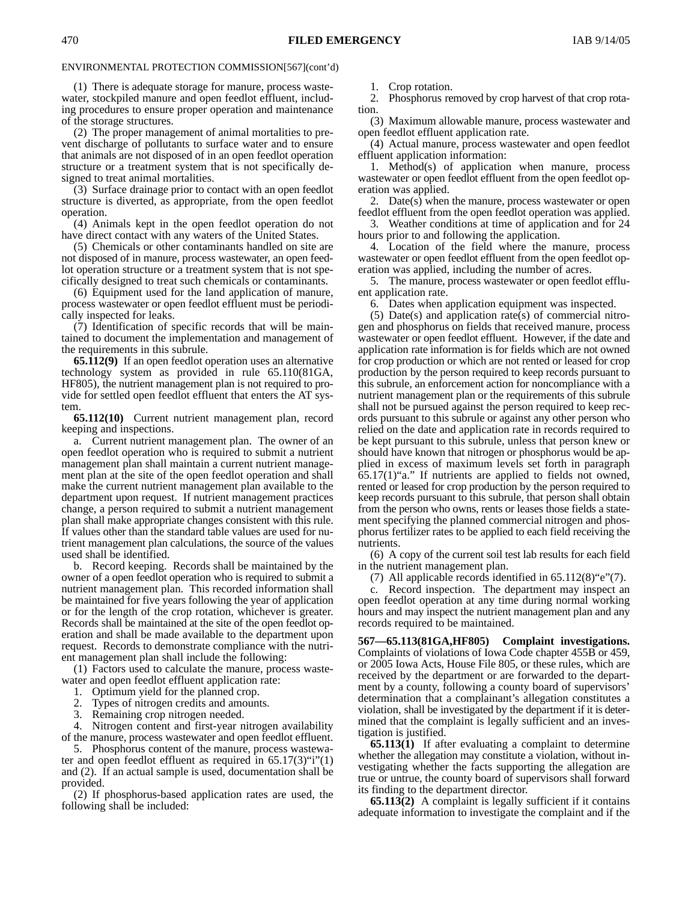ENVIRONMENTAL PROTECTION COMMISSION[567](cont'd)

(1) There is adequate storage for manure, process wastewater, stockpiled manure and open feedlot effluent, including procedures to ensure proper operation and maintenance of the storage structures.

(2) The proper management of animal mortalities to prevent discharge of pollutants to surface water and to ensure that animals are not disposed of in an open feedlot operation structure or a treatment system that is not specifically designed to treat animal mortalities.

(3) Surface drainage prior to contact with an open feedlot structure is diverted, as appropriate, from the open feedlot operation.

(4) Animals kept in the open feedlot operation do not have direct contact with any waters of the United States.

(5) Chemicals or other contaminants handled on site are not disposed of in manure, process wastewater, an open feedlot operation structure or a treatment system that is not specifically designed to treat such chemicals or contaminants.

(6) Equipment used for the land application of manure, process wastewater or open feedlot effluent must be periodically inspected for leaks.

(7) Identification of specific records that will be maintained to document the implementation and management of the requirements in this subrule.

**65.112(9)** If an open feedlot operation uses an alternative technology system as provided in rule 65.110(81GA, HF805), the nutrient management plan is not required to provide for settled open feedlot effluent that enters the AT system.

**65.112(10)** Current nutrient management plan, record keeping and inspections.

a. Current nutrient management plan. The owner of an open feedlot operation who is required to submit a nutrient management plan shall maintain a current nutrient management plan at the site of the open feedlot operation and shall make the current nutrient management plan available to the department upon request. If nutrient management practices change, a person required to submit a nutrient management plan shall make appropriate changes consistent with this rule. If values other than the standard table values are used for nutrient management plan calculations, the source of the values used shall be identified.

b. Record keeping. Records shall be maintained by the owner of a open feedlot operation who is required to submit a nutrient management plan. This recorded information shall be maintained for five years following the year of application or for the length of the crop rotation, whichever is greater. Records shall be maintained at the site of the open feedlot operation and shall be made available to the department upon request. Records to demonstrate compliance with the nutrient management plan shall include the following:

(1) Factors used to calculate the manure, process wastewater and open feedlot effluent application rate:

1. Optimum yield for the planned crop.
2. Types of nitrogen credits and amounts.
3. Remaining crop nitrogen needed.
4. Nitrogen content and first-year nitrogen availability of the manure, process wastewater and open feedlot effluent.
5. Phosphorus content of the manure, process wastewater and open feedlot effluent as required in 65.17(3)"i"(1) and (2). If an actual sample is used, documentation shall be provided.

(2) If phosphorus-based application rates are used, the following shall be included:

1. Crop rotation.
2. Phosphorus removed by crop harvest of that crop rotation.

(3) Maximum allowable manure, process wastewater and open feedlot effluent application rate.

(4) Actual manure, process wastewater and open feedlot effluent application information:

1. Method(s) of application when manure, process wastewater or open feedlot effluent from the open feedlot operation was applied.
2. Date(s) when the manure, process wastewater or open feedlot effluent from the open feedlot operation was applied.
3. Weather conditions at time of application and for 24 hours prior to and following the application.
4. Location of the field where the manure, process wastewater or open feedlot effluent from the open feedlot operation was applied, including the number of acres.
5. The manure, process wastewater or open feedlot effluent application rate.
6. Dates when application equipment was inspected.

(5) Date(s) and application rate(s) of commercial nitrogen and phosphorus on fields that received manure, process wastewater or open feedlot effluent. However, if the date and application rate information is for fields which are not owned for crop production or which are not rented or leased for crop production by the person required to keep records pursuant to this subrule, an enforcement action for noncompliance with a nutrient management plan or the requirements of this subrule shall not be pursued against the person required to keep records pursuant to this subrule or against any other person who relied on the date and application rate in records required to be kept pursuant to this subrule, unless that person knew or should have known that nitrogen or phosphorus would be applied in excess of maximum levels set forth in paragraph 65.17(1)"a." If nutrients are applied to fields not owned, rented or leased for crop production by the person required to keep records pursuant to this subrule, that person shall obtain from the person who owns, rents or leases those fields a statement specifying the planned commercial nitrogen and phosphorus fertilizer rates to be applied to each field receiving the nutrients.

(6) A copy of the current soil test lab results for each field in the nutrient management plan.

(7) All applicable records identified in 65.112(8)"e"(7).

c. Record inspection. The department may inspect an open feedlot operation at any time during normal working hours and may inspect the nutrient management plan and any records required to be maintained.

**567—65.113(81GA,HF805) Complaint investigations.** Complaints of violations of Iowa Code chapter 455B or 459, or 2005 Iowa Acts, House File 805, or these rules, which are received by the department or are forwarded to the department by a county, following a county board of supervisors' determination that a complainant's allegation constitutes a violation, shall be investigated by the department if it is determined that the complaint is legally sufficient and an investigation is justified.

**65.113(1)** If after evaluating a complaint to determine whether the allegation may constitute a violation, without investigating whether the facts supporting the allegation are true or untrue, the county board of supervisors shall forward its finding to the department director.

**65.113(2)** A complaint is legally sufficient if it contains adequate information to investigate the complaint and if the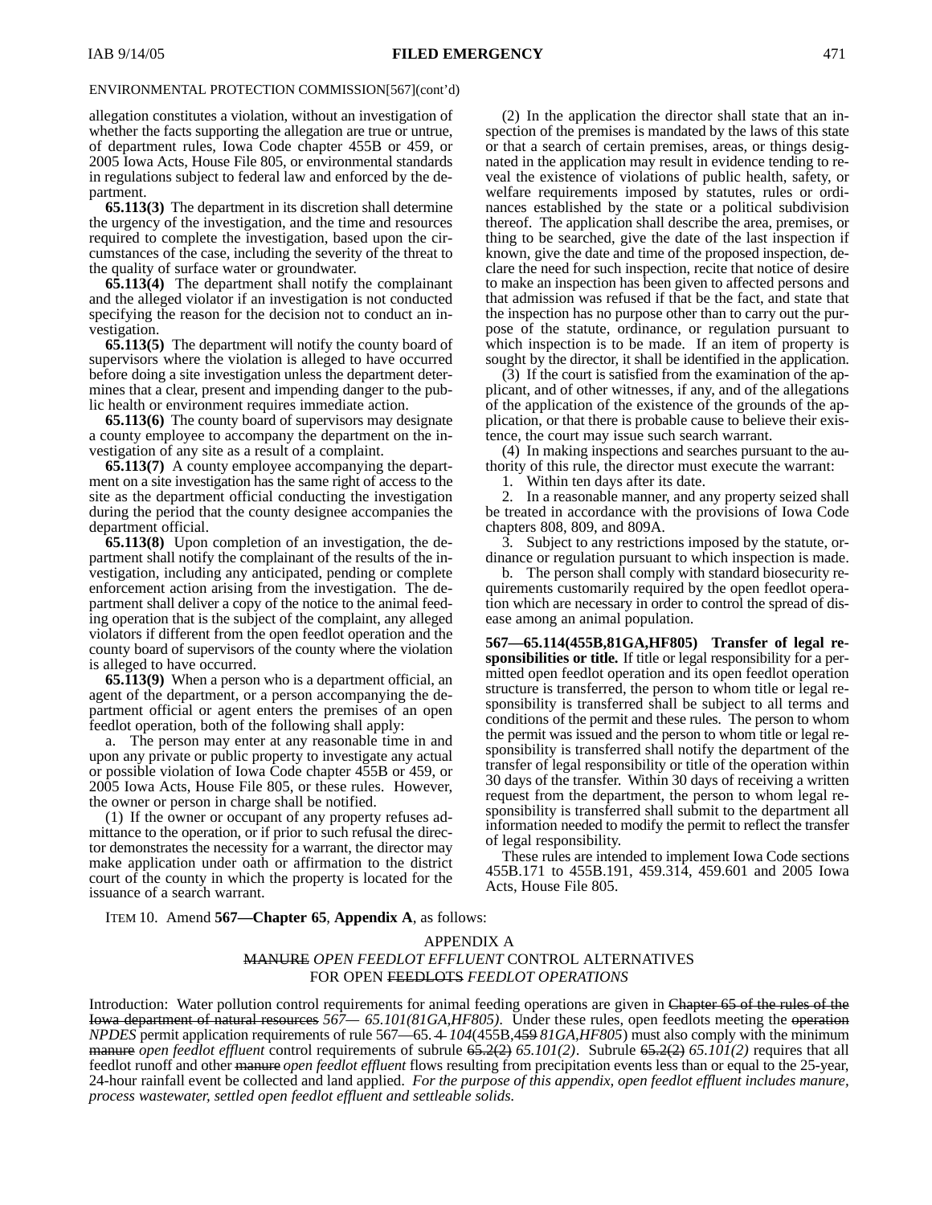ENVIRONMENTAL PROTECTION COMMISSION[567](cont'd)

allegation constitutes a violation, without an investigation of whether the facts supporting the allegation are true or untrue, of department rules, Iowa Code chapter 455B or 459, or 2005 Iowa Acts, House File 805, or environmental standards in regulations subject to federal law and enforced by the department.

**65.113(3)** The department in its discretion shall determine the urgency of the investigation, and the time and resources required to complete the investigation, based upon the circumstances of the case, including the severity of the threat to the quality of surface water or groundwater.

**65.113(4)** The department shall notify the complainant and the alleged violator if an investigation is not conducted specifying the reason for the decision not to conduct an investigation.

**65.113(5)** The department will notify the county board of supervisors where the violation is alleged to have occurred before doing a site investigation unless the department determines that a clear, present and impending danger to the public health or environment requires immediate action.

**65.113(6)** The county board of supervisors may designate a county employee to accompany the department on the investigation of any site as a result of a complaint.

**65.113(7)** A county employee accompanying the department on a site investigation has the same right of access to the site as the department official conducting the investigation during the period that the county designee accompanies the department official.

**65.113(8)** Upon completion of an investigation, the department shall notify the complainant of the results of the investigation, including any anticipated, pending or complete enforcement action arising from the investigation. The department shall deliver a copy of the notice to the animal feeding operation that is the subject of the complaint, any alleged violators if different from the open feedlot operation and the county board of supervisors of the county where the violation is alleged to have occurred.

**65.113(9)** When a person who is a department official, an agent of the department, or a person accompanying the department official or agent enters the premises of an open feedlot operation, both of the following shall apply:

a. The person may enter at any reasonable time in and upon any private or public property to investigate any actual or possible violation of Iowa Code chapter 455B or 459, or 2005 Iowa Acts, House File 805, or these rules. However, the owner or person in charge shall be notified.

(1) If the owner or occupant of any property refuses admittance to the operation, or if prior to such refusal the director demonstrates the necessity for a warrant, the director may make application under oath or affirmation to the district court of the county in which the property is located for the issuance of a search warrant.

(2) In the application the director shall state that an inspection of the premises is mandated by the laws of this state or that a search of certain premises, areas, or things designated in the application may result in evidence tending to reveal the existence of violations of public health, safety, or welfare requirements imposed by statutes, rules or ordinances established by the state or a political subdivision thereof. The application shall describe the area, premises, or thing to be searched, give the date of the last inspection if known, give the date and time of the proposed inspection, declare the need for such inspection, recite that notice of desire to make an inspection has been given to affected persons and that admission was refused if that be the fact, and state that the inspection has no purpose other than to carry out the purpose of the statute, ordinance, or regulation pursuant to which inspection is to be made. If an item of property is sought by the director, it shall be identified in the application.

(3) If the court is satisfied from the examination of the applicant, and of other witnesses, if any, and of the allegations of the application of the existence of the grounds of the application, or that there is probable cause to believe their existence, the court may issue such search warrant.

(4) In making inspections and searches pursuant to the authority of this rule, the director must execute the warrant:

1. Within ten days after its date.

2. In a reasonable manner, and any property seized shall be treated in accordance with the provisions of Iowa Code chapters 808, 809, and 809A.

3. Subject to any restrictions imposed by the statute, ordinance or regulation pursuant to which inspection is made.

b. The person shall comply with standard biosecurity requirements customarily required by the open feedlot operation which are necessary in order to control the spread of disease among an animal population.

**567—65.114(455B,81GA,HF805) Transfer of legal responsibilities or title.** If title or legal responsibility for a permitted open feedlot operation and its open feedlot operation structure is transferred, the person to whom title or legal responsibility is transferred shall be subject to all terms and conditions of the permit and these rules. The person to whom the permit was issued and the person to whom title or legal responsibility is transferred shall notify the department of the transfer of legal responsibility or title of the operation within 30 days of the transfer. Within 30 days of receiving a written request from the department, the person to whom legal responsibility is transferred shall submit to the department all information needed to modify the permit to reflect the transfer of legal responsibility.

These rules are intended to implement Iowa Code sections 455B.171 to 455B.191, 459.314, 459.601 and 2005 Iowa Acts, House File 805.

ITEM 10. Amend **567—Chapter 65**, **Appendix A**, as follows:

APPENDIX A

~~MANURE~~ *OPEN FEEDLOT EFFLUENT* CONTROL ALTERNATIVES FOR OPEN ~~FEEDLOTS~~ *FEEDLOT OPERATIONS*

Introduction: Water pollution control requirements for animal feeding operations are given in ~~Chapter 65 of the rules of the Iowa department of natural resources~~ *567— 65.101(81GA,HF805)*. Under these rules, open feedlots meeting the ~~operation~~ *NPDES* permit application requirements of rule 567—65. ~~4~~ *104*(455B,~~459~~ *81GA,HF805*) must also comply with the minimum ~~manure~~ *open feedlot effluent* control requirements of subrule ~~65.2(2)~~ *65.101(2)*. Subrule ~~65.2(2)~~ *65.101(2)* requires that all feedlot runoff and other ~~manure~~ *open feedlot effluent* flows resulting from precipitation events less than or equal to the 25-year, 24-hour rainfall event be collected and land applied. *For the purpose of this appendix, open feedlot effluent includes manure, process wastewater, settled open feedlot effluent and settleable solids.*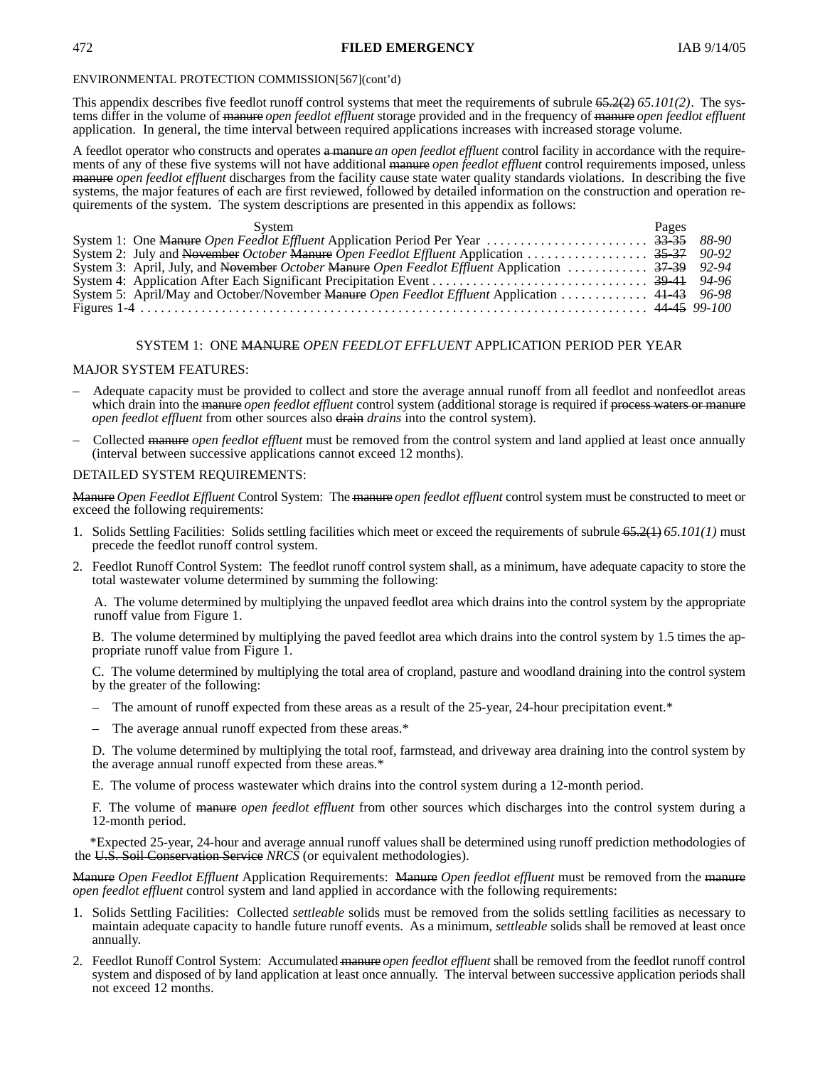ENVIRONMENTAL PROTECTION COMMISSION[567](cont'd)

This appendix describes five feedlot runoff control systems that meet the requirements of subrule ~~65.2(2)~~ *65.101(2)*. The systems differ in the volume of ~~manure~~ *open feedlot effluent* storage provided and in the frequency of ~~manure~~ *open feedlot effluent* application. In general, the time interval between required applications increases with increased storage volume.

A feedlot operator who constructs and operates ~~a manure~~ *an open feedlot effluent* control facility in accordance with the requirements of any of these five systems will not have additional ~~manure~~ *open feedlot effluent* control requirements imposed, unless ~~manure~~ *open feedlot effluent* discharges from the facility cause state water quality standards violations. In describing the five systems, the major features of each are first reviewed, followed by detailed information on the construction and operation requirements of the system. The system descriptions are presented in this appendix as follows:

| System | Pages |
|---|---|
| System 1: One ~~Manure~~ *Open Feedlot Effluent* Application Period Per Year | ~~33-35~~ *88-90* |
| System 2: July and ~~November~~ *October* ~~Manure~~ *Open Feedlot Effluent* Application | ~~35-37~~ *90-92* |
| System 3: April, July, and ~~November~~ *October* ~~Manure~~ *Open Feedlot Effluent* Application | ~~37-39~~ *92-94* |
| System 4: Application After Each Significant Precipitation Event | ~~39-41~~ *94-96* |
| System 5: April/May and October/November ~~Manure~~ *Open Feedlot Effluent* Application | ~~41-43~~ *96-98* |
| Figures 1-4 | ~~44-45~~ *99-100* |

## SYSTEM 1: ONE ~~MANURE~~ *OPEN FEEDLOT EFFLUENT* APPLICATION PERIOD PER YEAR

MAJOR SYSTEM FEATURES:

– Adequate capacity must be provided to collect and store the average annual runoff from all feedlot and nonfeedlot areas which drain into the ~~manure~~ *open feedlot effluent* control system (additional storage is required if ~~process waters or manure~~ *open feedlot effluent* from other sources also ~~drain~~ *drains* into the control system).

– Collected ~~manure~~ *open feedlot effluent* must be removed from the control system and land applied at least once annually (interval between successive applications cannot exceed 12 months).

DETAILED SYSTEM REQUIREMENTS:

~~Manure~~ *Open Feedlot Effluent* Control System: The ~~manure~~ *open feedlot effluent* control system must be constructed to meet or exceed the following requirements:

1. Solids Settling Facilities: Solids settling facilities which meet or exceed the requirements of subrule ~~65.2(1)~~ *65.101(1)* must precede the feedlot runoff control system.

2. Feedlot Runoff Control System: The feedlot runoff control system shall, as a minimum, have adequate capacity to store the total wastewater volume determined by summing the following:

   A. The volume determined by multiplying the unpaved feedlot area which drains into the control system by the appropriate runoff value from Figure 1.

   B. The volume determined by multiplying the paved feedlot area which drains into the control system by 1.5 times the appropriate runoff value from Figure 1.

   C. The volume determined by multiplying the total area of cropland, pasture and woodland draining into the control system by the greater of the following:

   – The amount of runoff expected from these areas as a result of the 25-year, 24-hour precipitation event.*

   – The average annual runoff expected from these areas.*

   D. The volume determined by multiplying the total roof, farmstead, and driveway area draining into the control system by the average annual runoff expected from these areas.*

   E. The volume of process wastewater which drains into the control system during a 12-month period.

   F. The volume of ~~manure~~ *open feedlot effluent* from other sources which discharges into the control system during a 12-month period.

*Expected 25-year, 24-hour and average annual runoff values shall be determined using runoff prediction methodologies of the ~~U.S. Soil Conservation Service~~ *NRCS* (or equivalent methodologies).

~~Manure~~ *Open Feedlot Effluent* Application Requirements: ~~Manure~~ *Open feedlot effluent* must be removed from the ~~manure~~ *open feedlot effluent* control system and land applied in accordance with the following requirements:

1. Solids Settling Facilities: Collected *settleable* solids must be removed from the solids settling facilities as necessary to maintain adequate capacity to handle future runoff events. As a minimum, *settleable* solids shall be removed at least once annually.

2. Feedlot Runoff Control System: Accumulated ~~manure~~ *open feedlot effluent* shall be removed from the feedlot runoff control system and disposed of by land application at least once annually. The interval between successive application periods shall not exceed 12 months.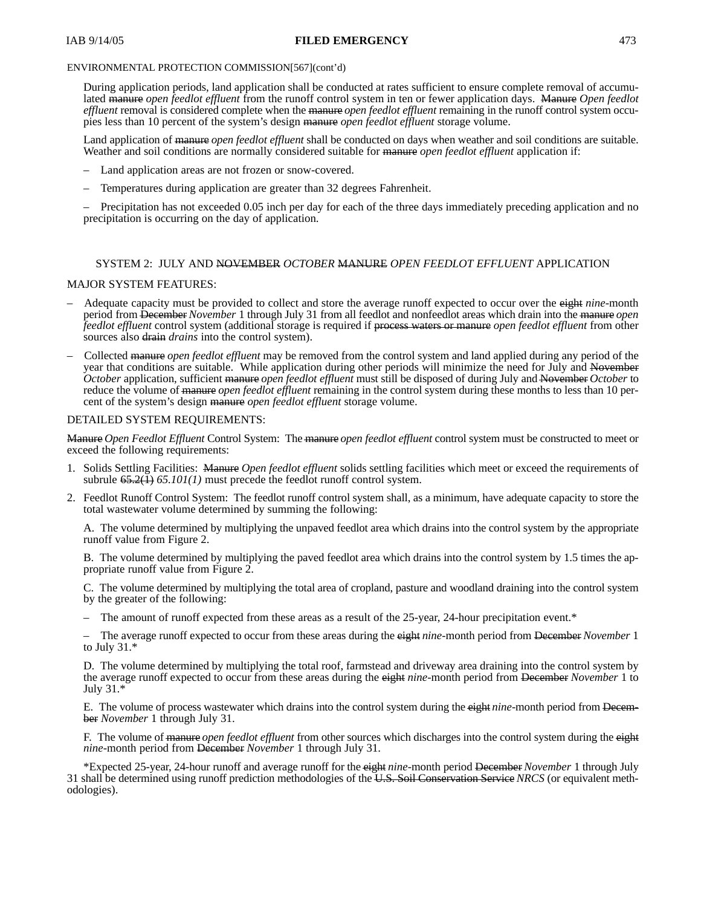During application periods, land application shall be conducted at rates sufficient to ensure complete removal of accumulated ~~manure~~ *open feedlot effluent* from the runoff control system in ten or fewer application days. ~~Manure~~ *Open feedlot effluent* removal is considered complete when the ~~manure~~ *open feedlot effluent* remaining in the runoff control system occupies less than 10 percent of the system's design ~~manure~~ *open feedlot effluent* storage volume.

Land application of ~~manure~~ *open feedlot effluent* shall be conducted on days when weather and soil conditions are suitable. Weather and soil conditions are normally considered suitable for ~~manure~~ *open feedlot effluent* application if:

– Land application areas are not frozen or snow-covered.

– Temperatures during application are greater than 32 degrees Fahrenheit.

– Precipitation has not exceeded 0.05 inch per day for each of the three days immediately preceding application and no precipitation is occurring on the day of application.

SYSTEM 2: JULY AND ~~NOVEMBER~~ *OCTOBER* ~~MANURE~~ *OPEN FEEDLOT EFFLUENT* APPLICATION

MAJOR SYSTEM FEATURES:

– Adequate capacity must be provided to collect and store the average runoff expected to occur over the ~~eight~~ *nine*-month period from ~~December~~ *November* 1 through July 31 from all feedlot and nonfeedlot areas which drain into the ~~manure~~ *open feedlot effluent* control system (additional storage is required if ~~process waters or manure~~ *open feedlot effluent* from other sources also ~~drain~~ *drains* into the control system).

– Collected ~~manure~~ *open feedlot effluent* may be removed from the control system and land applied during any period of the year that conditions are suitable. While application during other periods will minimize the need for July and ~~November~~ *October* application, sufficient ~~manure~~ *open feedlot effluent* must still be disposed of during July and ~~November~~ *October* to reduce the volume of ~~manure~~ *open feedlot effluent* remaining in the control system during these months to less than 10 percent of the system's design ~~manure~~ *open feedlot effluent* storage volume.

DETAILED SYSTEM REQUIREMENTS:

~~Manure~~ *Open Feedlot Effluent* Control System: The ~~manure~~ *open feedlot effluent* control system must be constructed to meet or exceed the following requirements:

1. Solids Settling Facilities: ~~Manure~~ *Open feedlot effluent* solids settling facilities which meet or exceed the requirements of subrule ~~65.2(1)~~ *65.101(1)* must precede the feedlot runoff control system.

2. Feedlot Runoff Control System: The feedlot runoff control system shall, as a minimum, have adequate capacity to store the total wastewater volume determined by summing the following:

   A. The volume determined by multiplying the unpaved feedlot area which drains into the control system by the appropriate runoff value from Figure 2.

   B. The volume determined by multiplying the paved feedlot area which drains into the control system by 1.5 times the appropriate runoff value from Figure 2.

   C. The volume determined by multiplying the total area of cropland, pasture and woodland draining into the control system by the greater of the following:

   – The amount of runoff expected from these areas as a result of the 25-year, 24-hour precipitation event.*

   – The average runoff expected to occur from these areas during the ~~eight~~ *nine*-month period from ~~December~~ *November* 1 to July 31.*

   D. The volume determined by multiplying the total roof, farmstead and driveway area draining into the control system by the average runoff expected to occur from these areas during the ~~eight~~ *nine*-month period from ~~December~~ *November* 1 to July 31.*

   E. The volume of process wastewater which drains into the control system during the ~~eight~~ *nine*-month period from ~~December~~ *November* 1 through July 31.

   F. The volume of ~~manure~~ *open feedlot effluent* from other sources which discharges into the control system during the ~~eight~~ *nine*-month period from ~~December~~ *November* 1 through July 31.

*Expected 25-year, 24-hour runoff and average runoff for the ~~eight~~ *nine*-month period ~~December~~ *November* 1 through July 31 shall be determined using runoff prediction methodologies of the ~~U.S. Soil Conservation Service~~ *NRCS* (or equivalent methodologies).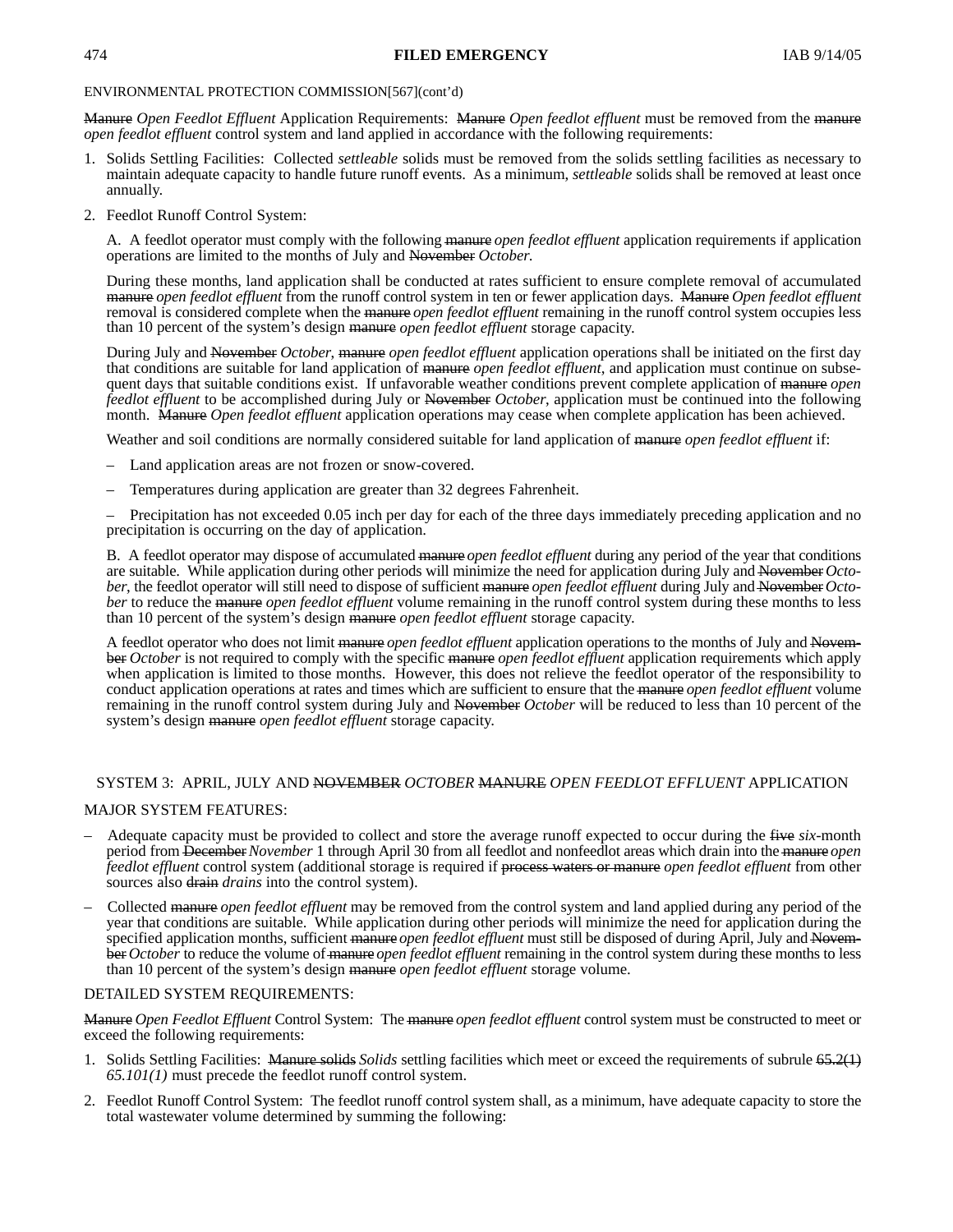ENVIRONMENTAL PROTECTION COMMISSION[567](cont'd)

~~Manure~~ *Open Feedlot Effluent* Application Requirements: ~~Manure~~ *Open feedlot effluent* must be removed from the ~~manure~~ *open feedlot effluent* control system and land applied in accordance with the following requirements:

1. Solids Settling Facilities: Collected *settleable* solids must be removed from the solids settling facilities as necessary to maintain adequate capacity to handle future runoff events. As a minimum, *settleable* solids shall be removed at least once annually.

2. Feedlot Runoff Control System:

   A. A feedlot operator must comply with the following ~~manure~~ *open feedlot effluent* application requirements if application operations are limited to the months of July and ~~November~~ *October.*

   During these months, land application shall be conducted at rates sufficient to ensure complete removal of accumulated ~~manure~~ *open feedlot effluent* from the runoff control system in ten or fewer application days. ~~Manure~~ *Open feedlot effluent* removal is considered complete when the ~~manure~~ *open feedlot effluent* remaining in the runoff control system occupies less than 10 percent of the system's design ~~manure~~ *open feedlot effluent* storage capacity.

   During July and ~~November~~ *October,* ~~manure~~ *open feedlot effluent* application operations shall be initiated on the first day that conditions are suitable for land application of ~~manure~~ *open feedlot effluent*, and application must continue on subsequent days that suitable conditions exist. If unfavorable weather conditions prevent complete application of ~~manure~~ *open feedlot effluent* to be accomplished during July or ~~November~~ *October*, application must be continued into the following month. ~~Manure~~ *Open feedlot effluent* application operations may cease when complete application has been achieved.

   Weather and soil conditions are normally considered suitable for land application of ~~manure~~ *open feedlot effluent* if:

   – Land application areas are not frozen or snow-covered.

   – Temperatures during application are greater than 32 degrees Fahrenheit.

   – Precipitation has not exceeded 0.05 inch per day for each of the three days immediately preceding application and no precipitation is occurring on the day of application.

   B. A feedlot operator may dispose of accumulated ~~manure~~ *open feedlot effluent* during any period of the year that conditions are suitable. While application during other periods will minimize the need for application during July and ~~November~~ *October*, the feedlot operator will still need to dispose of sufficient ~~manure~~ *open feedlot effluent* during July and ~~November~~ *October* to reduce the ~~manure~~ *open feedlot effluent* volume remaining in the runoff control system during these months to less than 10 percent of the system's design ~~manure~~ *open feedlot effluent* storage capacity.

   A feedlot operator who does not limit ~~manure~~ *open feedlot effluent* application operations to the months of July and ~~November~~ *October* is not required to comply with the specific ~~manure~~ *open feedlot effluent* application requirements which apply when application is limited to those months. However, this does not relieve the feedlot operator of the responsibility to conduct application operations at rates and times which are sufficient to ensure that the ~~manure~~ *open feedlot effluent* volume remaining in the runoff control system during July and ~~November~~ *October* will be reduced to less than 10 percent of the system's design ~~manure~~ *open feedlot effluent* storage capacity.

SYSTEM 3: APRIL, JULY AND ~~NOVEMBER~~ *OCTOBER* ~~MANURE~~ *OPEN FEEDLOT EFFLUENT* APPLICATION

MAJOR SYSTEM FEATURES:

– Adequate capacity must be provided to collect and store the average runoff expected to occur during the ~~five~~ *six*-month period from ~~December~~ *November* 1 through April 30 from all feedlot and nonfeedlot areas which drain into the ~~manure~~ *open feedlot effluent* control system (additional storage is required if ~~process waters or manure~~ *open feedlot effluent* from other sources also ~~drain~~ *drains* into the control system).

– Collected ~~manure~~ *open feedlot effluent* may be removed from the control system and land applied during any period of the year that conditions are suitable. While application during other periods will minimize the need for application during the specified application months, sufficient ~~manure~~ *open feedlot effluent* must still be disposed of during April, July and ~~November~~ *October* to reduce the volume of ~~manure~~ *open feedlot effluent* remaining in the control system during these months to less than 10 percent of the system's design ~~manure~~ *open feedlot effluent* storage volume.

DETAILED SYSTEM REQUIREMENTS:

~~Manure~~ *Open Feedlot Effluent* Control System: The ~~manure~~ *open feedlot effluent* control system must be constructed to meet or exceed the following requirements:

1. Solids Settling Facilities: ~~Manure solids~~ *Solids* settling facilities which meet or exceed the requirements of subrule ~~65.2(1)~~ *65.101(1)* must precede the feedlot runoff control system.

2. Feedlot Runoff Control System: The feedlot runoff control system shall, as a minimum, have adequate capacity to store the total wastewater volume determined by summing the following: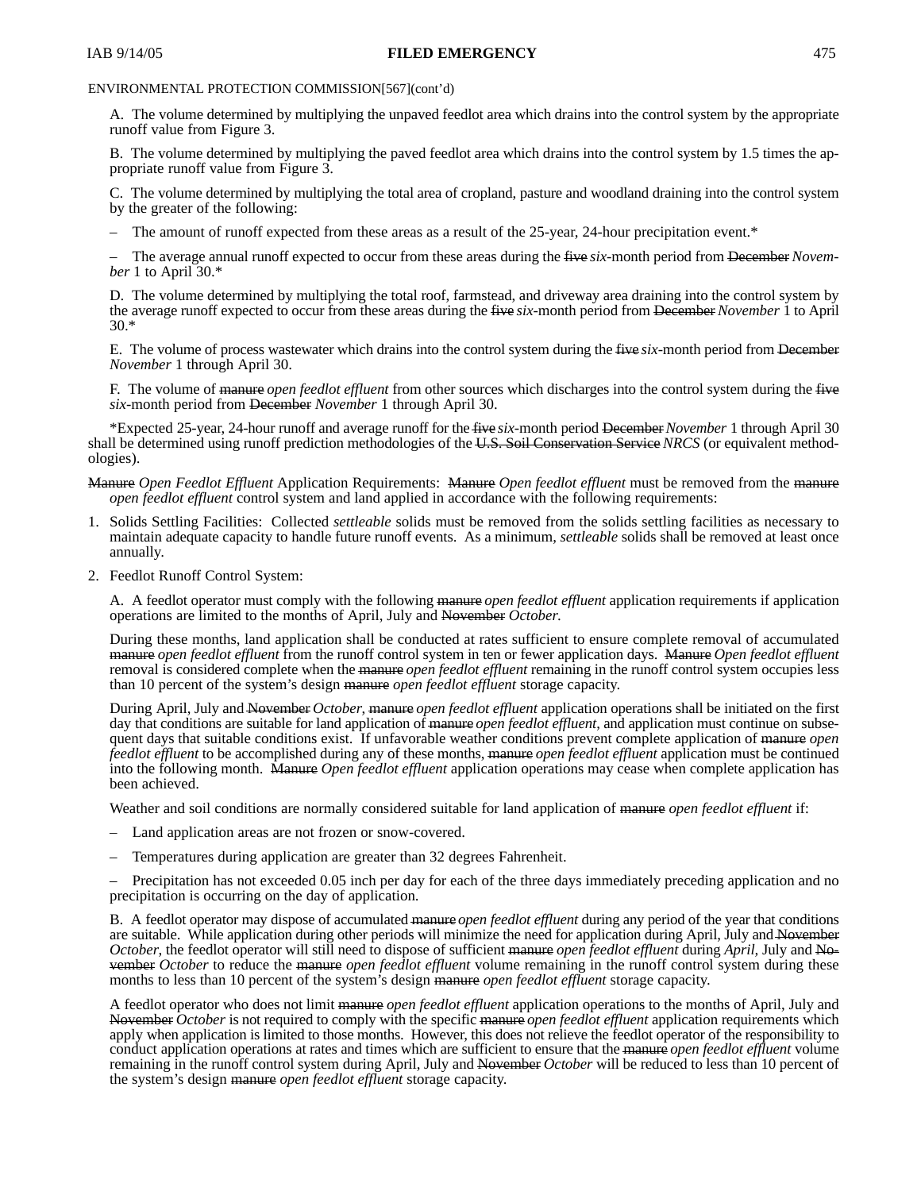A. The volume determined by multiplying the unpaved feedlot area which drains into the control system by the appropriate runoff value from Figure 3.

B. The volume determined by multiplying the paved feedlot area which drains into the control system by 1.5 times the appropriate runoff value from Figure 3.

C. The volume determined by multiplying the total area of cropland, pasture and woodland draining into the control system by the greater of the following:

– The amount of runoff expected from these areas as a result of the 25-year, 24-hour precipitation event.*

– The average annual runoff expected to occur from these areas during the ~~five~~ *six*-month period from ~~December~~ *November* 1 to April 30.*

D. The volume determined by multiplying the total roof, farmstead, and driveway area draining into the control system by the average runoff expected to occur from these areas during the ~~five~~ *six*-month period from ~~December~~ *November* 1 to April 30.*

E. The volume of process wastewater which drains into the control system during the ~~five~~ *six*-month period from ~~December~~ *November* 1 through April 30.

F. The volume of ~~manure~~ *open feedlot effluent* from other sources which discharges into the control system during the ~~five~~ *six*-month period from ~~December~~ *November* 1 through April 30.

*Expected 25-year, 24-hour runoff and average runoff for the ~~five~~ *six*-month period ~~December~~ *November* 1 through April 30 shall be determined using runoff prediction methodologies of the ~~U.S. Soil Conservation Service~~ *NRCS* (or equivalent methodologies).

~~Manure~~ *Open Feedlot Effluent* Application Requirements: ~~Manure~~ *Open feedlot effluent* must be removed from the ~~manure~~ *open feedlot effluent* control system and land applied in accordance with the following requirements:

1. Solids Settling Facilities: Collected *settleable* solids must be removed from the solids settling facilities as necessary to maintain adequate capacity to handle future runoff events. As a minimum, *settleable* solids shall be removed at least once annually.

2. Feedlot Runoff Control System:

A. A feedlot operator must comply with the following ~~manure~~ *open feedlot effluent* application requirements if application operations are limited to the months of April, July and ~~November~~ *October*.

During these months, land application shall be conducted at rates sufficient to ensure complete removal of accumulated ~~manure~~ *open feedlot effluent* from the runoff control system in ten or fewer application days. ~~Manure~~ *Open feedlot effluent* removal is considered complete when the ~~manure~~ *open feedlot effluent* remaining in the runoff control system occupies less than 10 percent of the system's design ~~manure~~ *open feedlot effluent* storage capacity.

During April, July and ~~November~~ *October*, ~~manure~~ *open feedlot effluent* application operations shall be initiated on the first day that conditions are suitable for land application of ~~manure~~ *open feedlot effluent*, and application must continue on subsequent days that suitable conditions exist. If unfavorable weather conditions prevent complete application of ~~manure~~ *open feedlot effluent* to be accomplished during any of these months, ~~manure~~ *open feedlot effluent* application must be continued into the following month. ~~Manure~~ *Open feedlot effluent* application operations may cease when complete application has been achieved.

Weather and soil conditions are normally considered suitable for land application of ~~manure~~ *open feedlot effluent* if:

– Land application areas are not frozen or snow-covered.

– Temperatures during application are greater than 32 degrees Fahrenheit.

– Precipitation has not exceeded 0.05 inch per day for each of the three days immediately preceding application and no precipitation is occurring on the day of application.

B. A feedlot operator may dispose of accumulated ~~manure~~ *open feedlot effluent* during any period of the year that conditions are suitable. While application during other periods will minimize the need for application during April, July and ~~November~~ *October*, the feedlot operator will still need to dispose of sufficient ~~manure~~ *open feedlot effluent* during *April*, July and ~~November~~ *October* to reduce the ~~manure~~ *open feedlot effluent* volume remaining in the runoff control system during these months to less than 10 percent of the system's design ~~manure~~ *open feedlot effluent* storage capacity.

A feedlot operator who does not limit ~~manure~~ *open feedlot effluent* application operations to the months of April, July and ~~November~~ *October* is not required to comply with the specific ~~manure~~ *open feedlot effluent* application requirements which apply when application is limited to those months. However, this does not relieve the feedlot operator of the responsibility to conduct application operations at rates and times which are sufficient to ensure that the ~~manure~~ *open feedlot effluent* volume remaining in the runoff control system during April, July and ~~November~~ *October* will be reduced to less than 10 percent of the system's design ~~manure~~ *open feedlot effluent* storage capacity.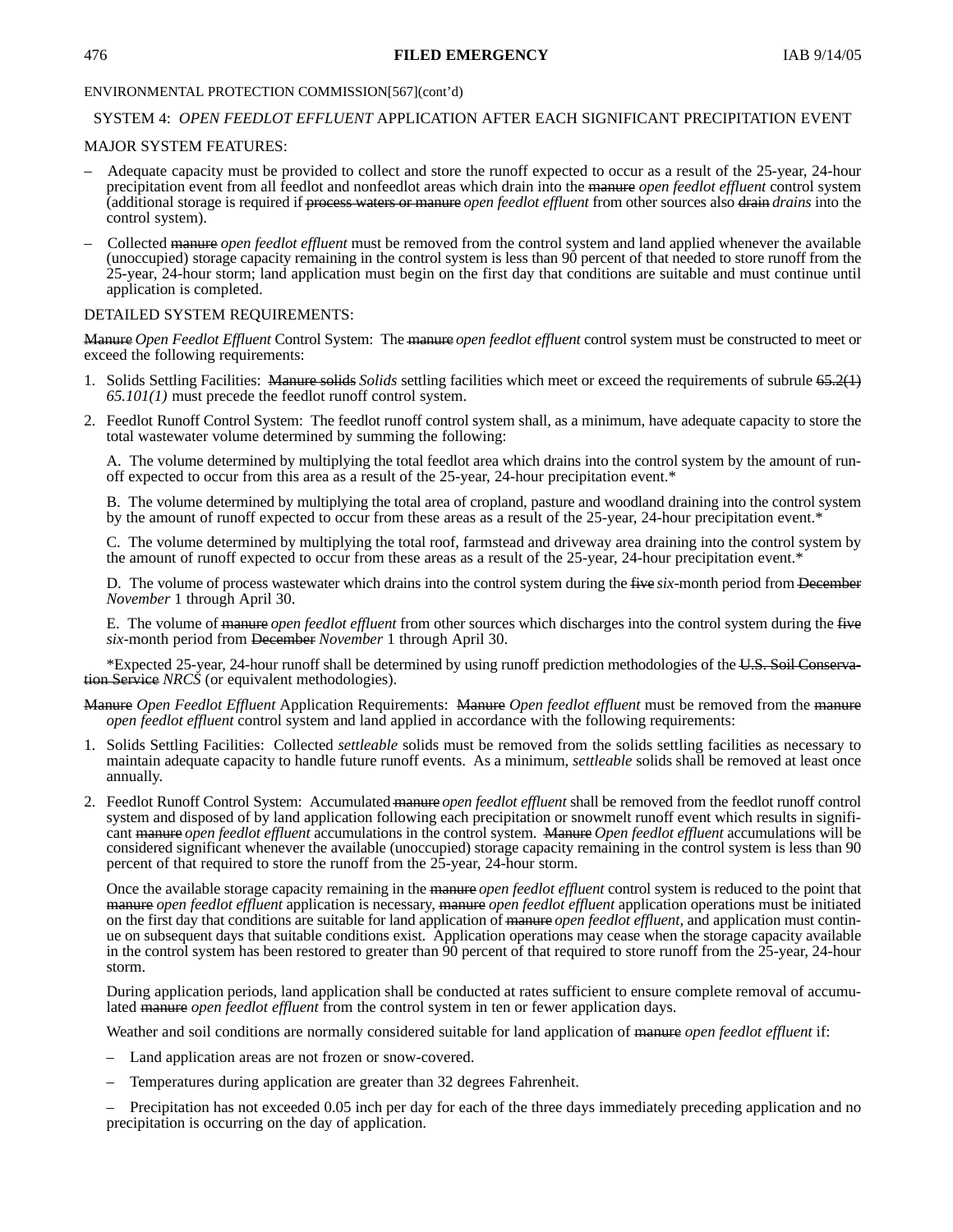ENVIRONMENTAL PROTECTION COMMISSION[567](cont'd)

SYSTEM 4: *OPEN FEEDLOT EFFLUENT* APPLICATION AFTER EACH SIGNIFICANT PRECIPITATION EVENT

MAJOR SYSTEM FEATURES:

– Adequate capacity must be provided to collect and store the runoff expected to occur as a result of the 25-year, 24-hour precipitation event from all feedlot and nonfeedlot areas which drain into the ~~manure~~ *open feedlot effluent* control system (additional storage is required if ~~process waters or manure~~ *open feedlot effluent* from other sources also ~~drain~~ *drains* into the control system).

– Collected ~~manure~~ *open feedlot effluent* must be removed from the control system and land applied whenever the available (unoccupied) storage capacity remaining in the control system is less than 90 percent of that needed to store runoff from the 25-year, 24-hour storm; land application must begin on the first day that conditions are suitable and must continue until application is completed.

DETAILED SYSTEM REQUIREMENTS:

~~Manure~~ *Open Feedlot Effluent* Control System: The ~~manure~~ *open feedlot effluent* control system must be constructed to meet or exceed the following requirements:

1. Solids Settling Facilities: ~~Manure solids~~ *Solids* settling facilities which meet or exceed the requirements of subrule ~~65.2(1)~~ *65.101(1)* must precede the feedlot runoff control system.

2. Feedlot Runoff Control System: The feedlot runoff control system shall, as a minimum, have adequate capacity to store the total wastewater volume determined by summing the following:

   A. The volume determined by multiplying the total feedlot area which drains into the control system by the amount of runoff expected to occur from this area as a result of the 25-year, 24-hour precipitation event.*

   B. The volume determined by multiplying the total area of cropland, pasture and woodland draining into the control system by the amount of runoff expected to occur from these areas as a result of the 25-year, 24-hour precipitation event.*

   C. The volume determined by multiplying the total roof, farmstead and driveway area draining into the control system by the amount of runoff expected to occur from these areas as a result of the 25-year, 24-hour precipitation event.*

   D. The volume of process wastewater which drains into the control system during the ~~five~~ *six*-month period from ~~December~~ *November* 1 through April 30.

   E. The volume of ~~manure~~ *open feedlot effluent* from other sources which discharges into the control system during the ~~five~~ *six*-month period from ~~December~~ *November* 1 through April 30.

   *Expected 25-year, 24-hour runoff shall be determined by using runoff prediction methodologies of the ~~U.S. Soil Conservation Service~~ *NRCS* (or equivalent methodologies).

~~Manure~~ *Open Feedlot Effluent* Application Requirements: ~~Manure~~ *Open feedlot effluent* must be removed from the ~~manure~~ *open feedlot effluent* control system and land applied in accordance with the following requirements:

1. Solids Settling Facilities: Collected *settleable* solids must be removed from the solids settling facilities as necessary to maintain adequate capacity to handle future runoff events. As a minimum, *settleable* solids shall be removed at least once annually.

2. Feedlot Runoff Control System: Accumulated ~~manure~~ *open feedlot effluent* shall be removed from the feedlot runoff control system and disposed of by land application following each precipitation or snowmelt runoff event which results in significant ~~manure~~ *open feedlot effluent* accumulations in the control system. ~~Manure~~ *Open feedlot effluent* accumulations will be considered significant whenever the available (unoccupied) storage capacity remaining in the control system is less than 90 percent of that required to store the runoff from the 25-year, 24-hour storm.

   Once the available storage capacity remaining in the ~~manure~~ *open feedlot effluent* control system is reduced to the point that ~~manure~~ *open feedlot effluent* application is necessary, ~~manure~~ *open feedlot effluent* application operations must be initiated on the first day that conditions are suitable for land application of ~~manure~~ *open feedlot effluent*, and application must continue on subsequent days that suitable conditions exist. Application operations may cease when the storage capacity available in the control system has been restored to greater than 90 percent of that required to store runoff from the 25-year, 24-hour storm.

   During application periods, land application shall be conducted at rates sufficient to ensure complete removal of accumulated ~~manure~~ *open feedlot effluent* from the control system in ten or fewer application days.

   Weather and soil conditions are normally considered suitable for land application of ~~manure~~ *open feedlot effluent* if:

   – Land application areas are not frozen or snow-covered.

   – Temperatures during application are greater than 32 degrees Fahrenheit.

   – Precipitation has not exceeded 0.05 inch per day for each of the three days immediately preceding application and no precipitation is occurring on the day of application.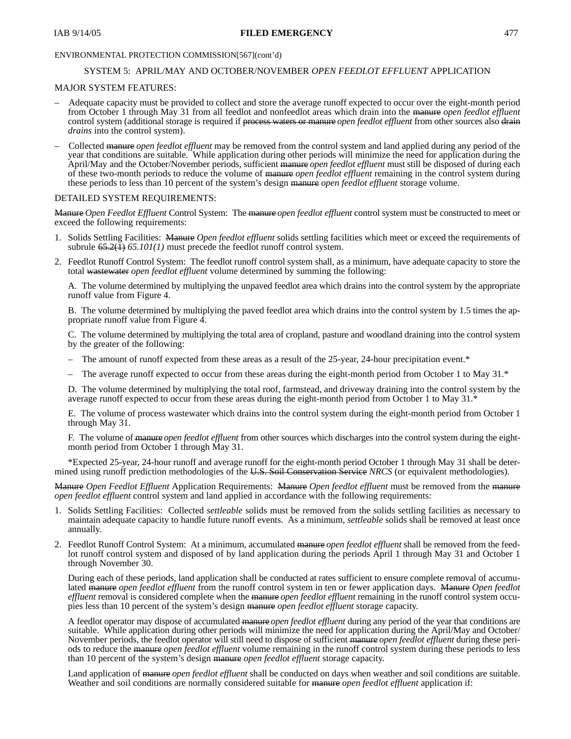ENVIRONMENTAL PROTECTION COMMISSION[567](cont'd)

SYSTEM 5: APRIL/MAY AND OCTOBER/NOVEMBER *OPEN FEEDLOT EFFLUENT* APPLICATION

MAJOR SYSTEM FEATURES:

– Adequate capacity must be provided to collect and store the average runoff expected to occur over the eight-month period from October 1 through May 31 from all feedlot and nonfeedlot areas which drain into the ~~manure~~ *open feedlot effluent* control system (additional storage is required if ~~process waters or manure~~ *open feedlot effluent* from other sources also ~~drain~~ *drains* into the control system).

– Collected ~~manure~~ *open feedlot effluent* may be removed from the control system and land applied during any period of the year that conditions are suitable. While application during other periods will minimize the need for application during the April/May and the October/November periods, sufficient ~~manure~~ *open feedlot effluent* must still be disposed of during each of these two-month periods to reduce the volume of ~~manure~~ *open feedlot effluent* remaining in the control system during these periods to less than 10 percent of the system's design ~~manure~~ *open feedlot effluent* storage volume.

DETAILED SYSTEM REQUIREMENTS:

~~Manure~~ *Open Feedlot Effluent* Control System: The ~~manure~~ *open feedlot effluent* control system must be constructed to meet or exceed the following requirements:

1. Solids Settling Facilities: ~~Manure~~ *Open feedlot effluent* solids settling facilities which meet or exceed the requirements of subrule ~~65.2(1)~~ *65.101(1)* must precede the feedlot runoff control system.

2. Feedlot Runoff Control System: The feedlot runoff control system shall, as a minimum, have adequate capacity to store the total ~~wastewater~~ *open feedlot effluent* volume determined by summing the following:

   A. The volume determined by multiplying the unpaved feedlot area which drains into the control system by the appropriate runoff value from Figure 4.

   B. The volume determined by multiplying the paved feedlot area which drains into the control system by 1.5 times the appropriate runoff value from Figure 4.

   C. The volume determined by multiplying the total area of cropland, pasture and woodland draining into the control system by the greater of the following:

   – The amount of runoff expected from these areas as a result of the 25-year, 24-hour precipitation event.*

   – The average runoff expected to occur from these areas during the eight-month period from October 1 to May 31.*

   D. The volume determined by multiplying the total roof, farmstead, and driveway draining into the control system by the average runoff expected to occur from these areas during the eight-month period from October 1 to May 31.*

   E. The volume of process wastewater which drains into the control system during the eight-month period from October 1 through May 31.

   F. The volume of ~~manure~~ *open feedlot effluent* from other sources which discharges into the control system during the eight-month period from October 1 through May 31.

*Expected 25-year, 24-hour runoff and average runoff for the eight-month period October 1 through May 31 shall be determined using runoff prediction methodologies of the ~~U.S. Soil Conservation Service~~ *NRCS* (or equivalent methodologies).

~~Manure~~ *Open Feedlot Effluent* Application Requirements: ~~Manure~~ *Open feedlot effluent* must be removed from the ~~manure~~ *open feedlot effluent* control system and land applied in accordance with the following requirements:

1. Solids Settling Facilities: Collected *settleable* solids must be removed from the solids settling facilities as necessary to maintain adequate capacity to handle future runoff events. As a minimum, *settleable* solids shall be removed at least once annually.

2. Feedlot Runoff Control System: At a minimum, accumulated ~~manure~~ *open feedlot effluent* shall be removed from the feedlot runoff control system and disposed of by land application during the periods April 1 through May 31 and October 1 through November 30.

   During each of these periods, land application shall be conducted at rates sufficient to ensure complete removal of accumulated ~~manure~~ *open feedlot effluent* from the runoff control system in ten or fewer application days. ~~Manure~~ *Open feedlot effluent* removal is considered complete when the ~~manure~~ *open feedlot effluent* remaining in the runoff control system occupies less than 10 percent of the system's design ~~manure~~ *open feedlot effluent* storage capacity.

   A feedlot operator may dispose of accumulated ~~manure~~ *open feedlot effluent* during any period of the year that conditions are suitable. While application during other periods will minimize the need for application during the April/May and October/November periods, the feedlot operator will still need to dispose of sufficient ~~manure~~ *open feedlot effluent* during these periods to reduce the ~~manure~~ *open feedlot effluent* volume remaining in the runoff control system during these periods to less than 10 percent of the system's design ~~manure~~ *open feedlot effluent* storage capacity.

   Land application of ~~manure~~ *open feedlot effluent* shall be conducted on days when weather and soil conditions are suitable. Weather and soil conditions are normally considered suitable for ~~manure~~ *open feedlot effluent* application if: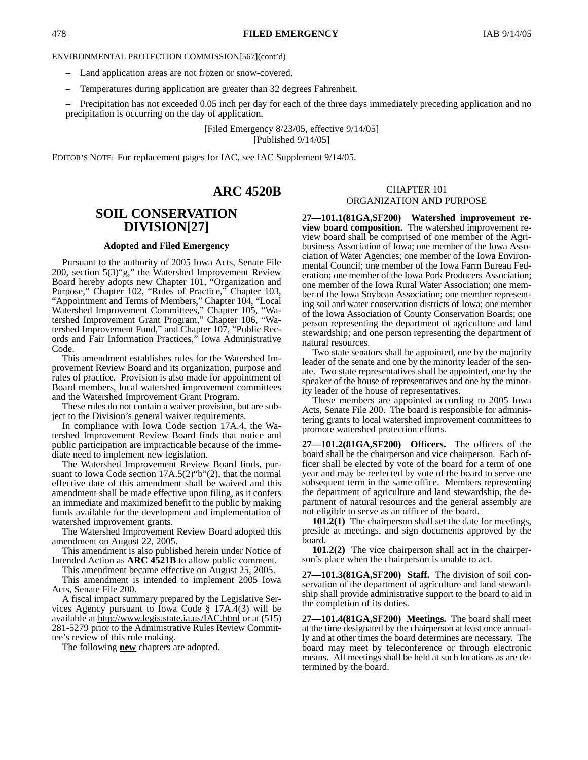ENVIRONMENTAL PROTECTION COMMISSION[567](cont'd)

– Land application areas are not frozen or snow-covered.

– Temperatures during application are greater than 32 degrees Fahrenheit.

– Precipitation has not exceeded 0.05 inch per day for each of the three days immediately preceding application and no precipitation is occurring on the day of application.

[Filed Emergency 8/23/05, effective 9/14/05]
[Published 9/14/05]

EDITOR'S NOTE: For replacement pages for IAC, see IAC Supplement 9/14/05.

# ARC 4520B

## SOIL CONSERVATION DIVISION[27]

### Adopted and Filed Emergency

Pursuant to the authority of 2005 Iowa Acts, Senate File 200, section 5(3)"g," the Watershed Improvement Review Board hereby adopts new Chapter 101, "Organization and Purpose," Chapter 102, "Rules of Practice," Chapter 103, "Appointment and Terms of Members," Chapter 104, "Local Watershed Improvement Committees," Chapter 105, "Watershed Improvement Grant Program," Chapter 106, "Watershed Improvement Fund," and Chapter 107, "Public Records and Fair Information Practices," Iowa Administrative Code.

This amendment establishes rules for the Watershed Improvement Review Board and its organization, purpose and rules of practice. Provision is also made for appointment of Board members, local watershed improvement committees and the Watershed Improvement Grant Program.

These rules do not contain a waiver provision, but are subject to the Division's general waiver requirements.

In compliance with Iowa Code section 17A.4, the Watershed Improvement Review Board finds that notice and public participation are impracticable because of the immediate need to implement new legislation.

The Watershed Improvement Review Board finds, pursuant to Iowa Code section 17A.5(2)"b"(2), that the normal effective date of this amendment shall be waived and this amendment shall be made effective upon filing, as it confers an immediate and maximized benefit to the public by making funds available for the development and implementation of watershed improvement grants.

The Watershed Improvement Review Board adopted this amendment on August 22, 2005.

This amendment is also published herein under Notice of Intended Action as **ARC 4521B** to allow public comment.

This amendment became effective on August 25, 2005.

This amendment is intended to implement 2005 Iowa Acts, Senate File 200.

A fiscal impact summary prepared by the Legislative Services Agency pursuant to Iowa Code § 17A.4(3) will be available at http://www.legis.state.ia.us/IAC.html or at (515) 281-5279 prior to the Administrative Rules Review Committee's review of this rule making.

The following **new** chapters are adopted.

CHAPTER 101
ORGANIZATION AND PURPOSE

**27—101.1(81GA,SF200) Watershed improvement review board composition.** The watershed improvement review board shall be comprised of one member of the Agribusiness Association of Iowa; one member of the Iowa Association of Water Agencies; one member of the Iowa Environmental Council; one member of the Iowa Farm Bureau Federation; one member of the Iowa Pork Producers Association; one member of the Iowa Rural Water Association; one member of the Iowa Soybean Association; one member representing soil and water conservation districts of Iowa; one member of the Iowa Association of County Conservation Boards; one person representing the department of agriculture and land stewardship; and one person representing the department of natural resources.

Two state senators shall be appointed, one by the majority leader of the senate and one by the minority leader of the senate. Two state representatives shall be appointed, one by the speaker of the house of representatives and one by the minority leader of the house of representatives.

These members are appointed according to 2005 Iowa Acts, Senate File 200. The board is responsible for administering grants to local watershed improvement committees to promote watershed protection efforts.

**27—101.2(81GA,SF200) Officers.** The officers of the board shall be the chairperson and vice chairperson. Each officer shall be elected by vote of the board for a term of one year and may be reelected by vote of the board to serve one subsequent term in the same office. Members representing the department of agriculture and land stewardship, the department of natural resources and the general assembly are not eligible to serve as an officer of the board.

**101.2(1)** The chairperson shall set the date for meetings, preside at meetings, and sign documents approved by the board.

**101.2(2)** The vice chairperson shall act in the chairperson's place when the chairperson is unable to act.

**27—101.3(81GA,SF200) Staff.** The division of soil conservation of the department of agriculture and land stewardship shall provide administrative support to the board to aid in the completion of its duties.

**27—101.4(81GA,SF200) Meetings.** The board shall meet at the time designated by the chairperson at least once annually and at other times the board determines are necessary. The board may meet by teleconference or through electronic means. All meetings shall be held at such locations as are determined by the board.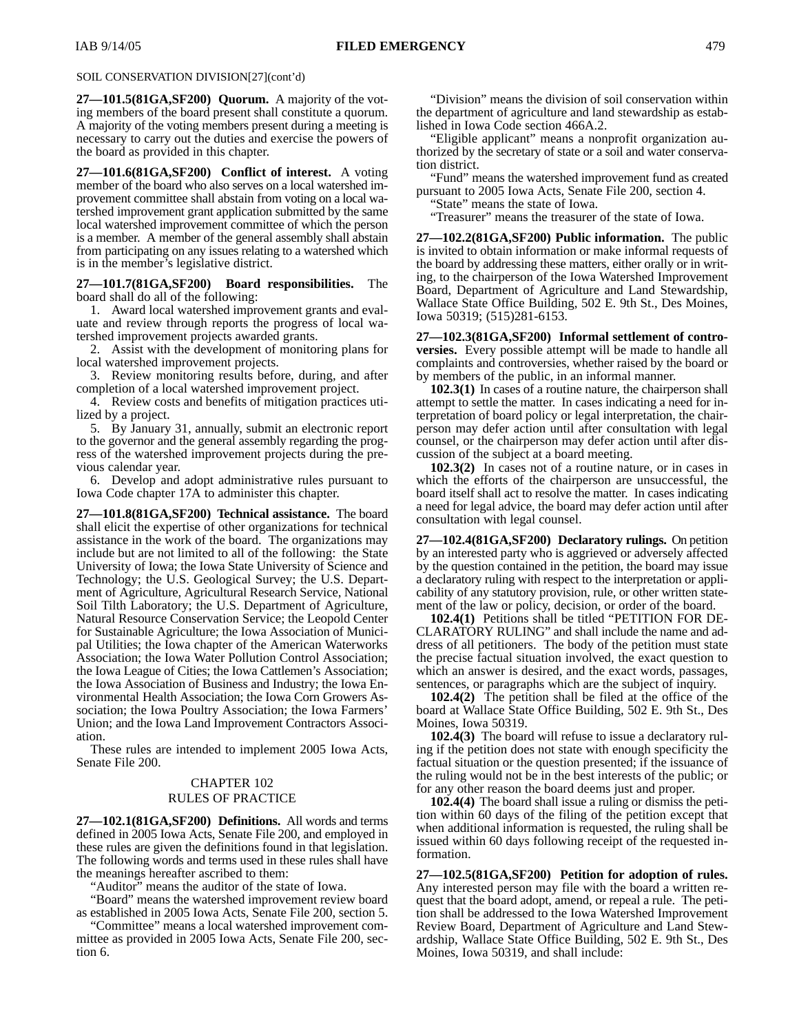SOIL CONSERVATION DIVISION[27](cont'd)

**27—101.5(81GA,SF200) Quorum.** A majority of the voting members of the board present shall constitute a quorum. A majority of the voting members present during a meeting is necessary to carry out the duties and exercise the powers of the board as provided in this chapter.

**27—101.6(81GA,SF200) Conflict of interest.** A voting member of the board who also serves on a local watershed improvement committee shall abstain from voting on a local watershed improvement grant application submitted by the same local watershed improvement committee of which the person is a member. A member of the general assembly shall abstain from participating on any issues relating to a watershed which is in the member's legislative district.

**27—101.7(81GA,SF200) Board responsibilities.** The board shall do all of the following:

1. Award local watershed improvement grants and evaluate and review through reports the progress of local watershed improvement projects awarded grants.
2. Assist with the development of monitoring plans for local watershed improvement projects.
3. Review monitoring results before, during, and after completion of a local watershed improvement project.
4. Review costs and benefits of mitigation practices utilized by a project.
5. By January 31, annually, submit an electronic report to the governor and the general assembly regarding the progress of the watershed improvement projects during the previous calendar year.
6. Develop and adopt administrative rules pursuant to Iowa Code chapter 17A to administer this chapter.

**27—101.8(81GA,SF200) Technical assistance.** The board shall elicit the expertise of other organizations for technical assistance in the work of the board. The organizations may include but are not limited to all of the following: the State University of Iowa; the Iowa State University of Science and Technology; the U.S. Geological Survey; the U.S. Department of Agriculture, Agricultural Research Service, National Soil Tilth Laboratory; the U.S. Department of Agriculture, Natural Resource Conservation Service; the Leopold Center for Sustainable Agriculture; the Iowa Association of Municipal Utilities; the Iowa chapter of the American Waterworks Association; the Iowa Water Pollution Control Association; the Iowa League of Cities; the Iowa Cattlemen's Association; the Iowa Association of Business and Industry; the Iowa Environmental Health Association; the Iowa Corn Growers Association; the Iowa Poultry Association; the Iowa Farmers' Union; and the Iowa Land Improvement Contractors Association.

These rules are intended to implement 2005 Iowa Acts, Senate File 200.

## CHAPTER 102
## RULES OF PRACTICE

**27—102.1(81GA,SF200) Definitions.** All words and terms defined in 2005 Iowa Acts, Senate File 200, and employed in these rules are given the definitions found in that legislation. The following words and terms used in these rules shall have the meanings hereafter ascribed to them:

"Auditor" means the auditor of the state of Iowa.

"Board" means the watershed improvement review board as established in 2005 Iowa Acts, Senate File 200, section 5.

"Committee" means a local watershed improvement committee as provided in 2005 Iowa Acts, Senate File 200, section 6.

"Division" means the division of soil conservation within the department of agriculture and land stewardship as established in Iowa Code section 466A.2.

"Eligible applicant" means a nonprofit organization authorized by the secretary of state or a soil and water conservation district.

"Fund" means the watershed improvement fund as created pursuant to 2005 Iowa Acts, Senate File 200, section 4.

"State" means the state of Iowa.

"Treasurer" means the treasurer of the state of Iowa.

**27—102.2(81GA,SF200) Public information.** The public is invited to obtain information or make informal requests of the board by addressing these matters, either orally or in writing, to the chairperson of the Iowa Watershed Improvement Board, Department of Agriculture and Land Stewardship, Wallace State Office Building, 502 E. 9th St., Des Moines, Iowa 50319; (515)281-6153.

**27—102.3(81GA,SF200) Informal settlement of controversies.** Every possible attempt will be made to handle all complaints and controversies, whether raised by the board or by members of the public, in an informal manner.

**102.3(1)** In cases of a routine nature, the chairperson shall attempt to settle the matter. In cases indicating a need for interpretation of board policy or legal interpretation, the chairperson may defer action until after consultation with legal counsel, or the chairperson may defer action until after discussion of the subject at a board meeting.

**102.3(2)** In cases not of a routine nature, or in cases in which the efforts of the chairperson are unsuccessful, the board itself shall act to resolve the matter. In cases indicating a need for legal advice, the board may defer action until after consultation with legal counsel.

**27—102.4(81GA,SF200) Declaratory rulings.** On petition by an interested party who is aggrieved or adversely affected by the question contained in the petition, the board may issue a declaratory ruling with respect to the interpretation or applicability of any statutory provision, rule, or other written statement of the law or policy, decision, or order of the board.

**102.4(1)** Petitions shall be titled "PETITION FOR DECLARATORY RULING" and shall include the name and address of all petitioners. The body of the petition must state the precise factual situation involved, the exact question to which an answer is desired, and the exact words, passages, sentences, or paragraphs which are the subject of inquiry.

**102.4(2)** The petition shall be filed at the office of the board at Wallace State Office Building, 502 E. 9th St., Des Moines, Iowa 50319.

**102.4(3)** The board will refuse to issue a declaratory ruling if the petition does not state with enough specificity the factual situation or the question presented; if the issuance of the ruling would not be in the best interests of the public; or for any other reason the board deems just and proper.

**102.4(4)** The board shall issue a ruling or dismiss the petition within 60 days of the filing of the petition except that when additional information is requested, the ruling shall be issued within 60 days following receipt of the requested information.

**27—102.5(81GA,SF200) Petition for adoption of rules.** Any interested person may file with the board a written request that the board adopt, amend, or repeal a rule. The petition shall be addressed to the Iowa Watershed Improvement Review Board, Department of Agriculture and Land Stewardship, Wallace State Office Building, 502 E. 9th St., Des Moines, Iowa 50319, and shall include: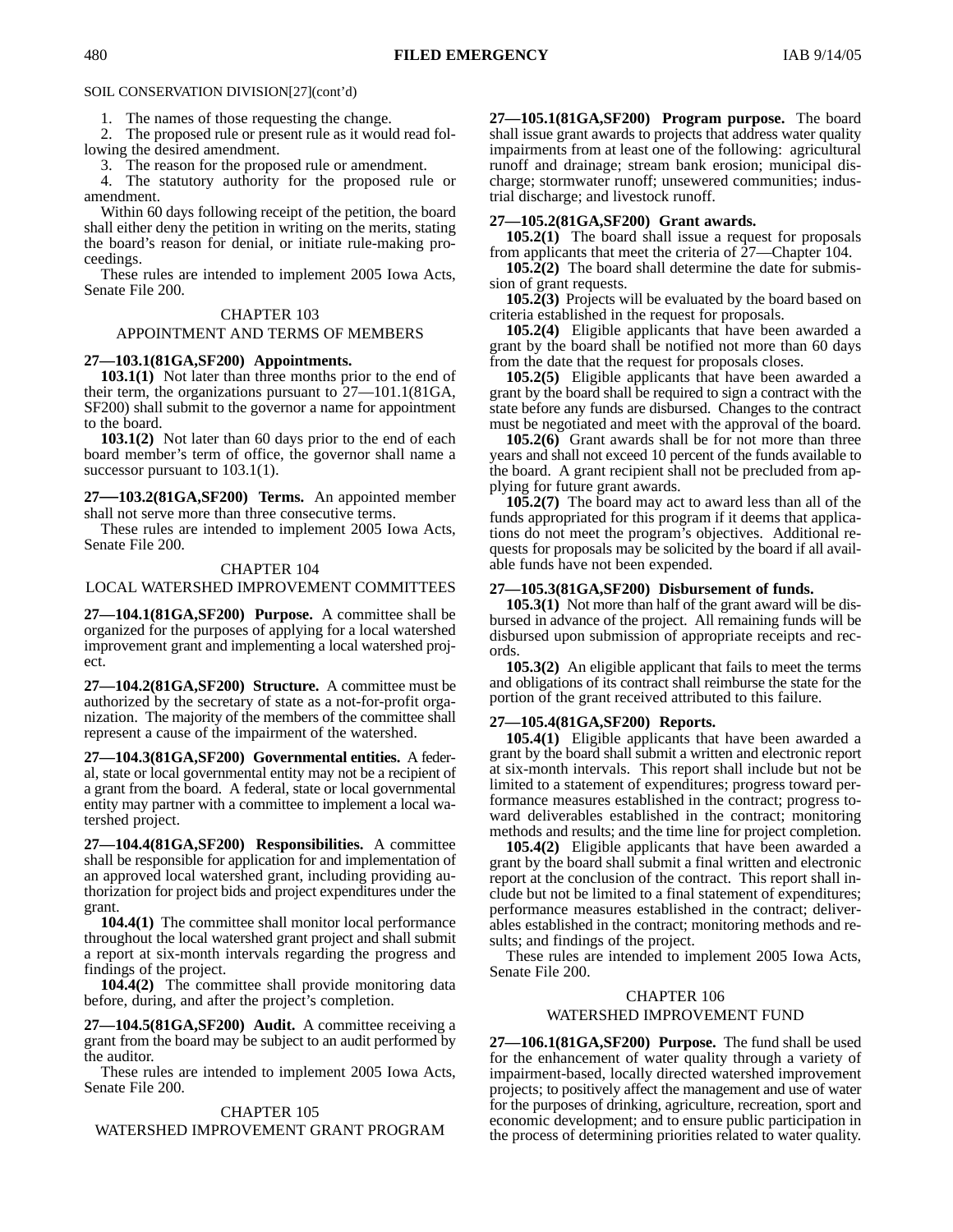SOIL CONSERVATION DIVISION[27](cont'd)

1. The names of those requesting the change.

2. The proposed rule or present rule as it would read following the desired amendment.

3. The reason for the proposed rule or amendment.

4. The statutory authority for the proposed rule or amendment.

Within 60 days following receipt of the petition, the board shall either deny the petition in writing on the merits, stating the board's reason for denial, or initiate rule-making proceedings.

These rules are intended to implement 2005 Iowa Acts, Senate File 200.

## CHAPTER 103
## APPOINTMENT AND TERMS OF MEMBERS

**27—103.1(81GA,SF200) Appointments.**

**103.1(1)** Not later than three months prior to the end of their term, the organizations pursuant to 27—101.1(81GA, SF200) shall submit to the governor a name for appointment to the board.

**103.1(2)** Not later than 60 days prior to the end of each board member's term of office, the governor shall name a successor pursuant to 103.1(1).

**27—103.2(81GA,SF200) Terms.** An appointed member shall not serve more than three consecutive terms.

These rules are intended to implement 2005 Iowa Acts, Senate File 200.

## CHAPTER 104
## LOCAL WATERSHED IMPROVEMENT COMMITTEES

**27—104.1(81GA,SF200) Purpose.** A committee shall be organized for the purposes of applying for a local watershed improvement grant and implementing a local watershed project.

**27—104.2(81GA,SF200) Structure.** A committee must be authorized by the secretary of state as a not-for-profit organization. The majority of the members of the committee shall represent a cause of the impairment of the watershed.

**27—104.3(81GA,SF200) Governmental entities.** A federal, state or local governmental entity may not be a recipient of a grant from the board. A federal, state or local governmental entity may partner with a committee to implement a local watershed project.

**27—104.4(81GA,SF200) Responsibilities.** A committee shall be responsible for application for and implementation of an approved local watershed grant, including providing authorization for project bids and project expenditures under the grant.

**104.4(1)** The committee shall monitor local performance throughout the local watershed grant project and shall submit a report at six-month intervals regarding the progress and findings of the project.

**104.4(2)** The committee shall provide monitoring data before, during, and after the project's completion.

**27—104.5(81GA,SF200) Audit.** A committee receiving a grant from the board may be subject to an audit performed by the auditor.

These rules are intended to implement 2005 Iowa Acts, Senate File 200.

## CHAPTER 105
## WATERSHED IMPROVEMENT GRANT PROGRAM

**27—105.1(81GA,SF200) Program purpose.** The board shall issue grant awards to projects that address water quality impairments from at least one of the following: agricultural runoff and drainage; stream bank erosion; municipal discharge; stormwater runoff; unsewered communities; industrial discharge; and livestock runoff.

**27—105.2(81GA,SF200) Grant awards.**

**105.2(1)** The board shall issue a request for proposals from applicants that meet the criteria of 27—Chapter 104.

**105.2(2)** The board shall determine the date for submission of grant requests.

**105.2(3)** Projects will be evaluated by the board based on criteria established in the request for proposals.

**105.2(4)** Eligible applicants that have been awarded a grant by the board shall be notified not more than 60 days from the date that the request for proposals closes.

**105.2(5)** Eligible applicants that have been awarded a grant by the board shall be required to sign a contract with the state before any funds are disbursed. Changes to the contract must be negotiated and meet with the approval of the board.

**105.2(6)** Grant awards shall be for not more than three years and shall not exceed 10 percent of the funds available to the board. A grant recipient shall not be precluded from applying for future grant awards.

**105.2(7)** The board may act to award less than all of the funds appropriated for this program if it deems that applications do not meet the program's objectives. Additional requests for proposals may be solicited by the board if all available funds have not been expended.

**27—105.3(81GA,SF200) Disbursement of funds.**

**105.3(1)** Not more than half of the grant award will be disbursed in advance of the project. All remaining funds will be disbursed upon submission of appropriate receipts and records.

**105.3(2)** An eligible applicant that fails to meet the terms and obligations of its contract shall reimburse the state for the portion of the grant received attributed to this failure.

**27—105.4(81GA,SF200) Reports.**

**105.4(1)** Eligible applicants that have been awarded a grant by the board shall submit a written and electronic report at six-month intervals. This report shall include but not be limited to a statement of expenditures; progress toward performance measures established in the contract; progress toward deliverables established in the contract; monitoring methods and results; and the time line for project completion.

**105.4(2)** Eligible applicants that have been awarded a grant by the board shall submit a final written and electronic report at the conclusion of the contract. This report shall include but not be limited to a final statement of expenditures; performance measures established in the contract; deliverables established in the contract; monitoring methods and results; and findings of the project.

These rules are intended to implement 2005 Iowa Acts, Senate File 200.

## CHAPTER 106
## WATERSHED IMPROVEMENT FUND

**27—106.1(81GA,SF200) Purpose.** The fund shall be used for the enhancement of water quality through a variety of impairment-based, locally directed watershed improvement projects; to positively affect the management and use of water for the purposes of drinking, agriculture, recreation, sport and economic development; and to ensure public participation in the process of determining priorities related to water quality.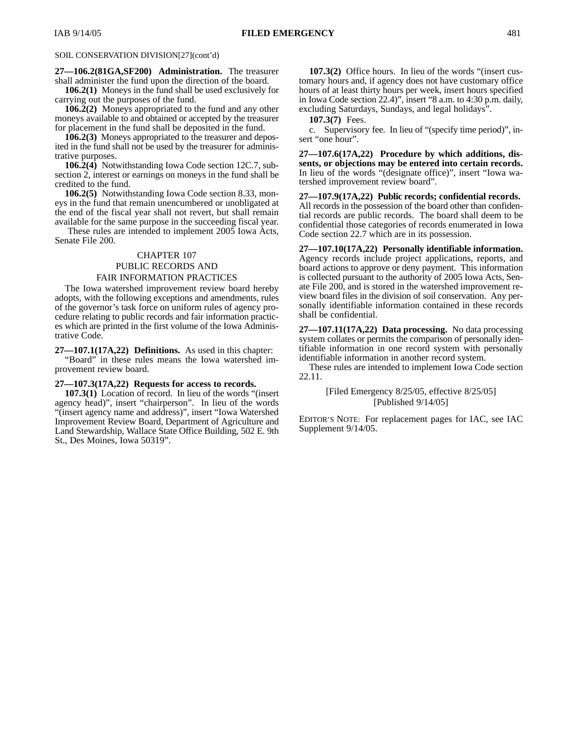SOIL CONSERVATION DIVISION[27](cont'd)

**27—106.2(81GA,SF200) Administration.** The treasurer shall administer the fund upon the direction of the board.

**106.2(1)** Moneys in the fund shall be used exclusively for carrying out the purposes of the fund.

**106.2(2)** Moneys appropriated to the fund and any other moneys available to and obtained or accepted by the treasurer for placement in the fund shall be deposited in the fund.

**106.2(3)** Moneys appropriated to the treasurer and deposited in the fund shall not be used by the treasurer for administrative purposes.

**106.2(4)** Notwithstanding Iowa Code section 12C.7, subsection 2, interest or earnings on moneys in the fund shall be credited to the fund.

**106.2(5)** Notwithstanding Iowa Code section 8.33, moneys in the fund that remain unencumbered or unobligated at the end of the fiscal year shall not revert, but shall remain available for the same purpose in the succeeding fiscal year.

These rules are intended to implement 2005 Iowa Acts, Senate File 200.

## CHAPTER 107
## PUBLIC RECORDS AND FAIR INFORMATION PRACTICES

The Iowa watershed improvement review board hereby adopts, with the following exceptions and amendments, rules of the governor's task force on uniform rules of agency procedure relating to public records and fair information practices which are printed in the first volume of the Iowa Administrative Code.

**27—107.1(17A,22) Definitions.** As used in this chapter:

"Board" in these rules means the Iowa watershed improvement review board.

**27—107.3(17A,22) Requests for access to records.**

**107.3(1)** Location of record. In lieu of the words "(insert agency head)", insert "chairperson". In lieu of the words "(insert agency name and address)", insert "Iowa Watershed Improvement Review Board, Department of Agriculture and Land Stewardship, Wallace State Office Building, 502 E. 9th St., Des Moines, Iowa 50319".

**107.3(2)** Office hours. In lieu of the words "(insert customary hours and, if agency does not have customary office hours of at least thirty hours per week, insert hours specified in Iowa Code section 22.4)", insert "8 a.m. to 4:30 p.m. daily, excluding Saturdays, Sundays, and legal holidays".

**107.3(7)** Fees.

c. Supervisory fee. In lieu of "(specify time period)", insert "one hour".

**27—107.6(17A,22) Procedure by which additions, dissents, or objections may be entered into certain records.** In lieu of the words "(designate office)", insert "Iowa watershed improvement review board".

**27—107.9(17A,22) Public records; confidential records.** All records in the possession of the board other than confidential records are public records. The board shall deem to be confidential those categories of records enumerated in Iowa Code section 22.7 which are in its possession.

**27—107.10(17A,22) Personally identifiable information.** Agency records include project applications, reports, and board actions to approve or deny payment. This information is collected pursuant to the authority of 2005 Iowa Acts, Senate File 200, and is stored in the watershed improvement review board files in the division of soil conservation. Any personally identifiable information contained in these records shall be confidential.

**27—107.11(17A,22) Data processing.** No data processing system collates or permits the comparison of personally identifiable information in one record system with personally identifiable information in another record system.

These rules are intended to implement Iowa Code section 22.11.

[Filed Emergency 8/25/05, effective 8/25/05]
[Published 9/14/05]

EDITOR'S NOTE: For replacement pages for IAC, see IAC Supplement 9/14/05.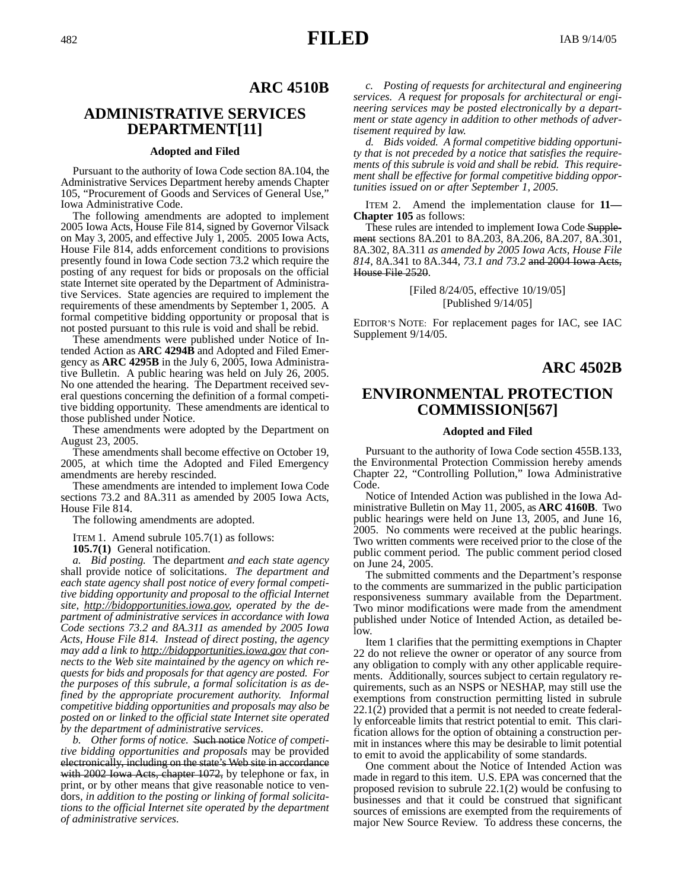## ARC 4510B

## ADMINISTRATIVE SERVICES DEPARTMENT[11]

**Adopted and Filed**

Pursuant to the authority of Iowa Code section 8A.104, the Administrative Services Department hereby amends Chapter 105, "Procurement of Goods and Services of General Use," Iowa Administrative Code.

The following amendments are adopted to implement 2005 Iowa Acts, House File 814, signed by Governor Vilsack on May 3, 2005, and effective July 1, 2005. 2005 Iowa Acts, House File 814, adds enforcement conditions to provisions presently found in Iowa Code section 73.2 which require the posting of any request for bids or proposals on the official state Internet site operated by the Department of Administrative Services. State agencies are required to implement the requirements of these amendments by September 1, 2005. A formal competitive bidding opportunity or proposal that is not posted pursuant to this rule is void and shall be rebid.

These amendments were published under Notice of Intended Action as **ARC 4294B** and Adopted and Filed Emergency as **ARC 4295B** in the July 6, 2005, Iowa Administrative Bulletin. A public hearing was held on July 26, 2005. No one attended the hearing. The Department received several questions concerning the definition of a formal competitive bidding opportunity. These amendments are identical to those published under Notice.

These amendments were adopted by the Department on August 23, 2005.

These amendments shall become effective on October 19, 2005, at which time the Adopted and Filed Emergency amendments are hereby rescinded.

These amendments are intended to implement Iowa Code sections 73.2 and 8A.311 as amended by 2005 Iowa Acts, House File 814.

The following amendments are adopted.

ITEM 1. Amend subrule 105.7(1) as follows:

**105.7(1)** General notification.

*a. Bid posting.* The department *and each state agency* shall provide notice of solicitations. *The department and each state agency shall post notice of every formal competitive bidding opportunity and proposal to the official Internet site, http://bidopportunities.iowa.gov, operated by the department of administrative services in accordance with Iowa Code sections 73.2 and 8A.311 as amended by 2005 Iowa Acts, House File 814. Instead of direct posting, the agency may add a link to http://bidopportunities.iowa.gov that connects to the Web site maintained by the agency on which requests for bids and proposals for that agency are posted. For the purposes of this subrule, a formal solicitation is as defined by the appropriate procurement authority. Informal competitive bidding opportunities and proposals may also be posted on or linked to the official state Internet site operated by the department of administrative services.*

*b. Other forms of notice.* ~~Such notice~~ *Notice of competitive bidding opportunities and proposals* may be provided ~~electronically, including on the state's Web site in accordance with 2002 Iowa Acts, chapter 1072,~~ by telephone or fax, in print, or by other means that give reasonable notice to vendors*, in addition to the posting or linking of formal solicitations to the official Internet site operated by the department of administrative services.*

*c. Posting of requests for architectural and engineering services. A request for proposals for architectural or engineering services may be posted electronically by a department or state agency in addition to other methods of advertisement required by law.*

*d. Bids voided. A formal competitive bidding opportunity that is not preceded by a notice that satisfies the requirements of this subrule is void and shall be rebid. This requirement shall be effective for formal competitive bidding opportunities issued on or after September 1, 2005.*

ITEM 2. Amend the implementation clause for **11—Chapter 105** as follows:

These rules are intended to implement Iowa Code ~~Supplement~~ sections 8A.201 to 8A.203, 8A.206, 8A.207, 8A.301, 8A.302, 8A.311 *as amended by 2005 Iowa Acts, House File 814*, 8A.341 to 8A.344, *73.1 and 73.2* ~~and 2004 Iowa Acts, House File 2520~~.

[Filed 8/24/05, effective 10/19/05]
[Published 9/14/05]

EDITOR'S NOTE: For replacement pages for IAC, see IAC Supplement 9/14/05.

## ARC 4502B

## ENVIRONMENTAL PROTECTION COMMISSION[567]

**Adopted and Filed**

Pursuant to the authority of Iowa Code section 455B.133, the Environmental Protection Commission hereby amends Chapter 22, "Controlling Pollution," Iowa Administrative Code.

Notice of Intended Action was published in the Iowa Administrative Bulletin on May 11, 2005, as **ARC 4160B**. Two public hearings were held on June 13, 2005, and June 16, 2005. No comments were received at the public hearings. Two written comments were received prior to the close of the public comment period. The public comment period closed on June 24, 2005.

The submitted comments and the Department's response to the comments are summarized in the public participation responsiveness summary available from the Department. Two minor modifications were made from the amendment published under Notice of Intended Action, as detailed below.

Item 1 clarifies that the permitting exemptions in Chapter 22 do not relieve the owner or operator of any source from any obligation to comply with any other applicable requirements. Additionally, sources subject to certain regulatory requirements, such as an NSPS or NESHAP, may still use the exemptions from construction permitting listed in subrule 22.1(2) provided that a permit is not needed to create federally enforceable limits that restrict potential to emit. This clarification allows for the option of obtaining a construction permit in instances where this may be desirable to limit potential to emit to avoid the applicability of some standards.

One comment about the Notice of Intended Action was made in regard to this item. U.S. EPA was concerned that the proposed revision to subrule 22.1(2) would be confusing to businesses and that it could be construed that significant sources of emissions are exempted from the requirements of major New Source Review. To address these concerns, the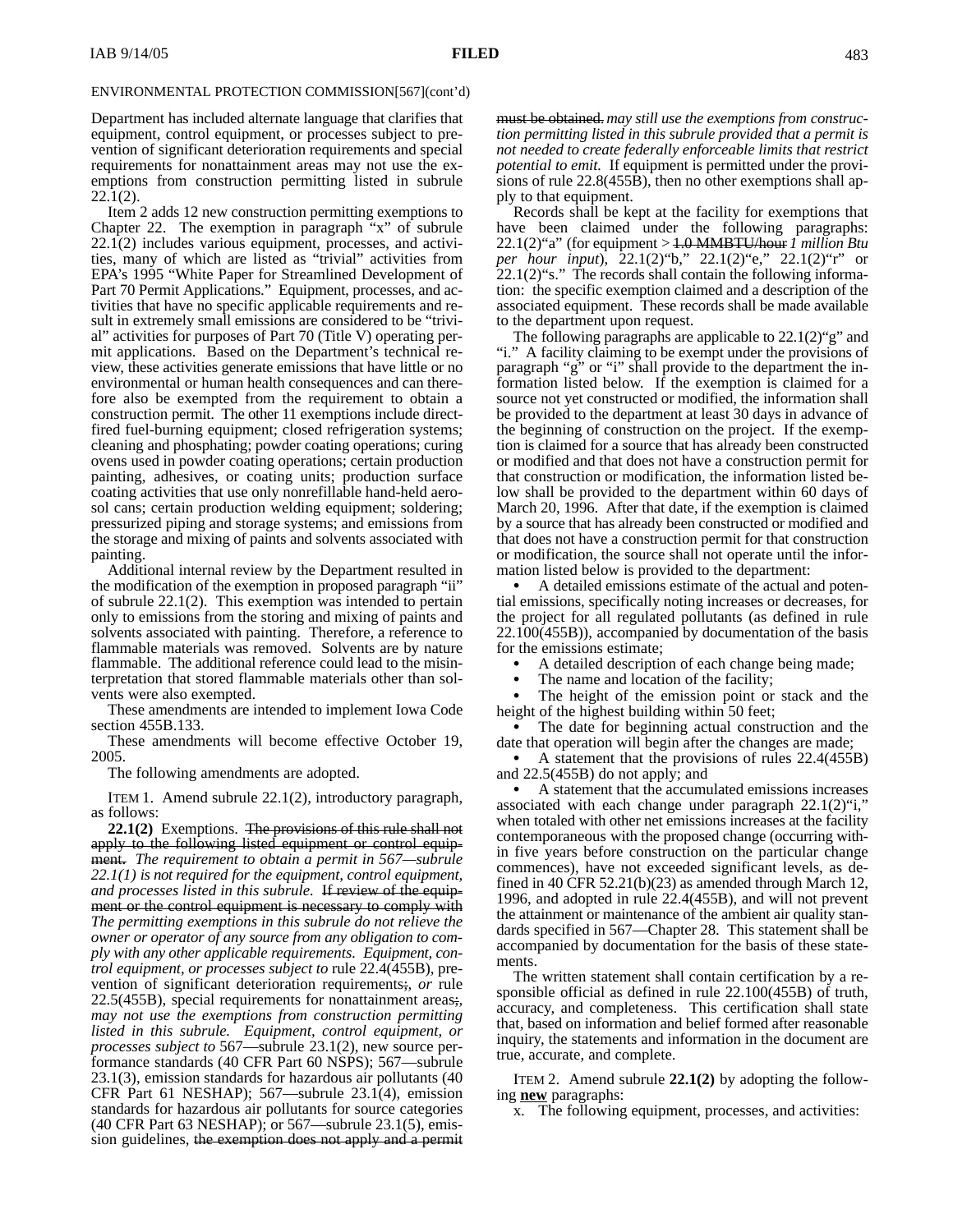Department has included alternate language that clarifies that equipment, control equipment, or processes subject to prevention of significant deterioration requirements and special requirements for nonattainment areas may not use the exemptions from construction permitting listed in subrule 22.1(2).

Item 2 adds 12 new construction permitting exemptions to Chapter 22. The exemption in paragraph "x" of subrule 22.1(2) includes various equipment, processes, and activities, many of which are listed as "trivial" activities from EPA's 1995 "White Paper for Streamlined Development of Part 70 Permit Applications." Equipment, processes, and activities that have no specific applicable requirements and result in extremely small emissions are considered to be "trivial" activities for purposes of Part 70 (Title V) operating permit applications. Based on the Department's technical review, these activities generate emissions that have little or no environmental or human health consequences and can therefore also be exempted from the requirement to obtain a construction permit. The other 11 exemptions include direct-fired fuel-burning equipment; closed refrigeration systems; cleaning and phosphating; powder coating operations; curing ovens used in powder coating operations; certain production painting, adhesives, or coating units; production surface coating activities that use only nonrefillable hand-held aerosol cans; certain production welding equipment; soldering; pressurized piping and storage systems; and emissions from the storage and mixing of paints and solvents associated with painting.

Additional internal review by the Department resulted in the modification of the exemption in proposed paragraph "ii" of subrule 22.1(2). This exemption was intended to pertain only to emissions from the storing and mixing of paints and solvents associated with painting. Therefore, a reference to flammable materials was removed. Solvents are by nature flammable. The additional reference could lead to the misinterpretation that stored flammable materials other than solvents were also exempted.

These amendments are intended to implement Iowa Code section 455B.133.

These amendments will become effective October 19, 2005.

The following amendments are adopted.

ITEM 1. Amend subrule 22.1(2), introductory paragraph, as follows:

**22.1(2)** Exemptions. ~~The provisions of this rule shall not apply to the following listed equipment or control equipment.~~ *The requirement to obtain a permit in 567—subrule 22.1(1) is not required for the equipment, control equipment, and processes listed in this subrule.* ~~If review of the equipment or the control equipment is necessary to comply with~~ *The permitting exemptions in this subrule do not relieve the owner or operator of any source from any obligation to comply with any other applicable requirements. Equipment, control equipment, or processes subject to* rule 22.4(455B), prevention of significant deterioration requirements~~;~~, *or* rule 22.5(455B), special requirements for nonattainment areas~~;~~, *may not use the exemptions from construction permitting listed in this subrule. Equipment, control equipment, or processes subject to* 567—subrule 23.1(2), new source performance standards (40 CFR Part 60 NSPS); 567—subrule 23.1(3), emission standards for hazardous air pollutants (40 CFR Part 61 NESHAP); 567—subrule 23.1(4), emission standards for hazardous air pollutants for source categories (40 CFR Part 63 NESHAP); or 567—subrule 23.1(5), emission guidelines, ~~the exemption does not apply and a permit must be obtained.~~ *may still use the exemptions from construction permitting listed in this subrule provided that a permit is not needed to create federally enforceable limits that restrict potential to emit.* If equipment is permitted under the provisions of rule 22.8(455B), then no other exemptions shall apply to that equipment.

Records shall be kept at the facility for exemptions that have been claimed under the following paragraphs: 22.1(2)"a" (for equipment > ~~1.0 MMBTU/hour~~ *1 million Btu per hour input*), 22.1(2)"b," 22.1(2)"e," 22.1(2)"r" or 22.1(2)"s." The records shall contain the following information: the specific exemption claimed and a description of the associated equipment. These records shall be made available to the department upon request.

The following paragraphs are applicable to 22.1(2)"g" and "i." A facility claiming to be exempt under the provisions of paragraph "g" or "i" shall provide to the department the information listed below. If the exemption is claimed for a source not yet constructed or modified, the information shall be provided to the department at least 30 days in advance of the beginning of construction on the project. If the exemption is claimed for a source that has already been constructed or modified and that does not have a construction permit for that construction or modification, the information listed below shall be provided to the department within 60 days of March 20, 1996. After that date, if the exemption is claimed by a source that has already been constructed or modified and that does not have a construction permit for that construction or modification, the source shall not operate until the information listed below is provided to the department:

- A detailed emissions estimate of the actual and potential emissions, specifically noting increases or decreases, for the project for all regulated pollutants (as defined in rule 22.100(455B)), accompanied by documentation of the basis for the emissions estimate;
- A detailed description of each change being made;
- The name and location of the facility;
- The height of the emission point or stack and the height of the highest building within 50 feet;
- The date for beginning actual construction and the date that operation will begin after the changes are made;
- A statement that the provisions of rules 22.4(455B) and 22.5(455B) do not apply; and
- A statement that the accumulated emissions increases associated with each change under paragraph 22.1(2)"i," when totaled with other net emissions increases at the facility contemporaneous with the proposed change (occurring within five years before construction on the particular change commences), have not exceeded significant levels, as defined in 40 CFR 52.21(b)(23) as amended through March 12, 1996, and adopted in rule 22.4(455B), and will not prevent the attainment or maintenance of the ambient air quality standards specified in 567—Chapter 28. This statement shall be accompanied by documentation for the basis of these statements.

The written statement shall contain certification by a responsible official as defined in rule 22.100(455B) of truth, accuracy, and completeness. This certification shall state that, based on information and belief formed after reasonable inquiry, the statements and information in the document are true, accurate, and complete.

ITEM 2. Amend subrule **22.1(2)** by adopting the following **new** paragraphs:

x. The following equipment, processes, and activities: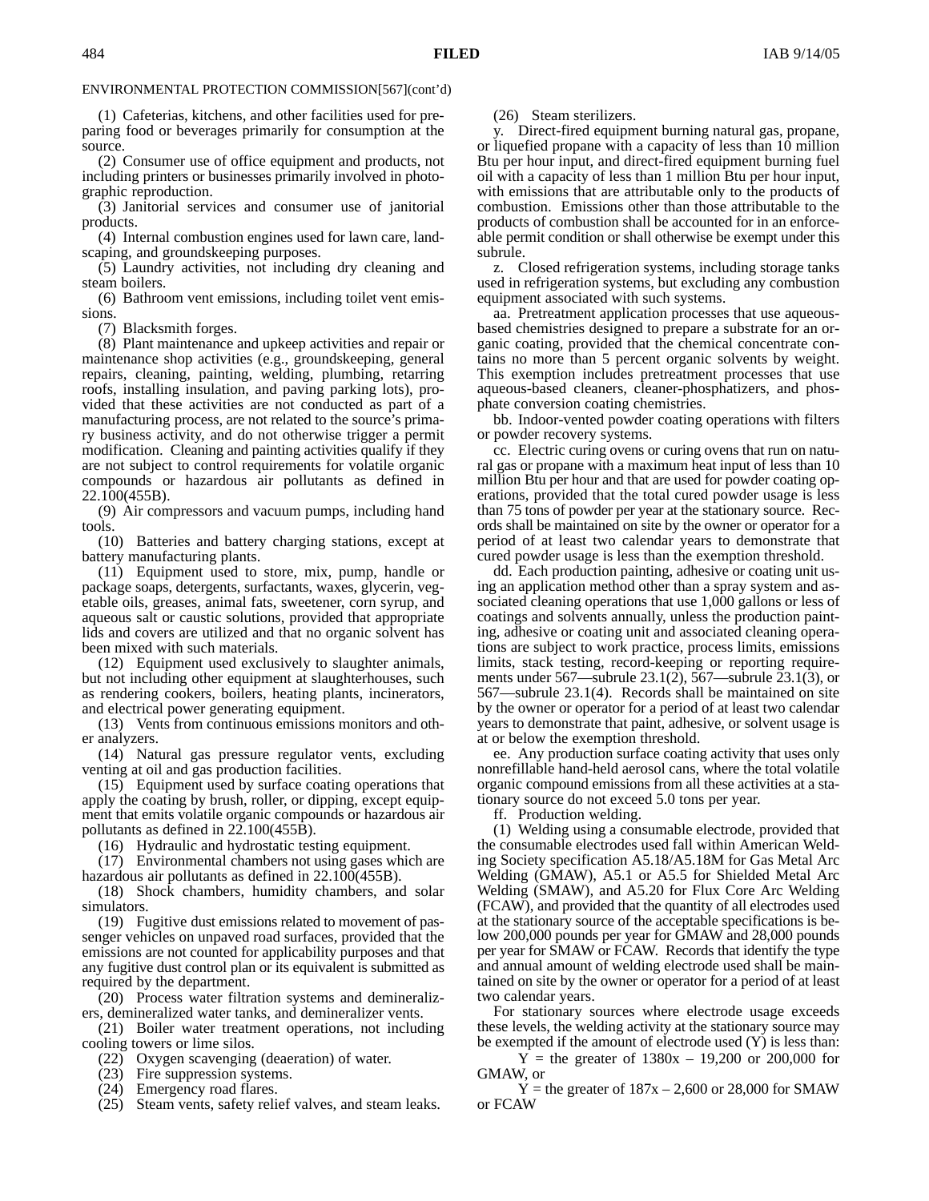ENVIRONMENTAL PROTECTION COMMISSION[567](cont'd)

(1) Cafeterias, kitchens, and other facilities used for preparing food or beverages primarily for consumption at the source.

(2) Consumer use of office equipment and products, not including printers or businesses primarily involved in photographic reproduction.

(3) Janitorial services and consumer use of janitorial products.

(4) Internal combustion engines used for lawn care, landscaping, and groundskeeping purposes.

(5) Laundry activities, not including dry cleaning and steam boilers.

(6) Bathroom vent emissions, including toilet vent emissions.

(7) Blacksmith forges.

(8) Plant maintenance and upkeep activities and repair or maintenance shop activities (e.g., groundskeeping, general repairs, cleaning, painting, welding, plumbing, retarring roofs, installing insulation, and paving parking lots), provided that these activities are not conducted as part of a manufacturing process, are not related to the source's primary business activity, and do not otherwise trigger a permit modification. Cleaning and painting activities qualify if they are not subject to control requirements for volatile organic compounds or hazardous air pollutants as defined in 22.100(455B).

(9) Air compressors and vacuum pumps, including hand tools.

(10) Batteries and battery charging stations, except at battery manufacturing plants.

(11) Equipment used to store, mix, pump, handle or package soaps, detergents, surfactants, waxes, glycerin, vegetable oils, greases, animal fats, sweetener, corn syrup, and aqueous salt or caustic solutions, provided that appropriate lids and covers are utilized and that no organic solvent has been mixed with such materials.

(12) Equipment used exclusively to slaughter animals, but not including other equipment at slaughterhouses, such as rendering cookers, boilers, heating plants, incinerators, and electrical power generating equipment.

(13) Vents from continuous emissions monitors and other analyzers.

(14) Natural gas pressure regulator vents, excluding venting at oil and gas production facilities.

(15) Equipment used by surface coating operations that apply the coating by brush, roller, or dipping, except equipment that emits volatile organic compounds or hazardous air pollutants as defined in 22.100(455B).

(16) Hydraulic and hydrostatic testing equipment.

(17) Environmental chambers not using gases which are hazardous air pollutants as defined in 22.100(455B).

(18) Shock chambers, humidity chambers, and solar simulators.

(19) Fugitive dust emissions related to movement of passenger vehicles on unpaved road surfaces, provided that the emissions are not counted for applicability purposes and that any fugitive dust control plan or its equivalent is submitted as required by the department.

(20) Process water filtration systems and demineralizers, demineralized water tanks, and demineralizer vents.

(21) Boiler water treatment operations, not including cooling towers or lime silos.

(22) Oxygen scavenging (deaeration) of water.

(23) Fire suppression systems.

(24) Emergency road flares.

(25) Steam vents, safety relief valves, and steam leaks.

(26) Steam sterilizers.

y. Direct-fired equipment burning natural gas, propane, or liquefied propane with a capacity of less than 10 million Btu per hour input, and direct-fired equipment burning fuel oil with a capacity of less than 1 million Btu per hour input, with emissions that are attributable only to the products of combustion. Emissions other than those attributable to the products of combustion shall be accounted for in an enforceable permit condition or shall otherwise be exempt under this subrule.

z. Closed refrigeration systems, including storage tanks used in refrigeration systems, but excluding any combustion equipment associated with such systems.

aa. Pretreatment application processes that use aqueous-based chemistries designed to prepare a substrate for an organic coating, provided that the chemical concentrate contains no more than 5 percent organic solvents by weight. This exemption includes pretreatment processes that use aqueous-based cleaners, cleaner-phosphatizers, and phosphate conversion coating chemistries.

bb. Indoor-vented powder coating operations with filters or powder recovery systems.

cc. Electric curing ovens or curing ovens that run on natural gas or propane with a maximum heat input of less than 10 million Btu per hour and that are used for powder coating operations, provided that the total cured powder usage is less than 75 tons of powder per year at the stationary source. Records shall be maintained on site by the owner or operator for a period of at least two calendar years to demonstrate that cured powder usage is less than the exemption threshold.

dd. Each production painting, adhesive or coating unit using an application method other than a spray system and associated cleaning operations that use 1,000 gallons or less of coatings and solvents annually, unless the production painting, adhesive or coating unit and associated cleaning operations are subject to work practice, process limits, emissions limits, stack testing, record-keeping or reporting requirements under 567—subrule 23.1(2), 567—subrule 23.1(3), or 567—subrule 23.1(4). Records shall be maintained on site by the owner or operator for a period of at least two calendar years to demonstrate that paint, adhesive, or solvent usage is at or below the exemption threshold.

ee. Any production surface coating activity that uses only nonrefillable hand-held aerosol cans, where the total volatile organic compound emissions from all these activities at a stationary source do not exceed 5.0 tons per year.

ff. Production welding.

(1) Welding using a consumable electrode, provided that the consumable electrodes used fall within American Welding Society specification A5.18/A5.18M for Gas Metal Arc Welding (GMAW), A5.1 or A5.5 for Shielded Metal Arc Welding (SMAW), and A5.20 for Flux Core Arc Welding (FCAW), and provided that the quantity of all electrodes used at the stationary source of the acceptable specifications is below 200,000 pounds per year for GMAW and 28,000 pounds per year for SMAW or FCAW. Records that identify the type and annual amount of welding electrode used shall be maintained on site by the owner or operator for a period of at least two calendar years.

For stationary sources where electrode usage exceeds these levels, the welding activity at the stationary source may be exempted if the amount of electrode used (Y) is less than:

$Y$ = the greater of $1380x - 19{,}200$ or 200,000 for GMAW, or

$Y$ = the greater of $187x - 2{,}600$ or 28,000 for SMAW or FCAW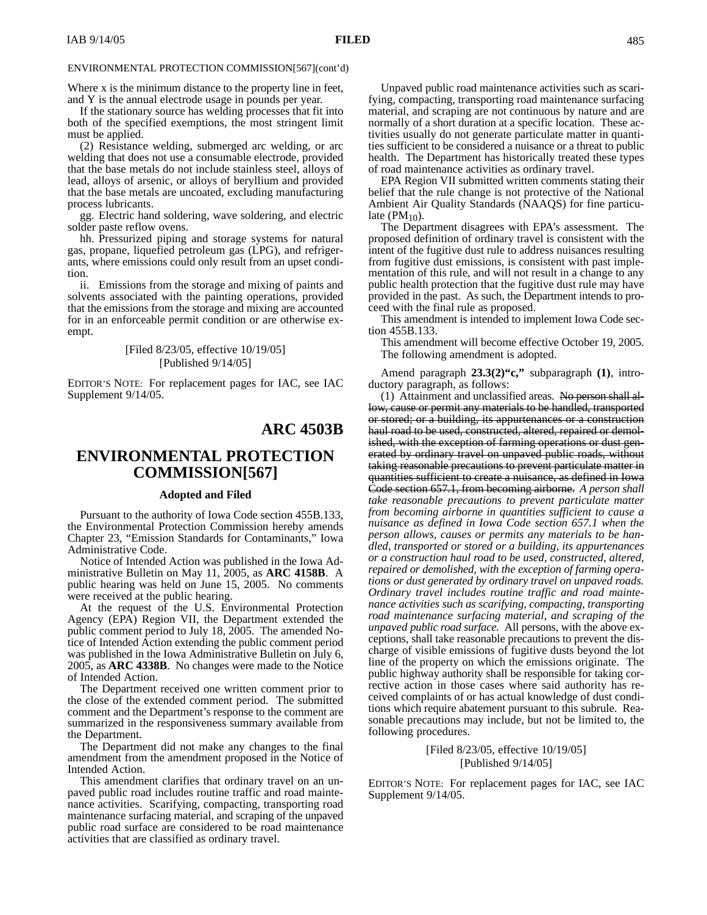ENVIRONMENTAL PROTECTION COMMISSION[567](cont'd)

Where x is the minimum distance to the property line in feet, and Y is the annual electrode usage in pounds per year.

If the stationary source has welding processes that fit into both of the specified exemptions, the most stringent limit must be applied.

(2) Resistance welding, submerged arc welding, or arc welding that does not use a consumable electrode, provided that the base metals do not include stainless steel, alloys of lead, alloys of arsenic, or alloys of beryllium and provided that the base metals are uncoated, excluding manufacturing process lubricants.

gg. Electric hand soldering, wave soldering, and electric solder paste reflow ovens.

hh. Pressurized piping and storage systems for natural gas, propane, liquefied petroleum gas (LPG), and refrigerants, where emissions could only result from an upset condition.

ii. Emissions from the storage and mixing of paints and solvents associated with the painting operations, provided that the emissions from the storage and mixing are accounted for in an enforceable permit condition or are otherwise exempt.

[Filed 8/23/05, effective 10/19/05]
[Published 9/14/05]

EDITOR'S NOTE: For replacement pages for IAC, see IAC Supplement 9/14/05.

# ARC 4503B

# ENVIRONMENTAL PROTECTION COMMISSION[567]

### Adopted and Filed

Pursuant to the authority of Iowa Code section 455B.133, the Environmental Protection Commission hereby amends Chapter 23, "Emission Standards for Contaminants," Iowa Administrative Code.

Notice of Intended Action was published in the Iowa Administrative Bulletin on May 11, 2005, as **ARC 4158B**. A public hearing was held on June 15, 2005. No comments were received at the public hearing.

At the request of the U.S. Environmental Protection Agency (EPA) Region VII, the Department extended the public comment period to July 18, 2005. The amended Notice of Intended Action extending the public comment period was published in the Iowa Administrative Bulletin on July 6, 2005, as **ARC 4338B**. No changes were made to the Notice of Intended Action.

The Department received one written comment prior to the close of the extended comment period. The submitted comment and the Department's response to the comment are summarized in the responsiveness summary available from the Department.

The Department did not make any changes to the final amendment from the amendment proposed in the Notice of Intended Action.

This amendment clarifies that ordinary travel on an unpaved public road includes routine traffic and road maintenance activities. Scarifying, compacting, transporting road maintenance surfacing material, and scraping of the unpaved public road surface are considered to be road maintenance activities that are classified as ordinary travel.

Unpaved public road maintenance activities such as scarifying, compacting, transporting road maintenance surfacing material, and scraping are not continuous by nature and are normally of a short duration at a specific location. These activities usually do not generate particulate matter in quantities sufficient to be considered a nuisance or a threat to public health. The Department has historically treated these types of road maintenance activities as ordinary travel.

EPA Region VII submitted written comments stating their belief that the rule change is not protective of the National Ambient Air Quality Standards (NAAQS) for fine particulate ($PM_{10}$).

The Department disagrees with EPA's assessment. The proposed definition of ordinary travel is consistent with the intent of the fugitive dust rule to address nuisances resulting from fugitive dust emissions, is consistent with past implementation of this rule, and will not result in a change to any public health protection that the fugitive dust rule may have provided in the past. As such, the Department intends to proceed with the final rule as proposed.

This amendment is intended to implement Iowa Code section 455B.133.

This amendment will become effective October 19, 2005.

The following amendment is adopted.

Amend paragraph **23.3(2)"c,"** subparagraph **(1)**, introductory paragraph, as follows:

(1) Attainment and unclassified areas. ~~No person shall allow, cause or permit any materials to be handled, transported or stored; or a building, its appurtenances or a construction haul road to be used, constructed, altered, repaired or demolished, with the exception of farming operations or dust generated by ordinary travel on unpaved public roads, without taking reasonable precautions to prevent particulate matter in quantities sufficient to create a nuisance, as defined in Iowa Code section 657.1, from becoming airborne.~~ *A person shall take reasonable precautions to prevent particulate matter from becoming airborne in quantities sufficient to cause a nuisance as defined in Iowa Code section 657.1 when the person allows, causes or permits any materials to be handled, transported or stored or a building, its appurtenances or a construction haul road to be used, constructed, altered, repaired or demolished, with the exception of farming operations or dust generated by ordinary travel on unpaved roads. Ordinary travel includes routine traffic and road maintenance activities such as scarifying, compacting, transporting road maintenance surfacing material, and scraping of the unpaved public road surface.* All persons, with the above exceptions, shall take reasonable precautions to prevent the discharge of visible emissions of fugitive dusts beyond the lot line of the property on which the emissions originate. The public highway authority shall be responsible for taking corrective action in those cases where said authority has received complaints of or has actual knowledge of dust conditions which require abatement pursuant to this subrule. Reasonable precautions may include, but not be limited to, the following procedures.

[Filed 8/23/05, effective 10/19/05]
[Published 9/14/05]

EDITOR'S NOTE: For replacement pages for IAC, see IAC Supplement 9/14/05.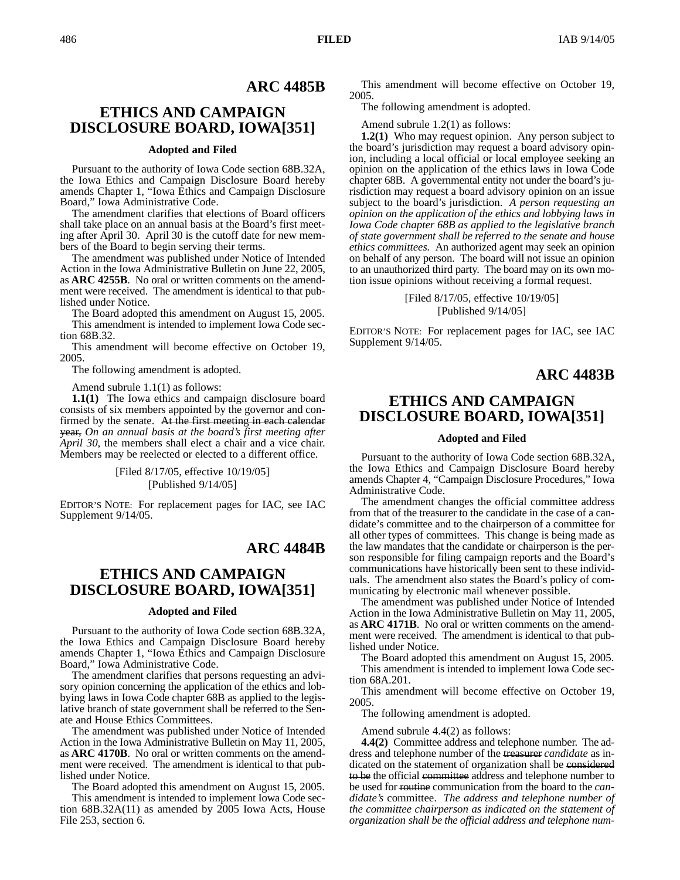## ARC 4485B

# ETHICS AND CAMPAIGN DISCLOSURE BOARD, IOWA[351]

### Adopted and Filed

Pursuant to the authority of Iowa Code section 68B.32A, the Iowa Ethics and Campaign Disclosure Board hereby amends Chapter 1, "Iowa Ethics and Campaign Disclosure Board," Iowa Administrative Code.

The amendment clarifies that elections of Board officers shall take place on an annual basis at the Board's first meeting after April 30. April 30 is the cutoff date for new members of the Board to begin serving their terms.

The amendment was published under Notice of Intended Action in the Iowa Administrative Bulletin on June 22, 2005, as **ARC 4255B**. No oral or written comments on the amendment were received. The amendment is identical to that published under Notice.

The Board adopted this amendment on August 15, 2005.

This amendment is intended to implement Iowa Code section 68B.32.

This amendment will become effective on October 19, 2005.

The following amendment is adopted.

Amend subrule 1.1(1) as follows:

**1.1(1)** The Iowa ethics and campaign disclosure board consists of six members appointed by the governor and confirmed by the senate. ~~At the first meeting in each calendar year,~~ *On an annual basis at the board's first meeting after April 30,* the members shall elect a chair and a vice chair. Members may be reelected or elected to a different office.

[Filed 8/17/05, effective 10/19/05]
[Published 9/14/05]

EDITOR'S NOTE: For replacement pages for IAC, see IAC Supplement 9/14/05.

## ARC 4484B

# ETHICS AND CAMPAIGN DISCLOSURE BOARD, IOWA[351]

### Adopted and Filed

Pursuant to the authority of Iowa Code section 68B.32A, the Iowa Ethics and Campaign Disclosure Board hereby amends Chapter 1, "Iowa Ethics and Campaign Disclosure Board," Iowa Administrative Code.

The amendment clarifies that persons requesting an advisory opinion concerning the application of the ethics and lobbying laws in Iowa Code chapter 68B as applied to the legislative branch of state government shall be referred to the Senate and House Ethics Committees.

The amendment was published under Notice of Intended Action in the Iowa Administrative Bulletin on May 11, 2005, as **ARC 4170B**. No oral or written comments on the amendment were received. The amendment is identical to that published under Notice.

The Board adopted this amendment on August 15, 2005.

This amendment is intended to implement Iowa Code section 68B.32A(11) as amended by 2005 Iowa Acts, House File 253, section 6.

This amendment will become effective on October 19, 2005.

The following amendment is adopted.

Amend subrule 1.2(1) as follows:

**1.2(1)** Who may request opinion. Any person subject to the board's jurisdiction may request a board advisory opinion, including a local official or local employee seeking an opinion on the application of the ethics laws in Iowa Code chapter 68B. A governmental entity not under the board's jurisdiction may request a board advisory opinion on an issue subject to the board's jurisdiction. *A person requesting an opinion on the application of the ethics and lobbying laws in Iowa Code chapter 68B as applied to the legislative branch of state government shall be referred to the senate and house ethics committees.* An authorized agent may seek an opinion on behalf of any person. The board will not issue an opinion to an unauthorized third party. The board may on its own motion issue opinions without receiving a formal request.

[Filed 8/17/05, effective 10/19/05]
[Published 9/14/05]

EDITOR'S NOTE: For replacement pages for IAC, see IAC Supplement 9/14/05.

## ARC 4483B

# ETHICS AND CAMPAIGN DISCLOSURE BOARD, IOWA[351]

### Adopted and Filed

Pursuant to the authority of Iowa Code section 68B.32A, the Iowa Ethics and Campaign Disclosure Board hereby amends Chapter 4, "Campaign Disclosure Procedures," Iowa Administrative Code.

The amendment changes the official committee address from that of the treasurer to the candidate in the case of a candidate's committee and to the chairperson of a committee for all other types of committees. This change is being made as the law mandates that the candidate or chairperson is the person responsible for filing campaign reports and the Board's communications have historically been sent to these individuals. The amendment also states the Board's policy of communicating by electronic mail whenever possible.

The amendment was published under Notice of Intended Action in the Iowa Administrative Bulletin on May 11, 2005, as **ARC 4171B**. No oral or written comments on the amendment were received. The amendment is identical to that published under Notice.

The Board adopted this amendment on August 15, 2005.

This amendment is intended to implement Iowa Code section 68A.201.

This amendment will become effective on October 19, 2005.

The following amendment is adopted.

Amend subrule 4.4(2) as follows:

**4.4(2)** Committee address and telephone number. The address and telephone number of the ~~treasurer~~ *candidate* as indicated on the statement of organization shall be ~~considered to be~~ the official ~~committee~~ address and telephone number to be used for ~~routine~~ communication from the board to the *candidate's* committee. *The address and telephone number of the committee chairperson as indicated on the statement of organization shall be the official address and telephone num-*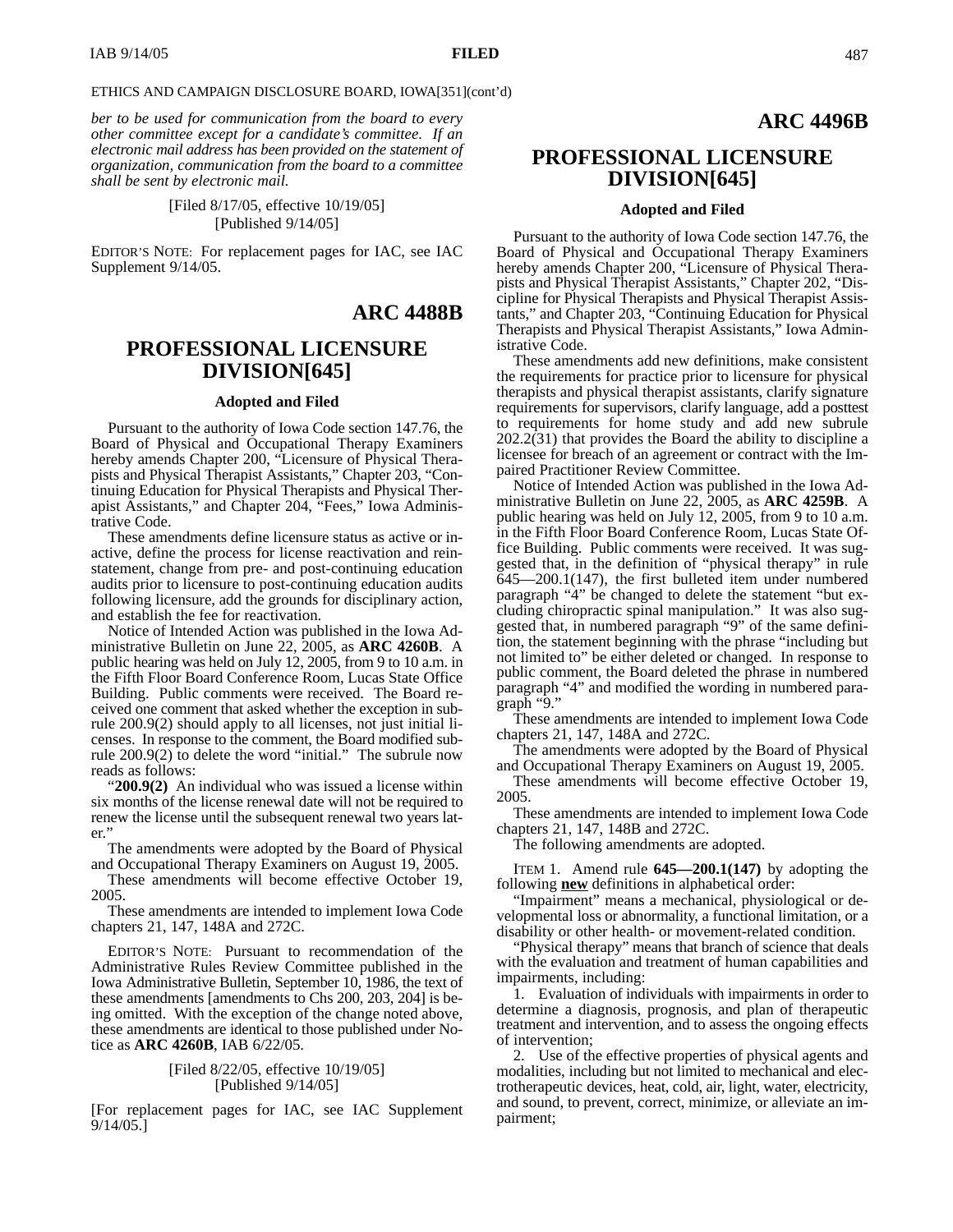ETHICS AND CAMPAIGN DISCLOSURE BOARD, IOWA[351](cont'd)

*ber to be used for communication from the board to every other committee except for a candidate's committee. If an electronic mail address has been provided on the statement of organization, communication from the board to a committee shall be sent by electronic mail.*

[Filed 8/17/05, effective 10/19/05]
[Published 9/14/05]

EDITOR'S NOTE: For replacement pages for IAC, see IAC Supplement 9/14/05.

## ARC 4488B

## PROFESSIONAL LICENSURE DIVISION[645]

### Adopted and Filed

Pursuant to the authority of Iowa Code section 147.76, the Board of Physical and Occupational Therapy Examiners hereby amends Chapter 200, "Licensure of Physical Therapists and Physical Therapist Assistants," Chapter 203, "Continuing Education for Physical Therapists and Physical Therapist Assistants," and Chapter 204, "Fees," Iowa Administrative Code.

These amendments define licensure status as active or inactive, define the process for license reactivation and reinstatement, change from pre- and post-continuing education audits prior to licensure to post-continuing education audits following licensure, add the grounds for disciplinary action, and establish the fee for reactivation.

Notice of Intended Action was published in the Iowa Administrative Bulletin on June 22, 2005, as **ARC 4260B**. A public hearing was held on July 12, 2005, from 9 to 10 a.m. in the Fifth Floor Board Conference Room, Lucas State Office Building. Public comments were received. The Board received one comment that asked whether the exception in subrule 200.9(2) should apply to all licenses, not just initial licenses. In response to the comment, the Board modified subrule 200.9(2) to delete the word "initial." The subrule now reads as follows:

"**200.9(2)** An individual who was issued a license within six months of the license renewal date will not be required to renew the license until the subsequent renewal two years later."

The amendments were adopted by the Board of Physical and Occupational Therapy Examiners on August 19, 2005.

These amendments will become effective October 19, 2005.

These amendments are intended to implement Iowa Code chapters 21, 147, 148A and 272C.

EDITOR'S NOTE: Pursuant to recommendation of the Administrative Rules Review Committee published in the Iowa Administrative Bulletin, September 10, 1986, the text of these amendments [amendments to Chs 200, 203, 204] is being omitted. With the exception of the change noted above, these amendments are identical to those published under Notice as **ARC 4260B**, IAB 6/22/05.

[Filed 8/22/05, effective 10/19/05]
[Published 9/14/05]

[For replacement pages for IAC, see IAC Supplement 9/14/05.]

## ARC 4496B

## PROFESSIONAL LICENSURE DIVISION[645]

### Adopted and Filed

Pursuant to the authority of Iowa Code section 147.76, the Board of Physical and Occupational Therapy Examiners hereby amends Chapter 200, "Licensure of Physical Therapists and Physical Therapist Assistants," Chapter 202, "Discipline for Physical Therapists and Physical Therapist Assistants," and Chapter 203, "Continuing Education for Physical Therapists and Physical Therapist Assistants," Iowa Administrative Code.

These amendments add new definitions, make consistent the requirements for practice prior to licensure for physical therapists and physical therapist assistants, clarify signature requirements for supervisors, clarify language, add a posttest to requirements for home study and add new subrule 202.2(31) that provides the Board the ability to discipline a licensee for breach of an agreement or contract with the Impaired Practitioner Review Committee.

Notice of Intended Action was published in the Iowa Administrative Bulletin on June 22, 2005, as **ARC 4259B**. A public hearing was held on July 12, 2005, from 9 to 10 a.m. in the Fifth Floor Board Conference Room, Lucas State Office Building. Public comments were received. It was suggested that, in the definition of "physical therapy" in rule 645—200.1(147), the first bulleted item under numbered paragraph "4" be changed to delete the statement "but excluding chiropractic spinal manipulation." It was also suggested that, in numbered paragraph "9" of the same definition, the statement beginning with the phrase "including but not limited to" be either deleted or changed. In response to public comment, the Board deleted the phrase in numbered paragraph "4" and modified the wording in numbered paragraph "9."

These amendments are intended to implement Iowa Code chapters 21, 147, 148A and 272C.

The amendments were adopted by the Board of Physical and Occupational Therapy Examiners on August 19, 2005.

These amendments will become effective October 19, 2005.

These amendments are intended to implement Iowa Code chapters 21, 147, 148B and 272C.

The following amendments are adopted.

ITEM 1. Amend rule **645—200.1(147)** by adopting the following **new** definitions in alphabetical order:

"Impairment" means a mechanical, physiological or developmental loss or abnormality, a functional limitation, or a disability or other health- or movement-related condition.

"Physical therapy" means that branch of science that deals with the evaluation and treatment of human capabilities and impairments, including:

1. Evaluation of individuals with impairments in order to determine a diagnosis, prognosis, and plan of therapeutic treatment and intervention, and to assess the ongoing effects of intervention;

2. Use of the effective properties of physical agents and modalities, including but not limited to mechanical and electrotherapeutic devices, heat, cold, air, light, water, electricity, and sound, to prevent, correct, minimize, or alleviate an impairment;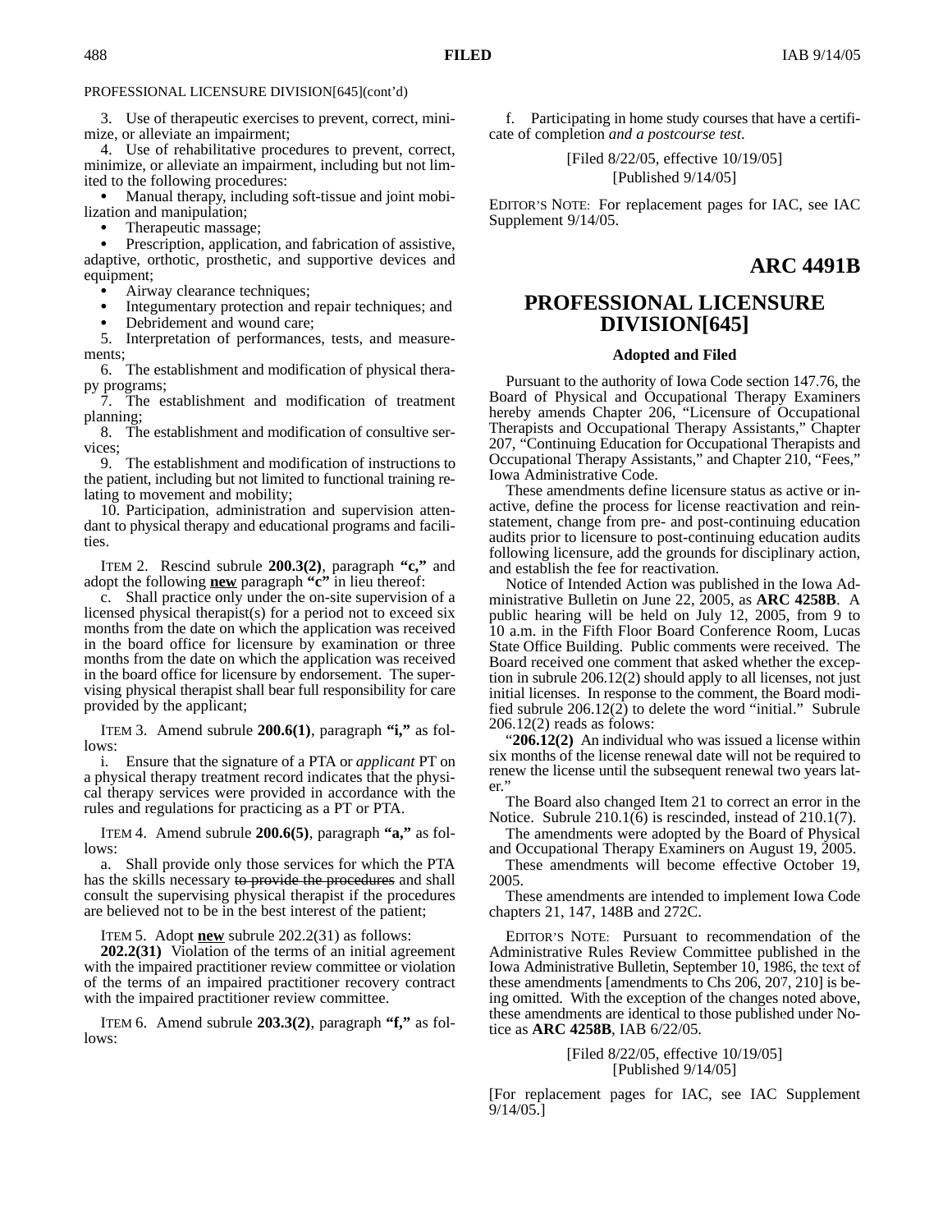PROFESSIONAL LICENSURE DIVISION[645](cont'd)

3. Use of therapeutic exercises to prevent, correct, minimize, or alleviate an impairment;

4. Use of rehabilitative procedures to prevent, correct, minimize, or alleviate an impairment, including but not limited to the following procedures:

- Manual therapy, including soft-tissue and joint mobilization and manipulation;
- Therapeutic massage;
- Prescription, application, and fabrication of assistive, adaptive, orthotic, prosthetic, and supportive devices and equipment;
- Airway clearance techniques;
- Integumentary protection and repair techniques; and
- Debridement and wound care;

5. Interpretation of performances, tests, and measurements;

6. The establishment and modification of physical therapy programs;

7. The establishment and modification of treatment planning;

8. The establishment and modification of consultive services;

9. The establishment and modification of instructions to the patient, including but not limited to functional training relating to movement and mobility;

10. Participation, administration and supervision attendant to physical therapy and educational programs and facilities.

ITEM 2. Rescind subrule **200.3(2)**, paragraph **"c,"** and adopt the following **new** paragraph **"c"** in lieu thereof:

c. Shall practice only under the on-site supervision of a licensed physical therapist(s) for a period not to exceed six months from the date on which the application was received in the board office for licensure by examination or three months from the date on which the application was received in the board office for licensure by endorsement. The supervising physical therapist shall bear full responsibility for care provided by the applicant;

ITEM 3. Amend subrule **200.6(1)**, paragraph **"i,"** as follows:

i. Ensure that the signature of a PTA or *applicant* PT on a physical therapy treatment record indicates that the physical therapy services were provided in accordance with the rules and regulations for practicing as a PT or PTA.

ITEM 4. Amend subrule **200.6(5)**, paragraph **"a,"** as follows:

a. Shall provide only those services for which the PTA has the skills necessary ~~to provide the procedures~~ and shall consult the supervising physical therapist if the procedures are believed not to be in the best interest of the patient;

ITEM 5. Adopt **new** subrule 202.2(31) as follows:

**202.2(31)** Violation of the terms of an initial agreement with the impaired practitioner review committee or violation of the terms of an impaired practitioner recovery contract with the impaired practitioner review committee.

ITEM 6. Amend subrule **203.3(2)**, paragraph **"f,"** as follows:

f. Participating in home study courses that have a certificate of completion *and a postcourse test*.

[Filed 8/22/05, effective 10/19/05]
[Published 9/14/05]

EDITOR'S NOTE: For replacement pages for IAC, see IAC Supplement 9/14/05.

## ARC 4491B

# PROFESSIONAL LICENSURE DIVISION[645]

### Adopted and Filed

Pursuant to the authority of Iowa Code section 147.76, the Board of Physical and Occupational Therapy Examiners hereby amends Chapter 206, "Licensure of Occupational Therapists and Occupational Therapy Assistants," Chapter 207, "Continuing Education for Occupational Therapists and Occupational Therapy Assistants," and Chapter 210, "Fees," Iowa Administrative Code.

These amendments define licensure status as active or inactive, define the process for license reactivation and reinstatement, change from pre- and post-continuing education audits prior to licensure to post-continuing education audits following licensure, add the grounds for disciplinary action, and establish the fee for reactivation.

Notice of Intended Action was published in the Iowa Administrative Bulletin on June 22, 2005, as **ARC 4258B**. A public hearing will be held on July 12, 2005, from 9 to 10 a.m. in the Fifth Floor Board Conference Room, Lucas State Office Building. Public comments were received. The Board received one comment that asked whether the exception in subrule 206.12(2) should apply to all licenses, not just initial licenses. In response to the comment, the Board modified subrule 206.12(2) to delete the word "initial." Subrule 206.12(2) reads as folows:

"**206.12(2)** An individual who was issued a license within six months of the license renewal date will not be required to renew the license until the subsequent renewal two years later."

The Board also changed Item 21 to correct an error in the Notice. Subrule 210.1(6) is rescinded, instead of 210.1(7).

The amendments were adopted by the Board of Physical and Occupational Therapy Examiners on August 19, 2005.

These amendments will become effective October 19, 2005.

These amendments are intended to implement Iowa Code chapters 21, 147, 148B and 272C.

EDITOR'S NOTE: Pursuant to recommendation of the Administrative Rules Review Committee published in the Iowa Administrative Bulletin, September 10, 1986, the text of these amendments [amendments to Chs 206, 207, 210] is being omitted. With the exception of the changes noted above, these amendments are identical to those published under Notice as **ARC 4258B**, IAB 6/22/05.

[Filed 8/22/05, effective 10/19/05]
[Published 9/14/05]

[For replacement pages for IAC, see IAC Supplement 9/14/05.]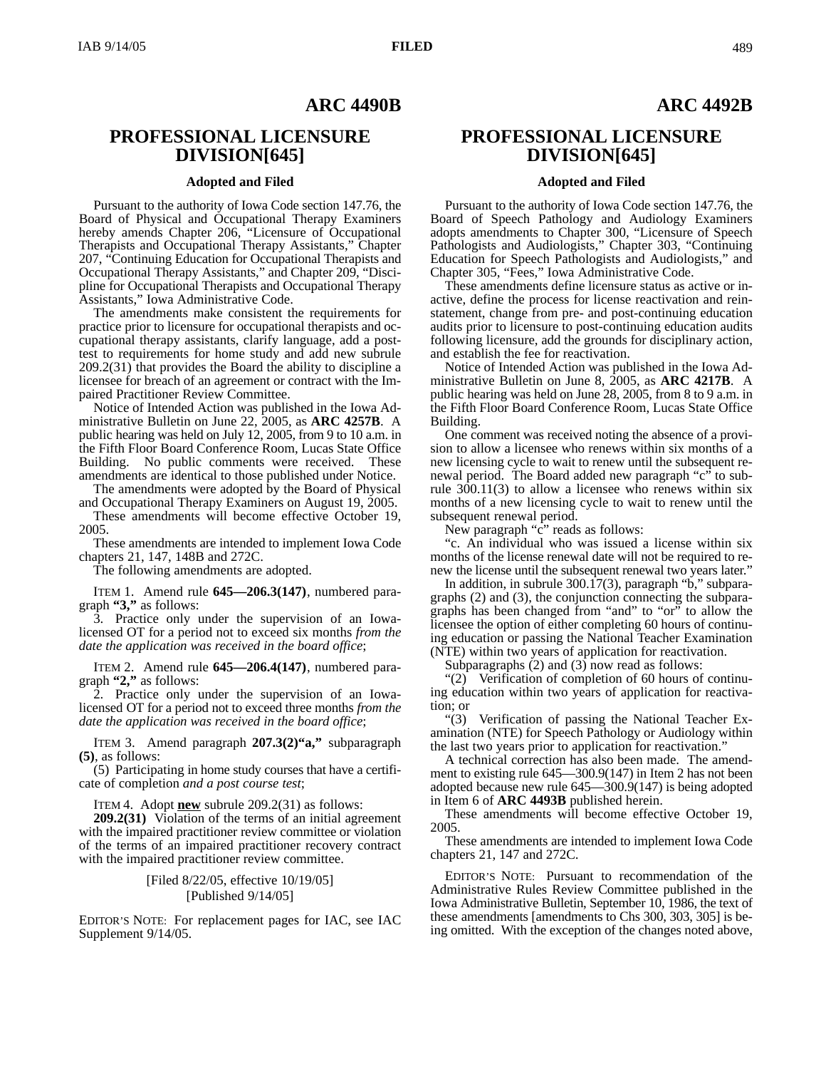## ARC 4490B

# PROFESSIONAL LICENSURE DIVISION[645]

### Adopted and Filed

Pursuant to the authority of Iowa Code section 147.76, the Board of Physical and Occupational Therapy Examiners hereby amends Chapter 206, "Licensure of Occupational Therapists and Occupational Therapy Assistants," Chapter 207, "Continuing Education for Occupational Therapists and Occupational Therapy Assistants," and Chapter 209, "Discipline for Occupational Therapists and Occupational Therapy Assistants," Iowa Administrative Code.

The amendments make consistent the requirements for practice prior to licensure for occupational therapists and occupational therapy assistants, clarify language, add a post-test to requirements for home study and add new subrule 209.2(31) that provides the Board the ability to discipline a licensee for breach of an agreement or contract with the Impaired Practitioner Review Committee.

Notice of Intended Action was published in the Iowa Administrative Bulletin on June 22, 2005, as **ARC 4257B**. A public hearing was held on July 12, 2005, from 9 to 10 a.m. in the Fifth Floor Board Conference Room, Lucas State Office Building. No public comments were received. These amendments are identical to those published under Notice.

The amendments were adopted by the Board of Physical and Occupational Therapy Examiners on August 19, 2005.

These amendments will become effective October 19, 2005.

These amendments are intended to implement Iowa Code chapters 21, 147, 148B and 272C.

The following amendments are adopted.

ITEM 1. Amend rule **645—206.3(147)**, numbered paragraph **"3,"** as follows:

3. Practice only under the supervision of an Iowa-licensed OT for a period not to exceed six months *from the date the application was received in the board office*;

ITEM 2. Amend rule **645—206.4(147)**, numbered paragraph **"2,"** as follows:

2. Practice only under the supervision of an Iowa-licensed OT for a period not to exceed three months *from the date the application was received in the board office*;

ITEM 3. Amend paragraph **207.3(2)"a,"** subparagraph **(5)**, as follows:

(5) Participating in home study courses that have a certificate of completion *and a post course test*;

ITEM 4. Adopt **new** subrule 209.2(31) as follows:

**209.2(31)** Violation of the terms of an initial agreement with the impaired practitioner review committee or violation of the terms of an impaired practitioner recovery contract with the impaired practitioner review committee.

[Filed 8/22/05, effective 10/19/05]
[Published 9/14/05]

EDITOR'S NOTE: For replacement pages for IAC, see IAC Supplement 9/14/05.

## ARC 4492B

# PROFESSIONAL LICENSURE DIVISION[645]

### Adopted and Filed

Pursuant to the authority of Iowa Code section 147.76, the Board of Speech Pathology and Audiology Examiners adopts amendments to Chapter 300, "Licensure of Speech Pathologists and Audiologists," Chapter 303, "Continuing Education for Speech Pathologists and Audiologists," and Chapter 305, "Fees," Iowa Administrative Code.

These amendments define licensure status as active or inactive, define the process for license reactivation and reinstatement, change from pre- and post-continuing education audits prior to licensure to post-continuing education audits following licensure, add the grounds for disciplinary action, and establish the fee for reactivation.

Notice of Intended Action was published in the Iowa Administrative Bulletin on June 8, 2005, as **ARC 4217B**. A public hearing was held on June 28, 2005, from 8 to 9 a.m. in the Fifth Floor Board Conference Room, Lucas State Office Building.

One comment was received noting the absence of a provision to allow a licensee who renews within six months of a new licensing cycle to wait to renew until the subsequent renewal period. The Board added new paragraph "c" to subrule 300.11(3) to allow a licensee who renews within six months of a new licensing cycle to wait to renew until the subsequent renewal period.

New paragraph "c" reads as follows:

"c. An individual who was issued a license within six months of the license renewal date will not be required to renew the license until the subsequent renewal two years later."

In addition, in subrule 300.17(3), paragraph "b," subparagraphs (2) and (3), the conjunction connecting the subparagraphs has been changed from "and" to "or" to allow the licensee the option of either completing 60 hours of continuing education or passing the National Teacher Examination (NTE) within two years of application for reactivation.

Subparagraphs (2) and (3) now read as follows:

"(2) Verification of completion of 60 hours of continuing education within two years of application for reactivation; or

"(3) Verification of passing the National Teacher Examination (NTE) for Speech Pathology or Audiology within the last two years prior to application for reactivation."

A technical correction has also been made. The amendment to existing rule 645—300.9(147) in Item 2 has not been adopted because new rule 645—300.9(147) is being adopted in Item 6 of **ARC 4493B** published herein.

These amendments will become effective October 19, 2005.

These amendments are intended to implement Iowa Code chapters 21, 147 and 272C.

EDITOR'S NOTE: Pursuant to recommendation of the Administrative Rules Review Committee published in the Iowa Administrative Bulletin, September 10, 1986, the text of these amendments [amendments to Chs 300, 303, 305] is being omitted. With the exception of the changes noted above,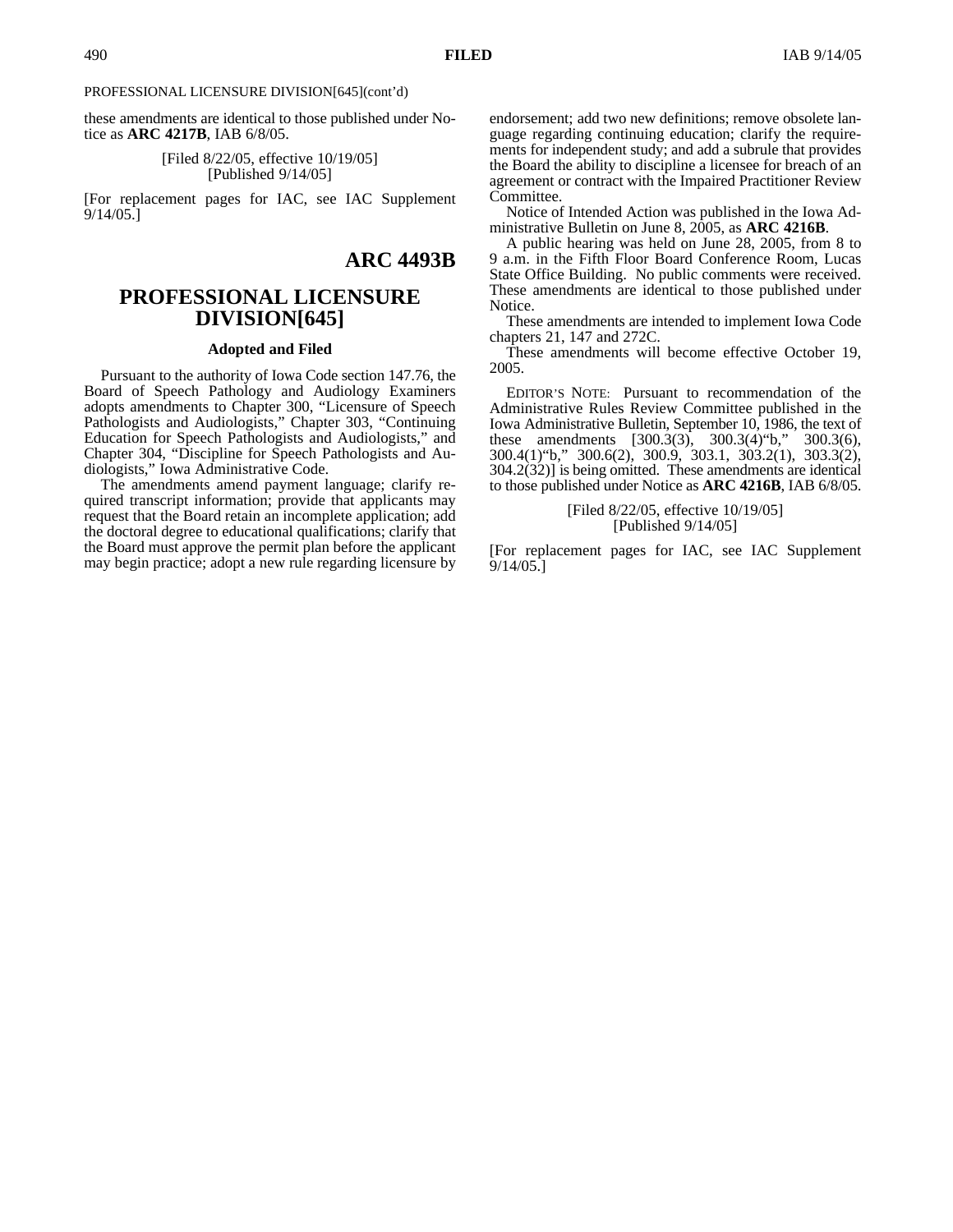PROFESSIONAL LICENSURE DIVISION[645](cont'd)

these amendments are identical to those published under Notice as **ARC 4217B**, IAB 6/8/05.

[Filed 8/22/05, effective 10/19/05]
[Published 9/14/05]

[For replacement pages for IAC, see IAC Supplement 9/14/05.]

## ARC 4493B

# PROFESSIONAL LICENSURE DIVISION[645]

### Adopted and Filed

Pursuant to the authority of Iowa Code section 147.76, the Board of Speech Pathology and Audiology Examiners adopts amendments to Chapter 300, "Licensure of Speech Pathologists and Audiologists," Chapter 303, "Continuing Education for Speech Pathologists and Audiologists," and Chapter 304, "Discipline for Speech Pathologists and Audiologists," Iowa Administrative Code.

The amendments amend payment language; clarify required transcript information; provide that applicants may request that the Board retain an incomplete application; add the doctoral degree to educational qualifications; clarify that the Board must approve the permit plan before the applicant may begin practice; adopt a new rule regarding licensure by endorsement; add two new definitions; remove obsolete language regarding continuing education; clarify the requirements for independent study; and add a subrule that provides the Board the ability to discipline a licensee for breach of an agreement or contract with the Impaired Practitioner Review Committee.

Notice of Intended Action was published in the Iowa Administrative Bulletin on June 8, 2005, as **ARC 4216B**.

A public hearing was held on June 28, 2005, from 8 to 9 a.m. in the Fifth Floor Board Conference Room, Lucas State Office Building. No public comments were received. These amendments are identical to those published under Notice.

These amendments are intended to implement Iowa Code chapters 21, 147 and 272C.

These amendments will become effective October 19, 2005.

EDITOR'S NOTE: Pursuant to recommendation of the Administrative Rules Review Committee published in the Iowa Administrative Bulletin, September 10, 1986, the text of these amendments [300.3(3), 300.3(4)"b," 300.3(6), 300.4(1)"b," 300.6(2), 300.9, 303.1, 303.2(1), 303.3(2), 304.2(32)] is being omitted. These amendments are identical to those published under Notice as **ARC 4216B**, IAB 6/8/05.

[Filed 8/22/05, effective 10/19/05]
[Published 9/14/05]

[For replacement pages for IAC, see IAC Supplement 9/14/05.]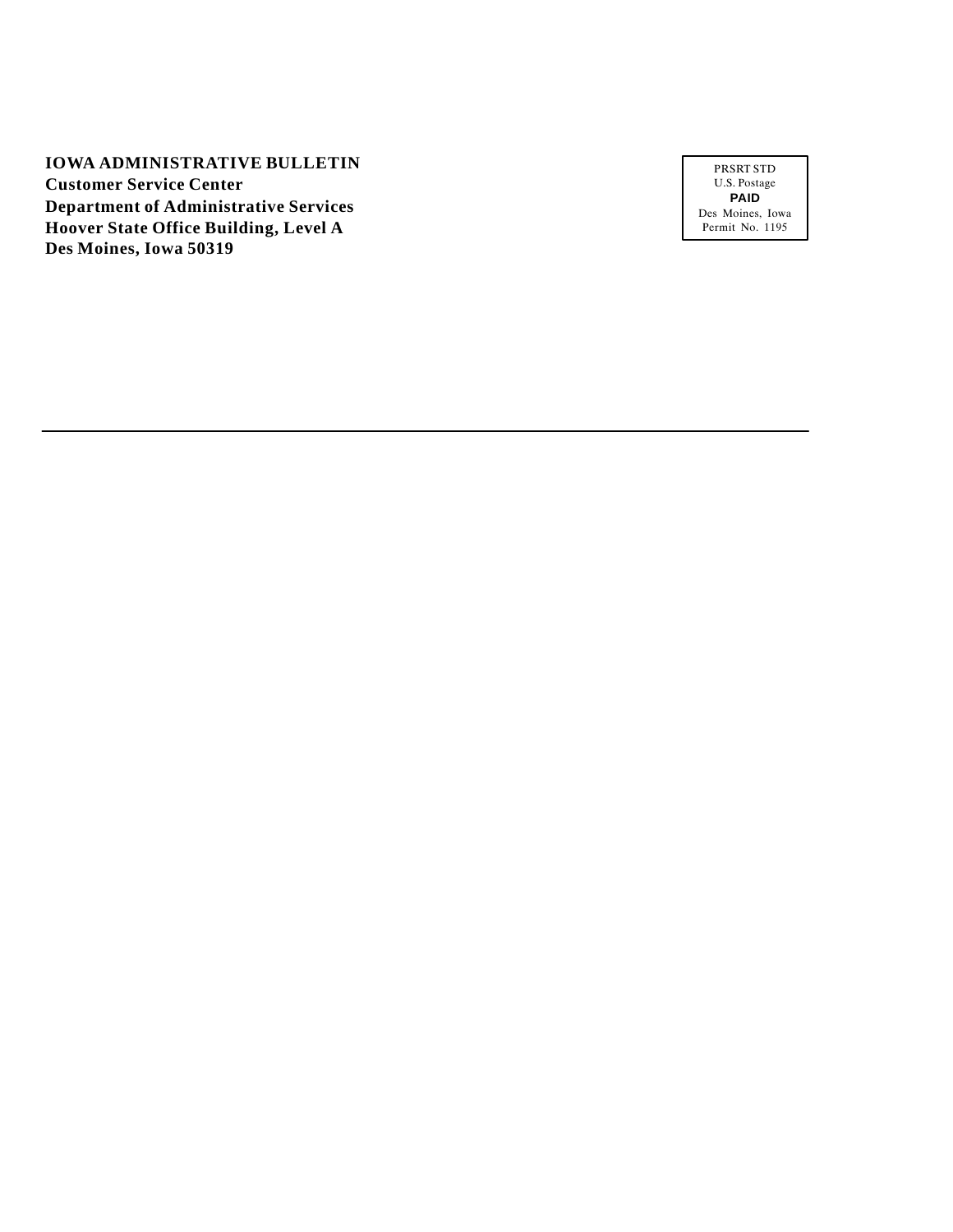**IOWA ADMINISTRATIVE BULLETIN**
**Customer Service Center**
**Department of Administrative Services**
**Hoover State Office Building, Level A**
**Des Moines, Iowa 50319**

PRSRT STD
U.S. Postage
**PAID**
Des Moines, Iowa
Permit No. 1195